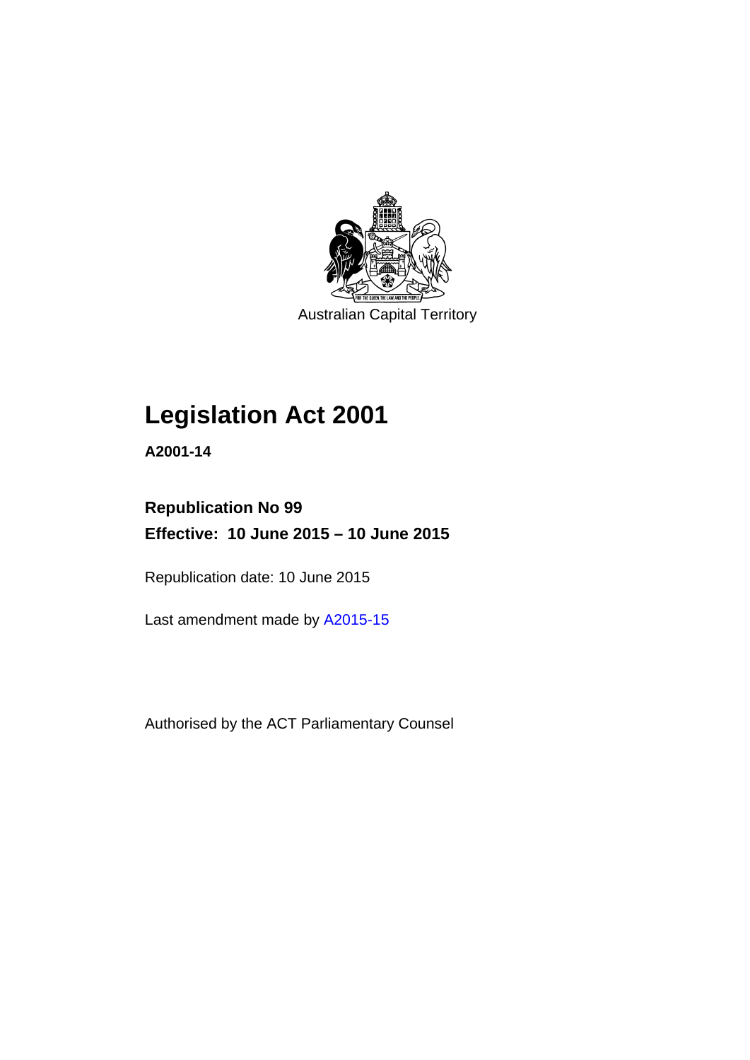Australian Capital Territory

# Legislation Act 2001

**A2001-14**

**Republication No 99**

**Effective: 10 June 2015 – 10 June 2015**

Republication date: 10 June 2015

Last amendment made by A2015-15

Authorised by the ACT Parliamentary Counsel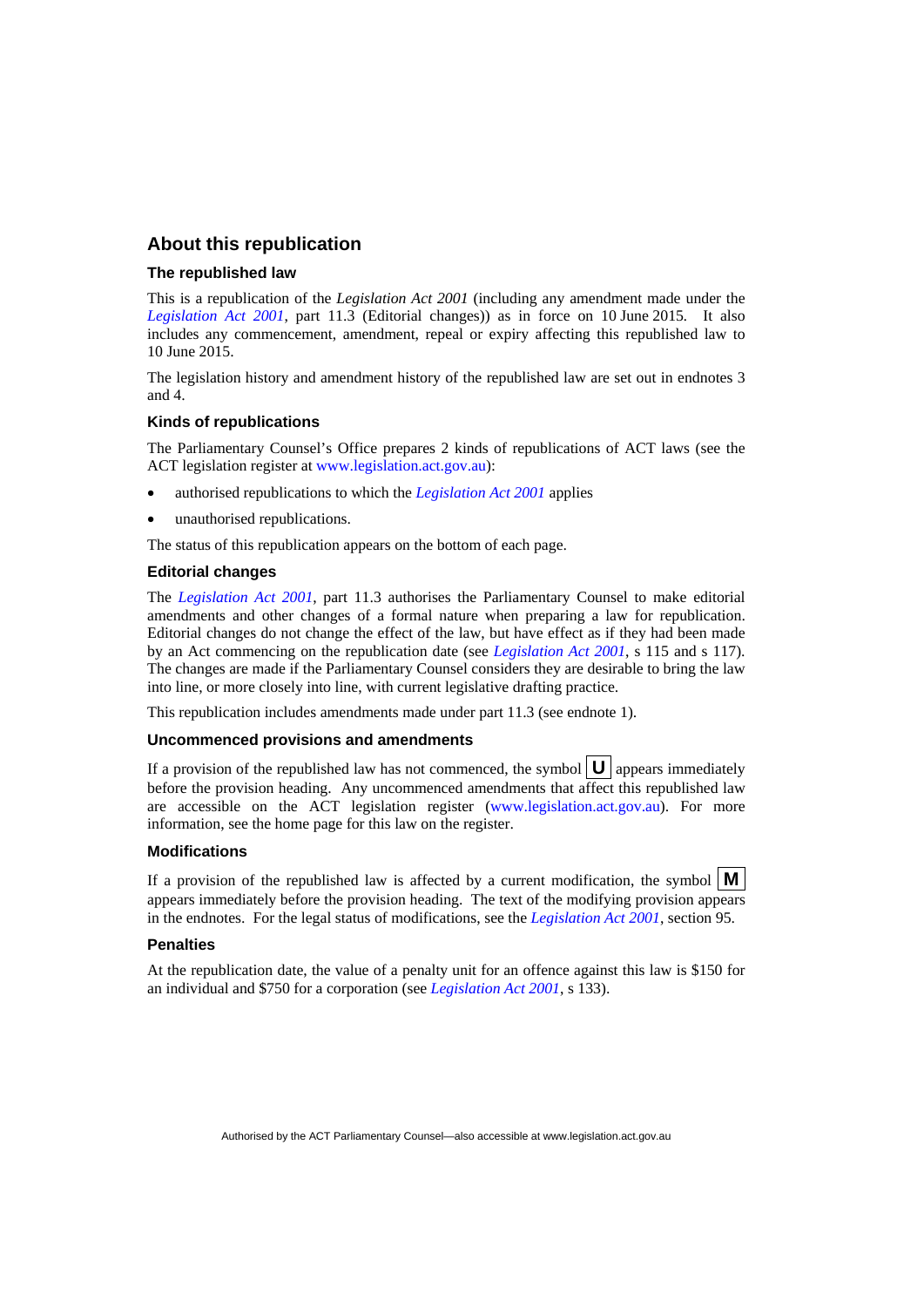## About this republication

### The republished law

This is a republication of the *Legislation Act 2001* (including any amendment made under the *Legislation Act 2001*, part 11.3 (Editorial changes)) as in force on 10 June 2015. It also includes any commencement, amendment, repeal or expiry affecting this republished law to 10 June 2015.

The legislation history and amendment history of the republished law are set out in endnotes 3 and 4.

### Kinds of republications

The Parliamentary Counsel's Office prepares 2 kinds of republications of ACT laws (see the ACT legislation register at www.legislation.act.gov.au):

- authorised republications to which the *Legislation Act 2001* applies
- unauthorised republications.

The status of this republication appears on the bottom of each page.

### Editorial changes

The *Legislation Act 2001*, part 11.3 authorises the Parliamentary Counsel to make editorial amendments and other changes of a formal nature when preparing a law for republication. Editorial changes do not change the effect of the law, but have effect as if they had been made by an Act commencing on the republication date (see *Legislation Act 2001*, s 115 and s 117). The changes are made if the Parliamentary Counsel considers they are desirable to bring the law into line, or more closely into line, with current legislative drafting practice.

This republication includes amendments made under part 11.3 (see endnote 1).

### Uncommenced provisions and amendments

If a provision of the republished law has not commenced, the symbol **U** appears immediately before the provision heading. Any uncommenced amendments that affect this republished law are accessible on the ACT legislation register (www.legislation.act.gov.au). For more information, see the home page for this law on the register.

### Modifications

If a provision of the republished law is affected by a current modification, the symbol **M** appears immediately before the provision heading. The text of the modifying provision appears in the endnotes. For the legal status of modifications, see the *Legislation Act 2001*, section 95.

### Penalties

At the republication date, the value of a penalty unit for an offence against this law is $150 for an individual and $750 for a corporation (see *Legislation Act 2001*, s 133).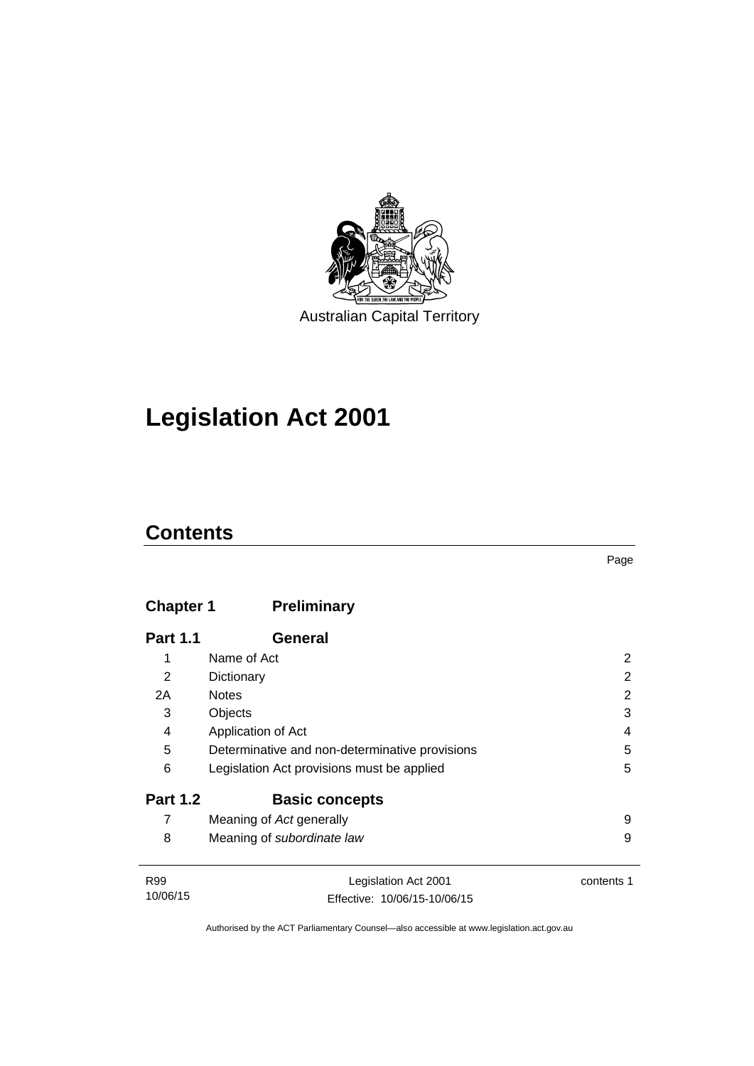Australian Capital Territory

# Legislation Act 2001

## Contents

Page

| | | |
|---|---|---|
| **Chapter 1** | **Preliminary** | |
| **Part 1.1** | **General** | |
| 1 | Name of Act | 2 |
| 2 | Dictionary | 2 |
| 2A | Notes | 2 |
| 3 | Objects | 3 |
| 4 | Application of Act | 4 |
| 5 | Determinative and non-determinative provisions | 5 |
| 6 | Legislation Act provisions must be applied | 5 |
| **Part 1.2** | **Basic concepts** | |
| 7 | Meaning of *Act* generally | 9 |
| 8 | Meaning of *subordinate law* | 9 |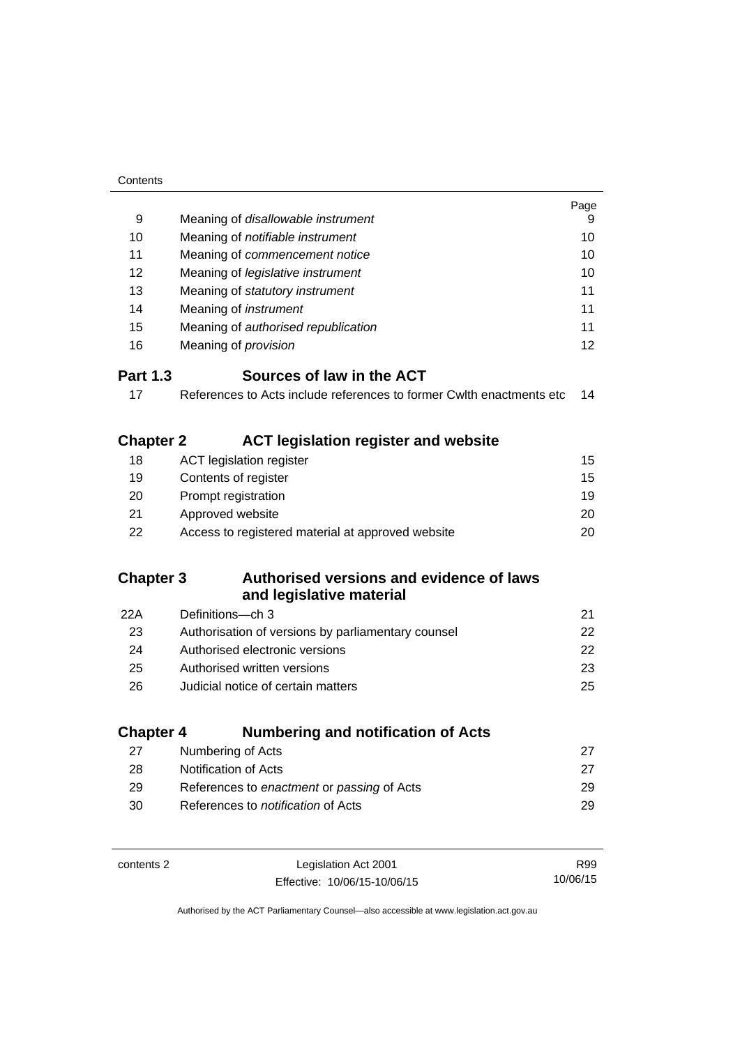| | | Page |
|---|---|---|
| 9 | Meaning of *disallowable instrument* | 9 |
| 10 | Meaning of *notifiable instrument* | 10 |
| 11 | Meaning of *commencement notice* | 10 |
| 12 | Meaning of *legislative instrument* | 10 |
| 13 | Meaning of *statutory instrument* | 11 |
| 14 | Meaning of *instrument* | 11 |
| 15 | Meaning of *authorised republication* | 11 |
| 16 | Meaning of *provision* | 12 |

## Part 1.3 Sources of law in the ACT

| | | |
|---|---|---|
| 17 | References to Acts include references to former Cwlth enactments etc | 14 |

## Chapter 2 ACT legislation register and website

| | | |
|---|---|---|
| 18 | ACT legislation register | 15 |
| 19 | Contents of register | 15 |
| 20 | Prompt registration | 19 |
| 21 | Approved website | 20 |
| 22 | Access to registered material at approved website | 20 |

## Chapter 3 Authorised versions and evidence of laws and legislative material

| | | |
|---|---|---|
| 22A | Definitions—ch 3 | 21 |
| 23 | Authorisation of versions by parliamentary counsel | 22 |
| 24 | Authorised electronic versions | 22 |
| 25 | Authorised written versions | 23 |
| 26 | Judicial notice of certain matters | 25 |

## Chapter 4 Numbering and notification of Acts

| | | |
|---|---|---|
| 27 | Numbering of Acts | 27 |
| 28 | Notification of Acts | 27 |
| 29 | References to *enactment* or *passing* of Acts | 29 |
| 30 | References to *notification* of Acts | 29 |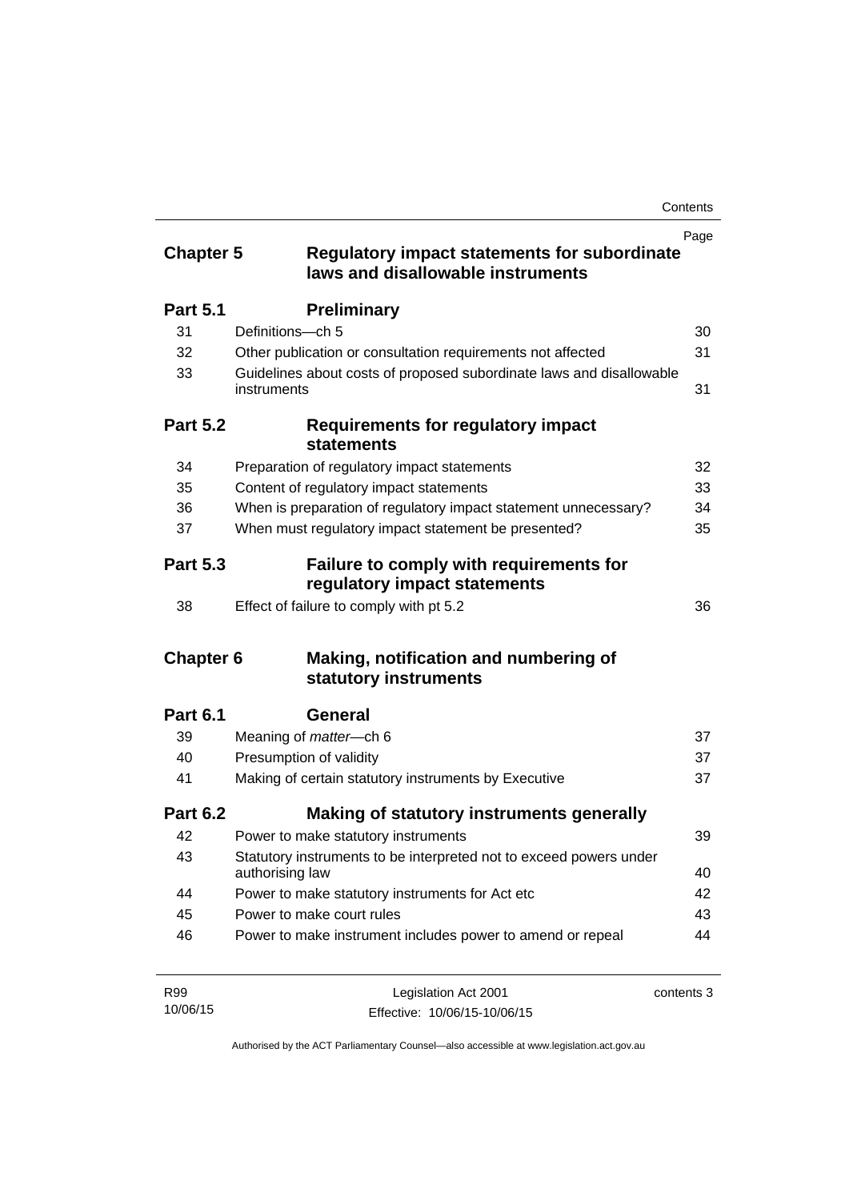| | | Page |
|---|---|---|
| **Chapter 5** | **Regulatory impact statements for subordinate laws and disallowable instruments** | |
| **Part 5.1** | **Preliminary** | |
| 31 | Definitions—ch 5 | 30 |
| 32 | Other publication or consultation requirements not affected | 31 |
| 33 | Guidelines about costs of proposed subordinate laws and disallowable instruments | 31 |
| **Part 5.2** | **Requirements for regulatory impact statements** | |
| 34 | Preparation of regulatory impact statements | 32 |
| 35 | Content of regulatory impact statements | 33 |
| 36 | When is preparation of regulatory impact statement unnecessary? | 34 |
| 37 | When must regulatory impact statement be presented? | 35 |
| **Part 5.3** | **Failure to comply with requirements for regulatory impact statements** | |
| 38 | Effect of failure to comply with pt 5.2 | 36 |
| **Chapter 6** | **Making, notification and numbering of statutory instruments** | |
| **Part 6.1** | **General** | |
| 39 | Meaning of *matter*—ch 6 | 37 |
| 40 | Presumption of validity | 37 |
| 41 | Making of certain statutory instruments by Executive | 37 |
| **Part 6.2** | **Making of statutory instruments generally** | |
| 42 | Power to make statutory instruments | 39 |
| 43 | Statutory instruments to be interpreted not to exceed powers under authorising law | 40 |
| 44 | Power to make statutory instruments for Act etc | 42 |
| 45 | Power to make court rules | 43 |
| 46 | Power to make instrument includes power to amend or repeal | 44 |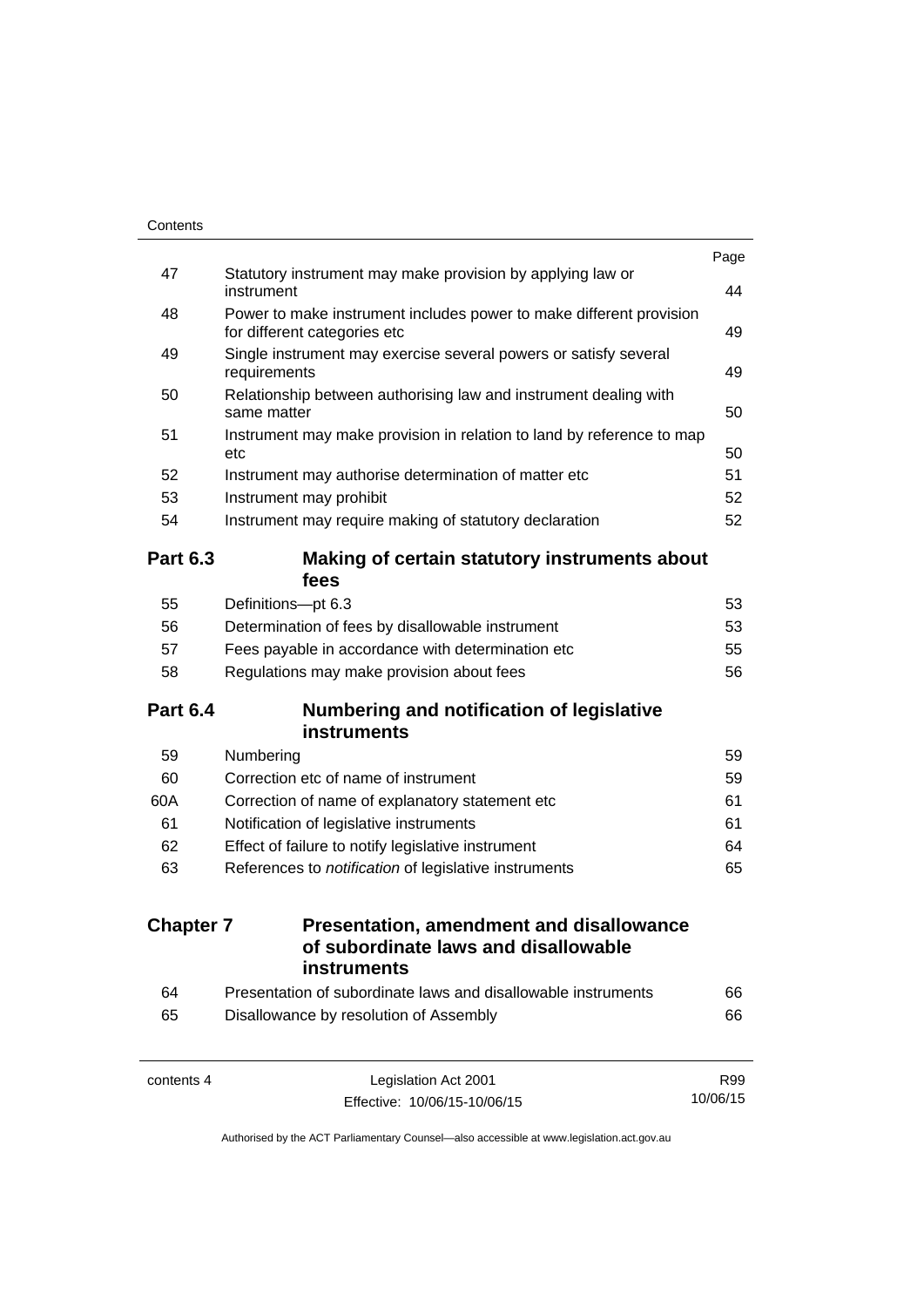| | | Page |
|---|---|---|
| 47 | Statutory instrument may make provision by applying law or instrument | 44 |
| 48 | Power to make instrument includes power to make different provision for different categories etc | 49 |
| 49 | Single instrument may exercise several powers or satisfy several requirements | 49 |
| 50 | Relationship between authorising law and instrument dealing with same matter | 50 |
| 51 | Instrument may make provision in relation to land by reference to map etc | 50 |
| 52 | Instrument may authorise determination of matter etc | 51 |
| 53 | Instrument may prohibit | 52 |
| 54 | Instrument may require making of statutory declaration | 52 |

## Part 6.3 Making of certain statutory instruments about fees

| | | |
|---|---|---|
| 55 | Definitions—pt 6.3 | 53 |
| 56 | Determination of fees by disallowable instrument | 53 |
| 57 | Fees payable in accordance with determination etc | 55 |
| 58 | Regulations may make provision about fees | 56 |

## Part 6.4 Numbering and notification of legislative instruments

| | | |
|---|---|---|
| 59 | Numbering | 59 |
| 60 | Correction etc of name of instrument | 59 |
| 60A | Correction of name of explanatory statement etc | 61 |
| 61 | Notification of legislative instruments | 61 |
| 62 | Effect of failure to notify legislative instrument | 64 |
| 63 | References to *notification* of legislative instruments | 65 |

# Chapter 7 Presentation, amendment and disallowance of subordinate laws and disallowable instruments

| | | |
|---|---|---|
| 64 | Presentation of subordinate laws and disallowable instruments | 66 |
| 65 | Disallowance by resolution of Assembly | 66 |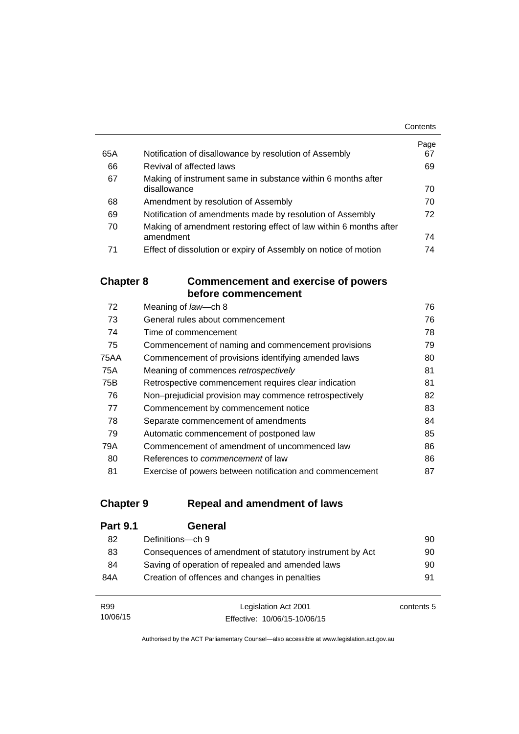| | | Page |
|---|---|---|
| 65A | Notification of disallowance by resolution of Assembly | 67 |
| 66 | Revival of affected laws | 69 |
| 67 | Making of instrument same in substance within 6 months after disallowance | 70 |
| 68 | Amendment by resolution of Assembly | 70 |
| 69 | Notification of amendments made by resolution of Assembly | 72 |
| 70 | Making of amendment restoring effect of law within 6 months after amendment | 74 |
| 71 | Effect of dissolution or expiry of Assembly on notice of motion | 74 |

## Chapter 8 Commencement and exercise of powers before commencement

| | | |
|---|---|---|
| 72 | Meaning of *law*—ch 8 | 76 |
| 73 | General rules about commencement | 76 |
| 74 | Time of commencement | 78 |
| 75 | Commencement of naming and commencement provisions | 79 |
| 75AA | Commencement of provisions identifying amended laws | 80 |
| 75A | Meaning of commences *retrospectively* | 81 |
| 75B | Retrospective commencement requires clear indication | 81 |
| 76 | Non–prejudicial provision may commence retrospectively | 82 |
| 77 | Commencement by commencement notice | 83 |
| 78 | Separate commencement of amendments | 84 |
| 79 | Automatic commencement of postponed law | 85 |
| 79A | Commencement of amendment of uncommenced law | 86 |
| 80 | References to *commencement* of law | 86 |
| 81 | Exercise of powers between notification and commencement | 87 |

## Chapter 9 Repeal and amendment of laws

### Part 9.1 General

| | | |
|---|---|---|
| 82 | Definitions—ch 9 | 90 |
| 83 | Consequences of amendment of statutory instrument by Act | 90 |
| 84 | Saving of operation of repealed and amended laws | 90 |
| 84A | Creation of offences and changes in penalties | 91 |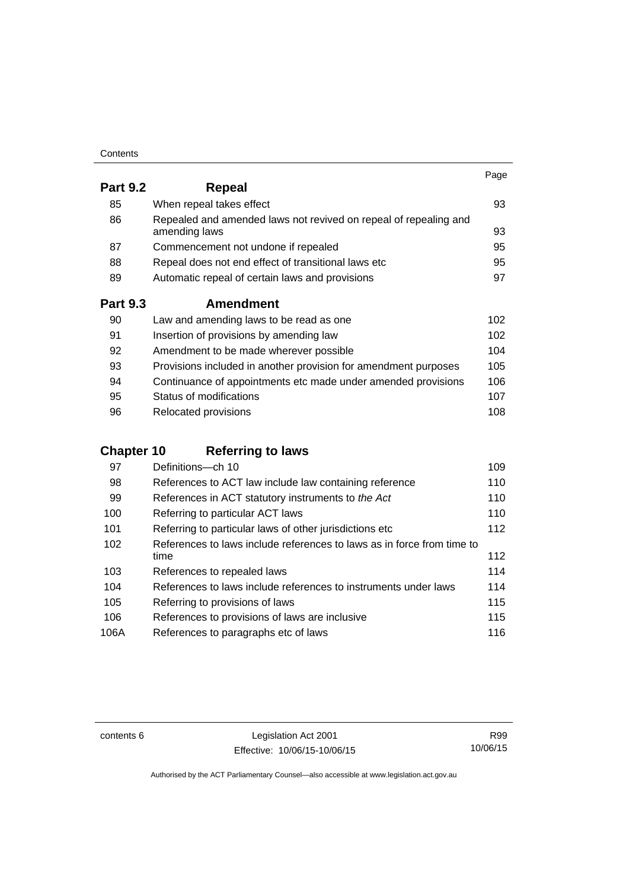| | | Page |
|---|---|---|
| **Part 9.2** | **Repeal** | |
| 85 | When repeal takes effect | 93 |
| 86 | Repealed and amended laws not revived on repeal of repealing and amending laws | 93 |
| 87 | Commencement not undone if repealed | 95 |
| 88 | Repeal does not end effect of transitional laws etc | 95 |
| 89 | Automatic repeal of certain laws and provisions | 97 |
| **Part 9.3** | **Amendment** | |
| 90 | Law and amending laws to be read as one | 102 |
| 91 | Insertion of provisions by amending law | 102 |
| 92 | Amendment to be made wherever possible | 104 |
| 93 | Provisions included in another provision for amendment purposes | 105 |
| 94 | Continuance of appointments etc made under amended provisions | 106 |
| 95 | Status of modifications | 107 |
| 96 | Relocated provisions | 108 |
| **Chapter 10** | **Referring to laws** | |
| 97 | Definitions—ch 10 | 109 |
| 98 | References to ACT law include law containing reference | 110 |
| 99 | References in ACT statutory instruments to *the Act* | 110 |
| 100 | Referring to particular ACT laws | 110 |
| 101 | Referring to particular laws of other jurisdictions etc | 112 |
| 102 | References to laws include references to laws as in force from time to time | 112 |
| 103 | References to repealed laws | 114 |
| 104 | References to laws include references to instruments under laws | 114 |
| 105 | Referring to provisions of laws | 115 |
| 106 | References to provisions of laws are inclusive | 115 |
| 106A | References to paragraphs etc of laws | 116 |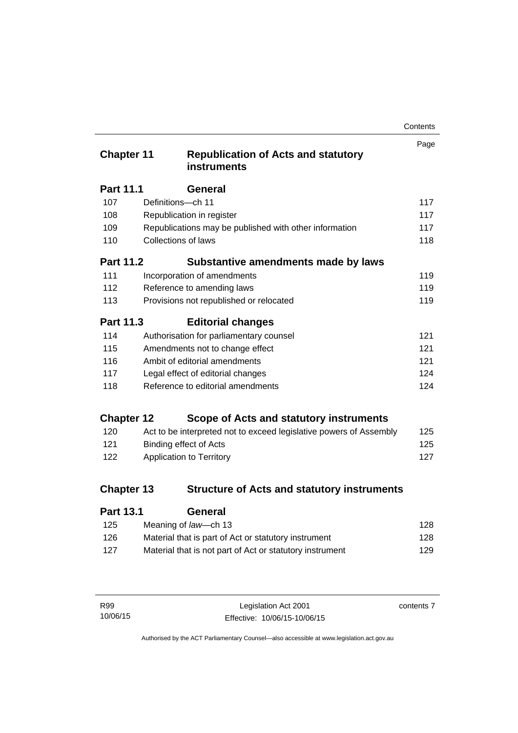| | | Page |
|---|---|---|
| **Chapter 11** | **Republication of Acts and statutory instruments** | |
| **Part 11.1** | **General** | |
| 107 | Definitions—ch 11 | 117 |
| 108 | Republication in register | 117 |
| 109 | Republications may be published with other information | 117 |
| 110 | Collections of laws | 118 |
| **Part 11.2** | **Substantive amendments made by laws** | |
| 111 | Incorporation of amendments | 119 |
| 112 | Reference to amending laws | 119 |
| 113 | Provisions not republished or relocated | 119 |
| **Part 11.3** | **Editorial changes** | |
| 114 | Authorisation for parliamentary counsel | 121 |
| 115 | Amendments not to change effect | 121 |
| 116 | Ambit of editorial amendments | 121 |
| 117 | Legal effect of editorial changes | 124 |
| 118 | Reference to editorial amendments | 124 |
| **Chapter 12** | **Scope of Acts and statutory instruments** | |
| 120 | Act to be interpreted not to exceed legislative powers of Assembly | 125 |
| 121 | Binding effect of Acts | 125 |
| 122 | Application to Territory | 127 |
| **Chapter 13** | **Structure of Acts and statutory instruments** | |
| **Part 13.1** | **General** | |
| 125 | Meaning of *law*—ch 13 | 128 |
| 126 | Material that is part of Act or statutory instrument | 128 |
| 127 | Material that is not part of Act or statutory instrument | 129 |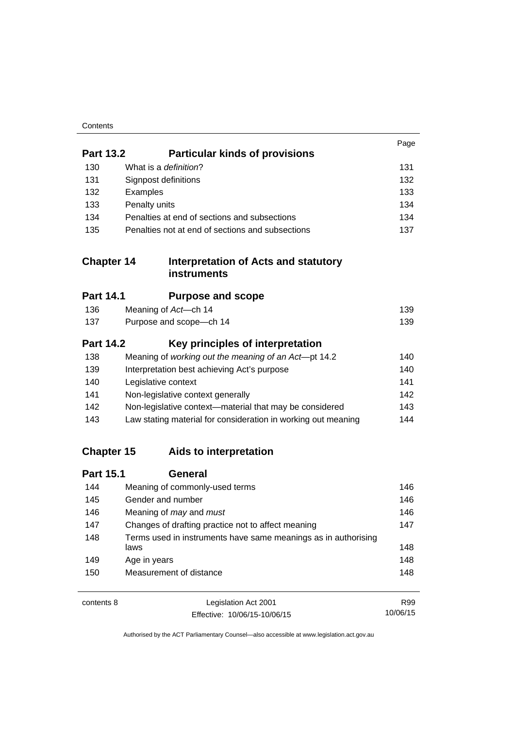| | | Page |
|---|---|---|
| **Part 13.2** | **Particular kinds of provisions** | |
| 130 | What is a *definition*? | 131 |
| 131 | Signpost definitions | 132 |
| 132 | Examples | 133 |
| 133 | Penalty units | 134 |
| 134 | Penalties at end of sections and subsections | 134 |
| 135 | Penalties not at end of sections and subsections | 137 |
| **Chapter 14** | **Interpretation of Acts and statutory instruments** | |
| **Part 14.1** | **Purpose and scope** | |
| 136 | Meaning of *Act*—ch 14 | 139 |
| 137 | Purpose and scope—ch 14 | 139 |
| **Part 14.2** | **Key principles of interpretation** | |
| 138 | Meaning of *working out the meaning of an Act*—pt 14.2 | 140 |
| 139 | Interpretation best achieving Act's purpose | 140 |
| 140 | Legislative context | 141 |
| 141 | Non-legislative context generally | 142 |
| 142 | Non-legislative context—material that may be considered | 143 |
| 143 | Law stating material for consideration in working out meaning | 144 |
| **Chapter 15** | **Aids to interpretation** | |
| **Part 15.1** | **General** | |
| 144 | Meaning of commonly-used terms | 146 |
| 145 | Gender and number | 146 |
| 146 | Meaning of *may* and *must* | 146 |
| 147 | Changes of drafting practice not to affect meaning | 147 |
| 148 | Terms used in instruments have same meanings as in authorising laws | 148 |
| 149 | Age in years | 148 |
| 150 | Measurement of distance | 148 |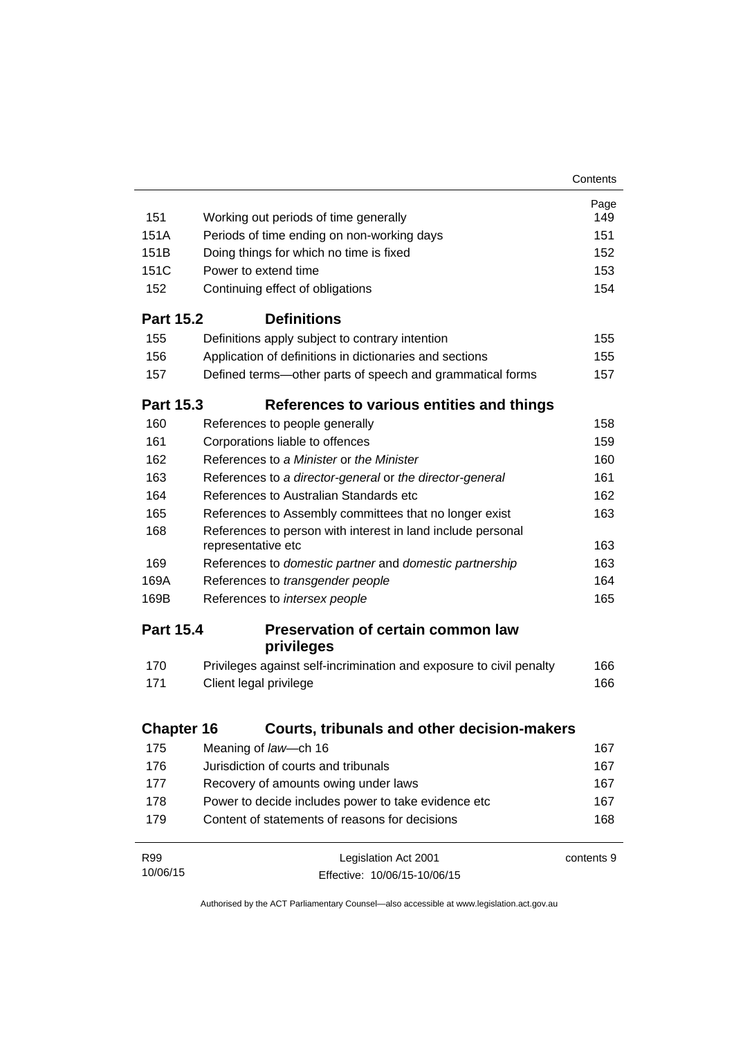| | | Page |
|---|---|---|
| 151 | Working out periods of time generally | 149 |
| 151A | Periods of time ending on non-working days | 151 |
| 151B | Doing things for which no time is fixed | 152 |
| 151C | Power to extend time | 153 |
| 152 | Continuing effect of obligations | 154 |

**Part 15.2 Definitions**

| | | |
|---|---|---|
| 155 | Definitions apply subject to contrary intention | 155 |
| 156 | Application of definitions in dictionaries and sections | 155 |
| 157 | Defined terms—other parts of speech and grammatical forms | 157 |

**Part 15.3 References to various entities and things**

| | | |
|---|---|---|
| 160 | References to people generally | 158 |
| 161 | Corporations liable to offences | 159 |
| 162 | References to *a Minister* or *the Minister* | 160 |
| 163 | References to *a director-general* or *the director-general* | 161 |
| 164 | References to Australian Standards etc | 162 |
| 165 | References to Assembly committees that no longer exist | 163 |
| 168 | References to person with interest in land include personal representative etc | 163 |
| 169 | References to *domestic partner* and *domestic partnership* | 163 |
| 169A | References to *transgender people* | 164 |
| 169B | References to *intersex people* | 165 |

**Part 15.4 Preservation of certain common law privileges**

| | | |
|---|---|---|
| 170 | Privileges against self-incrimination and exposure to civil penalty | 166 |
| 171 | Client legal privilege | 166 |

**Chapter 16 Courts, tribunals and other decision-makers**

| | | |
|---|---|---|
| 175 | Meaning of *law*—ch 16 | 167 |
| 176 | Jurisdiction of courts and tribunals | 167 |
| 177 | Recovery of amounts owing under laws | 167 |
| 178 | Power to decide includes power to take evidence etc | 167 |
| 179 | Content of statements of reasons for decisions | 168 |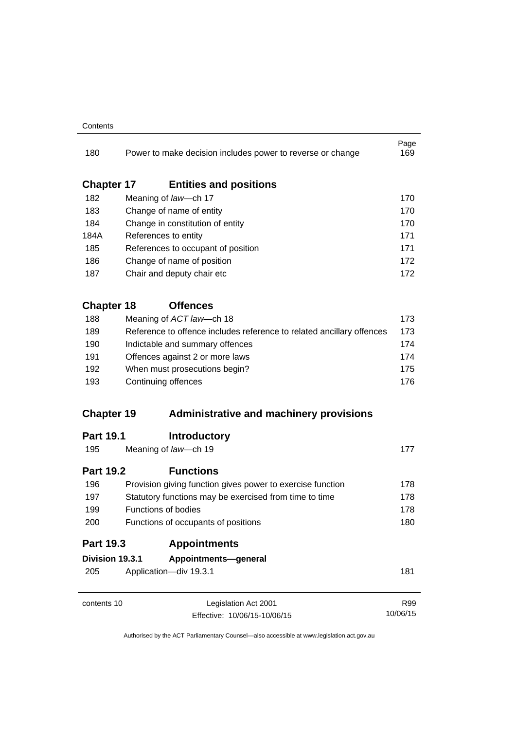| | | Page |
|---|---|---|
| 180 | Power to make decision includes power to reverse or change | 169 |

## Chapter 17 Entities and positions

| | | |
|---|---|---|
| 182 | Meaning of *law*—ch 17 | 170 |
| 183 | Change of name of entity | 170 |
| 184 | Change in constitution of entity | 170 |
| 184A | References to entity | 171 |
| 185 | References to occupant of position | 171 |
| 186 | Change of name of position | 172 |
| 187 | Chair and deputy chair etc | 172 |

## Chapter 18 Offences

| | | |
|---|---|---|
| 188 | Meaning of *ACT law*—ch 18 | 173 |
| 189 | Reference to offence includes reference to related ancillary offences | 173 |
| 190 | Indictable and summary offences | 174 |
| 191 | Offences against 2 or more laws | 174 |
| 192 | When must prosecutions begin? | 175 |
| 193 | Continuing offences | 176 |

## Chapter 19 Administrative and machinery provisions

### Part 19.1 Introductory

| | | |
|---|---|---|
| 195 | Meaning of *law*—ch 19 | 177 |

### Part 19.2 Functions

| | | |
|---|---|---|
| 196 | Provision giving function gives power to exercise function | 178 |
| 197 | Statutory functions may be exercised from time to time | 178 |
| 199 | Functions of bodies | 178 |
| 200 | Functions of occupants of positions | 180 |

### Part 19.3 Appointments

#### Division 19.3.1 Appointments—general

| | | |
|---|---|---|
| 205 | Application—div 19.3.1 | 181 |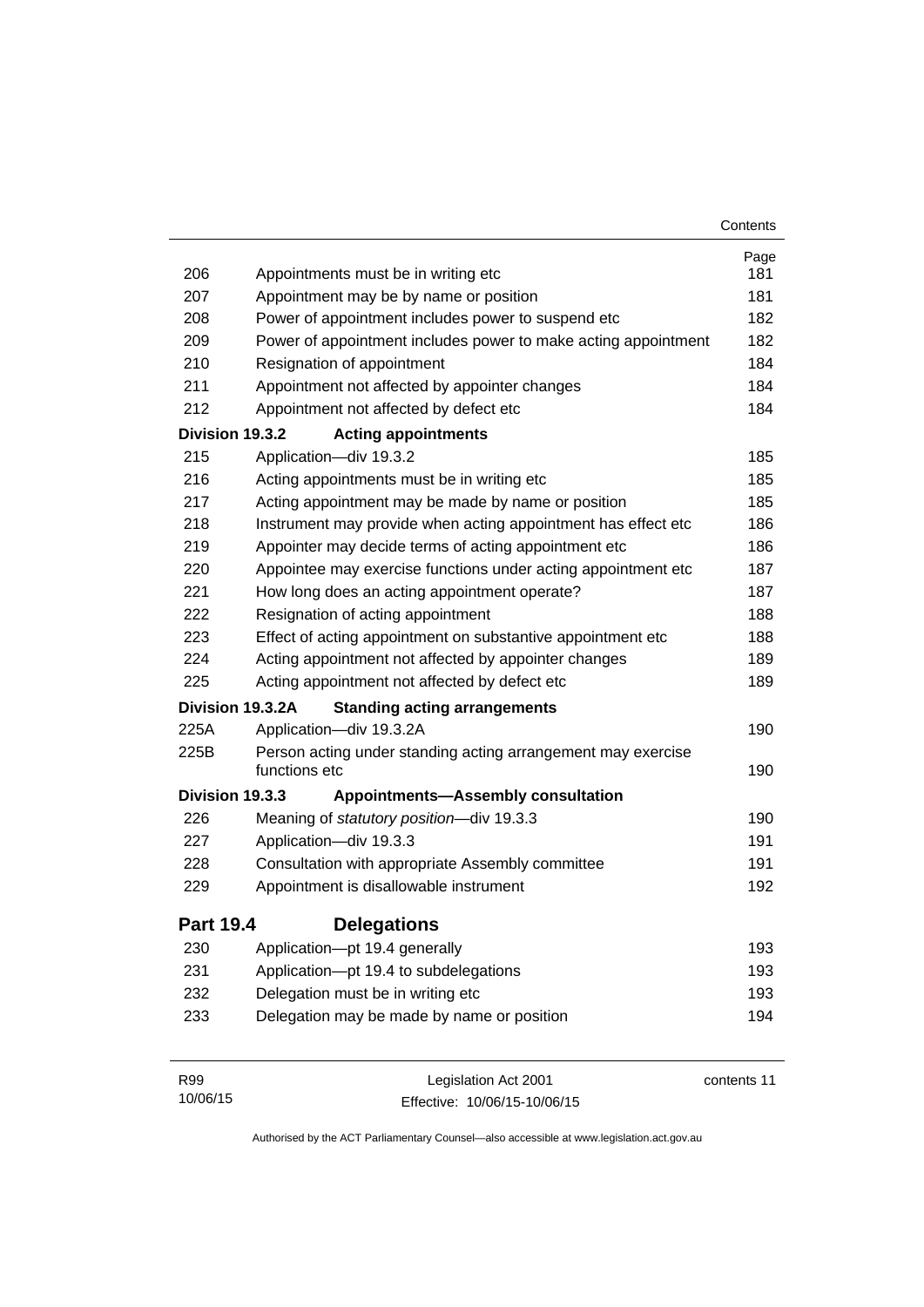| | | Page |
|---|---|---|
| 206 | Appointments must be in writing etc | 181 |
| 207 | Appointment may be by name or position | 181 |
| 208 | Power of appointment includes power to suspend etc | 182 |
| 209 | Power of appointment includes power to make acting appointment | 182 |
| 210 | Resignation of appointment | 184 |
| 211 | Appointment not affected by appointer changes | 184 |
| 212 | Appointment not affected by defect etc | 184 |

**Division 19.3.2 Acting appointments**

| | | |
|---|---|---|
| 215 | Application—div 19.3.2 | 185 |
| 216 | Acting appointments must be in writing etc | 185 |
| 217 | Acting appointment may be made by name or position | 185 |
| 218 | Instrument may provide when acting appointment has effect etc | 186 |
| 219 | Appointer may decide terms of acting appointment etc | 186 |
| 220 | Appointee may exercise functions under acting appointment etc | 187 |
| 221 | How long does an acting appointment operate? | 187 |
| 222 | Resignation of acting appointment | 188 |
| 223 | Effect of acting appointment on substantive appointment etc | 188 |
| 224 | Acting appointment not affected by appointer changes | 189 |
| 225 | Acting appointment not affected by defect etc | 189 |

**Division 19.3.2A Standing acting arrangements**

| | | |
|---|---|---|
| 225A | Application—div 19.3.2A | 190 |
| 225B | Person acting under standing acting arrangement may exercise functions etc | 190 |

**Division 19.3.3 Appointments—Assembly consultation**

| | | |
|---|---|---|
| 226 | Meaning of *statutory position*—div 19.3.3 | 190 |
| 227 | Application—div 19.3.3 | 191 |
| 228 | Consultation with appropriate Assembly committee | 191 |
| 229 | Appointment is disallowable instrument | 192 |

## Part 19.4 Delegations

| | | |
|---|---|---|
| 230 | Application—pt 19.4 generally | 193 |
| 231 | Application—pt 19.4 to subdelegations | 193 |
| 232 | Delegation must be in writing etc | 193 |
| 233 | Delegation may be made by name or position | 194 |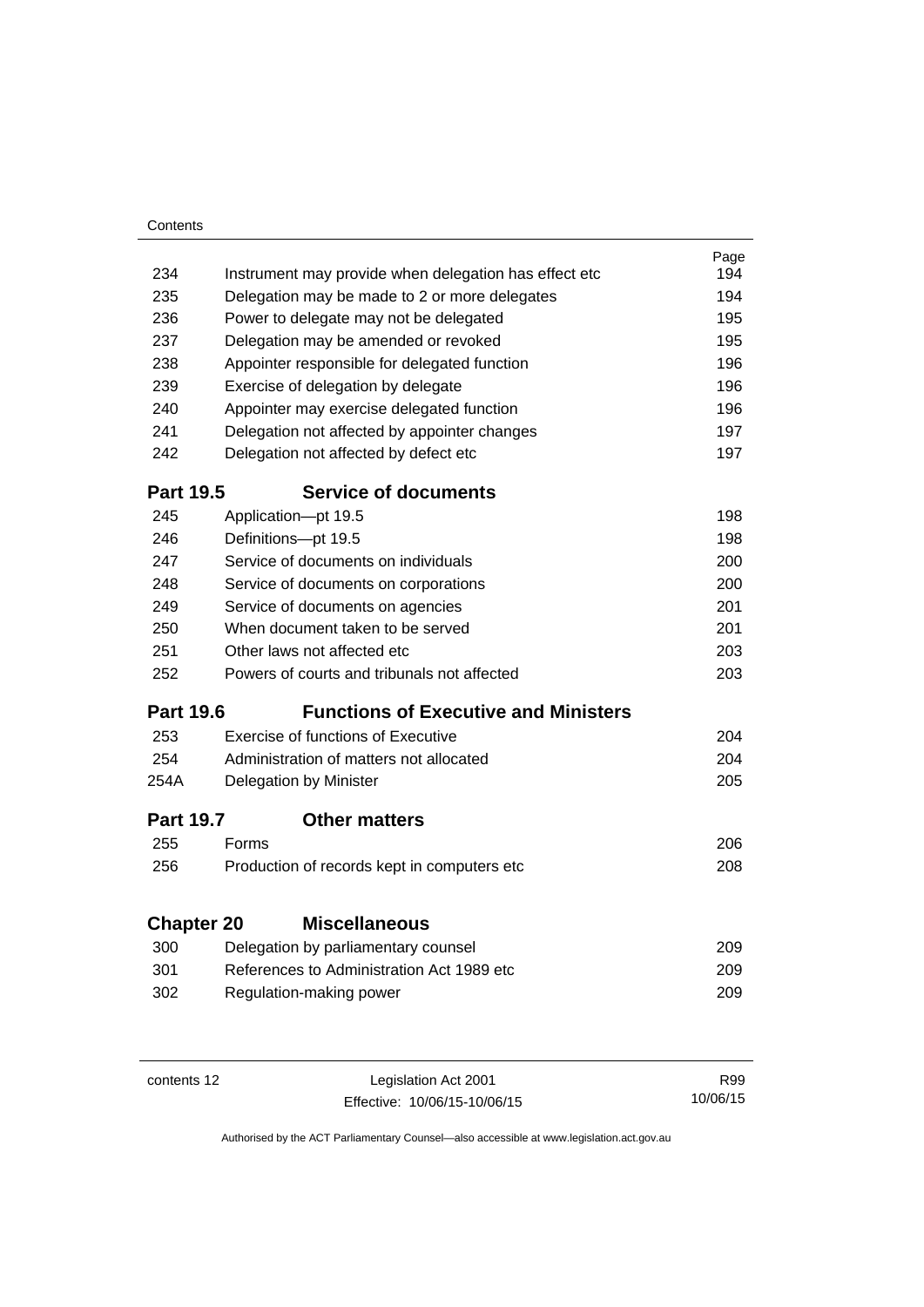| | | Page |
|---|---|---|
| 234 | Instrument may provide when delegation has effect etc | 194 |
| 235 | Delegation may be made to 2 or more delegates | 194 |
| 236 | Power to delegate may not be delegated | 195 |
| 237 | Delegation may be amended or revoked | 195 |
| 238 | Appointer responsible for delegated function | 196 |
| 239 | Exercise of delegation by delegate | 196 |
| 240 | Appointer may exercise delegated function | 196 |
| 241 | Delegation not affected by appointer changes | 197 |
| 242 | Delegation not affected by defect etc | 197 |

### Part 19.5 Service of documents

| | | |
|---|---|---|
| 245 | Application—pt 19.5 | 198 |
| 246 | Definitions—pt 19.5 | 198 |
| 247 | Service of documents on individuals | 200 |
| 248 | Service of documents on corporations | 200 |
| 249 | Service of documents on agencies | 201 |
| 250 | When document taken to be served | 201 |
| 251 | Other laws not affected etc | 203 |
| 252 | Powers of courts and tribunals not affected | 203 |

### Part 19.6 Functions of Executive and Ministers

| | | |
|---|---|---|
| 253 | Exercise of functions of Executive | 204 |
| 254 | Administration of matters not allocated | 204 |
| 254A | Delegation by Minister | 205 |

### Part 19.7 Other matters

| | | |
|---|---|---|
| 255 | Forms | 206 |
| 256 | Production of records kept in computers etc | 208 |

## Chapter 20 Miscellaneous

| | | |
|---|---|---|
| 300 | Delegation by parliamentary counsel | 209 |
| 301 | References to Administration Act 1989 etc | 209 |
| 302 | Regulation-making power | 209 |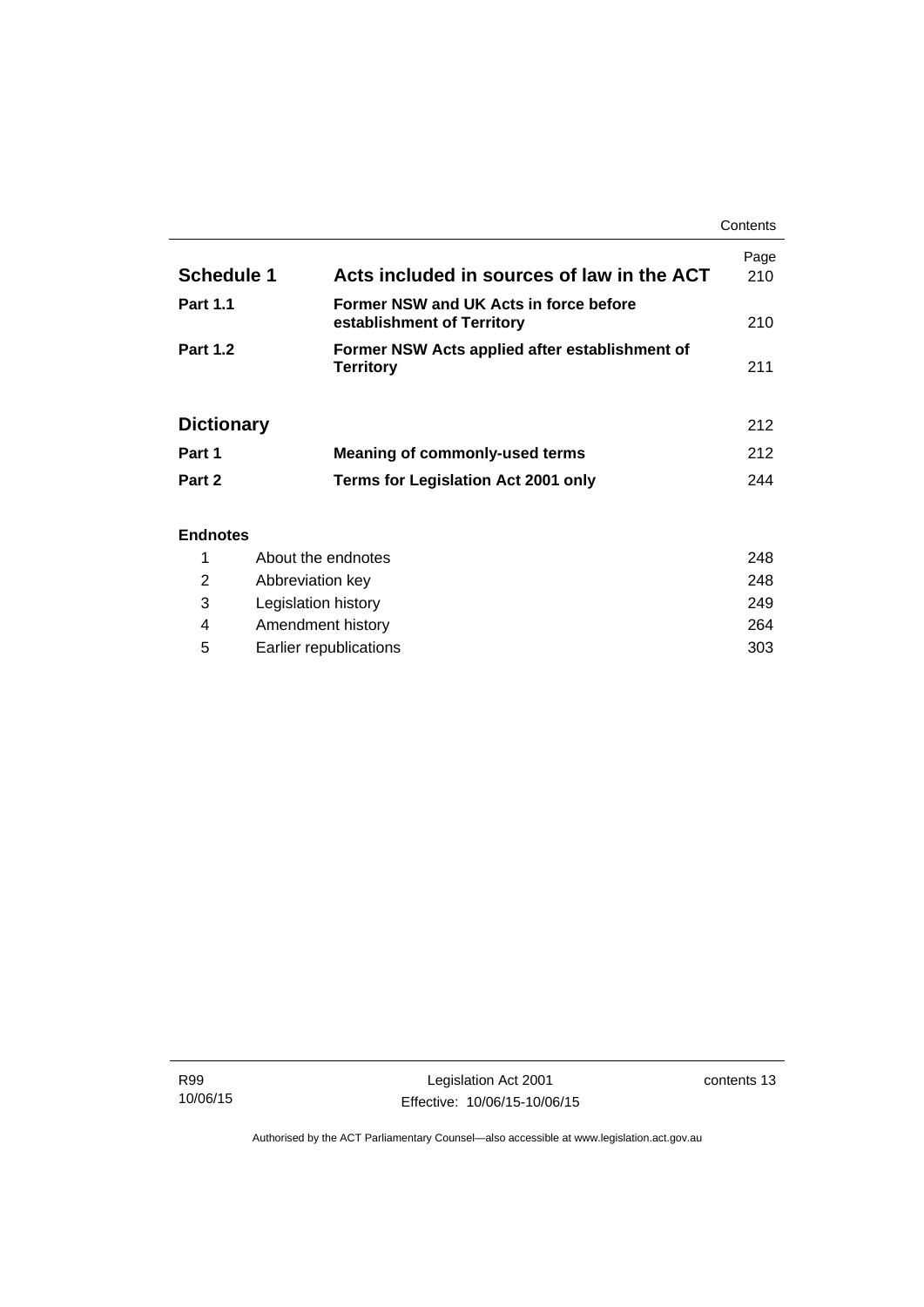| | | Page |
|---|---|---|
| **Schedule 1** | **Acts included in sources of law in the ACT** | 210 |
| **Part 1.1** | **Former NSW and UK Acts in force before establishment of Territory** | 210 |
| **Part 1.2** | **Former NSW Acts applied after establishment of Territory** | 211 |
| **Dictionary** | | 212 |
| **Part 1** | **Meaning of commonly-used terms** | 212 |
| **Part 2** | **Terms for Legislation Act 2001 only** | 244 |

**Endnotes**

| | | |
|---|---|---|
| 1 | About the endnotes | 248 |
| 2 | Abbreviation key | 248 |
| 3 | Legislation history | 249 |
| 4 | Amendment history | 264 |
| 5 | Earlier republications | 303 |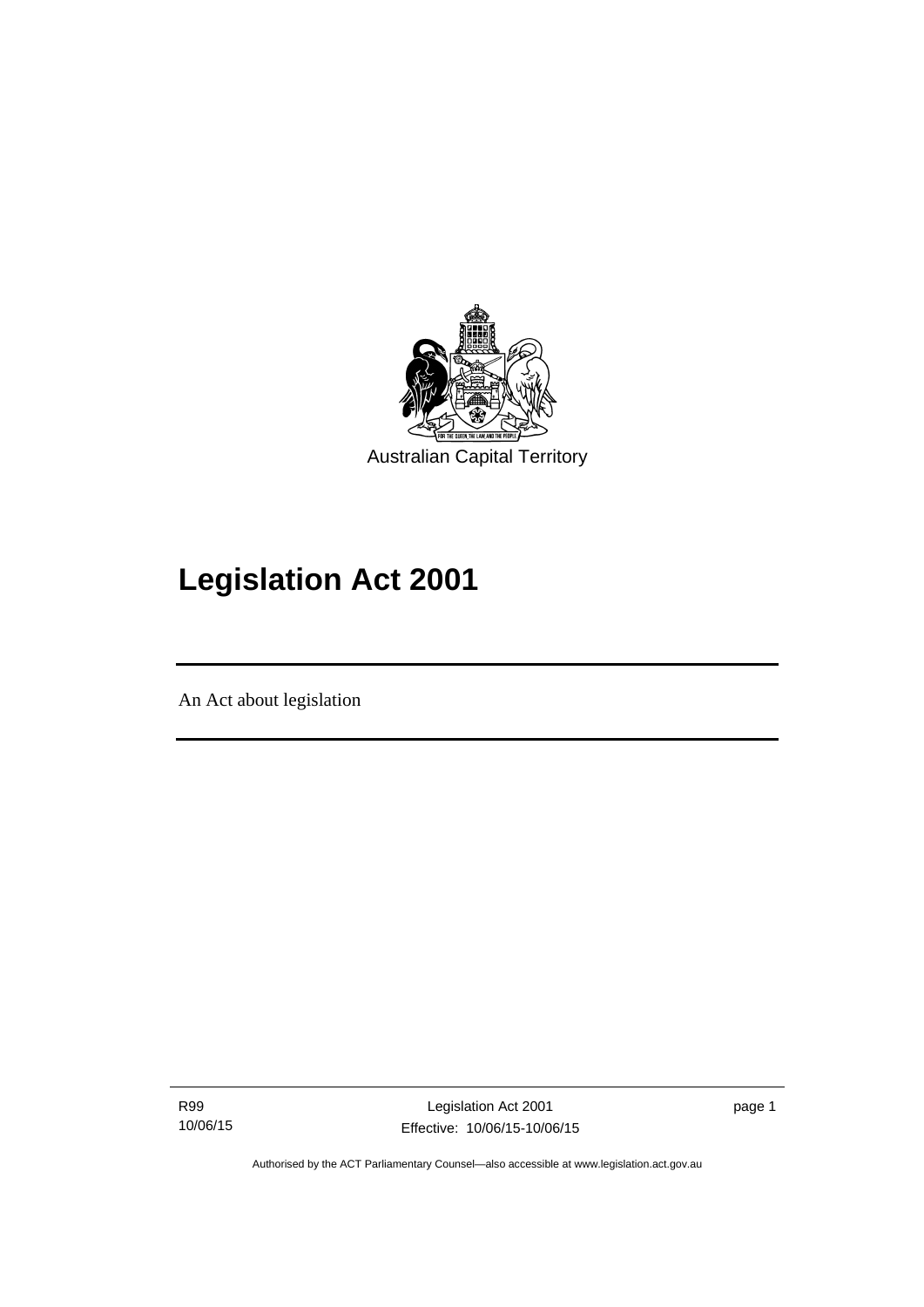Australian Capital Territory

# Legislation Act 2001

An Act about legislation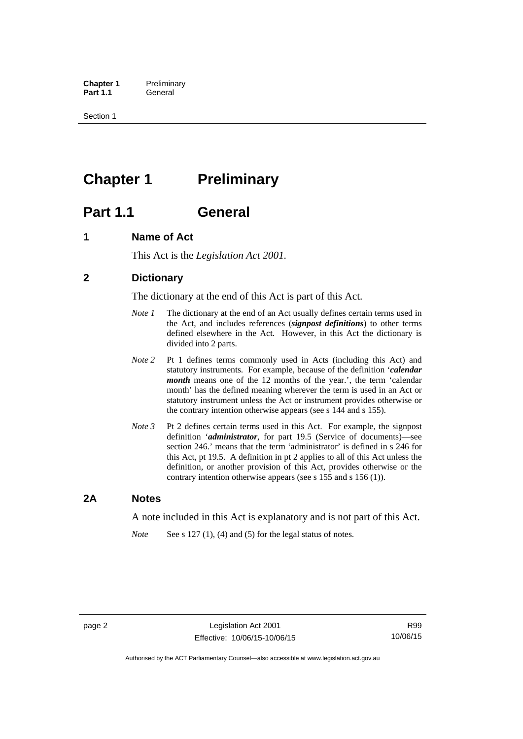# Chapter 1 Preliminary

## Part 1.1 General

### 1 Name of Act

This Act is the *Legislation Act 2001*.

### 2 Dictionary

The dictionary at the end of this Act is part of this Act.

*Note 1* The dictionary at the end of an Act usually defines certain terms used in the Act, and includes references (***signpost definitions***) to other terms defined elsewhere in the Act. However, in this Act the dictionary is divided into 2 parts.

*Note 2* Pt 1 defines terms commonly used in Acts (including this Act) and statutory instruments. For example, because of the definition '***calendar month*** means one of the 12 months of the year.', the term 'calendar month' has the defined meaning wherever the term is used in an Act or statutory instrument unless the Act or instrument provides otherwise or the contrary intention otherwise appears (see s 144 and s 155).

*Note 3* Pt 2 defines certain terms used in this Act. For example, the signpost definition '***administrator***, for part 19.5 (Service of documents)—see section 246.' means that the term 'administrator' is defined in s 246 for this Act, pt 19.5. A definition in pt 2 applies to all of this Act unless the definition, or another provision of this Act, provides otherwise or the contrary intention otherwise appears (see s 155 and s 156 (1)).

### 2A Notes

A note included in this Act is explanatory and is not part of this Act.

*Note* See s 127 (1), (4) and (5) for the legal status of notes.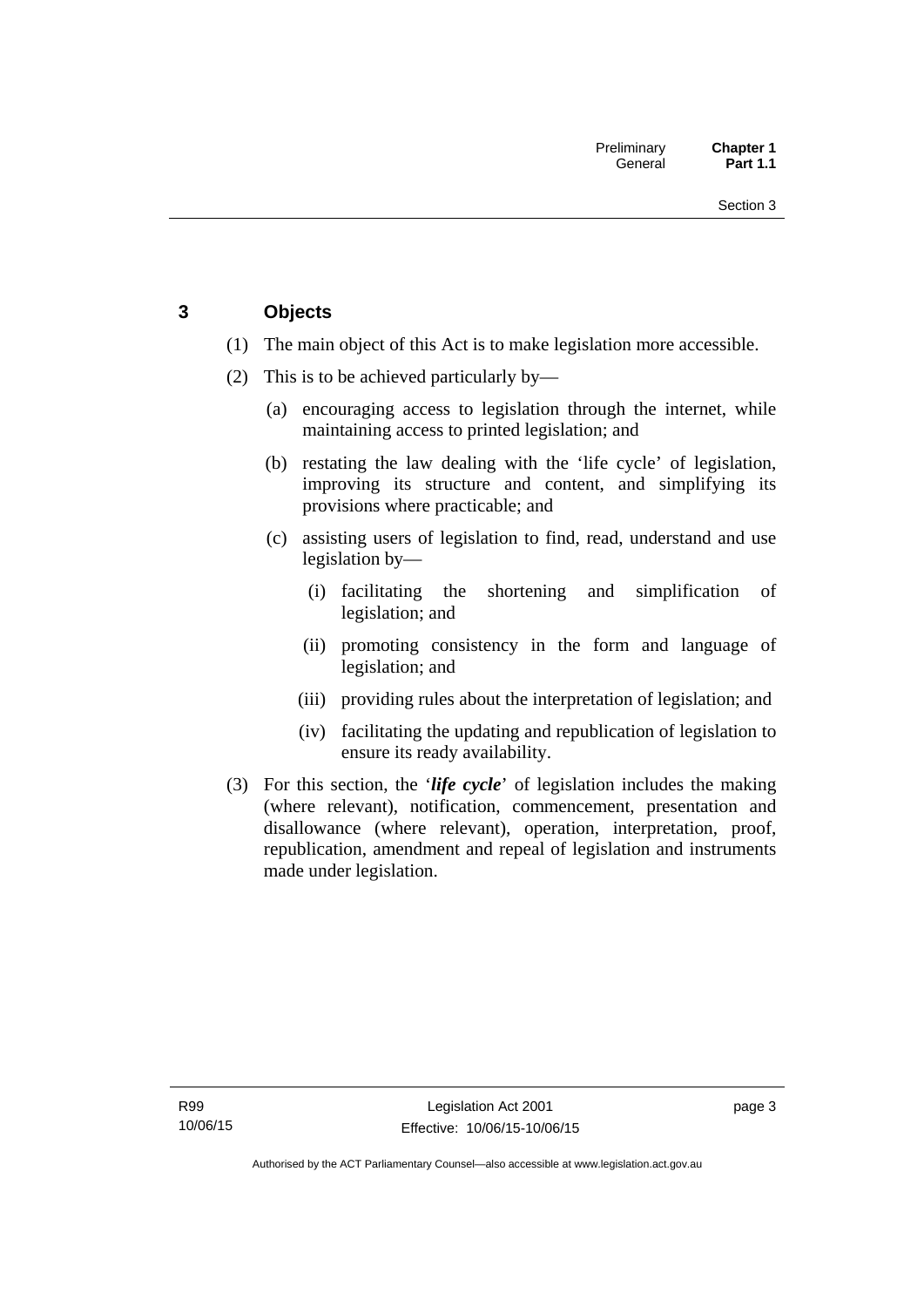## 3 Objects

(1) The main object of this Act is to make legislation more accessible.

(2) This is to be achieved particularly by—

(a) encouraging access to legislation through the internet, while maintaining access to printed legislation; and

(b) restating the law dealing with the 'life cycle' of legislation, improving its structure and content, and simplifying its provisions where practicable; and

(c) assisting users of legislation to find, read, understand and use legislation by—

(i) facilitating the shortening and simplification of legislation; and

(ii) promoting consistency in the form and language of legislation; and

(iii) providing rules about the interpretation of legislation; and

(iv) facilitating the updating and republication of legislation to ensure its ready availability.

(3) For this section, the '***life cycle***' of legislation includes the making (where relevant), notification, commencement, presentation and disallowance (where relevant), operation, interpretation, proof, republication, amendment and repeal of legislation and instruments made under legislation.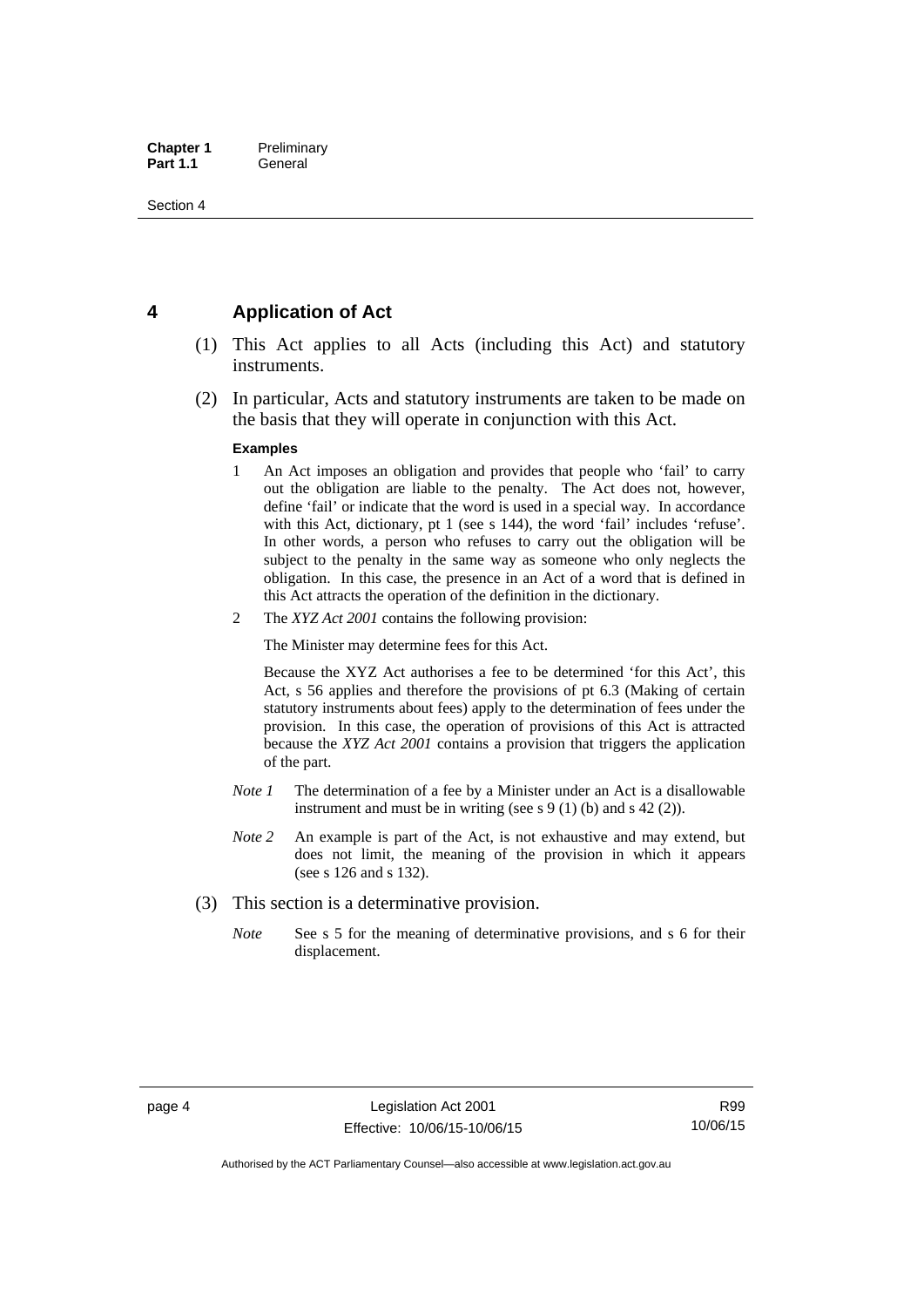## 4 Application of Act

(1) This Act applies to all Acts (including this Act) and statutory instruments.

(2) In particular, Acts and statutory instruments are taken to be made on the basis that they will operate in conjunction with this Act.

**Examples**

1. An Act imposes an obligation and provides that people who 'fail' to carry out the obligation are liable to the penalty. The Act does not, however, define 'fail' or indicate that the word is used in a special way. In accordance with this Act, dictionary, pt 1 (see s 144), the word 'fail' includes 'refuse'. In other words, a person who refuses to carry out the obligation will be subject to the penalty in the same way as someone who only neglects the obligation. In this case, the presence in an Act of a word that is defined in this Act attracts the operation of the definition in the dictionary.

2. The *XYZ Act 2001* contains the following provision:

   The Minister may determine fees for this Act.

   Because the XYZ Act authorises a fee to be determined 'for this Act', this Act, s 56 applies and therefore the provisions of pt 6.3 (Making of certain statutory instruments about fees) apply to the determination of fees under the provision. In this case, the operation of provisions of this Act is attracted because the *XYZ Act 2001* contains a provision that triggers the application of the part.

*Note 1* The determination of a fee by a Minister under an Act is a disallowable instrument and must be in writing (see s 9 (1) (b) and s 42 (2)).

*Note 2* An example is part of the Act, is not exhaustive and may extend, but does not limit, the meaning of the provision in which it appears (see s 126 and s 132).

(3) This section is a determinative provision.

*Note* See s 5 for the meaning of determinative provisions, and s 6 for their displacement.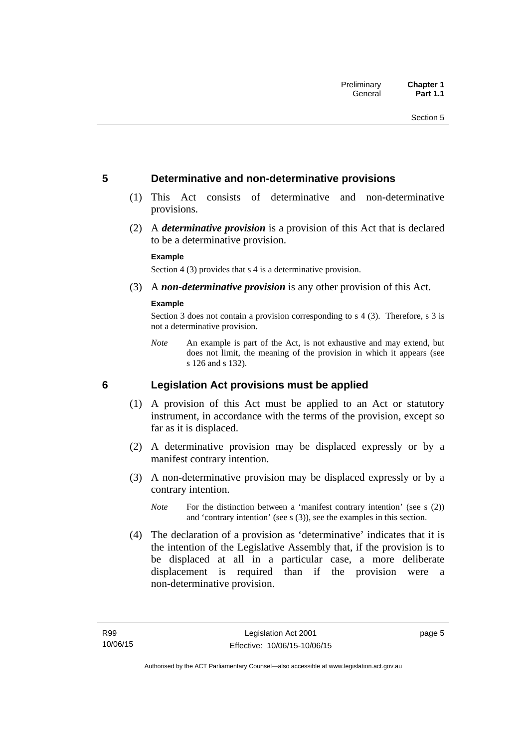## 5 Determinative and non-determinative provisions

(1) This Act consists of determinative and non-determinative provisions.

(2) A ***determinative provision*** is a provision of this Act that is declared to be a determinative provision.

**Example**

Section 4 (3) provides that s 4 is a determinative provision.

(3) A ***non-determinative provision*** is any other provision of this Act.

**Example**

Section 3 does not contain a provision corresponding to s 4 (3). Therefore, s 3 is not a determinative provision.

*Note* An example is part of the Act, is not exhaustive and may extend, but does not limit, the meaning of the provision in which it appears (see s 126 and s 132).

## 6 Legislation Act provisions must be applied

(1) A provision of this Act must be applied to an Act or statutory instrument, in accordance with the terms of the provision, except so far as it is displaced.

(2) A determinative provision may be displaced expressly or by a manifest contrary intention.

(3) A non-determinative provision may be displaced expressly or by a contrary intention.

*Note* For the distinction between a 'manifest contrary intention' (see s (2)) and 'contrary intention' (see s (3)), see the examples in this section.

(4) The declaration of a provision as 'determinative' indicates that it is the intention of the Legislative Assembly that, if the provision is to be displaced at all in a particular case, a more deliberate displacement is required than if the provision were a non-determinative provision.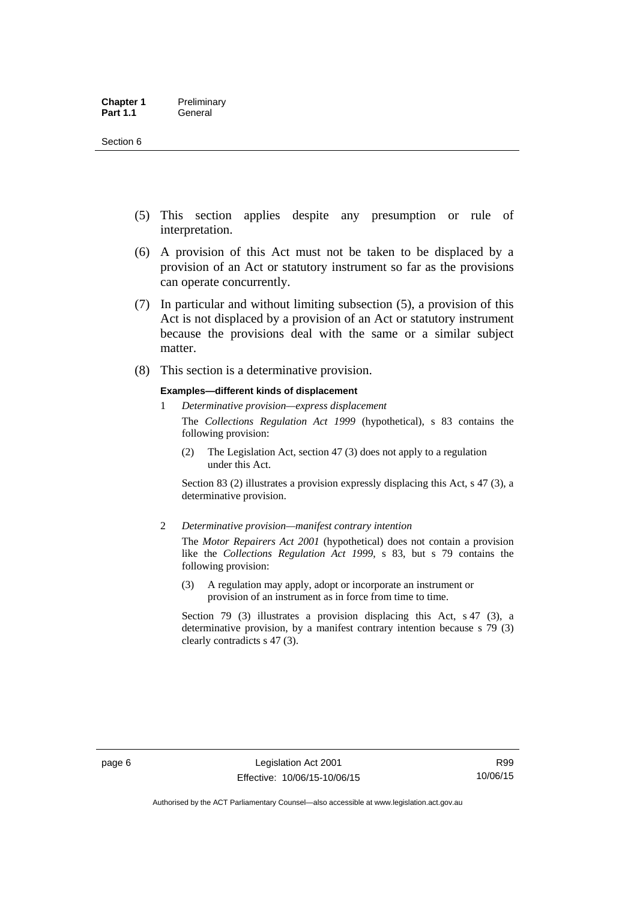(5) This section applies despite any presumption or rule of interpretation.

(6) A provision of this Act must not be taken to be displaced by a provision of an Act or statutory instrument so far as the provisions can operate concurrently.

(7) In particular and without limiting subsection (5), a provision of this Act is not displaced by a provision of an Act or statutory instrument because the provisions deal with the same or a similar subject matter.

(8) This section is a determinative provision.

**Examples—different kinds of displacement**

1 *Determinative provision—express displacement*

The *Collections Regulation Act 1999* (hypothetical), s 83 contains the following provision:

> (2) The Legislation Act, section 47 (3) does not apply to a regulation under this Act.

Section 83 (2) illustrates a provision expressly displacing this Act, s 47 (3), a determinative provision.

2 *Determinative provision—manifest contrary intention*

The *Motor Repairers Act 2001* (hypothetical) does not contain a provision like the *Collections Regulation Act 1999*, s 83, but s 79 contains the following provision:

> (3) A regulation may apply, adopt or incorporate an instrument or provision of an instrument as in force from time to time.

Section 79 (3) illustrates a provision displacing this Act, s 47 (3), a determinative provision, by a manifest contrary intention because s 79 (3) clearly contradicts s 47 (3).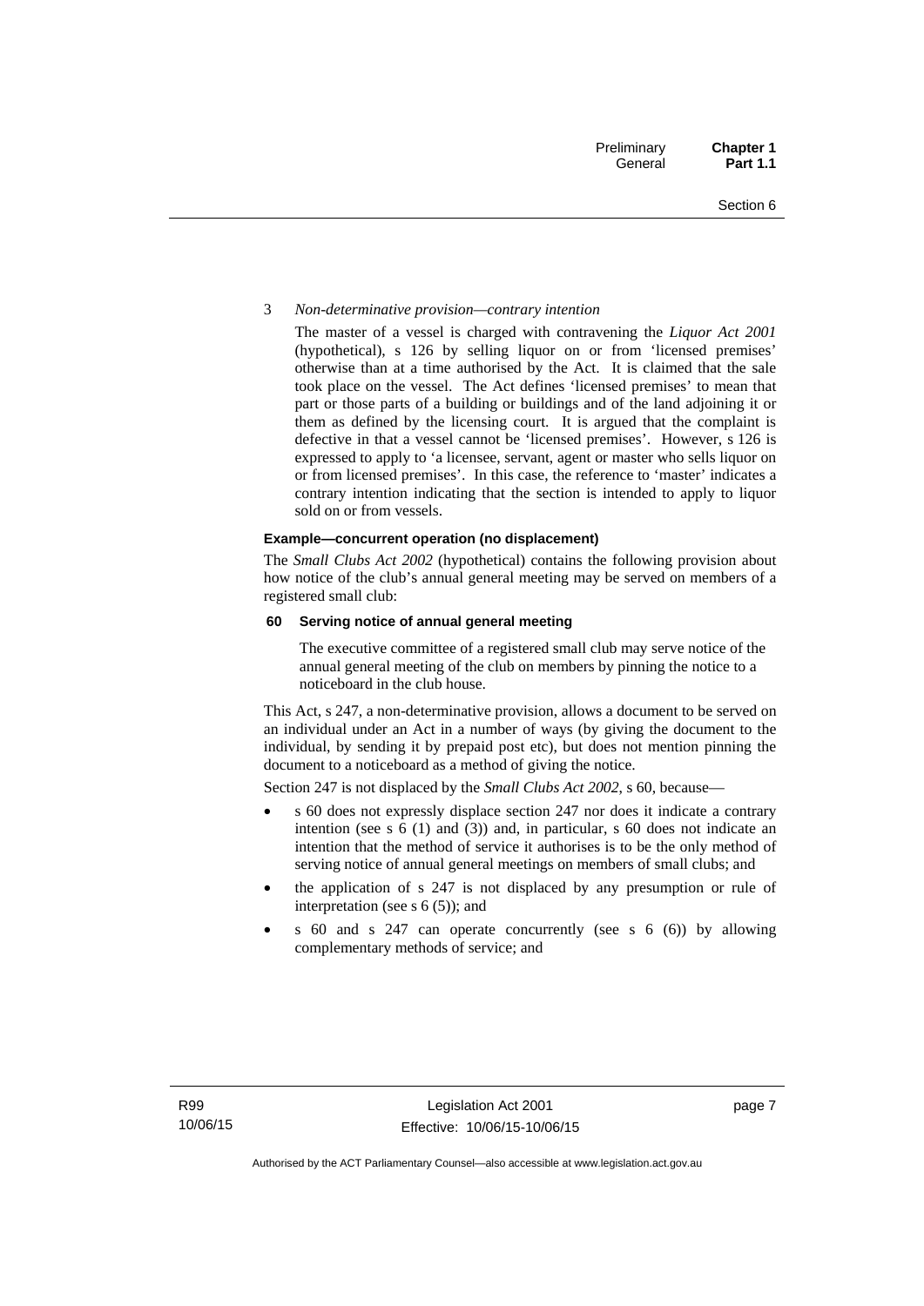3 *Non-determinative provision—contrary intention*

The master of a vessel is charged with contravening the *Liquor Act 2001* (hypothetical), s 126 by selling liquor on or from 'licensed premises' otherwise than at a time authorised by the Act. It is claimed that the sale took place on the vessel. The Act defines 'licensed premises' to mean that part or those parts of a building or buildings and of the land adjoining it or them as defined by the licensing court. It is argued that the complaint is defective in that a vessel cannot be 'licensed premises'. However, s 126 is expressed to apply to 'a licensee, servant, agent or master who sells liquor on or from licensed premises'. In this case, the reference to 'master' indicates a contrary intention indicating that the section is intended to apply to liquor sold on or from vessels.

**Example—concurrent operation (no displacement)**

The *Small Clubs Act 2002* (hypothetical) contains the following provision about how notice of the club's annual general meeting may be served on members of a registered small club:

**60 Serving notice of annual general meeting**

The executive committee of a registered small club may serve notice of the annual general meeting of the club on members by pinning the notice to a noticeboard in the club house.

This Act, s 247, a non-determinative provision, allows a document to be served on an individual under an Act in a number of ways (by giving the document to the individual, by sending it by prepaid post etc), but does not mention pinning the document to a noticeboard as a method of giving the notice.

Section 247 is not displaced by the *Small Clubs Act 2002*, s 60, because—

- s 60 does not expressly displace section 247 nor does it indicate a contrary intention (see s 6 (1) and (3)) and, in particular, s 60 does not indicate an intention that the method of service it authorises is to be the only method of serving notice of annual general meetings on members of small clubs; and
- the application of s 247 is not displaced by any presumption or rule of interpretation (see s 6 (5)); and
- s 60 and s 247 can operate concurrently (see s 6 (6)) by allowing complementary methods of service; and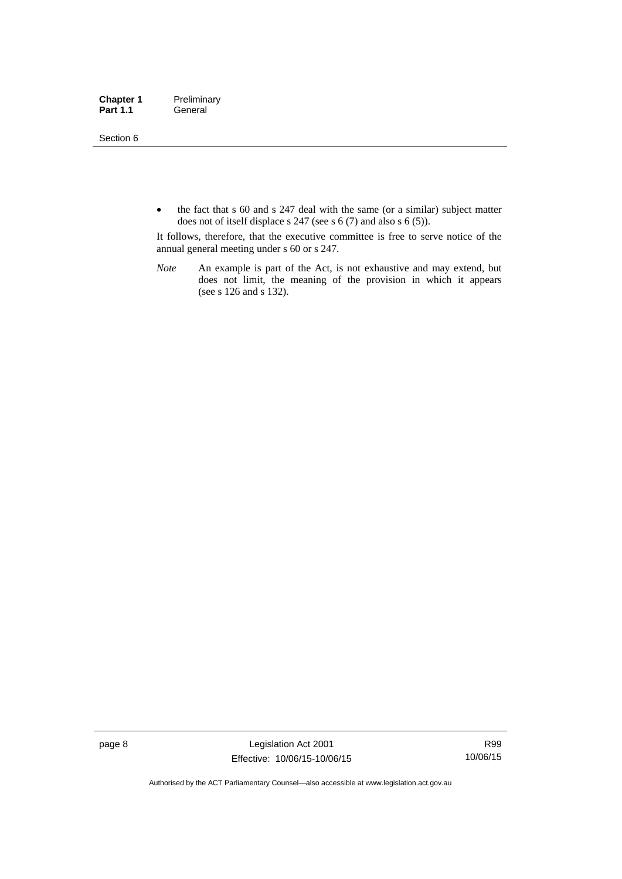- the fact that s 60 and s 247 deal with the same (or a similar) subject matter does not of itself displace s 247 (see s 6 (7) and also s 6 (5)).

It follows, therefore, that the executive committee is free to serve notice of the annual general meeting under s 60 or s 247.

*Note* An example is part of the Act, is not exhaustive and may extend, but does not limit, the meaning of the provision in which it appears (see s 126 and s 132).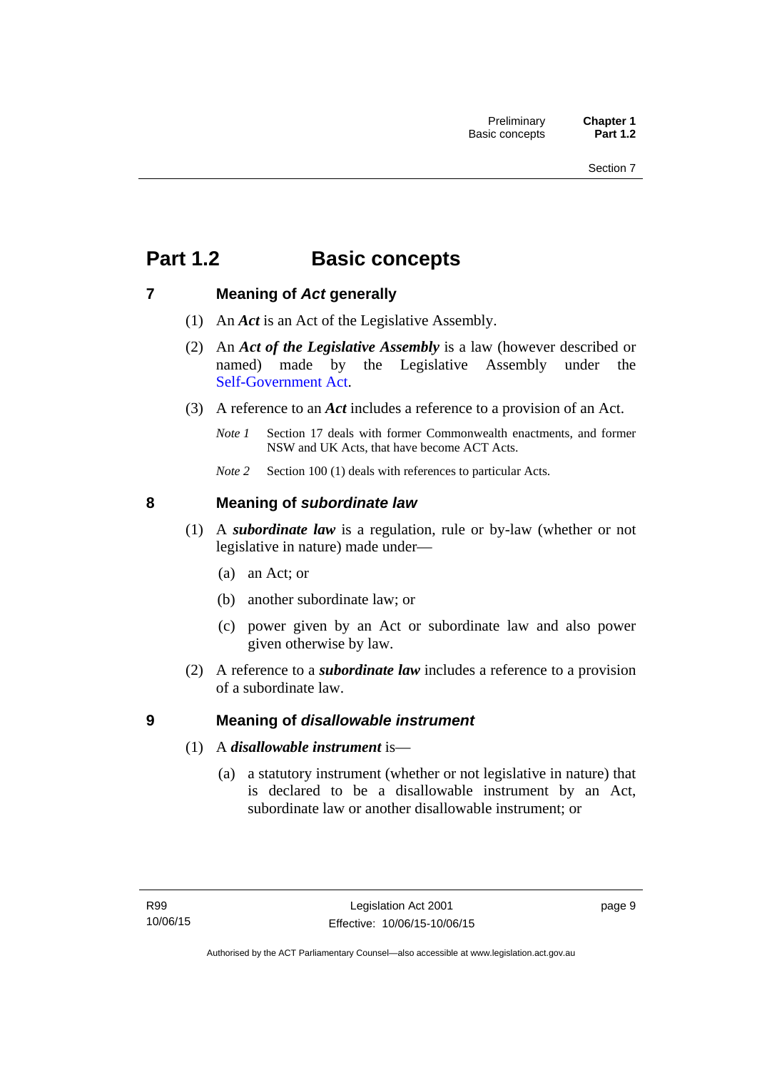# Part 1.2 Basic concepts

## 7 Meaning of *Act* generally

(1) An ***Act*** is an Act of the Legislative Assembly.

(2) An ***Act of the Legislative Assembly*** is a law (however described or named) made by the Legislative Assembly under the Self-Government Act.

(3) A reference to an ***Act*** includes a reference to a provision of an Act.

*Note 1* Section 17 deals with former Commonwealth enactments, and former NSW and UK Acts, that have become ACT Acts.

*Note 2* Section 100 (1) deals with references to particular Acts.

## 8 Meaning of *subordinate law*

(1) A ***subordinate law*** is a regulation, rule or by-law (whether or not legislative in nature) made under—

(a) an Act; or

(b) another subordinate law; or

(c) power given by an Act or subordinate law and also power given otherwise by law.

(2) A reference to a ***subordinate law*** includes a reference to a provision of a subordinate law.

## 9 Meaning of *disallowable instrument*

(1) A ***disallowable instrument*** is—

(a) a statutory instrument (whether or not legislative in nature) that is declared to be a disallowable instrument by an Act, subordinate law or another disallowable instrument; or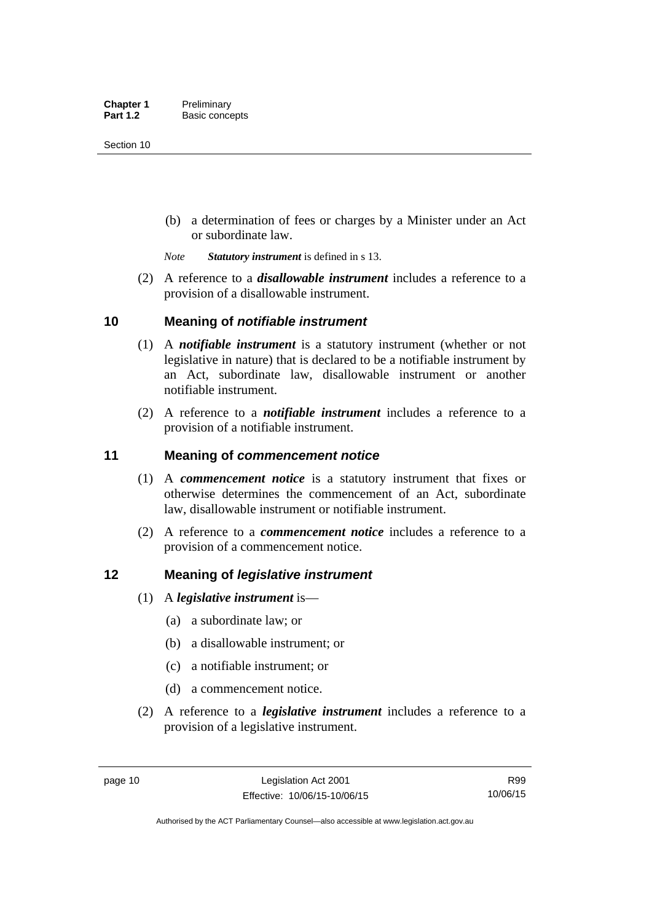(b) a determination of fees or charges by a Minister under an Act or subordinate law.

*Note* ***Statutory instrument*** is defined in s 13.

(2) A reference to a ***disallowable instrument*** includes a reference to a provision of a disallowable instrument.

## 10 Meaning of *notifiable instrument*

(1) A ***notifiable instrument*** is a statutory instrument (whether or not legislative in nature) that is declared to be a notifiable instrument by an Act, subordinate law, disallowable instrument or another notifiable instrument.

(2) A reference to a ***notifiable instrument*** includes a reference to a provision of a notifiable instrument.

## 11 Meaning of *commencement notice*

(1) A ***commencement notice*** is a statutory instrument that fixes or otherwise determines the commencement of an Act, subordinate law, disallowable instrument or notifiable instrument.

(2) A reference to a ***commencement notice*** includes a reference to a provision of a commencement notice.

## 12 Meaning of *legislative instrument*

(1) A ***legislative instrument*** is—

(a) a subordinate law; or

(b) a disallowable instrument; or

(c) a notifiable instrument; or

(d) a commencement notice.

(2) A reference to a ***legislative instrument*** includes a reference to a provision of a legislative instrument.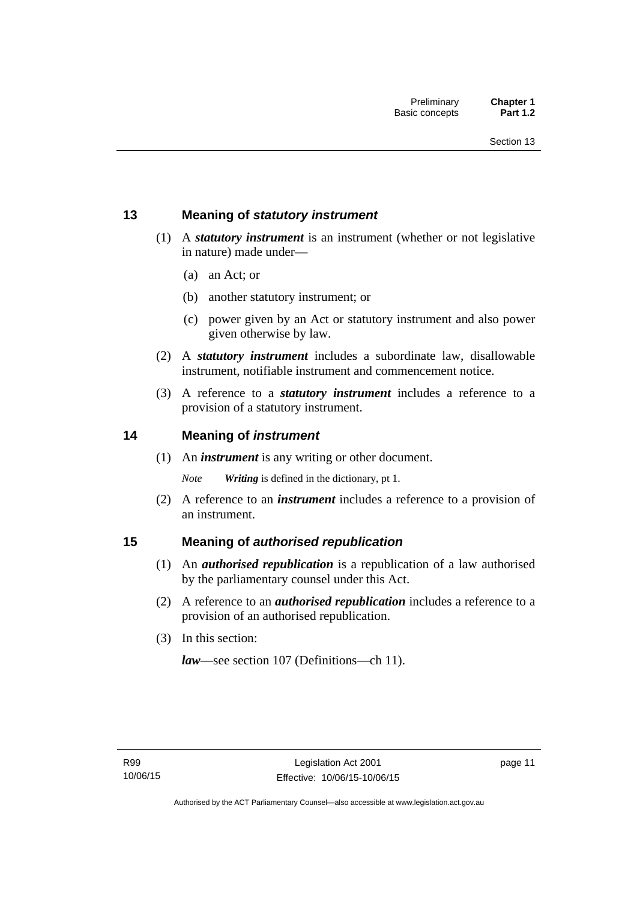## 13 Meaning of *statutory instrument*

(1) A ***statutory instrument*** is an instrument (whether or not legislative in nature) made under—

(a) an Act; or

(b) another statutory instrument; or

(c) power given by an Act or statutory instrument and also power given otherwise by law.

(2) A ***statutory instrument*** includes a subordinate law, disallowable instrument, notifiable instrument and commencement notice.

(3) A reference to a ***statutory instrument*** includes a reference to a provision of a statutory instrument.

## 14 Meaning of *instrument*

(1) An ***instrument*** is any writing or other document.

*Note* ***Writing*** is defined in the dictionary, pt 1.

(2) A reference to an ***instrument*** includes a reference to a provision of an instrument.

## 15 Meaning of *authorised republication*

(1) An ***authorised republication*** is a republication of a law authorised by the parliamentary counsel under this Act.

(2) A reference to an ***authorised republication*** includes a reference to a provision of an authorised republication.

(3) In this section:

***law***—see section 107 (Definitions—ch 11).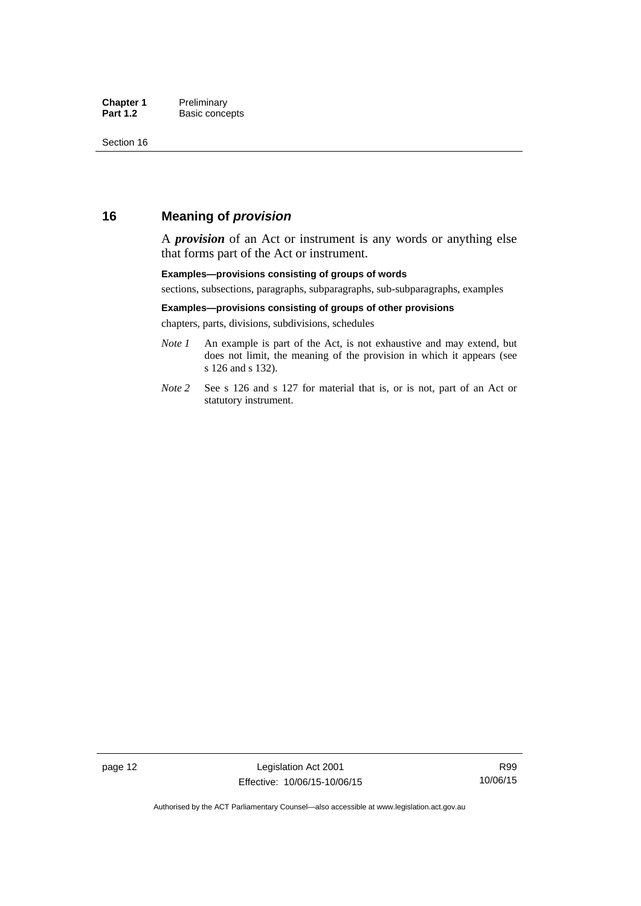## 16 Meaning of *provision*

A ***provision*** of an Act or instrument is any words or anything else that forms part of the Act or instrument.

**Examples—provisions consisting of groups of words**

sections, subsections, paragraphs, subparagraphs, sub-subparagraphs, examples

**Examples—provisions consisting of groups of other provisions**

chapters, parts, divisions, subdivisions, schedules

*Note 1* An example is part of the Act, is not exhaustive and may extend, but does not limit, the meaning of the provision in which it appears (see s 126 and s 132).

*Note 2* See s 126 and s 127 for material that is, or is not, part of an Act or statutory instrument.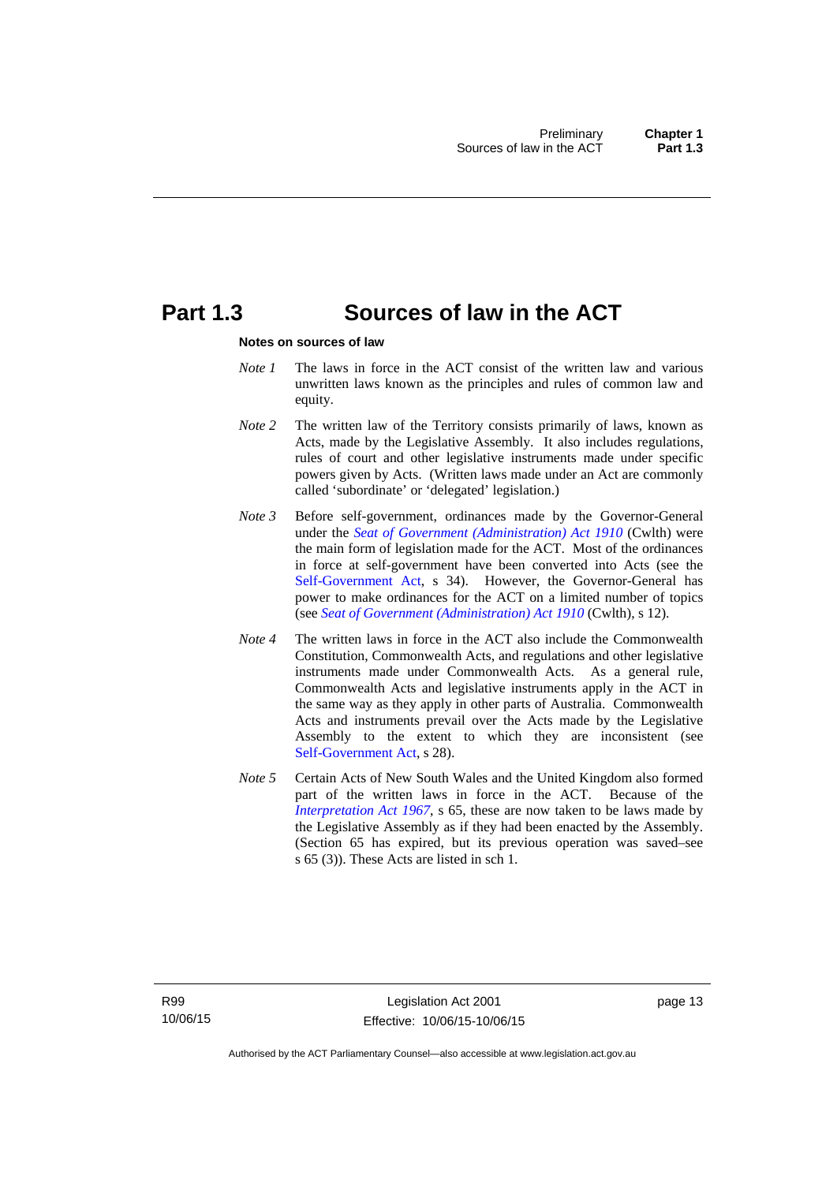# Part 1.3 Sources of law in the ACT

**Notes on sources of law**

*Note 1* The laws in force in the ACT consist of the written law and various unwritten laws known as the principles and rules of common law and equity.

*Note 2* The written law of the Territory consists primarily of laws, known as Acts, made by the Legislative Assembly. It also includes regulations, rules of court and other legislative instruments made under specific powers given by Acts. (Written laws made under an Act are commonly called 'subordinate' or 'delegated' legislation.)

*Note 3* Before self-government, ordinances made by the Governor-General under the *Seat of Government (Administration) Act 1910* (Cwlth) were the main form of legislation made for the ACT. Most of the ordinances in force at self-government have been converted into Acts (see the Self-Government Act, s 34). However, the Governor-General has power to make ordinances for the ACT on a limited number of topics (see *Seat of Government (Administration) Act 1910* (Cwlth), s 12).

*Note 4* The written laws in force in the ACT also include the Commonwealth Constitution, Commonwealth Acts, and regulations and other legislative instruments made under Commonwealth Acts. As a general rule, Commonwealth Acts and legislative instruments apply in the ACT in the same way as they apply in other parts of Australia. Commonwealth Acts and instruments prevail over the Acts made by the Legislative Assembly to the extent to which they are inconsistent (see Self-Government Act, s 28).

*Note 5* Certain Acts of New South Wales and the United Kingdom also formed part of the written laws in force in the ACT. Because of the *Interpretation Act 1967*, s 65, these are now taken to be laws made by the Legislative Assembly as if they had been enacted by the Assembly. (Section 65 has expired, but its previous operation was saved–see s 65 (3)). These Acts are listed in sch 1.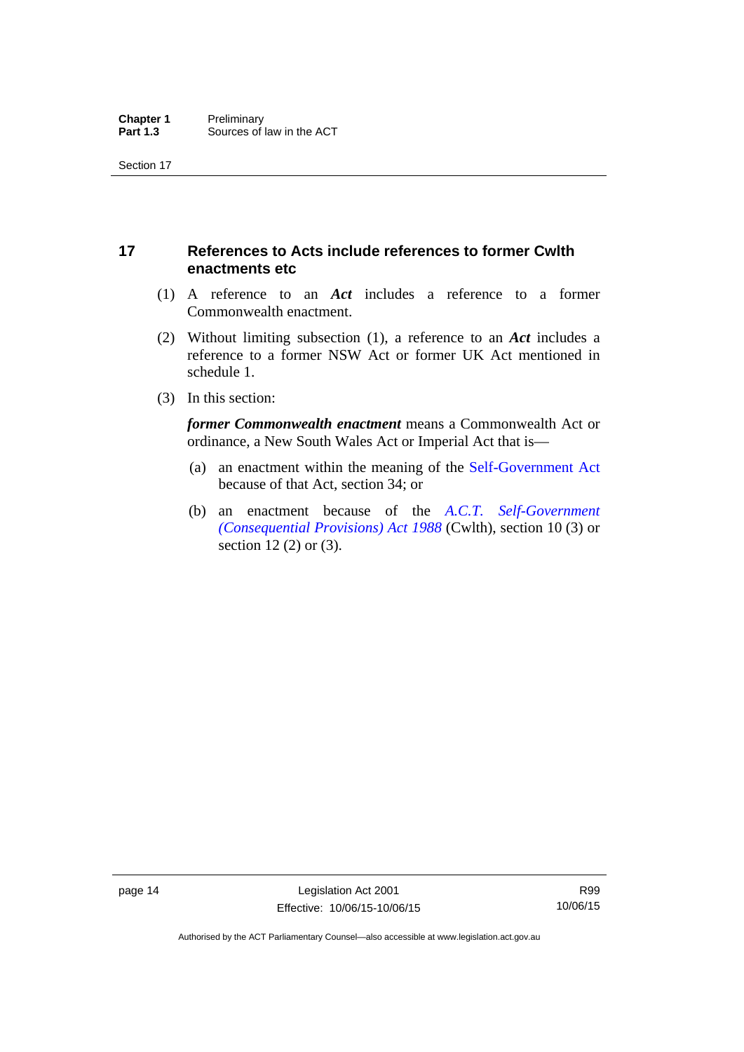## 17 References to Acts include references to former Cwlth enactments etc

(1) A reference to an ***Act*** includes a reference to a former Commonwealth enactment.

(2) Without limiting subsection (1), a reference to an ***Act*** includes a reference to a former NSW Act or former UK Act mentioned in schedule 1.

(3) In this section:

***former Commonwealth enactment*** means a Commonwealth Act or ordinance, a New South Wales Act or Imperial Act that is—

(a) an enactment within the meaning of the Self-Government Act because of that Act, section 34; or

(b) an enactment because of the *A.C.T. Self-Government (Consequential Provisions) Act 1988* (Cwlth), section 10 (3) or section 12 (2) or (3).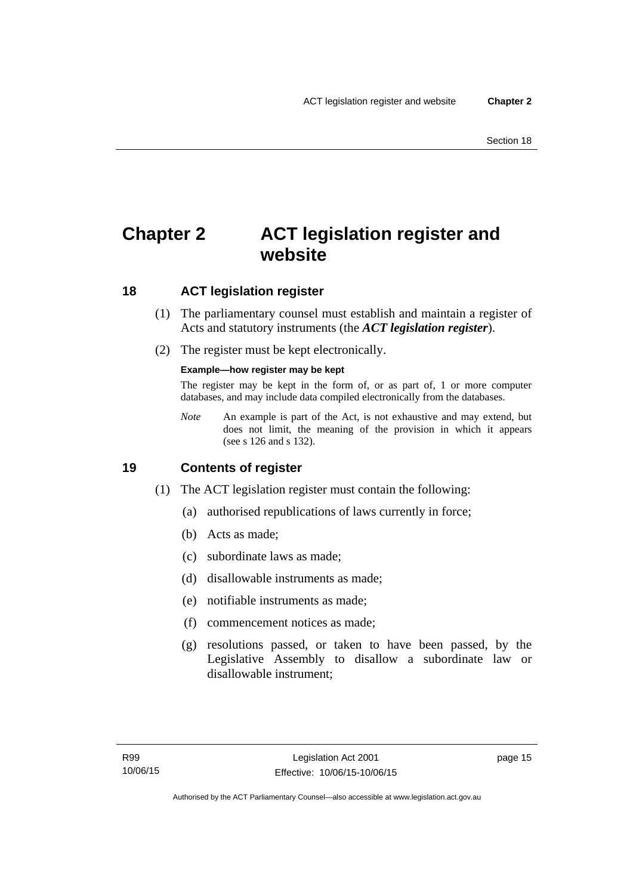# Chapter 2 ACT legislation register and website

## 18 ACT legislation register

(1) The parliamentary counsel must establish and maintain a register of Acts and statutory instruments (the ***ACT legislation register***).

(2) The register must be kept electronically.

**Example—how register may be kept**

The register may be kept in the form of, or as part of, 1 or more computer databases, and may include data compiled electronically from the databases.

*Note* An example is part of the Act, is not exhaustive and may extend, but does not limit, the meaning of the provision in which it appears (see s 126 and s 132).

## 19 Contents of register

(1) The ACT legislation register must contain the following:

(a) authorised republications of laws currently in force;

(b) Acts as made;

(c) subordinate laws as made;

(d) disallowable instruments as made;

(e) notifiable instruments as made;

(f) commencement notices as made;

(g) resolutions passed, or taken to have been passed, by the Legislative Assembly to disallow a subordinate law or disallowable instrument;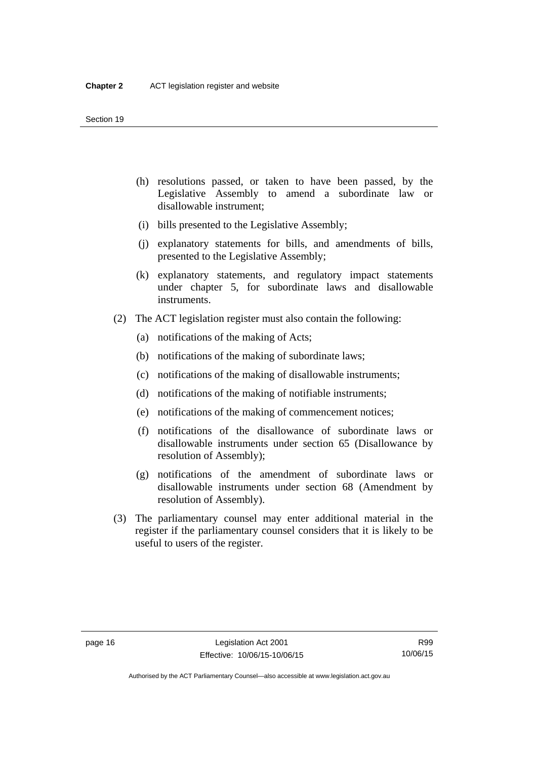(h) resolutions passed, or taken to have been passed, by the Legislative Assembly to amend a subordinate law or disallowable instrument;

(i) bills presented to the Legislative Assembly;

(j) explanatory statements for bills, and amendments of bills, presented to the Legislative Assembly;

(k) explanatory statements, and regulatory impact statements under chapter 5, for subordinate laws and disallowable instruments.

(2) The ACT legislation register must also contain the following:

(a) notifications of the making of Acts;

(b) notifications of the making of subordinate laws;

(c) notifications of the making of disallowable instruments;

(d) notifications of the making of notifiable instruments;

(e) notifications of the making of commencement notices;

(f) notifications of the disallowance of subordinate laws or disallowable instruments under section 65 (Disallowance by resolution of Assembly);

(g) notifications of the amendment of subordinate laws or disallowable instruments under section 68 (Amendment by resolution of Assembly).

(3) The parliamentary counsel may enter additional material in the register if the parliamentary counsel considers that it is likely to be useful to users of the register.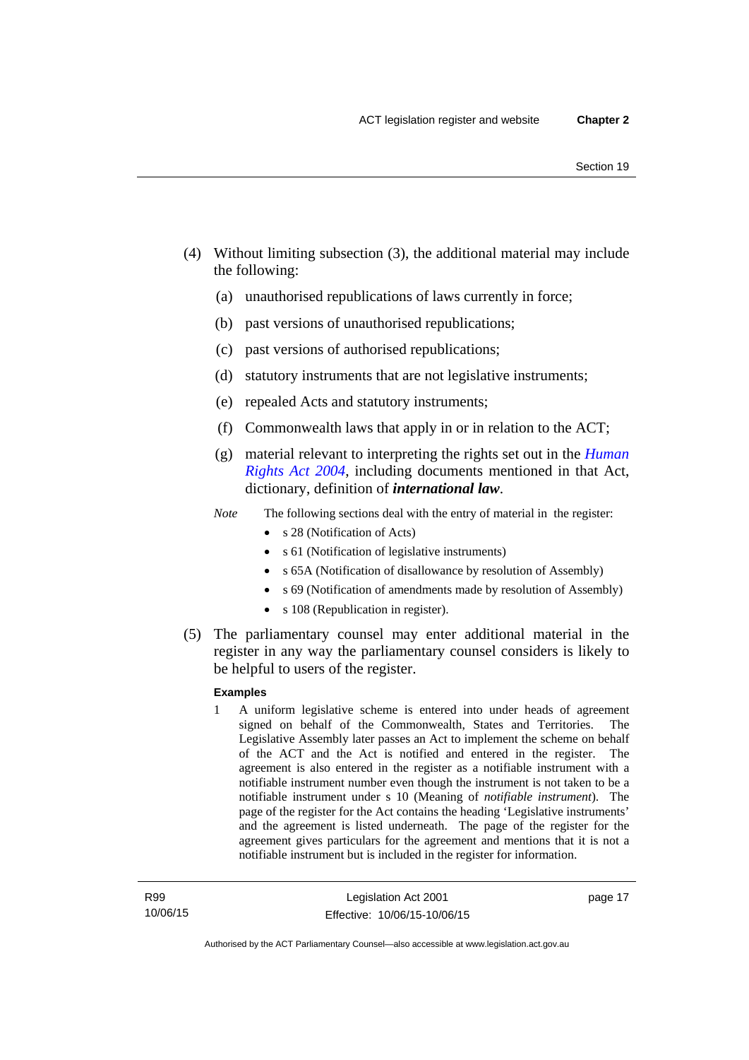(4) Without limiting subsection (3), the additional material may include the following:

(a) unauthorised republications of laws currently in force;

(b) past versions of unauthorised republications;

(c) past versions of authorised republications;

(d) statutory instruments that are not legislative instruments;

(e) repealed Acts and statutory instruments;

(f) Commonwealth laws that apply in or in relation to the ACT;

(g) material relevant to interpreting the rights set out in the *Human Rights Act 2004*, including documents mentioned in that Act, dictionary, definition of ***international law***.

*Note* The following sections deal with the entry of material in the register:

- s 28 (Notification of Acts)
- s 61 (Notification of legislative instruments)
- s 65A (Notification of disallowance by resolution of Assembly)
- s 69 (Notification of amendments made by resolution of Assembly)
- s 108 (Republication in register).

(5) The parliamentary counsel may enter additional material in the register in any way the parliamentary counsel considers is likely to be helpful to users of the register.

**Examples**

1 A uniform legislative scheme is entered into under heads of agreement signed on behalf of the Commonwealth, States and Territories. The Legislative Assembly later passes an Act to implement the scheme on behalf of the ACT and the Act is notified and entered in the register. The agreement is also entered in the register as a notifiable instrument with a notifiable instrument number even though the instrument is not taken to be a notifiable instrument under s 10 (Meaning of *notifiable instrument*). The page of the register for the Act contains the heading 'Legislative instruments' and the agreement is listed underneath. The page of the register for the agreement gives particulars for the agreement and mentions that it is not a notifiable instrument but is included in the register for information.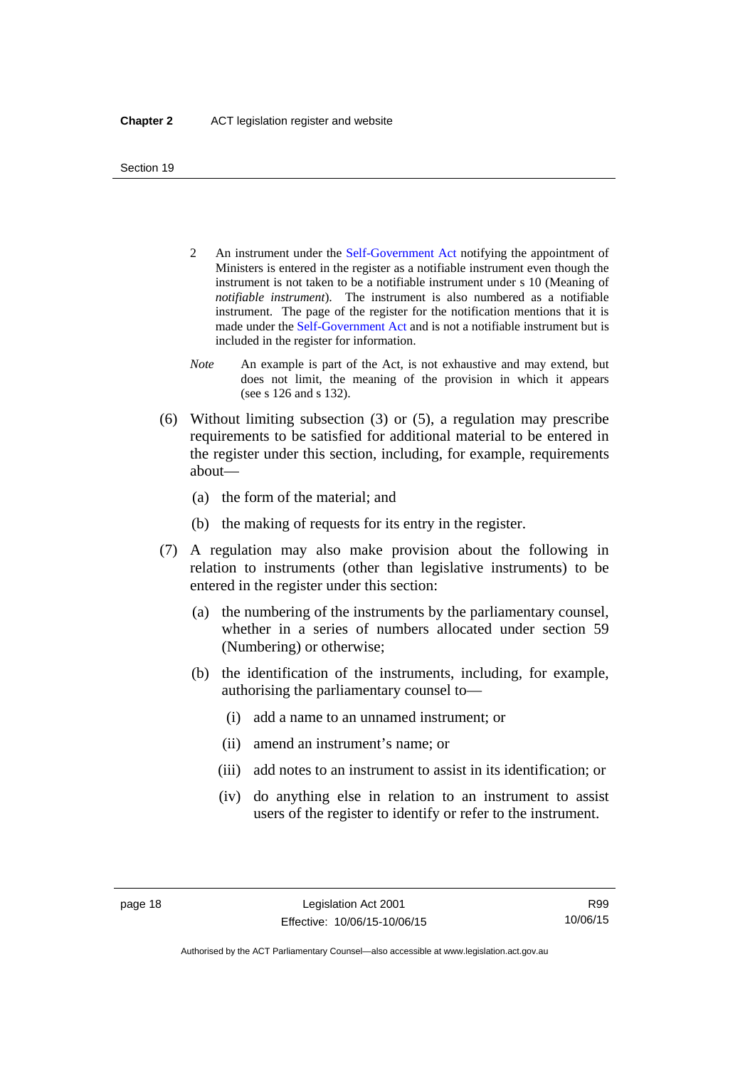2 An instrument under the Self-Government Act notifying the appointment of Ministers is entered in the register as a notifiable instrument even though the instrument is not taken to be a notifiable instrument under s 10 (Meaning of *notifiable instrument*). The instrument is also numbered as a notifiable instrument. The page of the register for the notification mentions that it is made under the Self-Government Act and is not a notifiable instrument but is included in the register for information.

*Note* An example is part of the Act, is not exhaustive and may extend, but does not limit, the meaning of the provision in which it appears (see s 126 and s 132).

(6) Without limiting subsection (3) or (5), a regulation may prescribe requirements to be satisfied for additional material to be entered in the register under this section, including, for example, requirements about—

(a) the form of the material; and

(b) the making of requests for its entry in the register.

(7) A regulation may also make provision about the following in relation to instruments (other than legislative instruments) to be entered in the register under this section:

(a) the numbering of the instruments by the parliamentary counsel, whether in a series of numbers allocated under section 59 (Numbering) or otherwise;

(b) the identification of the instruments, including, for example, authorising the parliamentary counsel to—

(i) add a name to an unnamed instrument; or

(ii) amend an instrument's name; or

(iii) add notes to an instrument to assist in its identification; or

(iv) do anything else in relation to an instrument to assist users of the register to identify or refer to the instrument.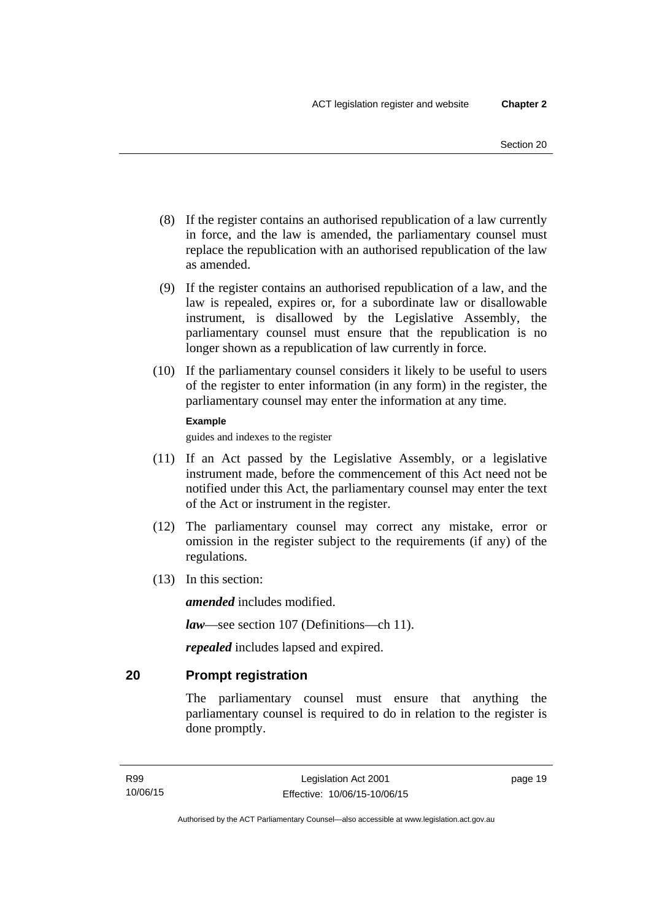(8) If the register contains an authorised republication of a law currently in force, and the law is amended, the parliamentary counsel must replace the republication with an authorised republication of the law as amended.

(9) If the register contains an authorised republication of a law, and the law is repealed, expires or, for a subordinate law or disallowable instrument, is disallowed by the Legislative Assembly, the parliamentary counsel must ensure that the republication is no longer shown as a republication of law currently in force.

(10) If the parliamentary counsel considers it likely to be useful to users of the register to enter information (in any form) in the register, the parliamentary counsel may enter the information at any time.

**Example**

guides and indexes to the register

(11) If an Act passed by the Legislative Assembly, or a legislative instrument made, before the commencement of this Act need not be notified under this Act, the parliamentary counsel may enter the text of the Act or instrument in the register.

(12) The parliamentary counsel may correct any mistake, error or omission in the register subject to the requirements (if any) of the regulations.

(13) In this section:

***amended*** includes modified.

***law***—see section 107 (Definitions—ch 11).

***repealed*** includes lapsed and expired.

## 20 Prompt registration

The parliamentary counsel must ensure that anything the parliamentary counsel is required to do in relation to the register is done promptly.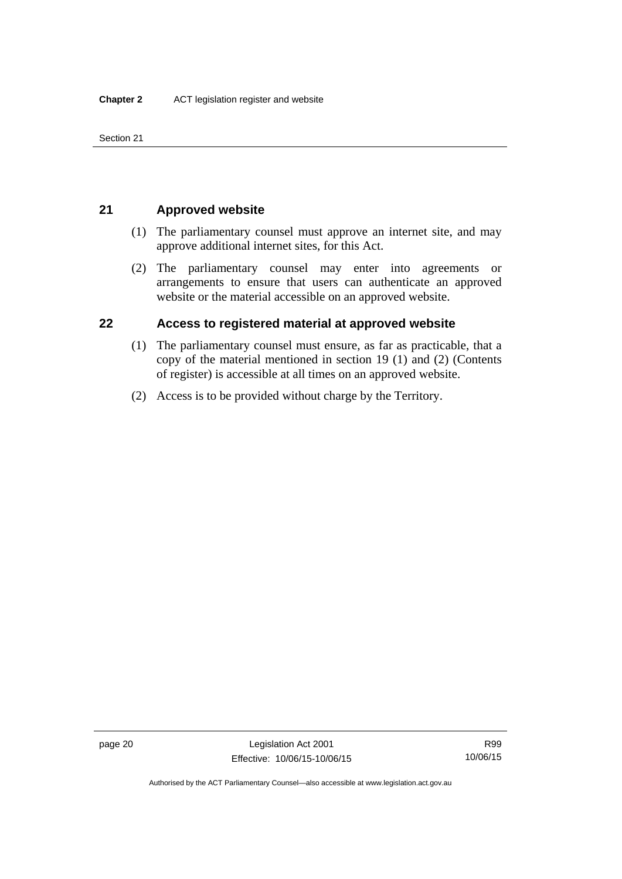## 21 Approved website

(1) The parliamentary counsel must approve an internet site, and may approve additional internet sites, for this Act.

(2) The parliamentary counsel may enter into agreements or arrangements to ensure that users can authenticate an approved website or the material accessible on an approved website.

## 22 Access to registered material at approved website

(1) The parliamentary counsel must ensure, as far as practicable, that a copy of the material mentioned in section 19 (1) and (2) (Contents of register) is accessible at all times on an approved website.

(2) Access is to be provided without charge by the Territory.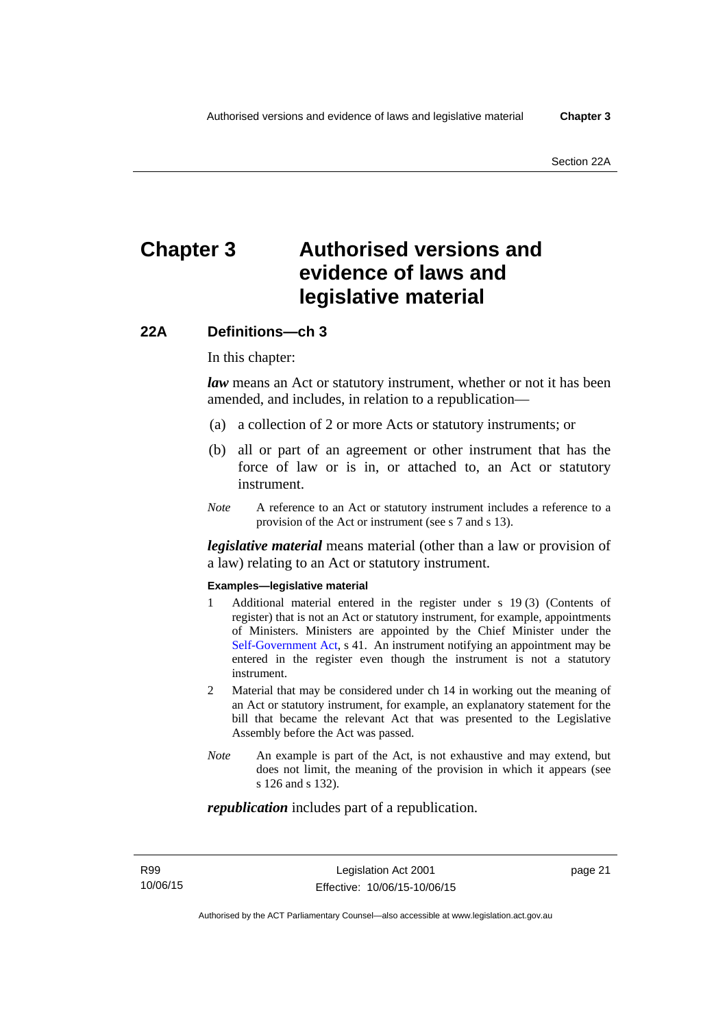# Chapter 3 Authorised versions and evidence of laws and legislative material

## 22A Definitions—ch 3

In this chapter:

***law*** means an Act or statutory instrument, whether or not it has been amended, and includes, in relation to a republication—

(a) a collection of 2 or more Acts or statutory instruments; or

(b) all or part of an agreement or other instrument that has the force of law or is in, or attached to, an Act or statutory instrument.

*Note* A reference to an Act or statutory instrument includes a reference to a provision of the Act or instrument (see s 7 and s 13).

***legislative material*** means material (other than a law or provision of a law) relating to an Act or statutory instrument.

**Examples—legislative material**

1 Additional material entered in the register under s 19 (3) (Contents of register) that is not an Act or statutory instrument, for example, appointments of Ministers. Ministers are appointed by the Chief Minister under the Self-Government Act, s 41. An instrument notifying an appointment may be entered in the register even though the instrument is not a statutory instrument.

2 Material that may be considered under ch 14 in working out the meaning of an Act or statutory instrument, for example, an explanatory statement for the bill that became the relevant Act that was presented to the Legislative Assembly before the Act was passed.

*Note* An example is part of the Act, is not exhaustive and may extend, but does not limit, the meaning of the provision in which it appears (see s 126 and s 132).

***republication*** includes part of a republication.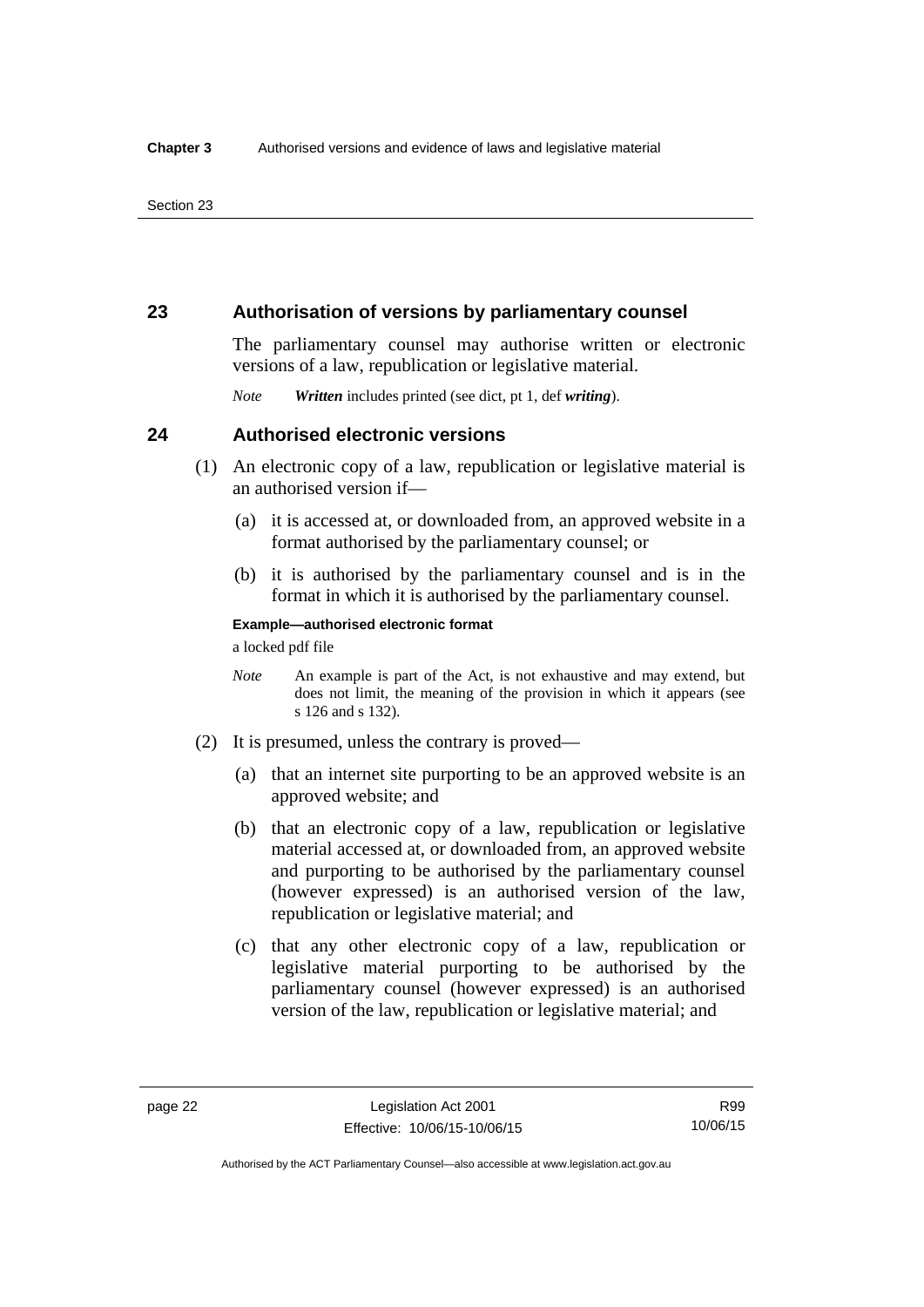## 23 Authorisation of versions by parliamentary counsel

The parliamentary counsel may authorise written or electronic versions of a law, republication or legislative material.

*Note* ***Written*** includes printed (see dict, pt 1, def ***writing***).

## 24 Authorised electronic versions

(1) An electronic copy of a law, republication or legislative material is an authorised version if—

(a) it is accessed at, or downloaded from, an approved website in a format authorised by the parliamentary counsel; or

(b) it is authorised by the parliamentary counsel and is in the format in which it is authorised by the parliamentary counsel.

**Example—authorised electronic format**

a locked pdf file

*Note* An example is part of the Act, is not exhaustive and may extend, but does not limit, the meaning of the provision in which it appears (see s 126 and s 132).

(2) It is presumed, unless the contrary is proved—

(a) that an internet site purporting to be an approved website is an approved website; and

(b) that an electronic copy of a law, republication or legislative material accessed at, or downloaded from, an approved website and purporting to be authorised by the parliamentary counsel (however expressed) is an authorised version of the law, republication or legislative material; and

(c) that any other electronic copy of a law, republication or legislative material purporting to be authorised by the parliamentary counsel (however expressed) is an authorised version of the law, republication or legislative material; and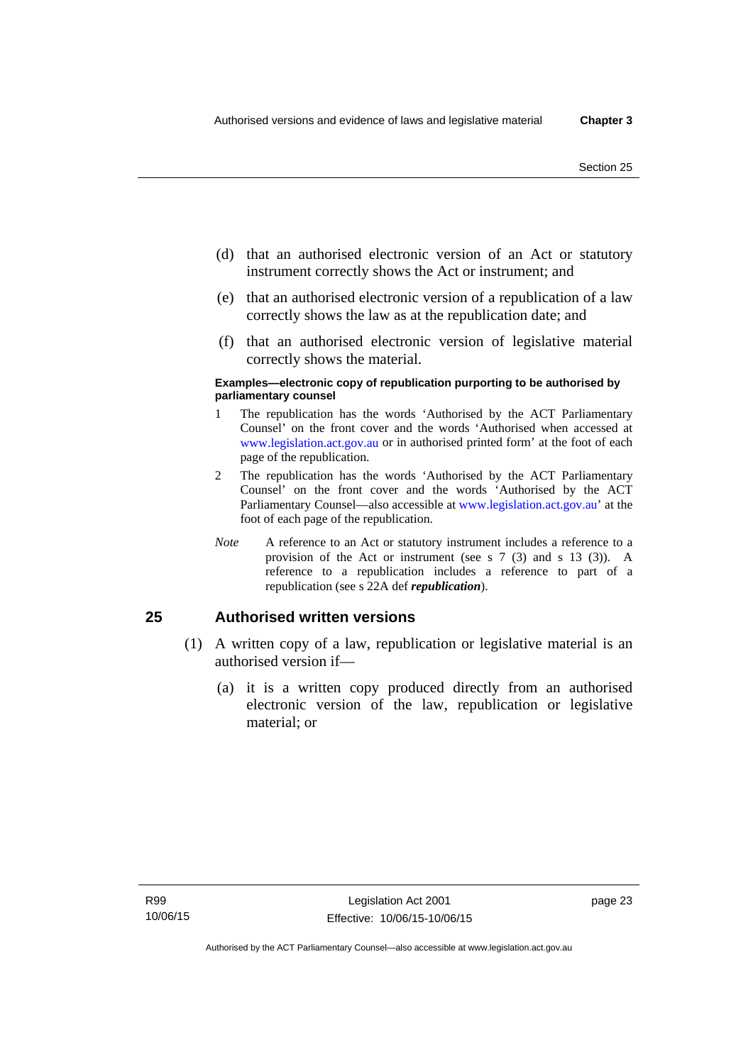(d) that an authorised electronic version of an Act or statutory instrument correctly shows the Act or instrument; and

(e) that an authorised electronic version of a republication of a law correctly shows the law as at the republication date; and

(f) that an authorised electronic version of legislative material correctly shows the material.

**Examples—electronic copy of republication purporting to be authorised by parliamentary counsel**

1 The republication has the words 'Authorised by the ACT Parliamentary Counsel' on the front cover and the words 'Authorised when accessed at www.legislation.act.gov.au or in authorised printed form' at the foot of each page of the republication.

2 The republication has the words 'Authorised by the ACT Parliamentary Counsel' on the front cover and the words 'Authorised by the ACT Parliamentary Counsel—also accessible at www.legislation.act.gov.au' at the foot of each page of the republication.

*Note* A reference to an Act or statutory instrument includes a reference to a provision of the Act or instrument (see s 7 (3) and s 13 (3)). A reference to a republication includes a reference to part of a republication (see s 22A def ***republication***).

## 25 Authorised written versions

(1) A written copy of a law, republication or legislative material is an authorised version if—

(a) it is a written copy produced directly from an authorised electronic version of the law, republication or legislative material; or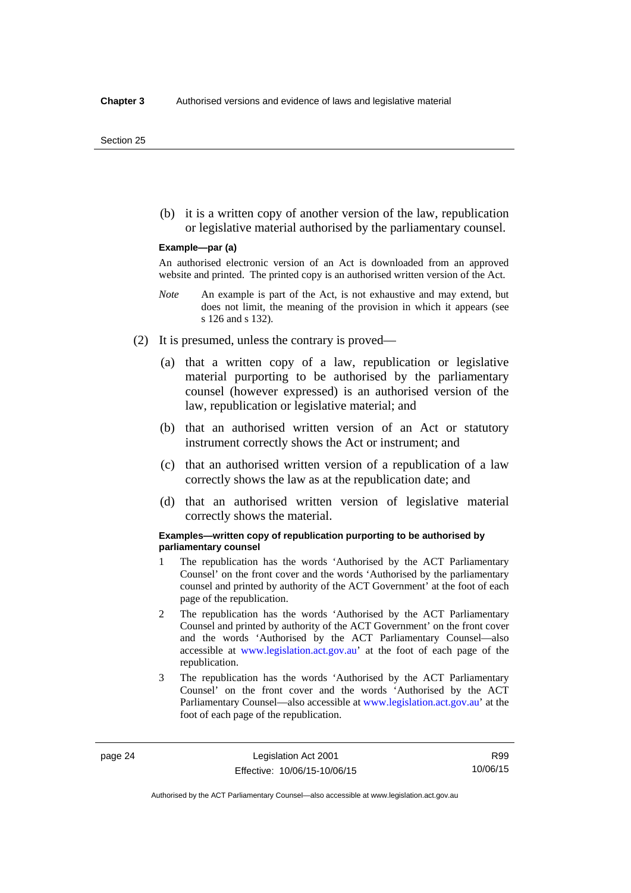(b) it is a written copy of another version of the law, republication or legislative material authorised by the parliamentary counsel.

**Example—par (a)**

An authorised electronic version of an Act is downloaded from an approved website and printed. The printed copy is an authorised written version of the Act.

*Note* An example is part of the Act, is not exhaustive and may extend, but does not limit, the meaning of the provision in which it appears (see s 126 and s 132).

(2) It is presumed, unless the contrary is proved—

(a) that a written copy of a law, republication or legislative material purporting to be authorised by the parliamentary counsel (however expressed) is an authorised version of the law, republication or legislative material; and

(b) that an authorised written version of an Act or statutory instrument correctly shows the Act or instrument; and

(c) that an authorised written version of a republication of a law correctly shows the law as at the republication date; and

(d) that an authorised written version of legislative material correctly shows the material.

**Examples—written copy of republication purporting to be authorised by parliamentary counsel**

1 The republication has the words 'Authorised by the ACT Parliamentary Counsel' on the front cover and the words 'Authorised by the parliamentary counsel and printed by authority of the ACT Government' at the foot of each page of the republication.

2 The republication has the words 'Authorised by the ACT Parliamentary Counsel and printed by authority of the ACT Government' on the front cover and the words 'Authorised by the ACT Parliamentary Counsel—also accessible at www.legislation.act.gov.au' at the foot of each page of the republication.

3 The republication has the words 'Authorised by the ACT Parliamentary Counsel' on the front cover and the words 'Authorised by the ACT Parliamentary Counsel—also accessible at www.legislation.act.gov.au' at the foot of each page of the republication.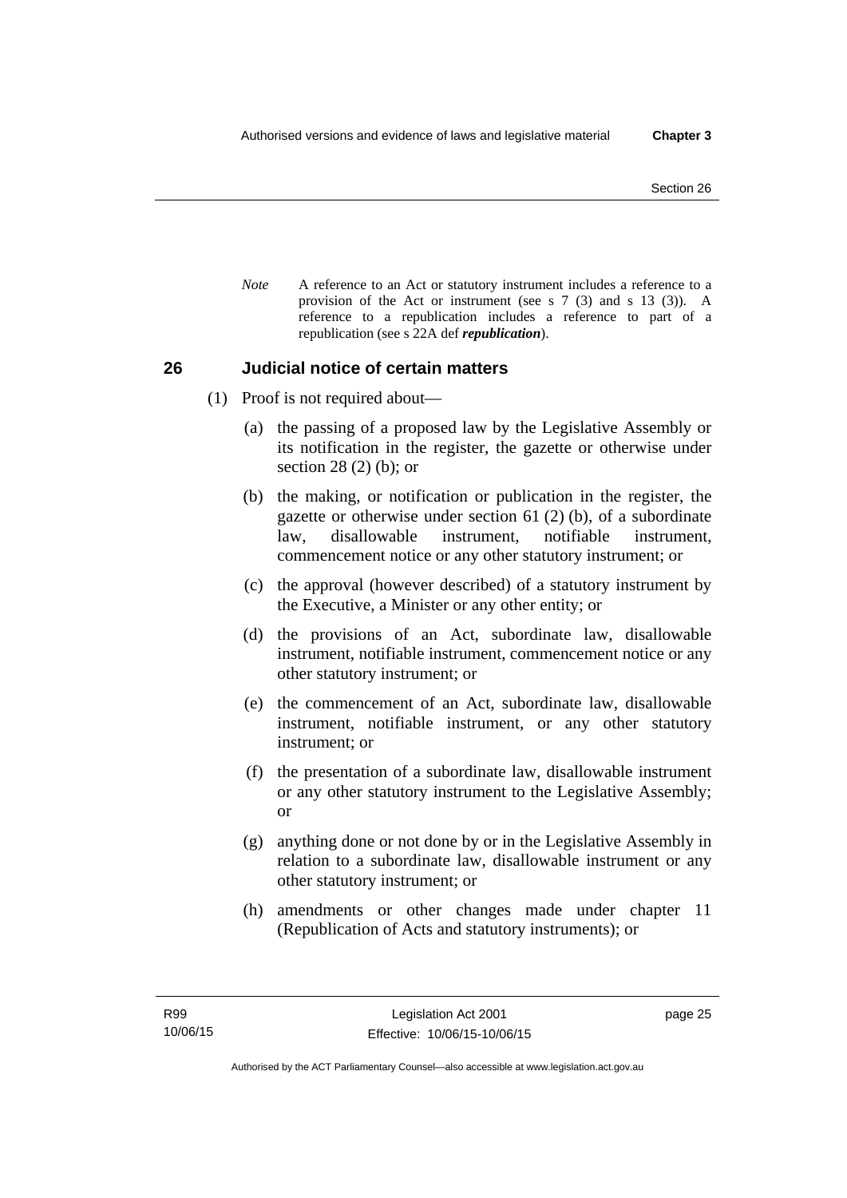*Note* A reference to an Act or statutory instrument includes a reference to a provision of the Act or instrument (see s 7 (3) and s 13 (3)). A reference to a republication includes a reference to part of a republication (see s 22A def ***republication***).

## 26 Judicial notice of certain matters

(1) Proof is not required about—

(a) the passing of a proposed law by the Legislative Assembly or its notification in the register, the gazette or otherwise under section 28 (2) (b); or

(b) the making, or notification or publication in the register, the gazette or otherwise under section 61 (2) (b), of a subordinate law, disallowable instrument, notifiable instrument, commencement notice or any other statutory instrument; or

(c) the approval (however described) of a statutory instrument by the Executive, a Minister or any other entity; or

(d) the provisions of an Act, subordinate law, disallowable instrument, notifiable instrument, commencement notice or any other statutory instrument; or

(e) the commencement of an Act, subordinate law, disallowable instrument, notifiable instrument, or any other statutory instrument; or

(f) the presentation of a subordinate law, disallowable instrument or any other statutory instrument to the Legislative Assembly; or

(g) anything done or not done by or in the Legislative Assembly in relation to a subordinate law, disallowable instrument or any other statutory instrument; or

(h) amendments or other changes made under chapter 11 (Republication of Acts and statutory instruments); or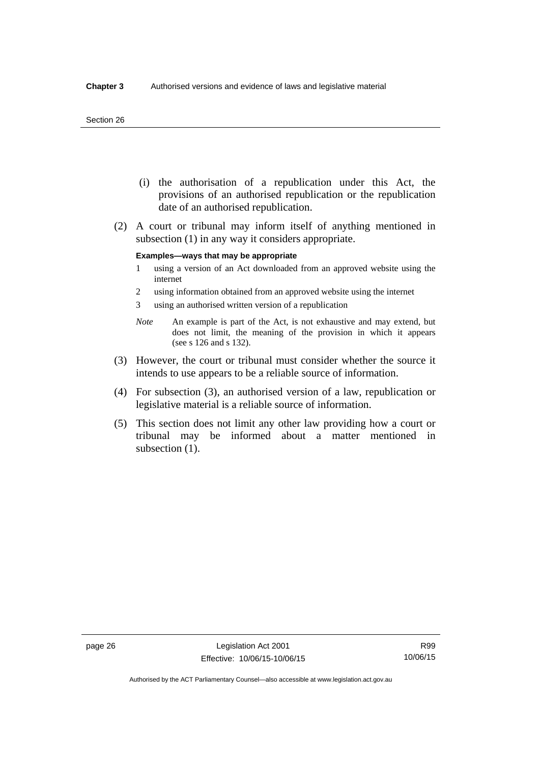(i) the authorisation of a republication under this Act, the provisions of an authorised republication or the republication date of an authorised republication.

(2) A court or tribunal may inform itself of anything mentioned in subsection (1) in any way it considers appropriate.

**Examples—ways that may be appropriate**

1 using a version of an Act downloaded from an approved website using the internet

2 using information obtained from an approved website using the internet

3 using an authorised written version of a republication

*Note* An example is part of the Act, is not exhaustive and may extend, but does not limit, the meaning of the provision in which it appears (see s 126 and s 132).

(3) However, the court or tribunal must consider whether the source it intends to use appears to be a reliable source of information.

(4) For subsection (3), an authorised version of a law, republication or legislative material is a reliable source of information.

(5) This section does not limit any other law providing how a court or tribunal may be informed about a matter mentioned in subsection (1).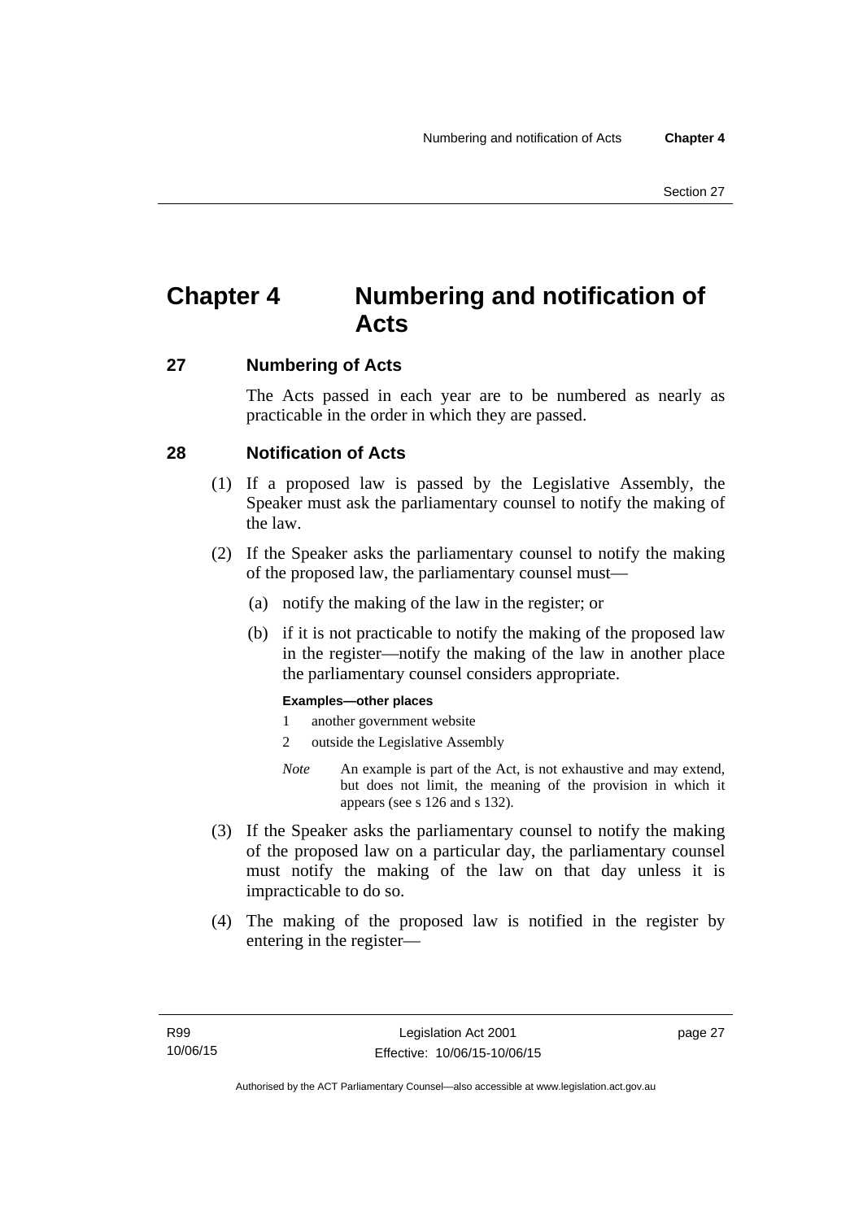# Chapter 4 Numbering and notification of Acts

## 27 Numbering of Acts

The Acts passed in each year are to be numbered as nearly as practicable in the order in which they are passed.

## 28 Notification of Acts

(1) If a proposed law is passed by the Legislative Assembly, the Speaker must ask the parliamentary counsel to notify the making of the law.

(2) If the Speaker asks the parliamentary counsel to notify the making of the proposed law, the parliamentary counsel must—

(a) notify the making of the law in the register; or

(b) if it is not practicable to notify the making of the proposed law in the register—notify the making of the law in another place the parliamentary counsel considers appropriate.

**Examples—other places**

1 another government website

2 outside the Legislative Assembly

*Note* An example is part of the Act, is not exhaustive and may extend, but does not limit, the meaning of the provision in which it appears (see s 126 and s 132).

(3) If the Speaker asks the parliamentary counsel to notify the making of the proposed law on a particular day, the parliamentary counsel must notify the making of the law on that day unless it is impracticable to do so.

(4) The making of the proposed law is notified in the register by entering in the register—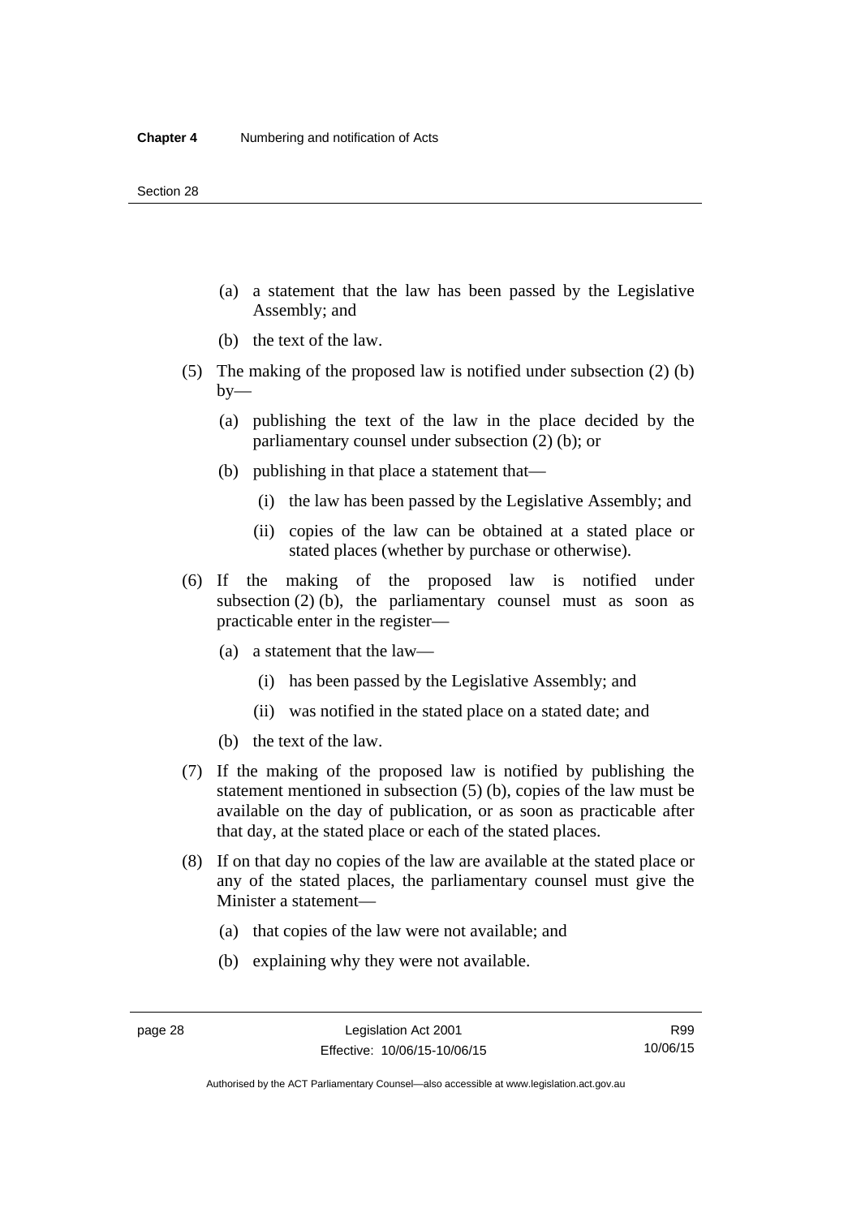(a) a statement that the law has been passed by the Legislative Assembly; and

(b) the text of the law.

(5) The making of the proposed law is notified under subsection (2) (b) by—

(a) publishing the text of the law in the place decided by the parliamentary counsel under subsection (2) (b); or

(b) publishing in that place a statement that—

(i) the law has been passed by the Legislative Assembly; and

(ii) copies of the law can be obtained at a stated place or stated places (whether by purchase or otherwise).

(6) If the making of the proposed law is notified under subsection (2) (b), the parliamentary counsel must as soon as practicable enter in the register—

(a) a statement that the law—

(i) has been passed by the Legislative Assembly; and

(ii) was notified in the stated place on a stated date; and

(b) the text of the law.

(7) If the making of the proposed law is notified by publishing the statement mentioned in subsection (5) (b), copies of the law must be available on the day of publication, or as soon as practicable after that day, at the stated place or each of the stated places.

(8) If on that day no copies of the law are available at the stated place or any of the stated places, the parliamentary counsel must give the Minister a statement—

(a) that copies of the law were not available; and

(b) explaining why they were not available.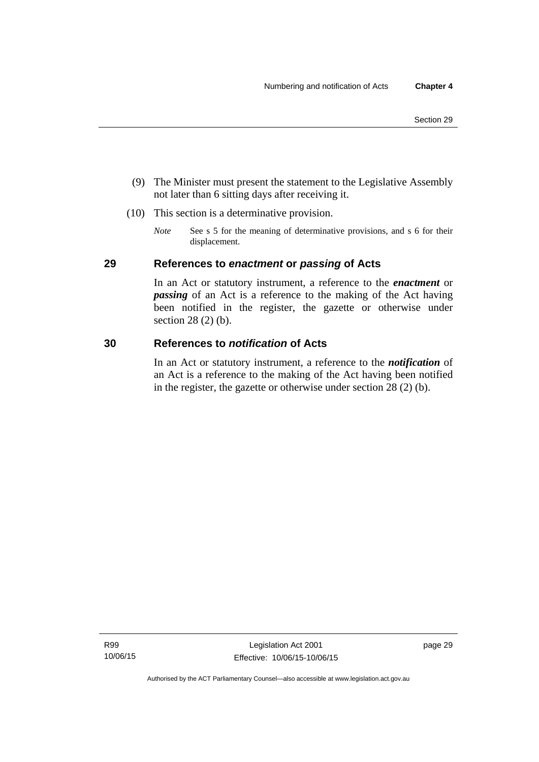(9) The Minister must present the statement to the Legislative Assembly not later than 6 sitting days after receiving it.

(10) This section is a determinative provision.

*Note* See s 5 for the meaning of determinative provisions, and s 6 for their displacement.

## 29 References to *enactment* or *passing* of Acts

In an Act or statutory instrument, a reference to the ***enactment*** or ***passing*** of an Act is a reference to the making of the Act having been notified in the register, the gazette or otherwise under section 28 (2) (b).

## 30 References to *notification* of Acts

In an Act or statutory instrument, a reference to the ***notification*** of an Act is a reference to the making of the Act having been notified in the register, the gazette or otherwise under section 28 (2) (b).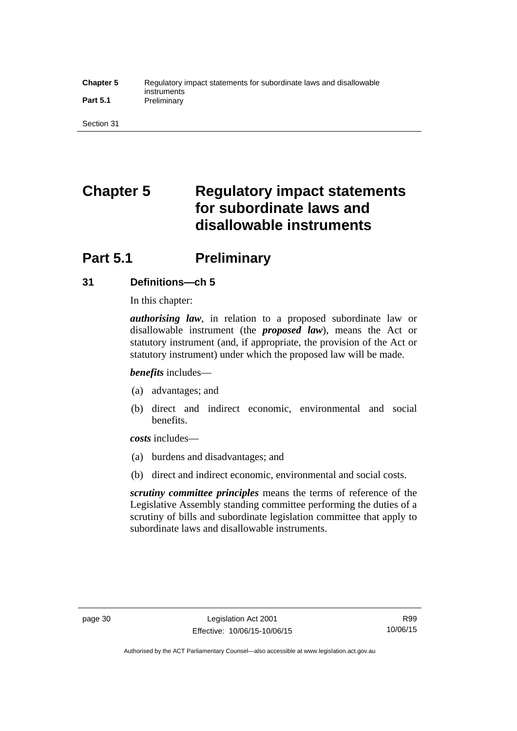# Chapter 5 Regulatory impact statements for subordinate laws and disallowable instruments

## Part 5.1 Preliminary

### 31 Definitions—ch 5

In this chapter:

***authorising law***, in relation to a proposed subordinate law or disallowable instrument (the ***proposed law***), means the Act or statutory instrument (and, if appropriate, the provision of the Act or statutory instrument) under which the proposed law will be made.

***benefits*** includes—

(a) advantages; and

(b) direct and indirect economic, environmental and social benefits.

***costs*** includes—

(a) burdens and disadvantages; and

(b) direct and indirect economic, environmental and social costs.

***scrutiny committee principles*** means the terms of reference of the Legislative Assembly standing committee performing the duties of a scrutiny of bills and subordinate legislation committee that apply to subordinate laws and disallowable instruments.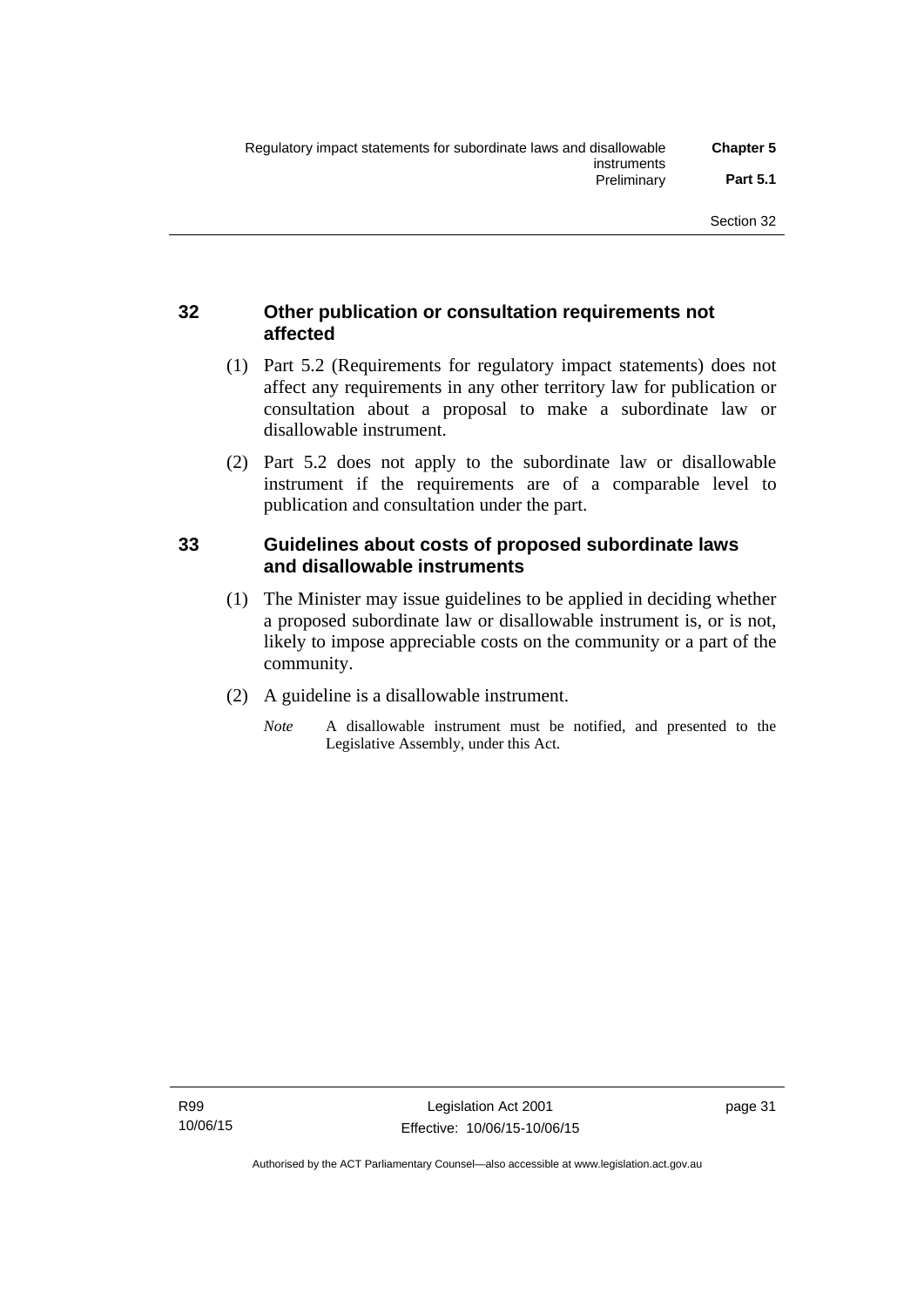## 32 Other publication or consultation requirements not affected

(1) Part 5.2 (Requirements for regulatory impact statements) does not affect any requirements in any other territory law for publication or consultation about a proposal to make a subordinate law or disallowable instrument.

(2) Part 5.2 does not apply to the subordinate law or disallowable instrument if the requirements are of a comparable level to publication and consultation under the part.

## 33 Guidelines about costs of proposed subordinate laws and disallowable instruments

(1) The Minister may issue guidelines to be applied in deciding whether a proposed subordinate law or disallowable instrument is, or is not, likely to impose appreciable costs on the community or a part of the community.

(2) A guideline is a disallowable instrument.

*Note* A disallowable instrument must be notified, and presented to the Legislative Assembly, under this Act.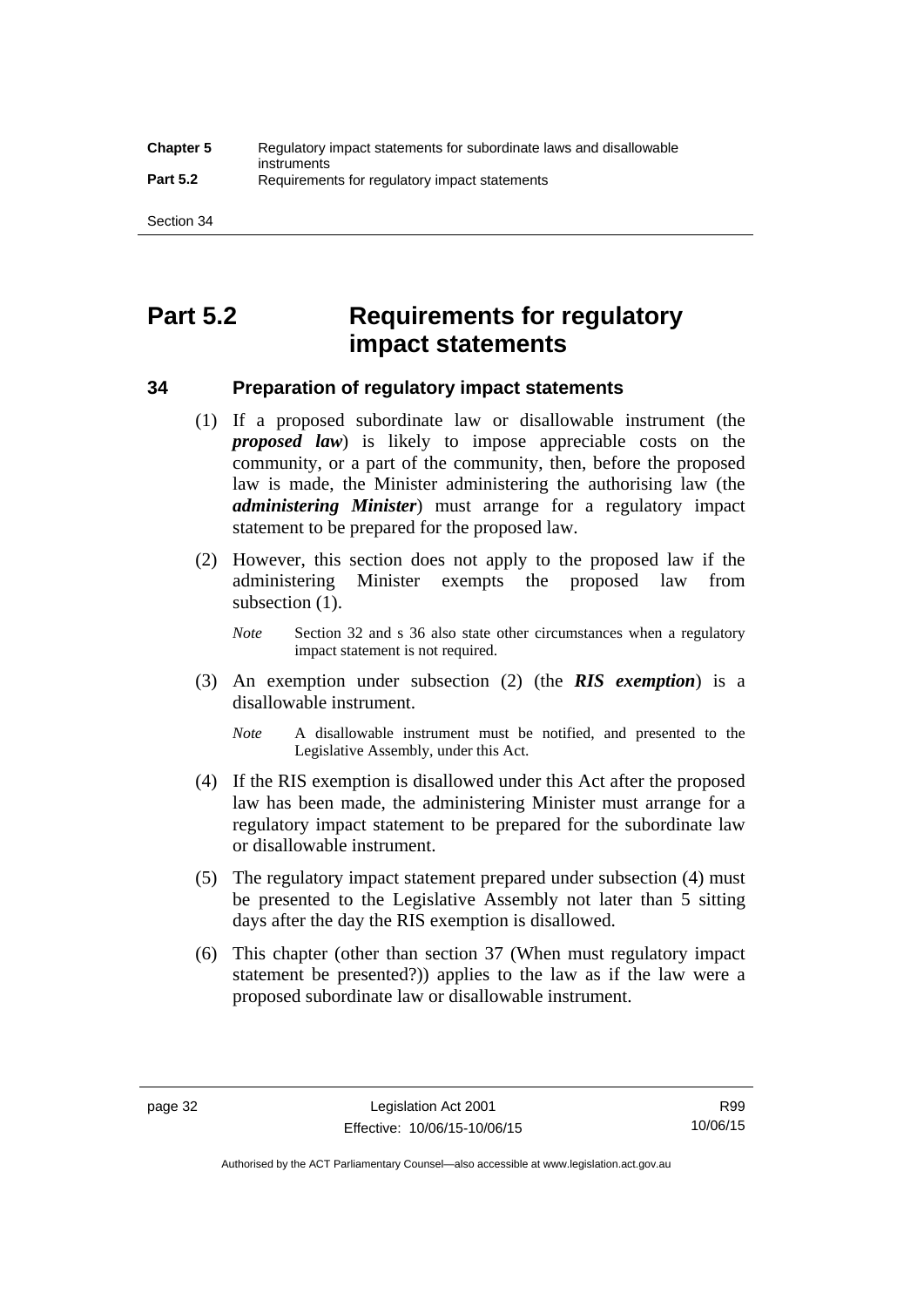# Part 5.2 Requirements for regulatory impact statements

## 34 Preparation of regulatory impact statements

(1) If a proposed subordinate law or disallowable instrument (the ***proposed law***) is likely to impose appreciable costs on the community, or a part of the community, then, before the proposed law is made, the Minister administering the authorising law (the ***administering Minister***) must arrange for a regulatory impact statement to be prepared for the proposed law.

(2) However, this section does not apply to the proposed law if the administering Minister exempts the proposed law from subsection (1).

*Note* Section 32 and s 36 also state other circumstances when a regulatory impact statement is not required.

(3) An exemption under subsection (2) (the ***RIS exemption***) is a disallowable instrument.

*Note* A disallowable instrument must be notified, and presented to the Legislative Assembly, under this Act.

(4) If the RIS exemption is disallowed under this Act after the proposed law has been made, the administering Minister must arrange for a regulatory impact statement to be prepared for the subordinate law or disallowable instrument.

(5) The regulatory impact statement prepared under subsection (4) must be presented to the Legislative Assembly not later than 5 sitting days after the day the RIS exemption is disallowed.

(6) This chapter (other than section 37 (When must regulatory impact statement be presented?)) applies to the law as if the law were a proposed subordinate law or disallowable instrument.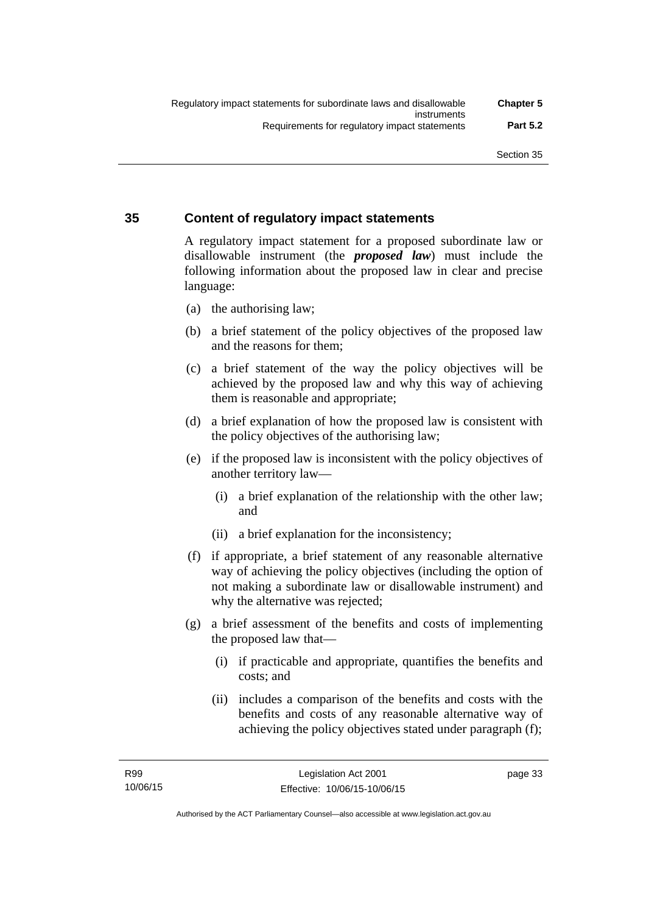## 35 Content of regulatory impact statements

A regulatory impact statement for a proposed subordinate law or disallowable instrument (the ***proposed law***) must include the following information about the proposed law in clear and precise language:

(a) the authorising law;

(b) a brief statement of the policy objectives of the proposed law and the reasons for them;

(c) a brief statement of the way the policy objectives will be achieved by the proposed law and why this way of achieving them is reasonable and appropriate;

(d) a brief explanation of how the proposed law is consistent with the policy objectives of the authorising law;

(e) if the proposed law is inconsistent with the policy objectives of another territory law—

  (i) a brief explanation of the relationship with the other law; and

  (ii) a brief explanation for the inconsistency;

(f) if appropriate, a brief statement of any reasonable alternative way of achieving the policy objectives (including the option of not making a subordinate law or disallowable instrument) and why the alternative was rejected;

(g) a brief assessment of the benefits and costs of implementing the proposed law that—

  (i) if practicable and appropriate, quantifies the benefits and costs; and

  (ii) includes a comparison of the benefits and costs with the benefits and costs of any reasonable alternative way of achieving the policy objectives stated under paragraph (f);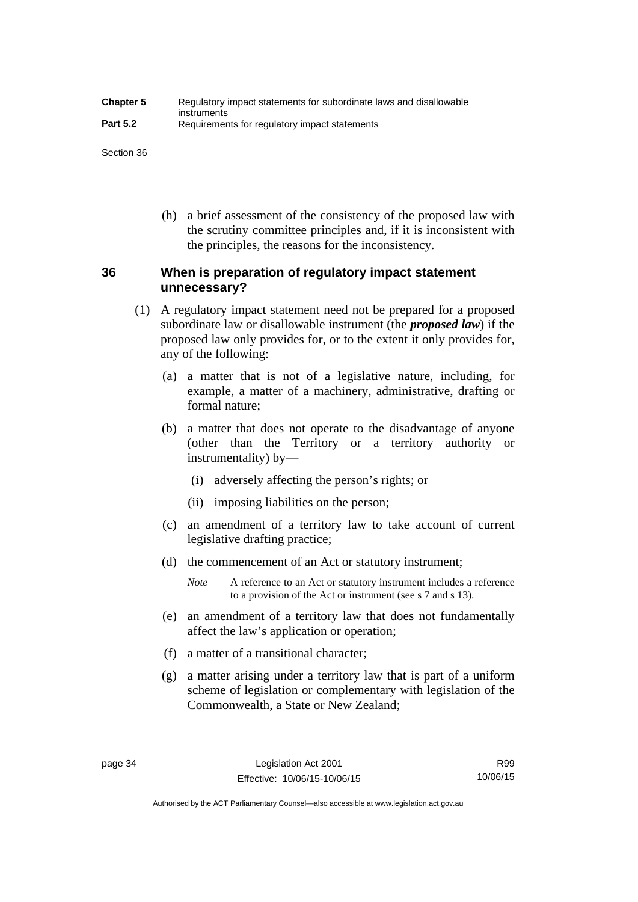(h) a brief assessment of the consistency of the proposed law with the scrutiny committee principles and, if it is inconsistent with the principles, the reasons for the inconsistency.

## 36 When is preparation of regulatory impact statement unnecessary?

(1) A regulatory impact statement need not be prepared for a proposed subordinate law or disallowable instrument (the ***proposed law***) if the proposed law only provides for, or to the extent it only provides for, any of the following:

(a) a matter that is not of a legislative nature, including, for example, a matter of a machinery, administrative, drafting or formal nature;

(b) a matter that does not operate to the disadvantage of anyone (other than the Territory or a territory authority or instrumentality) by—

(i) adversely affecting the person's rights; or

(ii) imposing liabilities on the person;

(c) an amendment of a territory law to take account of current legislative drafting practice;

(d) the commencement of an Act or statutory instrument;

*Note* A reference to an Act or statutory instrument includes a reference to a provision of the Act or instrument (see s 7 and s 13).

(e) an amendment of a territory law that does not fundamentally affect the law's application or operation;

(f) a matter of a transitional character;

(g) a matter arising under a territory law that is part of a uniform scheme of legislation or complementary with legislation of the Commonwealth, a State or New Zealand;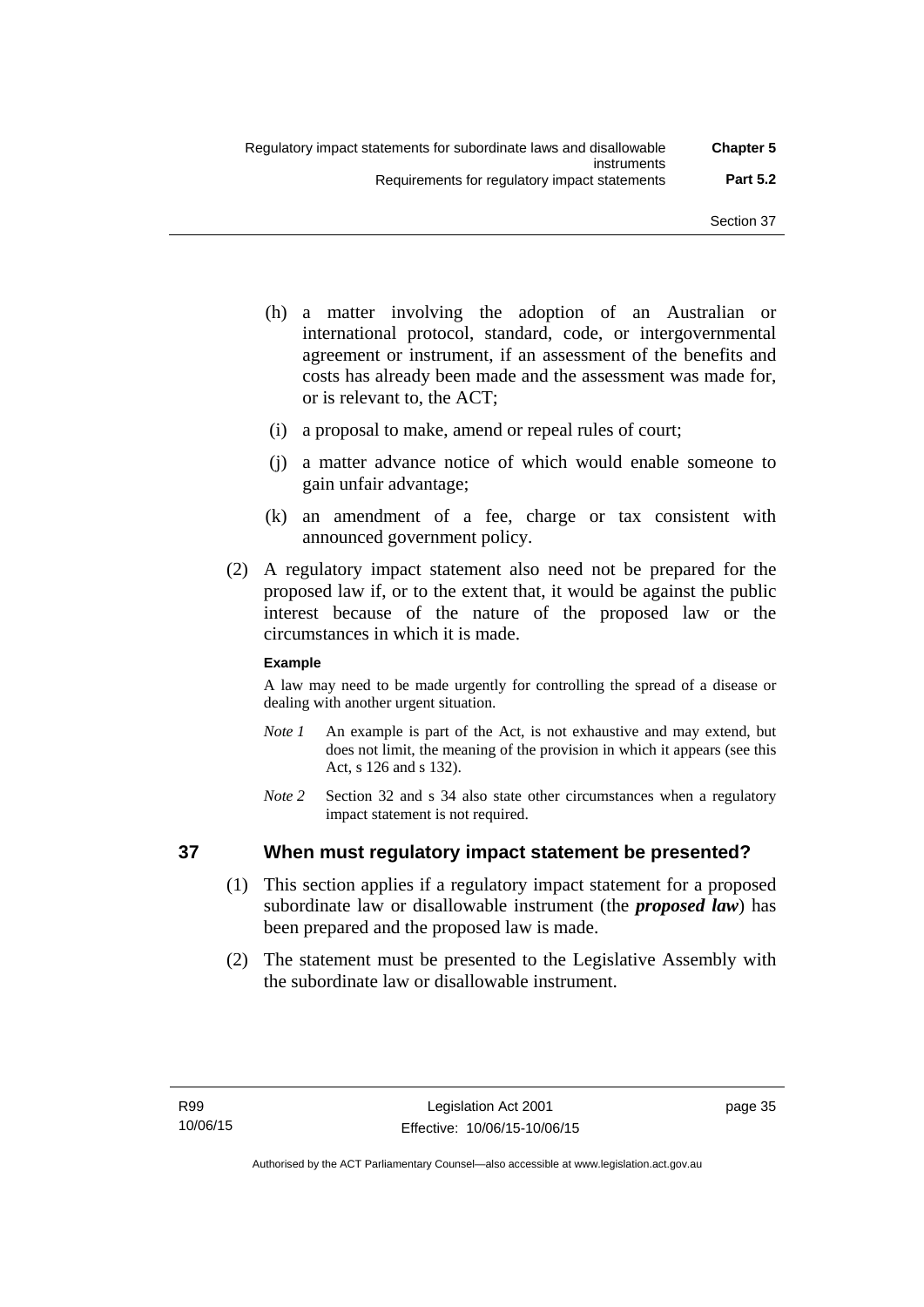(h) a matter involving the adoption of an Australian or international protocol, standard, code, or intergovernmental agreement or instrument, if an assessment of the benefits and costs has already been made and the assessment was made for, or is relevant to, the ACT;

(i) a proposal to make, amend or repeal rules of court;

(j) a matter advance notice of which would enable someone to gain unfair advantage;

(k) an amendment of a fee, charge or tax consistent with announced government policy.

(2) A regulatory impact statement also need not be prepared for the proposed law if, or to the extent that, it would be against the public interest because of the nature of the proposed law or the circumstances in which it is made.

**Example**

A law may need to be made urgently for controlling the spread of a disease or dealing with another urgent situation.

*Note 1* An example is part of the Act, is not exhaustive and may extend, but does not limit, the meaning of the provision in which it appears (see this Act, s 126 and s 132).

*Note 2* Section 32 and s 34 also state other circumstances when a regulatory impact statement is not required.

## 37 When must regulatory impact statement be presented?

(1) This section applies if a regulatory impact statement for a proposed subordinate law or disallowable instrument (the ***proposed law***) has been prepared and the proposed law is made.

(2) The statement must be presented to the Legislative Assembly with the subordinate law or disallowable instrument.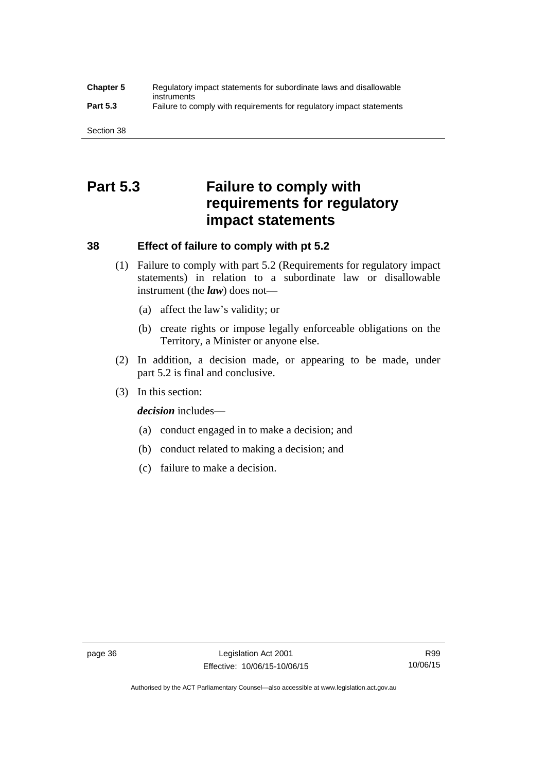# Part 5.3 Failure to comply with requirements for regulatory impact statements

## 38 Effect of failure to comply with pt 5.2

(1) Failure to comply with part 5.2 (Requirements for regulatory impact statements) in relation to a subordinate law or disallowable instrument (the ***law***) does not—

(a) affect the law's validity; or

(b) create rights or impose legally enforceable obligations on the Territory, a Minister or anyone else.

(2) In addition, a decision made, or appearing to be made, under part 5.2 is final and conclusive.

(3) In this section:

***decision*** includes—

(a) conduct engaged in to make a decision; and

(b) conduct related to making a decision; and

(c) failure to make a decision.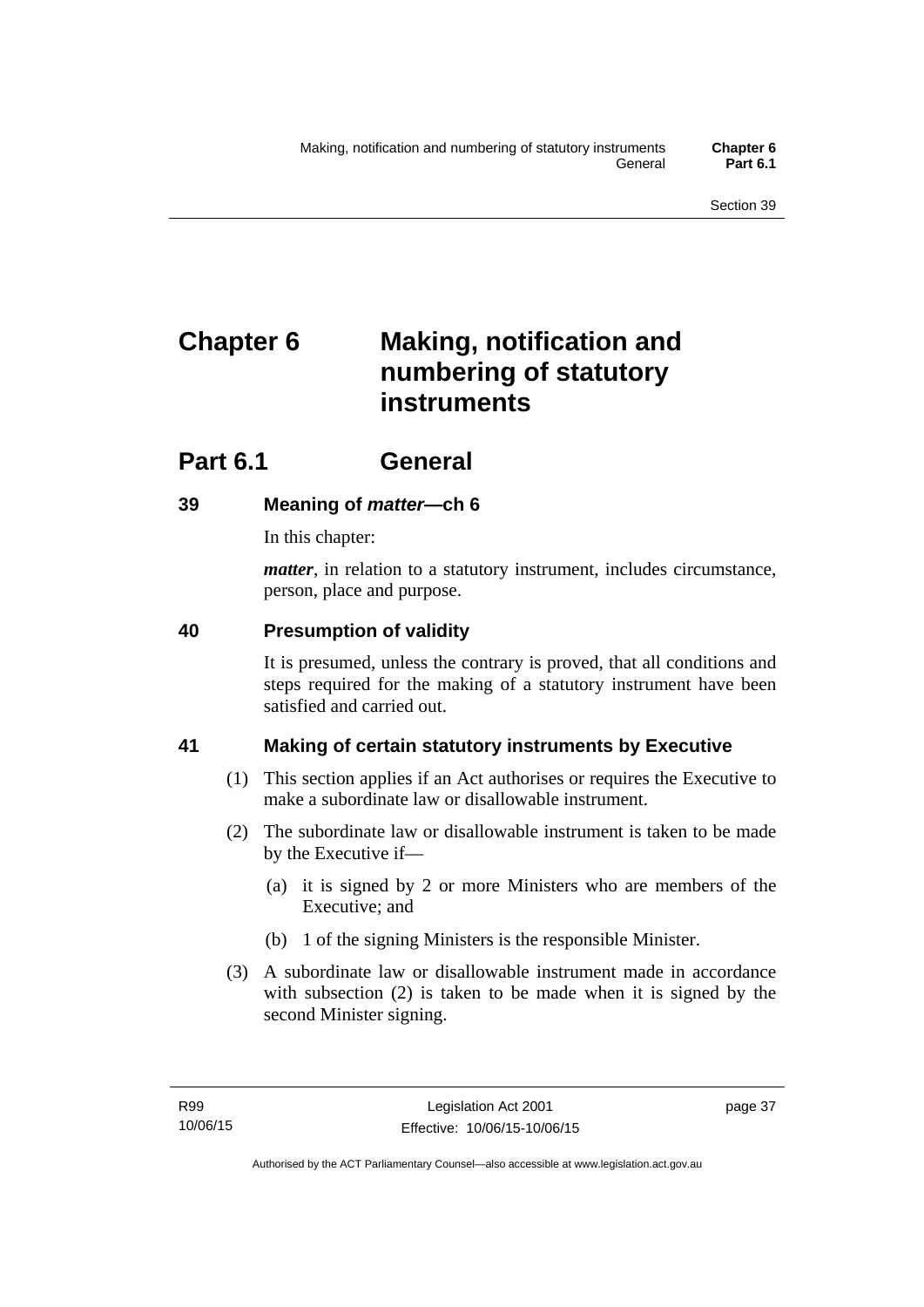# Chapter 6 Making, notification and numbering of statutory instruments

## Part 6.1 General

### 39 Meaning of *matter*—ch 6

In this chapter:

***matter***, in relation to a statutory instrument, includes circumstance, person, place and purpose.

### 40 Presumption of validity

It is presumed, unless the contrary is proved, that all conditions and steps required for the making of a statutory instrument have been satisfied and carried out.

### 41 Making of certain statutory instruments by Executive

(1) This section applies if an Act authorises or requires the Executive to make a subordinate law or disallowable instrument.

(2) The subordinate law or disallowable instrument is taken to be made by the Executive if—

   (a) it is signed by 2 or more Ministers who are members of the Executive; and

   (b) 1 of the signing Ministers is the responsible Minister.

(3) A subordinate law or disallowable instrument made in accordance with subsection (2) is taken to be made when it is signed by the second Minister signing.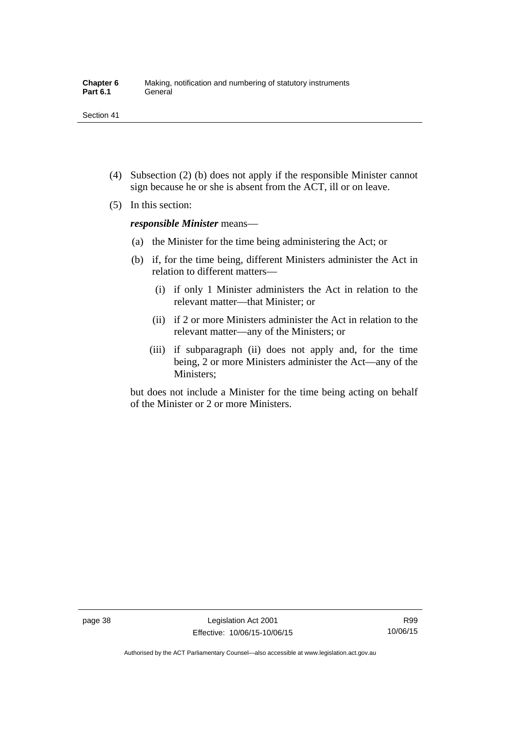(4) Subsection (2) (b) does not apply if the responsible Minister cannot sign because he or she is absent from the ACT, ill or on leave.

(5) In this section:

***responsible Minister*** means—

(a) the Minister for the time being administering the Act; or

(b) if, for the time being, different Ministers administer the Act in relation to different matters—

(i) if only 1 Minister administers the Act in relation to the relevant matter—that Minister; or

(ii) if 2 or more Ministers administer the Act in relation to the relevant matter—any of the Ministers; or

(iii) if subparagraph (ii) does not apply and, for the time being, 2 or more Ministers administer the Act—any of the Ministers;

but does not include a Minister for the time being acting on behalf of the Minister or 2 or more Ministers.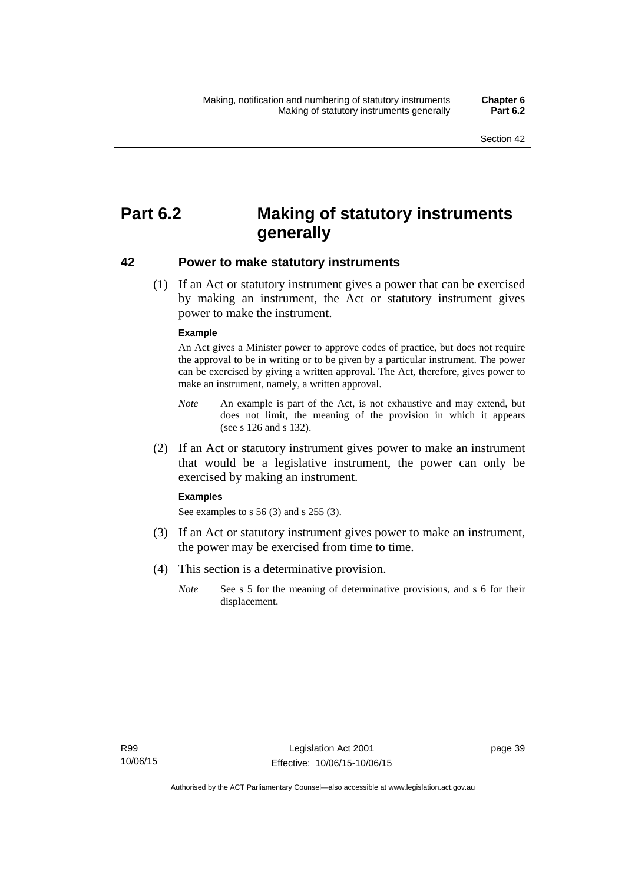# Part 6.2 Making of statutory instruments generally

## 42 Power to make statutory instruments

(1) If an Act or statutory instrument gives a power that can be exercised by making an instrument, the Act or statutory instrument gives power to make the instrument.

**Example**

An Act gives a Minister power to approve codes of practice, but does not require the approval to be in writing or to be given by a particular instrument. The power can be exercised by giving a written approval. The Act, therefore, gives power to make an instrument, namely, a written approval.

*Note* An example is part of the Act, is not exhaustive and may extend, but does not limit, the meaning of the provision in which it appears (see s 126 and s 132).

(2) If an Act or statutory instrument gives power to make an instrument that would be a legislative instrument, the power can only be exercised by making an instrument.

**Examples**

See examples to s 56 (3) and s 255 (3).

(3) If an Act or statutory instrument gives power to make an instrument, the power may be exercised from time to time.

(4) This section is a determinative provision.

*Note* See s 5 for the meaning of determinative provisions, and s 6 for their displacement.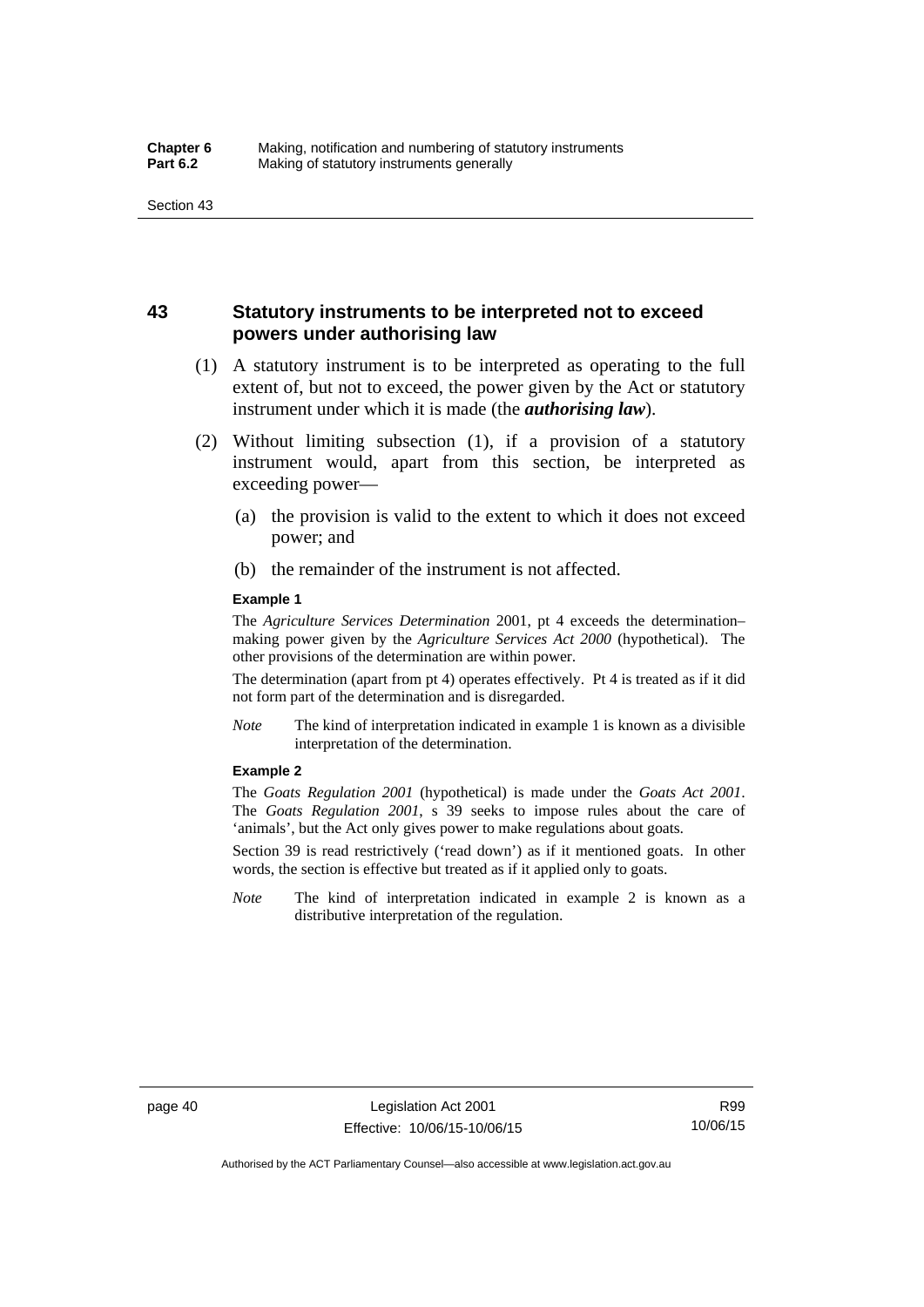## 43 Statutory instruments to be interpreted not to exceed powers under authorising law

(1) A statutory instrument is to be interpreted as operating to the full extent of, but not to exceed, the power given by the Act or statutory instrument under which it is made (the ***authorising law***).

(2) Without limiting subsection (1), if a provision of a statutory instrument would, apart from this section, be interpreted as exceeding power—

(a) the provision is valid to the extent to which it does not exceed power; and

(b) the remainder of the instrument is not affected.

**Example 1**

The *Agriculture Services Determination* 2001, pt 4 exceeds the determination–making power given by the *Agriculture Services Act 2000* (hypothetical). The other provisions of the determination are within power.

The determination (apart from pt 4) operates effectively. Pt 4 is treated as if it did not form part of the determination and is disregarded.

*Note* The kind of interpretation indicated in example 1 is known as a divisible interpretation of the determination.

**Example 2**

The *Goats Regulation 2001* (hypothetical) is made under the *Goats Act 2001*. The *Goats Regulation 2001*, s 39 seeks to impose rules about the care of 'animals', but the Act only gives power to make regulations about goats.

Section 39 is read restrictively ('read down') as if it mentioned goats. In other words, the section is effective but treated as if it applied only to goats.

*Note* The kind of interpretation indicated in example 2 is known as a distributive interpretation of the regulation.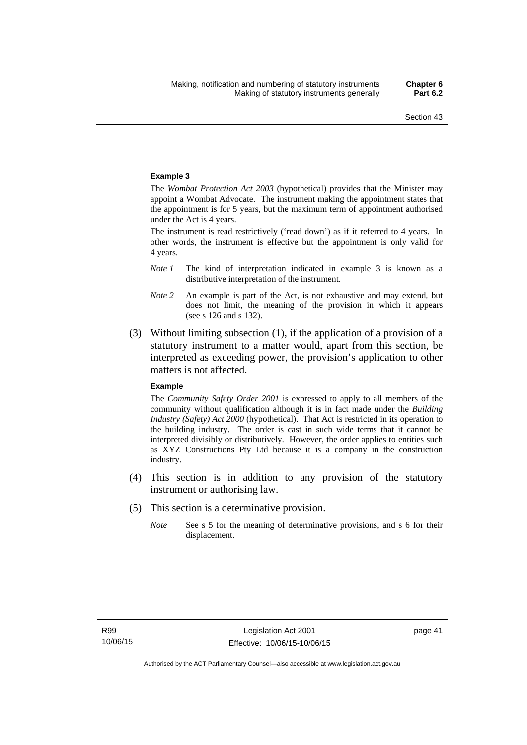**Example 3**

The *Wombat Protection Act 2003* (hypothetical) provides that the Minister may appoint a Wombat Advocate. The instrument making the appointment states that the appointment is for 5 years, but the maximum term of appointment authorised under the Act is 4 years.

The instrument is read restrictively ('read down') as if it referred to 4 years. In other words, the instrument is effective but the appointment is only valid for 4 years.

*Note 1* The kind of interpretation indicated in example 3 is known as a distributive interpretation of the instrument.

*Note 2* An example is part of the Act, is not exhaustive and may extend, but does not limit, the meaning of the provision in which it appears (see s 126 and s 132).

(3) Without limiting subsection (1), if the application of a provision of a statutory instrument to a matter would, apart from this section, be interpreted as exceeding power, the provision's application to other matters is not affected.

**Example**

The *Community Safety Order 2001* is expressed to apply to all members of the community without qualification although it is in fact made under the *Building Industry (Safety) Act 2000* (hypothetical). That Act is restricted in its operation to the building industry. The order is cast in such wide terms that it cannot be interpreted divisibly or distributively. However, the order applies to entities such as XYZ Constructions Pty Ltd because it is a company in the construction industry.

(4) This section is in addition to any provision of the statutory instrument or authorising law.

(5) This section is a determinative provision.

*Note* See s 5 for the meaning of determinative provisions, and s 6 for their displacement.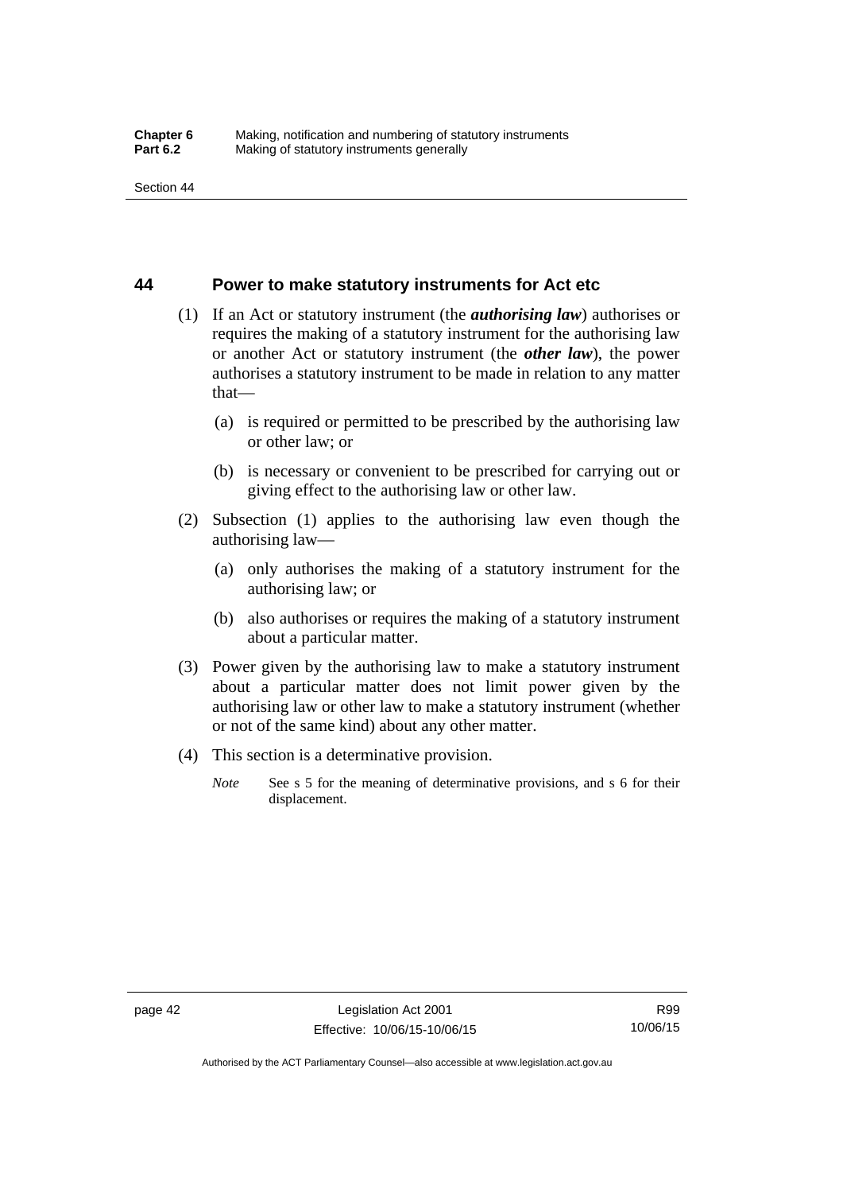## 44 Power to make statutory instruments for Act etc

(1) If an Act or statutory instrument (the ***authorising law***) authorises or requires the making of a statutory instrument for the authorising law or another Act or statutory instrument (the ***other law***), the power authorises a statutory instrument to be made in relation to any matter that—

(a) is required or permitted to be prescribed by the authorising law or other law; or

(b) is necessary or convenient to be prescribed for carrying out or giving effect to the authorising law or other law.

(2) Subsection (1) applies to the authorising law even though the authorising law—

(a) only authorises the making of a statutory instrument for the authorising law; or

(b) also authorises or requires the making of a statutory instrument about a particular matter.

(3) Power given by the authorising law to make a statutory instrument about a particular matter does not limit power given by the authorising law or other law to make a statutory instrument (whether or not of the same kind) about any other matter.

(4) This section is a determinative provision.

*Note* See s 5 for the meaning of determinative provisions, and s 6 for their displacement.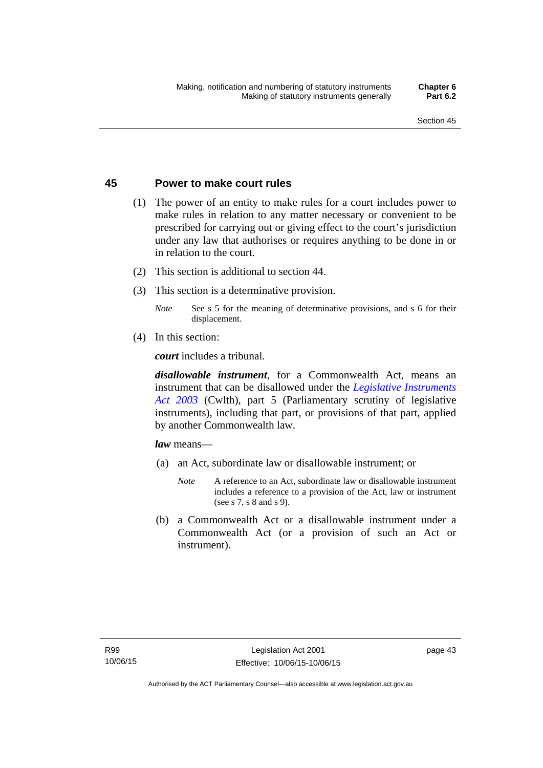## 45 Power to make court rules

(1) The power of an entity to make rules for a court includes power to make rules in relation to any matter necessary or convenient to be prescribed for carrying out or giving effect to the court's jurisdiction under any law that authorises or requires anything to be done in or in relation to the court.

(2) This section is additional to section 44.

(3) This section is a determinative provision.

*Note* See s 5 for the meaning of determinative provisions, and s 6 for their displacement.

(4) In this section:

***court*** includes a tribunal.

***disallowable instrument***, for a Commonwealth Act, means an instrument that can be disallowed under the *Legislative Instruments Act 2003* (Cwlth), part 5 (Parliamentary scrutiny of legislative instruments), including that part, or provisions of that part, applied by another Commonwealth law.

***law*** means—

(a) an Act, subordinate law or disallowable instrument; or

*Note* A reference to an Act, subordinate law or disallowable instrument includes a reference to a provision of the Act, law or instrument (see s 7, s 8 and s 9).

(b) a Commonwealth Act or a disallowable instrument under a Commonwealth Act (or a provision of such an Act or instrument).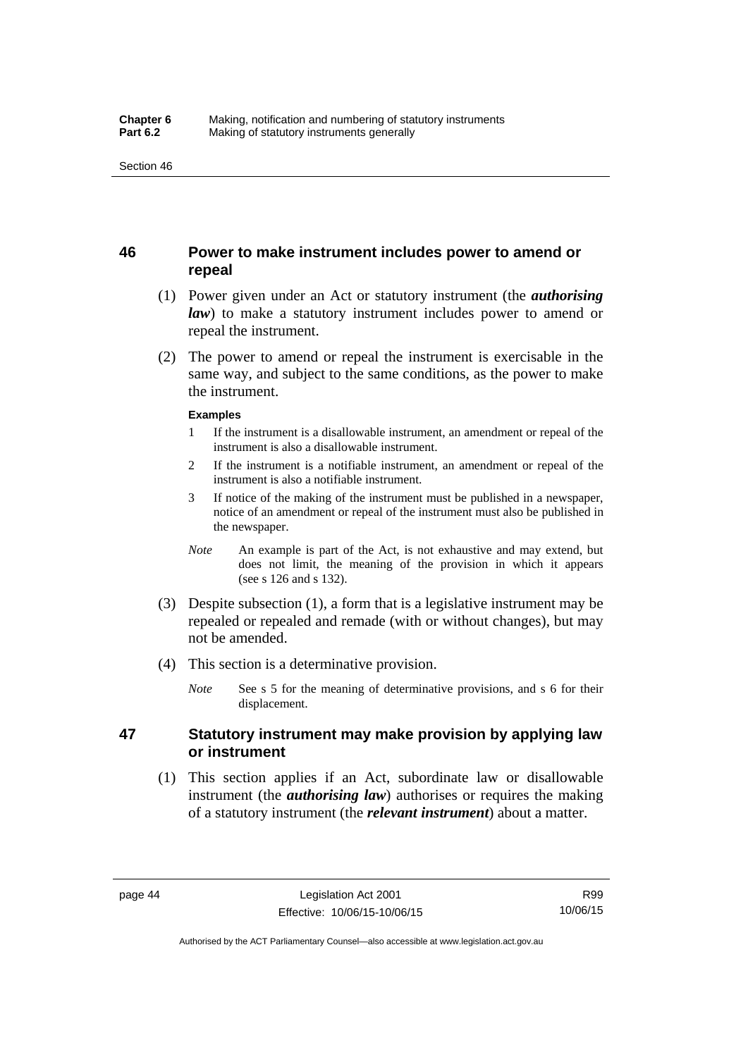## 46 Power to make instrument includes power to amend or repeal

(1) Power given under an Act or statutory instrument (the ***authorising law***) to make a statutory instrument includes power to amend or repeal the instrument.

(2) The power to amend or repeal the instrument is exercisable in the same way, and subject to the same conditions, as the power to make the instrument.

**Examples**

1 If the instrument is a disallowable instrument, an amendment or repeal of the instrument is also a disallowable instrument.

2 If the instrument is a notifiable instrument, an amendment or repeal of the instrument is also a notifiable instrument.

3 If notice of the making of the instrument must be published in a newspaper, notice of an amendment or repeal of the instrument must also be published in the newspaper.

*Note* An example is part of the Act, is not exhaustive and may extend, but does not limit, the meaning of the provision in which it appears (see s 126 and s 132).

(3) Despite subsection (1), a form that is a legislative instrument may be repealed or repealed and remade (with or without changes), but may not be amended.

(4) This section is a determinative provision.

*Note* See s 5 for the meaning of determinative provisions, and s 6 for their displacement.

## 47 Statutory instrument may make provision by applying law or instrument

(1) This section applies if an Act, subordinate law or disallowable instrument (the ***authorising law***) authorises or requires the making of a statutory instrument (the ***relevant instrument***) about a matter.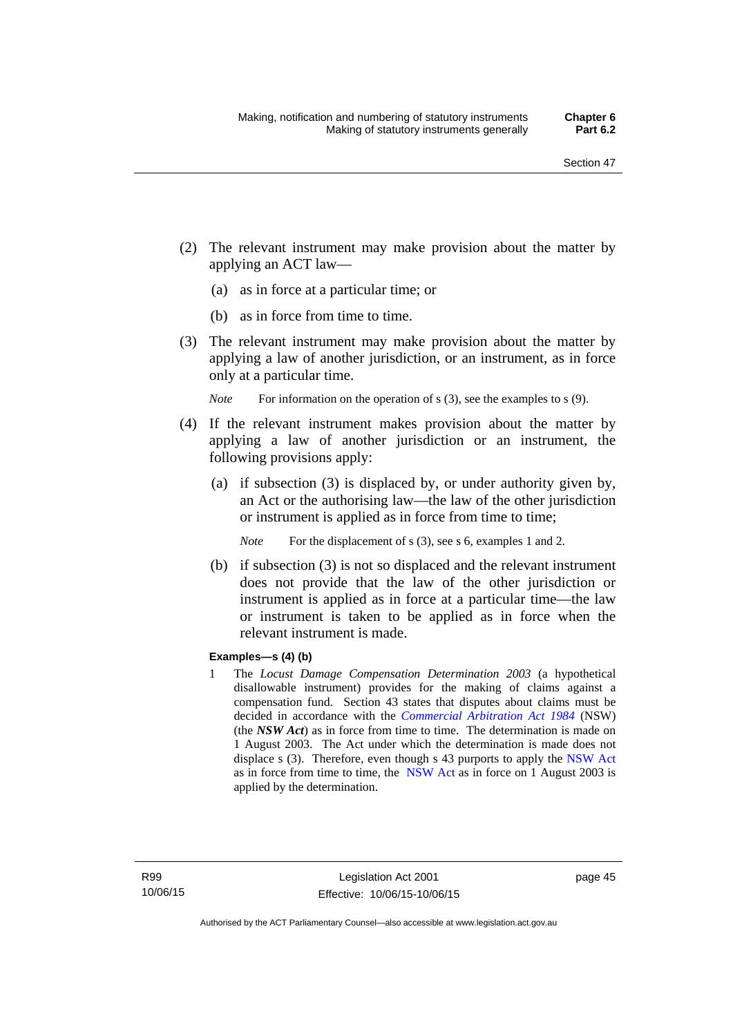(2) The relevant instrument may make provision about the matter by applying an ACT law—

(a) as in force at a particular time; or

(b) as in force from time to time.

(3) The relevant instrument may make provision about the matter by applying a law of another jurisdiction, or an instrument, as in force only at a particular time.

*Note* For information on the operation of s (3), see the examples to s (9).

(4) If the relevant instrument makes provision about the matter by applying a law of another jurisdiction or an instrument, the following provisions apply:

(a) if subsection (3) is displaced by, or under authority given by, an Act or the authorising law—the law of the other jurisdiction or instrument is applied as in force from time to time;

*Note* For the displacement of s (3), see s 6, examples 1 and 2.

(b) if subsection (3) is not so displaced and the relevant instrument does not provide that the law of the other jurisdiction or instrument is applied as in force at a particular time—the law or instrument is taken to be applied as in force when the relevant instrument is made.

**Examples—s (4) (b)**

1 The *Locust Damage Compensation Determination 2003* (a hypothetical disallowable instrument) provides for the making of claims against a compensation fund. Section 43 states that disputes about claims must be decided in accordance with the *Commercial Arbitration Act 1984* (NSW) (the ***NSW Act***) as in force from time to time. The determination is made on 1 August 2003. The Act under which the determination is made does not displace s (3). Therefore, even though s 43 purports to apply the NSW Act as in force from time to time, the NSW Act as in force on 1 August 2003 is applied by the determination.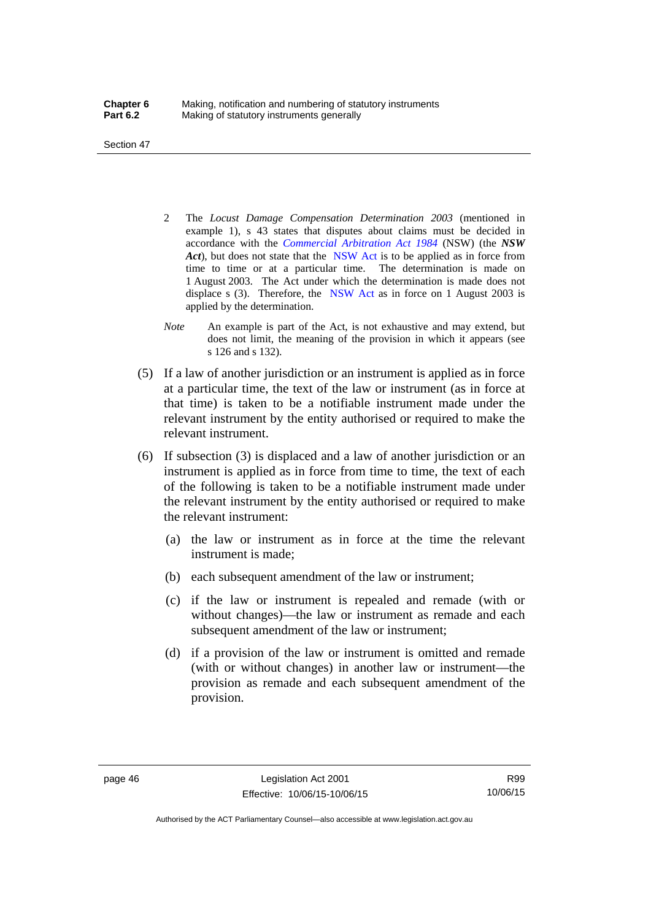2 The *Locust Damage Compensation Determination 2003* (mentioned in example 1), s 43 states that disputes about claims must be decided in accordance with the *Commercial Arbitration Act 1984* (NSW) (the ***NSW Act***), but does not state that the NSW Act is to be applied as in force from time to time or at a particular time. The determination is made on 1 August 2003. The Act under which the determination is made does not displace s (3). Therefore, the NSW Act as in force on 1 August 2003 is applied by the determination.

*Note* An example is part of the Act, is not exhaustive and may extend, but does not limit, the meaning of the provision in which it appears (see s 126 and s 132).

(5) If a law of another jurisdiction or an instrument is applied as in force at a particular time, the text of the law or instrument (as in force at that time) is taken to be a notifiable instrument made under the relevant instrument by the entity authorised or required to make the relevant instrument.

(6) If subsection (3) is displaced and a law of another jurisdiction or an instrument is applied as in force from time to time, the text of each of the following is taken to be a notifiable instrument made under the relevant instrument by the entity authorised or required to make the relevant instrument:

(a) the law or instrument as in force at the time the relevant instrument is made;

(b) each subsequent amendment of the law or instrument;

(c) if the law or instrument is repealed and remade (with or without changes)—the law or instrument as remade and each subsequent amendment of the law or instrument;

(d) if a provision of the law or instrument is omitted and remade (with or without changes) in another law or instrument—the provision as remade and each subsequent amendment of the provision.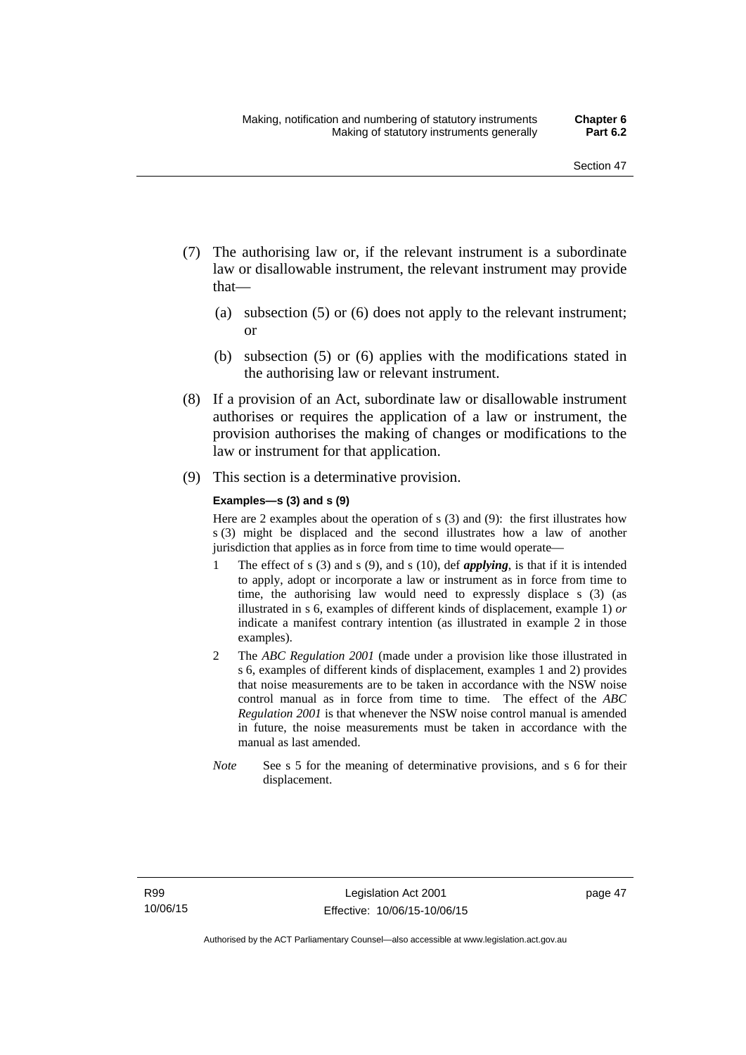(7) The authorising law or, if the relevant instrument is a subordinate law or disallowable instrument, the relevant instrument may provide that—

  (a) subsection (5) or (6) does not apply to the relevant instrument; or

  (b) subsection (5) or (6) applies with the modifications stated in the authorising law or relevant instrument.

(8) If a provision of an Act, subordinate law or disallowable instrument authorises or requires the application of a law or instrument, the provision authorises the making of changes or modifications to the law or instrument for that application.

(9) This section is a determinative provision.

**Examples—s (3) and s (9)**

Here are 2 examples about the operation of s (3) and (9): the first illustrates how s (3) might be displaced and the second illustrates how a law of another jurisdiction that applies as in force from time to time would operate—

1 The effect of s (3) and s (9), and s (10), def ***applying***, is that if it is intended to apply, adopt or incorporate a law or instrument as in force from time to time, the authorising law would need to expressly displace s (3) (as illustrated in s 6, examples of different kinds of displacement, example 1) *or* indicate a manifest contrary intention (as illustrated in example 2 in those examples).

2 The *ABC Regulation 2001* (made under a provision like those illustrated in s 6, examples of different kinds of displacement, examples 1 and 2) provides that noise measurements are to be taken in accordance with the NSW noise control manual as in force from time to time. The effect of the *ABC Regulation 2001* is that whenever the NSW noise control manual is amended in future, the noise measurements must be taken in accordance with the manual as last amended.

*Note* See s 5 for the meaning of determinative provisions, and s 6 for their displacement.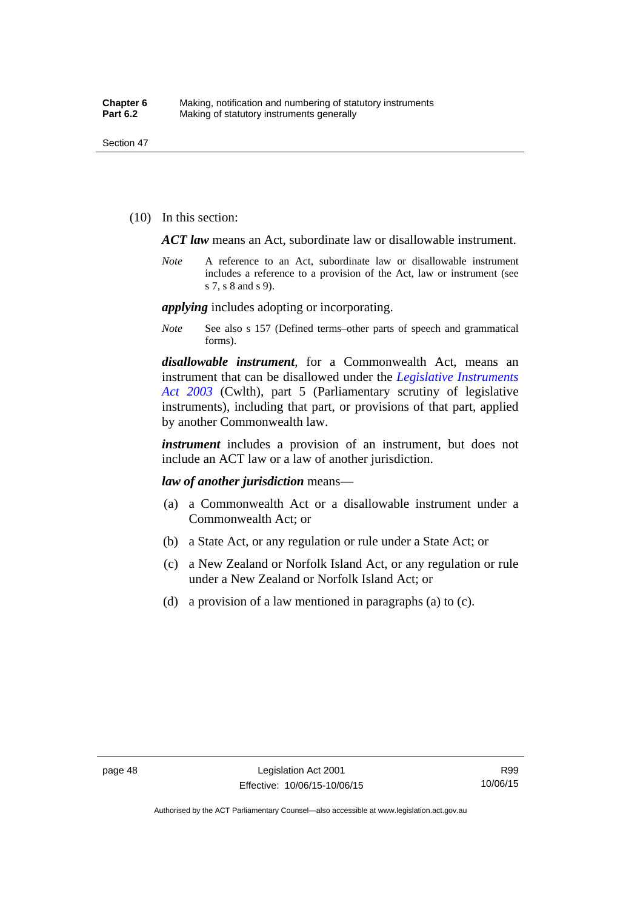(10) In this section:

***ACT law*** means an Act, subordinate law or disallowable instrument.

*Note* A reference to an Act, subordinate law or disallowable instrument includes a reference to a provision of the Act, law or instrument (see s 7, s 8 and s 9).

***applying*** includes adopting or incorporating.

*Note* See also s 157 (Defined terms–other parts of speech and grammatical forms).

***disallowable instrument***, for a Commonwealth Act, means an instrument that can be disallowed under the *Legislative Instruments Act 2003* (Cwlth), part 5 (Parliamentary scrutiny of legislative instruments), including that part, or provisions of that part, applied by another Commonwealth law.

***instrument*** includes a provision of an instrument, but does not include an ACT law or a law of another jurisdiction.

***law of another jurisdiction*** means—

(a) a Commonwealth Act or a disallowable instrument under a Commonwealth Act; or

(b) a State Act, or any regulation or rule under a State Act; or

(c) a New Zealand or Norfolk Island Act, or any regulation or rule under a New Zealand or Norfolk Island Act; or

(d) a provision of a law mentioned in paragraphs (a) to (c).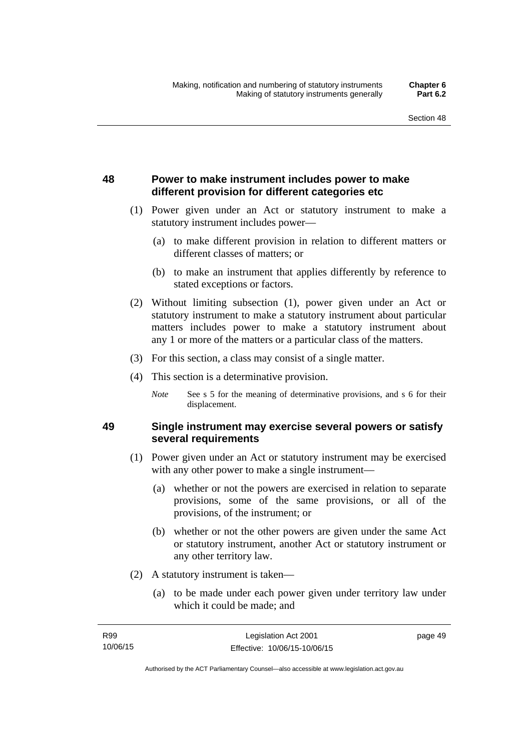## 48 Power to make instrument includes power to make different provision for different categories etc

(1) Power given under an Act or statutory instrument to make a statutory instrument includes power—

(a) to make different provision in relation to different matters or different classes of matters; or

(b) to make an instrument that applies differently by reference to stated exceptions or factors.

(2) Without limiting subsection (1), power given under an Act or statutory instrument to make a statutory instrument about particular matters includes power to make a statutory instrument about any 1 or more of the matters or a particular class of the matters.

(3) For this section, a class may consist of a single matter.

(4) This section is a determinative provision.

*Note* See s 5 for the meaning of determinative provisions, and s 6 for their displacement.

## 49 Single instrument may exercise several powers or satisfy several requirements

(1) Power given under an Act or statutory instrument may be exercised with any other power to make a single instrument—

(a) whether or not the powers are exercised in relation to separate provisions, some of the same provisions, or all of the provisions, of the instrument; or

(b) whether or not the other powers are given under the same Act or statutory instrument, another Act or statutory instrument or any other territory law.

(2) A statutory instrument is taken—

(a) to be made under each power given under territory law under which it could be made; and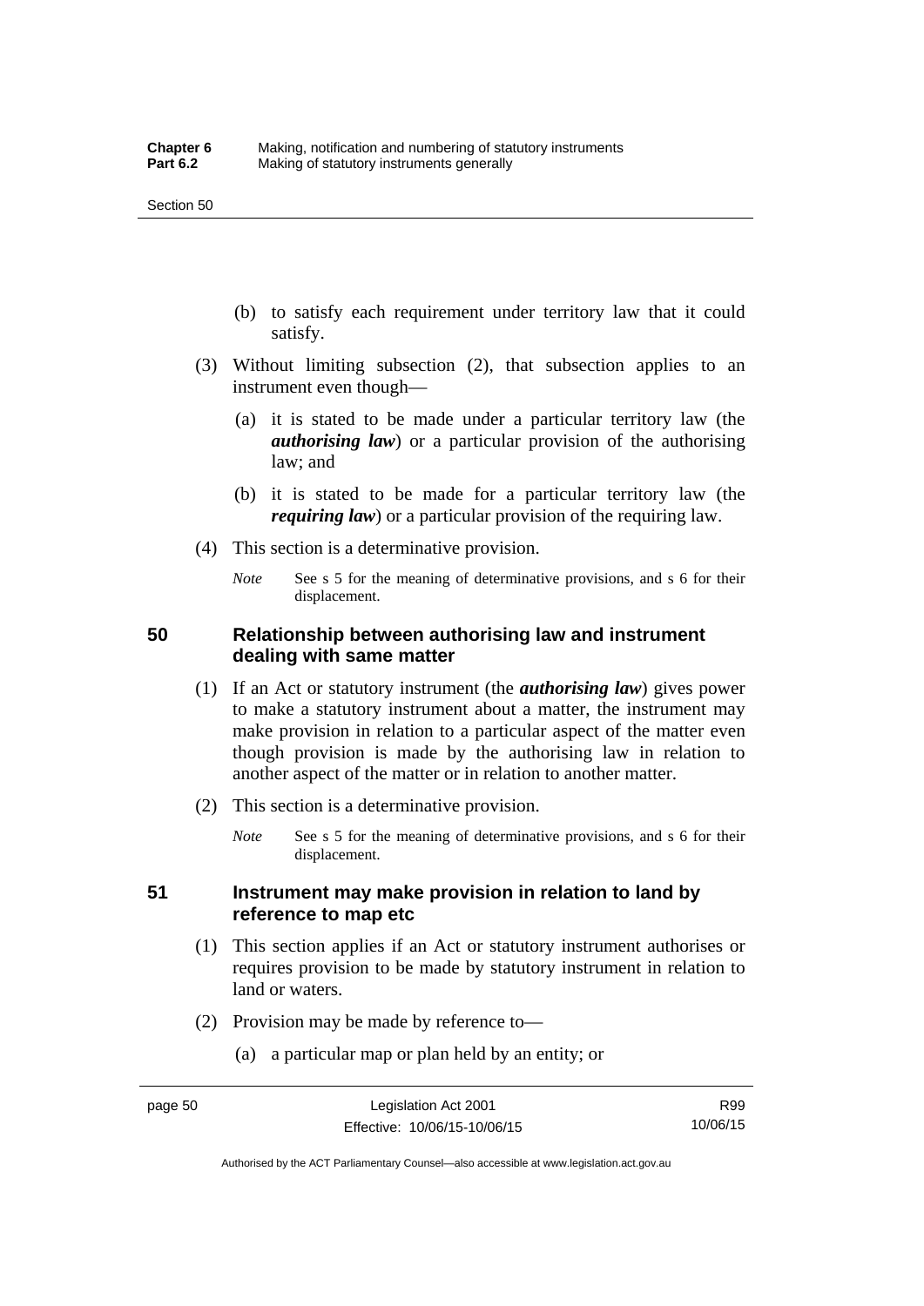(b) to satisfy each requirement under territory law that it could satisfy.

(3) Without limiting subsection (2), that subsection applies to an instrument even though—

(a) it is stated to be made under a particular territory law (the ***authorising law***) or a particular provision of the authorising law; and

(b) it is stated to be made for a particular territory law (the ***requiring law***) or a particular provision of the requiring law.

(4) This section is a determinative provision.

*Note* See s 5 for the meaning of determinative provisions, and s 6 for their displacement.

## 50 Relationship between authorising law and instrument dealing with same matter

(1) If an Act or statutory instrument (the ***authorising law***) gives power to make a statutory instrument about a matter, the instrument may make provision in relation to a particular aspect of the matter even though provision is made by the authorising law in relation to another aspect of the matter or in relation to another matter.

(2) This section is a determinative provision.

*Note* See s 5 for the meaning of determinative provisions, and s 6 for their displacement.

## 51 Instrument may make provision in relation to land by reference to map etc

(1) This section applies if an Act or statutory instrument authorises or requires provision to be made by statutory instrument in relation to land or waters.

(2) Provision may be made by reference to—

(a) a particular map or plan held by an entity; or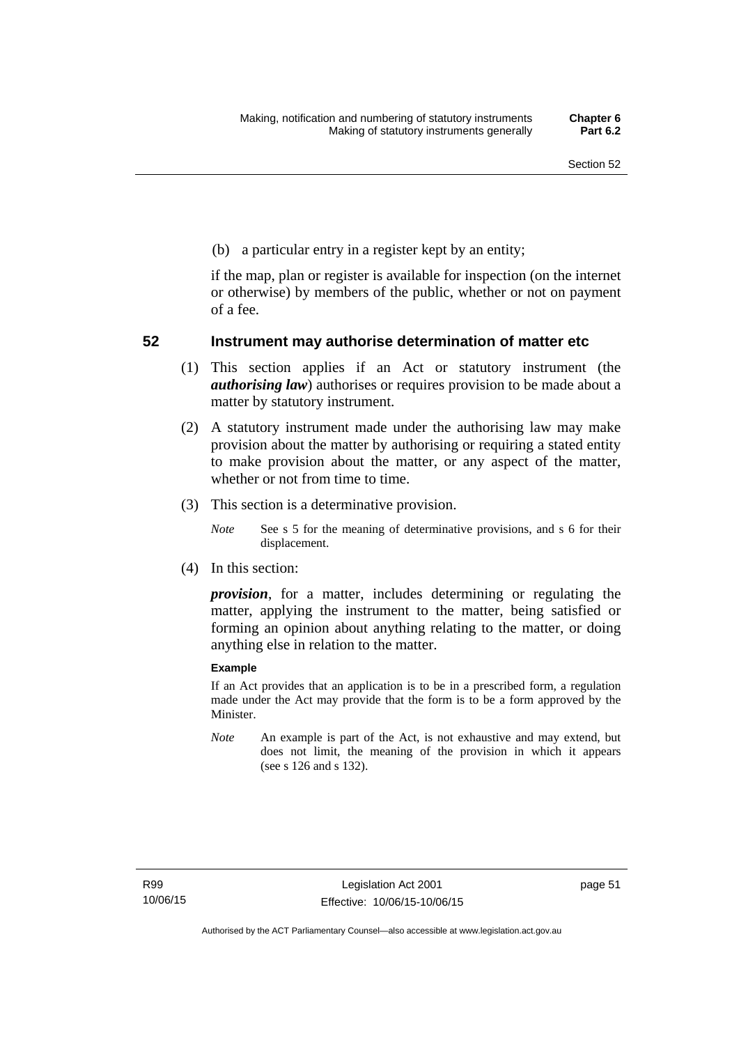(b) a particular entry in a register kept by an entity;

if the map, plan or register is available for inspection (on the internet or otherwise) by members of the public, whether or not on payment of a fee.

## 52 Instrument may authorise determination of matter etc

(1) This section applies if an Act or statutory instrument (the ***authorising law***) authorises or requires provision to be made about a matter by statutory instrument.

(2) A statutory instrument made under the authorising law may make provision about the matter by authorising or requiring a stated entity to make provision about the matter, or any aspect of the matter, whether or not from time to time.

(3) This section is a determinative provision.

*Note* See s 5 for the meaning of determinative provisions, and s 6 for their displacement.

(4) In this section:

***provision***, for a matter, includes determining or regulating the matter, applying the instrument to the matter, being satisfied or forming an opinion about anything relating to the matter, or doing anything else in relation to the matter.

**Example**

If an Act provides that an application is to be in a prescribed form, a regulation made under the Act may provide that the form is to be a form approved by the Minister.

*Note* An example is part of the Act, is not exhaustive and may extend, but does not limit, the meaning of the provision in which it appears (see s 126 and s 132).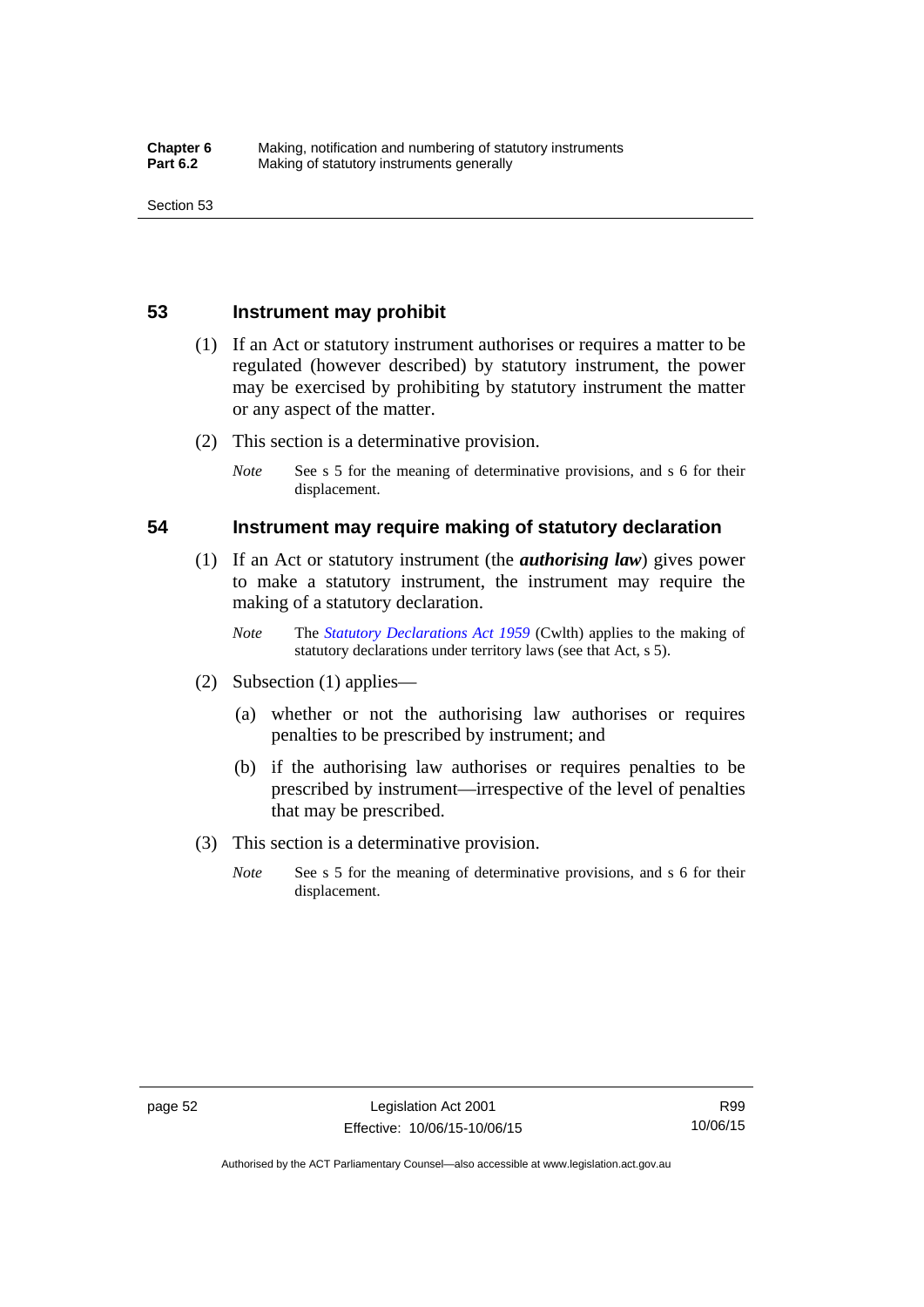## 53 Instrument may prohibit

(1) If an Act or statutory instrument authorises or requires a matter to be regulated (however described) by statutory instrument, the power may be exercised by prohibiting by statutory instrument the matter or any aspect of the matter.

(2) This section is a determinative provision.

*Note* See s 5 for the meaning of determinative provisions, and s 6 for their displacement.

## 54 Instrument may require making of statutory declaration

(1) If an Act or statutory instrument (the ***authorising law***) gives power to make a statutory instrument, the instrument may require the making of a statutory declaration.

*Note* The *Statutory Declarations Act 1959* (Cwlth) applies to the making of statutory declarations under territory laws (see that Act, s 5).

(2) Subsection (1) applies—

(a) whether or not the authorising law authorises or requires penalties to be prescribed by instrument; and

(b) if the authorising law authorises or requires penalties to be prescribed by instrument—irrespective of the level of penalties that may be prescribed.

(3) This section is a determinative provision.

*Note* See s 5 for the meaning of determinative provisions, and s 6 for their displacement.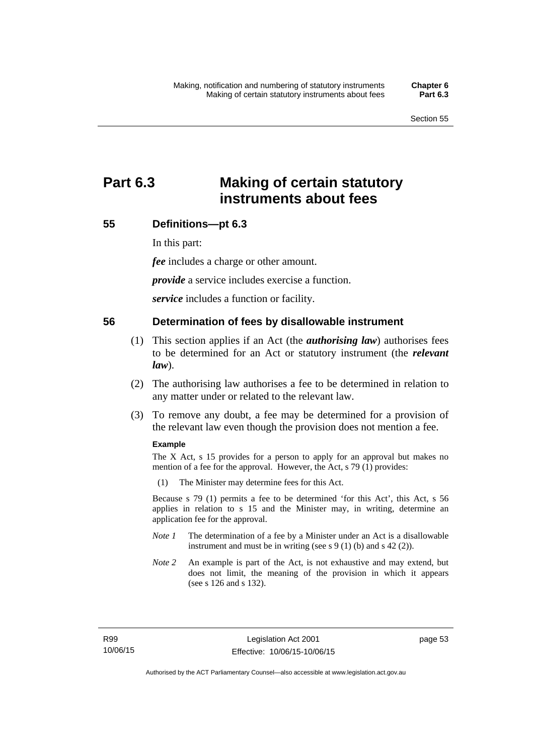# Part 6.3 Making of certain statutory instruments about fees

## 55 Definitions—pt 6.3

In this part:

***fee*** includes a charge or other amount.

***provide*** a service includes exercise a function.

***service*** includes a function or facility.

## 56 Determination of fees by disallowable instrument

(1) This section applies if an Act (the ***authorising law***) authorises fees to be determined for an Act or statutory instrument (the ***relevant law***).

(2) The authorising law authorises a fee to be determined in relation to any matter under or related to the relevant law.

(3) To remove any doubt, a fee may be determined for a provision of the relevant law even though the provision does not mention a fee.

**Example**

The X Act, s 15 provides for a person to apply for an approval but makes no mention of a fee for the approval. However, the Act, s 79 (1) provides:

(1) The Minister may determine fees for this Act.

Because s 79 (1) permits a fee to be determined 'for this Act', this Act, s 56 applies in relation to s 15 and the Minister may, in writing, determine an application fee for the approval.

*Note 1* The determination of a fee by a Minister under an Act is a disallowable instrument and must be in writing (see s 9 (1) (b) and s 42 (2)).

*Note 2* An example is part of the Act, is not exhaustive and may extend, but does not limit, the meaning of the provision in which it appears (see s 126 and s 132).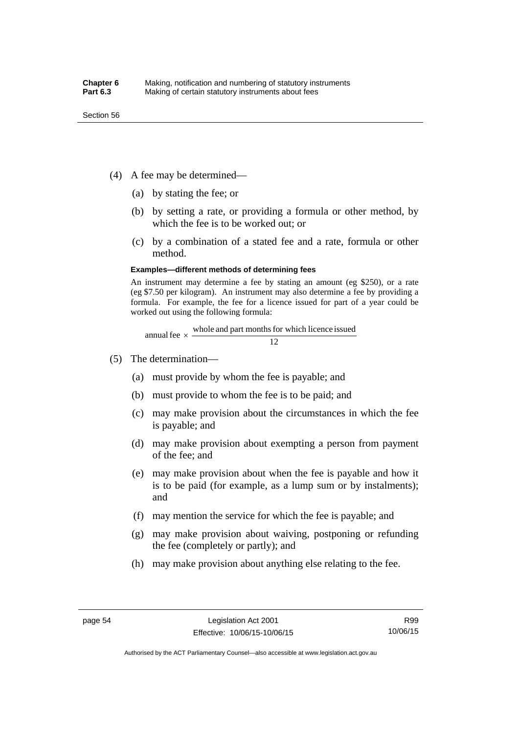(4) A fee may be determined—

   (a) by stating the fee; or

   (b) by setting a rate, or providing a formula or other method, by which the fee is to be worked out; or

   (c) by a combination of a stated fee and a rate, formula or other method.

**Examples—different methods of determining fees**

An instrument may determine a fee by stating an amount (eg $250), or a rate (eg $7.50 per kilogram). An instrument may also determine a fee by providing a formula. For example, the fee for a licence issued for part of a year could be worked out using the following formula:

$$\text{annual fee} \times \frac{\text{whole and part months for which licence issued}}{12}$$

(5) The determination—

   (a) must provide by whom the fee is payable; and

   (b) must provide to whom the fee is to be paid; and

   (c) may make provision about the circumstances in which the fee is payable; and

   (d) may make provision about exempting a person from payment of the fee; and

   (e) may make provision about when the fee is payable and how it is to be paid (for example, as a lump sum or by instalments); and

   (f) may mention the service for which the fee is payable; and

   (g) may make provision about waiving, postponing or refunding the fee (completely or partly); and

   (h) may make provision about anything else relating to the fee.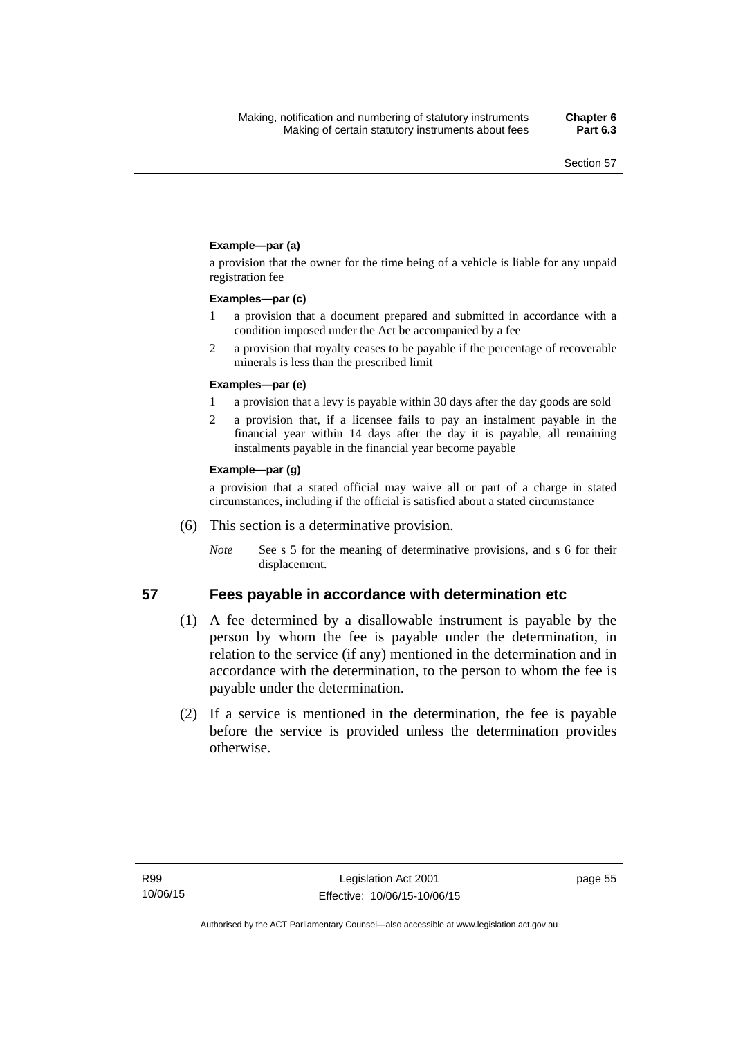**Example—par (a)**

a provision that the owner for the time being of a vehicle is liable for any unpaid registration fee

**Examples—par (c)**

1 a provision that a document prepared and submitted in accordance with a condition imposed under the Act be accompanied by a fee

2 a provision that royalty ceases to be payable if the percentage of recoverable minerals is less than the prescribed limit

**Examples—par (e)**

1 a provision that a levy is payable within 30 days after the day goods are sold

2 a provision that, if a licensee fails to pay an instalment payable in the financial year within 14 days after the day it is payable, all remaining instalments payable in the financial year become payable

**Example—par (g)**

a provision that a stated official may waive all or part of a charge in stated circumstances, including if the official is satisfied about a stated circumstance

(6) This section is a determinative provision.

*Note* See s 5 for the meaning of determinative provisions, and s 6 for their displacement.

## 57 Fees payable in accordance with determination etc

(1) A fee determined by a disallowable instrument is payable by the person by whom the fee is payable under the determination, in relation to the service (if any) mentioned in the determination and in accordance with the determination, to the person to whom the fee is payable under the determination.

(2) If a service is mentioned in the determination, the fee is payable before the service is provided unless the determination provides otherwise.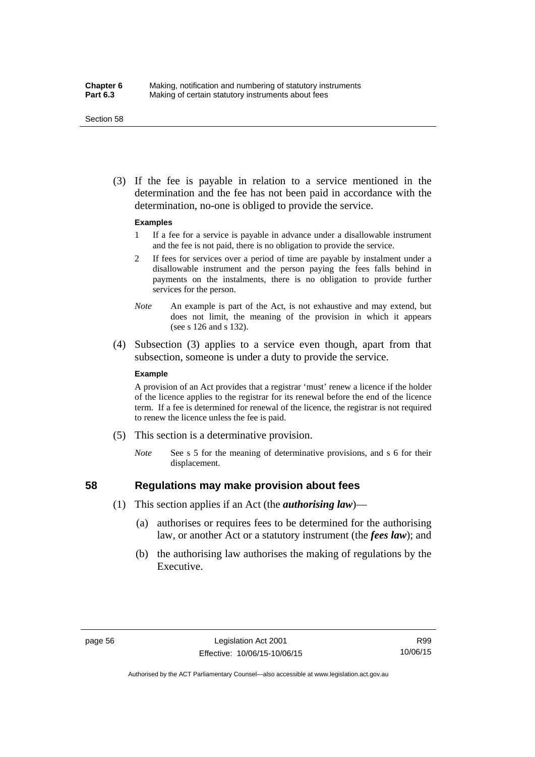(3) If the fee is payable in relation to a service mentioned in the determination and the fee has not been paid in accordance with the determination, no-one is obliged to provide the service.

**Examples**

1 If a fee for a service is payable in advance under a disallowable instrument and the fee is not paid, there is no obligation to provide the service.

2 If fees for services over a period of time are payable by instalment under a disallowable instrument and the person paying the fees falls behind in payments on the instalments, there is no obligation to provide further services for the person.

*Note* An example is part of the Act, is not exhaustive and may extend, but does not limit, the meaning of the provision in which it appears (see s 126 and s 132).

(4) Subsection (3) applies to a service even though, apart from that subsection, someone is under a duty to provide the service.

**Example**

A provision of an Act provides that a registrar 'must' renew a licence if the holder of the licence applies to the registrar for its renewal before the end of the licence term. If a fee is determined for renewal of the licence, the registrar is not required to renew the licence unless the fee is paid.

(5) This section is a determinative provision.

*Note* See s 5 for the meaning of determinative provisions, and s 6 for their displacement.

## 58 Regulations may make provision about fees

(1) This section applies if an Act (the ***authorising law***)—

(a) authorises or requires fees to be determined for the authorising law, or another Act or a statutory instrument (the ***fees law***); and

(b) the authorising law authorises the making of regulations by the Executive.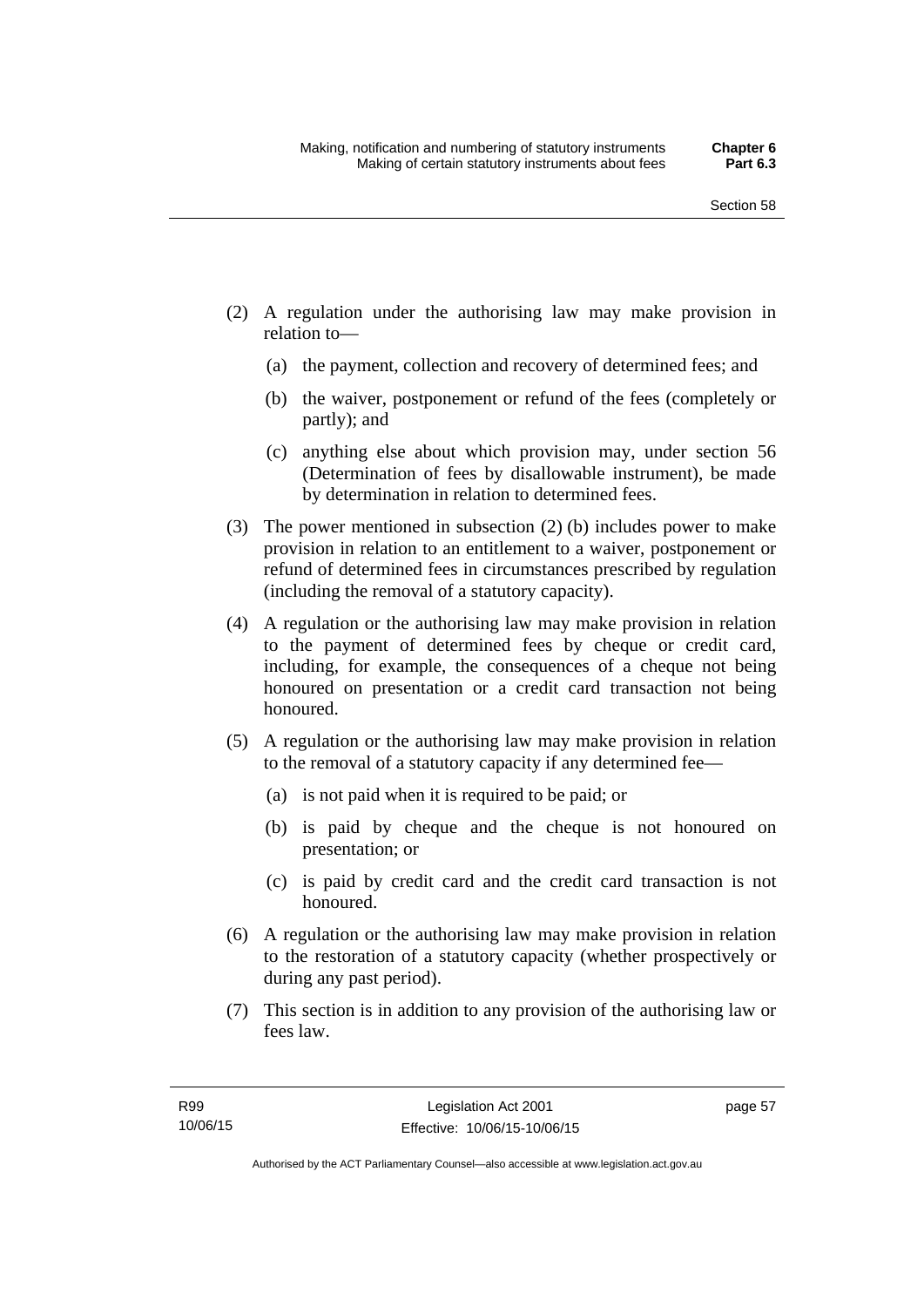(2) A regulation under the authorising law may make provision in relation to—

(a) the payment, collection and recovery of determined fees; and

(b) the waiver, postponement or refund of the fees (completely or partly); and

(c) anything else about which provision may, under section 56 (Determination of fees by disallowable instrument), be made by determination in relation to determined fees.

(3) The power mentioned in subsection (2) (b) includes power to make provision in relation to an entitlement to a waiver, postponement or refund of determined fees in circumstances prescribed by regulation (including the removal of a statutory capacity).

(4) A regulation or the authorising law may make provision in relation to the payment of determined fees by cheque or credit card, including, for example, the consequences of a cheque not being honoured on presentation or a credit card transaction not being honoured.

(5) A regulation or the authorising law may make provision in relation to the removal of a statutory capacity if any determined fee—

(a) is not paid when it is required to be paid; or

(b) is paid by cheque and the cheque is not honoured on presentation; or

(c) is paid by credit card and the credit card transaction is not honoured.

(6) A regulation or the authorising law may make provision in relation to the restoration of a statutory capacity (whether prospectively or during any past period).

(7) This section is in addition to any provision of the authorising law or fees law.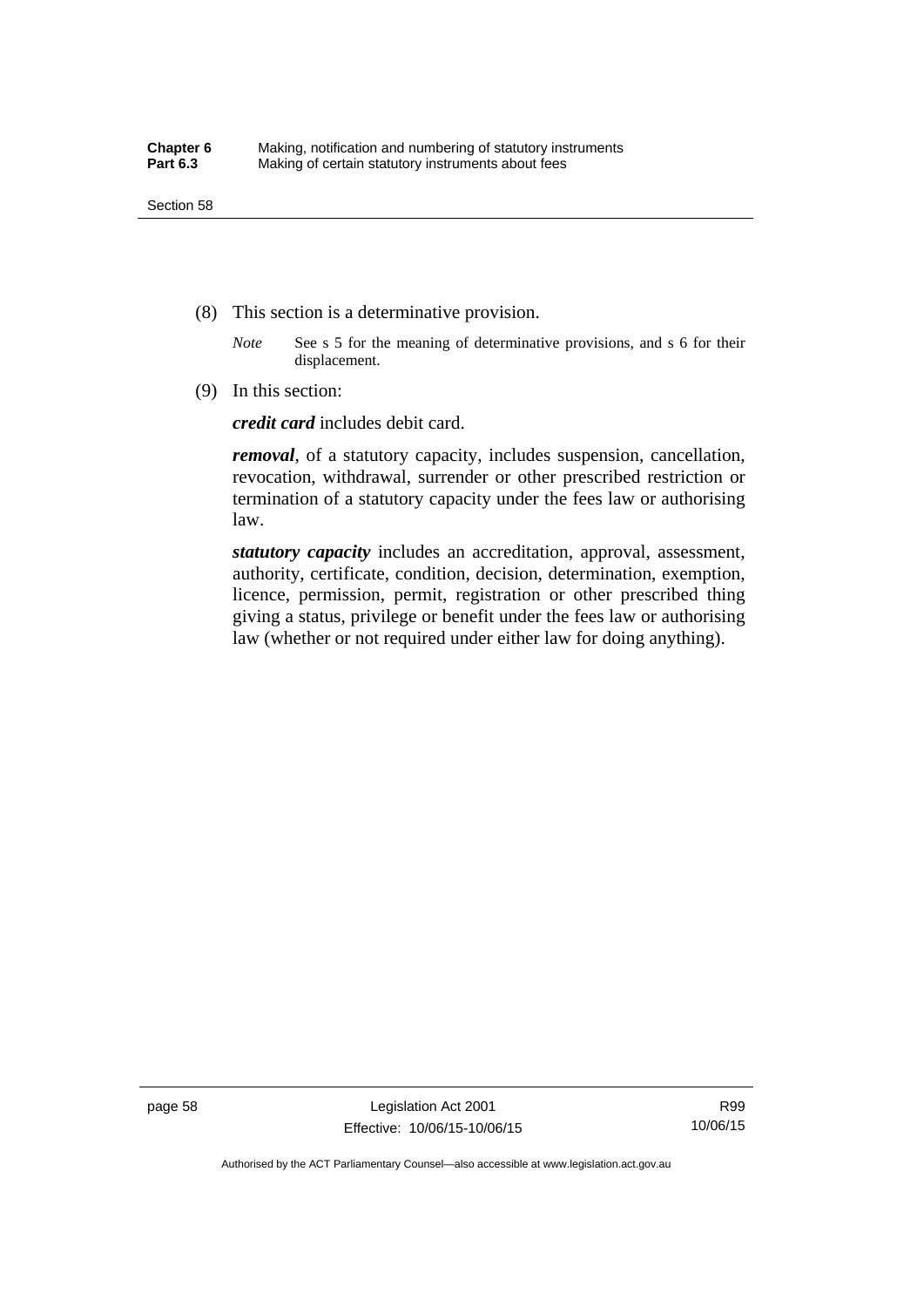(8) This section is a determinative provision.

*Note* See s 5 for the meaning of determinative provisions, and s 6 for their displacement.

(9) In this section:

***credit card*** includes debit card.

***removal***, of a statutory capacity, includes suspension, cancellation, revocation, withdrawal, surrender or other prescribed restriction or termination of a statutory capacity under the fees law or authorising law.

***statutory capacity*** includes an accreditation, approval, assessment, authority, certificate, condition, decision, determination, exemption, licence, permission, permit, registration or other prescribed thing giving a status, privilege or benefit under the fees law or authorising law (whether or not required under either law for doing anything).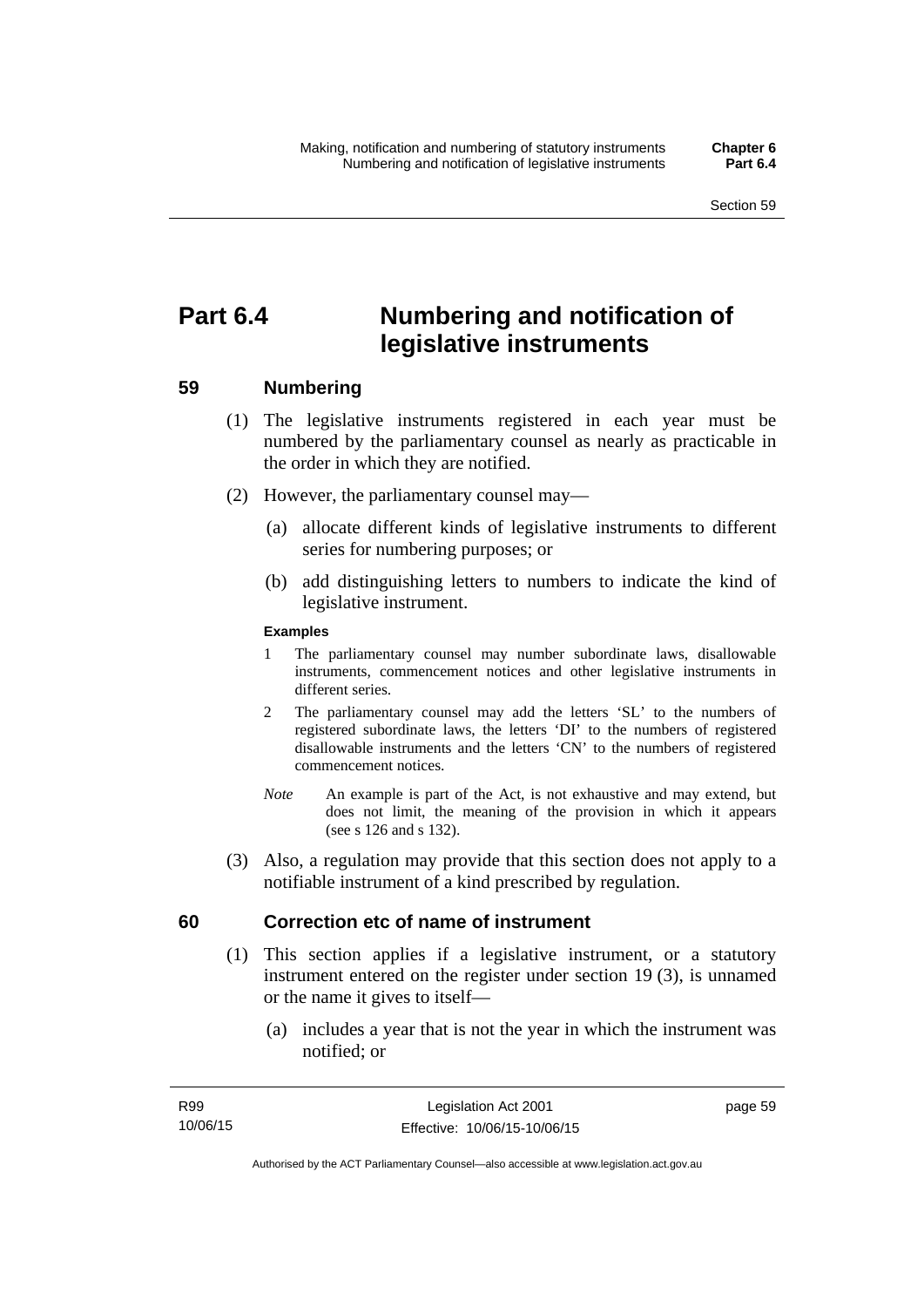# Part 6.4 Numbering and notification of legislative instruments

## 59 Numbering

(1) The legislative instruments registered in each year must be numbered by the parliamentary counsel as nearly as practicable in the order in which they are notified.

(2) However, the parliamentary counsel may—

(a) allocate different kinds of legislative instruments to different series for numbering purposes; or

(b) add distinguishing letters to numbers to indicate the kind of legislative instrument.

**Examples**

1 The parliamentary counsel may number subordinate laws, disallowable instruments, commencement notices and other legislative instruments in different series.

2 The parliamentary counsel may add the letters 'SL' to the numbers of registered subordinate laws, the letters 'DI' to the numbers of registered disallowable instruments and the letters 'CN' to the numbers of registered commencement notices.

*Note* An example is part of the Act, is not exhaustive and may extend, but does not limit, the meaning of the provision in which it appears (see s 126 and s 132).

(3) Also, a regulation may provide that this section does not apply to a notifiable instrument of a kind prescribed by regulation.

## 60 Correction etc of name of instrument

(1) This section applies if a legislative instrument, or a statutory instrument entered on the register under section 19 (3), is unnamed or the name it gives to itself—

(a) includes a year that is not the year in which the instrument was notified; or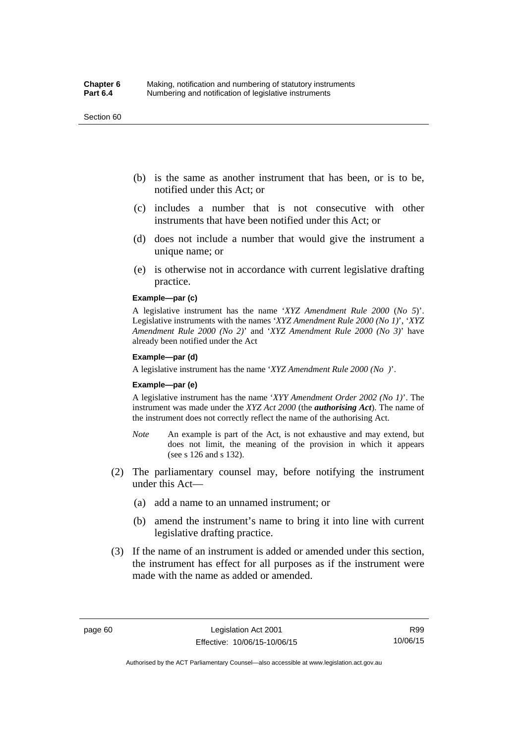(b) is the same as another instrument that has been, or is to be, notified under this Act; or

(c) includes a number that is not consecutive with other instruments that have been notified under this Act; or

(d) does not include a number that would give the instrument a unique name; or

(e) is otherwise not in accordance with current legislative drafting practice.

**Example—par (c)**

A legislative instrument has the name '*XYZ Amendment Rule 2000* (*No 5*)'. Legislative instruments with the names '*XYZ Amendment Rule 2000 (No 1)*', '*XYZ Amendment Rule 2000 (No 2)*' and '*XYZ Amendment Rule 2000 (No 3)*' have already been notified under the Act

**Example—par (d)**

A legislative instrument has the name '*XYZ Amendment Rule 2000 (No )*'.

**Example—par (e)**

A legislative instrument has the name '*XYY Amendment Order 2002 (No 1)*'. The instrument was made under the *XYZ Act 2000* (the ***authorising Act***). The name of the instrument does not correctly reflect the name of the authorising Act.

*Note* An example is part of the Act, is not exhaustive and may extend, but does not limit, the meaning of the provision in which it appears (see s 126 and s 132).

(2) The parliamentary counsel may, before notifying the instrument under this Act—

(a) add a name to an unnamed instrument; or

(b) amend the instrument's name to bring it into line with current legislative drafting practice.

(3) If the name of an instrument is added or amended under this section, the instrument has effect for all purposes as if the instrument were made with the name as added or amended.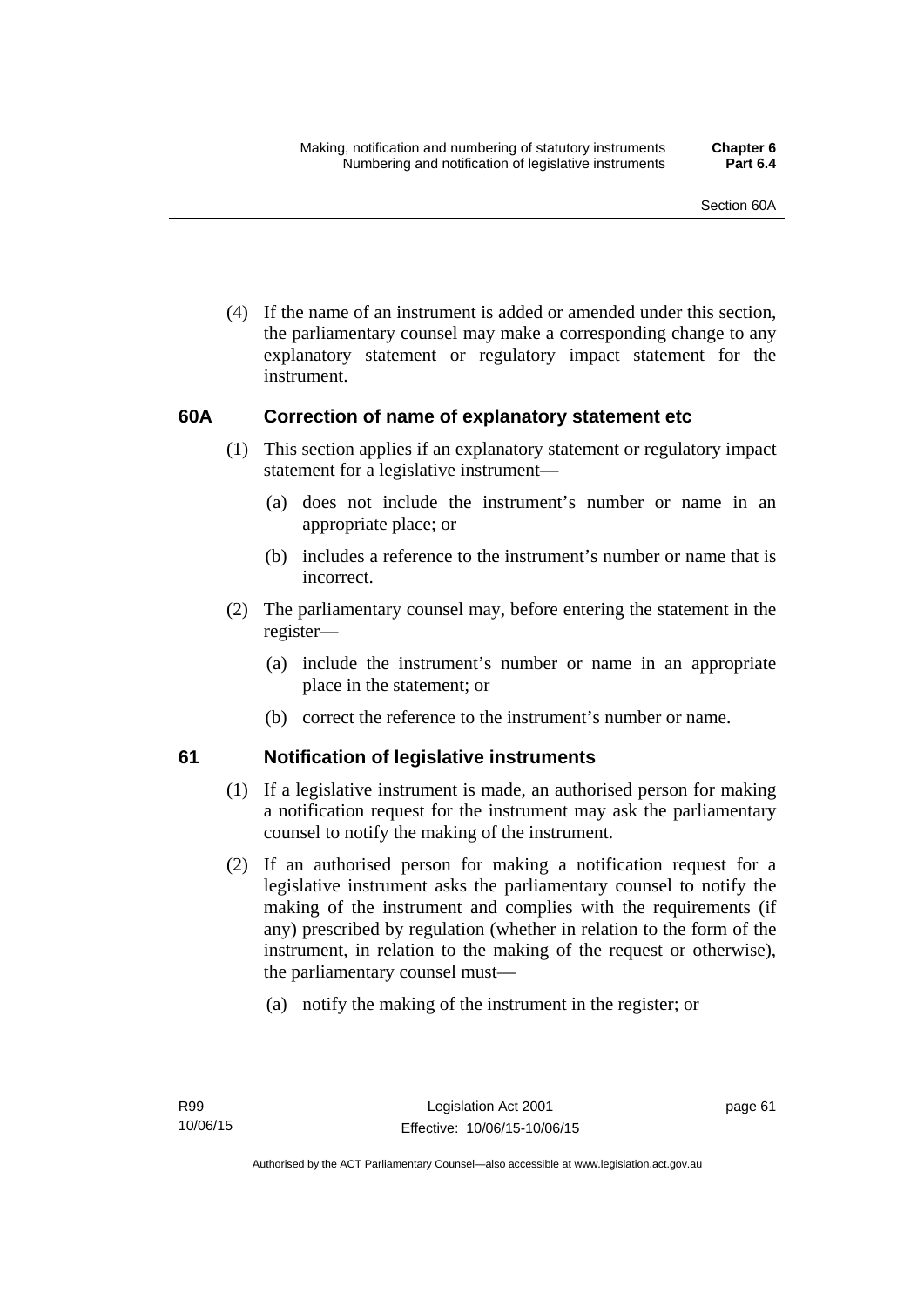(4) If the name of an instrument is added or amended under this section, the parliamentary counsel may make a corresponding change to any explanatory statement or regulatory impact statement for the instrument.

### 60A Correction of name of explanatory statement etc

(1) This section applies if an explanatory statement or regulatory impact statement for a legislative instrument—

(a) does not include the instrument's number or name in an appropriate place; or

(b) includes a reference to the instrument's number or name that is incorrect.

(2) The parliamentary counsel may, before entering the statement in the register—

(a) include the instrument's number or name in an appropriate place in the statement; or

(b) correct the reference to the instrument's number or name.

### 61 Notification of legislative instruments

(1) If a legislative instrument is made, an authorised person for making a notification request for the instrument may ask the parliamentary counsel to notify the making of the instrument.

(2) If an authorised person for making a notification request for a legislative instrument asks the parliamentary counsel to notify the making of the instrument and complies with the requirements (if any) prescribed by regulation (whether in relation to the form of the instrument, in relation to the making of the request or otherwise), the parliamentary counsel must—

(a) notify the making of the instrument in the register; or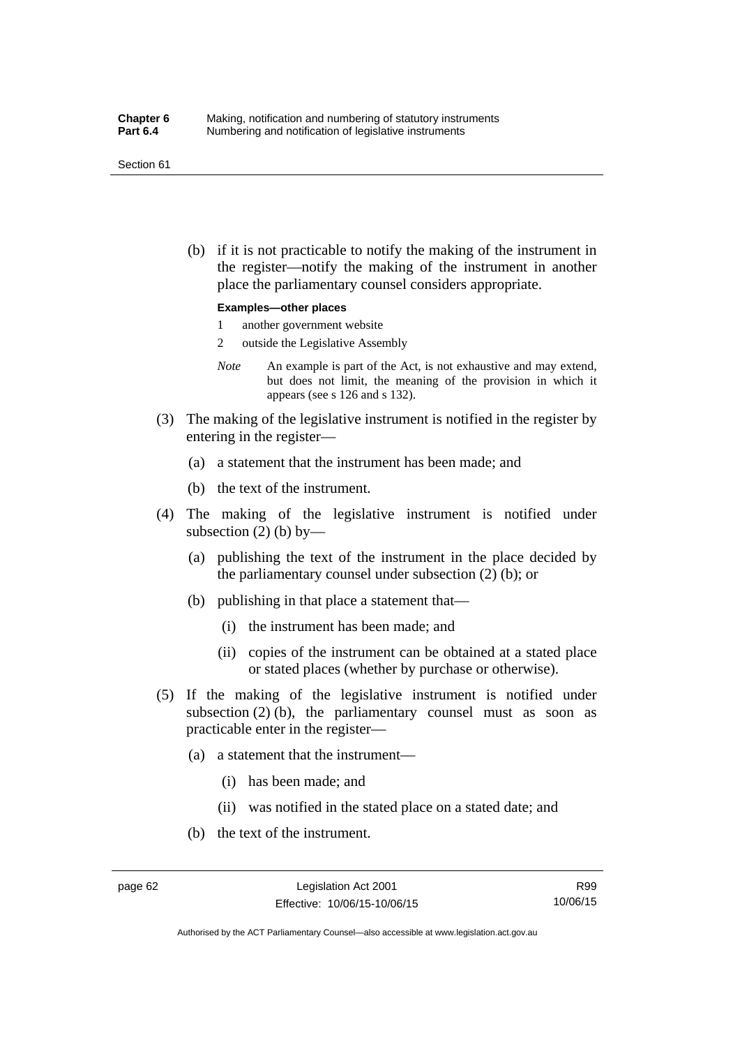(b) if it is not practicable to notify the making of the instrument in the register—notify the making of the instrument in another place the parliamentary counsel considers appropriate.

**Examples—other places**

1 another government website

2 outside the Legislative Assembly

*Note* An example is part of the Act, is not exhaustive and may extend, but does not limit, the meaning of the provision in which it appears (see s 126 and s 132).

(3) The making of the legislative instrument is notified in the register by entering in the register—

(a) a statement that the instrument has been made; and

(b) the text of the instrument.

(4) The making of the legislative instrument is notified under subsection (2) (b) by—

(a) publishing the text of the instrument in the place decided by the parliamentary counsel under subsection (2) (b); or

(b) publishing in that place a statement that—

(i) the instrument has been made; and

(ii) copies of the instrument can be obtained at a stated place or stated places (whether by purchase or otherwise).

(5) If the making of the legislative instrument is notified under subsection (2) (b), the parliamentary counsel must as soon as practicable enter in the register—

(a) a statement that the instrument—

(i) has been made; and

(ii) was notified in the stated place on a stated date; and

(b) the text of the instrument.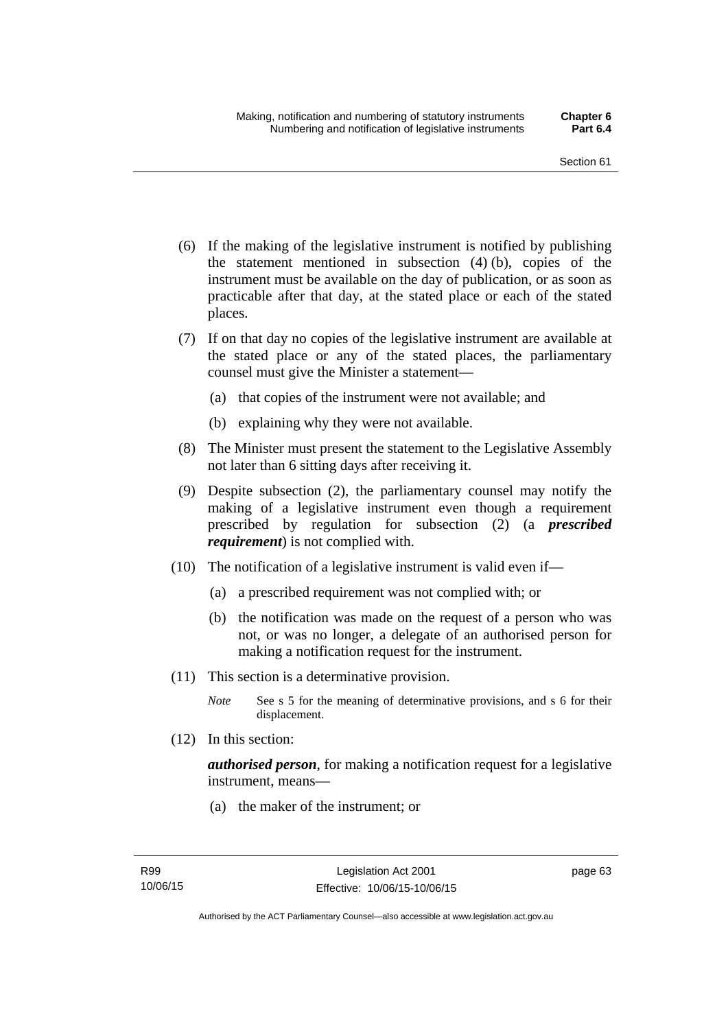(6) If the making of the legislative instrument is notified by publishing the statement mentioned in subsection (4) (b), copies of the instrument must be available on the day of publication, or as soon as practicable after that day, at the stated place or each of the stated places.

(7) If on that day no copies of the legislative instrument are available at the stated place or any of the stated places, the parliamentary counsel must give the Minister a statement—

(a) that copies of the instrument were not available; and

(b) explaining why they were not available.

(8) The Minister must present the statement to the Legislative Assembly not later than 6 sitting days after receiving it.

(9) Despite subsection (2), the parliamentary counsel may notify the making of a legislative instrument even though a requirement prescribed by regulation for subsection (2) (a ***prescribed requirement***) is not complied with.

(10) The notification of a legislative instrument is valid even if—

(a) a prescribed requirement was not complied with; or

(b) the notification was made on the request of a person who was not, or was no longer, a delegate of an authorised person for making a notification request for the instrument.

(11) This section is a determinative provision.

*Note* See s 5 for the meaning of determinative provisions, and s 6 for their displacement.

(12) In this section:

***authorised person***, for making a notification request for a legislative instrument, means—

(a) the maker of the instrument; or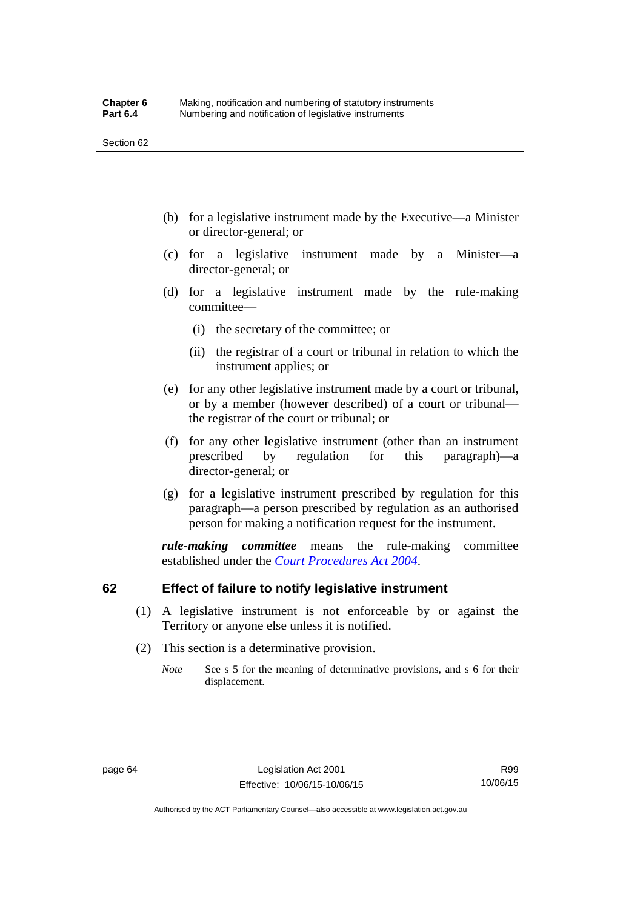(b) for a legislative instrument made by the Executive—a Minister or director-general; or

(c) for a legislative instrument made by a Minister—a director-general; or

(d) for a legislative instrument made by the rule-making committee—

   (i) the secretary of the committee; or

   (ii) the registrar of a court or tribunal in relation to which the instrument applies; or

(e) for any other legislative instrument made by a court or tribunal, or by a member (however described) of a court or tribunal—the registrar of the court or tribunal; or

(f) for any other legislative instrument (other than an instrument prescribed by regulation for this paragraph)—a director-general; or

(g) for a legislative instrument prescribed by regulation for this paragraph—a person prescribed by regulation as an authorised person for making a notification request for the instrument.

***rule-making committee*** means the rule-making committee established under the *Court Procedures Act 2004*.

## 62 Effect of failure to notify legislative instrument

(1) A legislative instrument is not enforceable by or against the Territory or anyone else unless it is notified.

(2) This section is a determinative provision.

*Note* See s 5 for the meaning of determinative provisions, and s 6 for their displacement.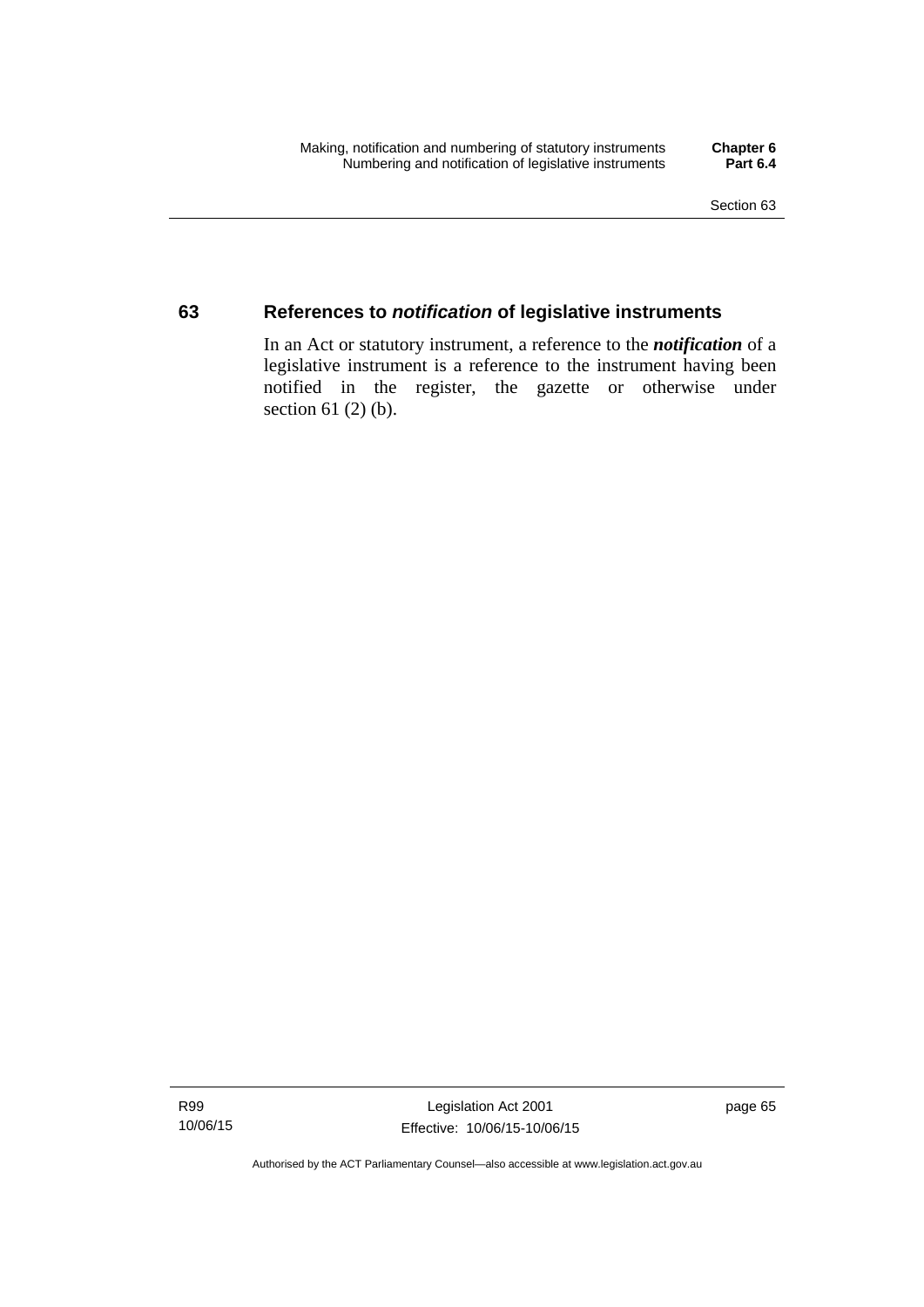## 63 References to *notification* of legislative instruments

In an Act or statutory instrument, a reference to the ***notification*** of a legislative instrument is a reference to the instrument having been notified in the register, the gazette or otherwise under section 61 (2) (b).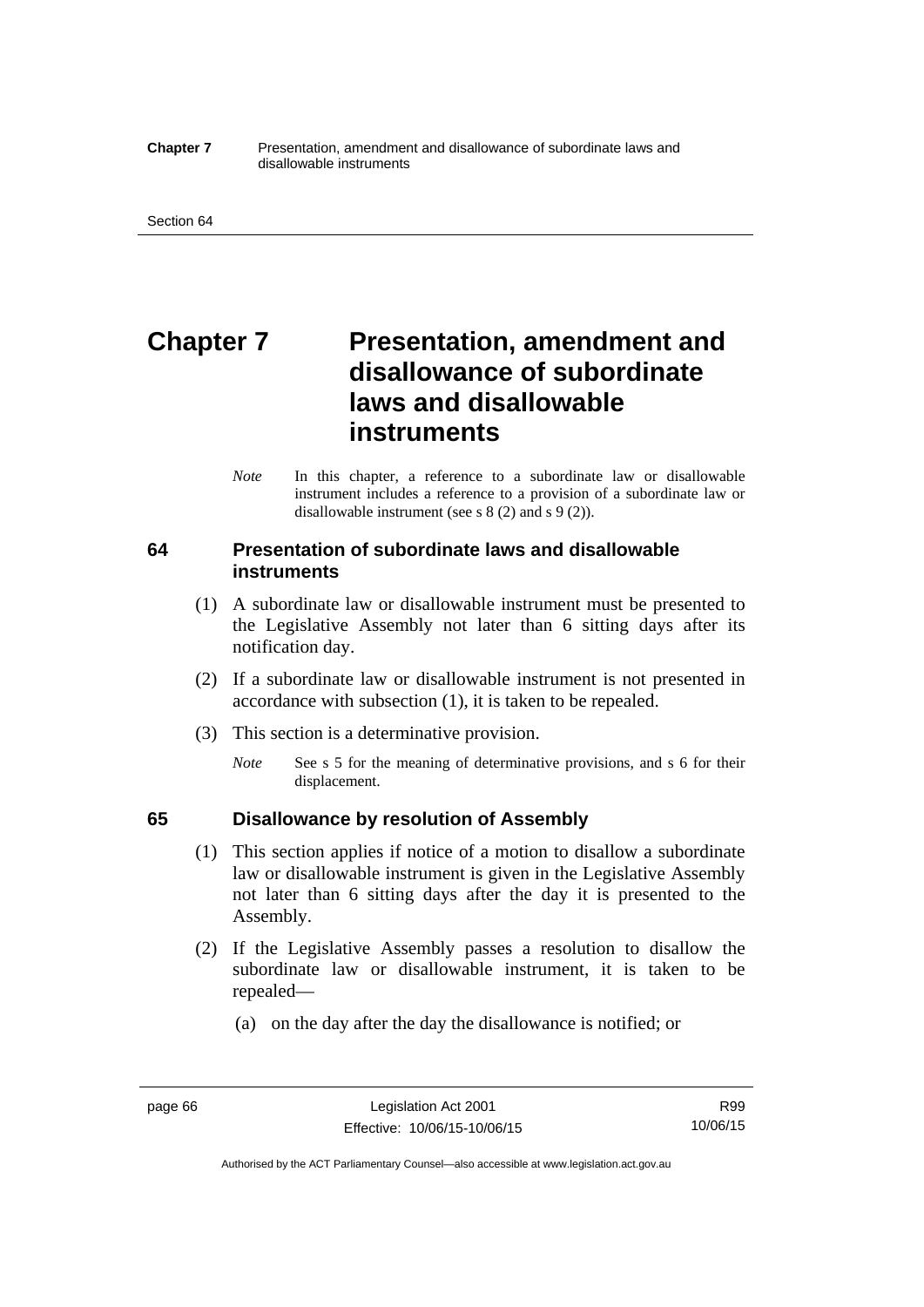# Chapter 7 Presentation, amendment and disallowance of subordinate laws and disallowable instruments

*Note* In this chapter, a reference to a subordinate law or disallowable instrument includes a reference to a provision of a subordinate law or disallowable instrument (see s 8 (2) and s 9 (2)).

## 64 Presentation of subordinate laws and disallowable instruments

(1) A subordinate law or disallowable instrument must be presented to the Legislative Assembly not later than 6 sitting days after its notification day.

(2) If a subordinate law or disallowable instrument is not presented in accordance with subsection (1), it is taken to be repealed.

(3) This section is a determinative provision.

*Note* See s 5 for the meaning of determinative provisions, and s 6 for their displacement.

## 65 Disallowance by resolution of Assembly

(1) This section applies if notice of a motion to disallow a subordinate law or disallowable instrument is given in the Legislative Assembly not later than 6 sitting days after the day it is presented to the Assembly.

(2) If the Legislative Assembly passes a resolution to disallow the subordinate law or disallowable instrument, it is taken to be repealed—

(a) on the day after the day the disallowance is notified; or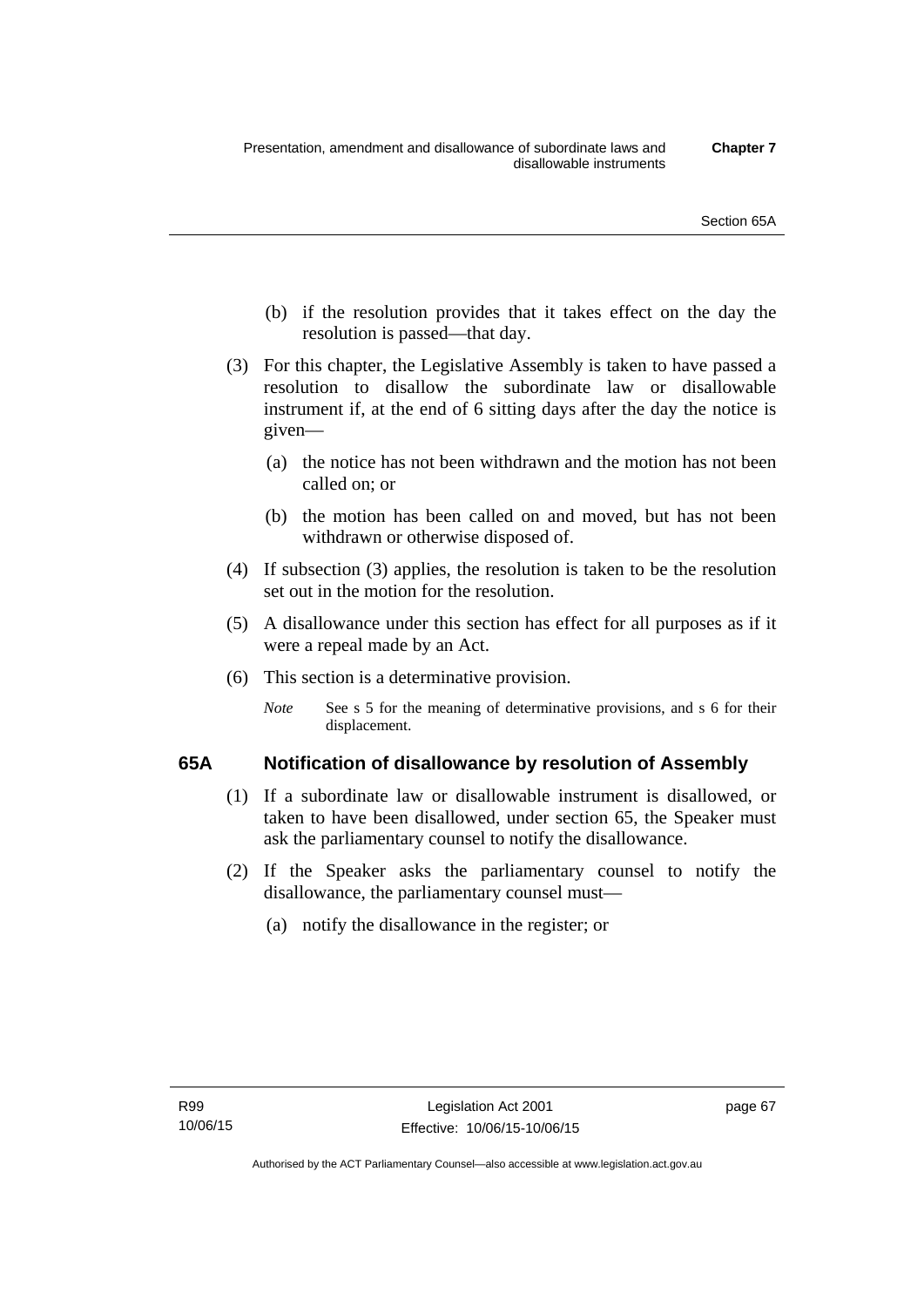(b) if the resolution provides that it takes effect on the day the resolution is passed—that day.

(3) For this chapter, the Legislative Assembly is taken to have passed a resolution to disallow the subordinate law or disallowable instrument if, at the end of 6 sitting days after the day the notice is given—

(a) the notice has not been withdrawn and the motion has not been called on; or

(b) the motion has been called on and moved, but has not been withdrawn or otherwise disposed of.

(4) If subsection (3) applies, the resolution is taken to be the resolution set out in the motion for the resolution.

(5) A disallowance under this section has effect for all purposes as if it were a repeal made by an Act.

(6) This section is a determinative provision.

*Note* See s 5 for the meaning of determinative provisions, and s 6 for their displacement.

## 65A Notification of disallowance by resolution of Assembly

(1) If a subordinate law or disallowable instrument is disallowed, or taken to have been disallowed, under section 65, the Speaker must ask the parliamentary counsel to notify the disallowance.

(2) If the Speaker asks the parliamentary counsel to notify the disallowance, the parliamentary counsel must—

(a) notify the disallowance in the register; or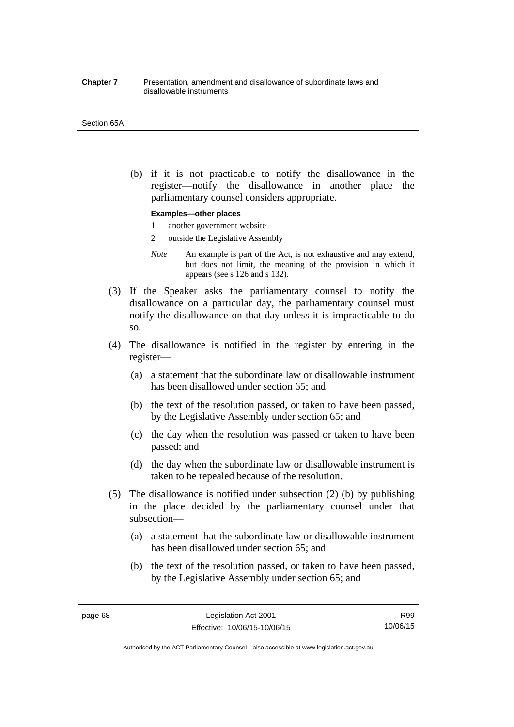(b) if it is not practicable to notify the disallowance in the register—notify the disallowance in another place the parliamentary counsel considers appropriate.

**Examples—other places**

1 another government website

2 outside the Legislative Assembly

*Note* An example is part of the Act, is not exhaustive and may extend, but does not limit, the meaning of the provision in which it appears (see s 126 and s 132).

(3) If the Speaker asks the parliamentary counsel to notify the disallowance on a particular day, the parliamentary counsel must notify the disallowance on that day unless it is impracticable to do so.

(4) The disallowance is notified in the register by entering in the register—

(a) a statement that the subordinate law or disallowable instrument has been disallowed under section 65; and

(b) the text of the resolution passed, or taken to have been passed, by the Legislative Assembly under section 65; and

(c) the day when the resolution was passed or taken to have been passed; and

(d) the day when the subordinate law or disallowable instrument is taken to be repealed because of the resolution.

(5) The disallowance is notified under subsection (2) (b) by publishing in the place decided by the parliamentary counsel under that subsection—

(a) a statement that the subordinate law or disallowable instrument has been disallowed under section 65; and

(b) the text of the resolution passed, or taken to have been passed, by the Legislative Assembly under section 65; and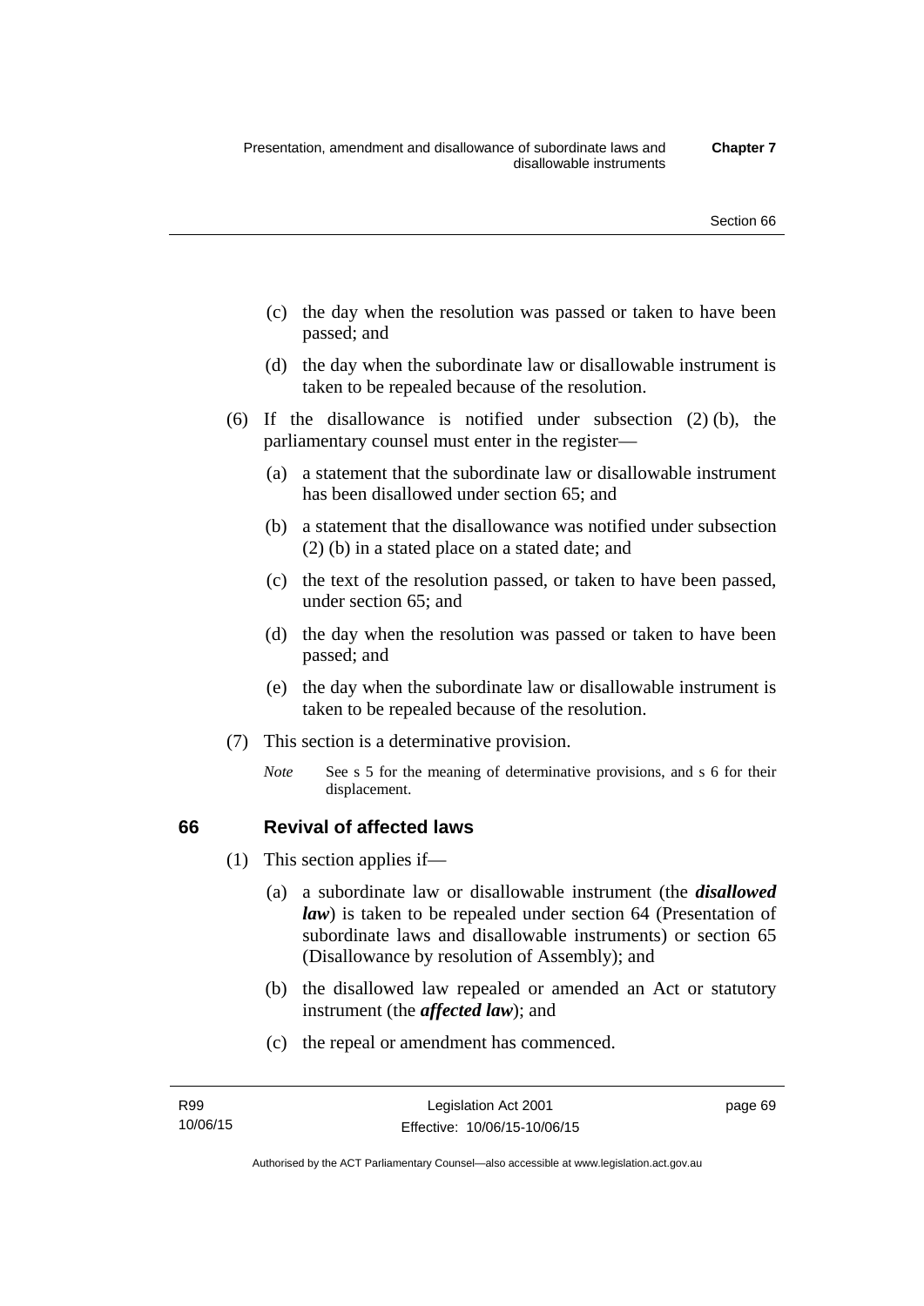(c) the day when the resolution was passed or taken to have been passed; and

(d) the day when the subordinate law or disallowable instrument is taken to be repealed because of the resolution.

(6) If the disallowance is notified under subsection (2) (b), the parliamentary counsel must enter in the register—

(a) a statement that the subordinate law or disallowable instrument has been disallowed under section 65; and

(b) a statement that the disallowance was notified under subsection (2) (b) in a stated place on a stated date; and

(c) the text of the resolution passed, or taken to have been passed, under section 65; and

(d) the day when the resolution was passed or taken to have been passed; and

(e) the day when the subordinate law or disallowable instrument is taken to be repealed because of the resolution.

(7) This section is a determinative provision.

*Note* See s 5 for the meaning of determinative provisions, and s 6 for their displacement.

## 66 Revival of affected laws

(1) This section applies if—

(a) a subordinate law or disallowable instrument (the ***disallowed law***) is taken to be repealed under section 64 (Presentation of subordinate laws and disallowable instruments) or section 65 (Disallowance by resolution of Assembly); and

(b) the disallowed law repealed or amended an Act or statutory instrument (the ***affected law***); and

(c) the repeal or amendment has commenced.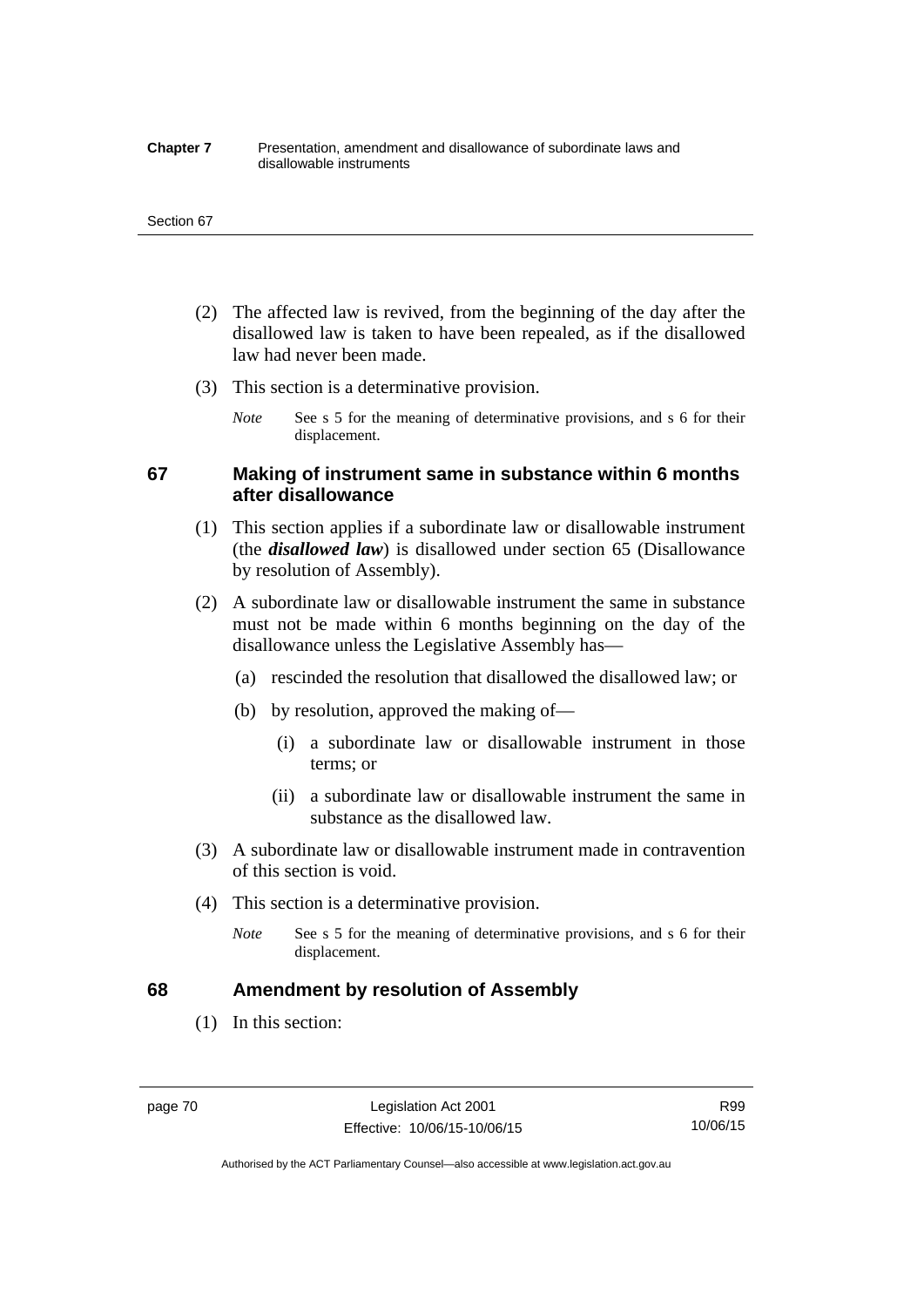(2) The affected law is revived, from the beginning of the day after the disallowed law is taken to have been repealed, as if the disallowed law had never been made.

(3) This section is a determinative provision.

*Note* See s 5 for the meaning of determinative provisions, and s 6 for their displacement.

## 67 Making of instrument same in substance within 6 months after disallowance

(1) This section applies if a subordinate law or disallowable instrument (the ***disallowed law***) is disallowed under section 65 (Disallowance by resolution of Assembly).

(2) A subordinate law or disallowable instrument the same in substance must not be made within 6 months beginning on the day of the disallowance unless the Legislative Assembly has—

(a) rescinded the resolution that disallowed the disallowed law; or

(b) by resolution, approved the making of—

(i) a subordinate law or disallowable instrument in those terms; or

(ii) a subordinate law or disallowable instrument the same in substance as the disallowed law.

(3) A subordinate law or disallowable instrument made in contravention of this section is void.

(4) This section is a determinative provision.

*Note* See s 5 for the meaning of determinative provisions, and s 6 for their displacement.

## 68 Amendment by resolution of Assembly

(1) In this section: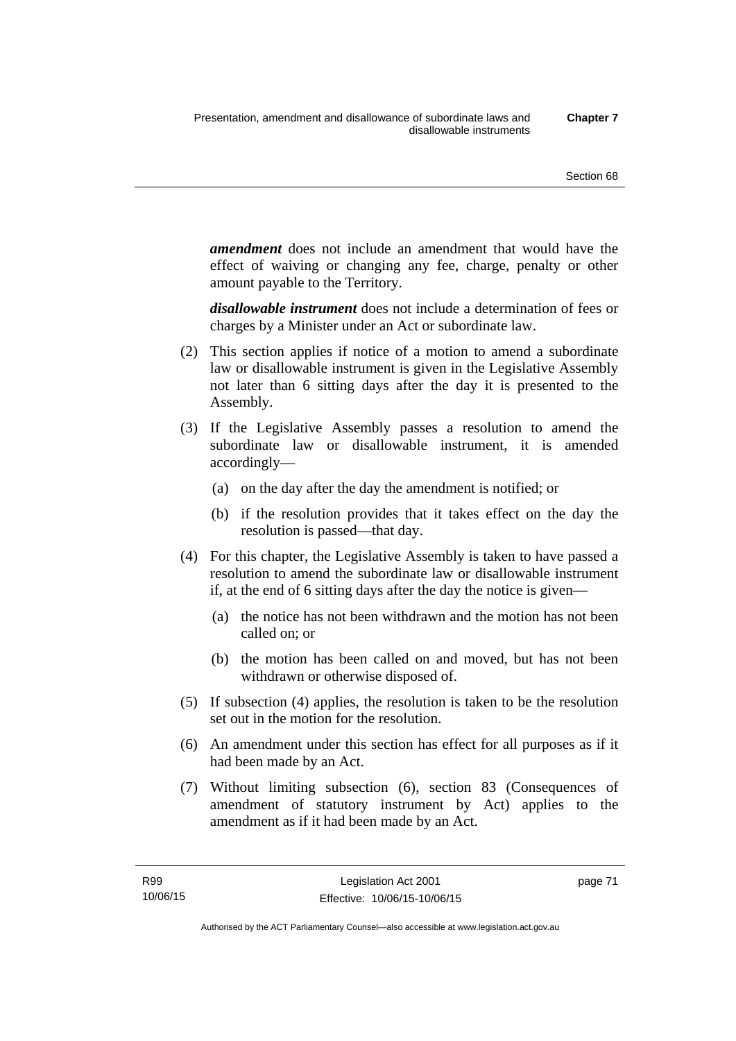***amendment*** does not include an amendment that would have the effect of waiving or changing any fee, charge, penalty or other amount payable to the Territory.

***disallowable instrument*** does not include a determination of fees or charges by a Minister under an Act or subordinate law.

(2) This section applies if notice of a motion to amend a subordinate law or disallowable instrument is given in the Legislative Assembly not later than 6 sitting days after the day it is presented to the Assembly.

(3) If the Legislative Assembly passes a resolution to amend the subordinate law or disallowable instrument, it is amended accordingly—

(a) on the day after the day the amendment is notified; or

(b) if the resolution provides that it takes effect on the day the resolution is passed—that day.

(4) For this chapter, the Legislative Assembly is taken to have passed a resolution to amend the subordinate law or disallowable instrument if, at the end of 6 sitting days after the day the notice is given—

(a) the notice has not been withdrawn and the motion has not been called on; or

(b) the motion has been called on and moved, but has not been withdrawn or otherwise disposed of.

(5) If subsection (4) applies, the resolution is taken to be the resolution set out in the motion for the resolution.

(6) An amendment under this section has effect for all purposes as if it had been made by an Act.

(7) Without limiting subsection (6), section 83 (Consequences of amendment of statutory instrument by Act) applies to the amendment as if it had been made by an Act.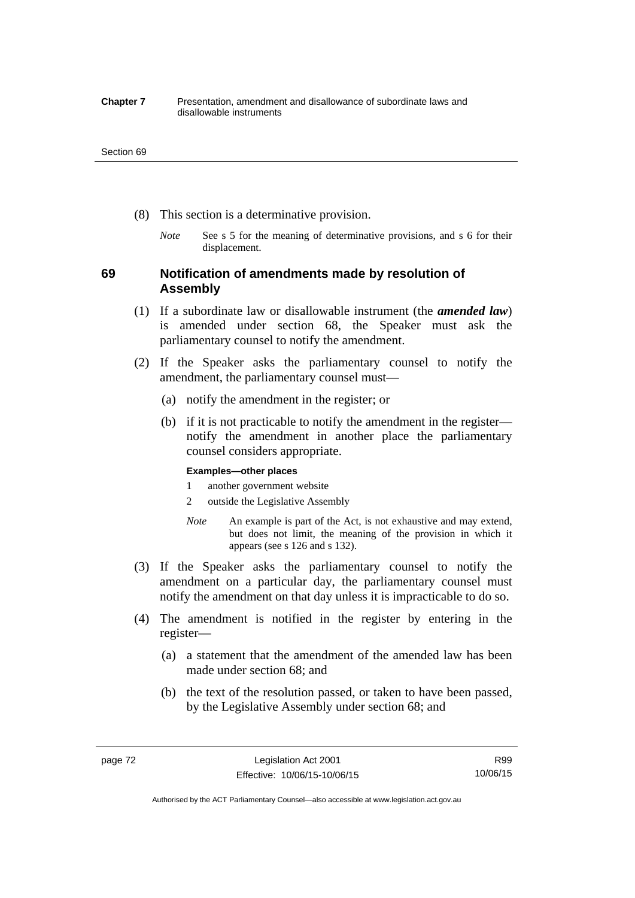(8) This section is a determinative provision.

*Note* See s 5 for the meaning of determinative provisions, and s 6 for their displacement.

## 69 Notification of amendments made by resolution of Assembly

(1) If a subordinate law or disallowable instrument (the ***amended law***) is amended under section 68, the Speaker must ask the parliamentary counsel to notify the amendment.

(2) If the Speaker asks the parliamentary counsel to notify the amendment, the parliamentary counsel must—

(a) notify the amendment in the register; or

(b) if it is not practicable to notify the amendment in the register—notify the amendment in another place the parliamentary counsel considers appropriate.

**Examples—other places**

1 another government website

2 outside the Legislative Assembly

*Note* An example is part of the Act, is not exhaustive and may extend, but does not limit, the meaning of the provision in which it appears (see s 126 and s 132).

(3) If the Speaker asks the parliamentary counsel to notify the amendment on a particular day, the parliamentary counsel must notify the amendment on that day unless it is impracticable to do so.

(4) The amendment is notified in the register by entering in the register—

(a) a statement that the amendment of the amended law has been made under section 68; and

(b) the text of the resolution passed, or taken to have been passed, by the Legislative Assembly under section 68; and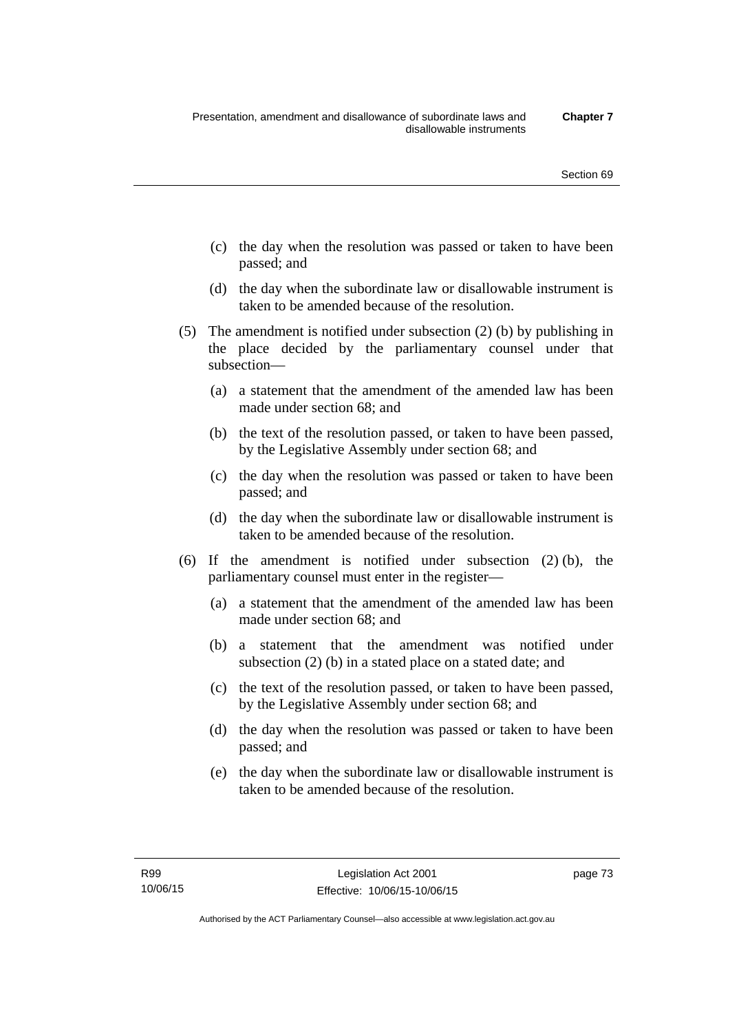(c) the day when the resolution was passed or taken to have been passed; and

(d) the day when the subordinate law or disallowable instrument is taken to be amended because of the resolution.

(5) The amendment is notified under subsection (2) (b) by publishing in the place decided by the parliamentary counsel under that subsection—

(a) a statement that the amendment of the amended law has been made under section 68; and

(b) the text of the resolution passed, or taken to have been passed, by the Legislative Assembly under section 68; and

(c) the day when the resolution was passed or taken to have been passed; and

(d) the day when the subordinate law or disallowable instrument is taken to be amended because of the resolution.

(6) If the amendment is notified under subsection (2) (b), the parliamentary counsel must enter in the register—

(a) a statement that the amendment of the amended law has been made under section 68; and

(b) a statement that the amendment was notified under subsection (2) (b) in a stated place on a stated date; and

(c) the text of the resolution passed, or taken to have been passed, by the Legislative Assembly under section 68; and

(d) the day when the resolution was passed or taken to have been passed; and

(e) the day when the subordinate law or disallowable instrument is taken to be amended because of the resolution.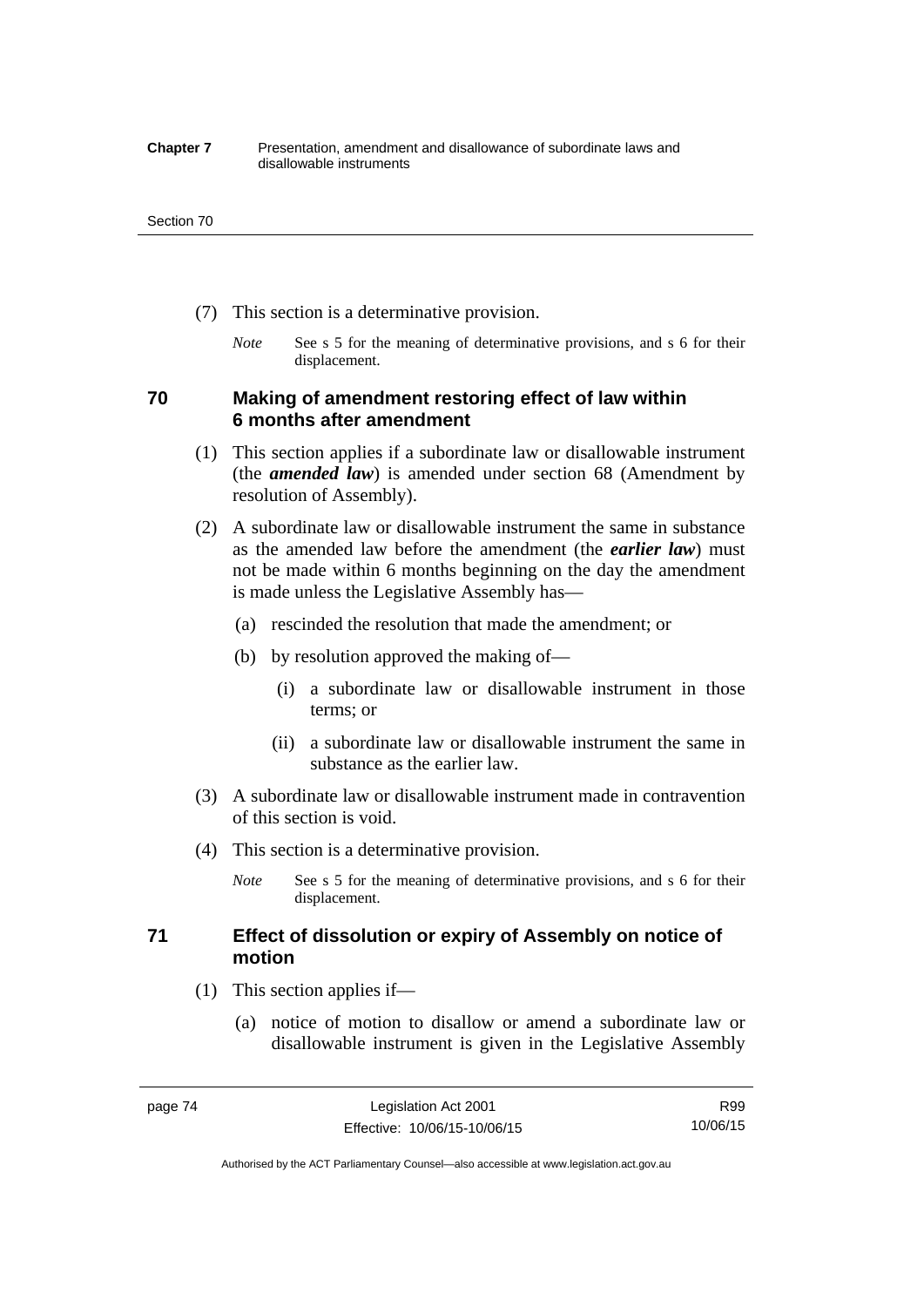(7) This section is a determinative provision.

*Note* See s 5 for the meaning of determinative provisions, and s 6 for their displacement.

## 70 Making of amendment restoring effect of law within 6 months after amendment

(1) This section applies if a subordinate law or disallowable instrument (the ***amended law***) is amended under section 68 (Amendment by resolution of Assembly).

(2) A subordinate law or disallowable instrument the same in substance as the amended law before the amendment (the ***earlier law***) must not be made within 6 months beginning on the day the amendment is made unless the Legislative Assembly has—

(a) rescinded the resolution that made the amendment; or

(b) by resolution approved the making of—

(i) a subordinate law or disallowable instrument in those terms; or

(ii) a subordinate law or disallowable instrument the same in substance as the earlier law.

(3) A subordinate law or disallowable instrument made in contravention of this section is void.

(4) This section is a determinative provision.

*Note* See s 5 for the meaning of determinative provisions, and s 6 for their displacement.

## 71 Effect of dissolution or expiry of Assembly on notice of motion

(1) This section applies if—

(a) notice of motion to disallow or amend a subordinate law or disallowable instrument is given in the Legislative Assembly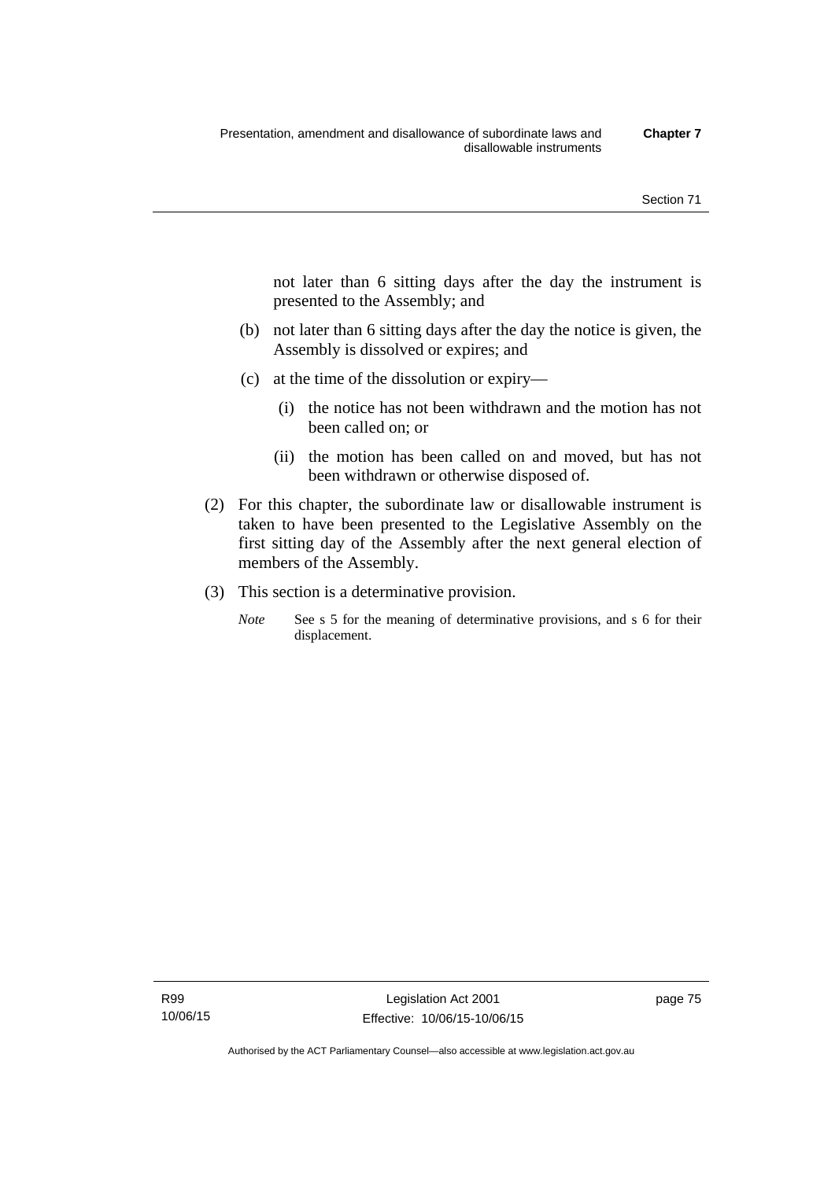not later than 6 sitting days after the day the instrument is presented to the Assembly; and

(b) not later than 6 sitting days after the day the notice is given, the Assembly is dissolved or expires; and

(c) at the time of the dissolution or expiry—

(i) the notice has not been withdrawn and the motion has not been called on; or

(ii) the motion has been called on and moved, but has not been withdrawn or otherwise disposed of.

(2) For this chapter, the subordinate law or disallowable instrument is taken to have been presented to the Legislative Assembly on the first sitting day of the Assembly after the next general election of members of the Assembly.

(3) This section is a determinative provision.

*Note* See s 5 for the meaning of determinative provisions, and s 6 for their displacement.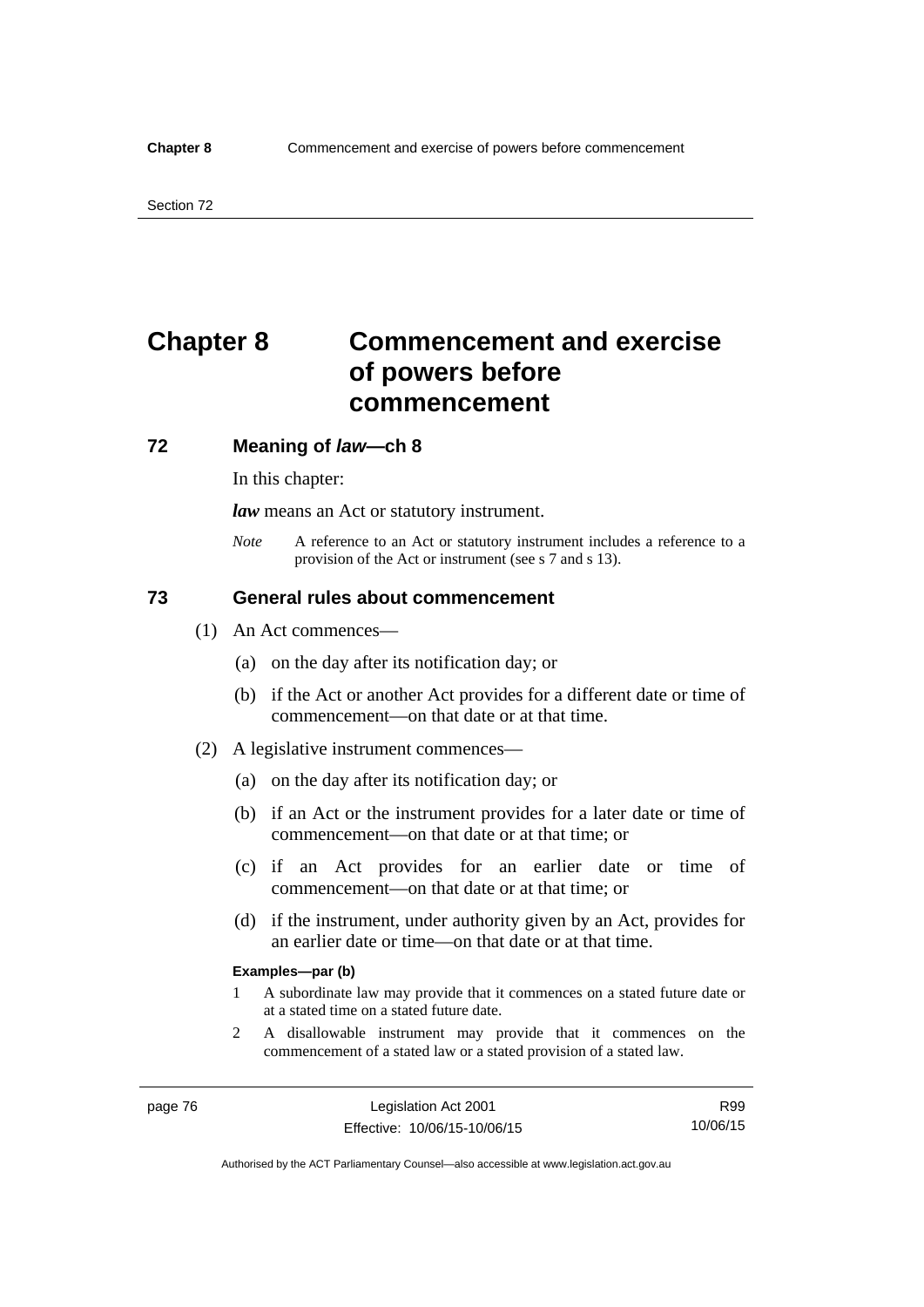# Chapter 8 Commencement and exercise of powers before commencement

## 72 Meaning of *law*—ch 8

In this chapter:

***law*** means an Act or statutory instrument.

*Note* A reference to an Act or statutory instrument includes a reference to a provision of the Act or instrument (see s 7 and s 13).

## 73 General rules about commencement

(1) An Act commences—

(a) on the day after its notification day; or

(b) if the Act or another Act provides for a different date or time of commencement—on that date or at that time.

(2) A legislative instrument commences—

(a) on the day after its notification day; or

(b) if an Act or the instrument provides for a later date or time of commencement—on that date or at that time; or

(c) if an Act provides for an earlier date or time of commencement—on that date or at that time; or

(d) if the instrument, under authority given by an Act, provides for an earlier date or time—on that date or at that time.

**Examples—par (b)**

1 A subordinate law may provide that it commences on a stated future date or at a stated time on a stated future date.

2 A disallowable instrument may provide that it commences on the commencement of a stated law or a stated provision of a stated law.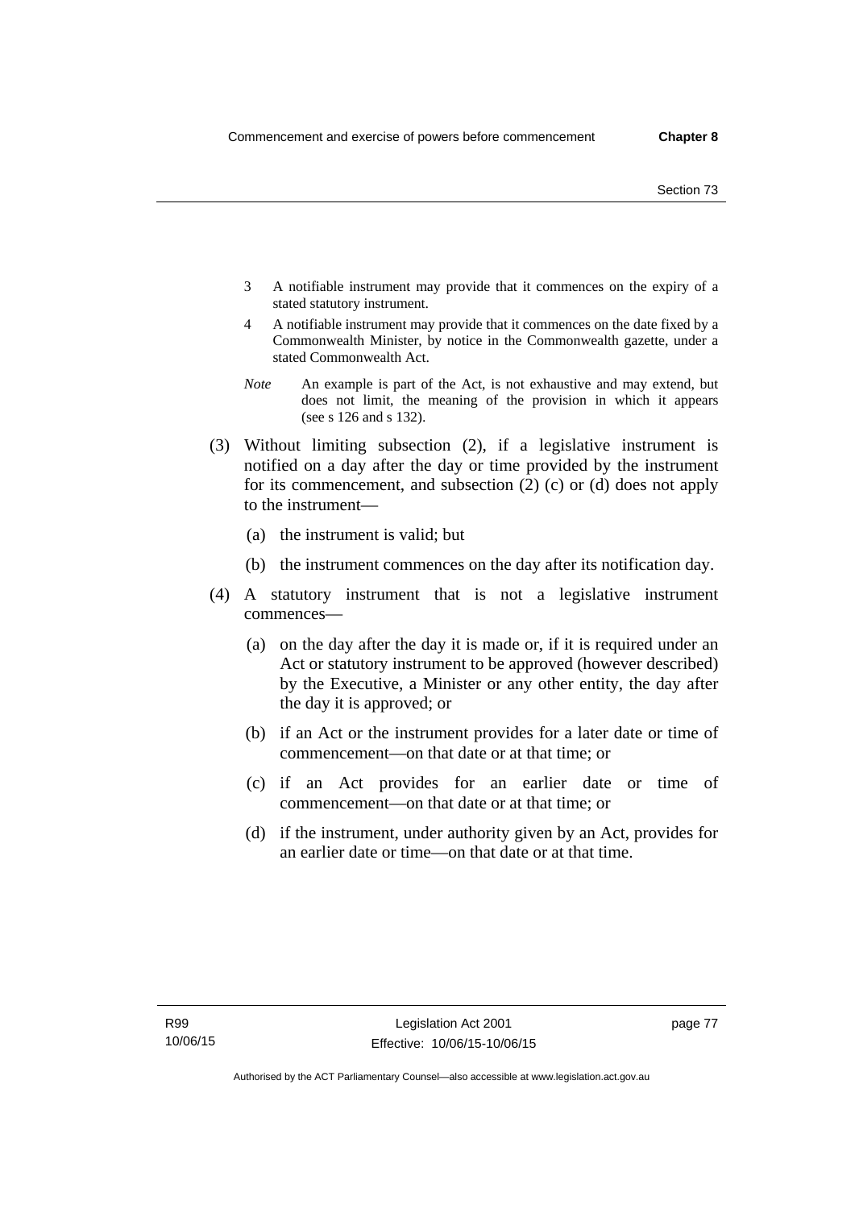3 A notifiable instrument may provide that it commences on the expiry of a stated statutory instrument.

4 A notifiable instrument may provide that it commences on the date fixed by a Commonwealth Minister, by notice in the Commonwealth gazette, under a stated Commonwealth Act.

*Note* An example is part of the Act, is not exhaustive and may extend, but does not limit, the meaning of the provision in which it appears (see s 126 and s 132).

(3) Without limiting subsection (2), if a legislative instrument is notified on a day after the day or time provided by the instrument for its commencement, and subsection (2) (c) or (d) does not apply to the instrument—

(a) the instrument is valid; but

(b) the instrument commences on the day after its notification day.

(4) A statutory instrument that is not a legislative instrument commences—

(a) on the day after the day it is made or, if it is required under an Act or statutory instrument to be approved (however described) by the Executive, a Minister or any other entity, the day after the day it is approved; or

(b) if an Act or the instrument provides for a later date or time of commencement—on that date or at that time; or

(c) if an Act provides for an earlier date or time of commencement—on that date or at that time; or

(d) if the instrument, under authority given by an Act, provides for an earlier date or time—on that date or at that time.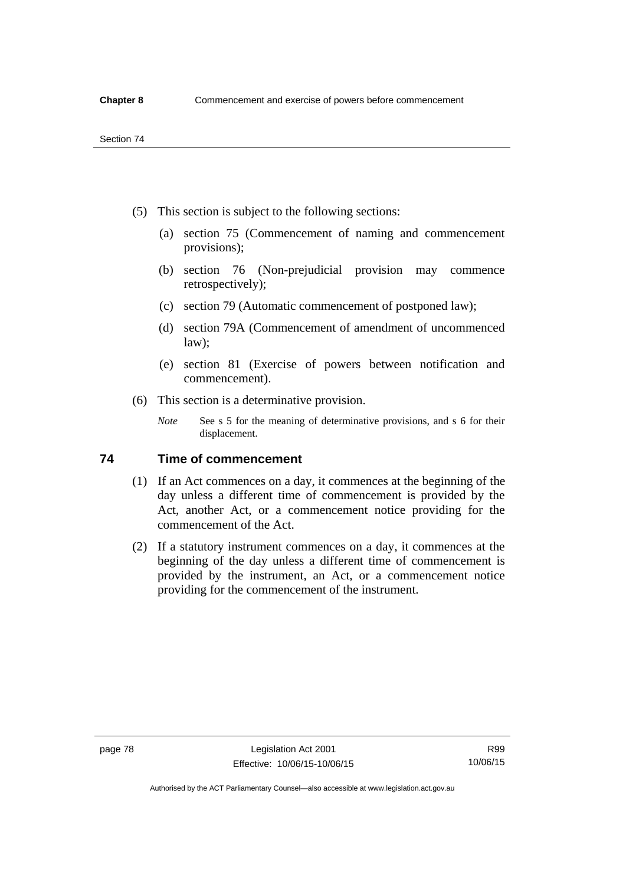(5) This section is subject to the following sections:

(a) section 75 (Commencement of naming and commencement provisions);

(b) section 76 (Non-prejudicial provision may commence retrospectively);

(c) section 79 (Automatic commencement of postponed law);

(d) section 79A (Commencement of amendment of uncommenced law);

(e) section 81 (Exercise of powers between notification and commencement).

(6) This section is a determinative provision.

*Note* See s 5 for the meaning of determinative provisions, and s 6 for their displacement.

## 74 Time of commencement

(1) If an Act commences on a day, it commences at the beginning of the day unless a different time of commencement is provided by the Act, another Act, or a commencement notice providing for the commencement of the Act.

(2) If a statutory instrument commences on a day, it commences at the beginning of the day unless a different time of commencement is provided by the instrument, an Act, or a commencement notice providing for the commencement of the instrument.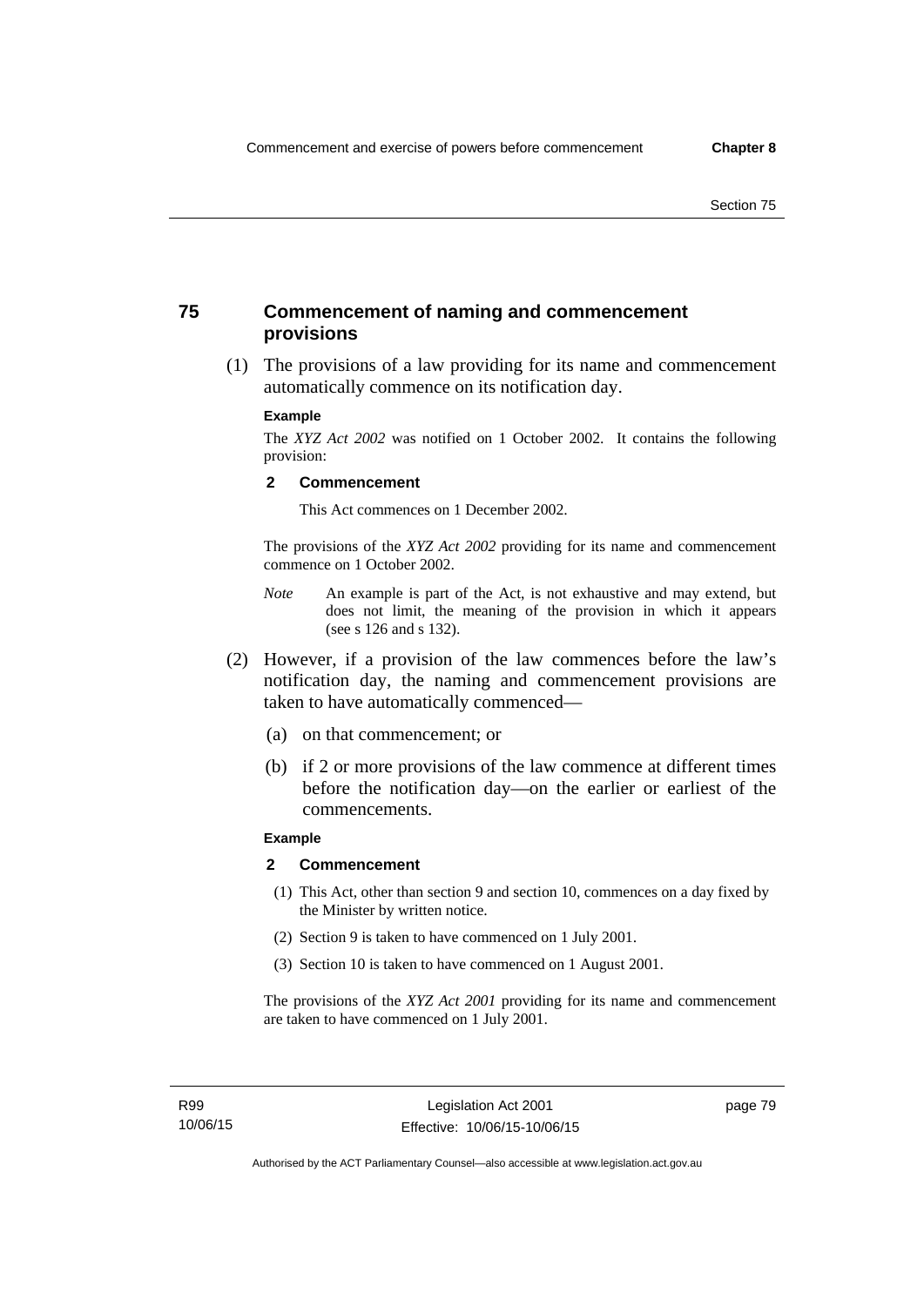## 75 Commencement of naming and commencement provisions

(1) The provisions of a law providing for its name and commencement automatically commence on its notification day.

**Example**

The *XYZ Act 2002* was notified on 1 October 2002. It contains the following provision:

**2 Commencement**

This Act commences on 1 December 2002.

The provisions of the *XYZ Act 2002* providing for its name and commencement commence on 1 October 2002.

*Note* An example is part of the Act, is not exhaustive and may extend, but does not limit, the meaning of the provision in which it appears (see s 126 and s 132).

(2) However, if a provision of the law commences before the law's notification day, the naming and commencement provisions are taken to have automatically commenced—

(a) on that commencement; or

(b) if 2 or more provisions of the law commence at different times before the notification day—on the earlier or earliest of the commencements.

**Example**

**2 Commencement**

(1) This Act, other than section 9 and section 10, commences on a day fixed by the Minister by written notice.

(2) Section 9 is taken to have commenced on 1 July 2001.

(3) Section 10 is taken to have commenced on 1 August 2001.

The provisions of the *XYZ Act 2001* providing for its name and commencement are taken to have commenced on 1 July 2001.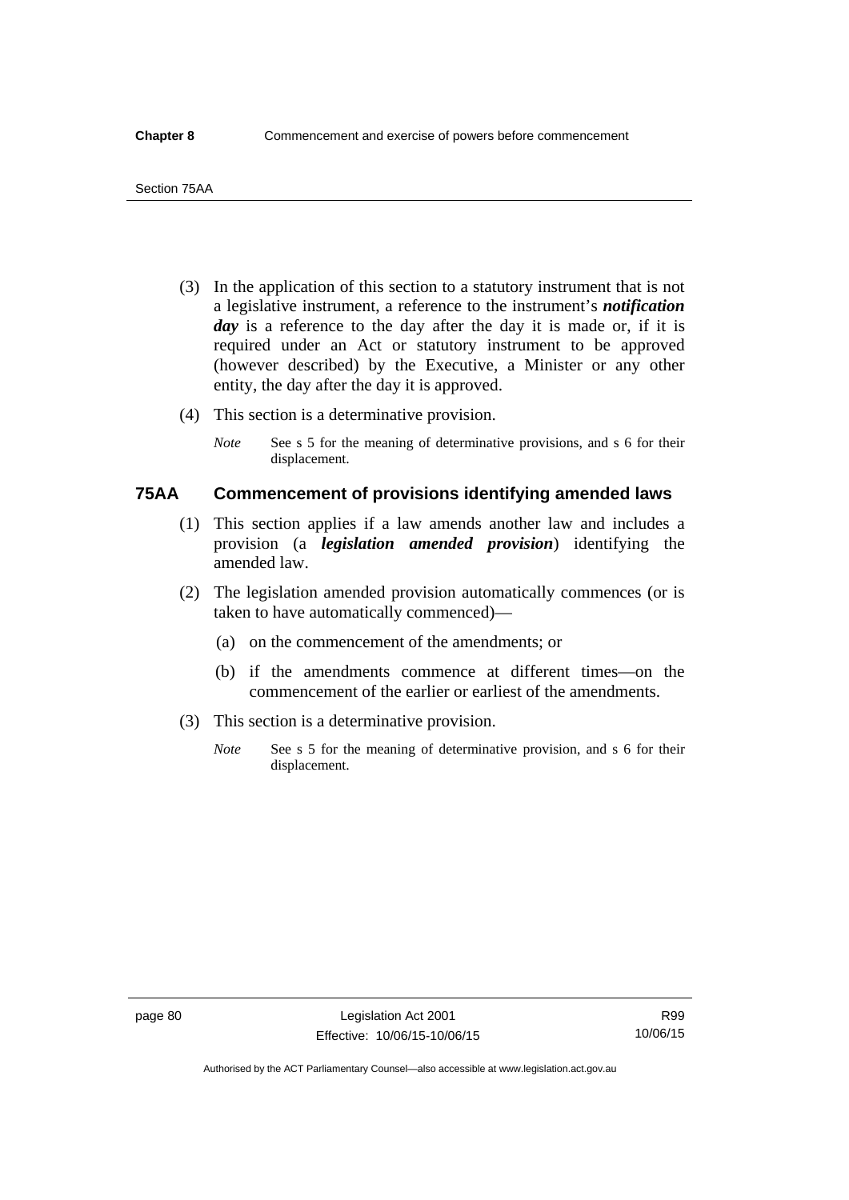(3) In the application of this section to a statutory instrument that is not a legislative instrument, a reference to the instrument's ***notification day*** is a reference to the day after the day it is made or, if it is required under an Act or statutory instrument to be approved (however described) by the Executive, a Minister or any other entity, the day after the day it is approved.

(4) This section is a determinative provision.

*Note* See s 5 for the meaning of determinative provisions, and s 6 for their displacement.

### 75AA Commencement of provisions identifying amended laws

(1) This section applies if a law amends another law and includes a provision (a ***legislation amended provision***) identifying the amended law.

(2) The legislation amended provision automatically commences (or is taken to have automatically commenced)—

(a) on the commencement of the amendments; or

(b) if the amendments commence at different times—on the commencement of the earlier or earliest of the amendments.

(3) This section is a determinative provision.

*Note* See s 5 for the meaning of determinative provision, and s 6 for their displacement.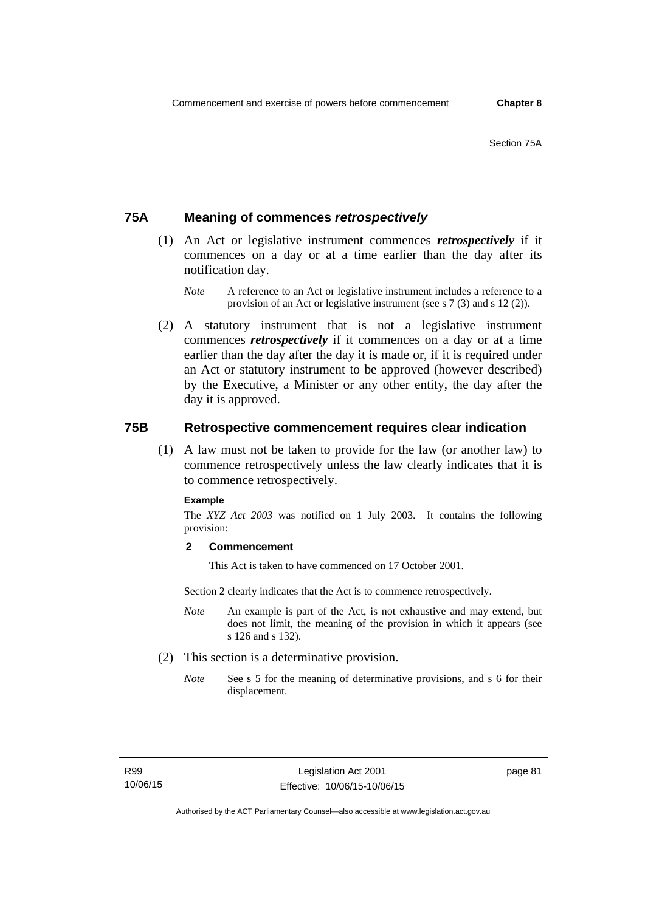## 75A Meaning of commences *retrospectively*

(1) An Act or legislative instrument commences ***retrospectively*** if it commences on a day or at a time earlier than the day after its notification day.

*Note* A reference to an Act or legislative instrument includes a reference to a provision of an Act or legislative instrument (see s 7 (3) and s 12 (2)).

(2) A statutory instrument that is not a legislative instrument commences ***retrospectively*** if it commences on a day or at a time earlier than the day after the day it is made or, if it is required under an Act or statutory instrument to be approved (however described) by the Executive, a Minister or any other entity, the day after the day it is approved.

## 75B Retrospective commencement requires clear indication

(1) A law must not be taken to provide for the law (or another law) to commence retrospectively unless the law clearly indicates that it is to commence retrospectively.

**Example**

The *XYZ Act 2003* was notified on 1 July 2003. It contains the following provision:

**2 Commencement**

This Act is taken to have commenced on 17 October 2001.

Section 2 clearly indicates that the Act is to commence retrospectively.

*Note* An example is part of the Act, is not exhaustive and may extend, but does not limit, the meaning of the provision in which it appears (see s 126 and s 132).

(2) This section is a determinative provision.

*Note* See s 5 for the meaning of determinative provisions, and s 6 for their displacement.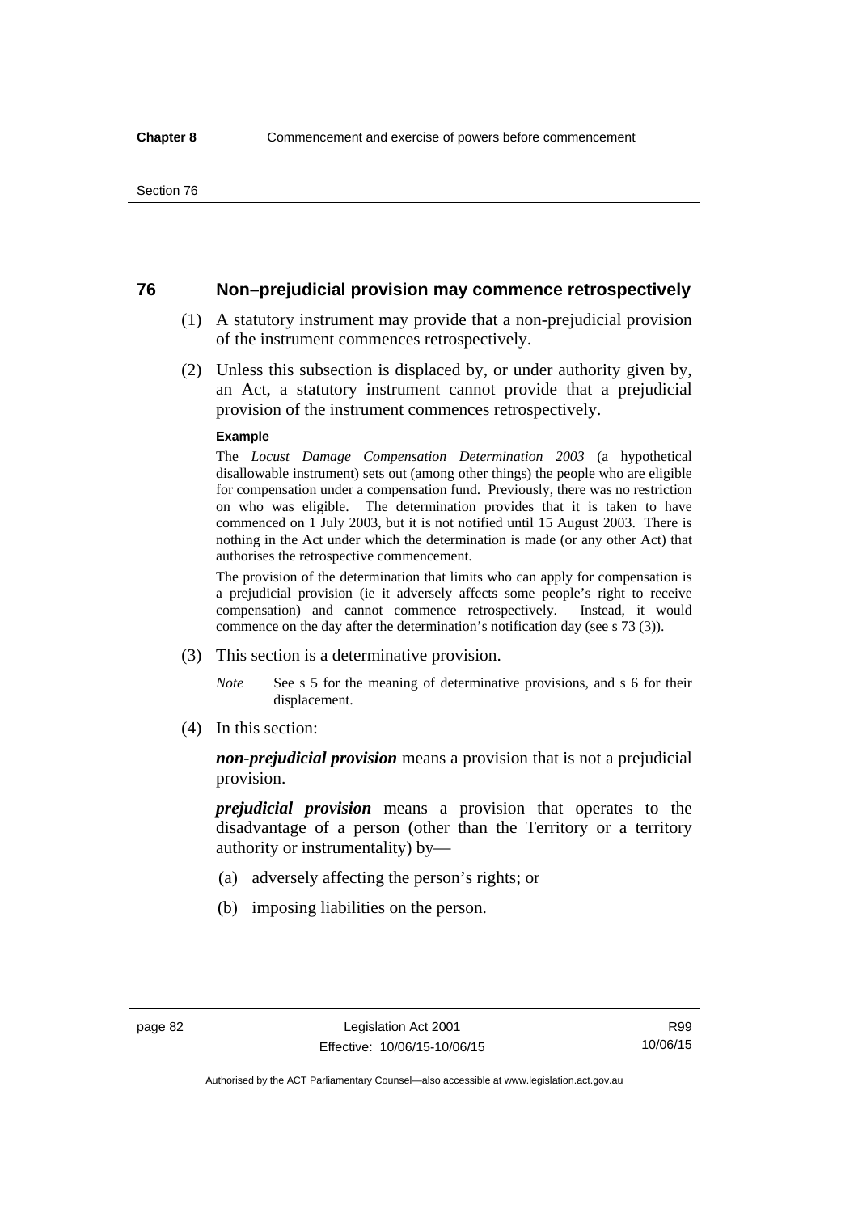## 76 Non–prejudicial provision may commence retrospectively

(1) A statutory instrument may provide that a non-prejudicial provision of the instrument commences retrospectively.

(2) Unless this subsection is displaced by, or under authority given by, an Act, a statutory instrument cannot provide that a prejudicial provision of the instrument commences retrospectively.

**Example**

The *Locust Damage Compensation Determination 2003* (a hypothetical disallowable instrument) sets out (among other things) the people who are eligible for compensation under a compensation fund. Previously, there was no restriction on who was eligible. The determination provides that it is taken to have commenced on 1 July 2003, but it is not notified until 15 August 2003. There is nothing in the Act under which the determination is made (or any other Act) that authorises the retrospective commencement.

The provision of the determination that limits who can apply for compensation is a prejudicial provision (ie it adversely affects some people's right to receive compensation) and cannot commence retrospectively. Instead, it would commence on the day after the determination's notification day (see s 73 (3)).

(3) This section is a determinative provision.

*Note* See s 5 for the meaning of determinative provisions, and s 6 for their displacement.

(4) In this section:

***non-prejudicial provision*** means a provision that is not a prejudicial provision.

***prejudicial provision*** means a provision that operates to the disadvantage of a person (other than the Territory or a territory authority or instrumentality) by—

(a) adversely affecting the person's rights; or

(b) imposing liabilities on the person.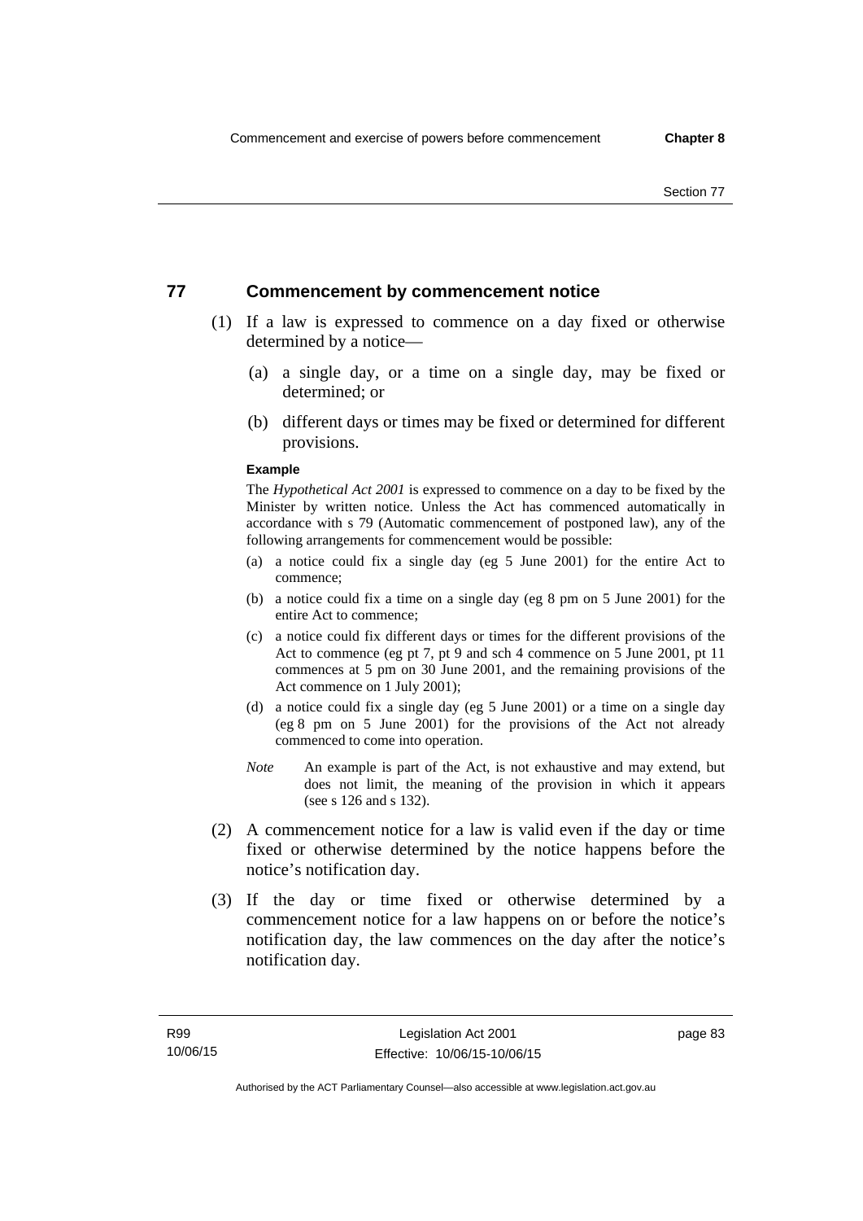## 77 Commencement by commencement notice

(1) If a law is expressed to commence on a day fixed or otherwise determined by a notice—

(a) a single day, or a time on a single day, may be fixed or determined; or

(b) different days or times may be fixed or determined for different provisions.

**Example**

The *Hypothetical Act 2001* is expressed to commence on a day to be fixed by the Minister by written notice. Unless the Act has commenced automatically in accordance with s 79 (Automatic commencement of postponed law), any of the following arrangements for commencement would be possible:

(a) a notice could fix a single day (eg 5 June 2001) for the entire Act to commence;

(b) a notice could fix a time on a single day (eg 8 pm on 5 June 2001) for the entire Act to commence;

(c) a notice could fix different days or times for the different provisions of the Act to commence (eg pt 7, pt 9 and sch 4 commence on 5 June 2001, pt 11 commences at 5 pm on 30 June 2001, and the remaining provisions of the Act commence on 1 July 2001);

(d) a notice could fix a single day (eg 5 June 2001) or a time on a single day (eg 8 pm on 5 June 2001) for the provisions of the Act not already commenced to come into operation.

*Note* An example is part of the Act, is not exhaustive and may extend, but does not limit, the meaning of the provision in which it appears (see s 126 and s 132).

(2) A commencement notice for a law is valid even if the day or time fixed or otherwise determined by the notice happens before the notice's notification day.

(3) If the day or time fixed or otherwise determined by a commencement notice for a law happens on or before the notice's notification day, the law commences on the day after the notice's notification day.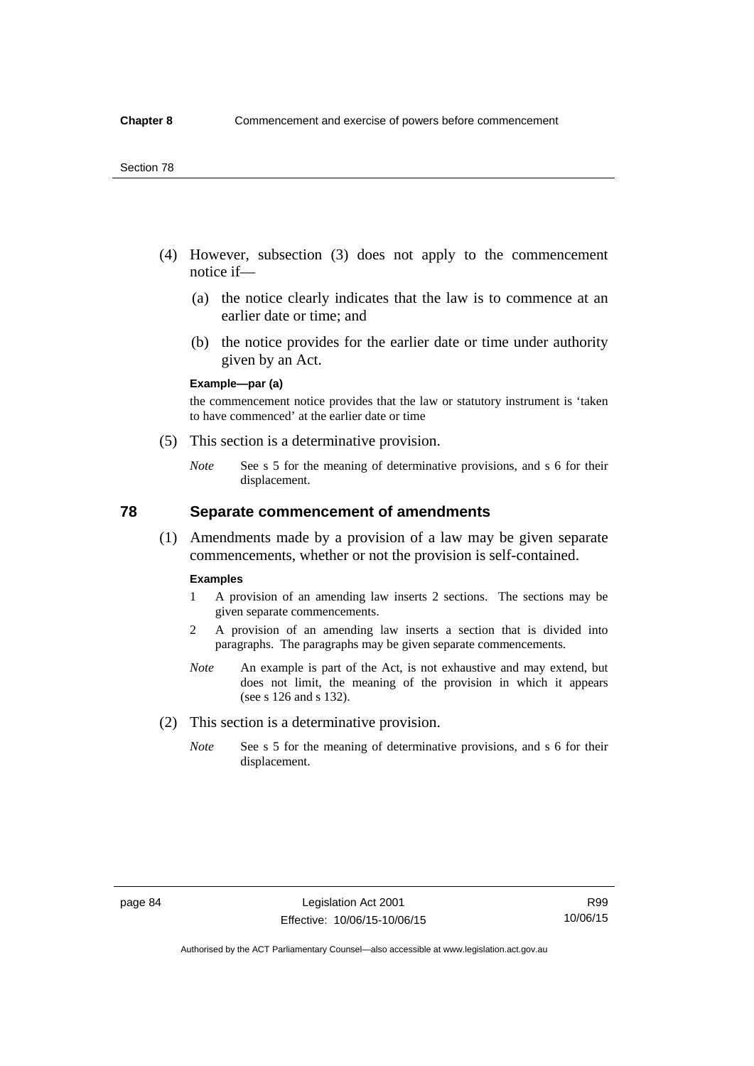(4) However, subsection (3) does not apply to the commencement notice if—

  (a) the notice clearly indicates that the law is to commence at an earlier date or time; and

  (b) the notice provides for the earlier date or time under authority given by an Act.

**Example—par (a)**

the commencement notice provides that the law or statutory instrument is 'taken to have commenced' at the earlier date or time

(5) This section is a determinative provision.

*Note* See s 5 for the meaning of determinative provisions, and s 6 for their displacement.

## 78 Separate commencement of amendments

(1) Amendments made by a provision of a law may be given separate commencements, whether or not the provision is self-contained.

**Examples**

1 A provision of an amending law inserts 2 sections. The sections may be given separate commencements.

2 A provision of an amending law inserts a section that is divided into paragraphs. The paragraphs may be given separate commencements.

*Note* An example is part of the Act, is not exhaustive and may extend, but does not limit, the meaning of the provision in which it appears (see s 126 and s 132).

(2) This section is a determinative provision.

*Note* See s 5 for the meaning of determinative provisions, and s 6 for their displacement.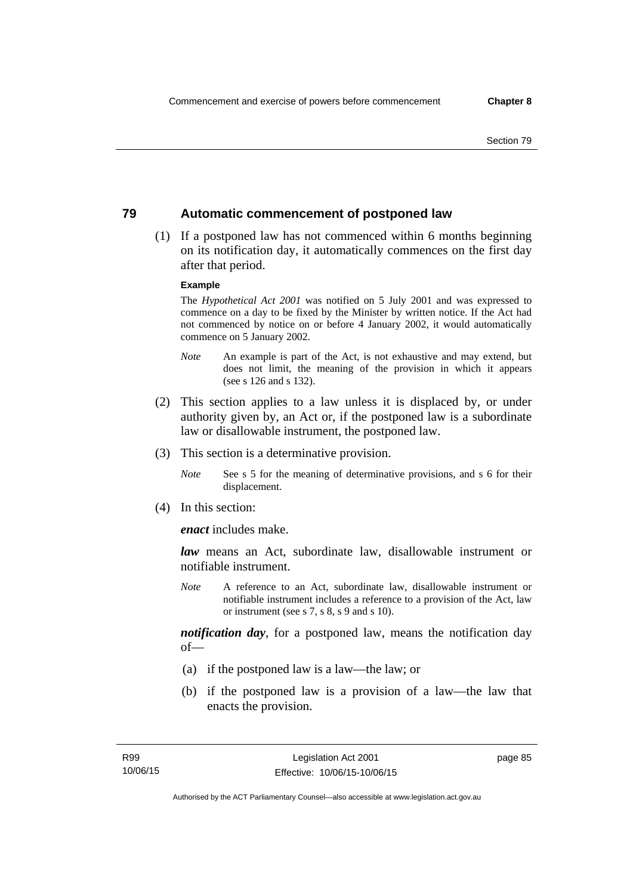## 79 Automatic commencement of postponed law

(1) If a postponed law has not commenced within 6 months beginning on its notification day, it automatically commences on the first day after that period.

**Example**

The *Hypothetical Act 2001* was notified on 5 July 2001 and was expressed to commence on a day to be fixed by the Minister by written notice. If the Act had not commenced by notice on or before 4 January 2002, it would automatically commence on 5 January 2002.

*Note* An example is part of the Act, is not exhaustive and may extend, but does not limit, the meaning of the provision in which it appears (see s 126 and s 132).

(2) This section applies to a law unless it is displaced by, or under authority given by, an Act or, if the postponed law is a subordinate law or disallowable instrument, the postponed law.

(3) This section is a determinative provision.

*Note* See s 5 for the meaning of determinative provisions, and s 6 for their displacement.

(4) In this section:

***enact*** includes make.

***law*** means an Act, subordinate law, disallowable instrument or notifiable instrument.

*Note* A reference to an Act, subordinate law, disallowable instrument or notifiable instrument includes a reference to a provision of the Act, law or instrument (see s 7, s 8, s 9 and s 10).

***notification day***, for a postponed law, means the notification day of—

(a) if the postponed law is a law—the law; or

(b) if the postponed law is a provision of a law—the law that enacts the provision.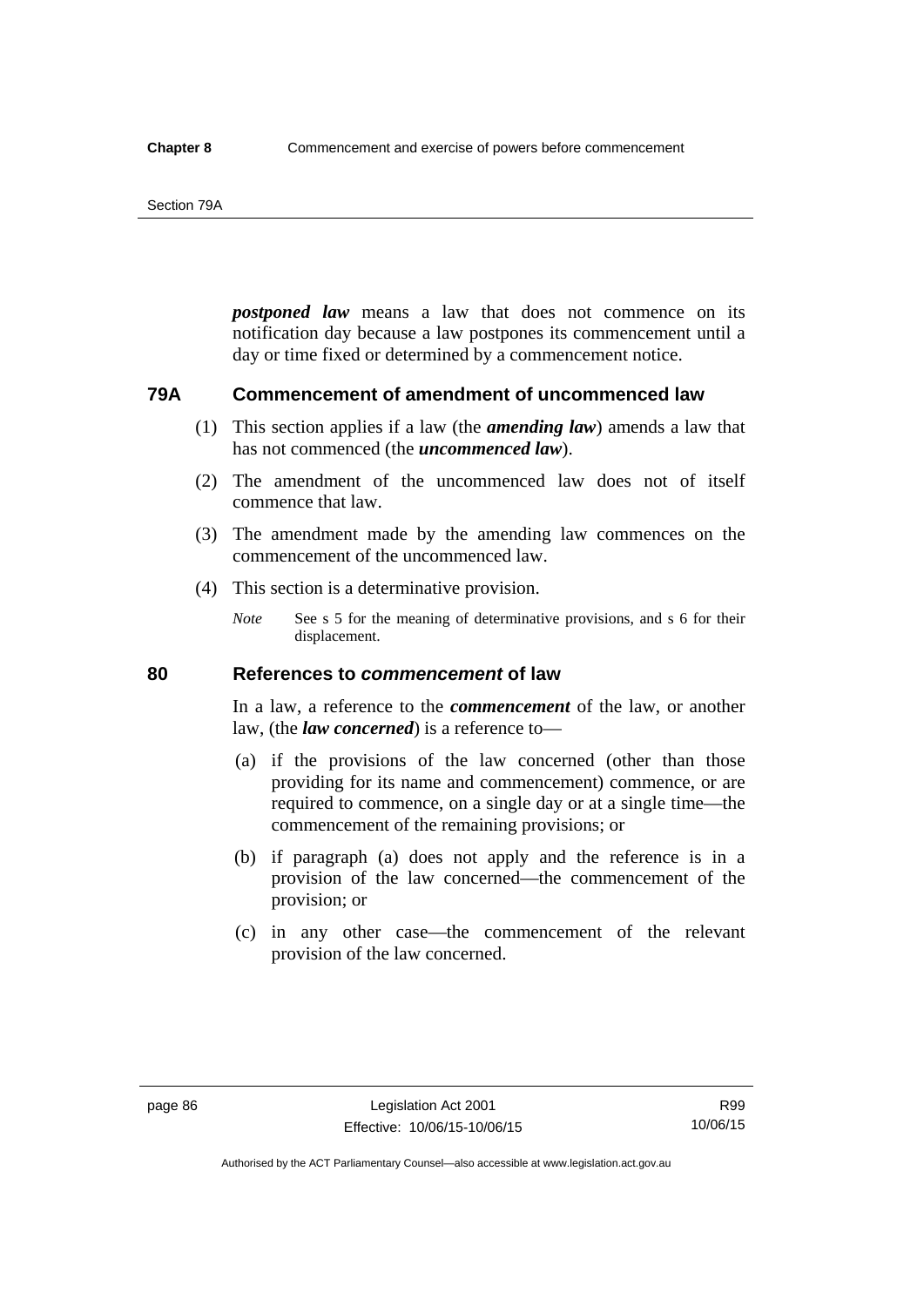***postponed law*** means a law that does not commence on its notification day because a law postpones its commencement until a day or time fixed or determined by a commencement notice.

## 79A Commencement of amendment of uncommenced law

(1) This section applies if a law (the ***amending law***) amends a law that has not commenced (the ***uncommenced law***).

(2) The amendment of the uncommenced law does not of itself commence that law.

(3) The amendment made by the amending law commences on the commencement of the uncommenced law.

(4) This section is a determinative provision.

*Note* See s 5 for the meaning of determinative provisions, and s 6 for their displacement.

## 80 References to *commencement* of law

In a law, a reference to the ***commencement*** of the law, or another law, (the ***law concerned***) is a reference to—

(a) if the provisions of the law concerned (other than those providing for its name and commencement) commence, or are required to commence, on a single day or at a single time—the commencement of the remaining provisions; or

(b) if paragraph (a) does not apply and the reference is in a provision of the law concerned—the commencement of the provision; or

(c) in any other case—the commencement of the relevant provision of the law concerned.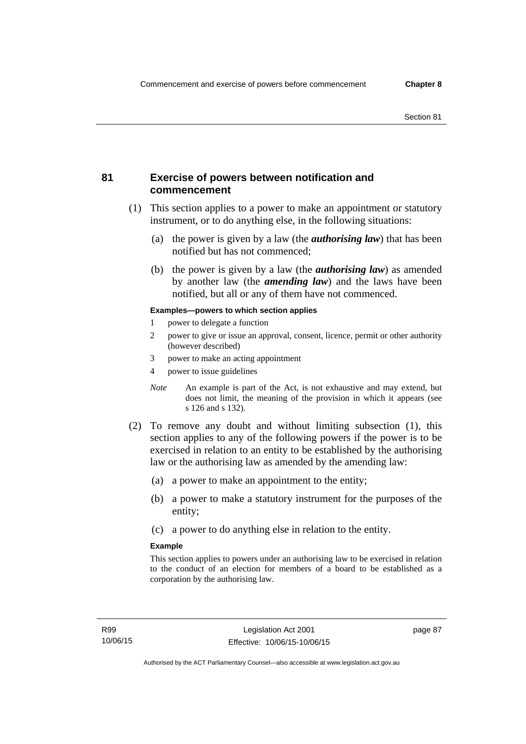## 81 Exercise of powers between notification and commencement

(1) This section applies to a power to make an appointment or statutory instrument, or to do anything else, in the following situations:

(a) the power is given by a law (the ***authorising law***) that has been notified but has not commenced;

(b) the power is given by a law (the ***authorising law***) as amended by another law (the ***amending law***) and the laws have been notified, but all or any of them have not commenced.

**Examples—powers to which section applies**

1 power to delegate a function

2 power to give or issue an approval, consent, licence, permit or other authority (however described)

3 power to make an acting appointment

4 power to issue guidelines

*Note* An example is part of the Act, is not exhaustive and may extend, but does not limit, the meaning of the provision in which it appears (see s 126 and s 132).

(2) To remove any doubt and without limiting subsection (1), this section applies to any of the following powers if the power is to be exercised in relation to an entity to be established by the authorising law or the authorising law as amended by the amending law:

(a) a power to make an appointment to the entity;

(b) a power to make a statutory instrument for the purposes of the entity;

(c) a power to do anything else in relation to the entity.

**Example**

This section applies to powers under an authorising law to be exercised in relation to the conduct of an election for members of a board to be established as a corporation by the authorising law.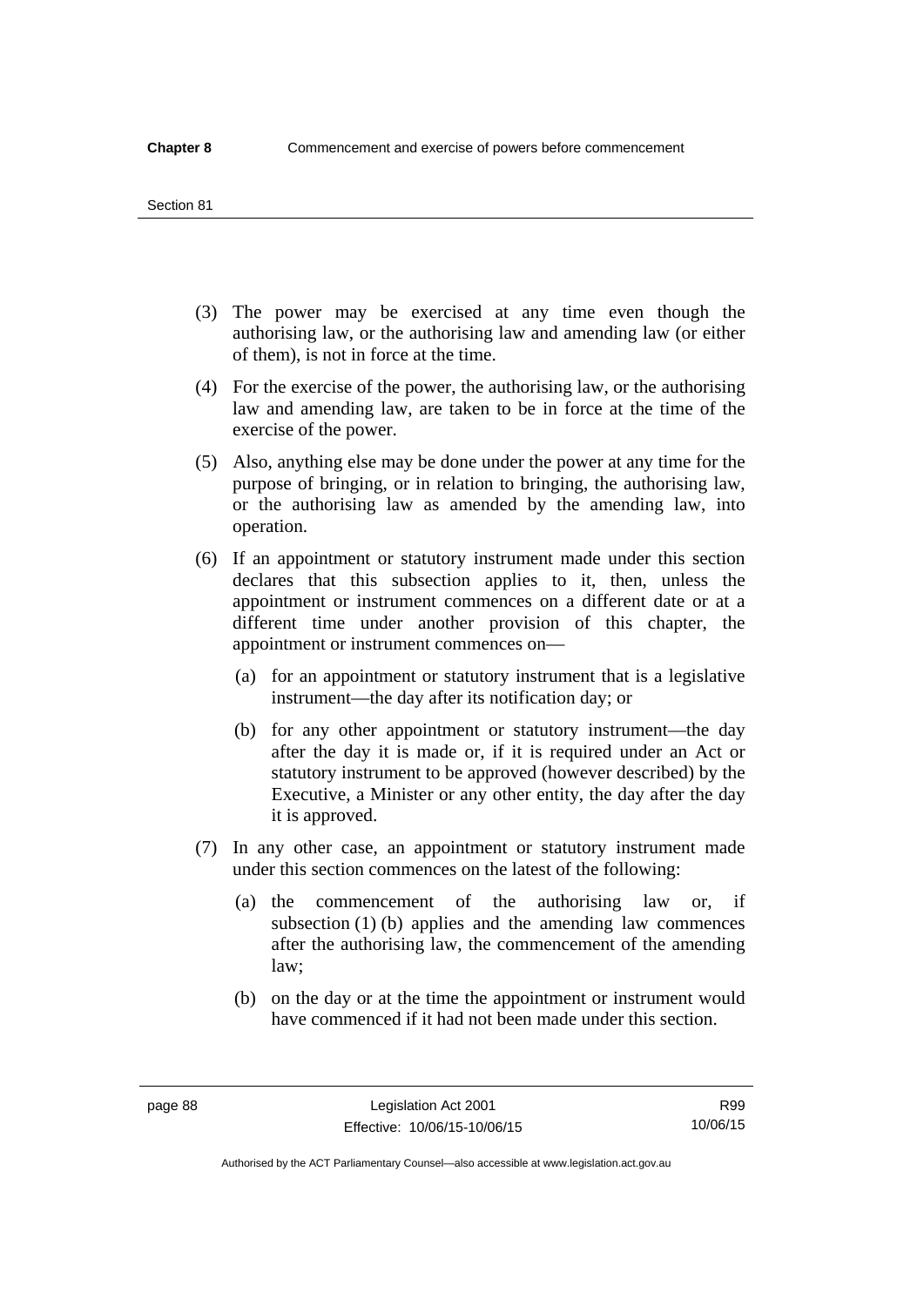(3) The power may be exercised at any time even though the authorising law, or the authorising law and amending law (or either of them), is not in force at the time.

(4) For the exercise of the power, the authorising law, or the authorising law and amending law, are taken to be in force at the time of the exercise of the power.

(5) Also, anything else may be done under the power at any time for the purpose of bringing, or in relation to bringing, the authorising law, or the authorising law as amended by the amending law, into operation.

(6) If an appointment or statutory instrument made under this section declares that this subsection applies to it, then, unless the appointment or instrument commences on a different date or at a different time under another provision of this chapter, the appointment or instrument commences on—

(a) for an appointment or statutory instrument that is a legislative instrument—the day after its notification day; or

(b) for any other appointment or statutory instrument—the day after the day it is made or, if it is required under an Act or statutory instrument to be approved (however described) by the Executive, a Minister or any other entity, the day after the day it is approved.

(7) In any other case, an appointment or statutory instrument made under this section commences on the latest of the following:

(a) the commencement of the authorising law or, if subsection (1) (b) applies and the amending law commences after the authorising law, the commencement of the amending law;

(b) on the day or at the time the appointment or instrument would have commenced if it had not been made under this section.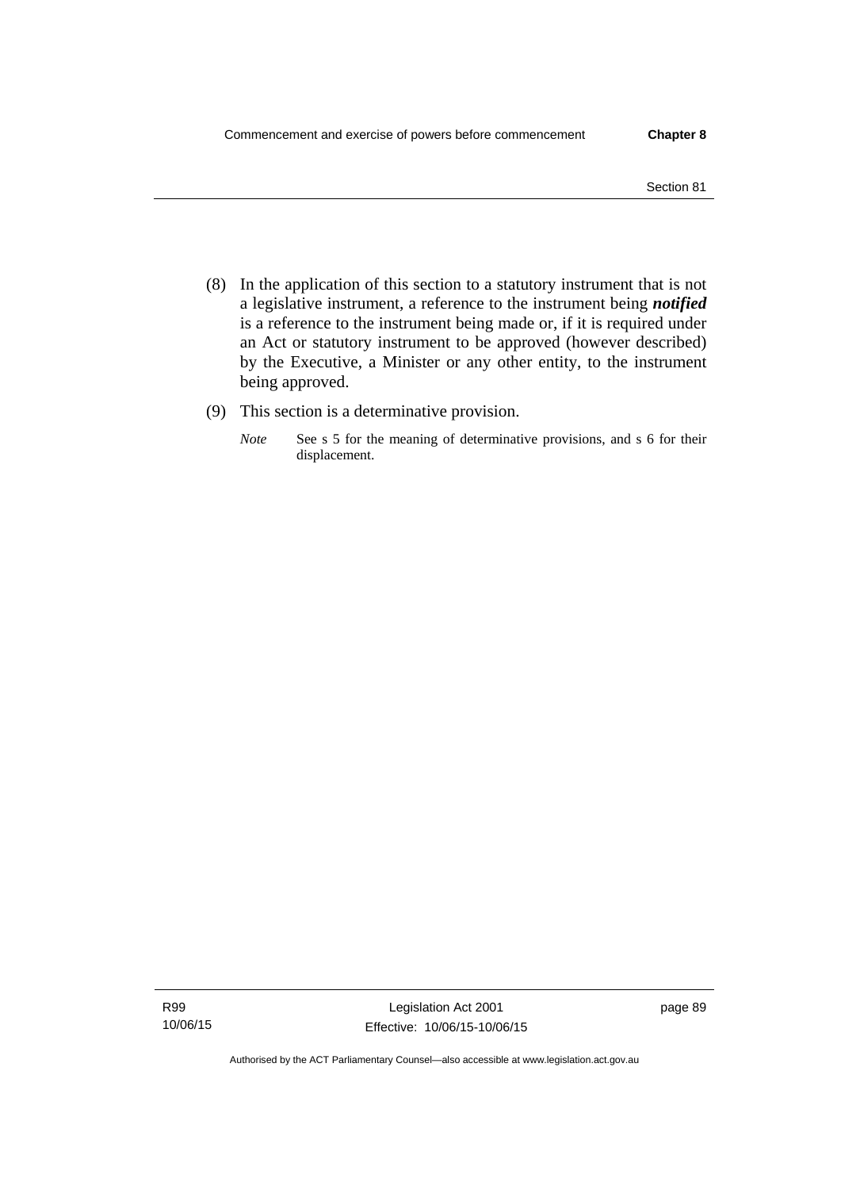(8) In the application of this section to a statutory instrument that is not a legislative instrument, a reference to the instrument being ***notified*** is a reference to the instrument being made or, if it is required under an Act or statutory instrument to be approved (however described) by the Executive, a Minister or any other entity, to the instrument being approved.

(9) This section is a determinative provision.

*Note* See s 5 for the meaning of determinative provisions, and s 6 for their displacement.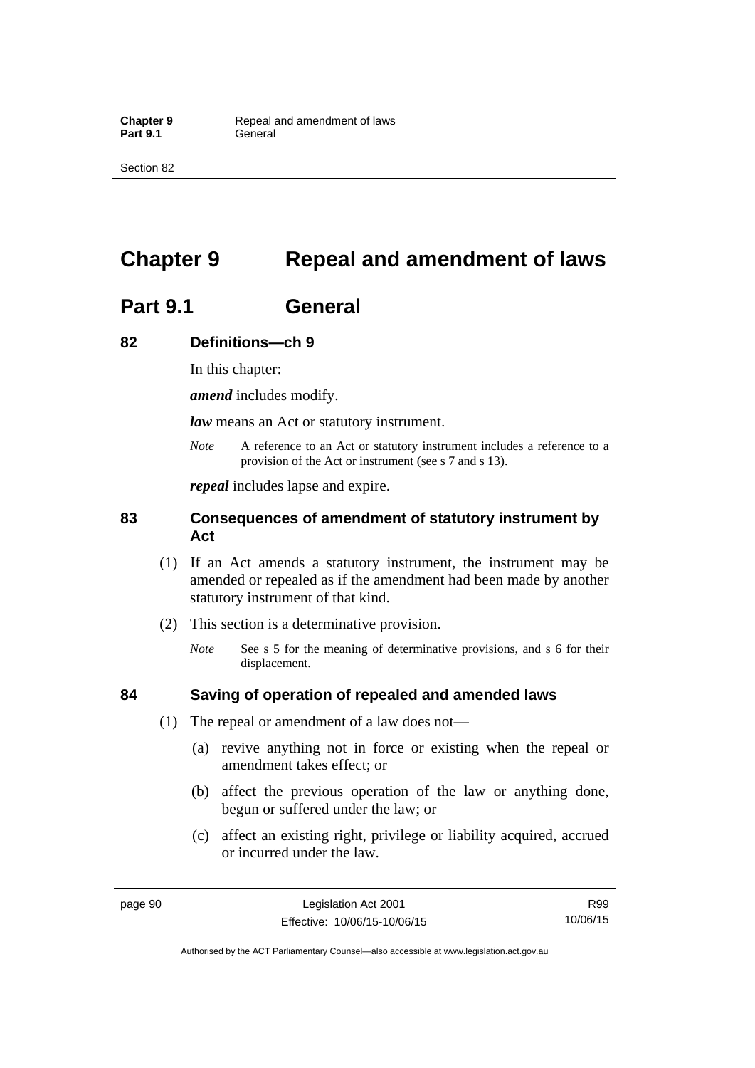# Chapter 9 Repeal and amendment of laws

## Part 9.1 General

### 82 Definitions—ch 9

In this chapter:

***amend*** includes modify.

***law*** means an Act or statutory instrument.

*Note* A reference to an Act or statutory instrument includes a reference to a provision of the Act or instrument (see s 7 and s 13).

***repeal*** includes lapse and expire.

### 83 Consequences of amendment of statutory instrument by Act

(1) If an Act amends a statutory instrument, the instrument may be amended or repealed as if the amendment had been made by another statutory instrument of that kind.

(2) This section is a determinative provision.

*Note* See s 5 for the meaning of determinative provisions, and s 6 for their displacement.

### 84 Saving of operation of repealed and amended laws

(1) The repeal or amendment of a law does not—

(a) revive anything not in force or existing when the repeal or amendment takes effect; or

(b) affect the previous operation of the law or anything done, begun or suffered under the law; or

(c) affect an existing right, privilege or liability acquired, accrued or incurred under the law.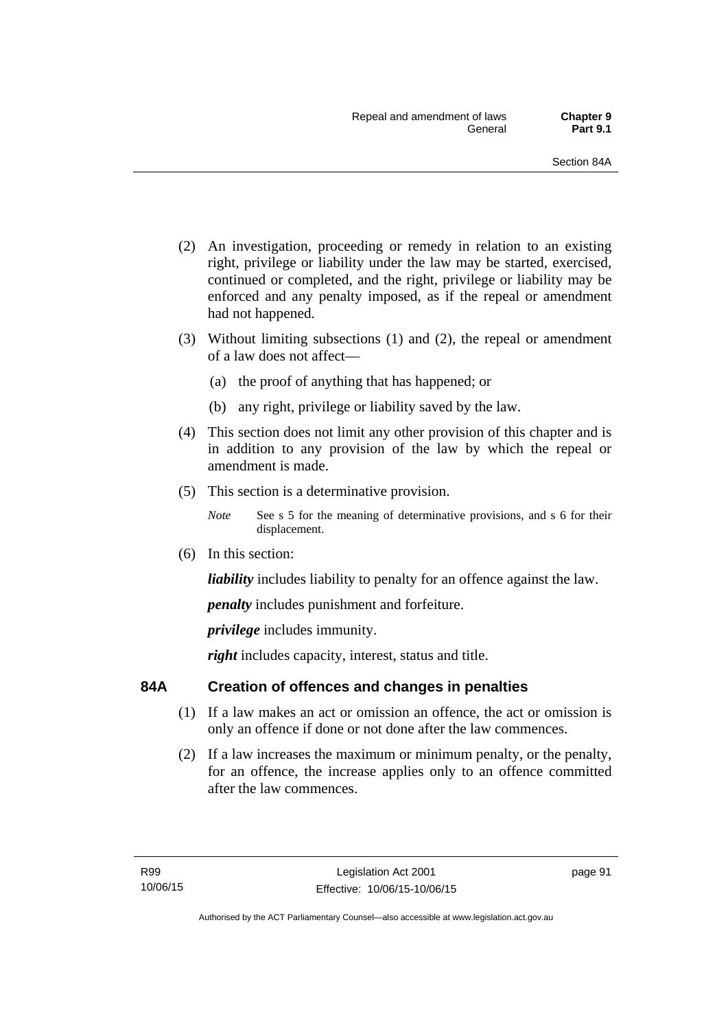(2) An investigation, proceeding or remedy in relation to an existing right, privilege or liability under the law may be started, exercised, continued or completed, and the right, privilege or liability may be enforced and any penalty imposed, as if the repeal or amendment had not happened.

(3) Without limiting subsections (1) and (2), the repeal or amendment of a law does not affect—

(a) the proof of anything that has happened; or

(b) any right, privilege or liability saved by the law.

(4) This section does not limit any other provision of this chapter and is in addition to any provision of the law by which the repeal or amendment is made.

(5) This section is a determinative provision.

*Note* See s 5 for the meaning of determinative provisions, and s 6 for their displacement.

(6) In this section:

***liability*** includes liability to penalty for an offence against the law.

***penalty*** includes punishment and forfeiture.

***privilege*** includes immunity.

***right*** includes capacity, interest, status and title.

## 84A Creation of offences and changes in penalties

(1) If a law makes an act or omission an offence, the act or omission is only an offence if done or not done after the law commences.

(2) If a law increases the maximum or minimum penalty, or the penalty, for an offence, the increase applies only to an offence committed after the law commences.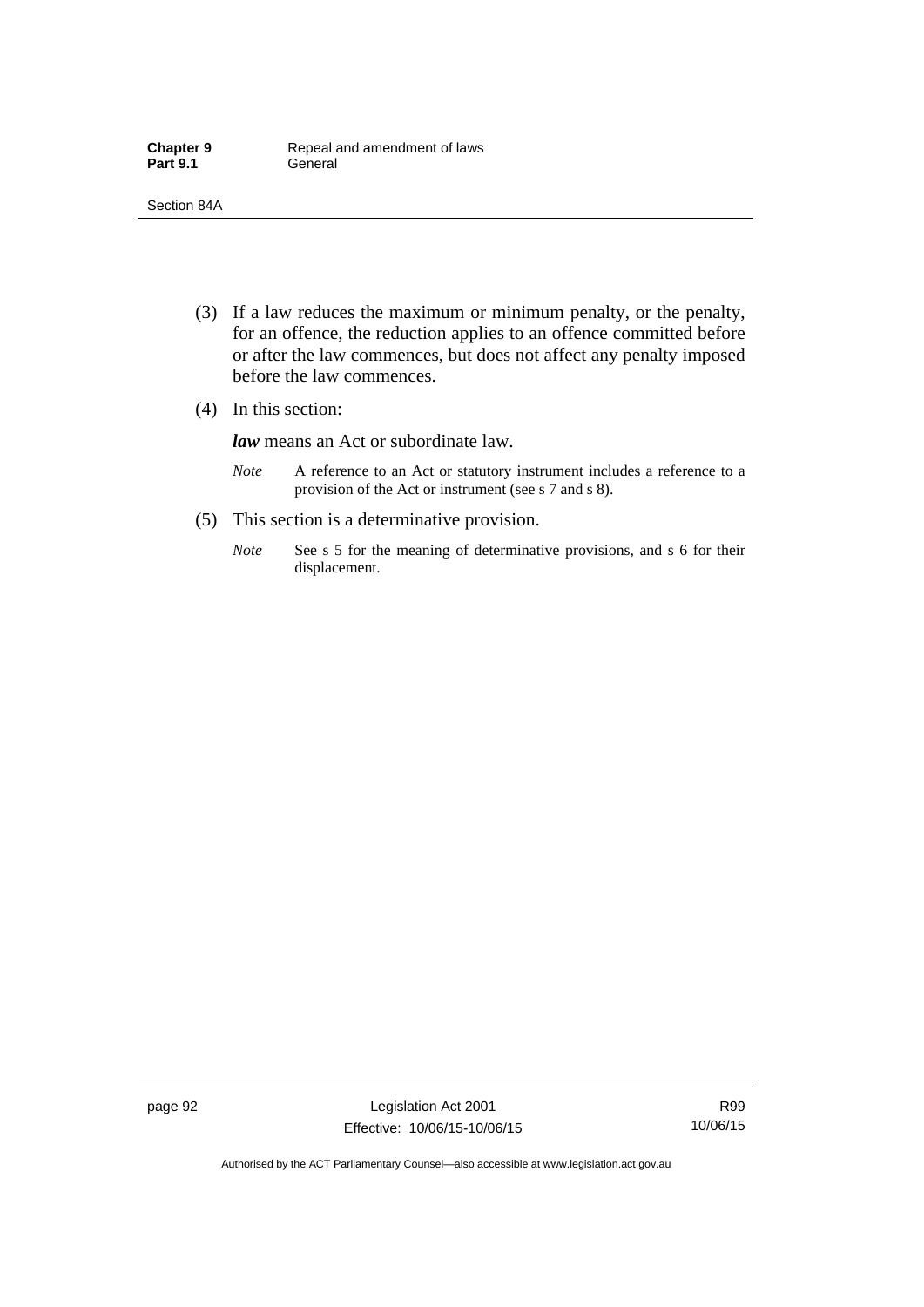(3) If a law reduces the maximum or minimum penalty, or the penalty, for an offence, the reduction applies to an offence committed before or after the law commences, but does not affect any penalty imposed before the law commences.

(4) In this section:

***law*** means an Act or subordinate law.

*Note* A reference to an Act or statutory instrument includes a reference to a provision of the Act or instrument (see s 7 and s 8).

(5) This section is a determinative provision.

*Note* See s 5 for the meaning of determinative provisions, and s 6 for their displacement.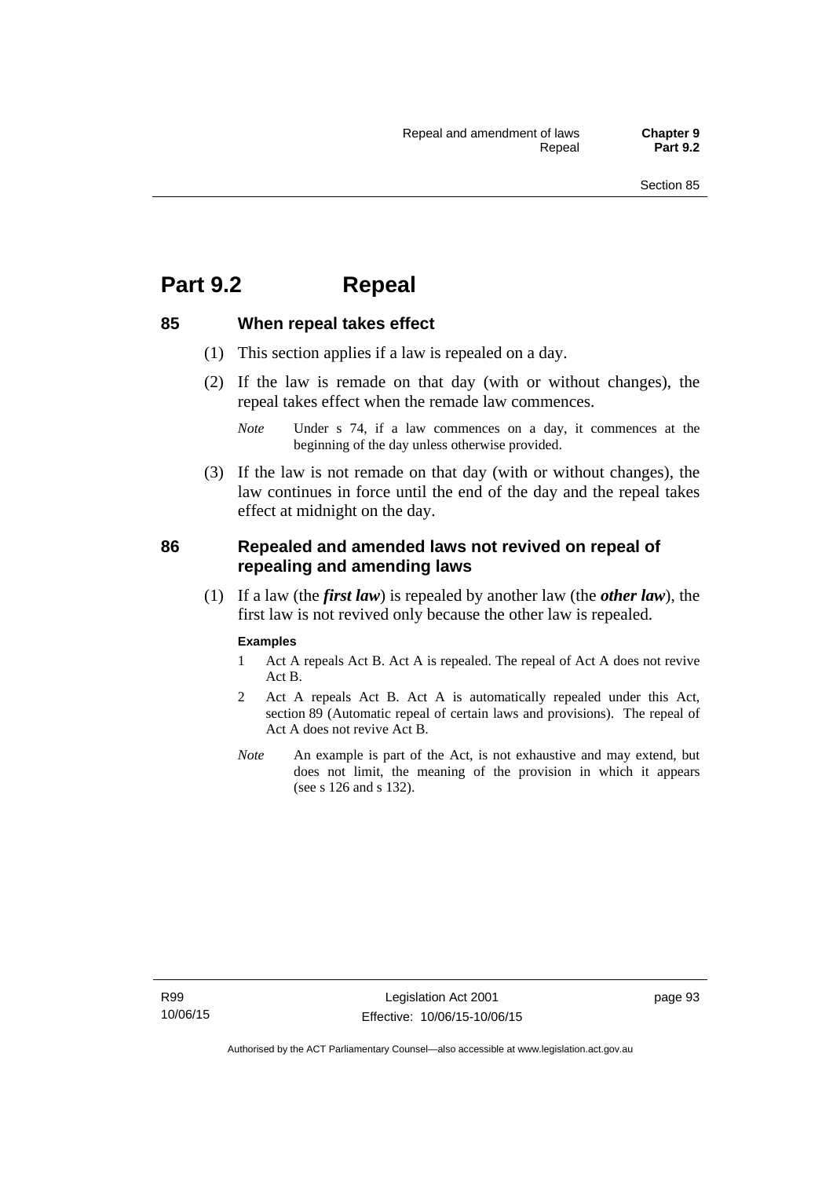# Part 9.2 Repeal

## 85 When repeal takes effect

(1) This section applies if a law is repealed on a day.

(2) If the law is remade on that day (with or without changes), the repeal takes effect when the remade law commences.

*Note* Under s 74, if a law commences on a day, it commences at the beginning of the day unless otherwise provided.

(3) If the law is not remade on that day (with or without changes), the law continues in force until the end of the day and the repeal takes effect at midnight on the day.

## 86 Repealed and amended laws not revived on repeal of repealing and amending laws

(1) If a law (the ***first law***) is repealed by another law (the ***other law***), the first law is not revived only because the other law is repealed.

**Examples**

1 Act A repeals Act B. Act A is repealed. The repeal of Act A does not revive Act B.

2 Act A repeals Act B. Act A is automatically repealed under this Act, section 89 (Automatic repeal of certain laws and provisions). The repeal of Act A does not revive Act B.

*Note* An example is part of the Act, is not exhaustive and may extend, but does not limit, the meaning of the provision in which it appears (see s 126 and s 132).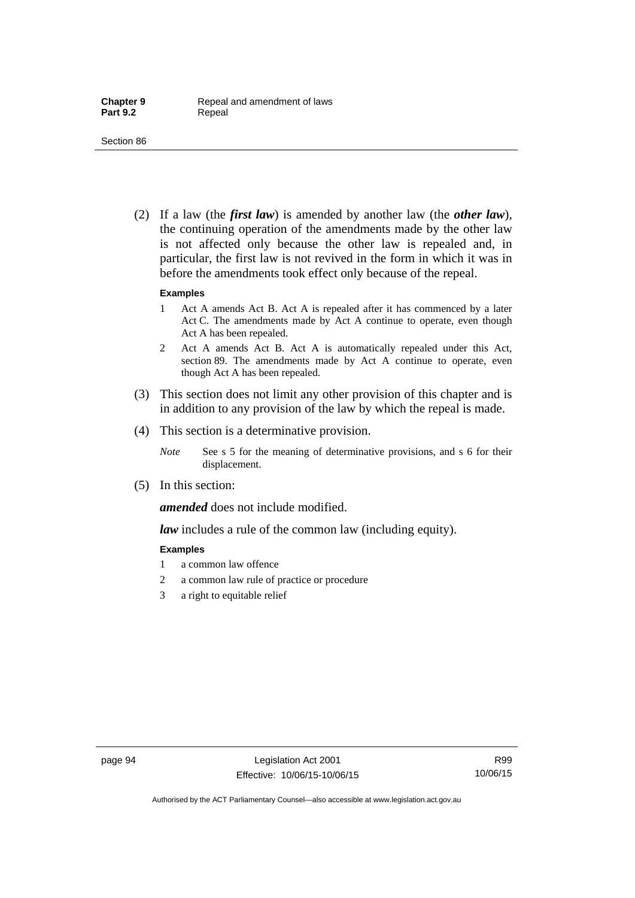(2) If a law (the ***first law***) is amended by another law (the ***other law***), the continuing operation of the amendments made by the other law is not affected only because the other law is repealed and, in particular, the first law is not revived in the form in which it was in before the amendments took effect only because of the repeal.

**Examples**

1 Act A amends Act B. Act A is repealed after it has commenced by a later Act C. The amendments made by Act A continue to operate, even though Act A has been repealed.

2 Act A amends Act B. Act A is automatically repealed under this Act, section 89. The amendments made by Act A continue to operate, even though Act A has been repealed.

(3) This section does not limit any other provision of this chapter and is in addition to any provision of the law by which the repeal is made.

(4) This section is a determinative provision.

*Note* See s 5 for the meaning of determinative provisions, and s 6 for their displacement.

(5) In this section:

***amended*** does not include modified.

***law*** includes a rule of the common law (including equity).

**Examples**

1 a common law offence

2 a common law rule of practice or procedure

3 a right to equitable relief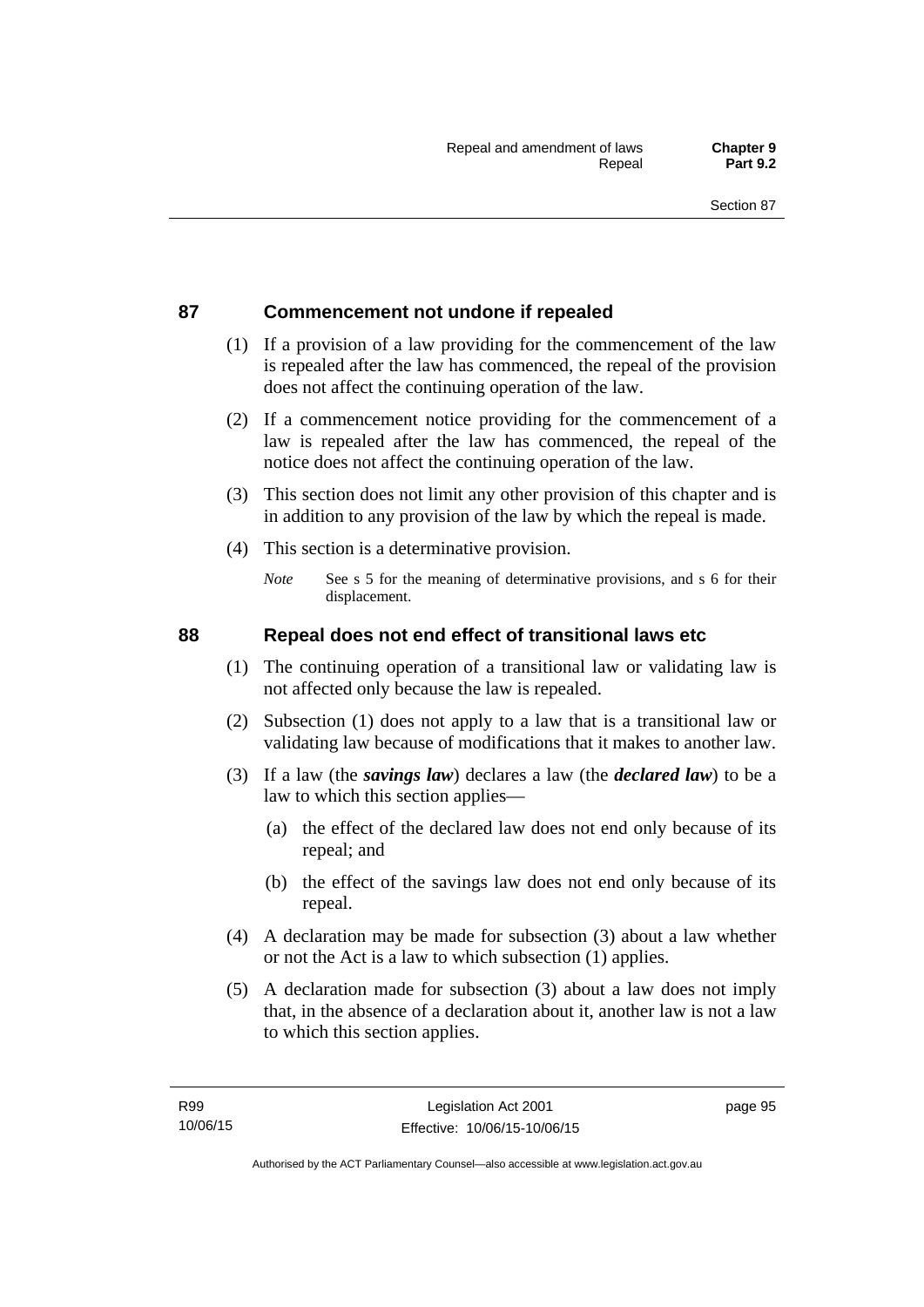## 87 Commencement not undone if repealed

(1) If a provision of a law providing for the commencement of the law is repealed after the law has commenced, the repeal of the provision does not affect the continuing operation of the law.

(2) If a commencement notice providing for the commencement of a law is repealed after the law has commenced, the repeal of the notice does not affect the continuing operation of the law.

(3) This section does not limit any other provision of this chapter and is in addition to any provision of the law by which the repeal is made.

(4) This section is a determinative provision.

*Note* See s 5 for the meaning of determinative provisions, and s 6 for their displacement.

## 88 Repeal does not end effect of transitional laws etc

(1) The continuing operation of a transitional law or validating law is not affected only because the law is repealed.

(2) Subsection (1) does not apply to a law that is a transitional law or validating law because of modifications that it makes to another law.

(3) If a law (the ***savings law***) declares a law (the ***declared law***) to be a law to which this section applies—

(a) the effect of the declared law does not end only because of its repeal; and

(b) the effect of the savings law does not end only because of its repeal.

(4) A declaration may be made for subsection (3) about a law whether or not the Act is a law to which subsection (1) applies.

(5) A declaration made for subsection (3) about a law does not imply that, in the absence of a declaration about it, another law is not a law to which this section applies.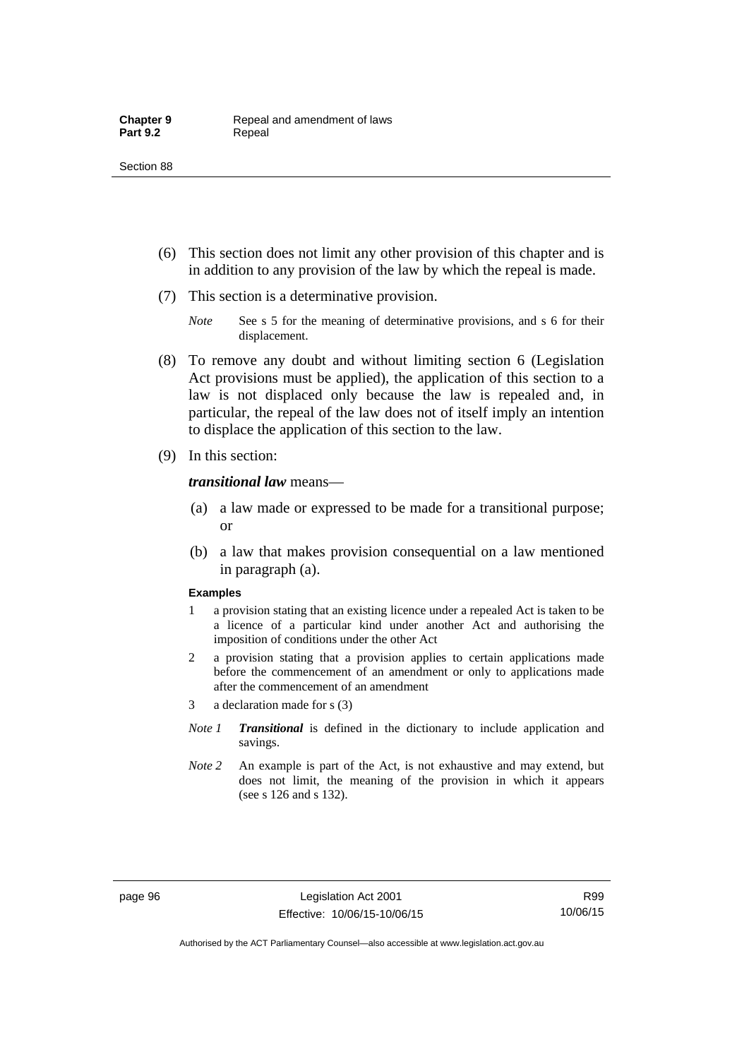(6) This section does not limit any other provision of this chapter and is in addition to any provision of the law by which the repeal is made.

(7) This section is a determinative provision.

*Note* See s 5 for the meaning of determinative provisions, and s 6 for their displacement.

(8) To remove any doubt and without limiting section 6 (Legislation Act provisions must be applied), the application of this section to a law is not displaced only because the law is repealed and, in particular, the repeal of the law does not of itself imply an intention to displace the application of this section to the law.

(9) In this section:

***transitional law*** means—

(a) a law made or expressed to be made for a transitional purpose; or

(b) a law that makes provision consequential on a law mentioned in paragraph (a).

**Examples**

1 a provision stating that an existing licence under a repealed Act is taken to be a licence of a particular kind under another Act and authorising the imposition of conditions under the other Act

2 a provision stating that a provision applies to certain applications made before the commencement of an amendment or only to applications made after the commencement of an amendment

3 a declaration made for s (3)

*Note 1* ***Transitional*** is defined in the dictionary to include application and savings.

*Note 2* An example is part of the Act, is not exhaustive and may extend, but does not limit, the meaning of the provision in which it appears (see s 126 and s 132).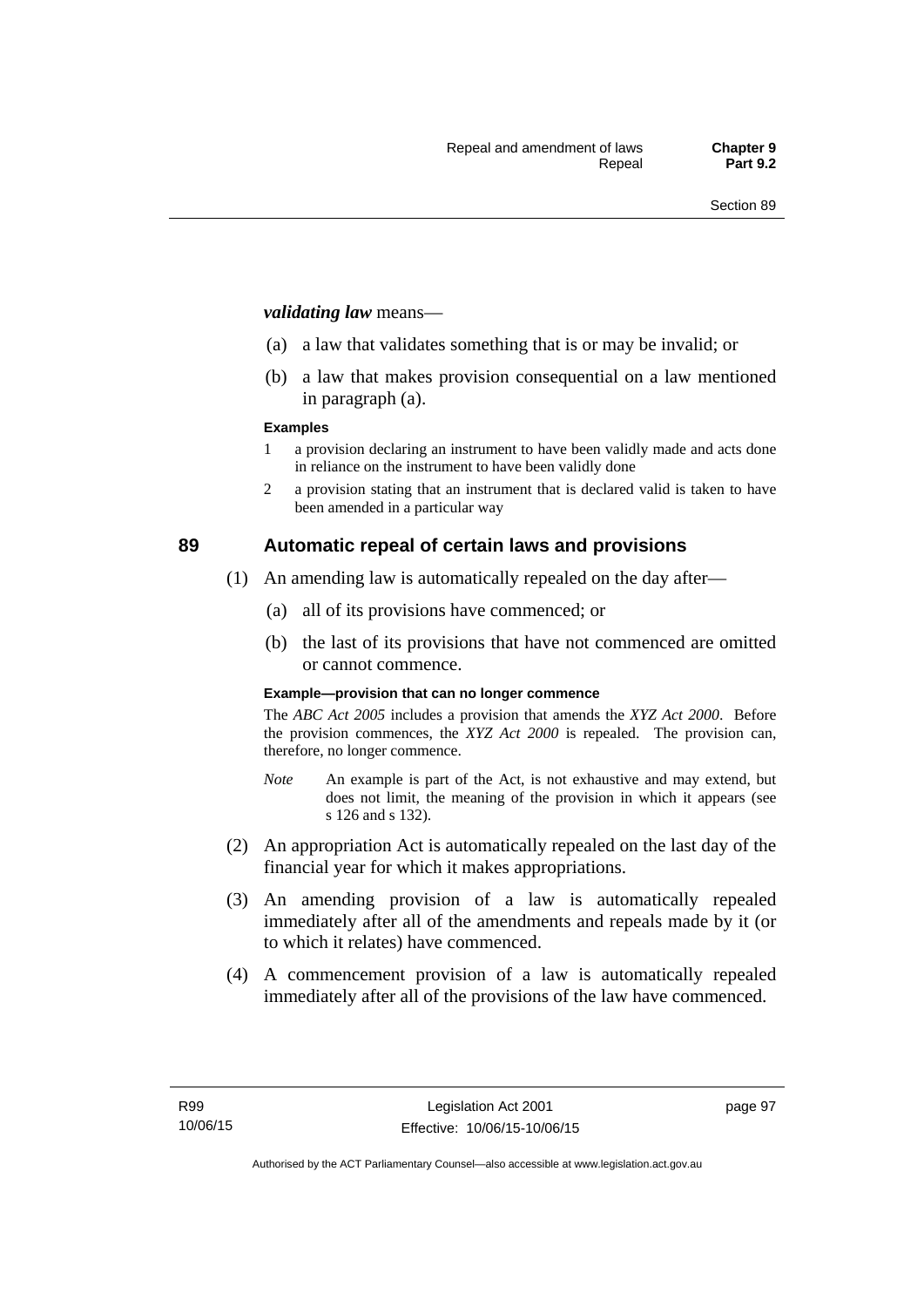***validating law*** means—

(a) a law that validates something that is or may be invalid; or

(b) a law that makes provision consequential on a law mentioned in paragraph (a).

**Examples**

1 a provision declaring an instrument to have been validly made and acts done in reliance on the instrument to have been validly done

2 a provision stating that an instrument that is declared valid is taken to have been amended in a particular way

## 89 Automatic repeal of certain laws and provisions

(1) An amending law is automatically repealed on the day after—

(a) all of its provisions have commenced; or

(b) the last of its provisions that have not commenced are omitted or cannot commence.

**Example—provision that can no longer commence**

The *ABC Act 2005* includes a provision that amends the *XYZ Act 2000*. Before the provision commences, the *XYZ Act 2000* is repealed. The provision can, therefore, no longer commence.

*Note* An example is part of the Act, is not exhaustive and may extend, but does not limit, the meaning of the provision in which it appears (see s 126 and s 132).

(2) An appropriation Act is automatically repealed on the last day of the financial year for which it makes appropriations.

(3) An amending provision of a law is automatically repealed immediately after all of the amendments and repeals made by it (or to which it relates) have commenced.

(4) A commencement provision of a law is automatically repealed immediately after all of the provisions of the law have commenced.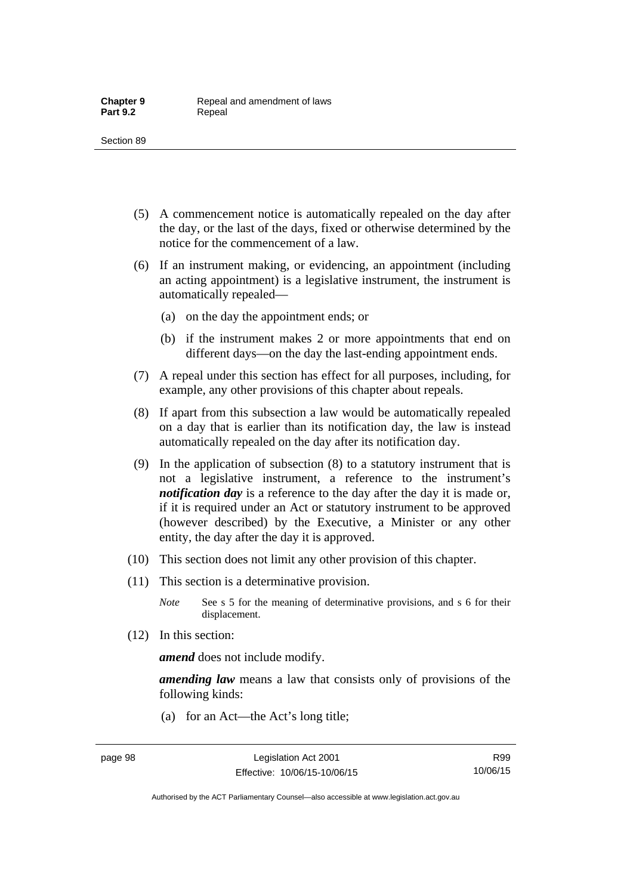(5) A commencement notice is automatically repealed on the day after the day, or the last of the days, fixed or otherwise determined by the notice for the commencement of a law.

(6) If an instrument making, or evidencing, an appointment (including an acting appointment) is a legislative instrument, the instrument is automatically repealed—

(a) on the day the appointment ends; or

(b) if the instrument makes 2 or more appointments that end on different days—on the day the last-ending appointment ends.

(7) A repeal under this section has effect for all purposes, including, for example, any other provisions of this chapter about repeals.

(8) If apart from this subsection a law would be automatically repealed on a day that is earlier than its notification day, the law is instead automatically repealed on the day after its notification day.

(9) In the application of subsection (8) to a statutory instrument that is not a legislative instrument, a reference to the instrument's ***notification day*** is a reference to the day after the day it is made or, if it is required under an Act or statutory instrument to be approved (however described) by the Executive, a Minister or any other entity, the day after the day it is approved.

(10) This section does not limit any other provision of this chapter.

(11) This section is a determinative provision.

*Note* See s 5 for the meaning of determinative provisions, and s 6 for their displacement.

(12) In this section:

***amend*** does not include modify.

***amending law*** means a law that consists only of provisions of the following kinds:

(a) for an Act—the Act's long title;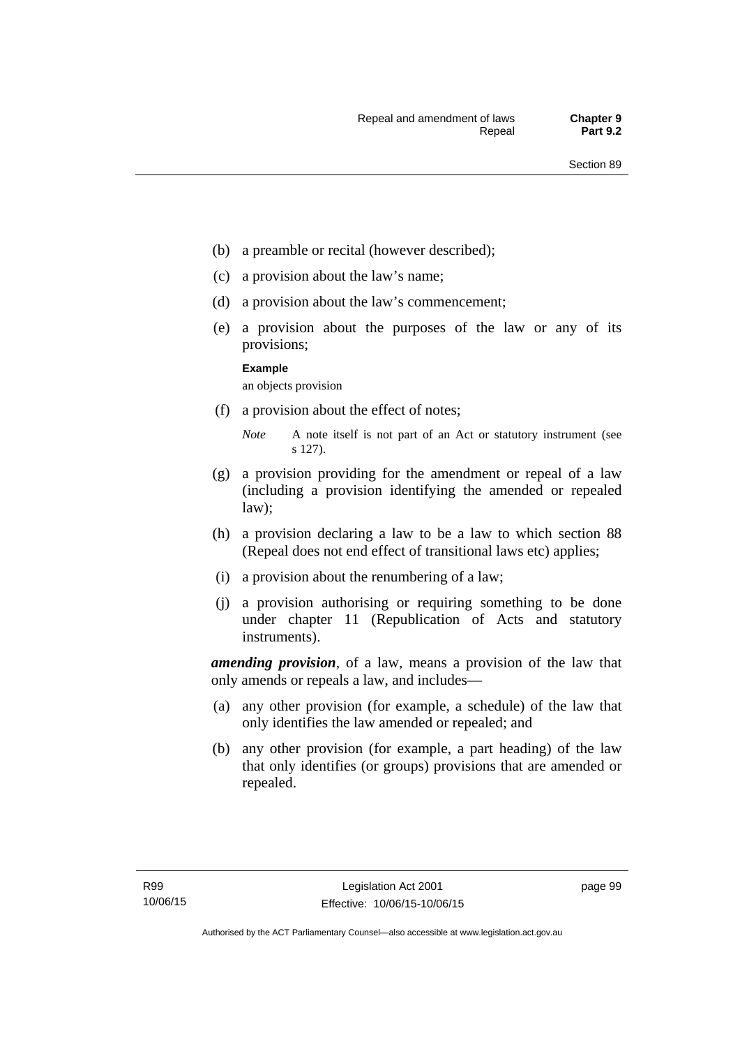(b) a preamble or recital (however described);

(c) a provision about the law's name;

(d) a provision about the law's commencement;

(e) a provision about the purposes of the law or any of its provisions;

**Example**

an objects provision

(f) a provision about the effect of notes;

*Note* A note itself is not part of an Act or statutory instrument (see s 127).

(g) a provision providing for the amendment or repeal of a law (including a provision identifying the amended or repealed law);

(h) a provision declaring a law to be a law to which section 88 (Repeal does not end effect of transitional laws etc) applies;

(i) a provision about the renumbering of a law;

(j) a provision authorising or requiring something to be done under chapter 11 (Republication of Acts and statutory instruments).

***amending provision***, of a law, means a provision of the law that only amends or repeals a law, and includes—

(a) any other provision (for example, a schedule) of the law that only identifies the law amended or repealed; and

(b) any other provision (for example, a part heading) of the law that only identifies (or groups) provisions that are amended or repealed.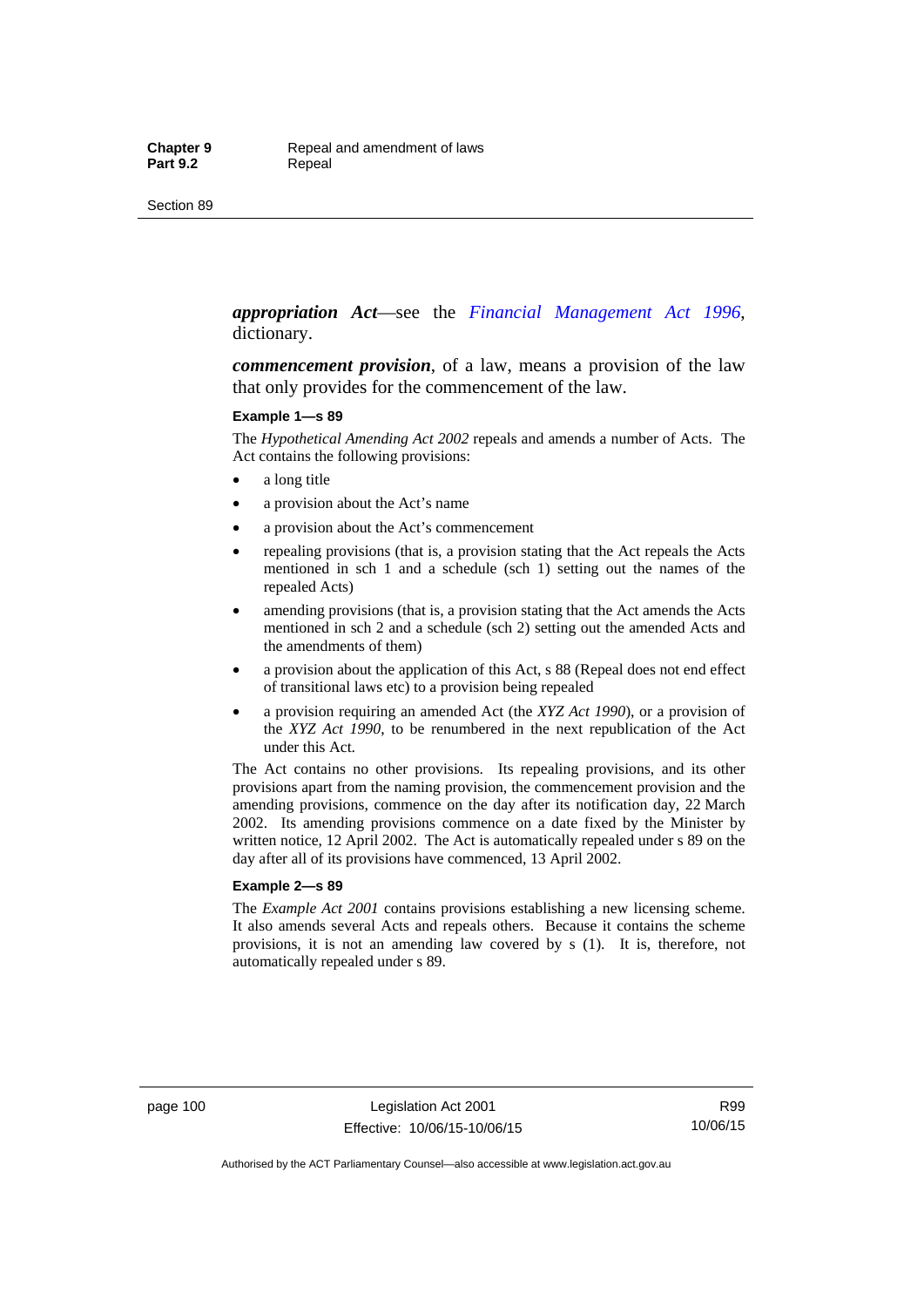***appropriation Act***—see the *Financial Management Act 1996*, dictionary.

***commencement provision***, of a law, means a provision of the law that only provides for the commencement of the law.

**Example 1—s 89**

The *Hypothetical Amending Act 2002* repeals and amends a number of Acts. The Act contains the following provisions:

- a long title
- a provision about the Act's name
- a provision about the Act's commencement
- repealing provisions (that is, a provision stating that the Act repeals the Acts mentioned in sch 1 and a schedule (sch 1) setting out the names of the repealed Acts)
- amending provisions (that is, a provision stating that the Act amends the Acts mentioned in sch 2 and a schedule (sch 2) setting out the amended Acts and the amendments of them)
- a provision about the application of this Act, s 88 (Repeal does not end effect of transitional laws etc) to a provision being repealed
- a provision requiring an amended Act (the *XYZ Act 1990*), or a provision of the *XYZ Act 1990*, to be renumbered in the next republication of the Act under this Act.

The Act contains no other provisions. Its repealing provisions, and its other provisions apart from the naming provision, the commencement provision and the amending provisions, commence on the day after its notification day, 22 March 2002. Its amending provisions commence on a date fixed by the Minister by written notice, 12 April 2002. The Act is automatically repealed under s 89 on the day after all of its provisions have commenced, 13 April 2002.

**Example 2—s 89**

The *Example Act 2001* contains provisions establishing a new licensing scheme. It also amends several Acts and repeals others. Because it contains the scheme provisions, it is not an amending law covered by s (1). It is, therefore, not automatically repealed under s 89.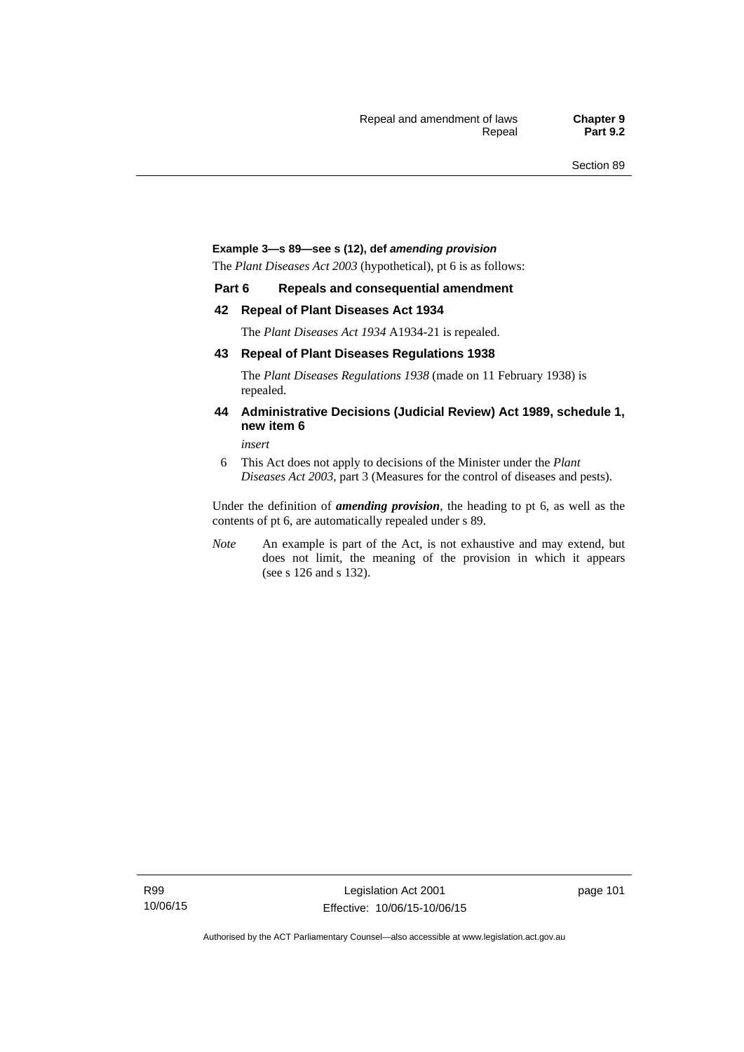**Example 3—s 89—see s (12), def *amending provision***

The *Plant Diseases Act 2003* (hypothetical), pt 6 is as follows:

**Part 6 Repeals and consequential amendment**

**42 Repeal of Plant Diseases Act 1934**

The *Plant Diseases Act 1934* A1934-21 is repealed.

**43 Repeal of Plant Diseases Regulations 1938**

The *Plant Diseases Regulations 1938* (made on 11 February 1938) is repealed.

**44 Administrative Decisions (Judicial Review) Act 1989, schedule 1, new item 6**

*insert*

6 This Act does not apply to decisions of the Minister under the *Plant Diseases Act 2003*, part 3 (Measures for the control of diseases and pests).

Under the definition of ***amending provision***, the heading to pt 6, as well as the contents of pt 6, are automatically repealed under s 89.

*Note* An example is part of the Act, is not exhaustive and may extend, but does not limit, the meaning of the provision in which it appears (see s 126 and s 132).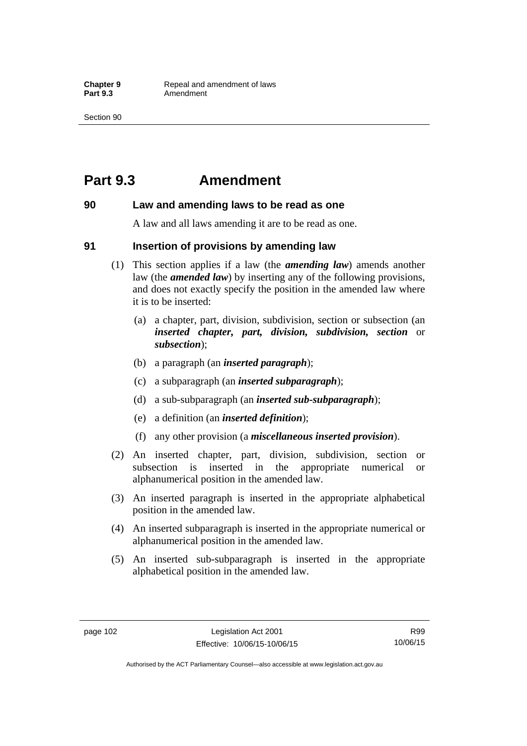# Part 9.3 Amendment

## 90 Law and amending laws to be read as one

A law and all laws amending it are to be read as one.

## 91 Insertion of provisions by amending law

(1) This section applies if a law (the ***amending law***) amends another law (the ***amended law***) by inserting any of the following provisions, and does not exactly specify the position in the amended law where it is to be inserted:

(a) a chapter, part, division, subdivision, section or subsection (an ***inserted chapter, part, division, subdivision, section*** or ***subsection***);

(b) a paragraph (an ***inserted paragraph***);

(c) a subparagraph (an ***inserted subparagraph***);

(d) a sub-subparagraph (an ***inserted sub-subparagraph***);

(e) a definition (an ***inserted definition***);

(f) any other provision (a ***miscellaneous inserted provision***).

(2) An inserted chapter, part, division, subdivision, section or subsection is inserted in the appropriate numerical or alphanumerical position in the amended law.

(3) An inserted paragraph is inserted in the appropriate alphabetical position in the amended law.

(4) An inserted subparagraph is inserted in the appropriate numerical or alphanumerical position in the amended law.

(5) An inserted sub-subparagraph is inserted in the appropriate alphabetical position in the amended law.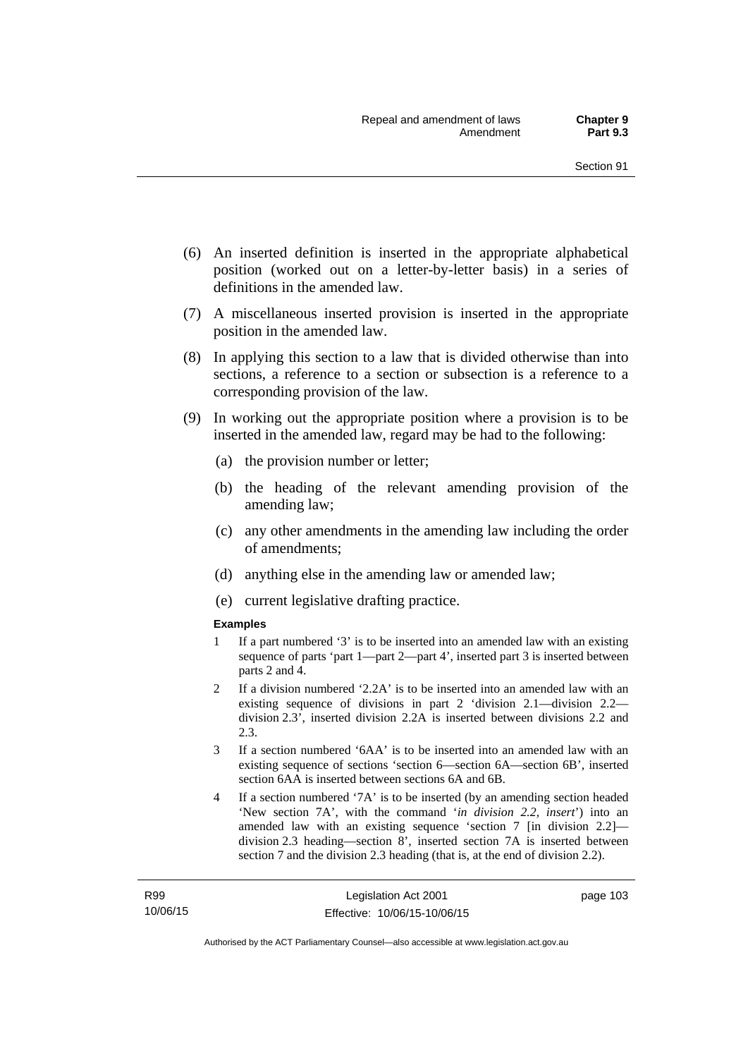(6) An inserted definition is inserted in the appropriate alphabetical position (worked out on a letter-by-letter basis) in a series of definitions in the amended law.

(7) A miscellaneous inserted provision is inserted in the appropriate position in the amended law.

(8) In applying this section to a law that is divided otherwise than into sections, a reference to a section or subsection is a reference to a corresponding provision of the law.

(9) In working out the appropriate position where a provision is to be inserted in the amended law, regard may be had to the following:

(a) the provision number or letter;

(b) the heading of the relevant amending provision of the amending law;

(c) any other amendments in the amending law including the order of amendments;

(d) anything else in the amending law or amended law;

(e) current legislative drafting practice.

**Examples**

1 If a part numbered '3' is to be inserted into an amended law with an existing sequence of parts 'part 1—part 2—part 4', inserted part 3 is inserted between parts 2 and 4.

2 If a division numbered '2.2A' is to be inserted into an amended law with an existing sequence of divisions in part 2 'division 2.1—division 2.2—division 2.3', inserted division 2.2A is inserted between divisions 2.2 and 2.3.

3 If a section numbered '6AA' is to be inserted into an amended law with an existing sequence of sections 'section 6—section 6A—section 6B', inserted section 6AA is inserted between sections 6A and 6B.

4 If a section numbered '7A' is to be inserted (by an amending section headed 'New section 7A', with the command '*in division 2.2, insert*') into an amended law with an existing sequence 'section 7 [in division 2.2]—division 2.3 heading—section 8', inserted section 7A is inserted between section 7 and the division 2.3 heading (that is, at the end of division 2.2).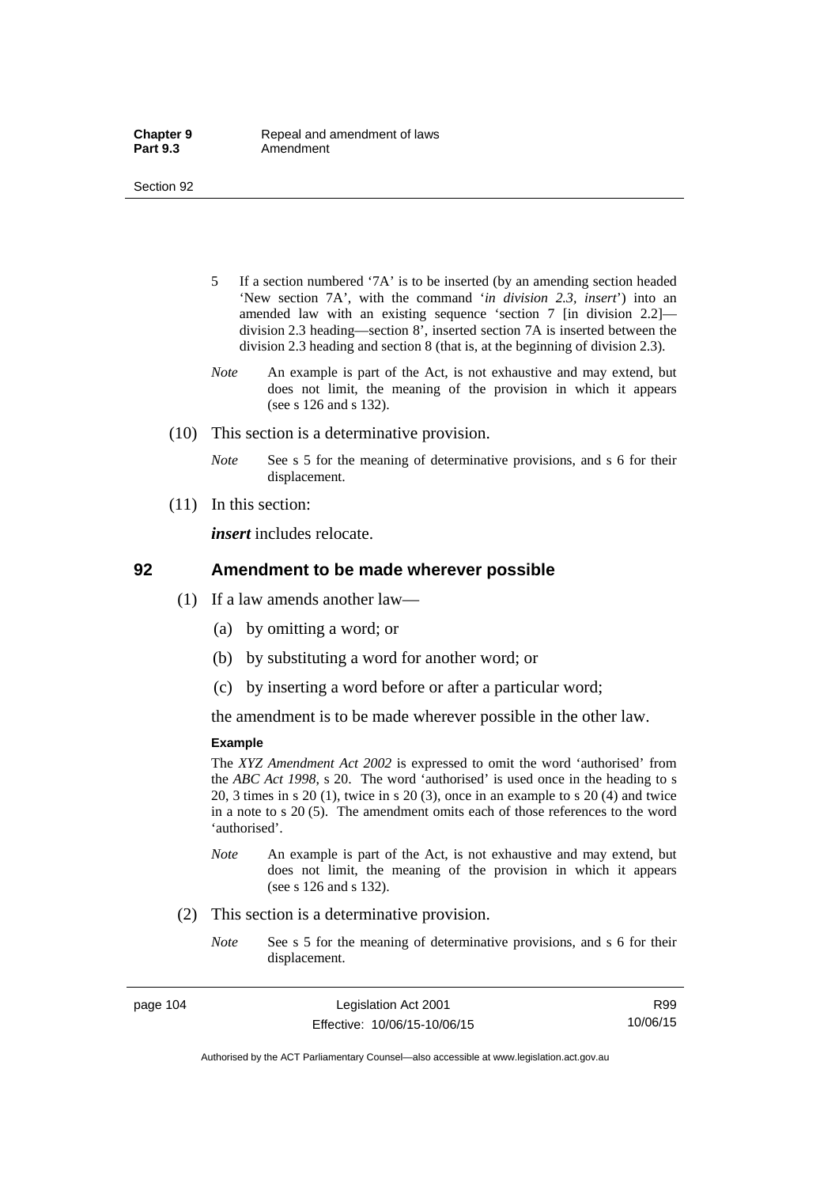5 If a section numbered '7A' is to be inserted (by an amending section headed 'New section 7A', with the command '*in division 2.3, insert*') into an amended law with an existing sequence 'section 7 [in division 2.2]—division 2.3 heading—section 8', inserted section 7A is inserted between the division 2.3 heading and section 8 (that is, at the beginning of division 2.3).

*Note* An example is part of the Act, is not exhaustive and may extend, but does not limit, the meaning of the provision in which it appears (see s 126 and s 132).

(10) This section is a determinative provision.

*Note* See s 5 for the meaning of determinative provisions, and s 6 for their displacement.

(11) In this section:

***insert*** includes relocate.

## 92 Amendment to be made wherever possible

(1) If a law amends another law—

(a) by omitting a word; or

(b) by substituting a word for another word; or

(c) by inserting a word before or after a particular word;

the amendment is to be made wherever possible in the other law.

**Example**

The *XYZ Amendment Act 2002* is expressed to omit the word 'authorised' from the *ABC Act 1998*, s 20. The word 'authorised' is used once in the heading to s 20, 3 times in s 20 (1), twice in s 20 (3), once in an example to s 20 (4) and twice in a note to s 20 (5). The amendment omits each of those references to the word 'authorised'.

*Note* An example is part of the Act, is not exhaustive and may extend, but does not limit, the meaning of the provision in which it appears (see s 126 and s 132).

(2) This section is a determinative provision.

*Note* See s 5 for the meaning of determinative provisions, and s 6 for their displacement.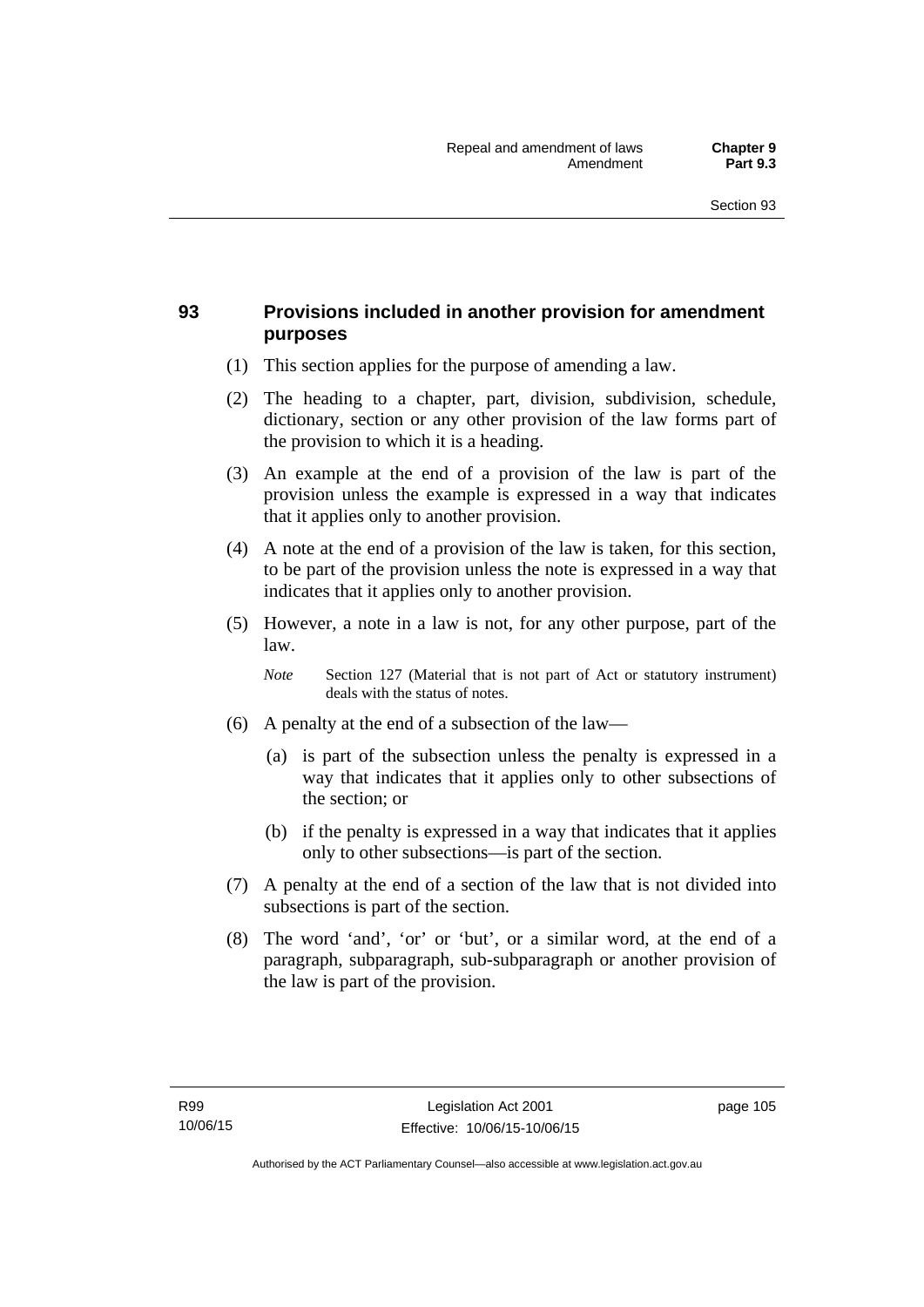## 93 Provisions included in another provision for amendment purposes

(1) This section applies for the purpose of amending a law.

(2) The heading to a chapter, part, division, subdivision, schedule, dictionary, section or any other provision of the law forms part of the provision to which it is a heading.

(3) An example at the end of a provision of the law is part of the provision unless the example is expressed in a way that indicates that it applies only to another provision.

(4) A note at the end of a provision of the law is taken, for this section, to be part of the provision unless the note is expressed in a way that indicates that it applies only to another provision.

(5) However, a note in a law is not, for any other purpose, part of the law.

*Note* Section 127 (Material that is not part of Act or statutory instrument) deals with the status of notes.

(6) A penalty at the end of a subsection of the law—

(a) is part of the subsection unless the penalty is expressed in a way that indicates that it applies only to other subsections of the section; or

(b) if the penalty is expressed in a way that indicates that it applies only to other subsections—is part of the section.

(7) A penalty at the end of a section of the law that is not divided into subsections is part of the section.

(8) The word 'and', 'or' or 'but', or a similar word, at the end of a paragraph, subparagraph, sub-subparagraph or another provision of the law is part of the provision.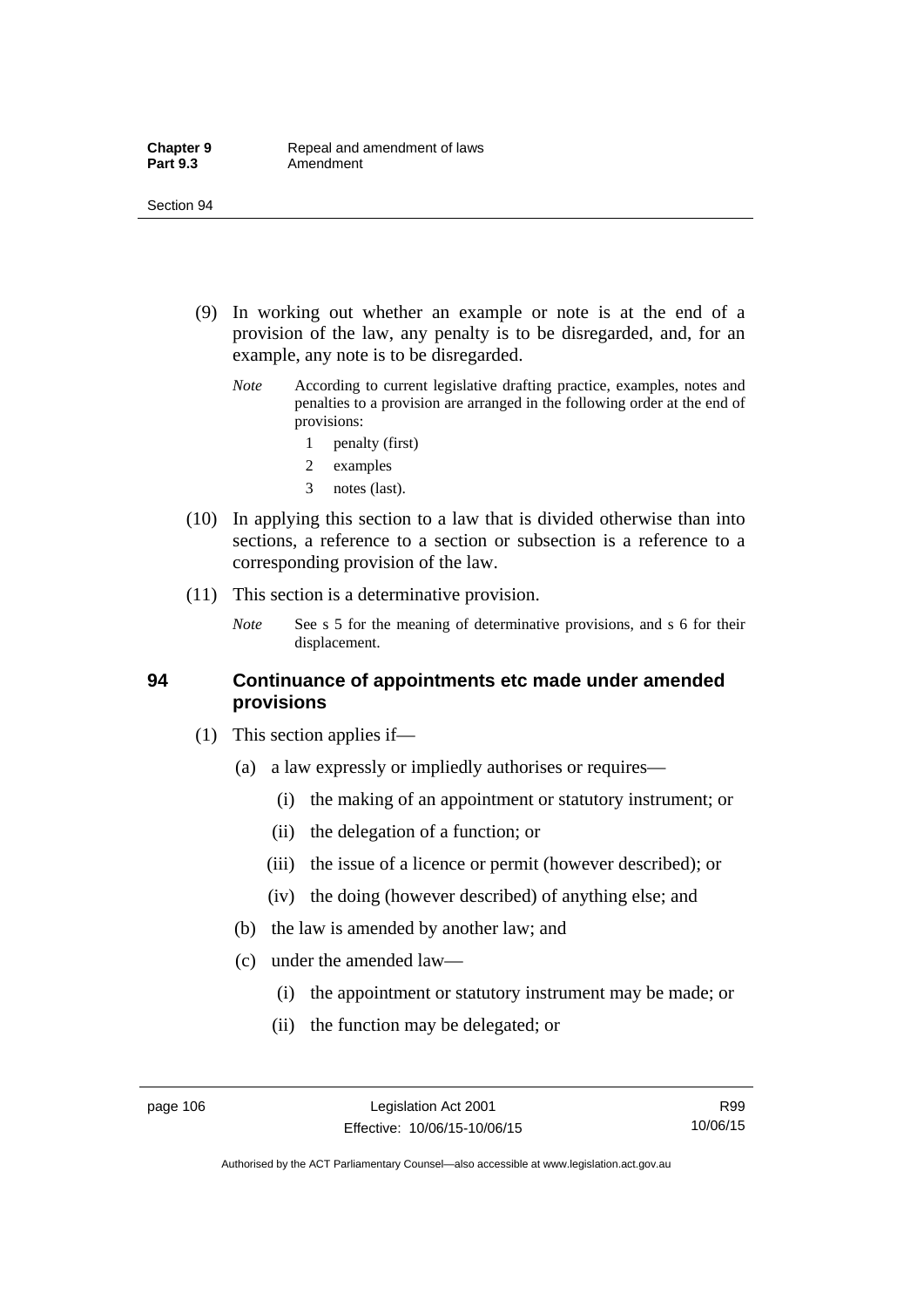(9) In working out whether an example or note is at the end of a provision of the law, any penalty is to be disregarded, and, for an example, any note is to be disregarded.

*Note* According to current legislative drafting practice, examples, notes and penalties to a provision are arranged in the following order at the end of provisions:

1 penalty (first)

2 examples

3 notes (last).

(10) In applying this section to a law that is divided otherwise than into sections, a reference to a section or subsection is a reference to a corresponding provision of the law.

(11) This section is a determinative provision.

*Note* See s 5 for the meaning of determinative provisions, and s 6 for their displacement.

## 94 Continuance of appointments etc made under amended provisions

(1) This section applies if—

(a) a law expressly or impliedly authorises or requires—

(i) the making of an appointment or statutory instrument; or

(ii) the delegation of a function; or

(iii) the issue of a licence or permit (however described); or

(iv) the doing (however described) of anything else; and

(b) the law is amended by another law; and

(c) under the amended law—

(i) the appointment or statutory instrument may be made; or

(ii) the function may be delegated; or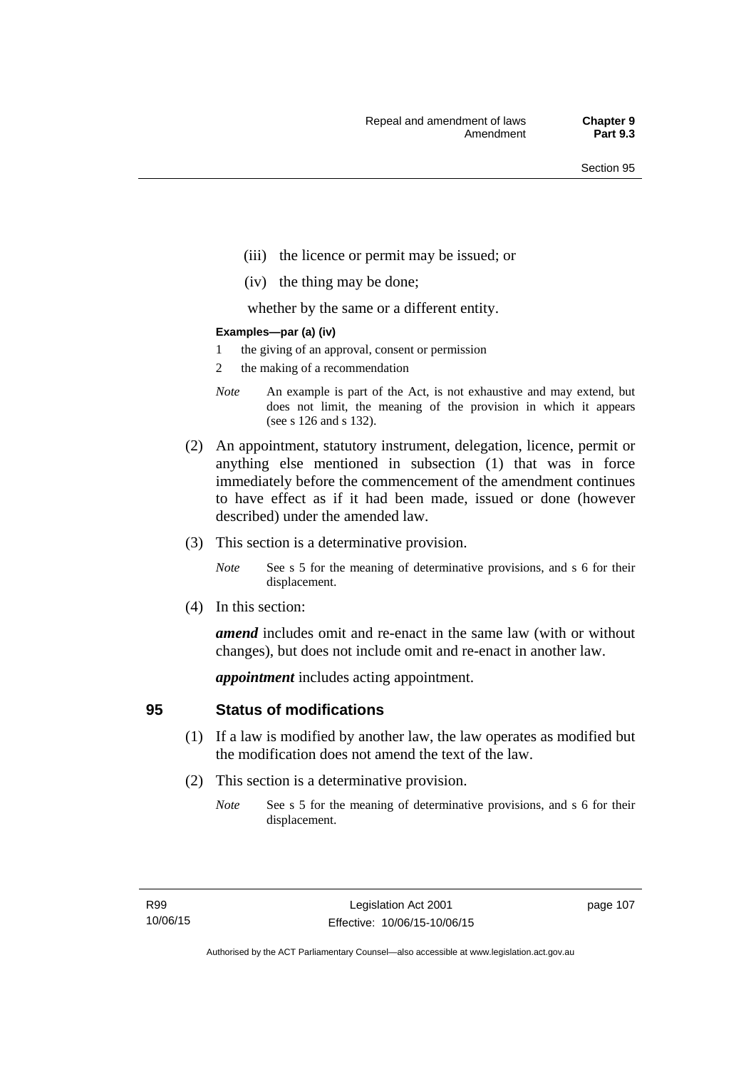(iii) the licence or permit may be issued; or

(iv) the thing may be done;

whether by the same or a different entity.

**Examples—par (a) (iv)**

1 the giving of an approval, consent or permission

2 the making of a recommendation

*Note* An example is part of the Act, is not exhaustive and may extend, but does not limit, the meaning of the provision in which it appears (see s 126 and s 132).

(2) An appointment, statutory instrument, delegation, licence, permit or anything else mentioned in subsection (1) that was in force immediately before the commencement of the amendment continues to have effect as if it had been made, issued or done (however described) under the amended law.

(3) This section is a determinative provision.

*Note* See s 5 for the meaning of determinative provisions, and s 6 for their displacement.

(4) In this section:

***amend*** includes omit and re-enact in the same law (with or without changes), but does not include omit and re-enact in another law.

***appointment*** includes acting appointment.

## 95 Status of modifications

(1) If a law is modified by another law, the law operates as modified but the modification does not amend the text of the law.

(2) This section is a determinative provision.

*Note* See s 5 for the meaning of determinative provisions, and s 6 for their displacement.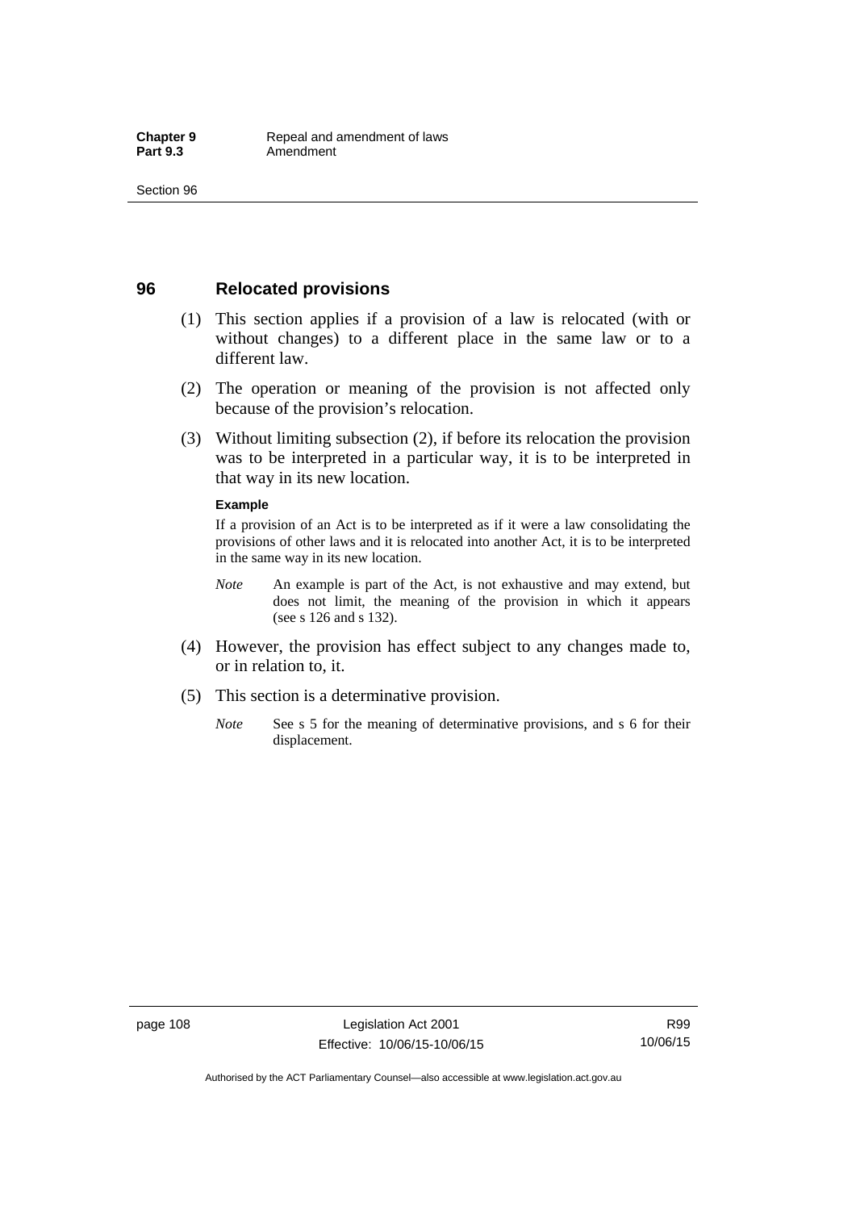## 96 Relocated provisions

(1) This section applies if a provision of a law is relocated (with or without changes) to a different place in the same law or to a different law.

(2) The operation or meaning of the provision is not affected only because of the provision's relocation.

(3) Without limiting subsection (2), if before its relocation the provision was to be interpreted in a particular way, it is to be interpreted in that way in its new location.

**Example**

If a provision of an Act is to be interpreted as if it were a law consolidating the provisions of other laws and it is relocated into another Act, it is to be interpreted in the same way in its new location.

*Note* An example is part of the Act, is not exhaustive and may extend, but does not limit, the meaning of the provision in which it appears (see s 126 and s 132).

(4) However, the provision has effect subject to any changes made to, or in relation to, it.

(5) This section is a determinative provision.

*Note* See s 5 for the meaning of determinative provisions, and s 6 for their displacement.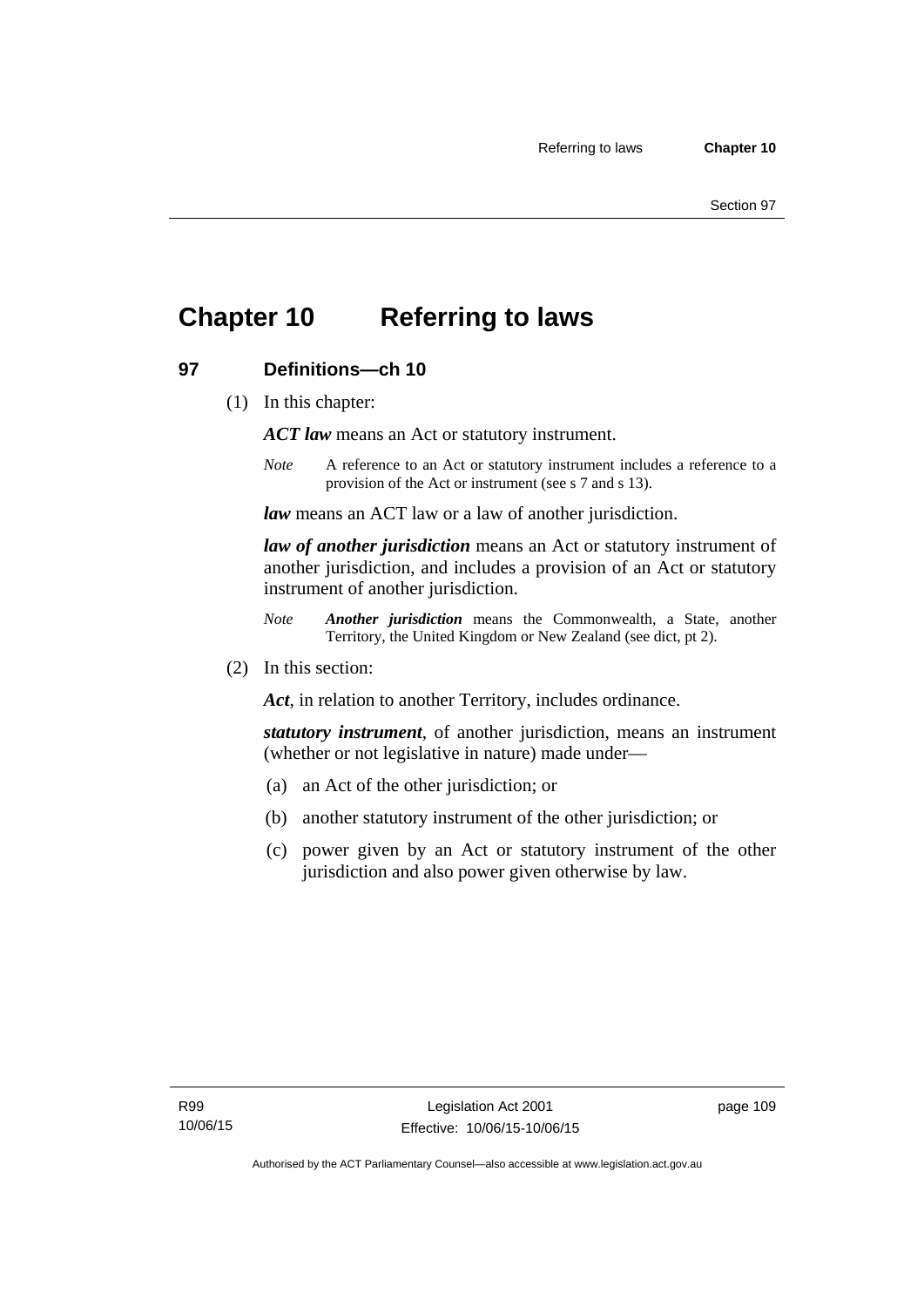# Chapter 10 Referring to laws

## 97 Definitions—ch 10

(1) In this chapter:

***ACT law*** means an Act or statutory instrument.

*Note* A reference to an Act or statutory instrument includes a reference to a provision of the Act or instrument (see s 7 and s 13).

***law*** means an ACT law or a law of another jurisdiction.

***law of another jurisdiction*** means an Act or statutory instrument of another jurisdiction, and includes a provision of an Act or statutory instrument of another jurisdiction.

*Note* ***Another jurisdiction*** means the Commonwealth, a State, another Territory, the United Kingdom or New Zealand (see dict, pt 2).

(2) In this section:

***Act***, in relation to another Territory, includes ordinance.

***statutory instrument***, of another jurisdiction, means an instrument (whether or not legislative in nature) made under—

(a) an Act of the other jurisdiction; or

(b) another statutory instrument of the other jurisdiction; or

(c) power given by an Act or statutory instrument of the other jurisdiction and also power given otherwise by law.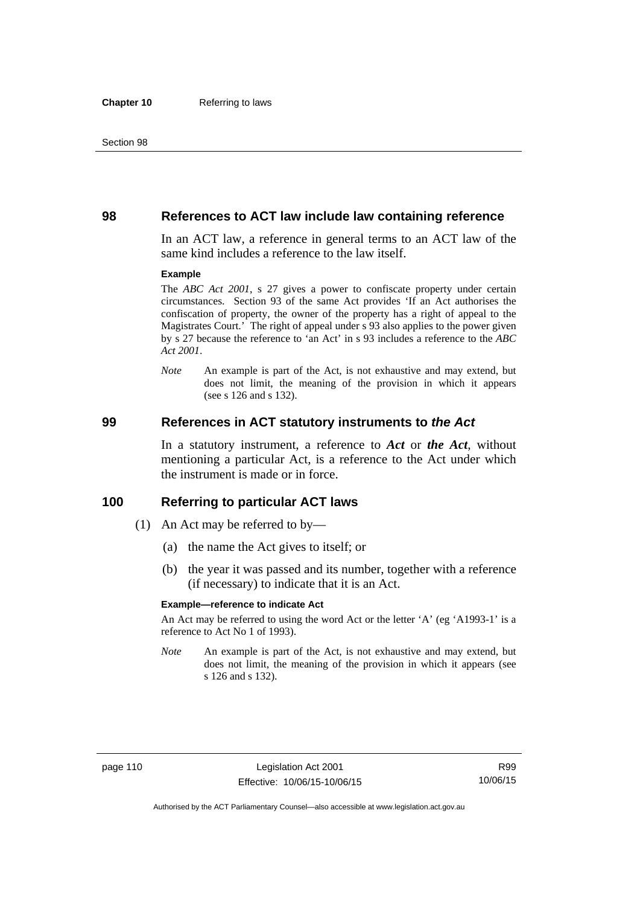## 98 References to ACT law include law containing reference

In an ACT law, a reference in general terms to an ACT law of the same kind includes a reference to the law itself.

**Example**

The *ABC Act 2001*, s 27 gives a power to confiscate property under certain circumstances. Section 93 of the same Act provides 'If an Act authorises the confiscation of property, the owner of the property has a right of appeal to the Magistrates Court.' The right of appeal under s 93 also applies to the power given by s 27 because the reference to 'an Act' in s 93 includes a reference to the *ABC Act 2001*.

*Note* An example is part of the Act, is not exhaustive and may extend, but does not limit, the meaning of the provision in which it appears (see s 126 and s 132).

## 99 References in ACT statutory instruments to *the Act*

In a statutory instrument, a reference to ***Act*** or ***the Act***, without mentioning a particular Act, is a reference to the Act under which the instrument is made or in force.

## 100 Referring to particular ACT laws

(1) An Act may be referred to by—

(a) the name the Act gives to itself; or

(b) the year it was passed and its number, together with a reference (if necessary) to indicate that it is an Act.

**Example—reference to indicate Act**

An Act may be referred to using the word Act or the letter 'A' (eg 'A1993-1' is a reference to Act No 1 of 1993).

*Note* An example is part of the Act, is not exhaustive and may extend, but does not limit, the meaning of the provision in which it appears (see s 126 and s 132).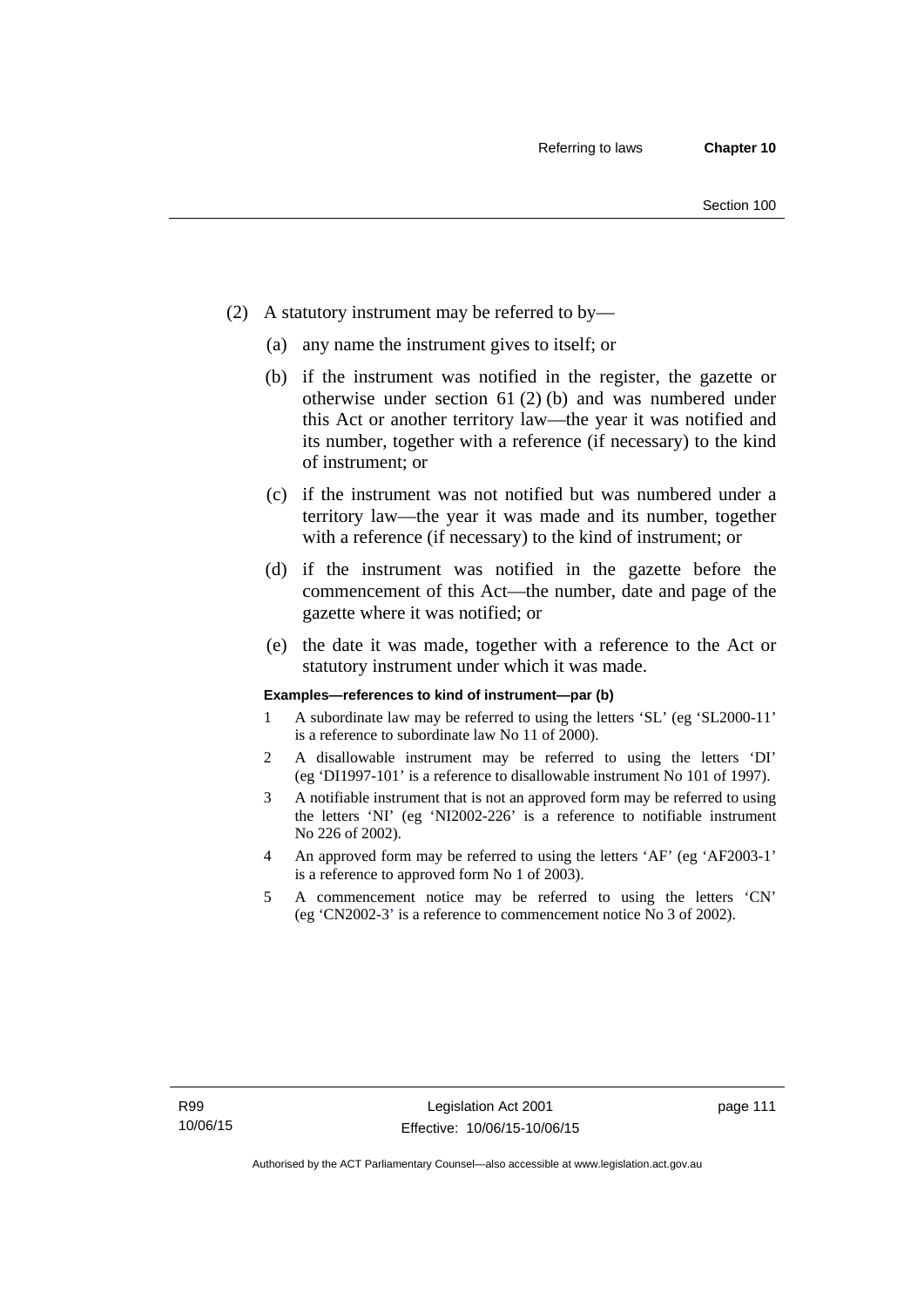(2) A statutory instrument may be referred to by—

(a) any name the instrument gives to itself; or

(b) if the instrument was notified in the register, the gazette or otherwise under section 61 (2) (b) and was numbered under this Act or another territory law—the year it was notified and its number, together with a reference (if necessary) to the kind of instrument; or

(c) if the instrument was not notified but was numbered under a territory law—the year it was made and its number, together with a reference (if necessary) to the kind of instrument; or

(d) if the instrument was notified in the gazette before the commencement of this Act—the number, date and page of the gazette where it was notified; or

(e) the date it was made, together with a reference to the Act or statutory instrument under which it was made.

**Examples—references to kind of instrument—par (b)**

1 A subordinate law may be referred to using the letters 'SL' (eg 'SL2000-11' is a reference to subordinate law No 11 of 2000).

2 A disallowable instrument may be referred to using the letters 'DI' (eg 'DI1997-101' is a reference to disallowable instrument No 101 of 1997).

3 A notifiable instrument that is not an approved form may be referred to using the letters 'NI' (eg 'NI2002-226' is a reference to notifiable instrument No 226 of 2002).

4 An approved form may be referred to using the letters 'AF' (eg 'AF2003-1' is a reference to approved form No 1 of 2003).

5 A commencement notice may be referred to using the letters 'CN' (eg 'CN2002-3' is a reference to commencement notice No 3 of 2002).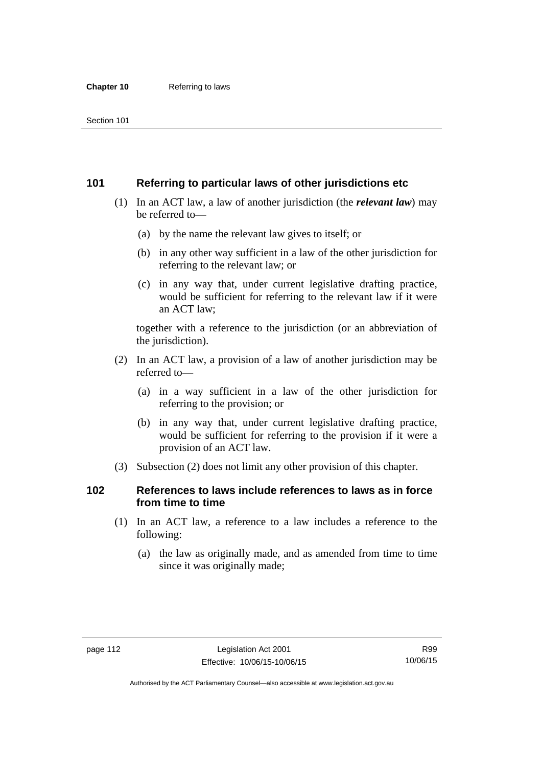## 101 Referring to particular laws of other jurisdictions etc

(1) In an ACT law, a law of another jurisdiction (the ***relevant law***) may be referred to—

(a) by the name the relevant law gives to itself; or

(b) in any other way sufficient in a law of the other jurisdiction for referring to the relevant law; or

(c) in any way that, under current legislative drafting practice, would be sufficient for referring to the relevant law if it were an ACT law;

together with a reference to the jurisdiction (or an abbreviation of the jurisdiction).

(2) In an ACT law, a provision of a law of another jurisdiction may be referred to—

(a) in a way sufficient in a law of the other jurisdiction for referring to the provision; or

(b) in any way that, under current legislative drafting practice, would be sufficient for referring to the provision if it were a provision of an ACT law.

(3) Subsection (2) does not limit any other provision of this chapter.

## 102 References to laws include references to laws as in force from time to time

(1) In an ACT law, a reference to a law includes a reference to the following:

(a) the law as originally made, and as amended from time to time since it was originally made;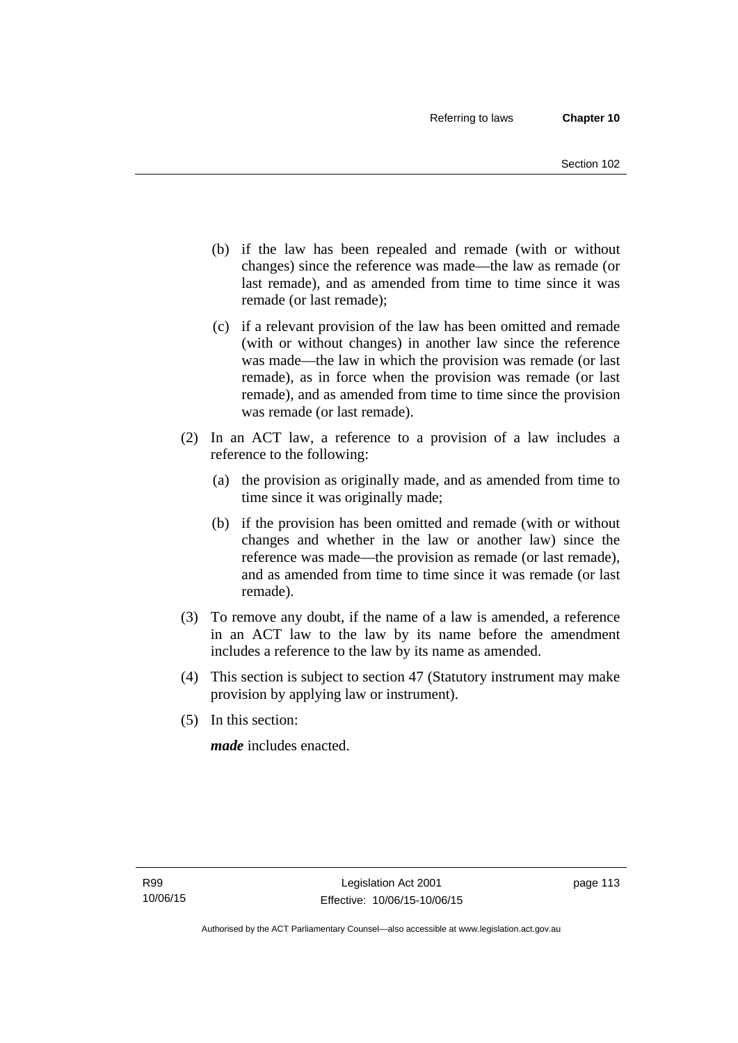(b) if the law has been repealed and remade (with or without changes) since the reference was made—the law as remade (or last remade), and as amended from time to time since it was remade (or last remade);

(c) if a relevant provision of the law has been omitted and remade (with or without changes) in another law since the reference was made—the law in which the provision was remade (or last remade), as in force when the provision was remade (or last remade), and as amended from time to time since the provision was remade (or last remade).

(2) In an ACT law, a reference to a provision of a law includes a reference to the following:

(a) the provision as originally made, and as amended from time to time since it was originally made;

(b) if the provision has been omitted and remade (with or without changes and whether in the law or another law) since the reference was made—the provision as remade (or last remade), and as amended from time to time since it was remade (or last remade).

(3) To remove any doubt, if the name of a law is amended, a reference in an ACT law to the law by its name before the amendment includes a reference to the law by its name as amended.

(4) This section is subject to section 47 (Statutory instrument may make provision by applying law or instrument).

(5) In this section:

***made*** includes enacted.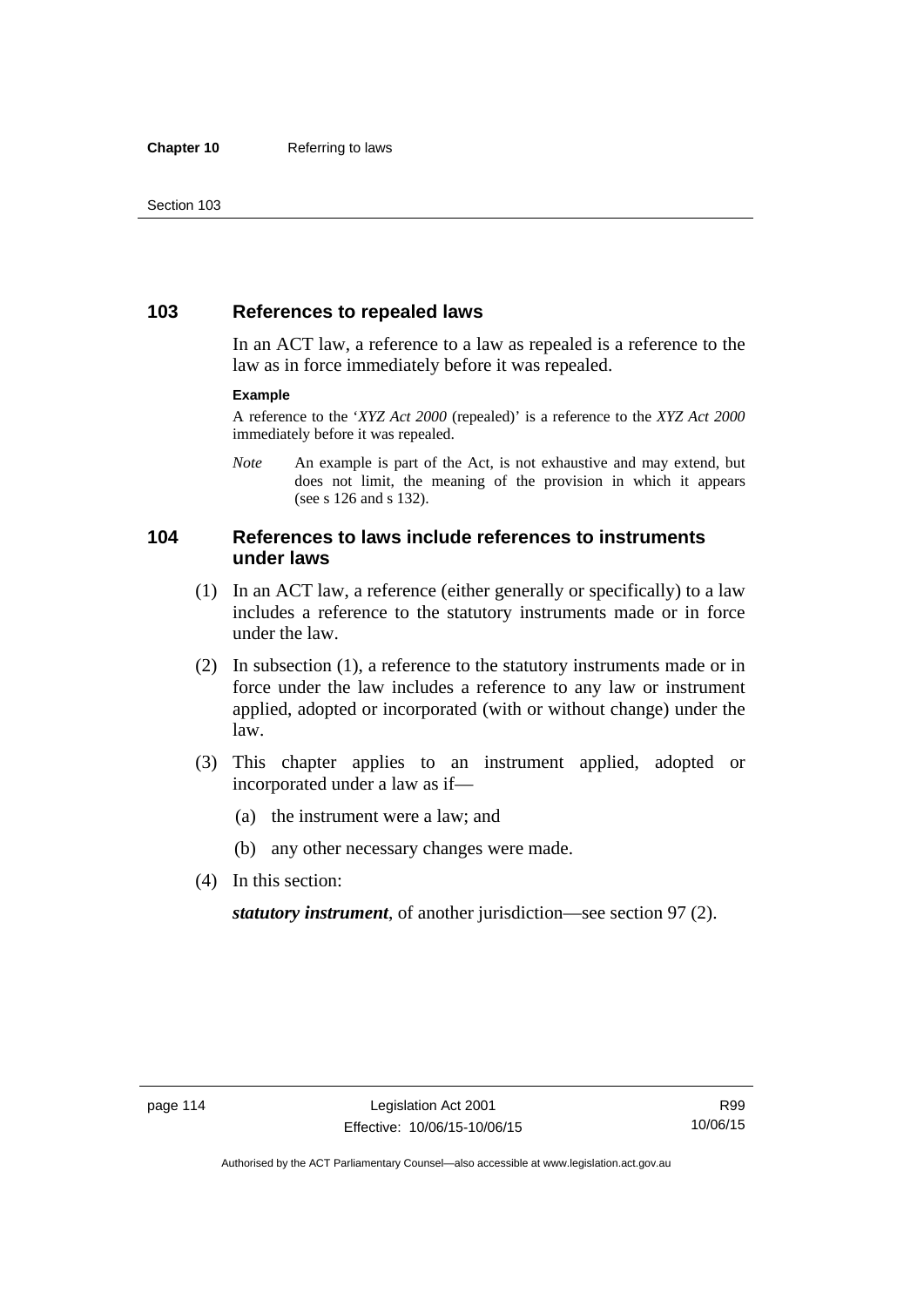## 103 References to repealed laws

In an ACT law, a reference to a law as repealed is a reference to the law as in force immediately before it was repealed.

**Example**

A reference to the '*XYZ Act 2000* (repealed)' is a reference to the *XYZ Act 2000* immediately before it was repealed.

*Note* An example is part of the Act, is not exhaustive and may extend, but does not limit, the meaning of the provision in which it appears (see s 126 and s 132).

## 104 References to laws include references to instruments under laws

(1) In an ACT law, a reference (either generally or specifically) to a law includes a reference to the statutory instruments made or in force under the law.

(2) In subsection (1), a reference to the statutory instruments made or in force under the law includes a reference to any law or instrument applied, adopted or incorporated (with or without change) under the law.

(3) This chapter applies to an instrument applied, adopted or incorporated under a law as if—

(a) the instrument were a law; and

(b) any other necessary changes were made.

(4) In this section:

***statutory instrument***, of another jurisdiction—see section 97 (2).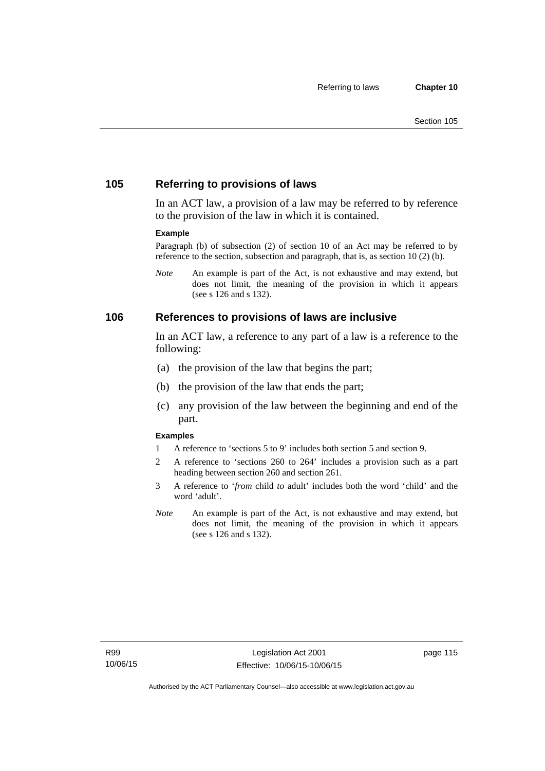## 105 Referring to provisions of laws

In an ACT law, a provision of a law may be referred to by reference to the provision of the law in which it is contained.

**Example**

Paragraph (b) of subsection (2) of section 10 of an Act may be referred to by reference to the section, subsection and paragraph, that is, as section 10 (2) (b).

*Note* An example is part of the Act, is not exhaustive and may extend, but does not limit, the meaning of the provision in which it appears (see s 126 and s 132).

## 106 References to provisions of laws are inclusive

In an ACT law, a reference to any part of a law is a reference to the following:

(a) the provision of the law that begins the part;

(b) the provision of the law that ends the part;

(c) any provision of the law between the beginning and end of the part.

**Examples**

1 A reference to 'sections 5 to 9' includes both section 5 and section 9.

2 A reference to 'sections 260 to 264' includes a provision such as a part heading between section 260 and section 261.

3 A reference to '*from* child *to* adult' includes both the word 'child' and the word 'adult'.

*Note* An example is part of the Act, is not exhaustive and may extend, but does not limit, the meaning of the provision in which it appears (see s 126 and s 132).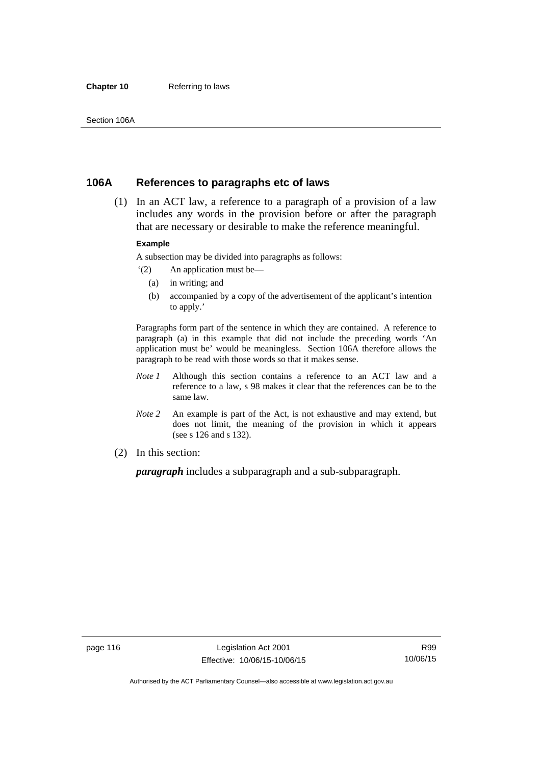## 106A References to paragraphs etc of laws

(1) In an ACT law, a reference to a paragraph of a provision of a law includes any words in the provision before or after the paragraph that are necessary or desirable to make the reference meaningful.

**Example**

A subsection may be divided into paragraphs as follows:

'(2) An application must be—

(a) in writing; and

(b) accompanied by a copy of the advertisement of the applicant's intention to apply.'

Paragraphs form part of the sentence in which they are contained. A reference to paragraph (a) in this example that did not include the preceding words 'An application must be' would be meaningless. Section 106A therefore allows the paragraph to be read with those words so that it makes sense.

*Note 1* Although this section contains a reference to an ACT law and a reference to a law, s 98 makes it clear that the references can be to the same law.

*Note 2* An example is part of the Act, is not exhaustive and may extend, but does not limit, the meaning of the provision in which it appears (see s 126 and s 132).

(2) In this section:

***paragraph*** includes a subparagraph and a sub-subparagraph.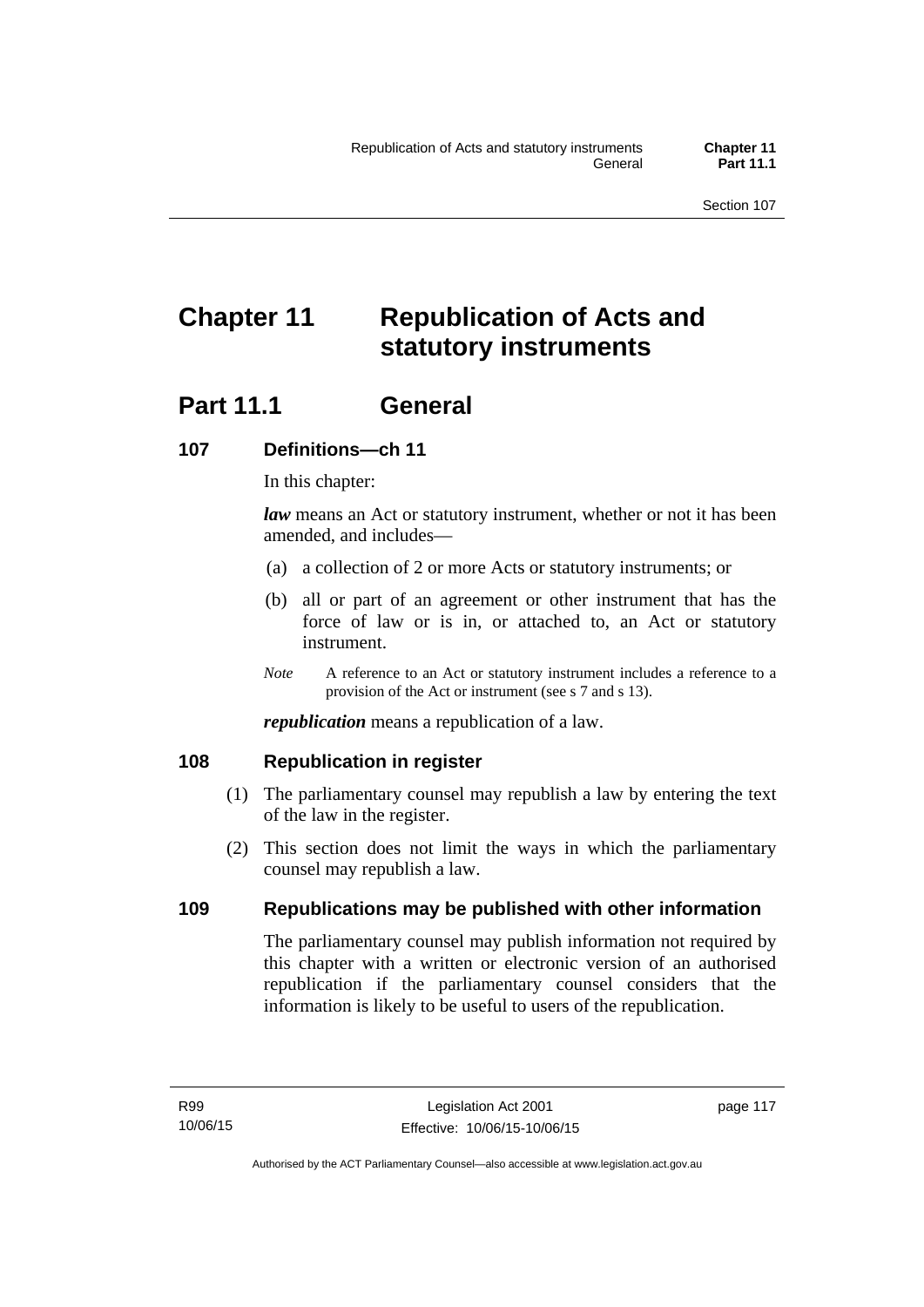# Chapter 11 Republication of Acts and statutory instruments

## Part 11.1 General

### 107 Definitions—ch 11

In this chapter:

***law*** means an Act or statutory instrument, whether or not it has been amended, and includes—

(a) a collection of 2 or more Acts or statutory instruments; or

(b) all or part of an agreement or other instrument that has the force of law or is in, or attached to, an Act or statutory instrument.

*Note* A reference to an Act or statutory instrument includes a reference to a provision of the Act or instrument (see s 7 and s 13).

***republication*** means a republication of a law.

### 108 Republication in register

(1) The parliamentary counsel may republish a law by entering the text of the law in the register.

(2) This section does not limit the ways in which the parliamentary counsel may republish a law.

### 109 Republications may be published with other information

The parliamentary counsel may publish information not required by this chapter with a written or electronic version of an authorised republication if the parliamentary counsel considers that the information is likely to be useful to users of the republication.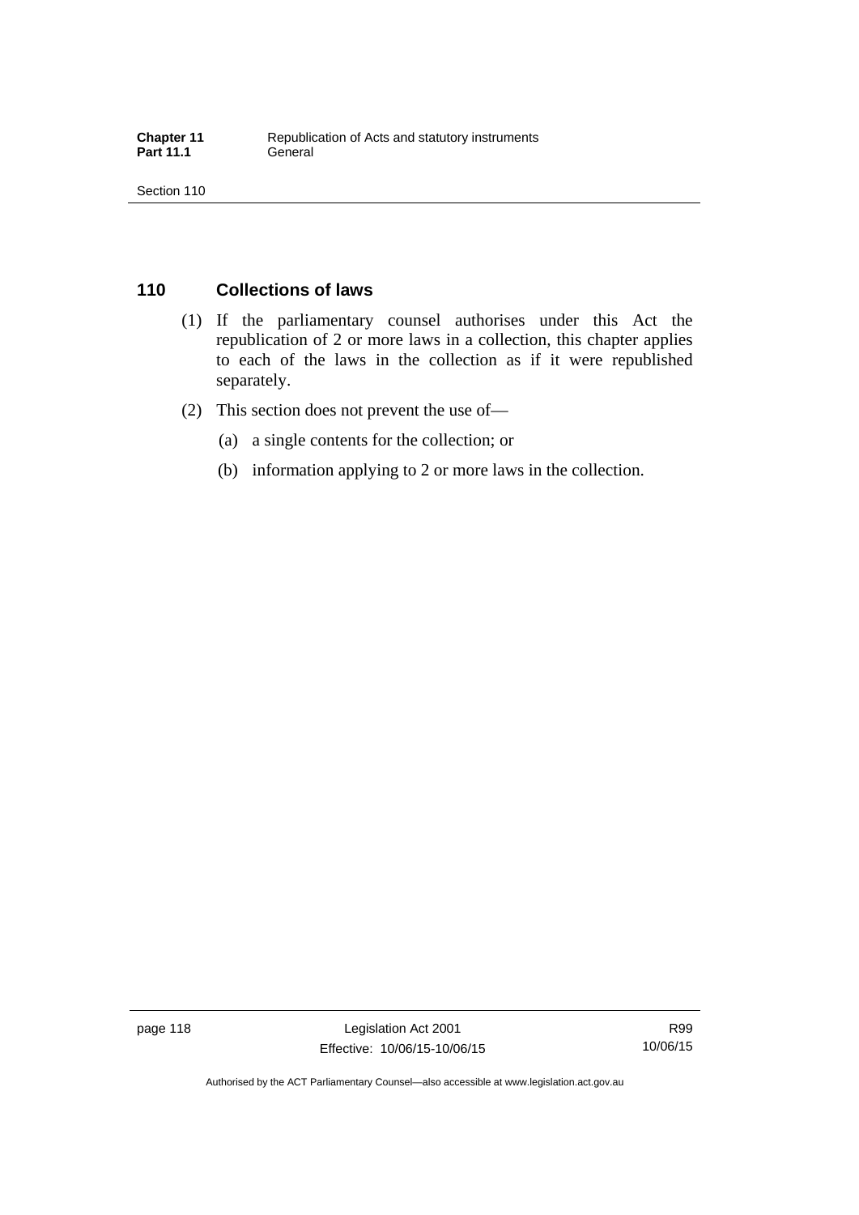## 110 Collections of laws

(1) If the parliamentary counsel authorises under this Act the republication of 2 or more laws in a collection, this chapter applies to each of the laws in the collection as if it were republished separately.

(2) This section does not prevent the use of—

(a) a single contents for the collection; or

(b) information applying to 2 or more laws in the collection.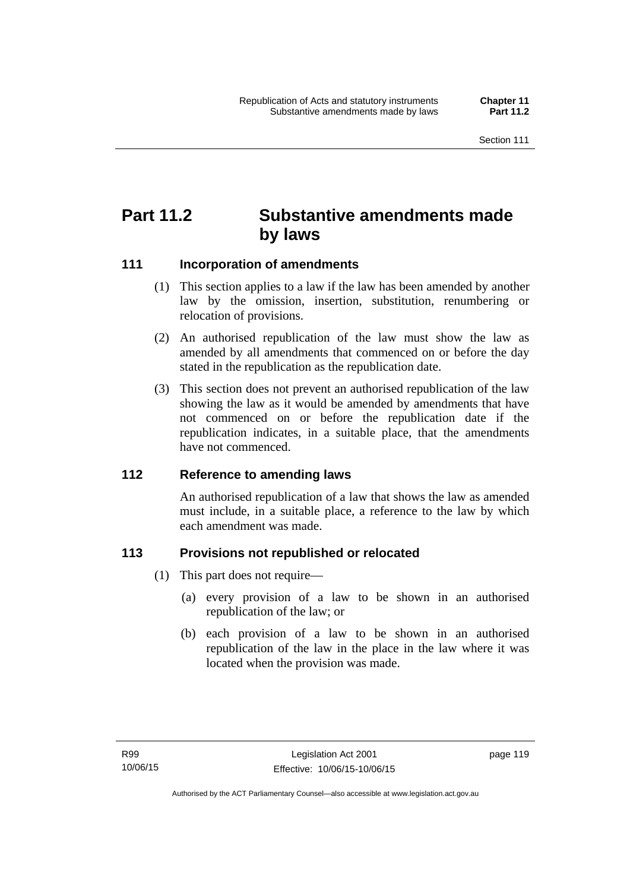# Part 11.2 Substantive amendments made by laws

## 111 Incorporation of amendments

(1) This section applies to a law if the law has been amended by another law by the omission, insertion, substitution, renumbering or relocation of provisions.

(2) An authorised republication of the law must show the law as amended by all amendments that commenced on or before the day stated in the republication as the republication date.

(3) This section does not prevent an authorised republication of the law showing the law as it would be amended by amendments that have not commenced on or before the republication date if the republication indicates, in a suitable place, that the amendments have not commenced.

## 112 Reference to amending laws

An authorised republication of a law that shows the law as amended must include, in a suitable place, a reference to the law by which each amendment was made.

## 113 Provisions not republished or relocated

(1) This part does not require—

(a) every provision of a law to be shown in an authorised republication of the law; or

(b) each provision of a law to be shown in an authorised republication of the law in the place in the law where it was located when the provision was made.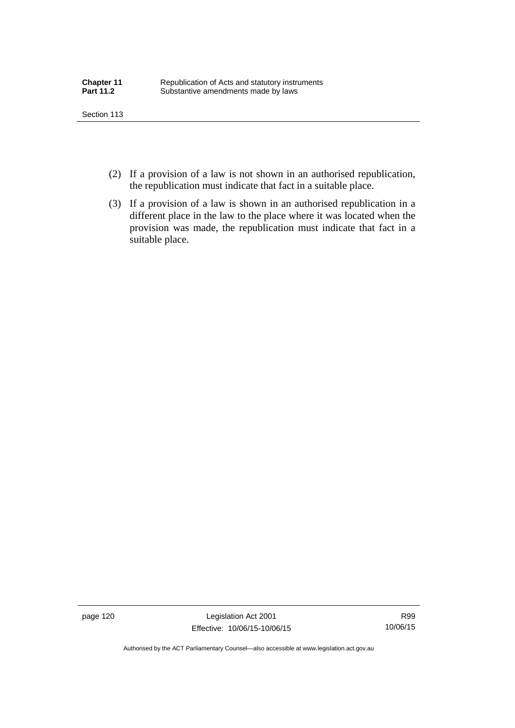(2) If a provision of a law is not shown in an authorised republication, the republication must indicate that fact in a suitable place.

(3) If a provision of a law is shown in an authorised republication in a different place in the law to the place where it was located when the provision was made, the republication must indicate that fact in a suitable place.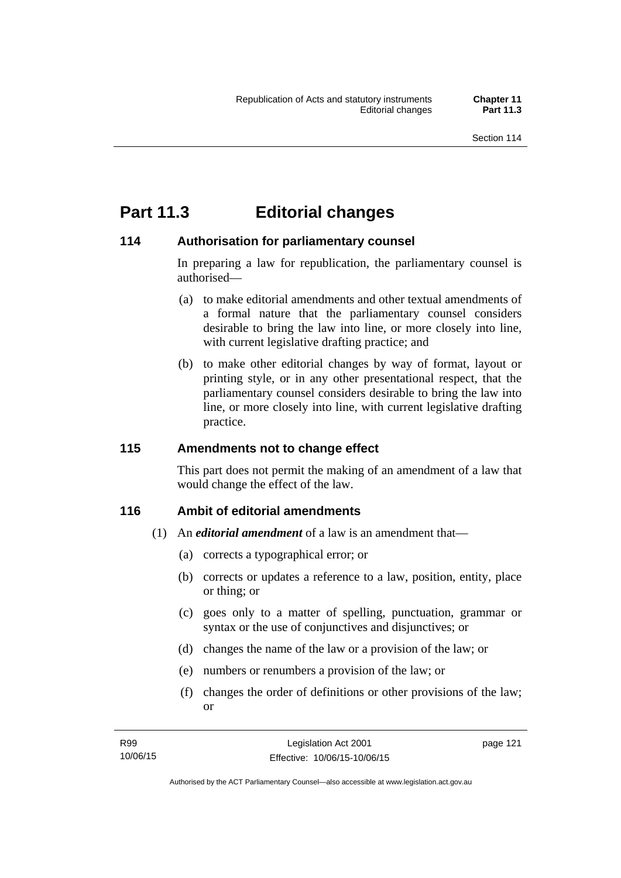# Part 11.3 Editorial changes

## 114 Authorisation for parliamentary counsel

In preparing a law for republication, the parliamentary counsel is authorised—

(a) to make editorial amendments and other textual amendments of a formal nature that the parliamentary counsel considers desirable to bring the law into line, or more closely into line, with current legislative drafting practice; and

(b) to make other editorial changes by way of format, layout or printing style, or in any other presentational respect, that the parliamentary counsel considers desirable to bring the law into line, or more closely into line, with current legislative drafting practice.

## 115 Amendments not to change effect

This part does not permit the making of an amendment of a law that would change the effect of the law.

## 116 Ambit of editorial amendments

(1) An ***editorial amendment*** of a law is an amendment that—

(a) corrects a typographical error; or

(b) corrects or updates a reference to a law, position, entity, place or thing; or

(c) goes only to a matter of spelling, punctuation, grammar or syntax or the use of conjunctives and disjunctives; or

(d) changes the name of the law or a provision of the law; or

(e) numbers or renumbers a provision of the law; or

(f) changes the order of definitions or other provisions of the law; or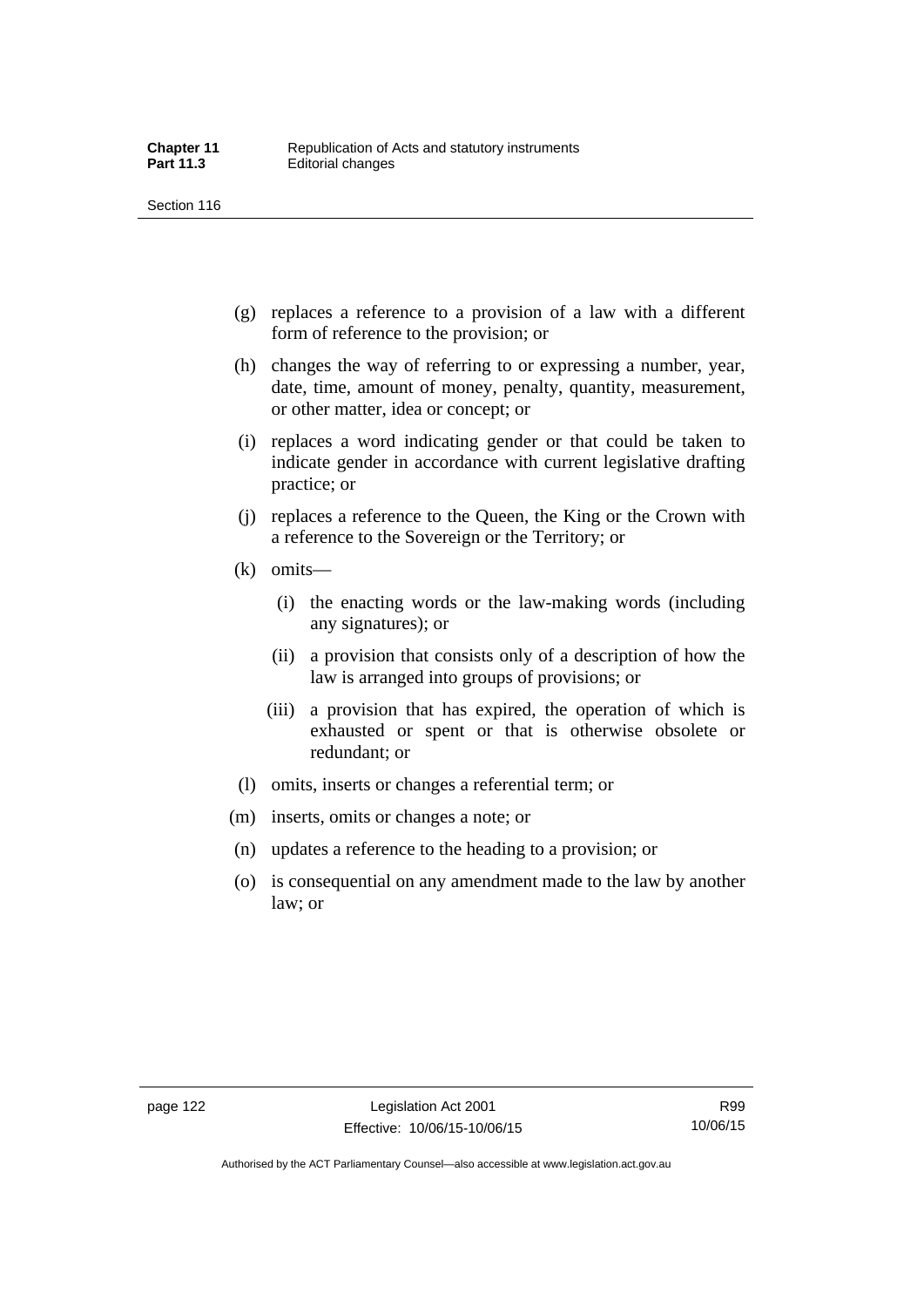(g) replaces a reference to a provision of a law with a different form of reference to the provision; or

(h) changes the way of referring to or expressing a number, year, date, time, amount of money, penalty, quantity, measurement, or other matter, idea or concept; or

(i) replaces a word indicating gender or that could be taken to indicate gender in accordance with current legislative drafting practice; or

(j) replaces a reference to the Queen, the King or the Crown with a reference to the Sovereign or the Territory; or

(k) omits—

  (i) the enacting words or the law-making words (including any signatures); or

  (ii) a provision that consists only of a description of how the law is arranged into groups of provisions; or

  (iii) a provision that has expired, the operation of which is exhausted or spent or that is otherwise obsolete or redundant; or

(l) omits, inserts or changes a referential term; or

(m) inserts, omits or changes a note; or

(n) updates a reference to the heading to a provision; or

(o) is consequential on any amendment made to the law by another law; or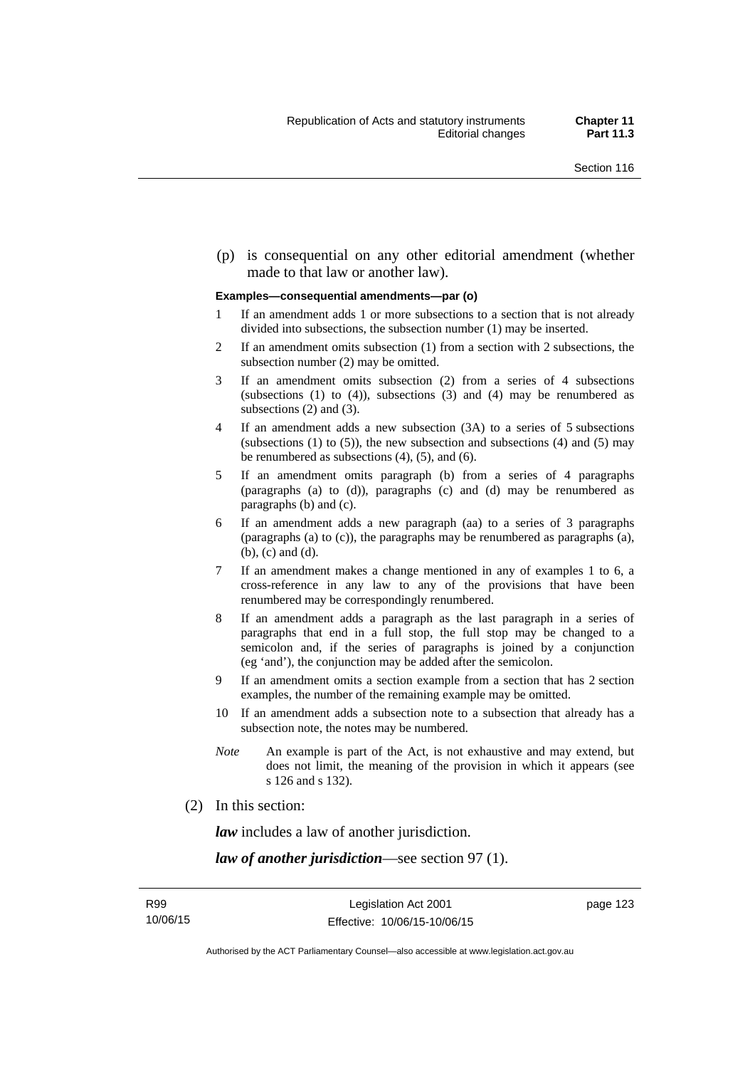(p) is consequential on any other editorial amendment (whether made to that law or another law).

**Examples—consequential amendments—par (o)**

1 If an amendment adds 1 or more subsections to a section that is not already divided into subsections, the subsection number (1) may be inserted.

2 If an amendment omits subsection (1) from a section with 2 subsections, the subsection number (2) may be omitted.

3 If an amendment omits subsection (2) from a series of 4 subsections (subsections (1) to (4)), subsections (3) and (4) may be renumbered as subsections (2) and (3).

4 If an amendment adds a new subsection (3A) to a series of 5 subsections (subsections (1) to (5)), the new subsection and subsections (4) and (5) may be renumbered as subsections (4), (5), and (6).

5 If an amendment omits paragraph (b) from a series of 4 paragraphs (paragraphs (a) to (d)), paragraphs (c) and (d) may be renumbered as paragraphs (b) and (c).

6 If an amendment adds a new paragraph (aa) to a series of 3 paragraphs (paragraphs (a) to (c)), the paragraphs may be renumbered as paragraphs (a), (b), (c) and (d).

7 If an amendment makes a change mentioned in any of examples 1 to 6, a cross-reference in any law to any of the provisions that have been renumbered may be correspondingly renumbered.

8 If an amendment adds a paragraph as the last paragraph in a series of paragraphs that end in a full stop, the full stop may be changed to a semicolon and, if the series of paragraphs is joined by a conjunction (eg 'and'), the conjunction may be added after the semicolon.

9 If an amendment omits a section example from a section that has 2 section examples, the number of the remaining example may be omitted.

10 If an amendment adds a subsection note to a subsection that already has a subsection note, the notes may be numbered.

*Note* An example is part of the Act, is not exhaustive and may extend, but does not limit, the meaning of the provision in which it appears (see s 126 and s 132).

(2) In this section:

***law*** includes a law of another jurisdiction.

***law of another jurisdiction***—see section 97 (1).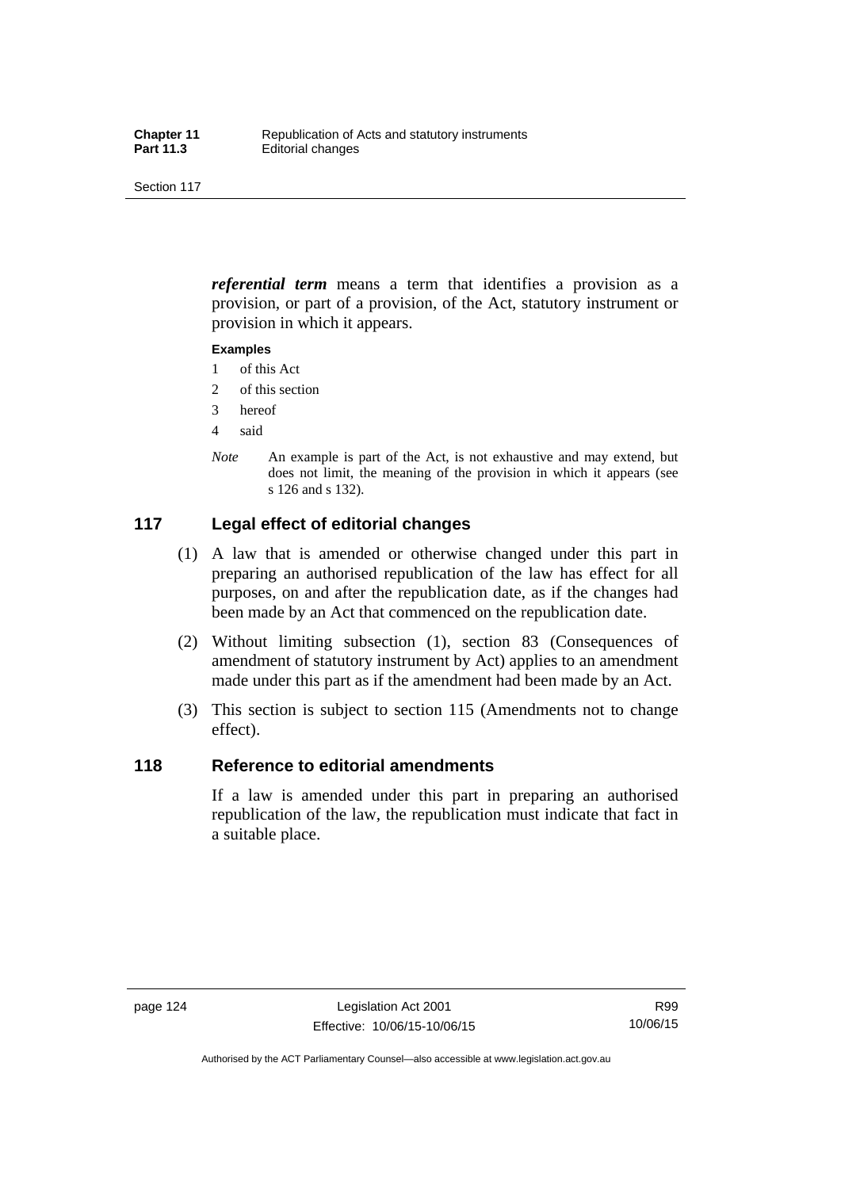***referential term*** means a term that identifies a provision as a provision, or part of a provision, of the Act, statutory instrument or provision in which it appears.

**Examples**

1 of this Act
2 of this section
3 hereof
4 said

*Note* An example is part of the Act, is not exhaustive and may extend, but does not limit, the meaning of the provision in which it appears (see s 126 and s 132).

## 117 Legal effect of editorial changes

(1) A law that is amended or otherwise changed under this part in preparing an authorised republication of the law has effect for all purposes, on and after the republication date, as if the changes had been made by an Act that commenced on the republication date.

(2) Without limiting subsection (1), section 83 (Consequences of amendment of statutory instrument by Act) applies to an amendment made under this part as if the amendment had been made by an Act.

(3) This section is subject to section 115 (Amendments not to change effect).

## 118 Reference to editorial amendments

If a law is amended under this part in preparing an authorised republication of the law, the republication must indicate that fact in a suitable place.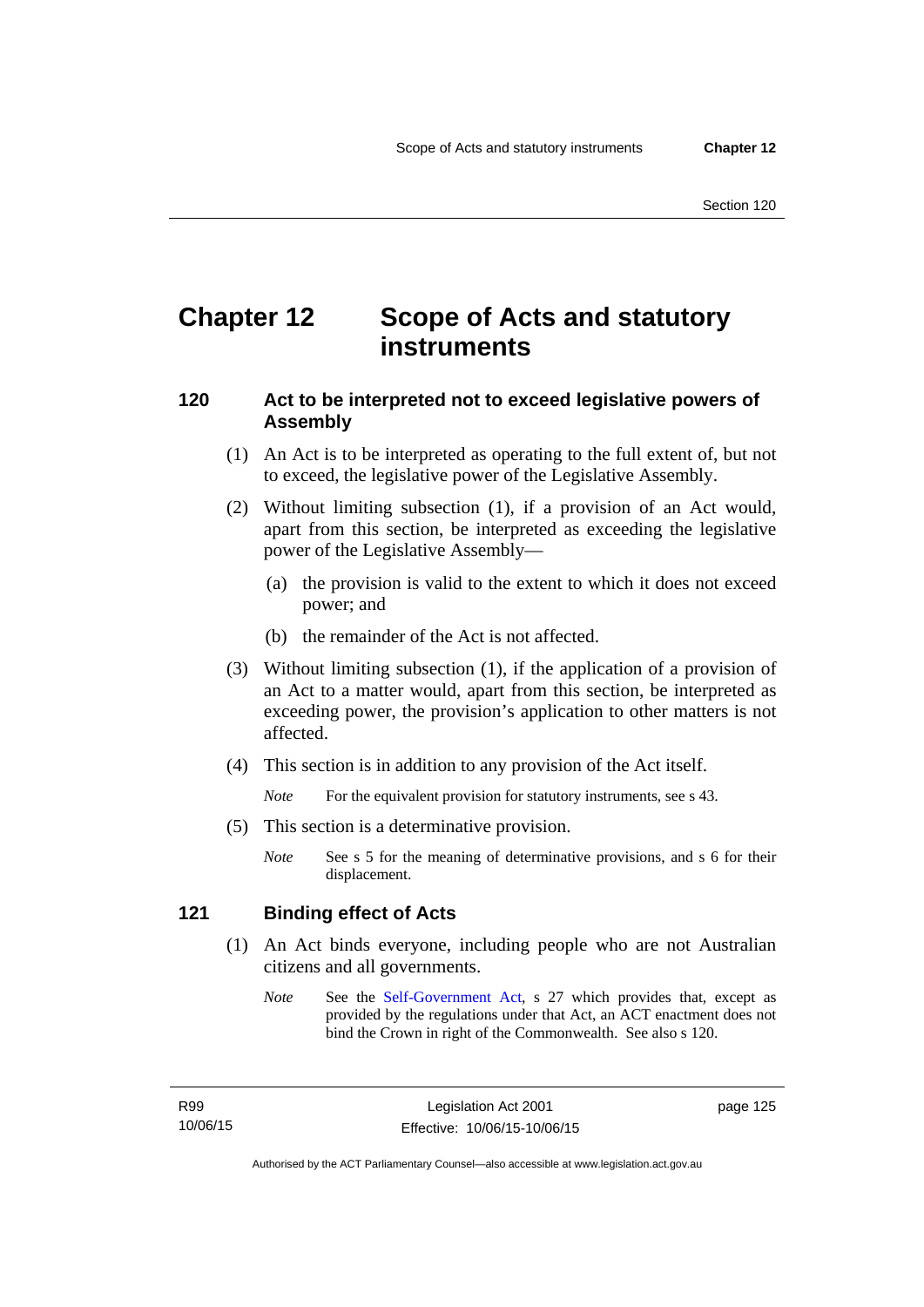# Chapter 12 Scope of Acts and statutory instruments

## 120 Act to be interpreted not to exceed legislative powers of Assembly

(1) An Act is to be interpreted as operating to the full extent of, but not to exceed, the legislative power of the Legislative Assembly.

(2) Without limiting subsection (1), if a provision of an Act would, apart from this section, be interpreted as exceeding the legislative power of the Legislative Assembly—

(a) the provision is valid to the extent to which it does not exceed power; and

(b) the remainder of the Act is not affected.

(3) Without limiting subsection (1), if the application of a provision of an Act to a matter would, apart from this section, be interpreted as exceeding power, the provision's application to other matters is not affected.

(4) This section is in addition to any provision of the Act itself.

*Note* For the equivalent provision for statutory instruments, see s 43.

(5) This section is a determinative provision.

*Note* See s 5 for the meaning of determinative provisions, and s 6 for their displacement.

## 121 Binding effect of Acts

(1) An Act binds everyone, including people who are not Australian citizens and all governments.

*Note* See the Self-Government Act, s 27 which provides that, except as provided by the regulations under that Act, an ACT enactment does not bind the Crown in right of the Commonwealth. See also s 120.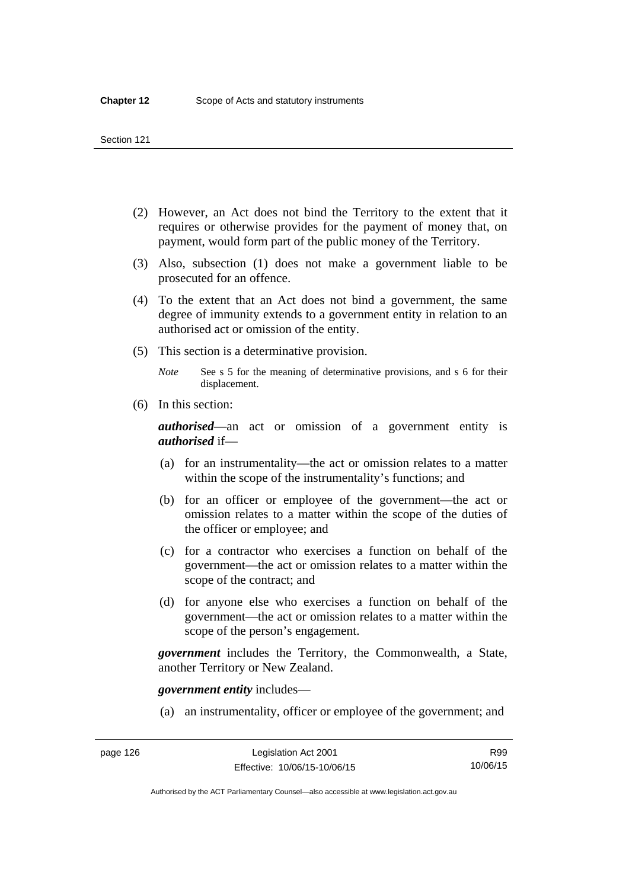(2) However, an Act does not bind the Territory to the extent that it requires or otherwise provides for the payment of money that, on payment, would form part of the public money of the Territory.

(3) Also, subsection (1) does not make a government liable to be prosecuted for an offence.

(4) To the extent that an Act does not bind a government, the same degree of immunity extends to a government entity in relation to an authorised act or omission of the entity.

(5) This section is a determinative provision.

*Note* See s 5 for the meaning of determinative provisions, and s 6 for their displacement.

(6) In this section:

***authorised***—an act or omission of a government entity is ***authorised*** if—

(a) for an instrumentality—the act or omission relates to a matter within the scope of the instrumentality's functions; and

(b) for an officer or employee of the government—the act or omission relates to a matter within the scope of the duties of the officer or employee; and

(c) for a contractor who exercises a function on behalf of the government—the act or omission relates to a matter within the scope of the contract; and

(d) for anyone else who exercises a function on behalf of the government—the act or omission relates to a matter within the scope of the person's engagement.

***government*** includes the Territory, the Commonwealth, a State, another Territory or New Zealand.

***government entity*** includes—

(a) an instrumentality, officer or employee of the government; and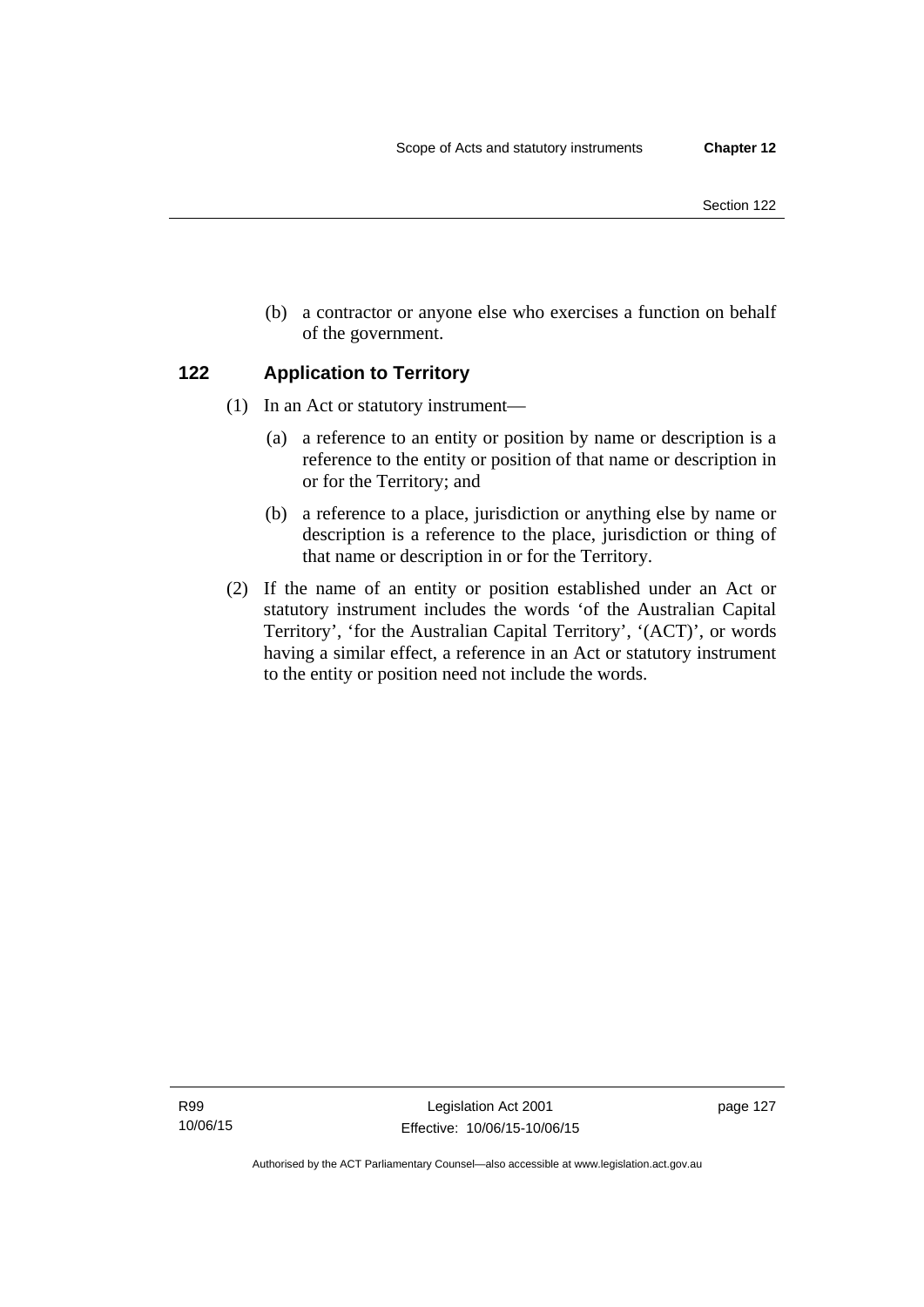(b) a contractor or anyone else who exercises a function on behalf of the government.

## 122 Application to Territory

(1) In an Act or statutory instrument—

(a) a reference to an entity or position by name or description is a reference to the entity or position of that name or description in or for the Territory; and

(b) a reference to a place, jurisdiction or anything else by name or description is a reference to the place, jurisdiction or thing of that name or description in or for the Territory.

(2) If the name of an entity or position established under an Act or statutory instrument includes the words 'of the Australian Capital Territory', 'for the Australian Capital Territory', '(ACT)', or words having a similar effect, a reference in an Act or statutory instrument to the entity or position need not include the words.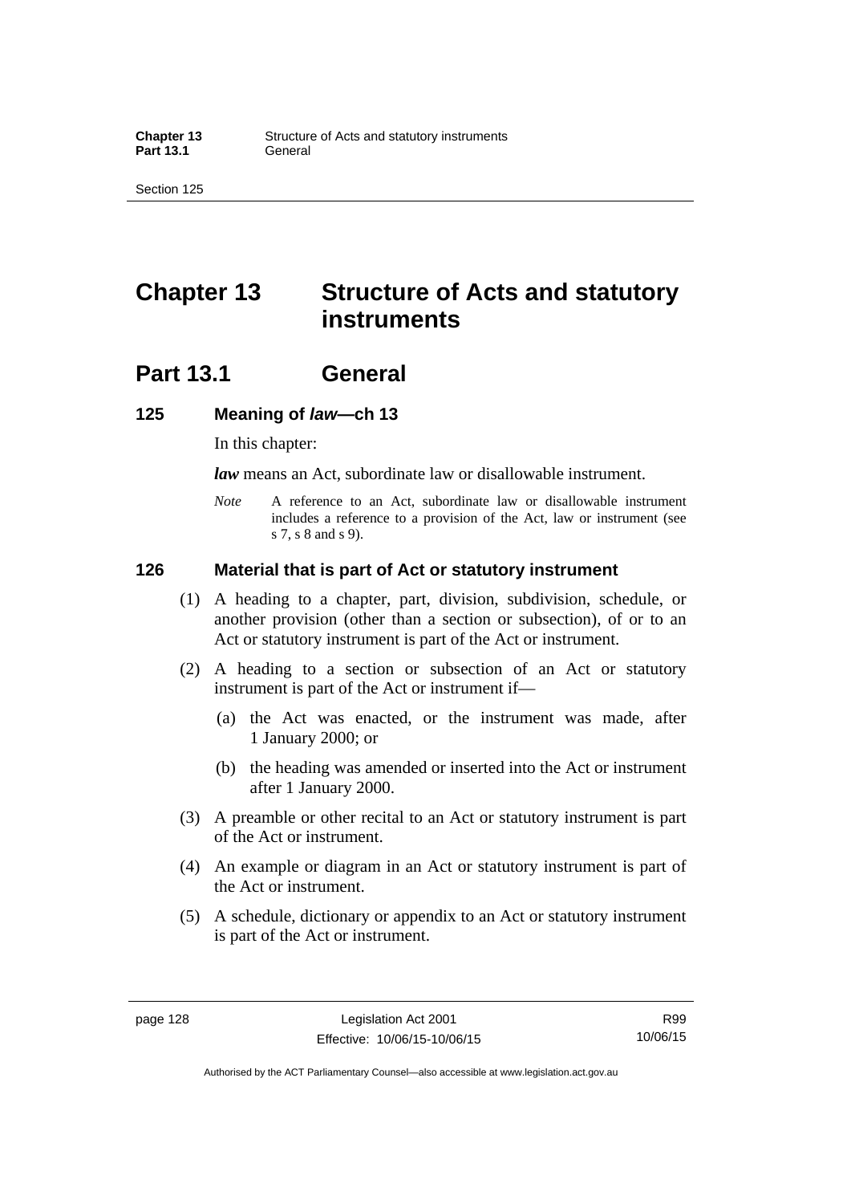# Chapter 13 Structure of Acts and statutory instruments

## Part 13.1 General

### 125 Meaning of *law*—ch 13

In this chapter:

***law*** means an Act, subordinate law or disallowable instrument.

*Note* A reference to an Act, subordinate law or disallowable instrument includes a reference to a provision of the Act, law or instrument (see s 7, s 8 and s 9).

### 126 Material that is part of Act or statutory instrument

(1) A heading to a chapter, part, division, subdivision, schedule, or another provision (other than a section or subsection), of or to an Act or statutory instrument is part of the Act or instrument.

(2) A heading to a section or subsection of an Act or statutory instrument is part of the Act or instrument if—

(a) the Act was enacted, or the instrument was made, after 1 January 2000; or

(b) the heading was amended or inserted into the Act or instrument after 1 January 2000.

(3) A preamble or other recital to an Act or statutory instrument is part of the Act or instrument.

(4) An example or diagram in an Act or statutory instrument is part of the Act or instrument.

(5) A schedule, dictionary or appendix to an Act or statutory instrument is part of the Act or instrument.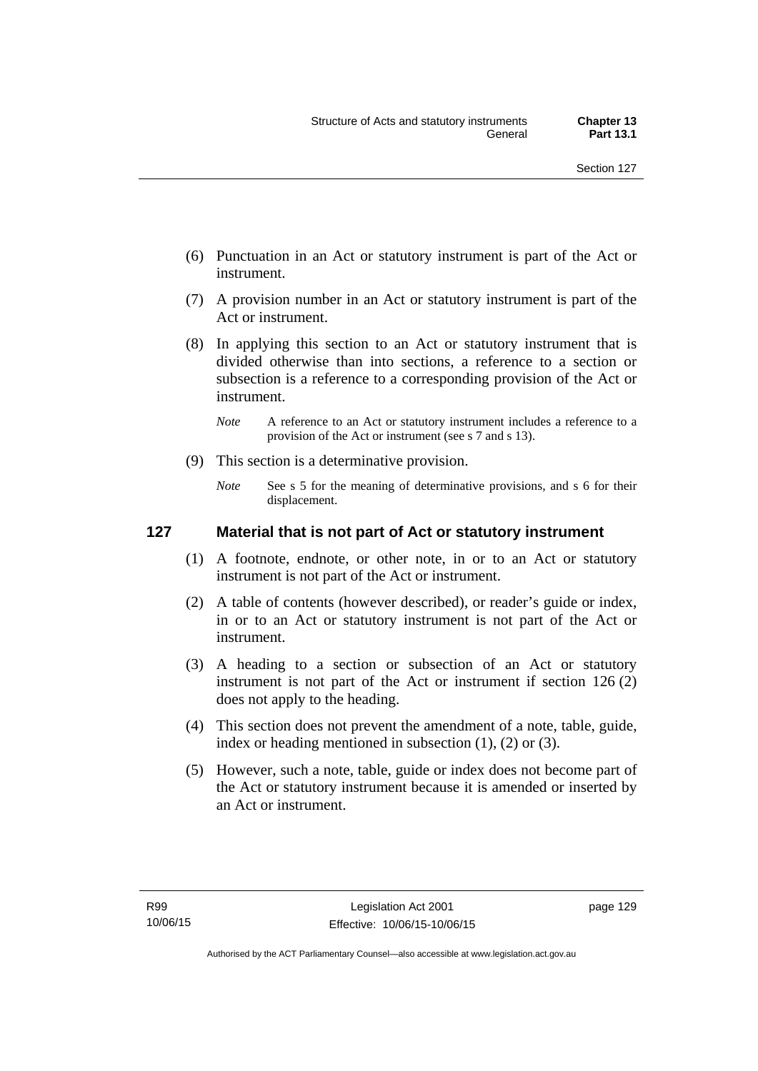(6) Punctuation in an Act or statutory instrument is part of the Act or instrument.

(7) A provision number in an Act or statutory instrument is part of the Act or instrument.

(8) In applying this section to an Act or statutory instrument that is divided otherwise than into sections, a reference to a section or subsection is a reference to a corresponding provision of the Act or instrument.

*Note* A reference to an Act or statutory instrument includes a reference to a provision of the Act or instrument (see s 7 and s 13).

(9) This section is a determinative provision.

*Note* See s 5 for the meaning of determinative provisions, and s 6 for their displacement.

### 127 Material that is not part of Act or statutory instrument

(1) A footnote, endnote, or other note, in or to an Act or statutory instrument is not part of the Act or instrument.

(2) A table of contents (however described), or reader's guide or index, in or to an Act or statutory instrument is not part of the Act or instrument.

(3) A heading to a section or subsection of an Act or statutory instrument is not part of the Act or instrument if section 126 (2) does not apply to the heading.

(4) This section does not prevent the amendment of a note, table, guide, index or heading mentioned in subsection (1), (2) or (3).

(5) However, such a note, table, guide or index does not become part of the Act or statutory instrument because it is amended or inserted by an Act or instrument.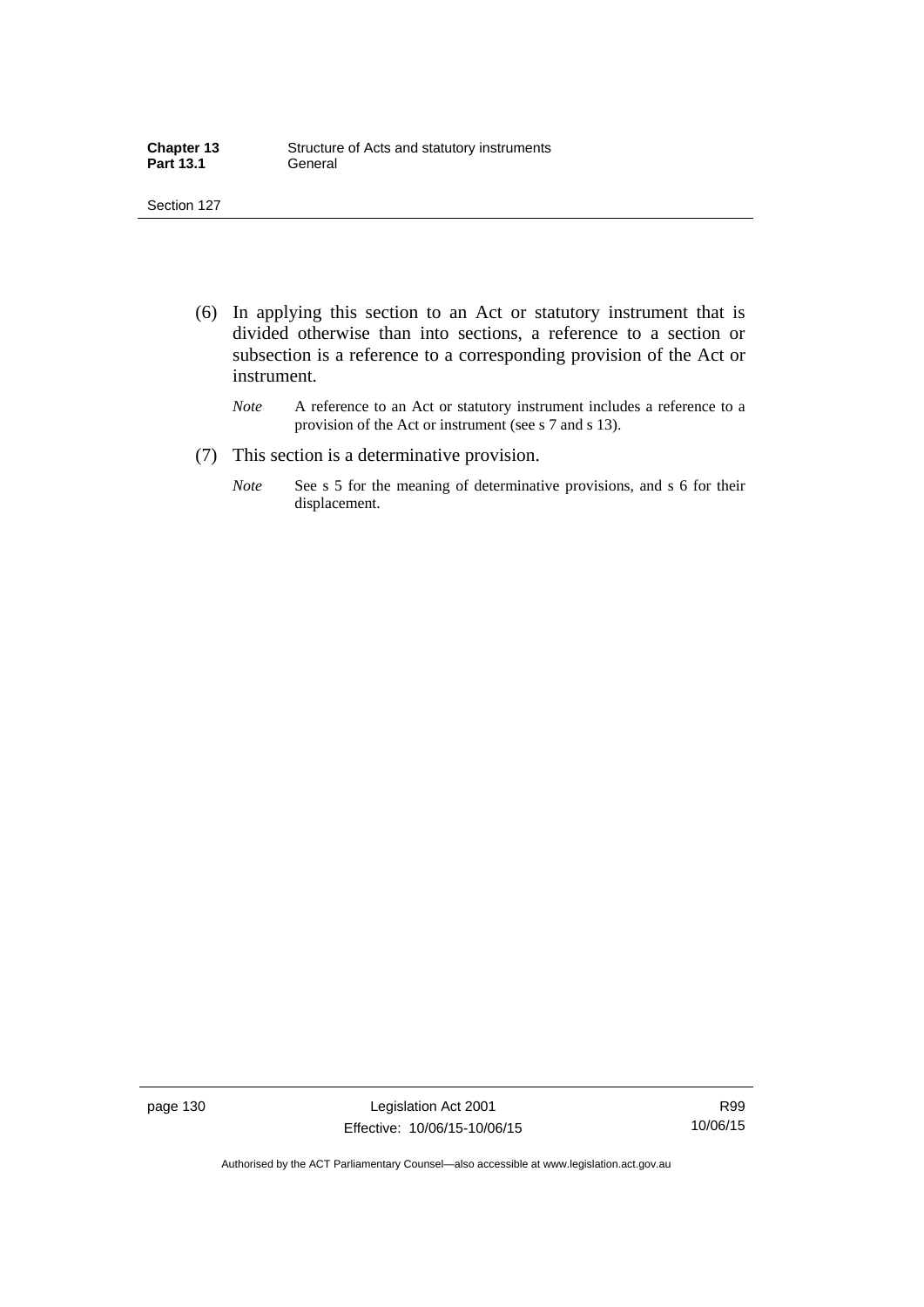(6) In applying this section to an Act or statutory instrument that is divided otherwise than into sections, a reference to a section or subsection is a reference to a corresponding provision of the Act or instrument.

*Note* A reference to an Act or statutory instrument includes a reference to a provision of the Act or instrument (see s 7 and s 13).

(7) This section is a determinative provision.

*Note* See s 5 for the meaning of determinative provisions, and s 6 for their displacement.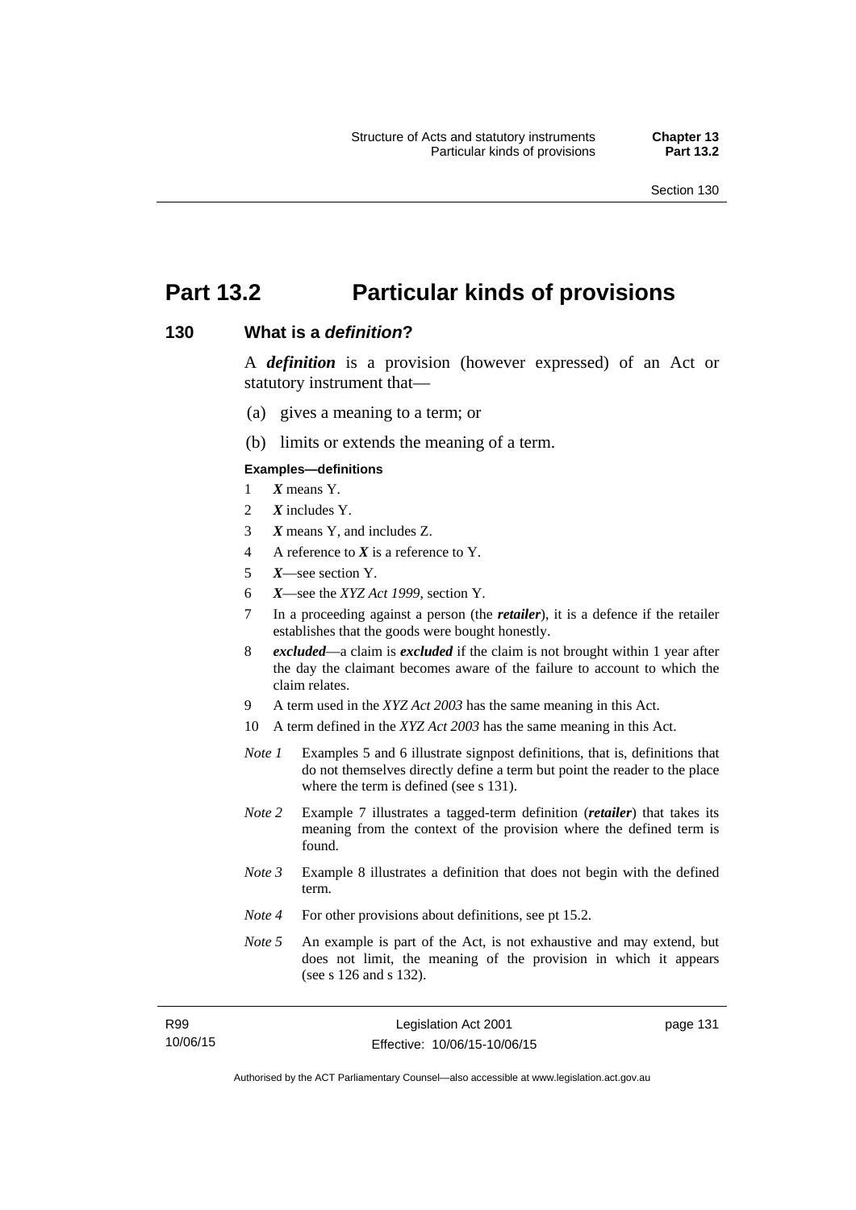# Part 13.2 Particular kinds of provisions

## 130 What is a *definition*?

A ***definition*** is a provision (however expressed) of an Act or statutory instrument that—

(a) gives a meaning to a term; or

(b) limits or extends the meaning of a term.

**Examples—definitions**

1 ***X*** means Y.

2 ***X*** includes Y.

3 ***X*** means Y, and includes Z.

4 A reference to ***X*** is a reference to Y.

5 ***X***—see section Y.

6 ***X***—see the *XYZ Act 1999*, section Y.

7 In a proceeding against a person (the ***retailer***), it is a defence if the retailer establishes that the goods were bought honestly.

8 ***excluded***—a claim is ***excluded*** if the claim is not brought within 1 year after the day the claimant becomes aware of the failure to account to which the claim relates.

9 A term used in the *XYZ Act 2003* has the same meaning in this Act.

10 A term defined in the *XYZ Act 2003* has the same meaning in this Act.

*Note 1* Examples 5 and 6 illustrate signpost definitions, that is, definitions that do not themselves directly define a term but point the reader to the place where the term is defined (see s 131).

*Note 2* Example 7 illustrates a tagged-term definition (***retailer***) that takes its meaning from the context of the provision where the defined term is found.

*Note 3* Example 8 illustrates a definition that does not begin with the defined term.

*Note 4* For other provisions about definitions, see pt 15.2.

*Note 5* An example is part of the Act, is not exhaustive and may extend, but does not limit, the meaning of the provision in which it appears (see s 126 and s 132).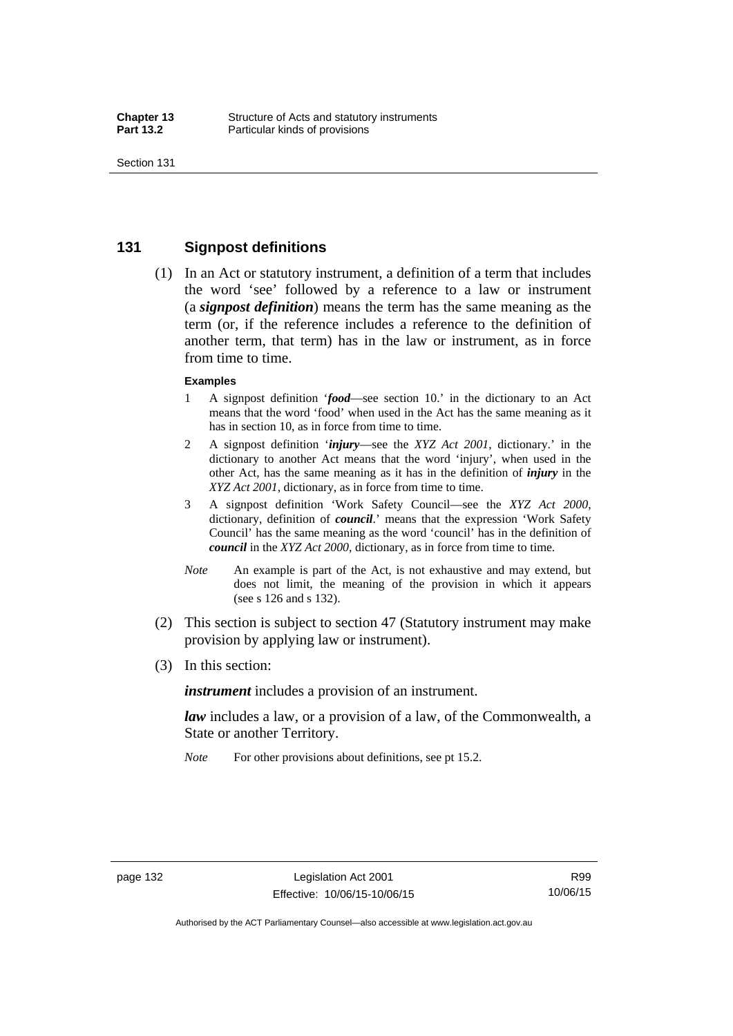## 131 Signpost definitions

(1) In an Act or statutory instrument, a definition of a term that includes the word 'see' followed by a reference to a law or instrument (a ***signpost definition***) means the term has the same meaning as the term (or, if the reference includes a reference to the definition of another term, that term) has in the law or instrument, as in force from time to time.

**Examples**

1 A signpost definition '***food***—see section 10.' in the dictionary to an Act means that the word 'food' when used in the Act has the same meaning as it has in section 10, as in force from time to time.

2 A signpost definition '***injury***—see the *XYZ Act 2001*, dictionary.' in the dictionary to another Act means that the word 'injury', when used in the other Act, has the same meaning as it has in the definition of ***injury*** in the *XYZ Act 2001*, dictionary, as in force from time to time.

3 A signpost definition 'Work Safety Council—see the *XYZ Act 2000*, dictionary, definition of ***council***.' means that the expression 'Work Safety Council' has the same meaning as the word 'council' has in the definition of ***council*** in the *XYZ Act 2000*, dictionary, as in force from time to time.

*Note* An example is part of the Act, is not exhaustive and may extend, but does not limit, the meaning of the provision in which it appears (see s 126 and s 132).

(2) This section is subject to section 47 (Statutory instrument may make provision by applying law or instrument).

(3) In this section:

***instrument*** includes a provision of an instrument.

***law*** includes a law, or a provision of a law, of the Commonwealth, a State or another Territory.

*Note* For other provisions about definitions, see pt 15.2.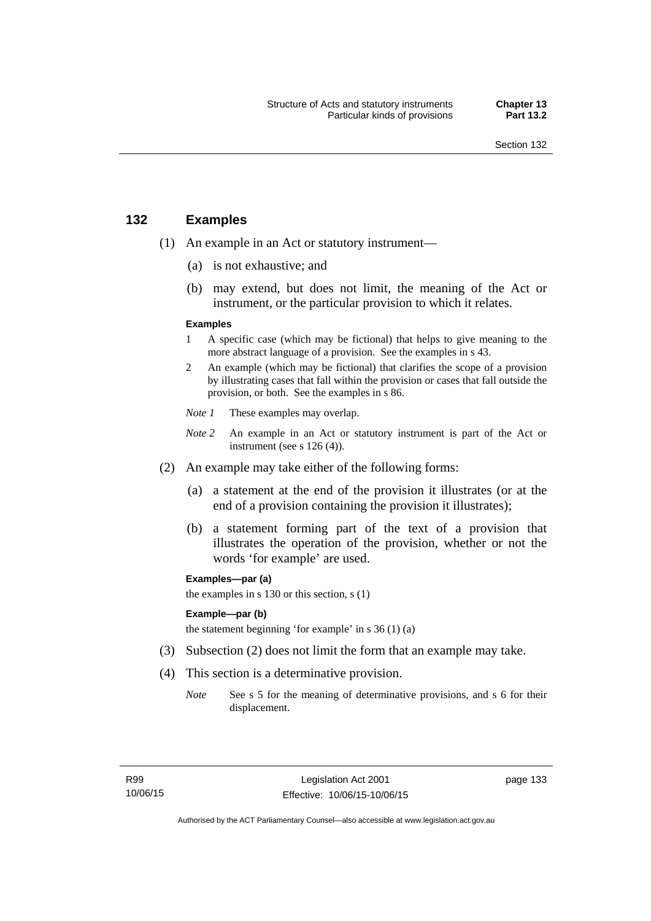## 132 Examples

(1) An example in an Act or statutory instrument—

(a) is not exhaustive; and

(b) may extend, but does not limit, the meaning of the Act or instrument, or the particular provision to which it relates.

**Examples**

1 A specific case (which may be fictional) that helps to give meaning to the more abstract language of a provision. See the examples in s 43.

2 An example (which may be fictional) that clarifies the scope of a provision by illustrating cases that fall within the provision or cases that fall outside the provision, or both. See the examples in s 86.

*Note 1* These examples may overlap.

*Note 2* An example in an Act or statutory instrument is part of the Act or instrument (see s 126 (4)).

(2) An example may take either of the following forms:

(a) a statement at the end of the provision it illustrates (or at the end of a provision containing the provision it illustrates);

(b) a statement forming part of the text of a provision that illustrates the operation of the provision, whether or not the words 'for example' are used.

**Examples—par (a)**

the examples in s 130 or this section, s (1)

**Example—par (b)**

the statement beginning 'for example' in s 36 (1) (a)

(3) Subsection (2) does not limit the form that an example may take.

(4) This section is a determinative provision.

*Note* See s 5 for the meaning of determinative provisions, and s 6 for their displacement.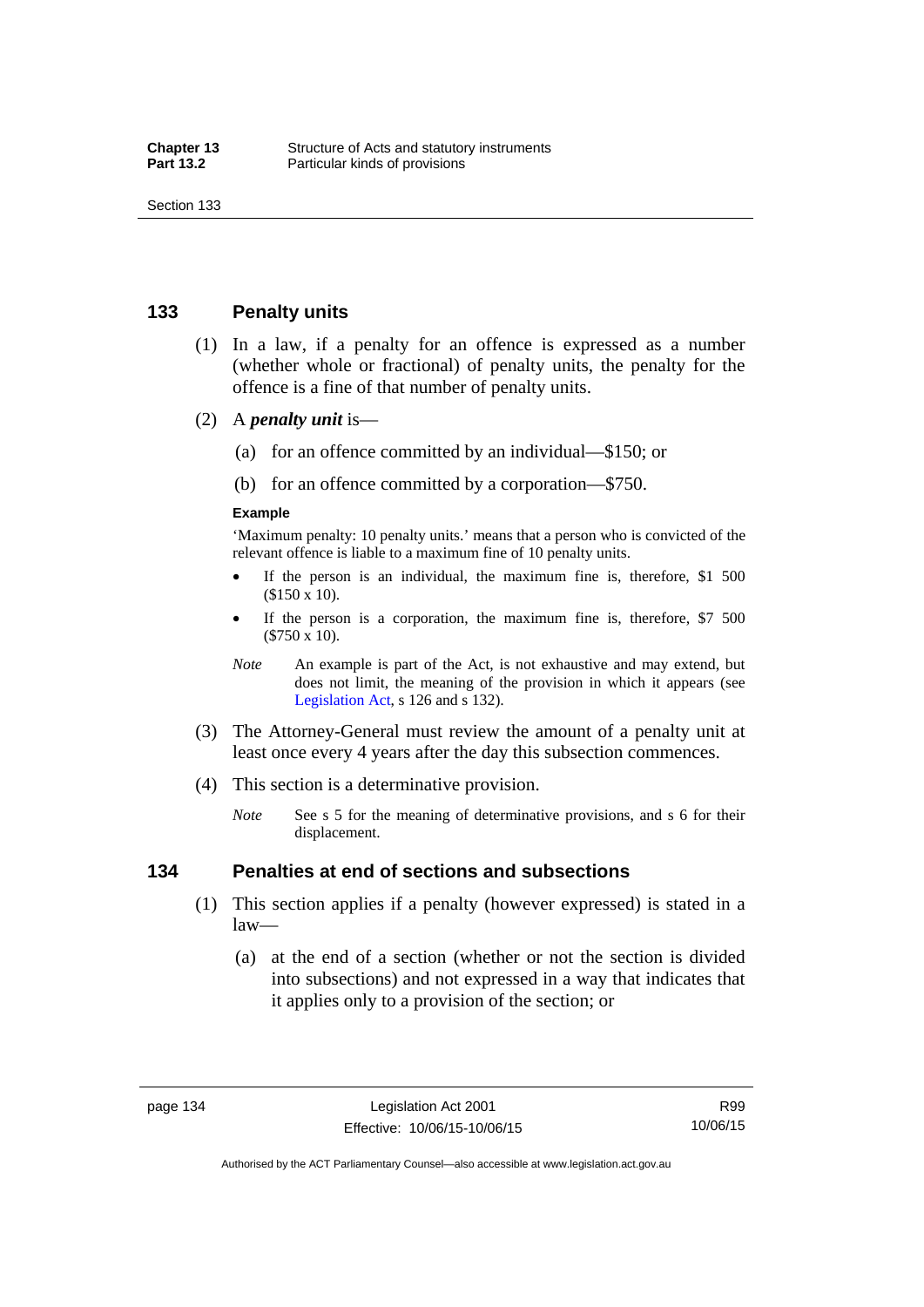## 133 Penalty units

(1) In a law, if a penalty for an offence is expressed as a number (whether whole or fractional) of penalty units, the penalty for the offence is a fine of that number of penalty units.

(2) A ***penalty unit*** is—

(a) for an offence committed by an individual—$150; or

(b) for an offence committed by a corporation—$750.

**Example**

'Maximum penalty: 10 penalty units.' means that a person who is convicted of the relevant offence is liable to a maximum fine of 10 penalty units.

- If the person is an individual, the maximum fine is, therefore, $1 500 ($150 x 10).
- If the person is a corporation, the maximum fine is, therefore, $7 500 ($750 x 10).

*Note* An example is part of the Act, is not exhaustive and may extend, but does not limit, the meaning of the provision in which it appears (see Legislation Act, s 126 and s 132).

(3) The Attorney-General must review the amount of a penalty unit at least once every 4 years after the day this subsection commences.

(4) This section is a determinative provision.

*Note* See s 5 for the meaning of determinative provisions, and s 6 for their displacement.

## 134 Penalties at end of sections and subsections

(1) This section applies if a penalty (however expressed) is stated in a law—

(a) at the end of a section (whether or not the section is divided into subsections) and not expressed in a way that indicates that it applies only to a provision of the section; or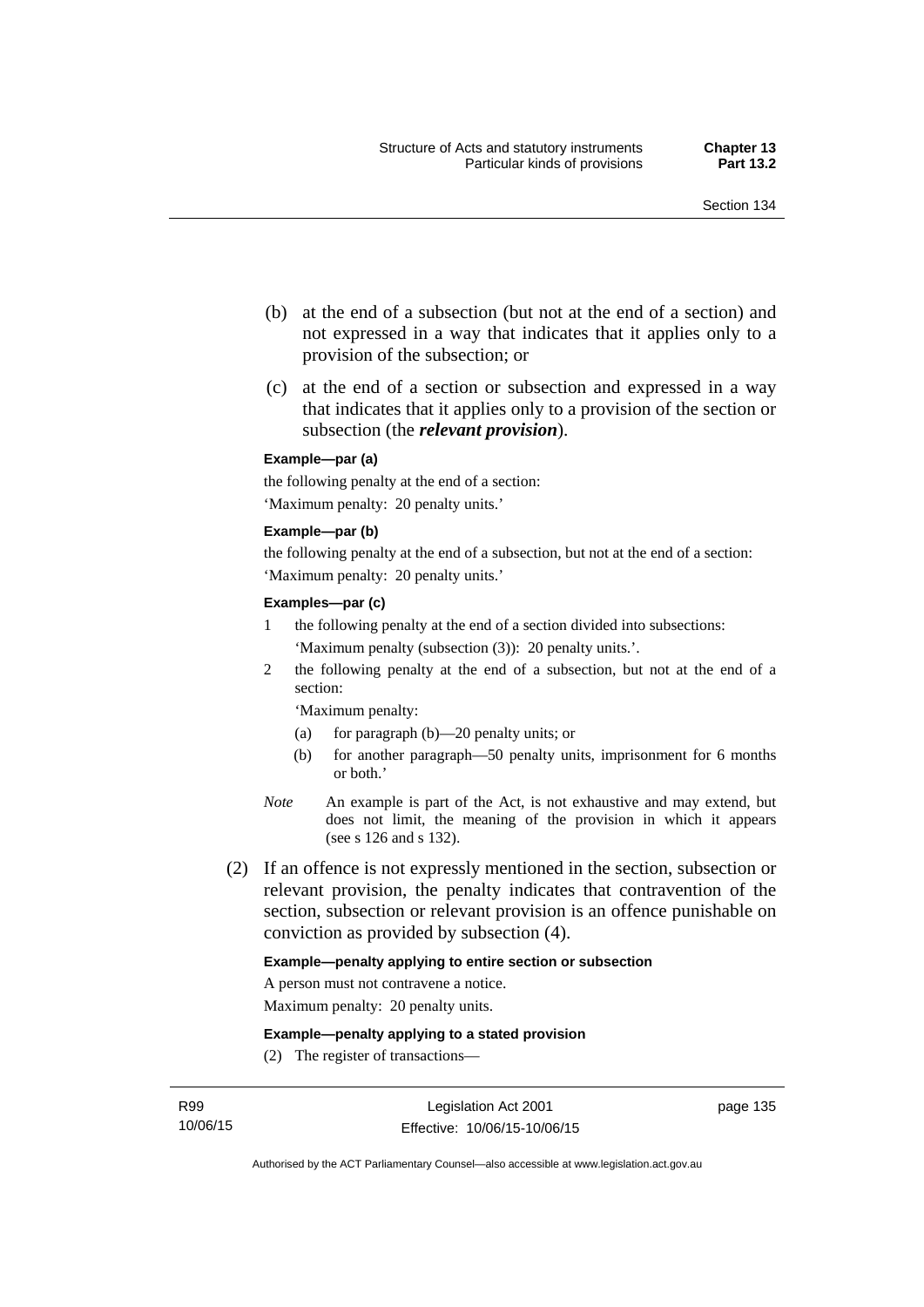(b) at the end of a subsection (but not at the end of a section) and not expressed in a way that indicates that it applies only to a provision of the subsection; or

(c) at the end of a section or subsection and expressed in a way that indicates that it applies only to a provision of the section or subsection (the ***relevant provision***).

**Example—par (a)**

the following penalty at the end of a section:

'Maximum penalty: 20 penalty units.'

**Example—par (b)**

the following penalty at the end of a subsection, but not at the end of a section:

'Maximum penalty: 20 penalty units.'

**Examples—par (c)**

1 the following penalty at the end of a section divided into subsections:

'Maximum penalty (subsection (3)): 20 penalty units.'.

2 the following penalty at the end of a subsection, but not at the end of a section:

'Maximum penalty:

(a) for paragraph (b)—20 penalty units; or

(b) for another paragraph—50 penalty units, imprisonment for 6 months or both.'

*Note* An example is part of the Act, is not exhaustive and may extend, but does not limit, the meaning of the provision in which it appears (see s 126 and s 132).

(2) If an offence is not expressly mentioned in the section, subsection or relevant provision, the penalty indicates that contravention of the section, subsection or relevant provision is an offence punishable on conviction as provided by subsection (4).

**Example—penalty applying to entire section or subsection**

A person must not contravene a notice.

Maximum penalty: 20 penalty units.

**Example—penalty applying to a stated provision**

(2) The register of transactions—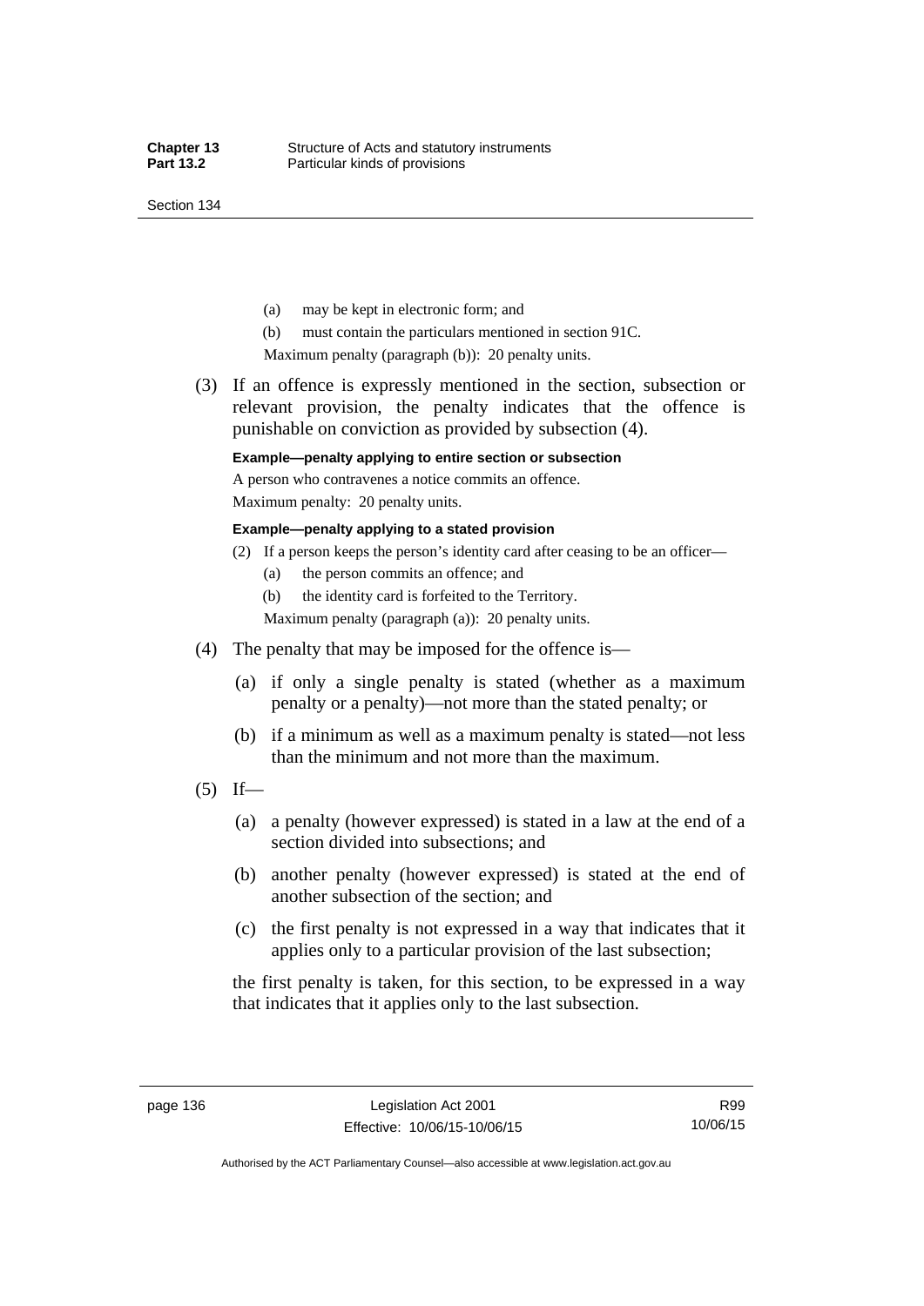(a) may be kept in electronic form; and

(b) must contain the particulars mentioned in section 91C.

Maximum penalty (paragraph (b)): 20 penalty units.

(3) If an offence is expressly mentioned in the section, subsection or relevant provision, the penalty indicates that the offence is punishable on conviction as provided by subsection (4).

**Example—penalty applying to entire section or subsection**

A person who contravenes a notice commits an offence.

Maximum penalty: 20 penalty units.

**Example—penalty applying to a stated provision**

(2) If a person keeps the person's identity card after ceasing to be an officer—

(a) the person commits an offence; and

(b) the identity card is forfeited to the Territory.

Maximum penalty (paragraph (a)): 20 penalty units.

(4) The penalty that may be imposed for the offence is—

(a) if only a single penalty is stated (whether as a maximum penalty or a penalty)—not more than the stated penalty; or

(b) if a minimum as well as a maximum penalty is stated—not less than the minimum and not more than the maximum.

(5) If—

(a) a penalty (however expressed) is stated in a law at the end of a section divided into subsections; and

(b) another penalty (however expressed) is stated at the end of another subsection of the section; and

(c) the first penalty is not expressed in a way that indicates that it applies only to a particular provision of the last subsection;

the first penalty is taken, for this section, to be expressed in a way that indicates that it applies only to the last subsection.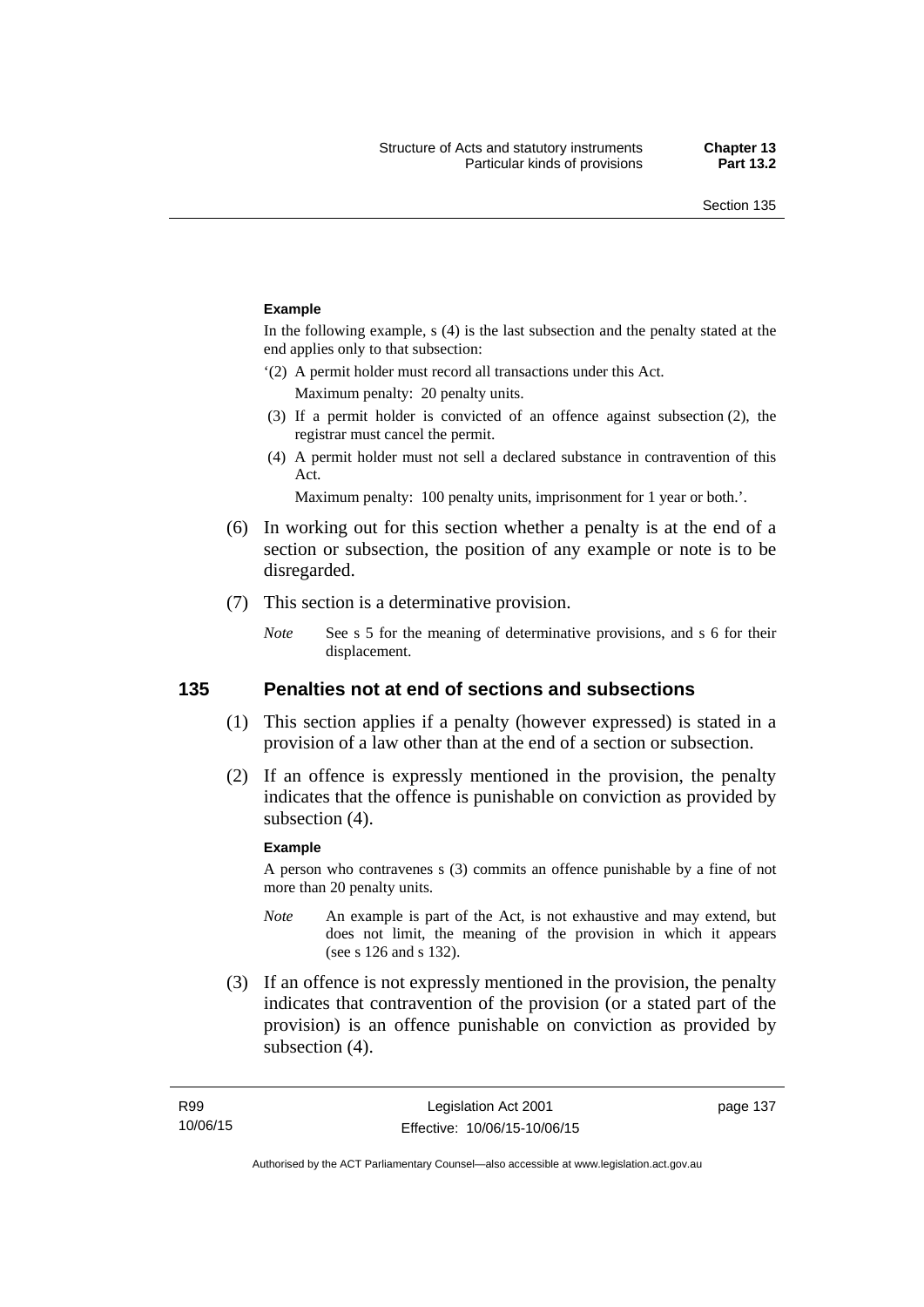#### Example

In the following example, s (4) is the last subsection and the penalty stated at the end applies only to that subsection:

'(2) A permit holder must record all transactions under this Act.

Maximum penalty: 20 penalty units.

(3) If a permit holder is convicted of an offence against subsection (2), the registrar must cancel the permit.

(4) A permit holder must not sell a declared substance in contravention of this Act.

Maximum penalty: 100 penalty units, imprisonment for 1 year or both.'.

(6) In working out for this section whether a penalty is at the end of a section or subsection, the position of any example or note is to be disregarded.

(7) This section is a determinative provision.

*Note* See s 5 for the meaning of determinative provisions, and s 6 for their displacement.

## 135 Penalties not at end of sections and subsections

(1) This section applies if a penalty (however expressed) is stated in a provision of a law other than at the end of a section or subsection.

(2) If an offence is expressly mentioned in the provision, the penalty indicates that the offence is punishable on conviction as provided by subsection (4).

#### Example

A person who contravenes s (3) commits an offence punishable by a fine of not more than 20 penalty units.

*Note* An example is part of the Act, is not exhaustive and may extend, but does not limit, the meaning of the provision in which it appears (see s 126 and s 132).

(3) If an offence is not expressly mentioned in the provision, the penalty indicates that contravention of the provision (or a stated part of the provision) is an offence punishable on conviction as provided by subsection (4).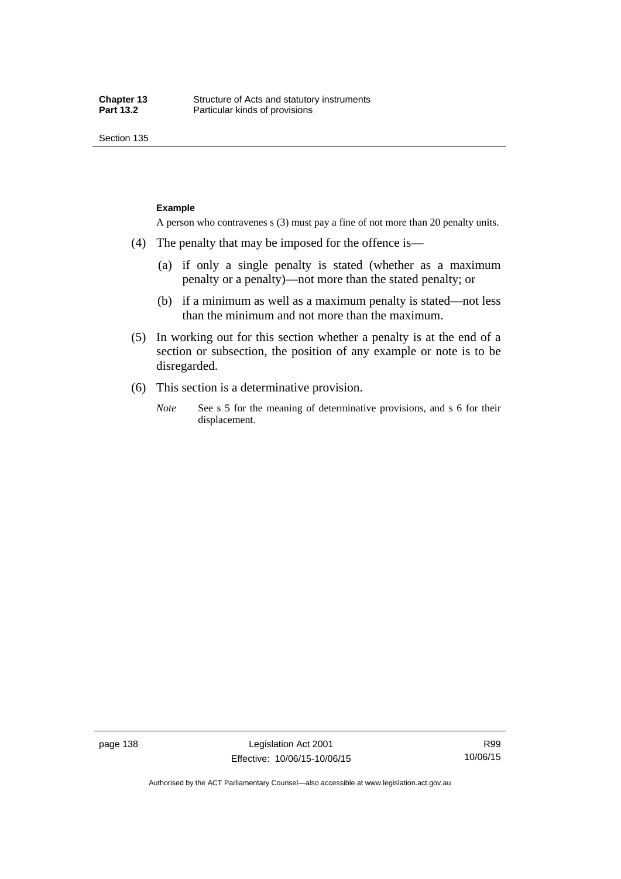**Example**

A person who contravenes s (3) must pay a fine of not more than 20 penalty units.

(4) The penalty that may be imposed for the offence is—

(a) if only a single penalty is stated (whether as a maximum penalty or a penalty)—not more than the stated penalty; or

(b) if a minimum as well as a maximum penalty is stated—not less than the minimum and not more than the maximum.

(5) In working out for this section whether a penalty is at the end of a section or subsection, the position of any example or note is to be disregarded.

(6) This section is a determinative provision.

*Note* See s 5 for the meaning of determinative provisions, and s 6 for their displacement.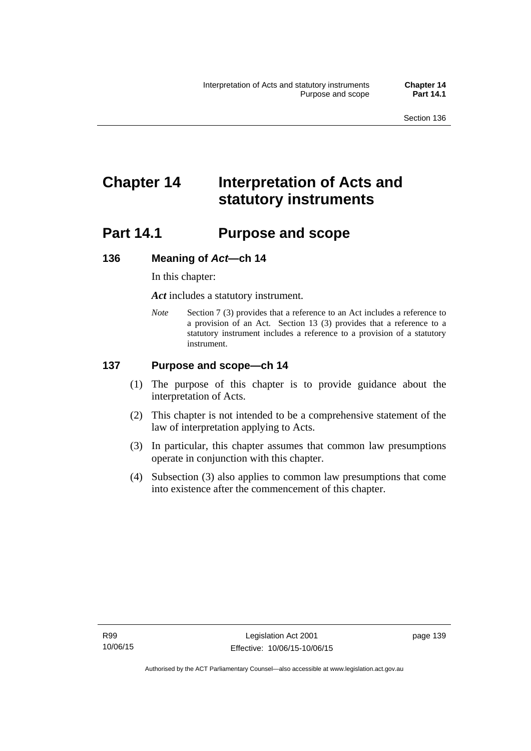# Chapter 14 Interpretation of Acts and statutory instruments

## Part 14.1 Purpose and scope

### 136 Meaning of *Act*—ch 14

In this chapter:

***Act*** includes a statutory instrument.

*Note* Section 7 (3) provides that a reference to an Act includes a reference to a provision of an Act. Section 13 (3) provides that a reference to a statutory instrument includes a reference to a provision of a statutory instrument.

### 137 Purpose and scope—ch 14

(1) The purpose of this chapter is to provide guidance about the interpretation of Acts.

(2) This chapter is not intended to be a comprehensive statement of the law of interpretation applying to Acts.

(3) In particular, this chapter assumes that common law presumptions operate in conjunction with this chapter.

(4) Subsection (3) also applies to common law presumptions that come into existence after the commencement of this chapter.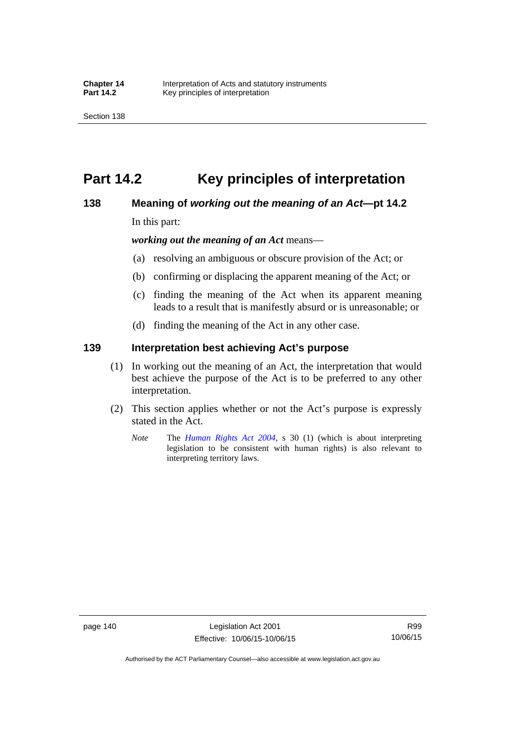# Part 14.2 Key principles of interpretation

## 138 Meaning of *working out the meaning of an Act*—pt 14.2

In this part:

***working out the meaning of an Act*** means—

(a) resolving an ambiguous or obscure provision of the Act; or

(b) confirming or displacing the apparent meaning of the Act; or

(c) finding the meaning of the Act when its apparent meaning leads to a result that is manifestly absurd or is unreasonable; or

(d) finding the meaning of the Act in any other case.

## 139 Interpretation best achieving Act's purpose

(1) In working out the meaning of an Act, the interpretation that would best achieve the purpose of the Act is to be preferred to any other interpretation.

(2) This section applies whether or not the Act's purpose is expressly stated in the Act.

*Note* The *Human Rights Act 2004*, s 30 (1) (which is about interpreting legislation to be consistent with human rights) is also relevant to interpreting territory laws.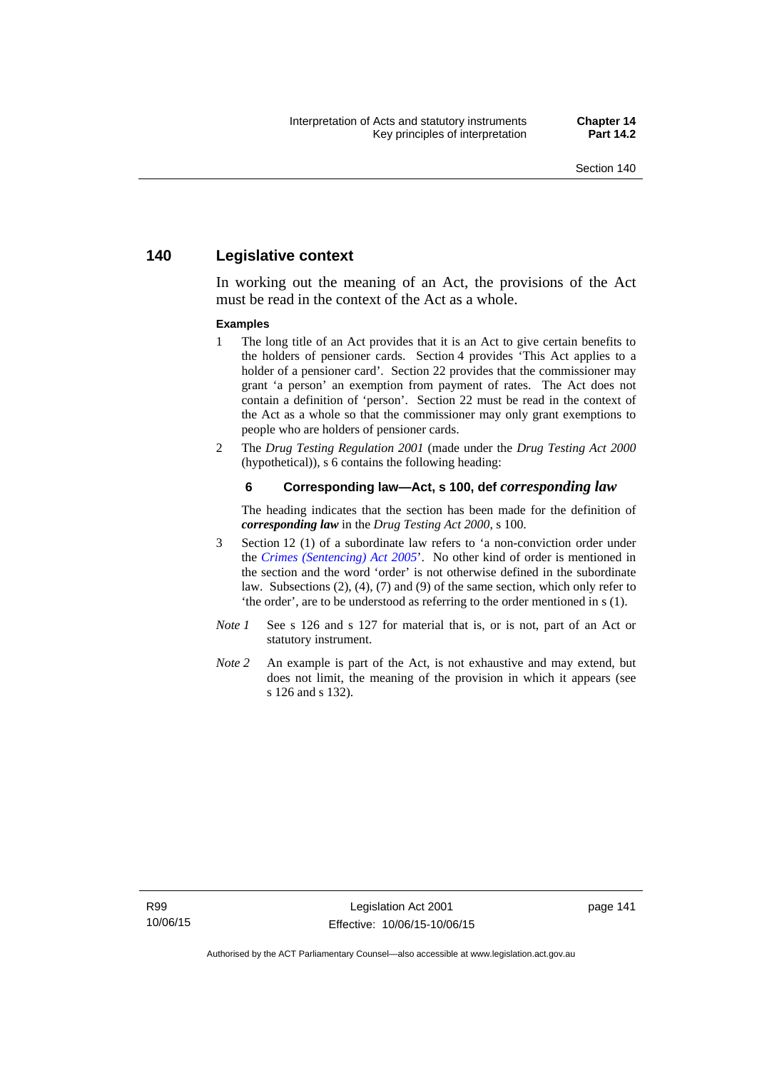## 140 Legislative context

In working out the meaning of an Act, the provisions of the Act must be read in the context of the Act as a whole.

**Examples**

1. The long title of an Act provides that it is an Act to give certain benefits to the holders of pensioner cards. Section 4 provides 'This Act applies to a holder of a pensioner card'. Section 22 provides that the commissioner may grant 'a person' an exemption from payment of rates. The Act does not contain a definition of 'person'. Section 22 must be read in the context of the Act as a whole so that the commissioner may only grant exemptions to people who are holders of pensioner cards.
2. The *Drug Testing Regulation 2001* (made under the *Drug Testing Act 2000* (hypothetical)), s 6 contains the following heading:

   **6 Corresponding law—Act, s 100, def *corresponding law***

   The heading indicates that the section has been made for the definition of ***corresponding law*** in the *Drug Testing Act 2000*, s 100.
3. Section 12 (1) of a subordinate law refers to 'a non-conviction order under the *Crimes (Sentencing) Act 2005*'. No other kind of order is mentioned in the section and the word 'order' is not otherwise defined in the subordinate law. Subsections (2), (4), (7) and (9) of the same section, which only refer to 'the order', are to be understood as referring to the order mentioned in s (1).

*Note 1* See s 126 and s 127 for material that is, or is not, part of an Act or statutory instrument.

*Note 2* An example is part of the Act, is not exhaustive and may extend, but does not limit, the meaning of the provision in which it appears (see s 126 and s 132).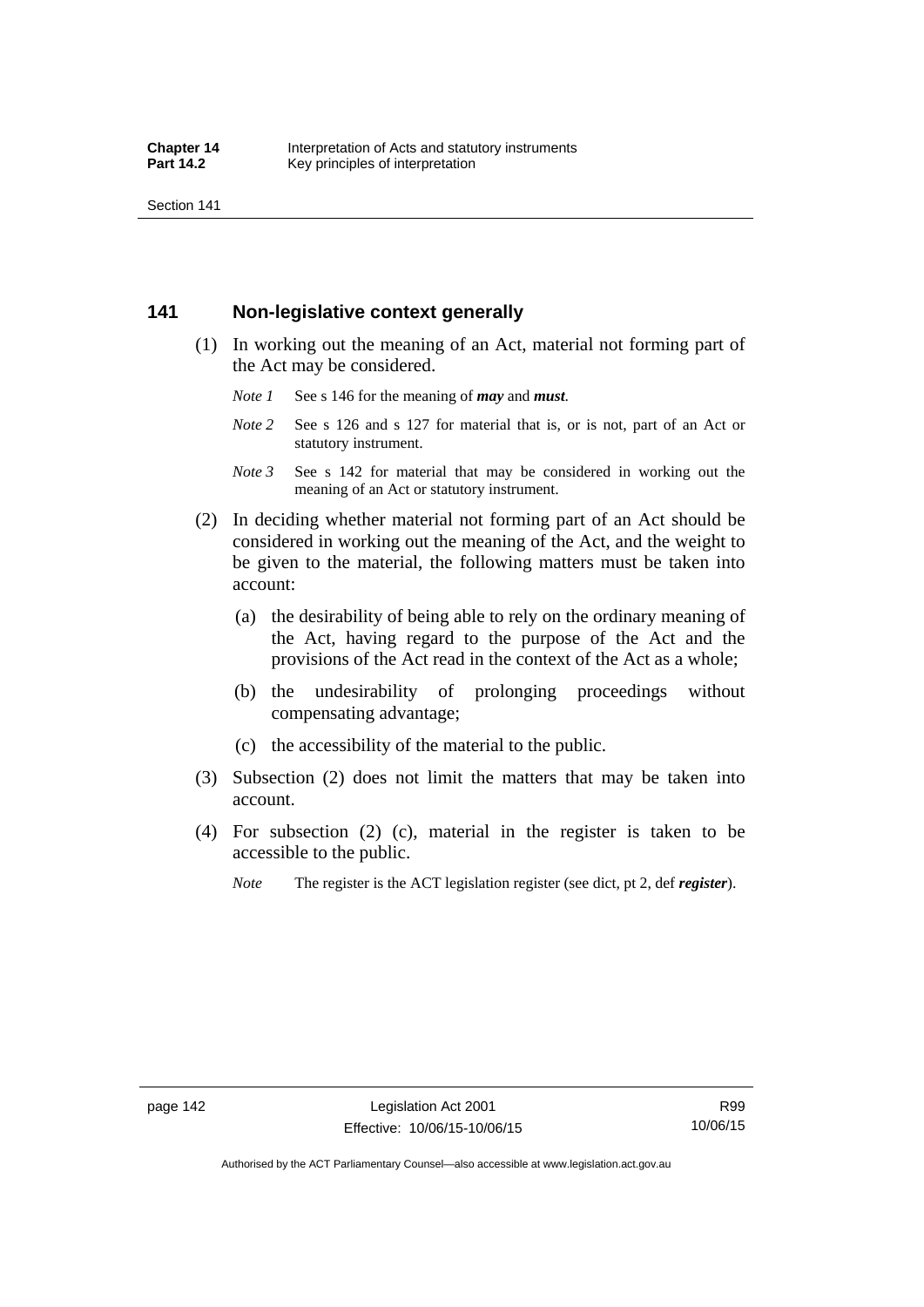## 141 Non-legislative context generally

(1) In working out the meaning of an Act, material not forming part of the Act may be considered.

*Note 1* See s 146 for the meaning of ***may*** and ***must***.

*Note 2* See s 126 and s 127 for material that is, or is not, part of an Act or statutory instrument.

*Note 3* See s 142 for material that may be considered in working out the meaning of an Act or statutory instrument.

(2) In deciding whether material not forming part of an Act should be considered in working out the meaning of the Act, and the weight to be given to the material, the following matters must be taken into account:

(a) the desirability of being able to rely on the ordinary meaning of the Act, having regard to the purpose of the Act and the provisions of the Act read in the context of the Act as a whole;

(b) the undesirability of prolonging proceedings without compensating advantage;

(c) the accessibility of the material to the public.

(3) Subsection (2) does not limit the matters that may be taken into account.

(4) For subsection (2) (c), material in the register is taken to be accessible to the public.

*Note* The register is the ACT legislation register (see dict, pt 2, def ***register***).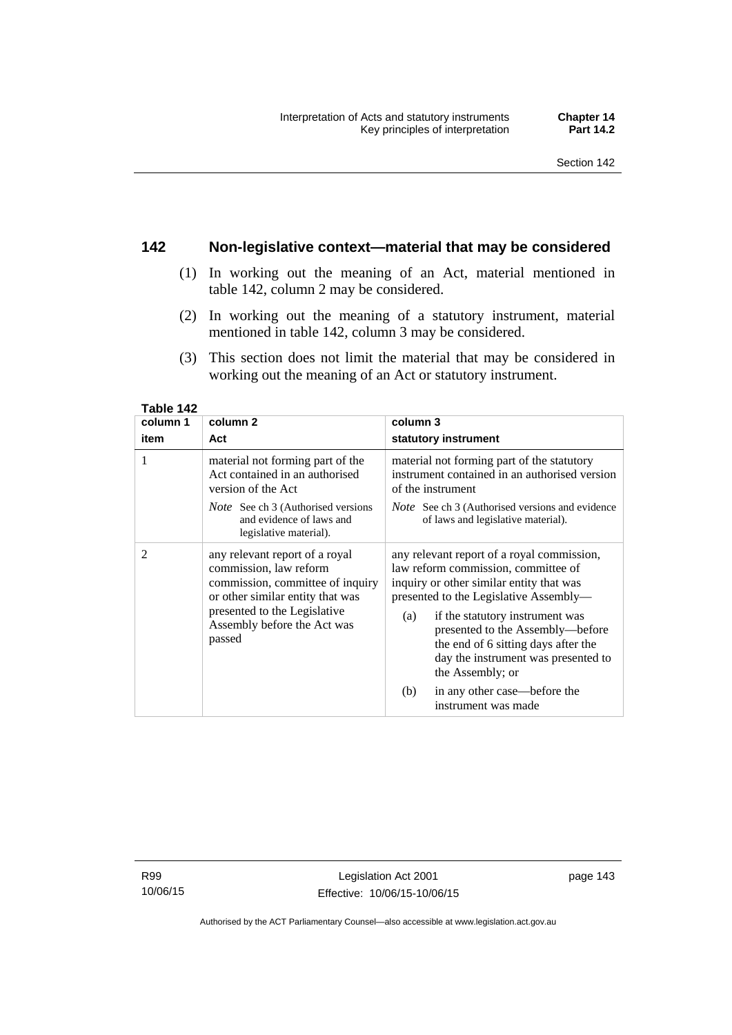## 142 Non-legislative context—material that may be considered

(1) In working out the meaning of an Act, material mentioned in table 142, column 2 may be considered.

(2) In working out the meaning of a statutory instrument, material mentioned in table 142, column 3 may be considered.

(3) This section does not limit the material that may be considered in working out the meaning of an Act or statutory instrument.

**Table 142**

| column 1<br>item | column 2<br>Act | column 3<br>statutory instrument |
|---|---|---|
| 1 | material not forming part of the Act contained in an authorised version of the Act<br>*Note* See ch 3 (Authorised versions and evidence of laws and legislative material). | material not forming part of the statutory instrument contained in an authorised version of the instrument<br>*Note* See ch 3 (Authorised versions and evidence of laws and legislative material). |
| 2 | any relevant report of a royal commission, law reform commission, committee of inquiry or other similar entity that was presented to the Legislative Assembly before the Act was passed | any relevant report of a royal commission, law reform commission, committee of inquiry or other similar entity that was presented to the Legislative Assembly—<br>(a) if the statutory instrument was presented to the Assembly—before the end of 6 sitting days after the day the instrument was presented to the Assembly; or<br>(b) in any other case—before the instrument was made |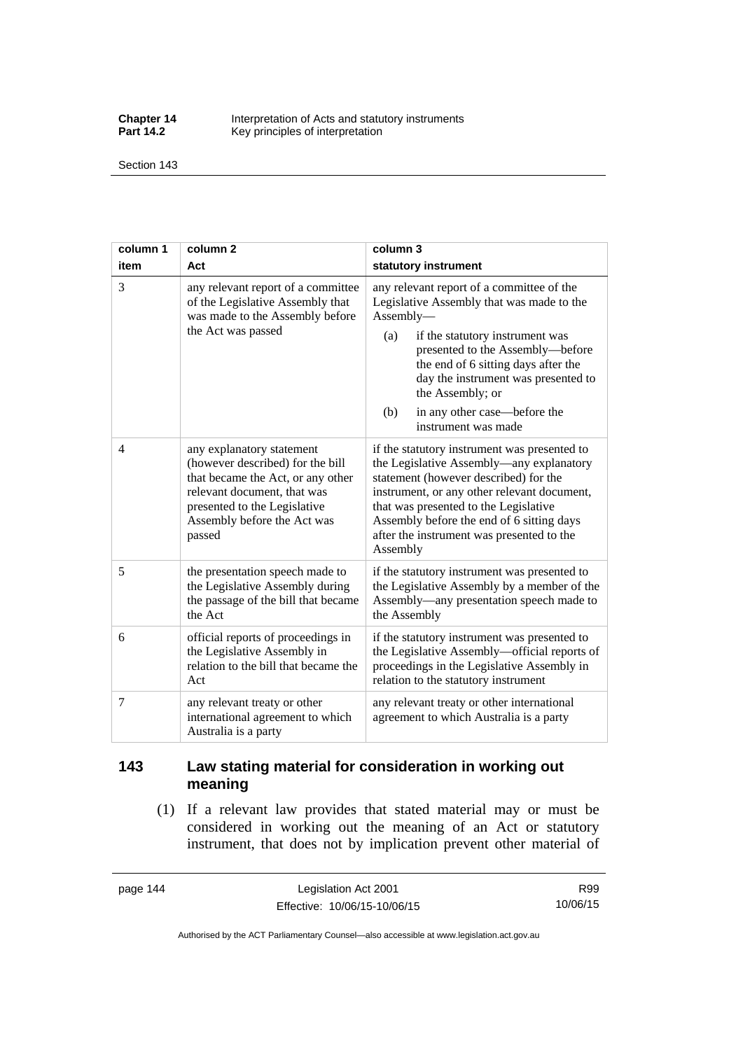| column 1 item | column 2 Act | column 3 statutory instrument |
|---|---|---|
| 3 | any relevant report of a committee of the Legislative Assembly that was made to the Assembly before the Act was passed | any relevant report of a committee of the Legislative Assembly that was made to the Assembly— (a) if the statutory instrument was presented to the Assembly—before the end of 6 sitting days after the day the instrument was presented to the Assembly; or (b) in any other case—before the instrument was made |
| 4 | any explanatory statement (however described) for the bill that became the Act, or any other relevant document, that was presented to the Legislative Assembly before the Act was passed | if the statutory instrument was presented to the Legislative Assembly—any explanatory statement (however described) for the instrument, or any other relevant document, that was presented to the Legislative Assembly before the end of 6 sitting days after the instrument was presented to the Assembly |
| 5 | the presentation speech made to the Legislative Assembly during the passage of the bill that became the Act | if the statutory instrument was presented to the Legislative Assembly by a member of the Assembly—any presentation speech made to the Assembly |
| 6 | official reports of proceedings in the Legislative Assembly in relation to the bill that became the Act | if the statutory instrument was presented to the Legislative Assembly—official reports of proceedings in the Legislative Assembly in relation to the statutory instrument |
| 7 | any relevant treaty or other international agreement to which Australia is a party | any relevant treaty or other international agreement to which Australia is a party |

## 143 Law stating material for consideration in working out meaning

(1) If a relevant law provides that stated material may or must be considered in working out the meaning of an Act or statutory instrument, that does not by implication prevent other material of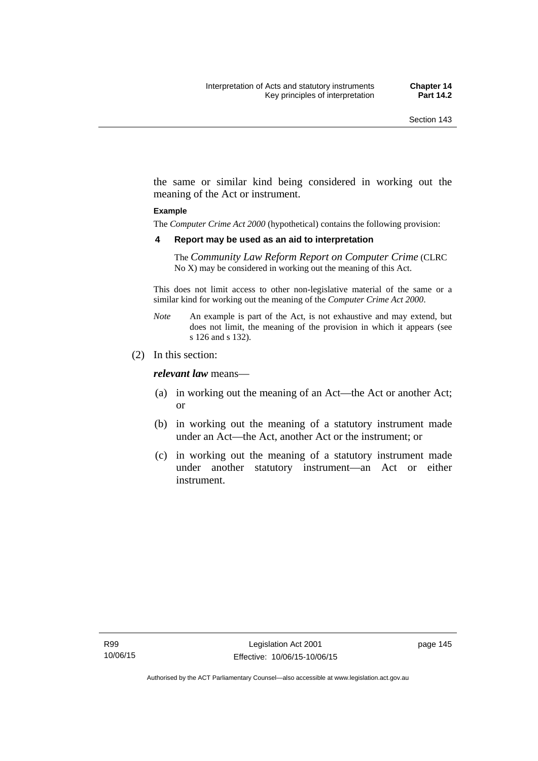the same or similar kind being considered in working out the meaning of the Act or instrument.

**Example**

The *Computer Crime Act 2000* (hypothetical) contains the following provision:

**4 Report may be used as an aid to interpretation**

The *Community Law Reform Report on Computer Crime* (CLRC No X) may be considered in working out the meaning of this Act.

This does not limit access to other non-legislative material of the same or a similar kind for working out the meaning of the *Computer Crime Act 2000*.

*Note* An example is part of the Act, is not exhaustive and may extend, but does not limit, the meaning of the provision in which it appears (see s 126 and s 132).

(2) In this section:

***relevant law*** means—

(a) in working out the meaning of an Act—the Act or another Act; or

(b) in working out the meaning of a statutory instrument made under an Act—the Act, another Act or the instrument; or

(c) in working out the meaning of a statutory instrument made under another statutory instrument—an Act or either instrument.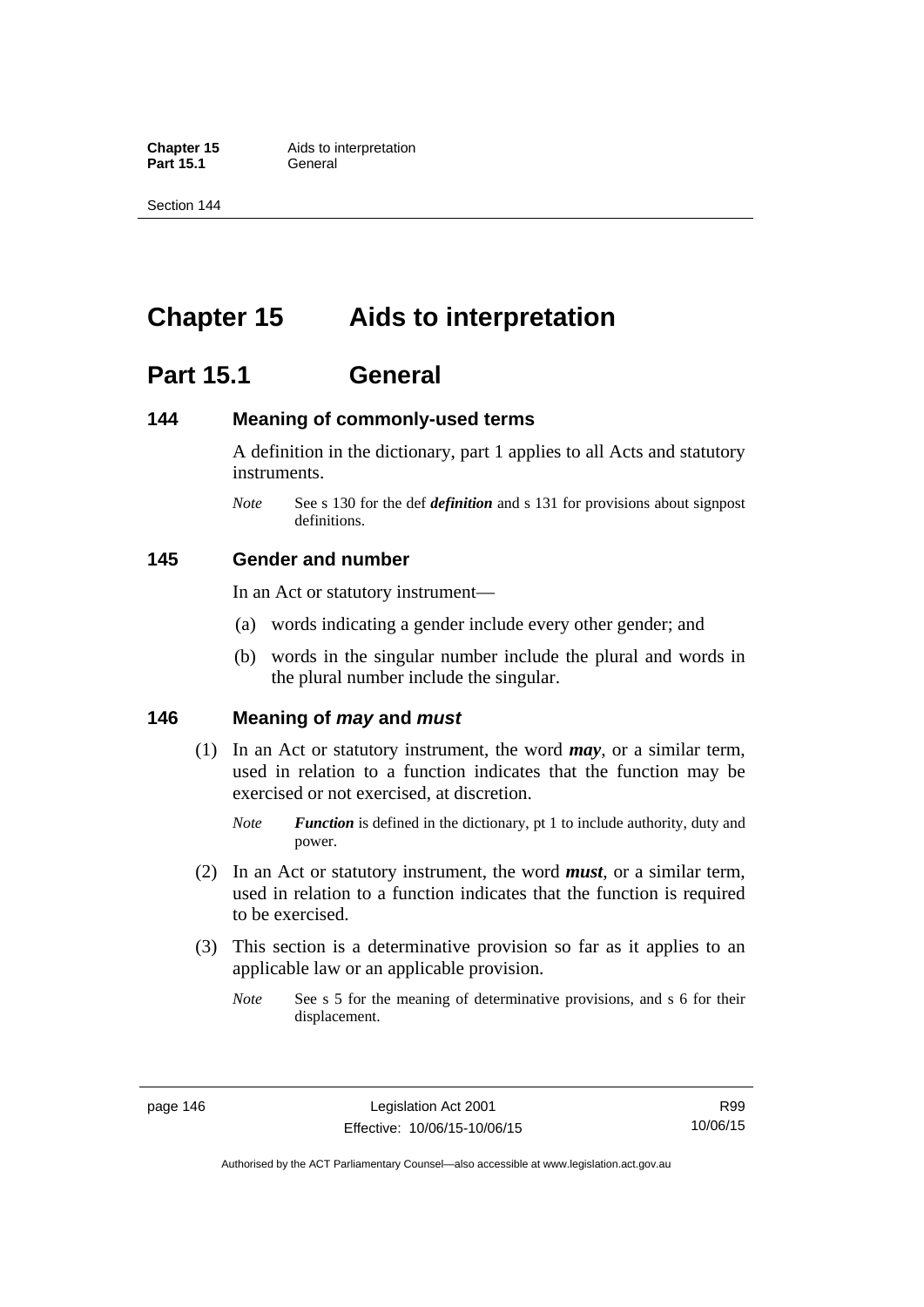# Chapter 15 Aids to interpretation

## Part 15.1 General

### 144 Meaning of commonly-used terms

A definition in the dictionary, part 1 applies to all Acts and statutory instruments.

*Note* See s 130 for the def ***definition*** and s 131 for provisions about signpost definitions.

### 145 Gender and number

In an Act or statutory instrument—

(a) words indicating a gender include every other gender; and

(b) words in the singular number include the plural and words in the plural number include the singular.

### 146 Meaning of *may* and *must*

(1) In an Act or statutory instrument, the word ***may***, or a similar term, used in relation to a function indicates that the function may be exercised or not exercised, at discretion.

*Note* ***Function*** is defined in the dictionary, pt 1 to include authority, duty and power.

(2) In an Act or statutory instrument, the word ***must***, or a similar term, used in relation to a function indicates that the function is required to be exercised.

(3) This section is a determinative provision so far as it applies to an applicable law or an applicable provision.

*Note* See s 5 for the meaning of determinative provisions, and s 6 for their displacement.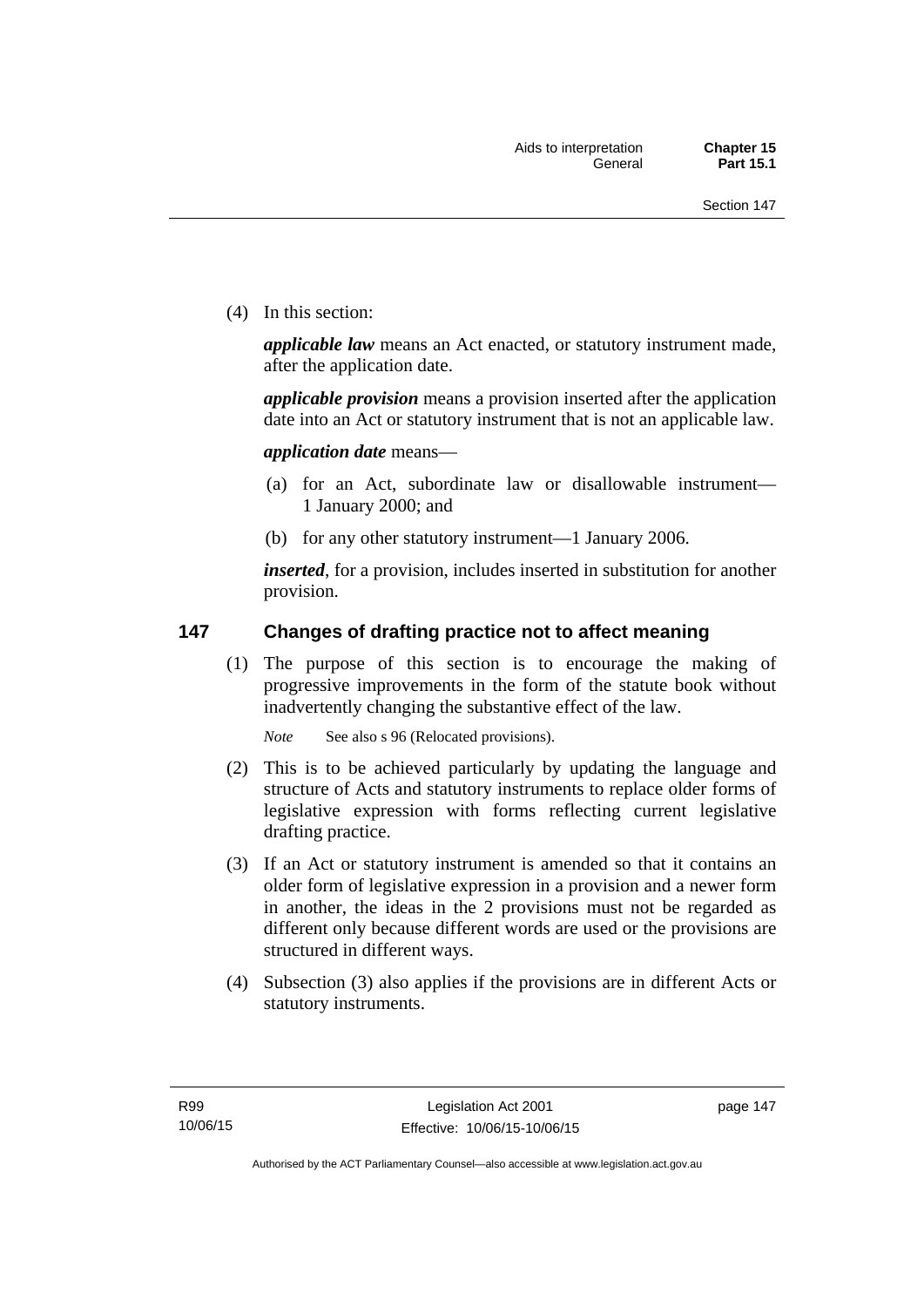(4) In this section:

***applicable law*** means an Act enacted, or statutory instrument made, after the application date.

***applicable provision*** means a provision inserted after the application date into an Act or statutory instrument that is not an applicable law.

***application date*** means—

(a) for an Act, subordinate law or disallowable instrument—1 January 2000; and

(b) for any other statutory instrument—1 January 2006.

***inserted***, for a provision, includes inserted in substitution for another provision.

## 147 Changes of drafting practice not to affect meaning

(1) The purpose of this section is to encourage the making of progressive improvements in the form of the statute book without inadvertently changing the substantive effect of the law.

*Note* See also s 96 (Relocated provisions).

(2) This is to be achieved particularly by updating the language and structure of Acts and statutory instruments to replace older forms of legislative expression with forms reflecting current legislative drafting practice.

(3) If an Act or statutory instrument is amended so that it contains an older form of legislative expression in a provision and a newer form in another, the ideas in the 2 provisions must not be regarded as different only because different words are used or the provisions are structured in different ways.

(4) Subsection (3) also applies if the provisions are in different Acts or statutory instruments.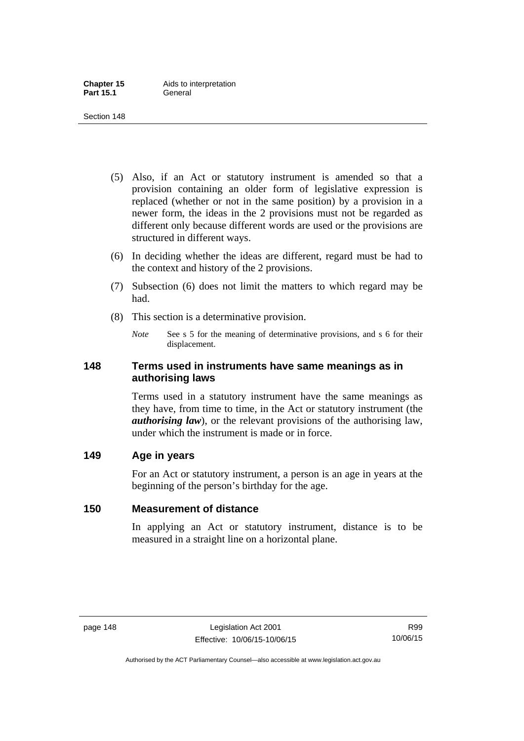(5) Also, if an Act or statutory instrument is amended so that a provision containing an older form of legislative expression is replaced (whether or not in the same position) by a provision in a newer form, the ideas in the 2 provisions must not be regarded as different only because different words are used or the provisions are structured in different ways.

(6) In deciding whether the ideas are different, regard must be had to the context and history of the 2 provisions.

(7) Subsection (6) does not limit the matters to which regard may be had.

(8) This section is a determinative provision.

*Note* See s 5 for the meaning of determinative provisions, and s 6 for their displacement.

## 148 Terms used in instruments have same meanings as in authorising laws

Terms used in a statutory instrument have the same meanings as they have, from time to time, in the Act or statutory instrument (the ***authorising law***), or the relevant provisions of the authorising law, under which the instrument is made or in force.

## 149 Age in years

For an Act or statutory instrument, a person is an age in years at the beginning of the person's birthday for the age.

## 150 Measurement of distance

In applying an Act or statutory instrument, distance is to be measured in a straight line on a horizontal plane.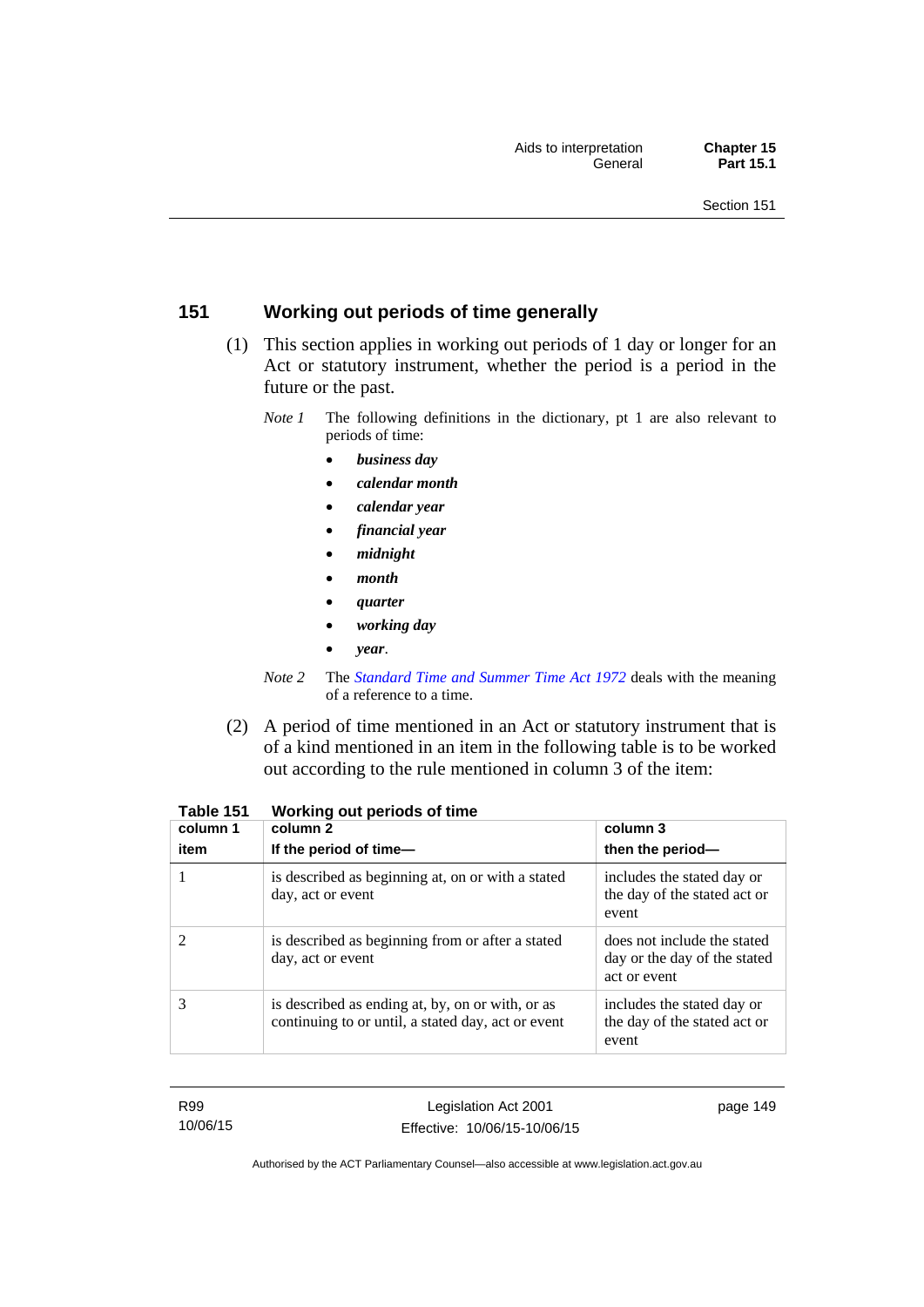## 151 Working out periods of time generally

(1) This section applies in working out periods of 1 day or longer for an Act or statutory instrument, whether the period is a period in the future or the past.

*Note 1* The following definitions in the dictionary, pt 1 are also relevant to periods of time:

- ***business day***
- ***calendar month***
- ***calendar year***
- ***financial year***
- ***midnight***
- ***month***
- ***quarter***
- ***working day***
- ***year***.

*Note 2* The *Standard Time and Summer Time Act 1972* deals with the meaning of a reference to a time.

(2) A period of time mentioned in an Act or statutory instrument that is of a kind mentioned in an item in the following table is to be worked out according to the rule mentioned in column 3 of the item:

**Table 151 Working out periods of time**

| column 1<br>item | column 2<br>If the period of time— | column 3<br>then the period— |
|---|---|---|
| 1 | is described as beginning at, on or with a stated day, act or event | includes the stated day or the day of the stated act or event |
| 2 | is described as beginning from or after a stated day, act or event | does not include the stated day or the day of the stated act or event |
| 3 | is described as ending at, by, on or with, or as continuing to or until, a stated day, act or event | includes the stated day or the day of the stated act or event |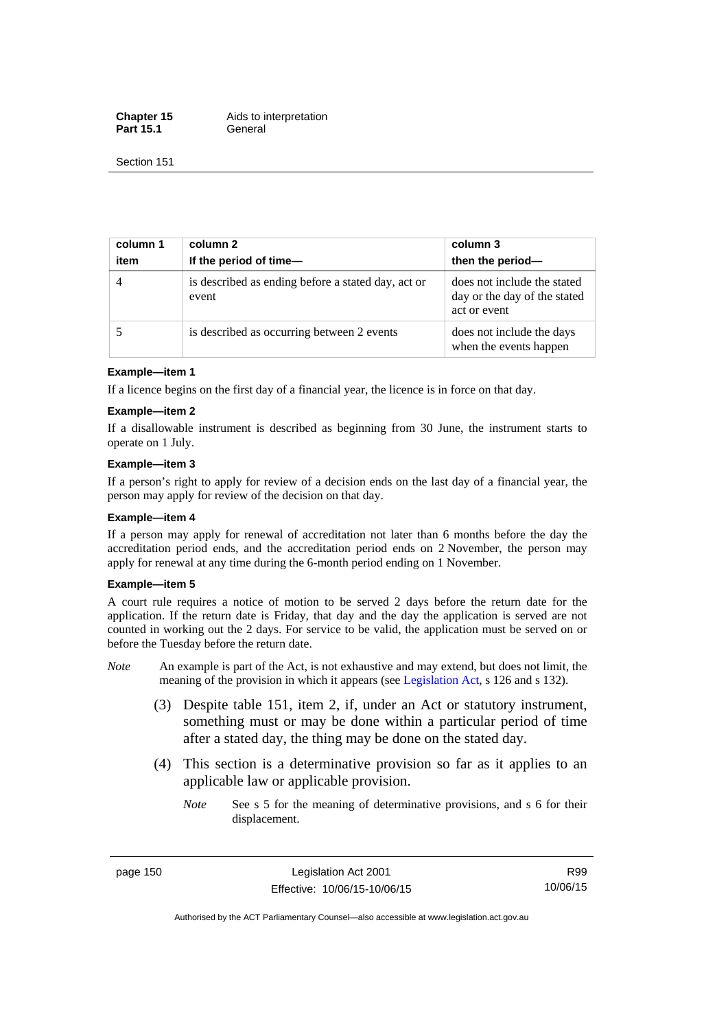| column 1 item | column 2 If the period of time— | column 3 then the period— |
|---|---|---|
| 4 | is described as ending before a stated day, act or event | does not include the stated day or the day of the stated act or event |
| 5 | is described as occurring between 2 events | does not include the days when the events happen |

**Example—item 1**

If a licence begins on the first day of a financial year, the licence is in force on that day.

**Example—item 2**

If a disallowable instrument is described as beginning from 30 June, the instrument starts to operate on 1 July.

**Example—item 3**

If a person's right to apply for review of a decision ends on the last day of a financial year, the person may apply for review of the decision on that day.

**Example—item 4**

If a person may apply for renewal of accreditation not later than 6 months before the day the accreditation period ends, and the accreditation period ends on 2 November, the person may apply for renewal at any time during the 6-month period ending on 1 November.

**Example—item 5**

A court rule requires a notice of motion to be served 2 days before the return date for the application. If the return date is Friday, that day and the day the application is served are not counted in working out the 2 days. For service to be valid, the application must be served on or before the Tuesday before the return date.

*Note* An example is part of the Act, is not exhaustive and may extend, but does not limit, the meaning of the provision in which it appears (see Legislation Act, s 126 and s 132).

(3) Despite table 151, item 2, if, under an Act or statutory instrument, something must or may be done within a particular period of time after a stated day, the thing may be done on the stated day.

(4) This section is a determinative provision so far as it applies to an applicable law or applicable provision.

*Note* See s 5 for the meaning of determinative provisions, and s 6 for their displacement.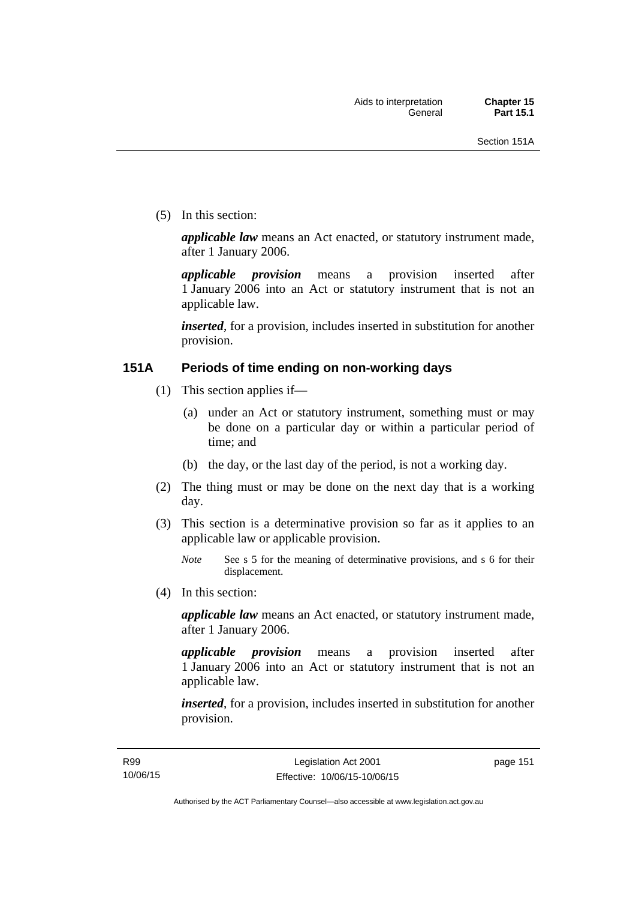(5) In this section:

***applicable law*** means an Act enacted, or statutory instrument made, after 1 January 2006.

***applicable provision*** means a provision inserted after 1 January 2006 into an Act or statutory instrument that is not an applicable law.

***inserted***, for a provision, includes inserted in substitution for another provision.

## 151A Periods of time ending on non-working days

(1) This section applies if—

(a) under an Act or statutory instrument, something must or may be done on a particular day or within a particular period of time; and

(b) the day, or the last day of the period, is not a working day.

(2) The thing must or may be done on the next day that is a working day.

(3) This section is a determinative provision so far as it applies to an applicable law or applicable provision.

*Note* See s 5 for the meaning of determinative provisions, and s 6 for their displacement.

(4) In this section:

***applicable law*** means an Act enacted, or statutory instrument made, after 1 January 2006.

***applicable provision*** means a provision inserted after 1 January 2006 into an Act or statutory instrument that is not an applicable law.

***inserted***, for a provision, includes inserted in substitution for another provision.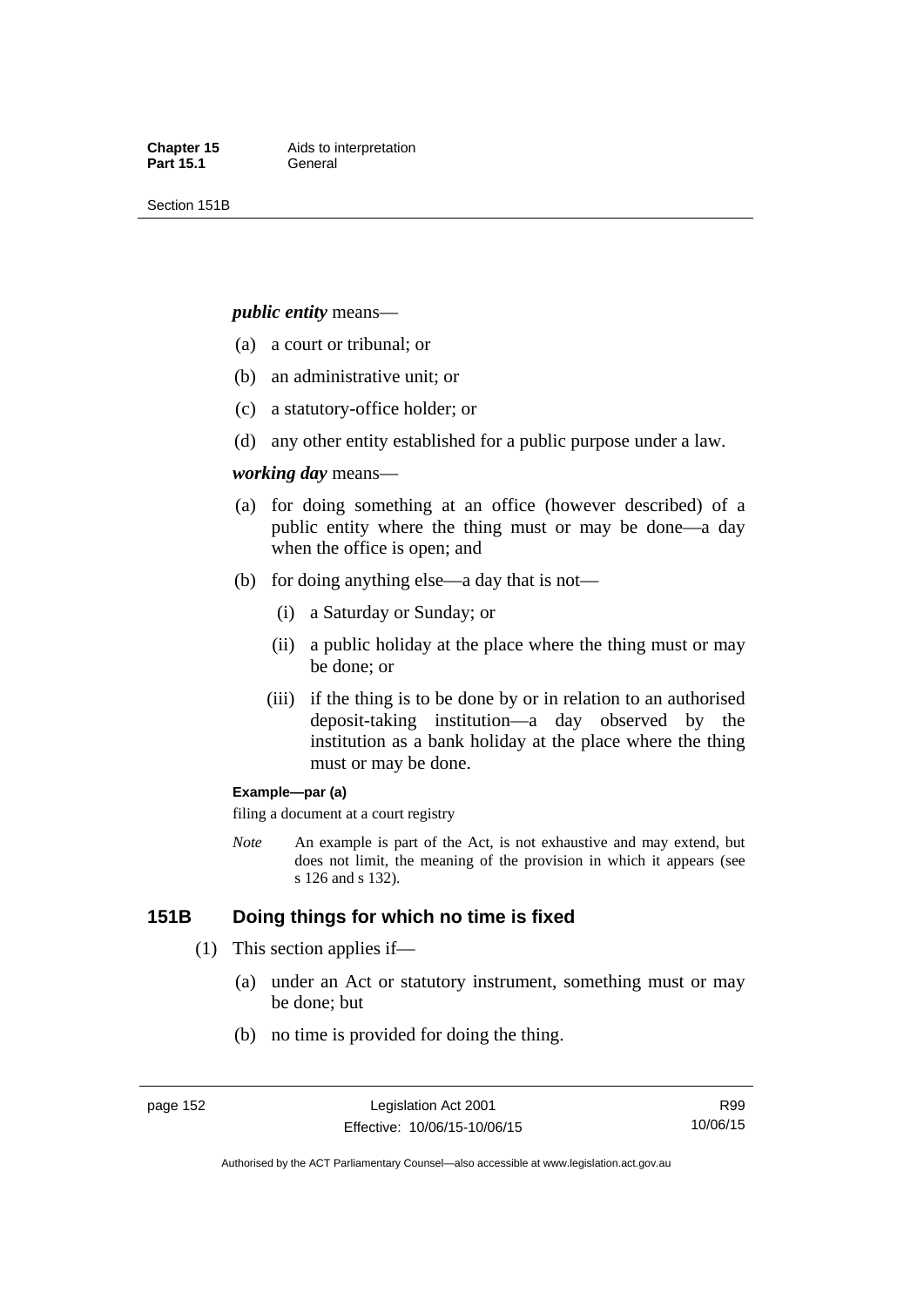***public entity*** means—

(a) a court or tribunal; or

(b) an administrative unit; or

(c) a statutory-office holder; or

(d) any other entity established for a public purpose under a law.

***working day*** means—

(a) for doing something at an office (however described) of a public entity where the thing must or may be done—a day when the office is open; and

(b) for doing anything else—a day that is not—

   (i) a Saturday or Sunday; or

   (ii) a public holiday at the place where the thing must or may be done; or

   (iii) if the thing is to be done by or in relation to an authorised deposit-taking institution—a day observed by the institution as a bank holiday at the place where the thing must or may be done.

**Example—par (a)**

filing a document at a court registry

*Note* An example is part of the Act, is not exhaustive and may extend, but does not limit, the meaning of the provision in which it appears (see s 126 and s 132).

## 151B Doing things for which no time is fixed

(1) This section applies if—

   (a) under an Act or statutory instrument, something must or may be done; but

   (b) no time is provided for doing the thing.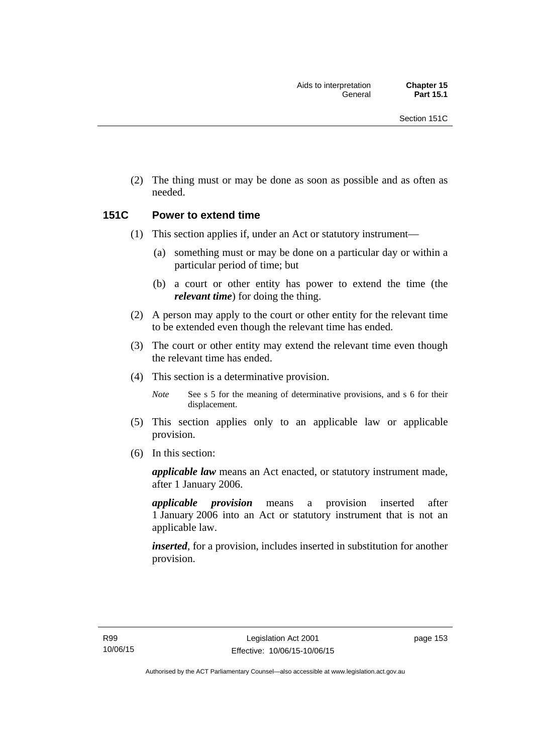(2) The thing must or may be done as soon as possible and as often as needed.

## 151C Power to extend time

(1) This section applies if, under an Act or statutory instrument—

(a) something must or may be done on a particular day or within a particular period of time; but

(b) a court or other entity has power to extend the time (the ***relevant time***) for doing the thing.

(2) A person may apply to the court or other entity for the relevant time to be extended even though the relevant time has ended.

(3) The court or other entity may extend the relevant time even though the relevant time has ended.

(4) This section is a determinative provision.

*Note* See s 5 for the meaning of determinative provisions, and s 6 for their displacement.

(5) This section applies only to an applicable law or applicable provision.

(6) In this section:

***applicable law*** means an Act enacted, or statutory instrument made, after 1 January 2006.

***applicable provision*** means a provision inserted after 1 January 2006 into an Act or statutory instrument that is not an applicable law.

***inserted***, for a provision, includes inserted in substitution for another provision.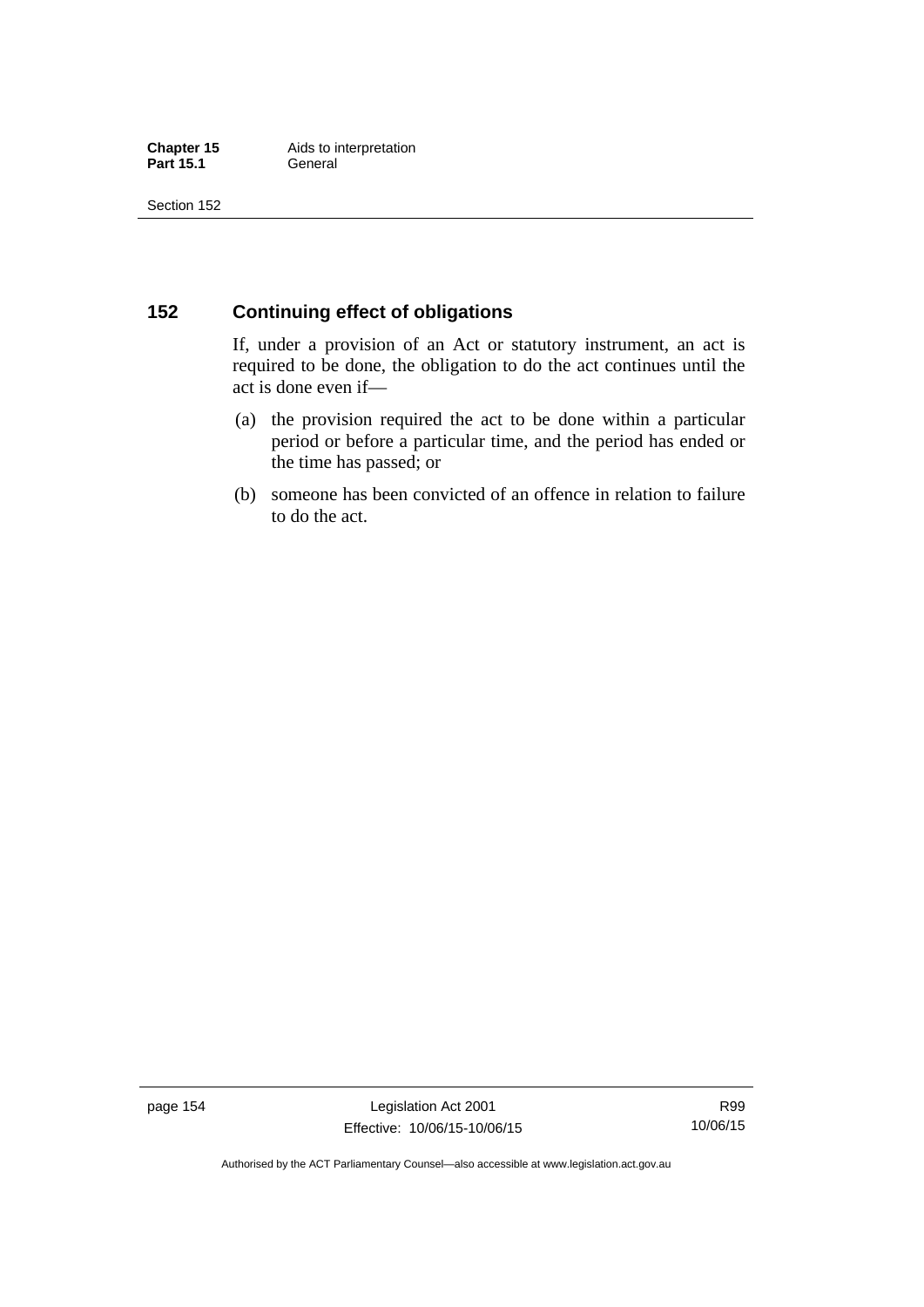## 152 Continuing effect of obligations

If, under a provision of an Act or statutory instrument, an act is required to be done, the obligation to do the act continues until the act is done even if—

(a) the provision required the act to be done within a particular period or before a particular time, and the period has ended or the time has passed; or

(b) someone has been convicted of an offence in relation to failure to do the act.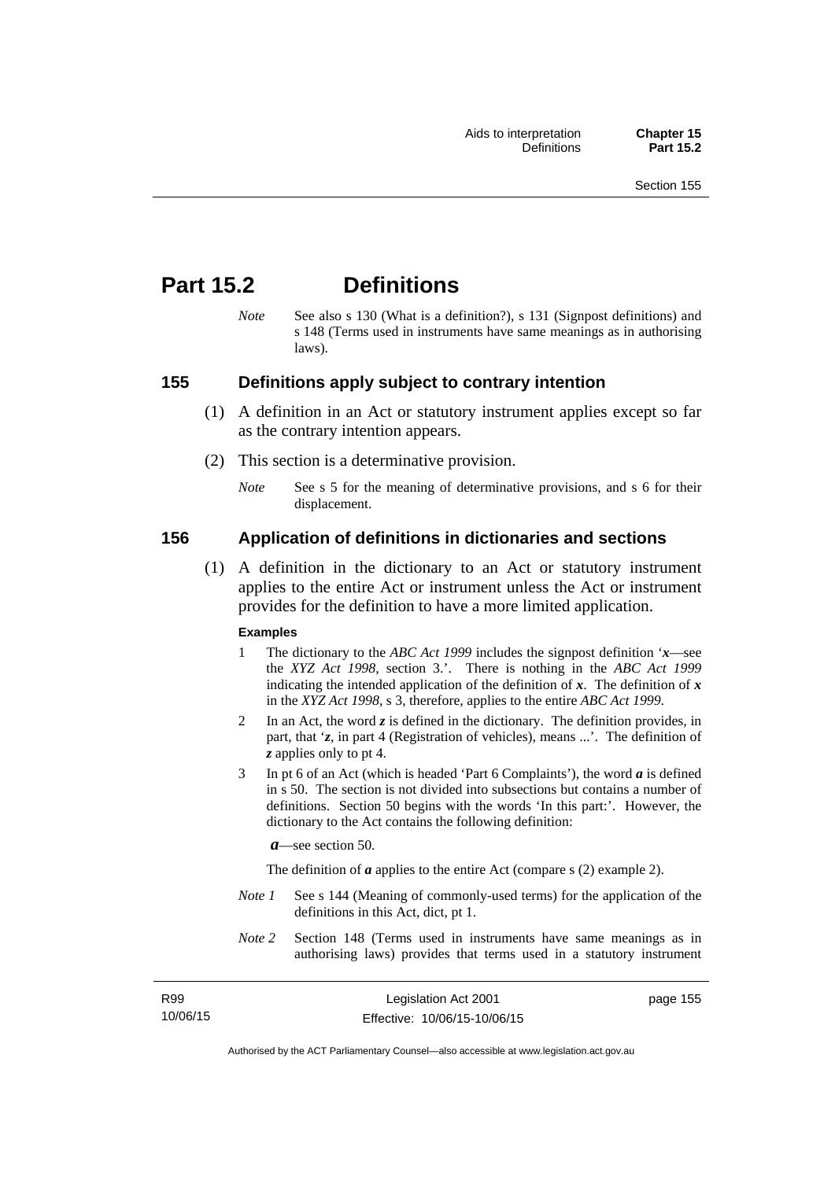# Part 15.2 Definitions

*Note* See also s 130 (What is a definition?), s 131 (Signpost definitions) and s 148 (Terms used in instruments have same meanings as in authorising laws).

## 155 Definitions apply subject to contrary intention

(1) A definition in an Act or statutory instrument applies except so far as the contrary intention appears.

(2) This section is a determinative provision.

*Note* See s 5 for the meaning of determinative provisions, and s 6 for their displacement.

## 156 Application of definitions in dictionaries and sections

(1) A definition in the dictionary to an Act or statutory instrument applies to the entire Act or instrument unless the Act or instrument provides for the definition to have a more limited application.

**Examples**

1 The dictionary to the *ABC Act 1999* includes the signpost definition '***x***—see the *XYZ Act 1998*, section 3.'. There is nothing in the *ABC Act 1999* indicating the intended application of the definition of ***x***. The definition of ***x*** in the *XYZ Act 1998*, s 3, therefore, applies to the entire *ABC Act 1999*.

2 In an Act, the word ***z*** is defined in the dictionary. The definition provides, in part, that '***z***, in part 4 (Registration of vehicles), means ...'. The definition of ***z*** applies only to pt 4.

3 In pt 6 of an Act (which is headed 'Part 6 Complaints'), the word ***a*** is defined in s 50. The section is not divided into subsections but contains a number of definitions. Section 50 begins with the words 'In this part:'. However, the dictionary to the Act contains the following definition:

***a***—see section 50.

The definition of ***a*** applies to the entire Act (compare s (2) example 2).

*Note 1* See s 144 (Meaning of commonly-used terms) for the application of the definitions in this Act, dict, pt 1.

*Note 2* Section 148 (Terms used in instruments have same meanings as in authorising laws) provides that terms used in a statutory instrument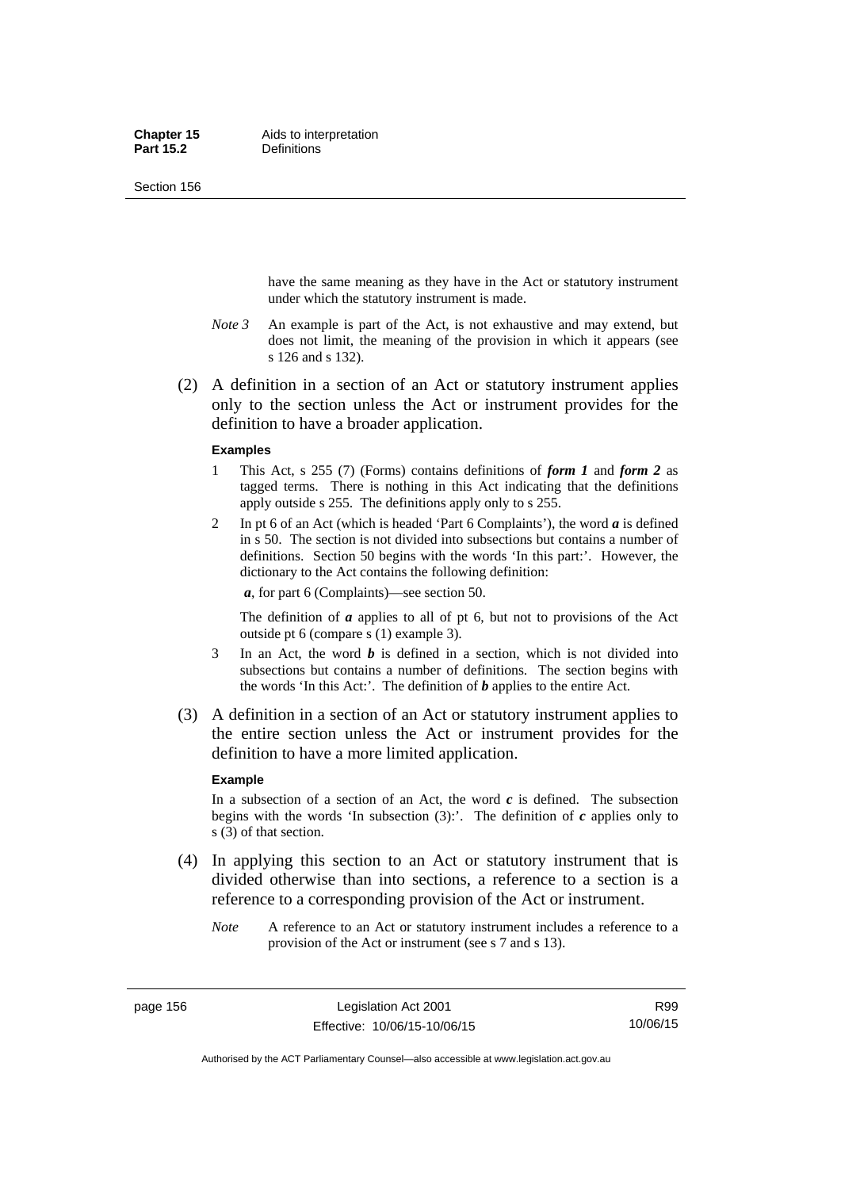have the same meaning as they have in the Act or statutory instrument under which the statutory instrument is made.

*Note 3* An example is part of the Act, is not exhaustive and may extend, but does not limit, the meaning of the provision in which it appears (see s 126 and s 132).

(2) A definition in a section of an Act or statutory instrument applies only to the section unless the Act or instrument provides for the definition to have a broader application.

**Examples**

1 This Act, s 255 (7) (Forms) contains definitions of ***form 1*** and ***form 2*** as tagged terms. There is nothing in this Act indicating that the definitions apply outside s 255. The definitions apply only to s 255.

2 In pt 6 of an Act (which is headed 'Part 6 Complaints'), the word ***a*** is defined in s 50. The section is not divided into subsections but contains a number of definitions. Section 50 begins with the words 'In this part:'. However, the dictionary to the Act contains the following definition:

***a***, for part 6 (Complaints)—see section 50.

The definition of ***a*** applies to all of pt 6, but not to provisions of the Act outside pt 6 (compare s (1) example 3).

3 In an Act, the word ***b*** is defined in a section, which is not divided into subsections but contains a number of definitions. The section begins with the words 'In this Act:'. The definition of ***b*** applies to the entire Act.

(3) A definition in a section of an Act or statutory instrument applies to the entire section unless the Act or instrument provides for the definition to have a more limited application.

**Example**

In a subsection of a section of an Act, the word ***c*** is defined. The subsection begins with the words 'In subsection (3):'. The definition of ***c*** applies only to s (3) of that section.

(4) In applying this section to an Act or statutory instrument that is divided otherwise than into sections, a reference to a section is a reference to a corresponding provision of the Act or instrument.

*Note* A reference to an Act or statutory instrument includes a reference to a provision of the Act or instrument (see s 7 and s 13).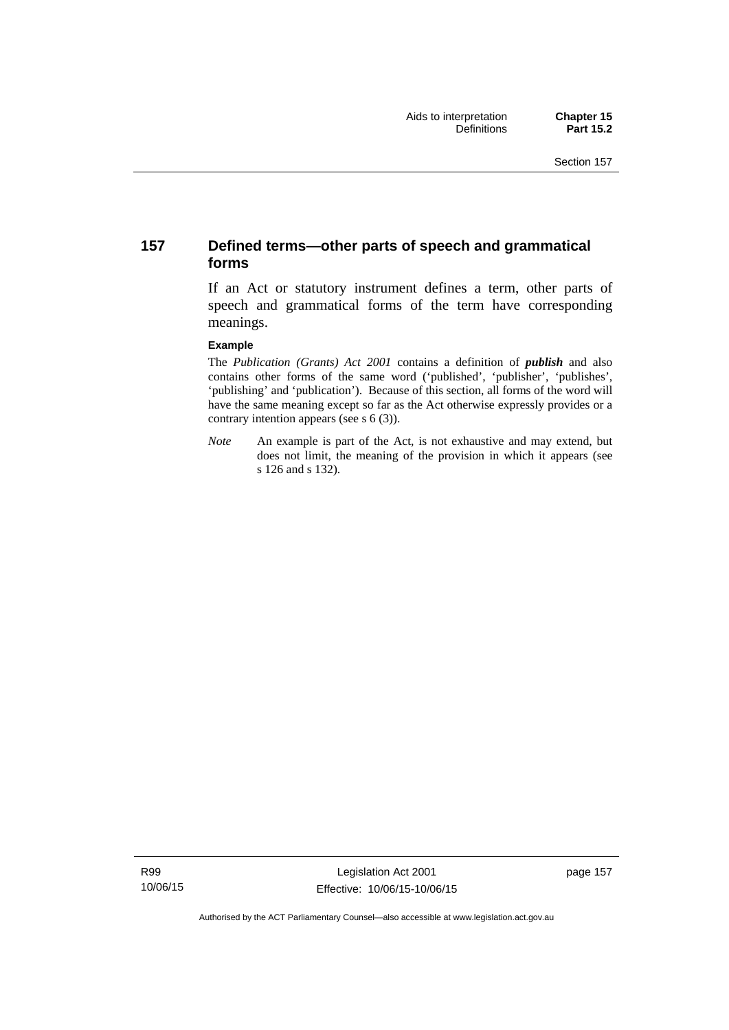## 157 Defined terms—other parts of speech and grammatical forms

If an Act or statutory instrument defines a term, other parts of speech and grammatical forms of the term have corresponding meanings.

**Example**

The *Publication (Grants) Act 2001* contains a definition of ***publish*** and also contains other forms of the same word ('published', 'publisher', 'publishes', 'publishing' and 'publication'). Because of this section, all forms of the word will have the same meaning except so far as the Act otherwise expressly provides or a contrary intention appears (see s 6 (3)).

*Note* An example is part of the Act, is not exhaustive and may extend, but does not limit, the meaning of the provision in which it appears (see s 126 and s 132).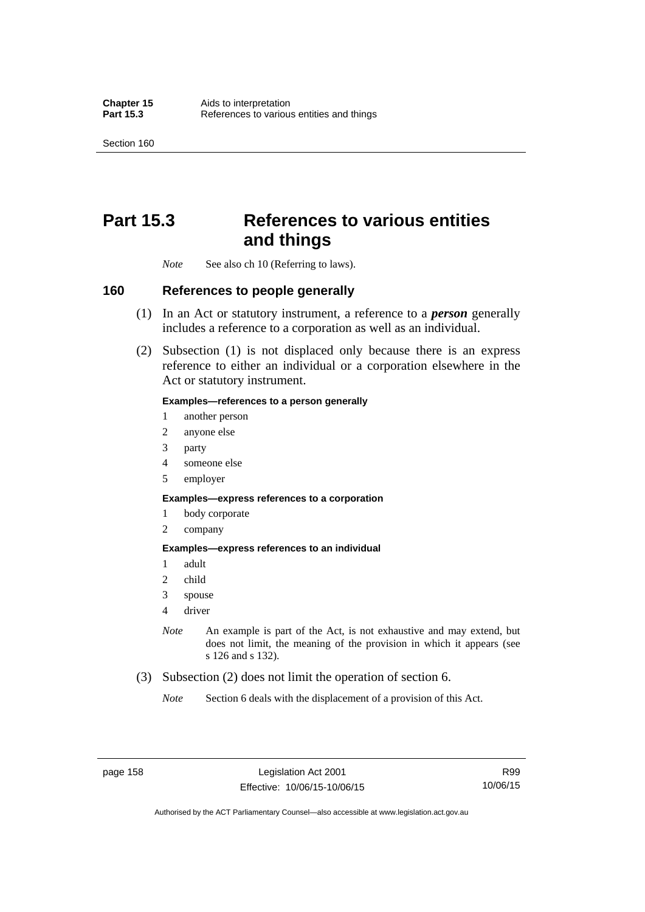# Part 15.3 References to various entities and things

*Note* See also ch 10 (Referring to laws).

## 160 References to people generally

(1) In an Act or statutory instrument, a reference to a ***person*** generally includes a reference to a corporation as well as an individual.

(2) Subsection (1) is not displaced only because there is an express reference to either an individual or a corporation elsewhere in the Act or statutory instrument.

**Examples—references to a person generally**

1 another person
2 anyone else
3 party
4 someone else
5 employer

**Examples—express references to a corporation**

1 body corporate
2 company

**Examples—express references to an individual**

1 adult
2 child
3 spouse
4 driver

*Note* An example is part of the Act, is not exhaustive and may extend, but does not limit, the meaning of the provision in which it appears (see s 126 and s 132).

(3) Subsection (2) does not limit the operation of section 6.

*Note* Section 6 deals with the displacement of a provision of this Act.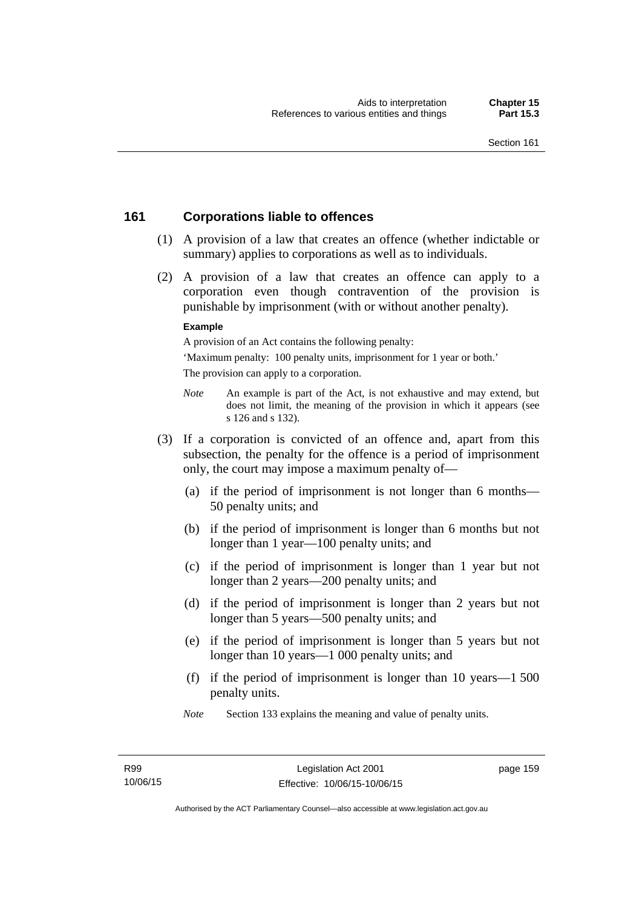## 161 Corporations liable to offences

(1) A provision of a law that creates an offence (whether indictable or summary) applies to corporations as well as to individuals.

(2) A provision of a law that creates an offence can apply to a corporation even though contravention of the provision is punishable by imprisonment (with or without another penalty).

**Example**

A provision of an Act contains the following penalty:

'Maximum penalty: 100 penalty units, imprisonment for 1 year or both.'

The provision can apply to a corporation.

*Note* An example is part of the Act, is not exhaustive and may extend, but does not limit, the meaning of the provision in which it appears (see s 126 and s 132).

(3) If a corporation is convicted of an offence and, apart from this subsection, the penalty for the offence is a period of imprisonment only, the court may impose a maximum penalty of—

(a) if the period of imprisonment is not longer than 6 months—50 penalty units; and

(b) if the period of imprisonment is longer than 6 months but not longer than 1 year—100 penalty units; and

(c) if the period of imprisonment is longer than 1 year but not longer than 2 years—200 penalty units; and

(d) if the period of imprisonment is longer than 2 years but not longer than 5 years—500 penalty units; and

(e) if the period of imprisonment is longer than 5 years but not longer than 10 years—1 000 penalty units; and

(f) if the period of imprisonment is longer than 10 years—1 500 penalty units.

*Note* Section 133 explains the meaning and value of penalty units.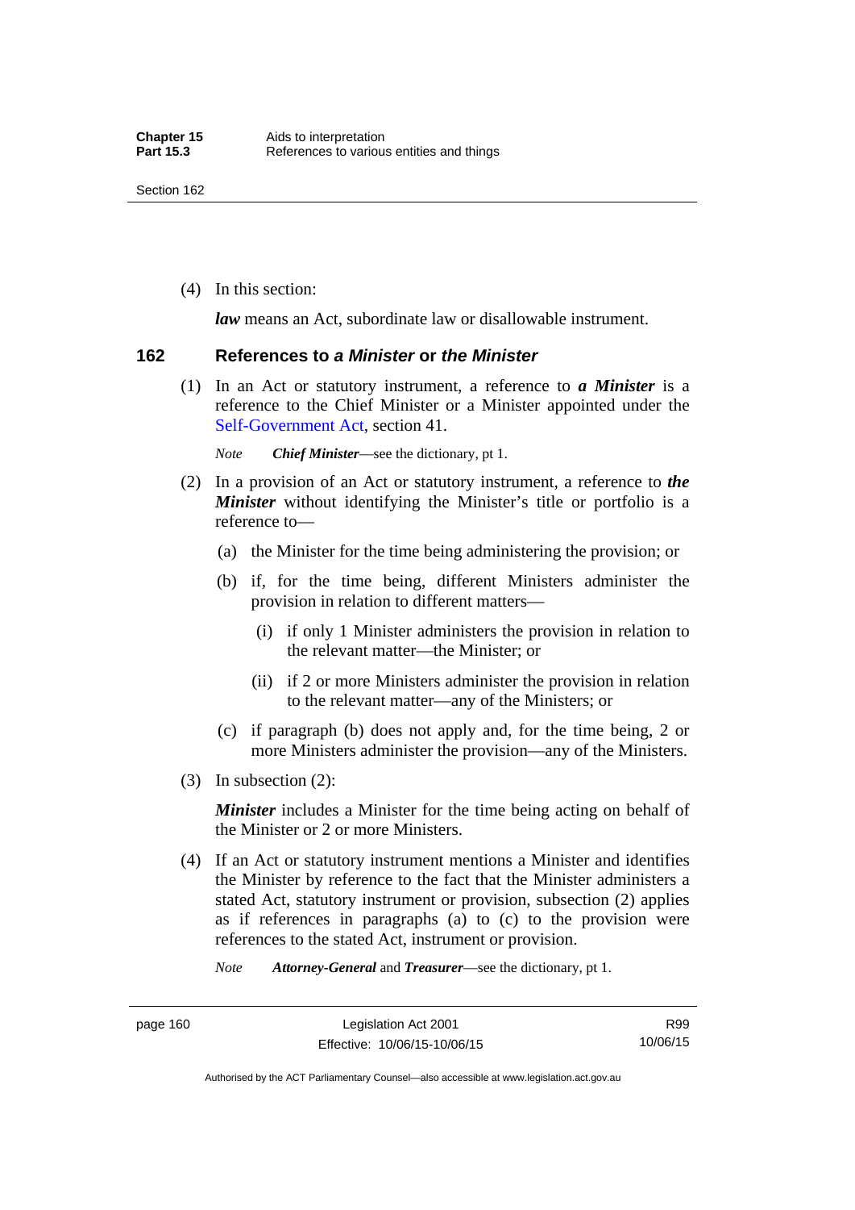(4) In this section:

***law*** means an Act, subordinate law or disallowable instrument.

## 162 References to *a Minister* or *the Minister*

(1) In an Act or statutory instrument, a reference to ***a Minister*** is a reference to the Chief Minister or a Minister appointed under the Self-Government Act, section 41.

*Note* ***Chief Minister***—see the dictionary, pt 1.

(2) In a provision of an Act or statutory instrument, a reference to ***the Minister*** without identifying the Minister's title or portfolio is a reference to—

(a) the Minister for the time being administering the provision; or

(b) if, for the time being, different Ministers administer the provision in relation to different matters—

(i) if only 1 Minister administers the provision in relation to the relevant matter—the Minister; or

(ii) if 2 or more Ministers administer the provision in relation to the relevant matter—any of the Ministers; or

(c) if paragraph (b) does not apply and, for the time being, 2 or more Ministers administer the provision—any of the Ministers.

(3) In subsection (2):

***Minister*** includes a Minister for the time being acting on behalf of the Minister or 2 or more Ministers.

(4) If an Act or statutory instrument mentions a Minister and identifies the Minister by reference to the fact that the Minister administers a stated Act, statutory instrument or provision, subsection (2) applies as if references in paragraphs (a) to (c) to the provision were references to the stated Act, instrument or provision.

*Note* ***Attorney-General*** and ***Treasurer***—see the dictionary, pt 1.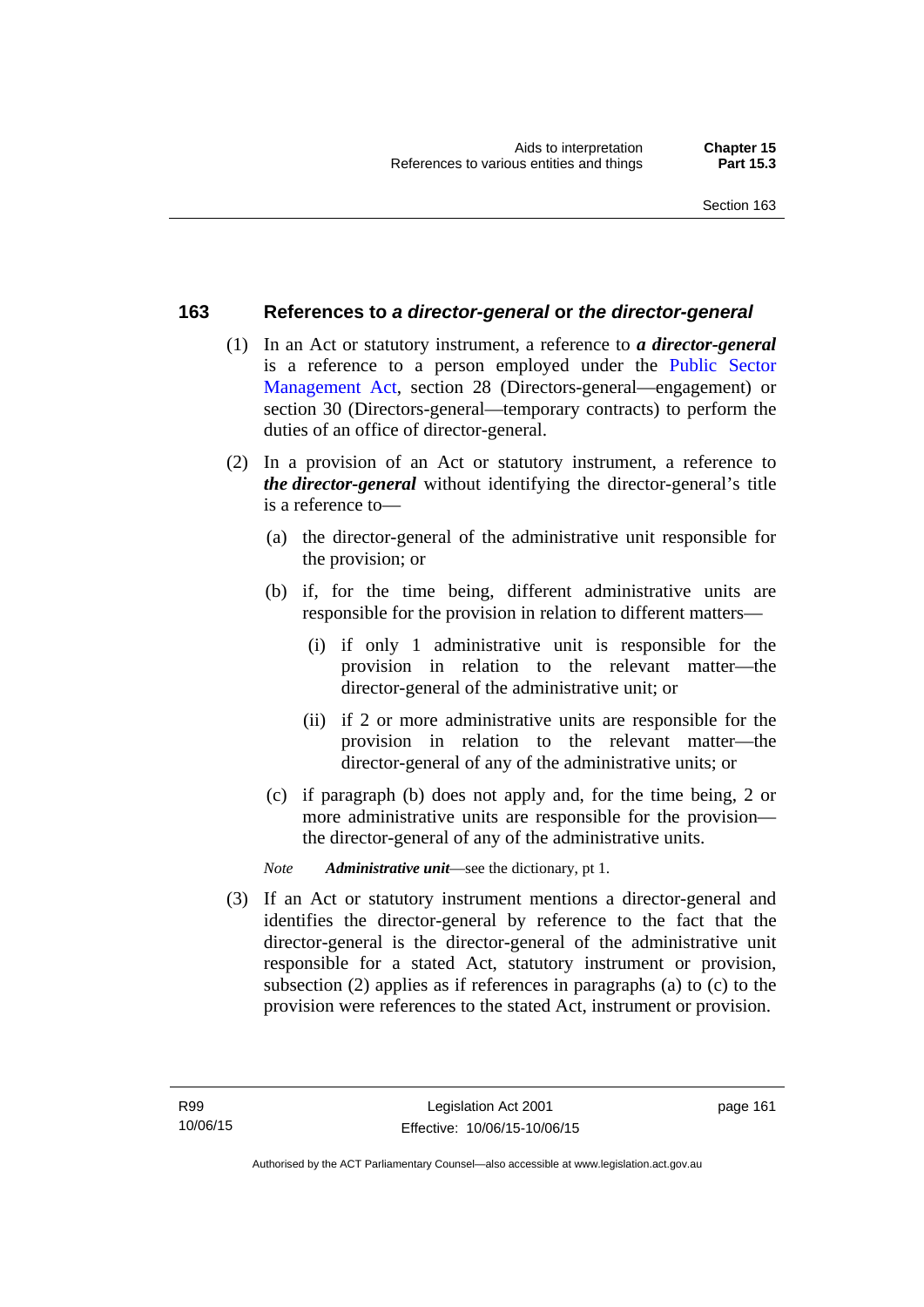## 163 References to *a director-general* or *the director-general*

(1) In an Act or statutory instrument, a reference to ***a director-general*** is a reference to a person employed under the Public Sector Management Act, section 28 (Directors-general—engagement) or section 30 (Directors-general—temporary contracts) to perform the duties of an office of director-general.

(2) In a provision of an Act or statutory instrument, a reference to ***the director-general*** without identifying the director-general's title is a reference to—

- (a) the director-general of the administrative unit responsible for the provision; or
- (b) if, for the time being, different administrative units are responsible for the provision in relation to different matters—
  - (i) if only 1 administrative unit is responsible for the provision in relation to the relevant matter—the director-general of the administrative unit; or
  - (ii) if 2 or more administrative units are responsible for the provision in relation to the relevant matter—the director-general of any of the administrative units; or
- (c) if paragraph (b) does not apply and, for the time being, 2 or more administrative units are responsible for the provision—the director-general of any of the administrative units.

*Note* ***Administrative unit***—see the dictionary, pt 1.

(3) If an Act or statutory instrument mentions a director-general and identifies the director-general by reference to the fact that the director-general is the director-general of the administrative unit responsible for a stated Act, statutory instrument or provision, subsection (2) applies as if references in paragraphs (a) to (c) to the provision were references to the stated Act, instrument or provision.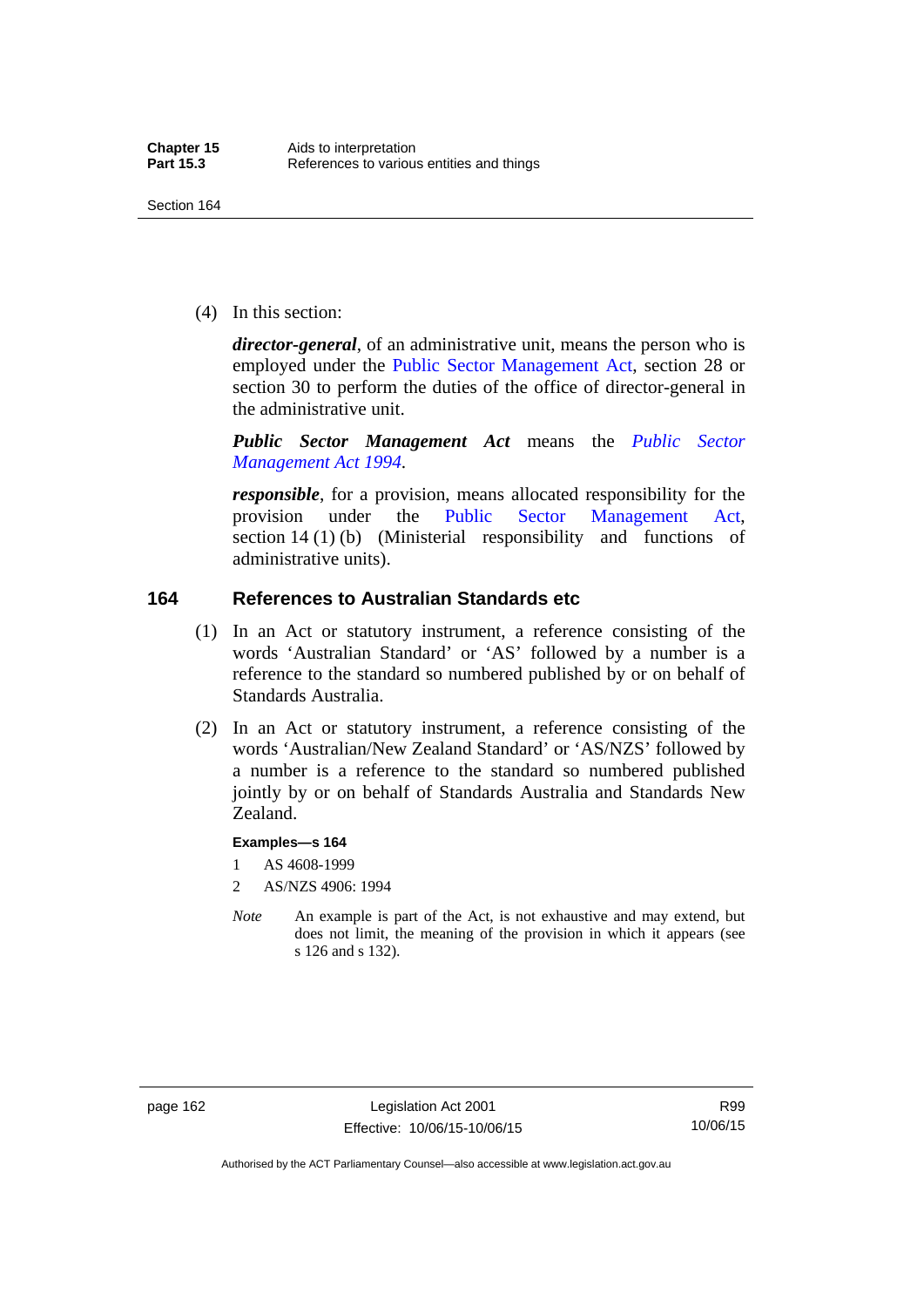(4) In this section:

***director-general***, of an administrative unit, means the person who is employed under the Public Sector Management Act, section 28 or section 30 to perform the duties of the office of director-general in the administrative unit.

***Public Sector Management Act*** means the *Public Sector Management Act 1994*.

***responsible***, for a provision, means allocated responsibility for the provision under the Public Sector Management Act, section 14 (1) (b) (Ministerial responsibility and functions of administrative units).

## 164 References to Australian Standards etc

(1) In an Act or statutory instrument, a reference consisting of the words 'Australian Standard' or 'AS' followed by a number is a reference to the standard so numbered published by or on behalf of Standards Australia.

(2) In an Act or statutory instrument, a reference consisting of the words 'Australian/New Zealand Standard' or 'AS/NZS' followed by a number is a reference to the standard so numbered published jointly by or on behalf of Standards Australia and Standards New Zealand.

**Examples—s 164**

1 AS 4608-1999

2 AS/NZS 4906: 1994

*Note* An example is part of the Act, is not exhaustive and may extend, but does not limit, the meaning of the provision in which it appears (see s 126 and s 132).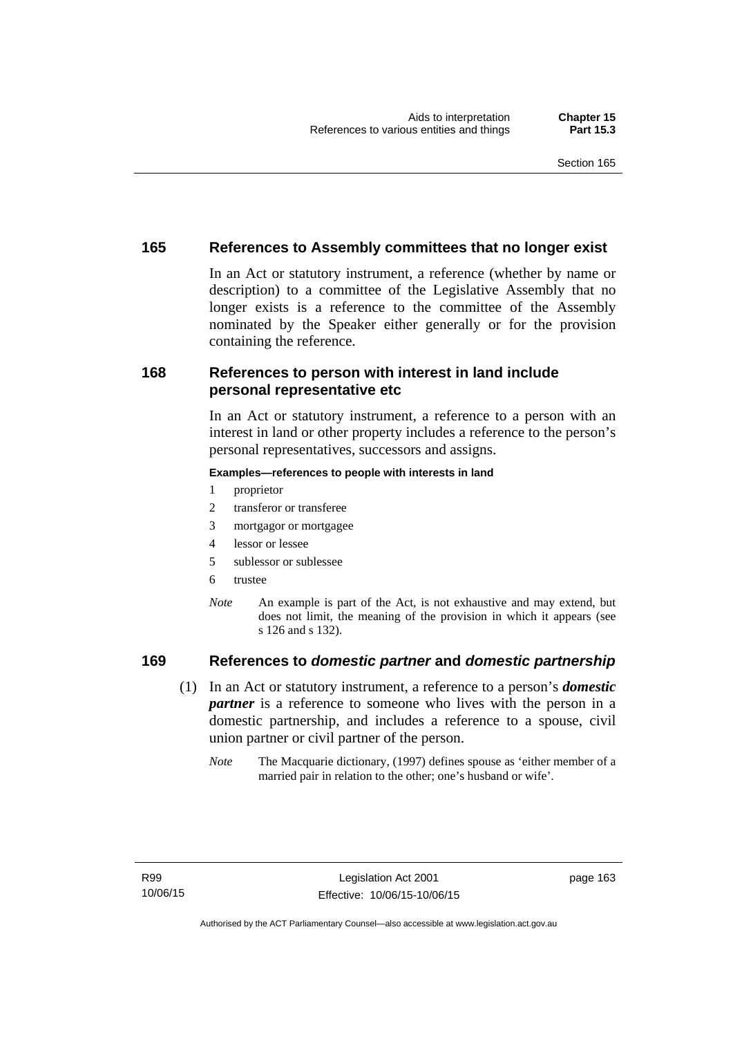## 165 References to Assembly committees that no longer exist

In an Act or statutory instrument, a reference (whether by name or description) to a committee of the Legislative Assembly that no longer exists is a reference to the committee of the Assembly nominated by the Speaker either generally or for the provision containing the reference.

## 168 References to person with interest in land include personal representative etc

In an Act or statutory instrument, a reference to a person with an interest in land or other property includes a reference to the person's personal representatives, successors and assigns.

**Examples—references to people with interests in land**

1 proprietor

2 transferor or transferee

3 mortgagor or mortgagee

4 lessor or lessee

5 sublessor or sublessee

6 trustee

*Note* An example is part of the Act, is not exhaustive and may extend, but does not limit, the meaning of the provision in which it appears (see s 126 and s 132).

## 169 References to *domestic partner* and *domestic partnership*

(1) In an Act or statutory instrument, a reference to a person's ***domestic partner*** is a reference to someone who lives with the person in a domestic partnership, and includes a reference to a spouse, civil union partner or civil partner of the person.

*Note* The Macquarie dictionary, (1997) defines spouse as 'either member of a married pair in relation to the other; one's husband or wife'.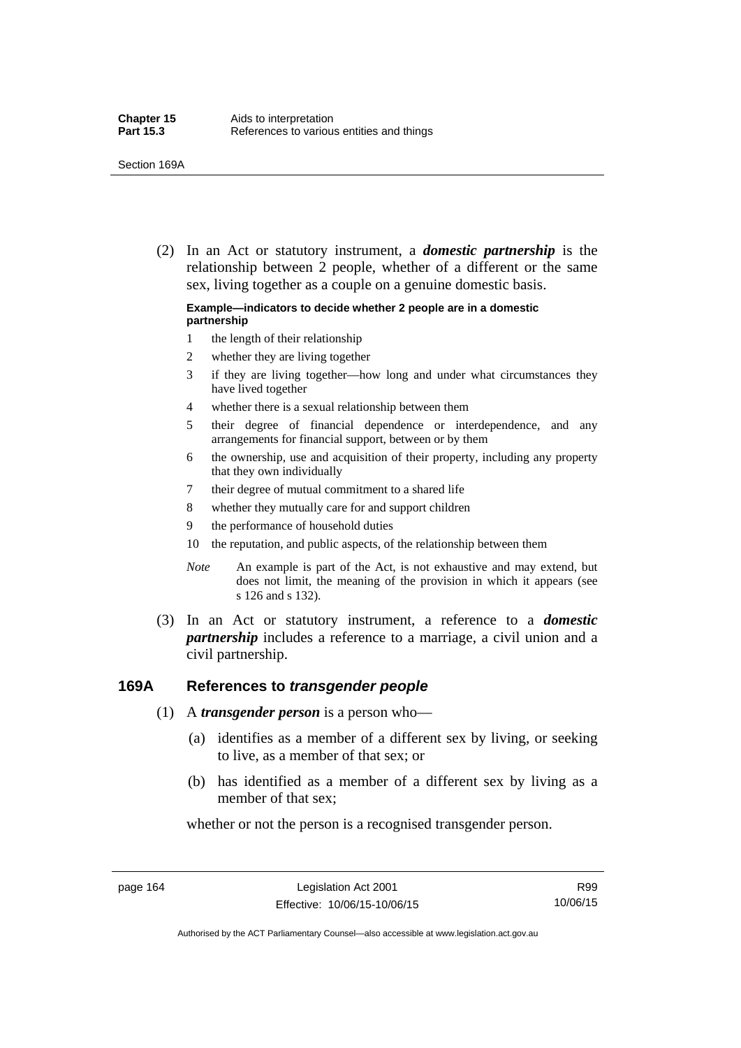(2) In an Act or statutory instrument, a ***domestic partnership*** is the relationship between 2 people, whether of a different or the same sex, living together as a couple on a genuine domestic basis.

**Example—indicators to decide whether 2 people are in a domestic partnership**

1. the length of their relationship
2. whether they are living together
3. if they are living together—how long and under what circumstances they have lived together
4. whether there is a sexual relationship between them
5. their degree of financial dependence or interdependence, and any arrangements for financial support, between or by them
6. the ownership, use and acquisition of their property, including any property that they own individually
7. their degree of mutual commitment to a shared life
8. whether they mutually care for and support children
9. the performance of household duties
10. the reputation, and public aspects, of the relationship between them

*Note* An example is part of the Act, is not exhaustive and may extend, but does not limit, the meaning of the provision in which it appears (see s 126 and s 132).

(3) In an Act or statutory instrument, a reference to a ***domestic partnership*** includes a reference to a marriage, a civil union and a civil partnership.

## 169A References to *transgender people*

(1) A ***transgender person*** is a person who—

(a) identifies as a member of a different sex by living, or seeking to live, as a member of that sex; or

(b) has identified as a member of a different sex by living as a member of that sex;

whether or not the person is a recognised transgender person.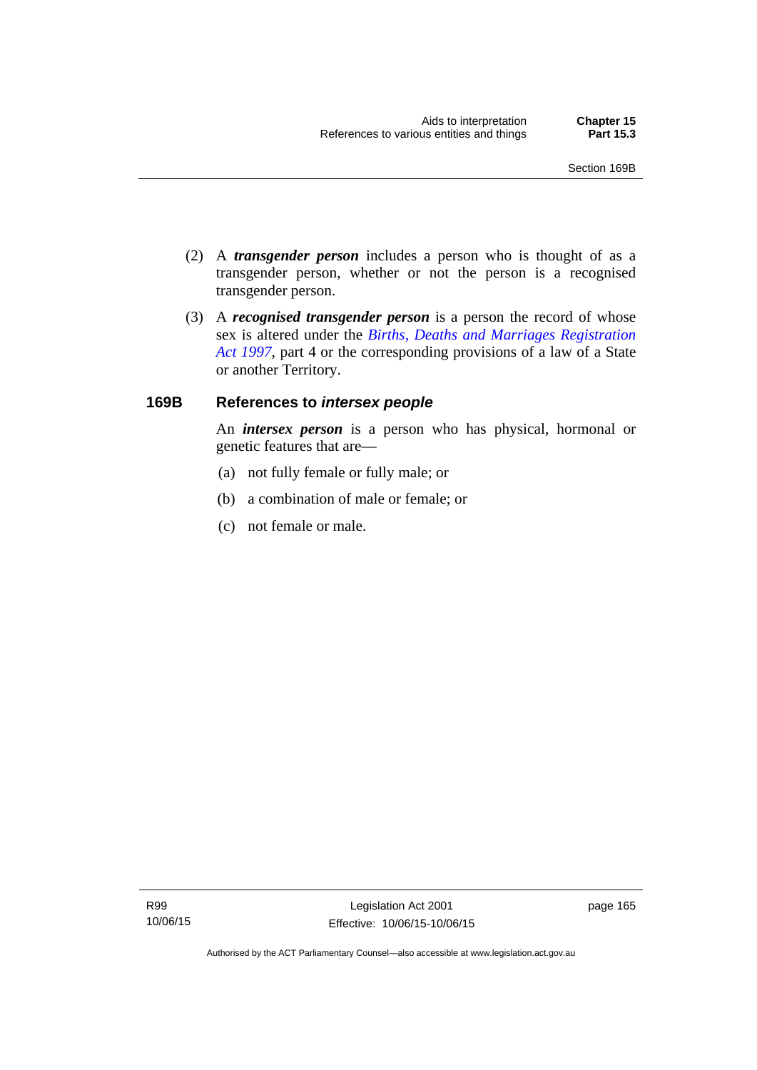(2) A ***transgender person*** includes a person who is thought of as a transgender person, whether or not the person is a recognised transgender person.

(3) A ***recognised transgender person*** is a person the record of whose sex is altered under the *Births, Deaths and Marriages Registration Act 1997*, part 4 or the corresponding provisions of a law of a State or another Territory.

### 169B References to *intersex people*

An ***intersex person*** is a person who has physical, hormonal or genetic features that are—

(a) not fully female or fully male; or

(b) a combination of male or female; or

(c) not female or male.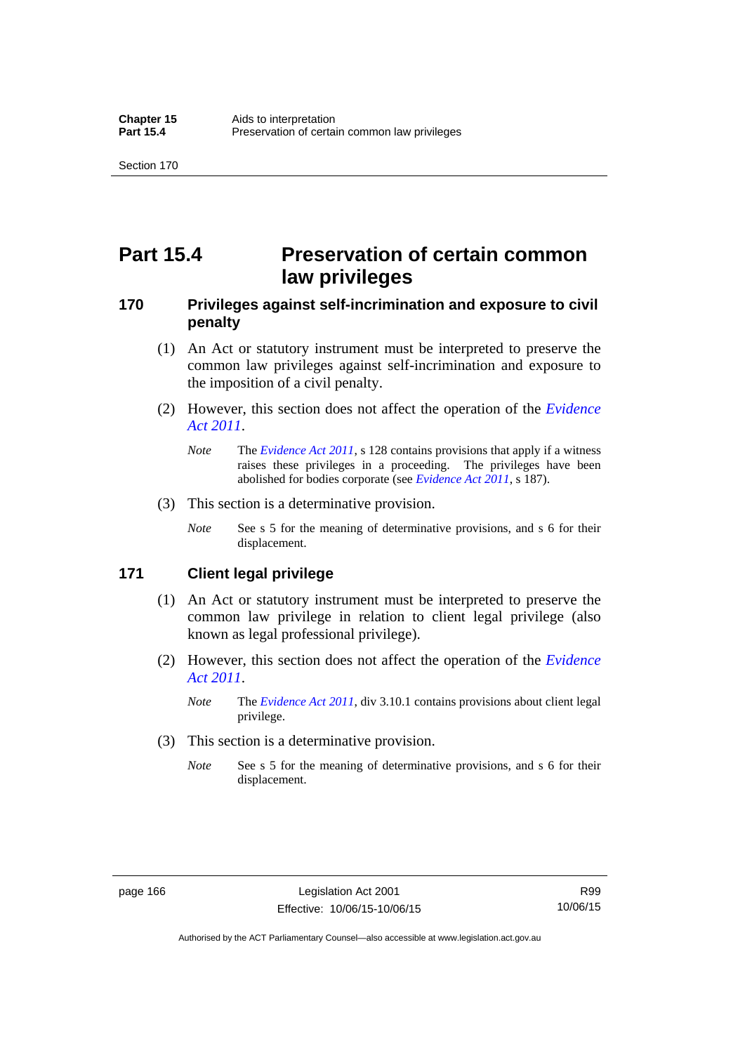# Part 15.4 Preservation of certain common law privileges

## 170 Privileges against self-incrimination and exposure to civil penalty

(1) An Act or statutory instrument must be interpreted to preserve the common law privileges against self-incrimination and exposure to the imposition of a civil penalty.

(2) However, this section does not affect the operation of the *Evidence Act 2011*.

*Note* The *Evidence Act 2011*, s 128 contains provisions that apply if a witness raises these privileges in a proceeding. The privileges have been abolished for bodies corporate (see *Evidence Act 2011*, s 187).

(3) This section is a determinative provision.

*Note* See s 5 for the meaning of determinative provisions, and s 6 for their displacement.

## 171 Client legal privilege

(1) An Act or statutory instrument must be interpreted to preserve the common law privilege in relation to client legal privilege (also known as legal professional privilege).

(2) However, this section does not affect the operation of the *Evidence Act 2011*.

*Note* The *Evidence Act 2011*, div 3.10.1 contains provisions about client legal privilege.

(3) This section is a determinative provision.

*Note* See s 5 for the meaning of determinative provisions, and s 6 for their displacement.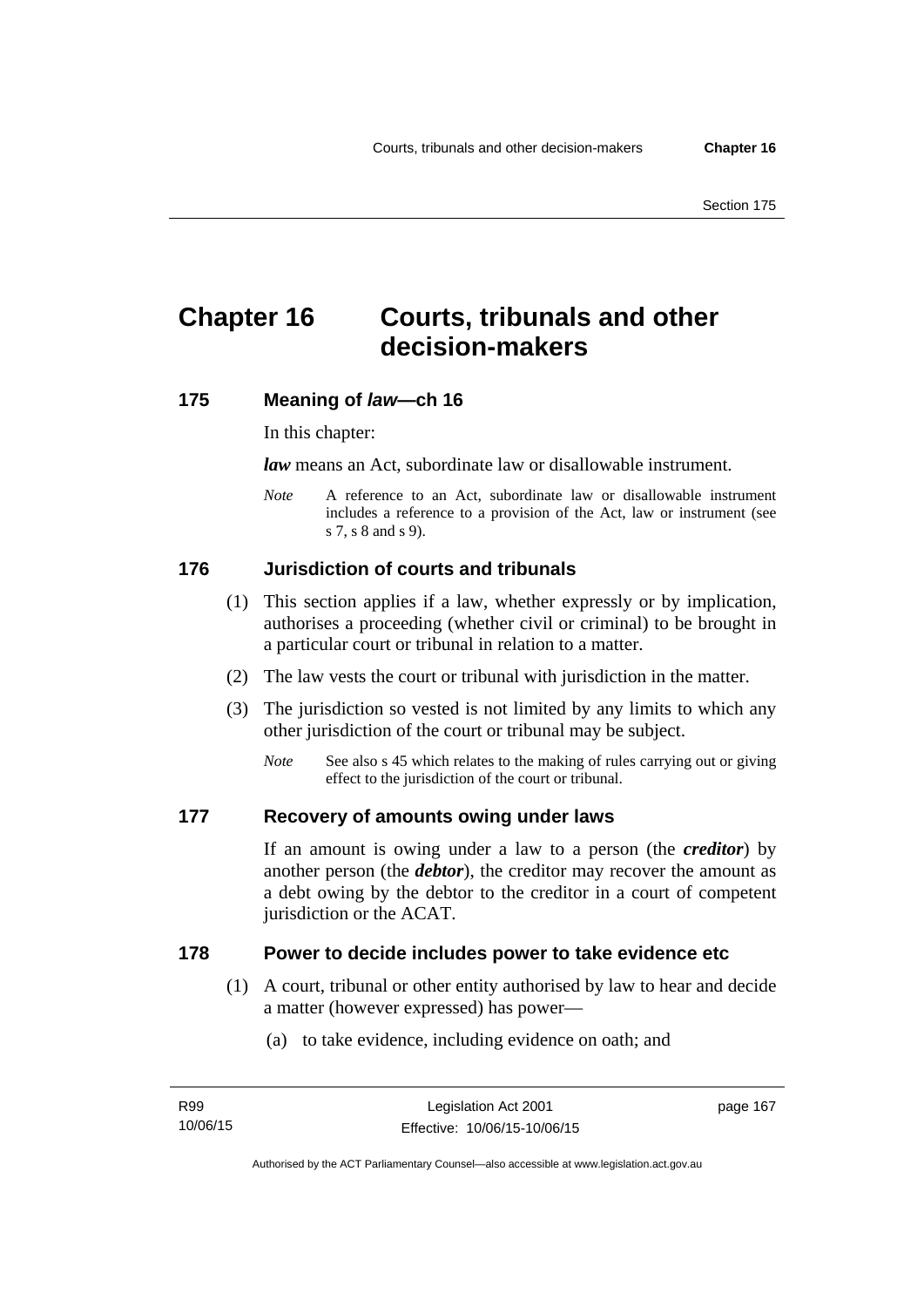# Chapter 16 Courts, tribunals and other decision-makers

## 175 Meaning of *law*—ch 16

In this chapter:

***law*** means an Act, subordinate law or disallowable instrument.

*Note* A reference to an Act, subordinate law or disallowable instrument includes a reference to a provision of the Act, law or instrument (see s 7, s 8 and s 9).

## 176 Jurisdiction of courts and tribunals

(1) This section applies if a law, whether expressly or by implication, authorises a proceeding (whether civil or criminal) to be brought in a particular court or tribunal in relation to a matter.

(2) The law vests the court or tribunal with jurisdiction in the matter.

(3) The jurisdiction so vested is not limited by any limits to which any other jurisdiction of the court or tribunal may be subject.

*Note* See also s 45 which relates to the making of rules carrying out or giving effect to the jurisdiction of the court or tribunal.

## 177 Recovery of amounts owing under laws

If an amount is owing under a law to a person (the ***creditor***) by another person (the ***debtor***), the creditor may recover the amount as a debt owing by the debtor to the creditor in a court of competent jurisdiction or the ACAT.

## 178 Power to decide includes power to take evidence etc

(1) A court, tribunal or other entity authorised by law to hear and decide a matter (however expressed) has power—

(a) to take evidence, including evidence on oath; and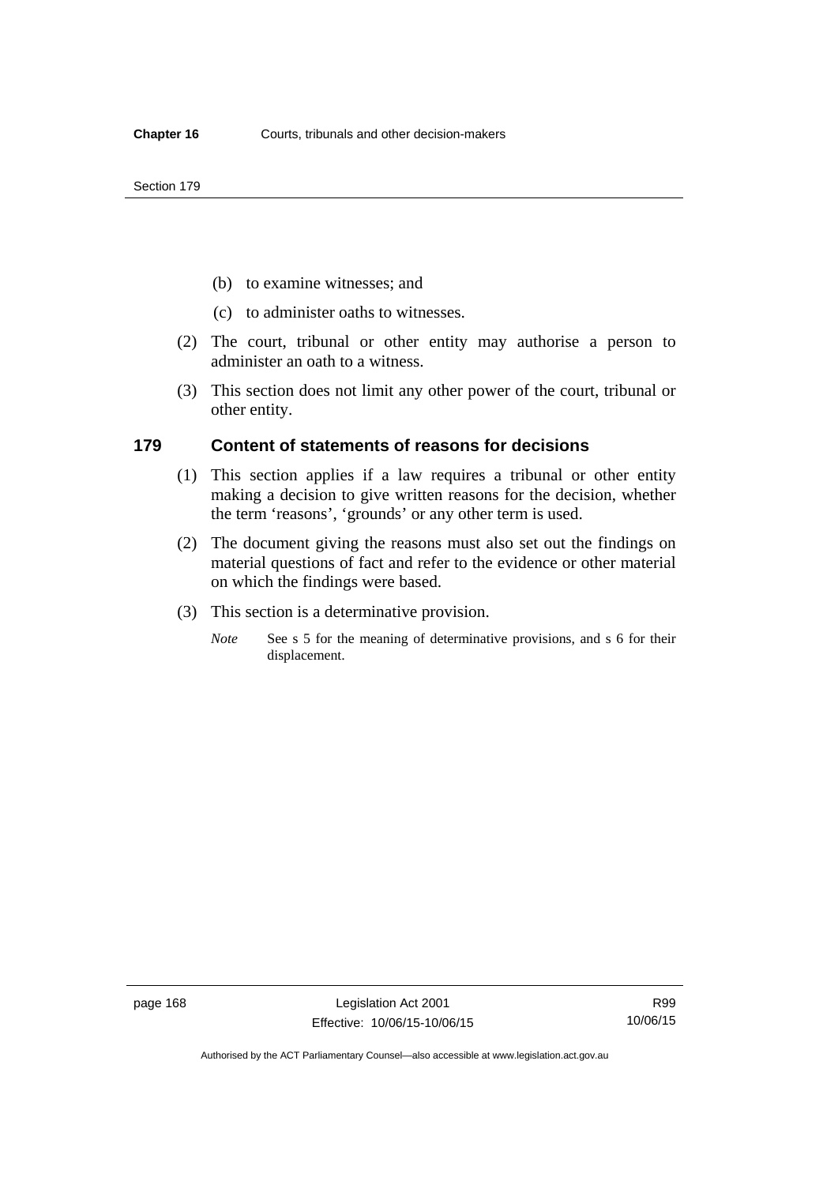(b) to examine witnesses; and

(c) to administer oaths to witnesses.

(2) The court, tribunal or other entity may authorise a person to administer an oath to a witness.

(3) This section does not limit any other power of the court, tribunal or other entity.

## 179 Content of statements of reasons for decisions

(1) This section applies if a law requires a tribunal or other entity making a decision to give written reasons for the decision, whether the term 'reasons', 'grounds' or any other term is used.

(2) The document giving the reasons must also set out the findings on material questions of fact and refer to the evidence or other material on which the findings were based.

(3) This section is a determinative provision.

*Note* See s 5 for the meaning of determinative provisions, and s 6 for their displacement.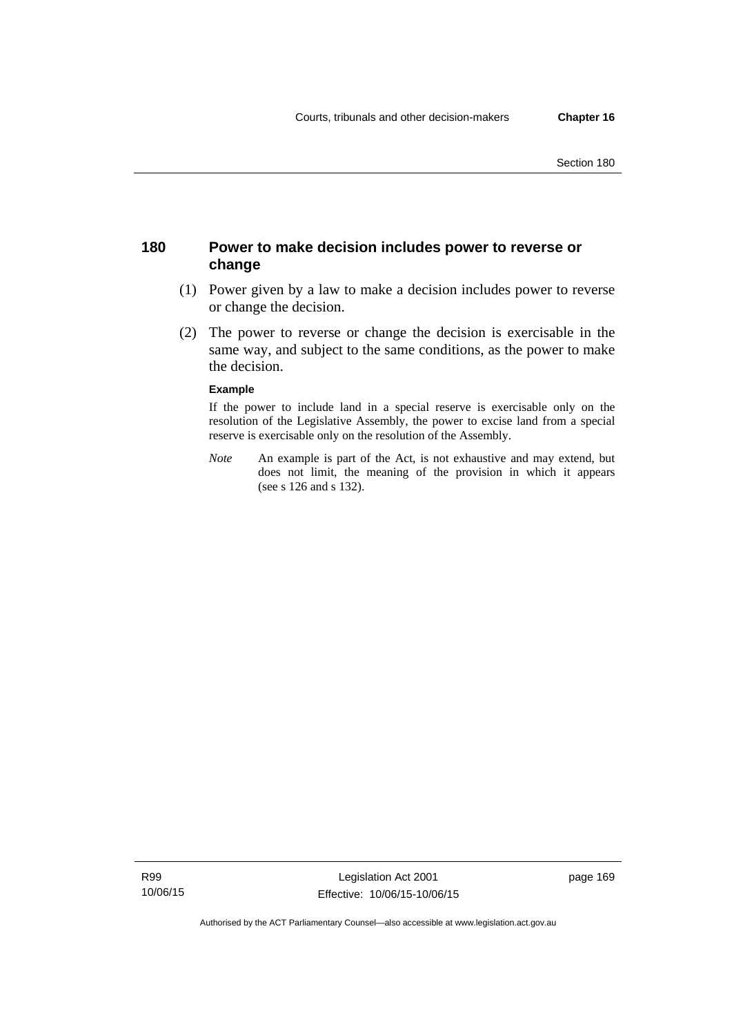## 180 Power to make decision includes power to reverse or change

(1) Power given by a law to make a decision includes power to reverse or change the decision.

(2) The power to reverse or change the decision is exercisable in the same way, and subject to the same conditions, as the power to make the decision.

**Example**

If the power to include land in a special reserve is exercisable only on the resolution of the Legislative Assembly, the power to excise land from a special reserve is exercisable only on the resolution of the Assembly.

*Note* An example is part of the Act, is not exhaustive and may extend, but does not limit, the meaning of the provision in which it appears (see s 126 and s 132).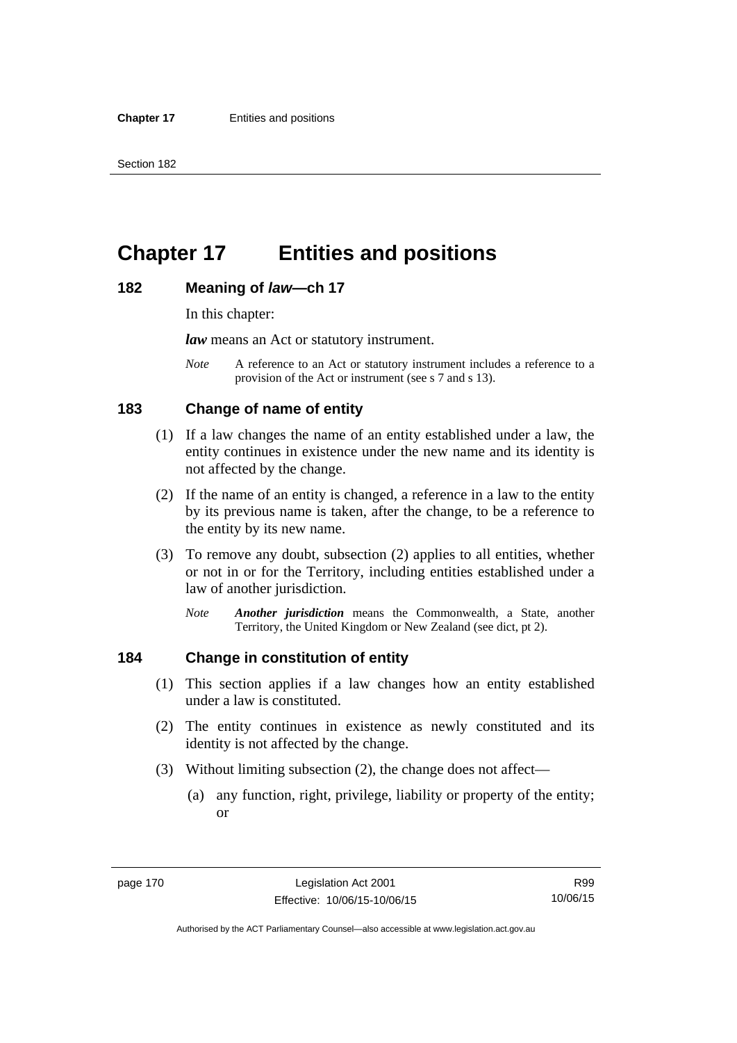# Chapter 17 Entities and positions

## 182 Meaning of *law*—ch 17

In this chapter:

***law*** means an Act or statutory instrument.

*Note* A reference to an Act or statutory instrument includes a reference to a provision of the Act or instrument (see s 7 and s 13).

## 183 Change of name of entity

(1) If a law changes the name of an entity established under a law, the entity continues in existence under the new name and its identity is not affected by the change.

(2) If the name of an entity is changed, a reference in a law to the entity by its previous name is taken, after the change, to be a reference to the entity by its new name.

(3) To remove any doubt, subsection (2) applies to all entities, whether or not in or for the Territory, including entities established under a law of another jurisdiction.

*Note* ***Another jurisdiction*** means the Commonwealth, a State, another Territory, the United Kingdom or New Zealand (see dict, pt 2).

## 184 Change in constitution of entity

(1) This section applies if a law changes how an entity established under a law is constituted.

(2) The entity continues in existence as newly constituted and its identity is not affected by the change.

(3) Without limiting subsection (2), the change does not affect—

(a) any function, right, privilege, liability or property of the entity; or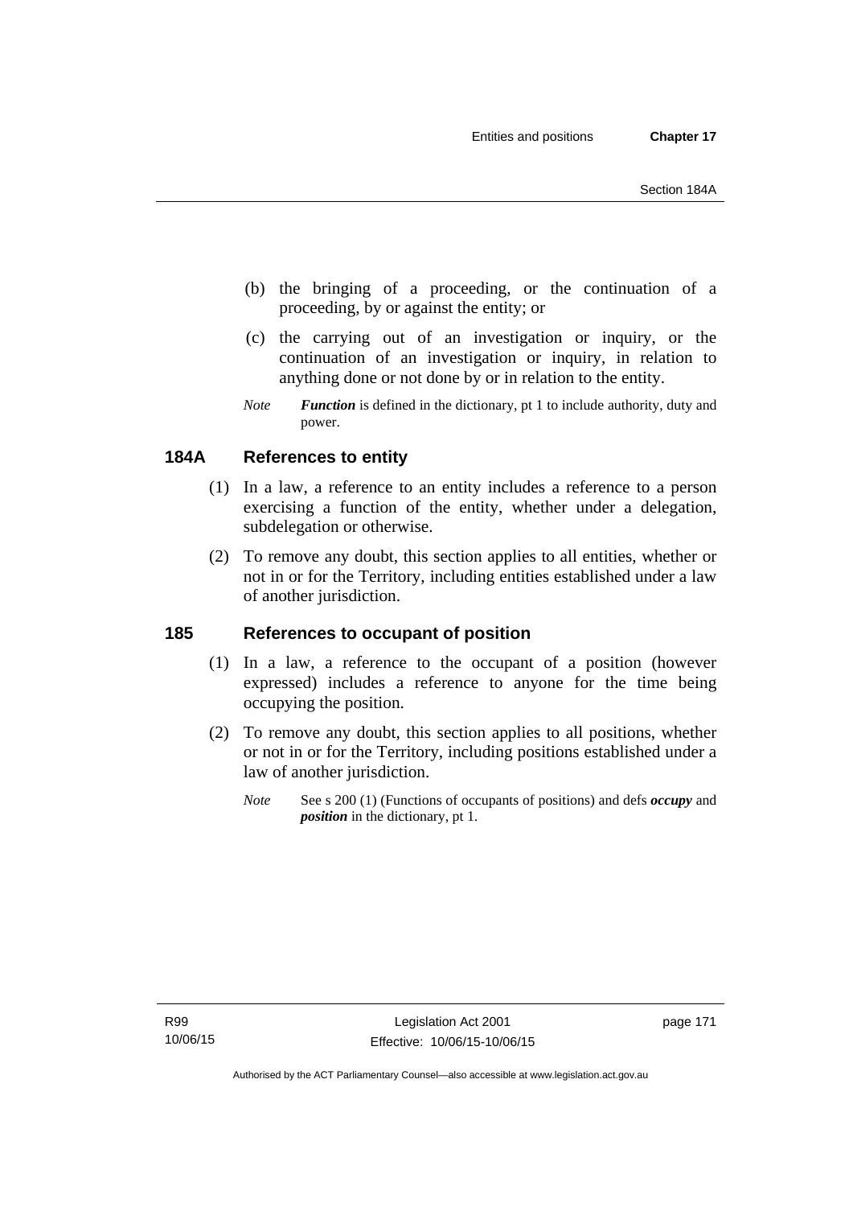(b) the bringing of a proceeding, or the continuation of a proceeding, by or against the entity; or

(c) the carrying out of an investigation or inquiry, or the continuation of an investigation or inquiry, in relation to anything done or not done by or in relation to the entity.

*Note* ***Function*** is defined in the dictionary, pt 1 to include authority, duty and power.

### 184A References to entity

(1) In a law, a reference to an entity includes a reference to a person exercising a function of the entity, whether under a delegation, subdelegation or otherwise.

(2) To remove any doubt, this section applies to all entities, whether or not in or for the Territory, including entities established under a law of another jurisdiction.

### 185 References to occupant of position

(1) In a law, a reference to the occupant of a position (however expressed) includes a reference to anyone for the time being occupying the position.

(2) To remove any doubt, this section applies to all positions, whether or not in or for the Territory, including positions established under a law of another jurisdiction.

*Note* See s 200 (1) (Functions of occupants of positions) and defs ***occupy*** and ***position*** in the dictionary, pt 1.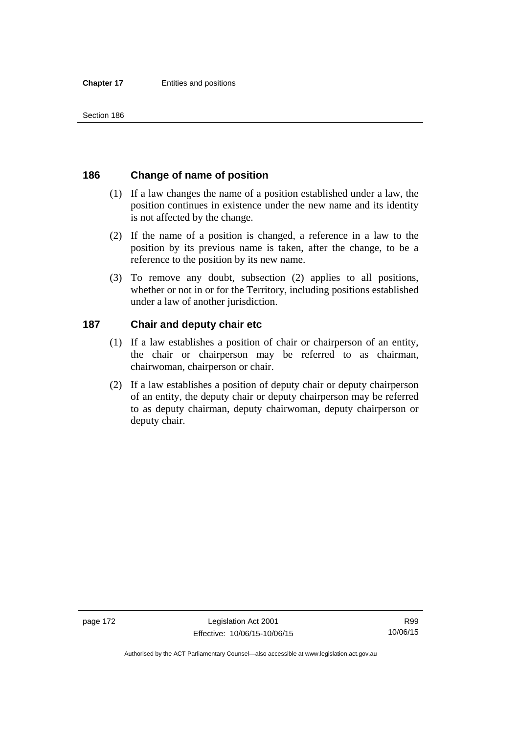## 186 Change of name of position

(1) If a law changes the name of a position established under a law, the position continues in existence under the new name and its identity is not affected by the change.

(2) If the name of a position is changed, a reference in a law to the position by its previous name is taken, after the change, to be a reference to the position by its new name.

(3) To remove any doubt, subsection (2) applies to all positions, whether or not in or for the Territory, including positions established under a law of another jurisdiction.

## 187 Chair and deputy chair etc

(1) If a law establishes a position of chair or chairperson of an entity, the chair or chairperson may be referred to as chairman, chairwoman, chairperson or chair.

(2) If a law establishes a position of deputy chair or deputy chairperson of an entity, the deputy chair or deputy chairperson may be referred to as deputy chairman, deputy chairwoman, deputy chairperson or deputy chair.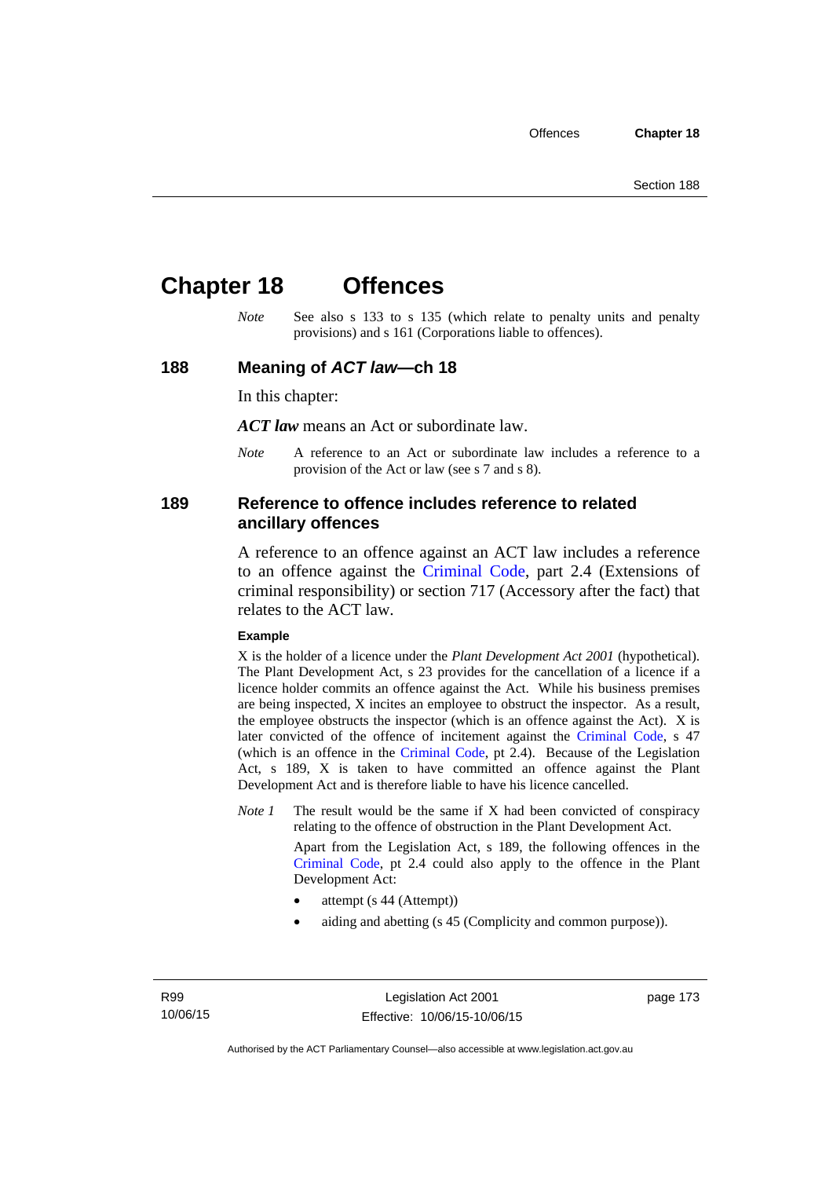# Chapter 18 Offences

*Note* See also s 133 to s 135 (which relate to penalty units and penalty provisions) and s 161 (Corporations liable to offences).

## 188 Meaning of *ACT law*—ch 18

In this chapter:

***ACT law*** means an Act or subordinate law.

*Note* A reference to an Act or subordinate law includes a reference to a provision of the Act or law (see s 7 and s 8).

## 189 Reference to offence includes reference to related ancillary offences

A reference to an offence against an ACT law includes a reference to an offence against the Criminal Code, part 2.4 (Extensions of criminal responsibility) or section 717 (Accessory after the fact) that relates to the ACT law.

**Example**

X is the holder of a licence under the *Plant Development Act 2001* (hypothetical). The Plant Development Act, s 23 provides for the cancellation of a licence if a licence holder commits an offence against the Act. While his business premises are being inspected, X incites an employee to obstruct the inspector. As a result, the employee obstructs the inspector (which is an offence against the Act). X is later convicted of the offence of incitement against the Criminal Code, s 47 (which is an offence in the Criminal Code, pt 2.4). Because of the Legislation Act, s 189, X is taken to have committed an offence against the Plant Development Act and is therefore liable to have his licence cancelled.

*Note 1* The result would be the same if X had been convicted of conspiracy relating to the offence of obstruction in the Plant Development Act.

Apart from the Legislation Act, s 189, the following offences in the Criminal Code, pt 2.4 could also apply to the offence in the Plant Development Act:

- attempt (s 44 (Attempt))
- aiding and abetting (s 45 (Complicity and common purpose)).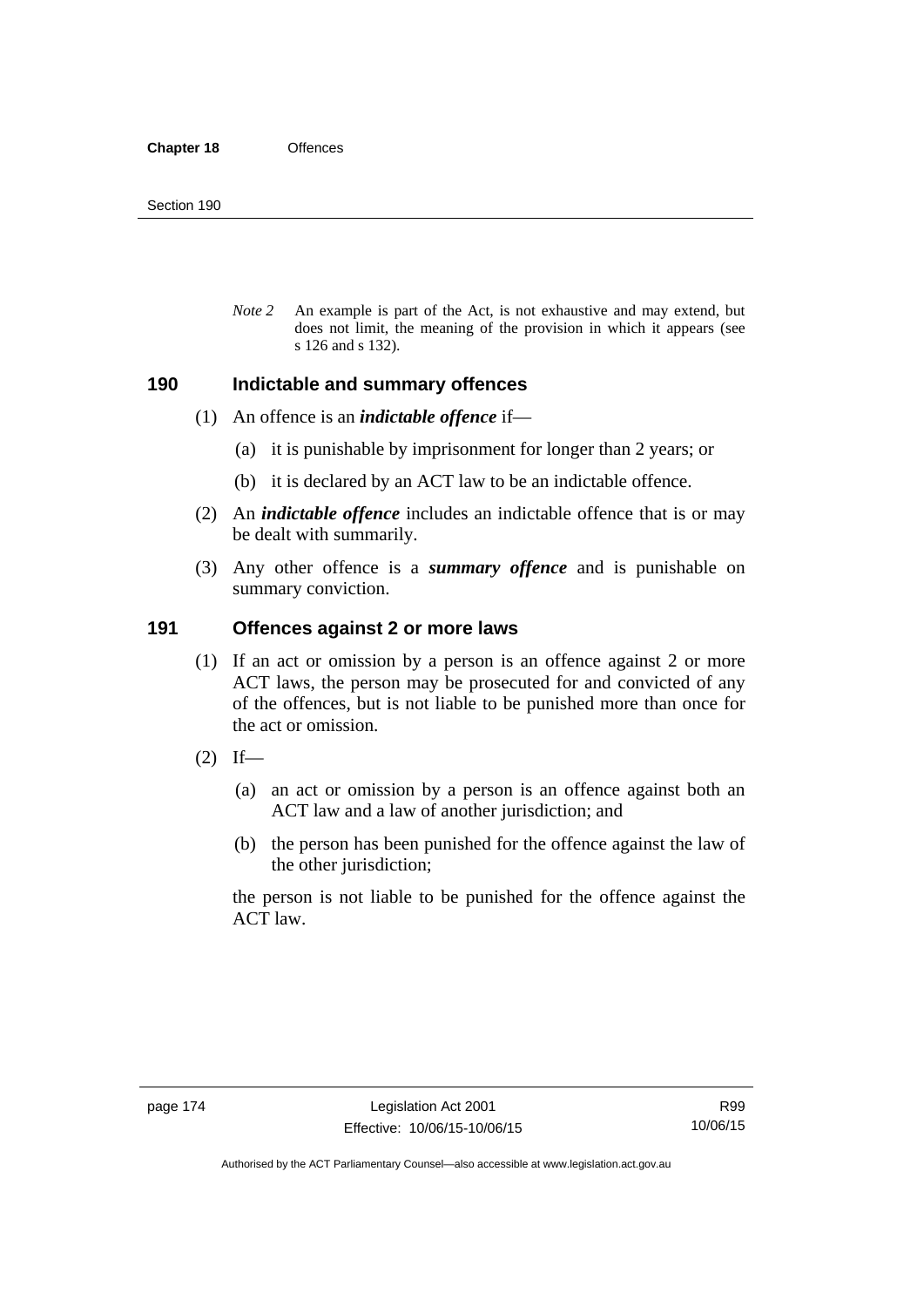*Note 2* An example is part of the Act, is not exhaustive and may extend, but does not limit, the meaning of the provision in which it appears (see s 126 and s 132).

## 190 Indictable and summary offences

(1) An offence is an ***indictable offence*** if—

(a) it is punishable by imprisonment for longer than 2 years; or

(b) it is declared by an ACT law to be an indictable offence.

(2) An ***indictable offence*** includes an indictable offence that is or may be dealt with summarily.

(3) Any other offence is a ***summary offence*** and is punishable on summary conviction.

## 191 Offences against 2 or more laws

(1) If an act or omission by a person is an offence against 2 or more ACT laws, the person may be prosecuted for and convicted of any of the offences, but is not liable to be punished more than once for the act or omission.

(2) If—

(a) an act or omission by a person is an offence against both an ACT law and a law of another jurisdiction; and

(b) the person has been punished for the offence against the law of the other jurisdiction;

the person is not liable to be punished for the offence against the ACT law.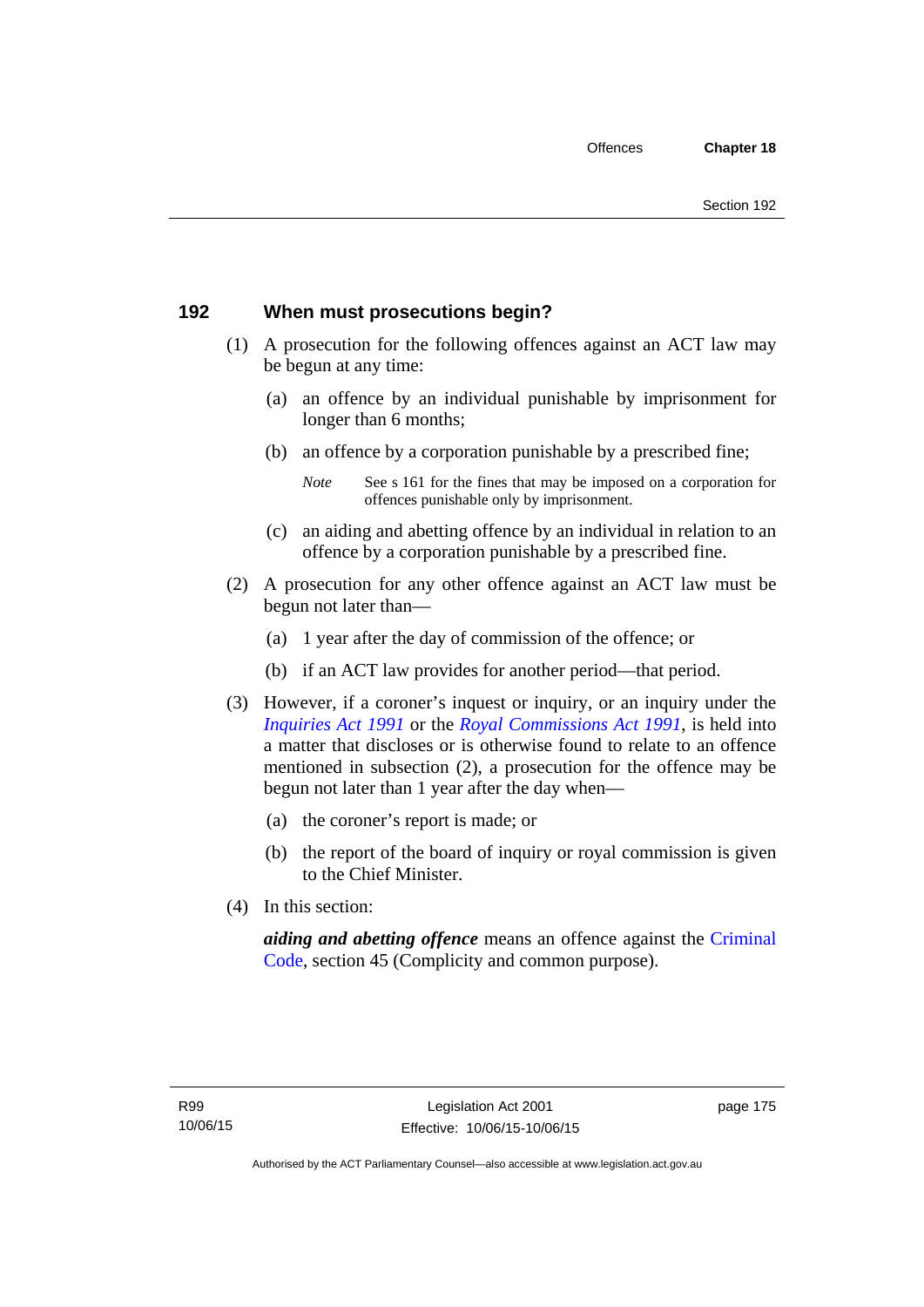## 192 When must prosecutions begin?

(1) A prosecution for the following offences against an ACT law may be begun at any time:

(a) an offence by an individual punishable by imprisonment for longer than 6 months;

(b) an offence by a corporation punishable by a prescribed fine;

*Note* See s 161 for the fines that may be imposed on a corporation for offences punishable only by imprisonment.

(c) an aiding and abetting offence by an individual in relation to an offence by a corporation punishable by a prescribed fine.

(2) A prosecution for any other offence against an ACT law must be begun not later than—

(a) 1 year after the day of commission of the offence; or

(b) if an ACT law provides for another period—that period.

(3) However, if a coroner's inquest or inquiry, or an inquiry under the *Inquiries Act 1991* or the *Royal Commissions Act 1991*, is held into a matter that discloses or is otherwise found to relate to an offence mentioned in subsection (2), a prosecution for the offence may be begun not later than 1 year after the day when—

(a) the coroner's report is made; or

(b) the report of the board of inquiry or royal commission is given to the Chief Minister.

(4) In this section:

***aiding and abetting offence*** means an offence against the Criminal Code, section 45 (Complicity and common purpose).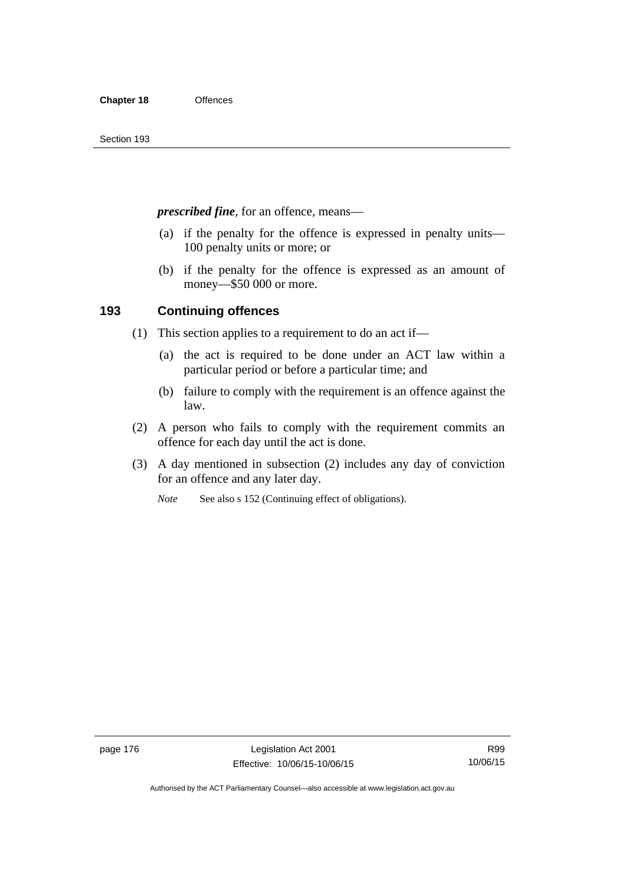***prescribed fine***, for an offence, means—

(a) if the penalty for the offence is expressed in penalty units—100 penalty units or more; or

(b) if the penalty for the offence is expressed as an amount of money—$50 000 or more.

## 193 Continuing offences

(1) This section applies to a requirement to do an act if—

(a) the act is required to be done under an ACT law within a particular period or before a particular time; and

(b) failure to comply with the requirement is an offence against the law.

(2) A person who fails to comply with the requirement commits an offence for each day until the act is done.

(3) A day mentioned in subsection (2) includes any day of conviction for an offence and any later day.

*Note* See also s 152 (Continuing effect of obligations).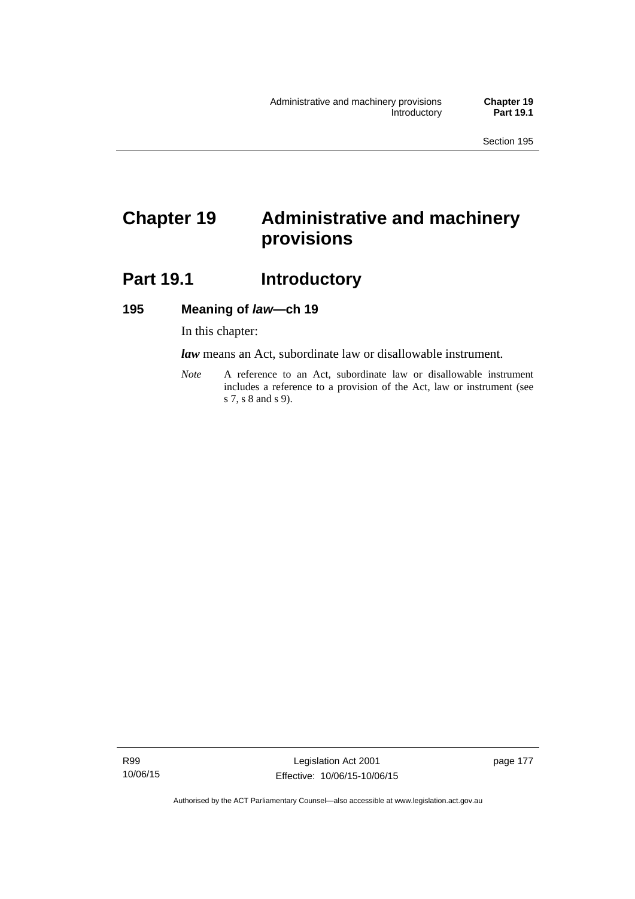# Chapter 19 Administrative and machinery provisions

## Part 19.1 Introductory

### 195 Meaning of *law*—ch 19

In this chapter:

***law*** means an Act, subordinate law or disallowable instrument.

*Note* A reference to an Act, subordinate law or disallowable instrument includes a reference to a provision of the Act, law or instrument (see s 7, s 8 and s 9).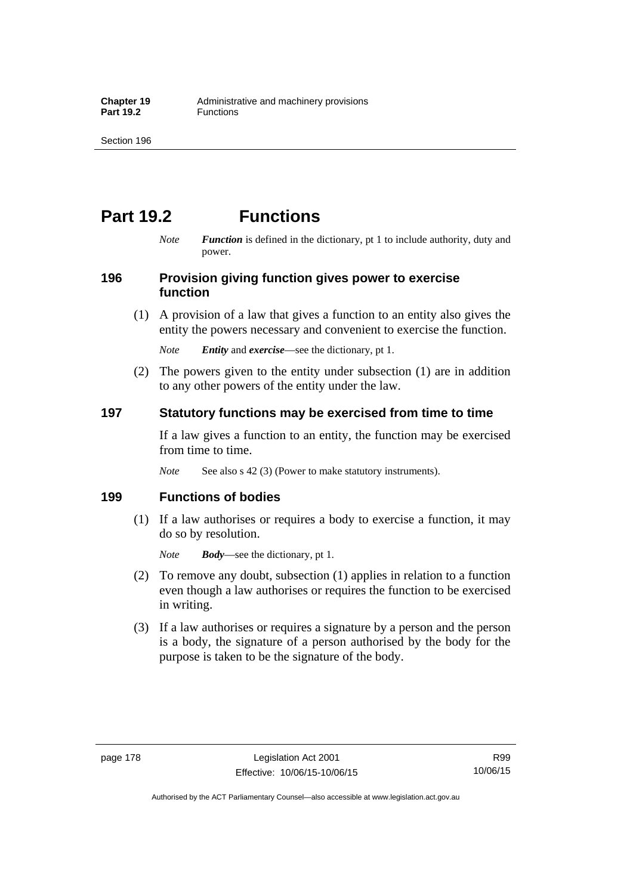# Part 19.2 Functions

*Note* ***Function*** is defined in the dictionary, pt 1 to include authority, duty and power.

## 196 Provision giving function gives power to exercise function

(1) A provision of a law that gives a function to an entity also gives the entity the powers necessary and convenient to exercise the function.

*Note* ***Entity*** and ***exercise***—see the dictionary, pt 1.

(2) The powers given to the entity under subsection (1) are in addition to any other powers of the entity under the law.

## 197 Statutory functions may be exercised from time to time

If a law gives a function to an entity, the function may be exercised from time to time.

*Note* See also s 42 (3) (Power to make statutory instruments).

## 199 Functions of bodies

(1) If a law authorises or requires a body to exercise a function, it may do so by resolution.

*Note* ***Body***—see the dictionary, pt 1.

(2) To remove any doubt, subsection (1) applies in relation to a function even though a law authorises or requires the function to be exercised in writing.

(3) If a law authorises or requires a signature by a person and the person is a body, the signature of a person authorised by the body for the purpose is taken to be the signature of the body.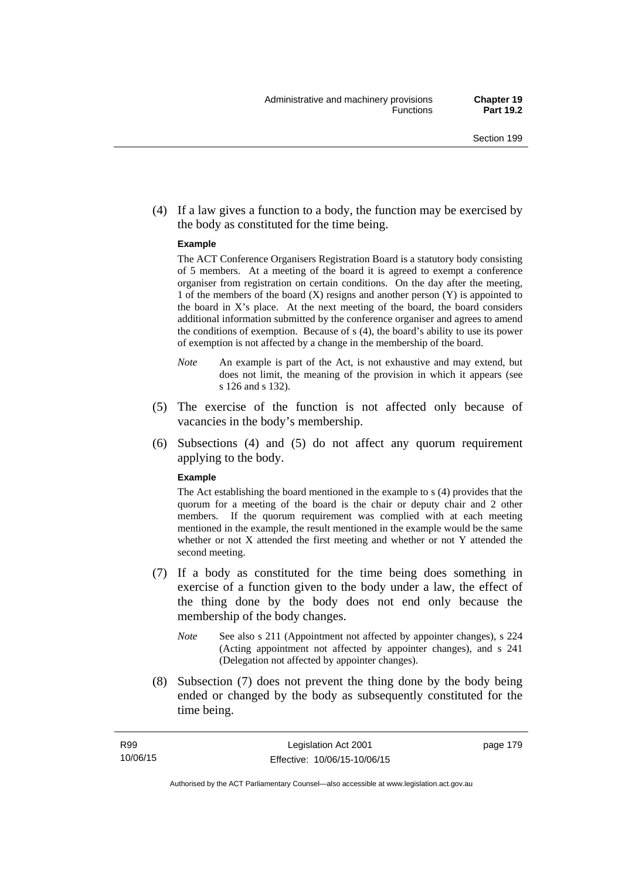(4) If a law gives a function to a body, the function may be exercised by the body as constituted for the time being.

**Example**

The ACT Conference Organisers Registration Board is a statutory body consisting of 5 members. At a meeting of the board it is agreed to exempt a conference organiser from registration on certain conditions. On the day after the meeting, 1 of the members of the board (X) resigns and another person (Y) is appointed to the board in X's place. At the next meeting of the board, the board considers additional information submitted by the conference organiser and agrees to amend the conditions of exemption. Because of s (4), the board's ability to use its power of exemption is not affected by a change in the membership of the board.

*Note* An example is part of the Act, is not exhaustive and may extend, but does not limit, the meaning of the provision in which it appears (see s 126 and s 132).

(5) The exercise of the function is not affected only because of vacancies in the body's membership.

(6) Subsections (4) and (5) do not affect any quorum requirement applying to the body.

**Example**

The Act establishing the board mentioned in the example to s (4) provides that the quorum for a meeting of the board is the chair or deputy chair and 2 other members. If the quorum requirement was complied with at each meeting mentioned in the example, the result mentioned in the example would be the same whether or not X attended the first meeting and whether or not Y attended the second meeting.

(7) If a body as constituted for the time being does something in exercise of a function given to the body under a law, the effect of the thing done by the body does not end only because the membership of the body changes.

*Note* See also s 211 (Appointment not affected by appointer changes), s 224 (Acting appointment not affected by appointer changes), and s 241 (Delegation not affected by appointer changes).

(8) Subsection (7) does not prevent the thing done by the body being ended or changed by the body as subsequently constituted for the time being.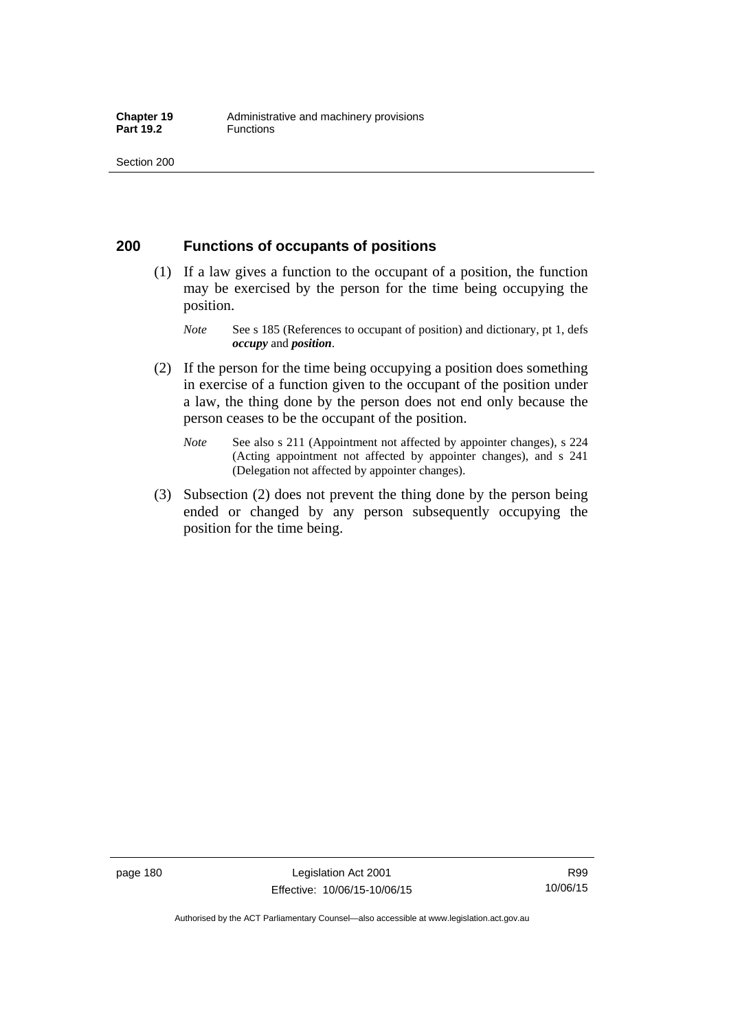## 200 Functions of occupants of positions

(1) If a law gives a function to the occupant of a position, the function may be exercised by the person for the time being occupying the position.

*Note* See s 185 (References to occupant of position) and dictionary, pt 1, defs ***occupy*** and ***position***.

(2) If the person for the time being occupying a position does something in exercise of a function given to the occupant of the position under a law, the thing done by the person does not end only because the person ceases to be the occupant of the position.

*Note* See also s 211 (Appointment not affected by appointer changes), s 224 (Acting appointment not affected by appointer changes), and s 241 (Delegation not affected by appointer changes).

(3) Subsection (2) does not prevent the thing done by the person being ended or changed by any person subsequently occupying the position for the time being.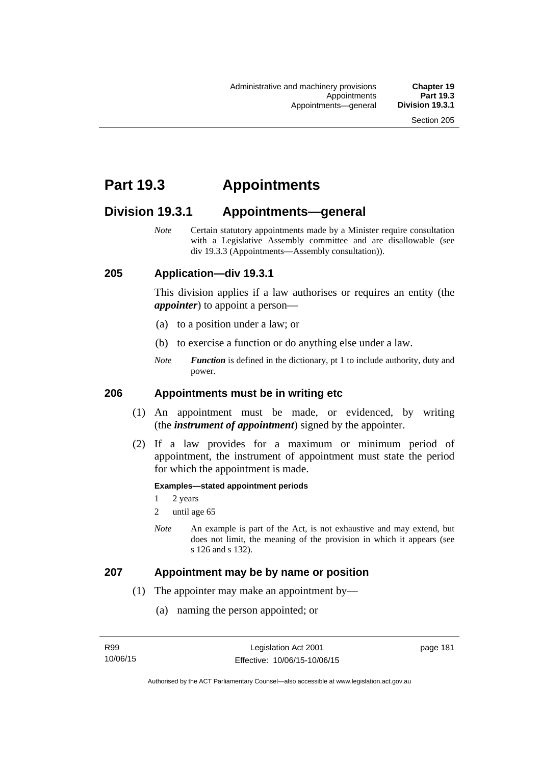# Part 19.3 Appointments

## Division 19.3.1 Appointments—general

*Note* Certain statutory appointments made by a Minister require consultation with a Legislative Assembly committee and are disallowable (see div 19.3.3 (Appointments—Assembly consultation)).

### 205 Application—div 19.3.1

This division applies if a law authorises or requires an entity (the ***appointer***) to appoint a person—

(a) to a position under a law; or

(b) to exercise a function or do anything else under a law.

*Note* ***Function*** is defined in the dictionary, pt 1 to include authority, duty and power.

### 206 Appointments must be in writing etc

(1) An appointment must be made, or evidenced, by writing (the ***instrument of appointment***) signed by the appointer.

(2) If a law provides for a maximum or minimum period of appointment, the instrument of appointment must state the period for which the appointment is made.

**Examples—stated appointment periods**

1 2 years

2 until age 65

*Note* An example is part of the Act, is not exhaustive and may extend, but does not limit, the meaning of the provision in which it appears (see s 126 and s 132).

### 207 Appointment may be by name or position

(1) The appointer may make an appointment by—

(a) naming the person appointed; or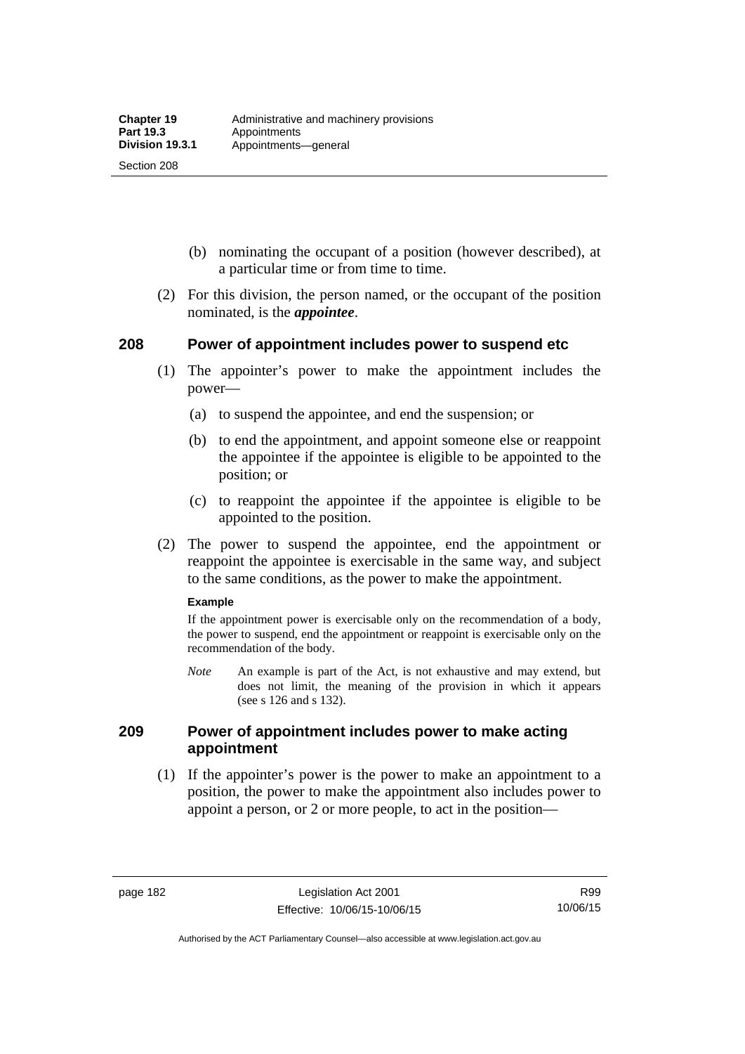(b) nominating the occupant of a position (however described), at a particular time or from time to time.

(2) For this division, the person named, or the occupant of the position nominated, is the ***appointee***.

## 208 Power of appointment includes power to suspend etc

(1) The appointer's power to make the appointment includes the power—

(a) to suspend the appointee, and end the suspension; or

(b) to end the appointment, and appoint someone else or reappoint the appointee if the appointee is eligible to be appointed to the position; or

(c) to reappoint the appointee if the appointee is eligible to be appointed to the position.

(2) The power to suspend the appointee, end the appointment or reappoint the appointee is exercisable in the same way, and subject to the same conditions, as the power to make the appointment.

**Example**

If the appointment power is exercisable only on the recommendation of a body, the power to suspend, end the appointment or reappoint is exercisable only on the recommendation of the body.

*Note* An example is part of the Act, is not exhaustive and may extend, but does not limit, the meaning of the provision in which it appears (see s 126 and s 132).

## 209 Power of appointment includes power to make acting appointment

(1) If the appointer's power is the power to make an appointment to a position, the power to make the appointment also includes power to appoint a person, or 2 or more people, to act in the position—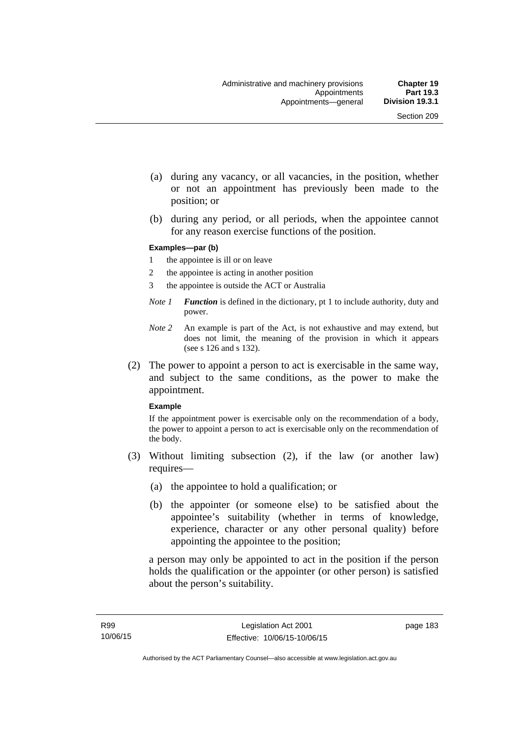(a) during any vacancy, or all vacancies, in the position, whether or not an appointment has previously been made to the position; or

(b) during any period, or all periods, when the appointee cannot for any reason exercise functions of the position.

**Examples—par (b)**

1 the appointee is ill or on leave

2 the appointee is acting in another position

3 the appointee is outside the ACT or Australia

*Note 1* ***Function*** is defined in the dictionary, pt 1 to include authority, duty and power.

*Note 2* An example is part of the Act, is not exhaustive and may extend, but does not limit, the meaning of the provision in which it appears (see s 126 and s 132).

(2) The power to appoint a person to act is exercisable in the same way, and subject to the same conditions, as the power to make the appointment.

**Example**

If the appointment power is exercisable only on the recommendation of a body, the power to appoint a person to act is exercisable only on the recommendation of the body.

(3) Without limiting subsection (2), if the law (or another law) requires—

(a) the appointee to hold a qualification; or

(b) the appointer (or someone else) to be satisfied about the appointee's suitability (whether in terms of knowledge, experience, character or any other personal quality) before appointing the appointee to the position;

a person may only be appointed to act in the position if the person holds the qualification or the appointer (or other person) is satisfied about the person's suitability.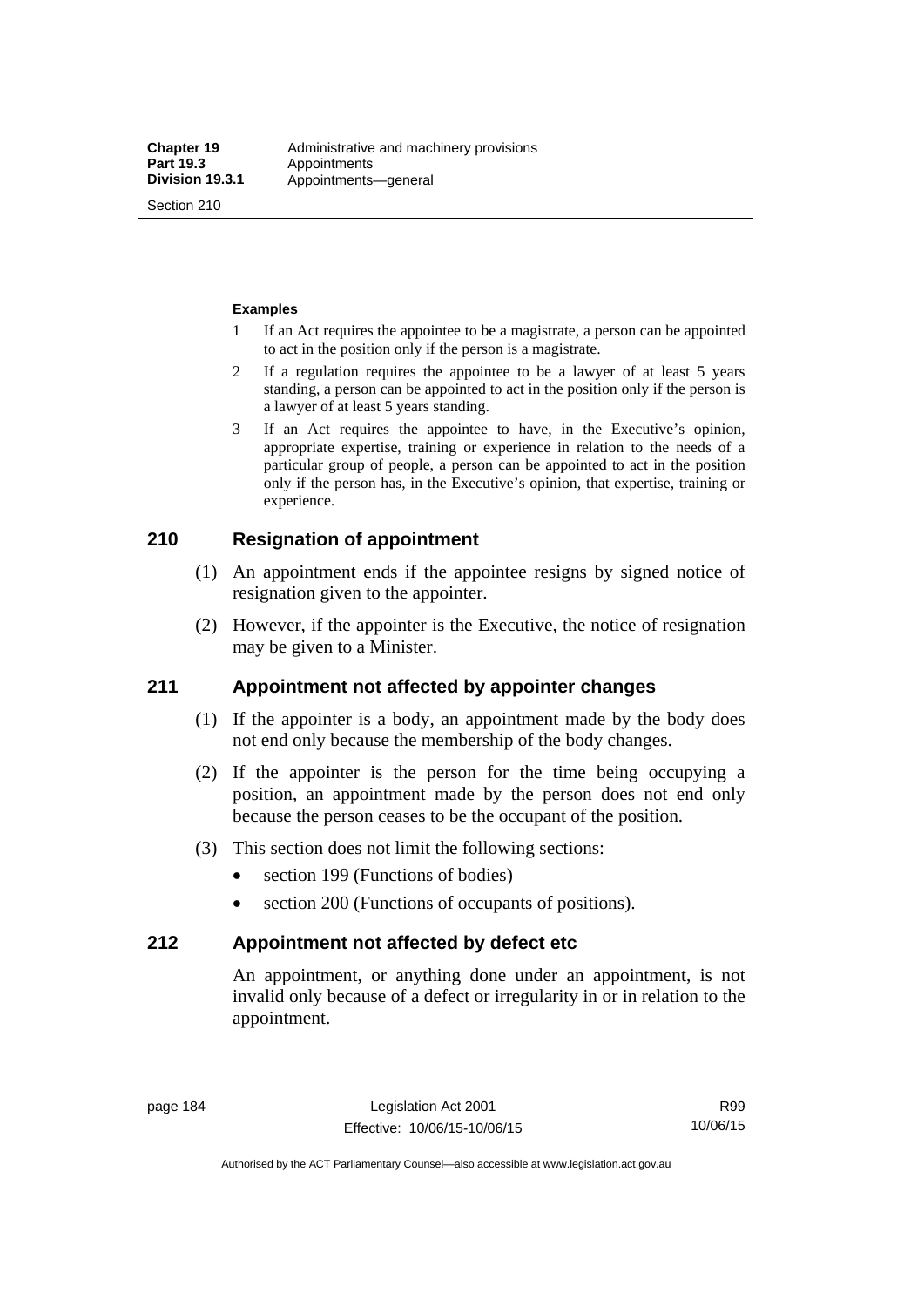**Examples**

1 If an Act requires the appointee to be a magistrate, a person can be appointed to act in the position only if the person is a magistrate.

2 If a regulation requires the appointee to be a lawyer of at least 5 years standing, a person can be appointed to act in the position only if the person is a lawyer of at least 5 years standing.

3 If an Act requires the appointee to have, in the Executive's opinion, appropriate expertise, training or experience in relation to the needs of a particular group of people, a person can be appointed to act in the position only if the person has, in the Executive's opinion, that expertise, training or experience.

## 210 Resignation of appointment

(1) An appointment ends if the appointee resigns by signed notice of resignation given to the appointer.

(2) However, if the appointer is the Executive, the notice of resignation may be given to a Minister.

## 211 Appointment not affected by appointer changes

(1) If the appointer is a body, an appointment made by the body does not end only because the membership of the body changes.

(2) If the appointer is the person for the time being occupying a position, an appointment made by the person does not end only because the person ceases to be the occupant of the position.

(3) This section does not limit the following sections:

- section 199 (Functions of bodies)
- section 200 (Functions of occupants of positions).

## 212 Appointment not affected by defect etc

An appointment, or anything done under an appointment, is not invalid only because of a defect or irregularity in or in relation to the appointment.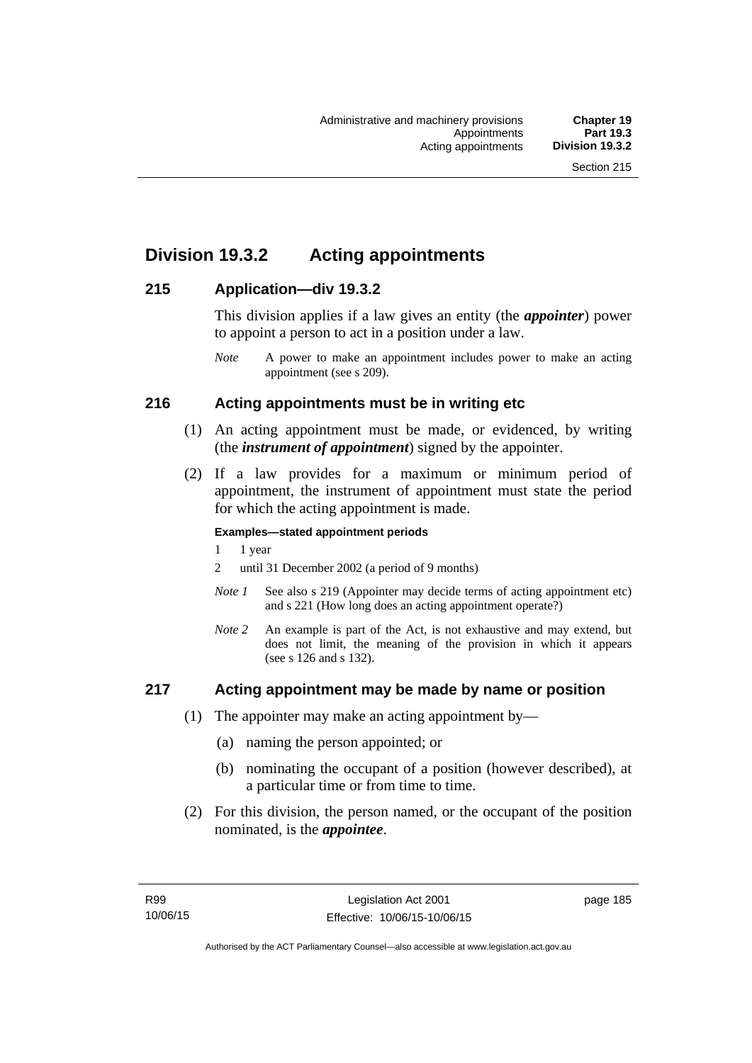## Division 19.3.2 Acting appointments

### 215 Application—div 19.3.2

This division applies if a law gives an entity (the ***appointer***) power to appoint a person to act in a position under a law.

*Note* A power to make an appointment includes power to make an acting appointment (see s 209).

### 216 Acting appointments must be in writing etc

(1) An acting appointment must be made, or evidenced, by writing (the ***instrument of appointment***) signed by the appointer.

(2) If a law provides for a maximum or minimum period of appointment, the instrument of appointment must state the period for which the acting appointment is made.

**Examples—stated appointment periods**

1 1 year

2 until 31 December 2002 (a period of 9 months)

*Note 1* See also s 219 (Appointer may decide terms of acting appointment etc) and s 221 (How long does an acting appointment operate?)

*Note 2* An example is part of the Act, is not exhaustive and may extend, but does not limit, the meaning of the provision in which it appears (see s 126 and s 132).

### 217 Acting appointment may be made by name or position

(1) The appointer may make an acting appointment by—

(a) naming the person appointed; or

(b) nominating the occupant of a position (however described), at a particular time or from time to time.

(2) For this division, the person named, or the occupant of the position nominated, is the ***appointee***.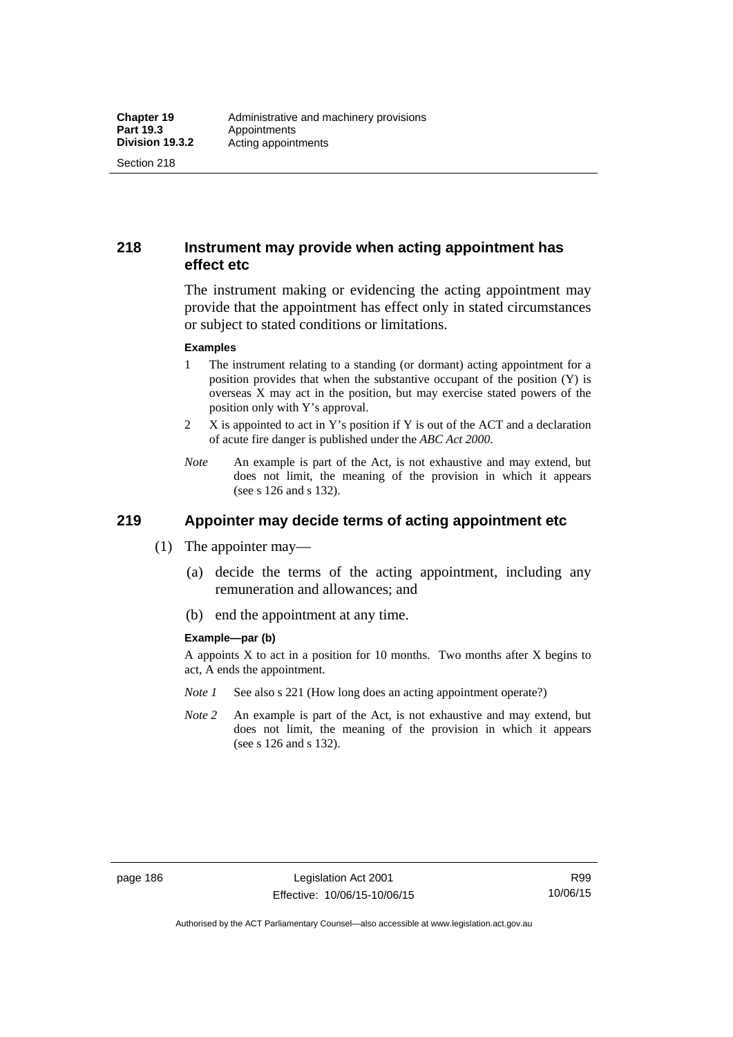## 218 Instrument may provide when acting appointment has effect etc

The instrument making or evidencing the acting appointment may provide that the appointment has effect only in stated circumstances or subject to stated conditions or limitations.

**Examples**

1. The instrument relating to a standing (or dormant) acting appointment for a position provides that when the substantive occupant of the position (Y) is overseas X may act in the position, but may exercise stated powers of the position only with Y's approval.
2. X is appointed to act in Y's position if Y is out of the ACT and a declaration of acute fire danger is published under the *ABC Act 2000*.

*Note* An example is part of the Act, is not exhaustive and may extend, but does not limit, the meaning of the provision in which it appears (see s 126 and s 132).

## 219 Appointer may decide terms of acting appointment etc

(1) The appointer may—

(a) decide the terms of the acting appointment, including any remuneration and allowances; and

(b) end the appointment at any time.

**Example—par (b)**

A appoints X to act in a position for 10 months. Two months after X begins to act, A ends the appointment.

*Note 1* See also s 221 (How long does an acting appointment operate?)

*Note 2* An example is part of the Act, is not exhaustive and may extend, but does not limit, the meaning of the provision in which it appears (see s 126 and s 132).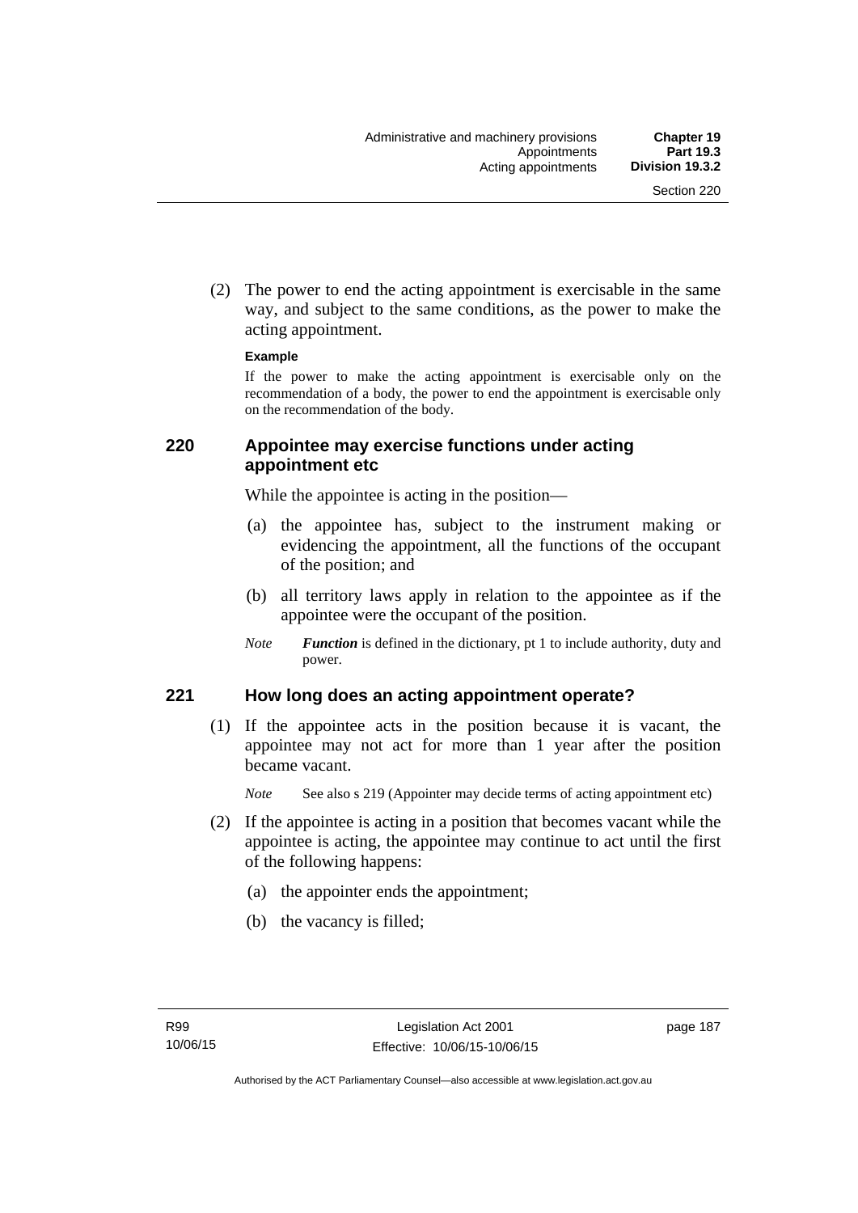(2) The power to end the acting appointment is exercisable in the same way, and subject to the same conditions, as the power to make the acting appointment.

**Example**

If the power to make the acting appointment is exercisable only on the recommendation of a body, the power to end the appointment is exercisable only on the recommendation of the body.

## 220 Appointee may exercise functions under acting appointment etc

While the appointee is acting in the position—

(a) the appointee has, subject to the instrument making or evidencing the appointment, all the functions of the occupant of the position; and

(b) all territory laws apply in relation to the appointee as if the appointee were the occupant of the position.

*Note* ***Function*** is defined in the dictionary, pt 1 to include authority, duty and power.

## 221 How long does an acting appointment operate?

(1) If the appointee acts in the position because it is vacant, the appointee may not act for more than 1 year after the position became vacant.

*Note* See also s 219 (Appointer may decide terms of acting appointment etc)

(2) If the appointee is acting in a position that becomes vacant while the appointee is acting, the appointee may continue to act until the first of the following happens:

(a) the appointer ends the appointment;

(b) the vacancy is filled;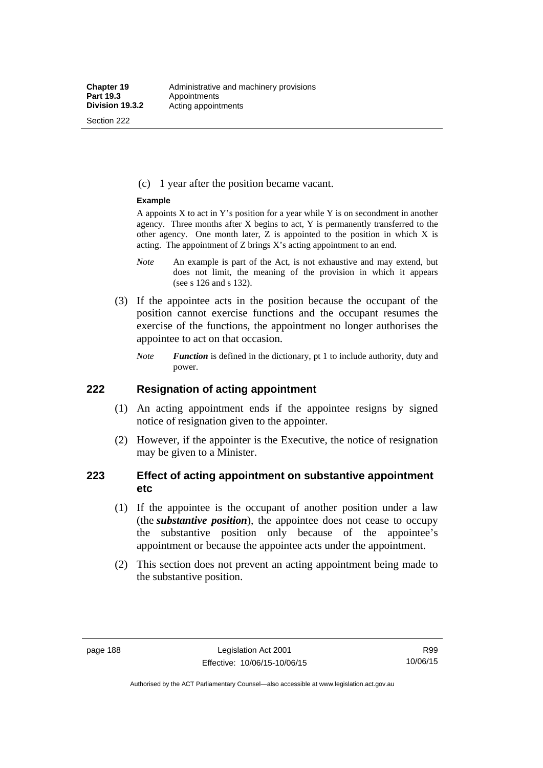(c) 1 year after the position became vacant.

**Example**

A appoints X to act in Y's position for a year while Y is on secondment in another agency. Three months after X begins to act, Y is permanently transferred to the other agency. One month later, Z is appointed to the position in which X is acting. The appointment of Z brings X's acting appointment to an end.

*Note* An example is part of the Act, is not exhaustive and may extend, but does not limit, the meaning of the provision in which it appears (see s 126 and s 132).

(3) If the appointee acts in the position because the occupant of the position cannot exercise functions and the occupant resumes the exercise of the functions, the appointment no longer authorises the appointee to act on that occasion.

*Note* ***Function*** is defined in the dictionary, pt 1 to include authority, duty and power.

## 222 Resignation of acting appointment

(1) An acting appointment ends if the appointee resigns by signed notice of resignation given to the appointer.

(2) However, if the appointer is the Executive, the notice of resignation may be given to a Minister.

## 223 Effect of acting appointment on substantive appointment etc

(1) If the appointee is the occupant of another position under a law (the ***substantive position***), the appointee does not cease to occupy the substantive position only because of the appointee's appointment or because the appointee acts under the appointment.

(2) This section does not prevent an acting appointment being made to the substantive position.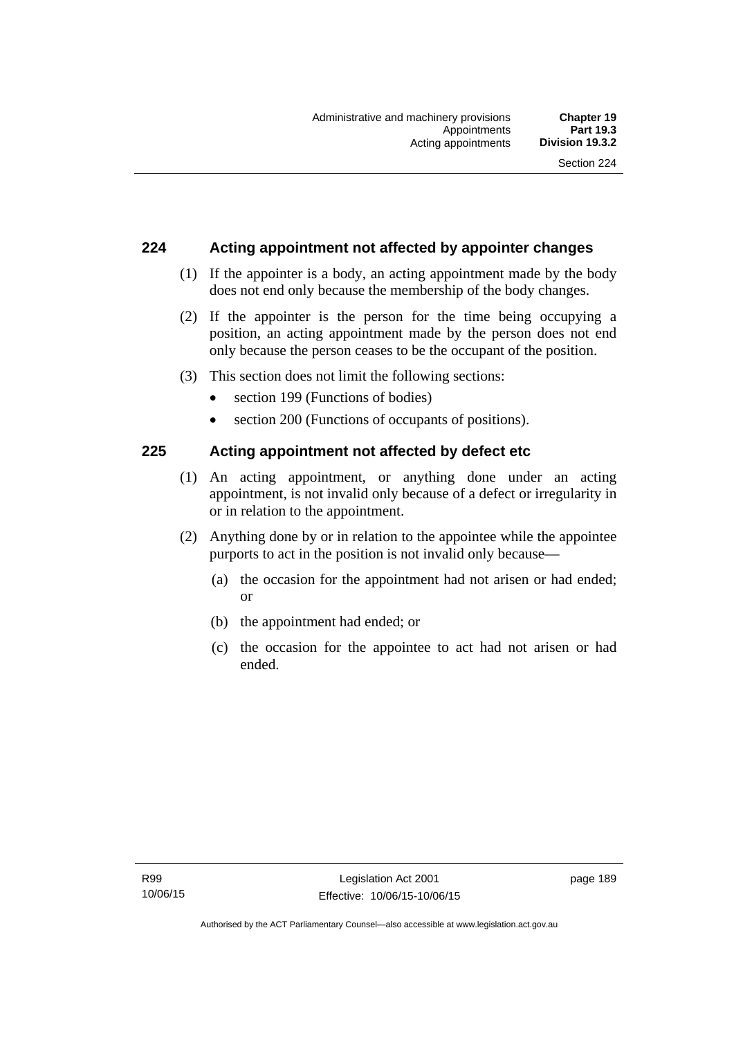## 224 Acting appointment not affected by appointer changes

(1) If the appointer is a body, an acting appointment made by the body does not end only because the membership of the body changes.

(2) If the appointer is the person for the time being occupying a position, an acting appointment made by the person does not end only because the person ceases to be the occupant of the position.

(3) This section does not limit the following sections:

- section 199 (Functions of bodies)
- section 200 (Functions of occupants of positions).

## 225 Acting appointment not affected by defect etc

(1) An acting appointment, or anything done under an acting appointment, is not invalid only because of a defect or irregularity in or in relation to the appointment.

(2) Anything done by or in relation to the appointee while the appointee purports to act in the position is not invalid only because—

(a) the occasion for the appointment had not arisen or had ended; or

(b) the appointment had ended; or

(c) the occasion for the appointee to act had not arisen or had ended.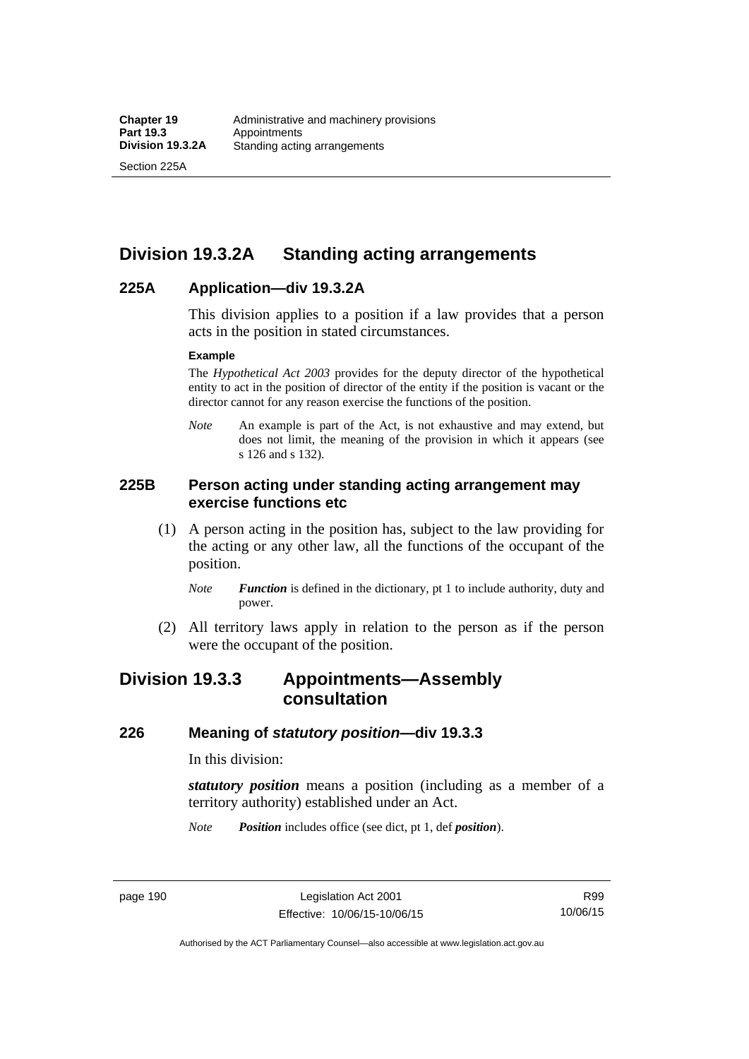## Division 19.3.2A Standing acting arrangements

### 225A Application—div 19.3.2A

This division applies to a position if a law provides that a person acts in the position in stated circumstances.

**Example**

The *Hypothetical Act 2003* provides for the deputy director of the hypothetical entity to act in the position of director of the entity if the position is vacant or the director cannot for any reason exercise the functions of the position.

*Note* An example is part of the Act, is not exhaustive and may extend, but does not limit, the meaning of the provision in which it appears (see s 126 and s 132).

### 225B Person acting under standing acting arrangement may exercise functions etc

(1) A person acting in the position has, subject to the law providing for the acting or any other law, all the functions of the occupant of the position.

*Note* ***Function*** is defined in the dictionary, pt 1 to include authority, duty and power.

(2) All territory laws apply in relation to the person as if the person were the occupant of the position.

## Division 19.3.3 Appointments—Assembly consultation

### 226 Meaning of *statutory position*—div 19.3.3

In this division:

***statutory position*** means a position (including as a member of a territory authority) established under an Act.

*Note* ***Position*** includes office (see dict, pt 1, def ***position***).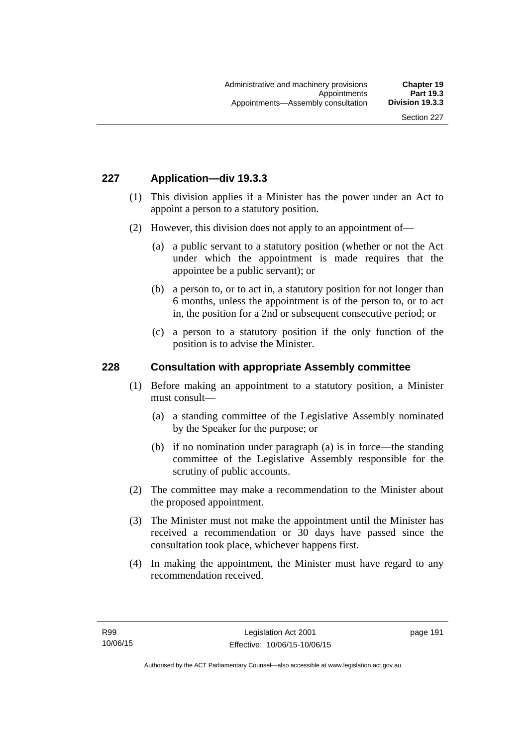## 227 Application—div 19.3.3

(1) This division applies if a Minister has the power under an Act to appoint a person to a statutory position.

(2) However, this division does not apply to an appointment of—

(a) a public servant to a statutory position (whether or not the Act under which the appointment is made requires that the appointee be a public servant); or

(b) a person to, or to act in, a statutory position for not longer than 6 months, unless the appointment is of the person to, or to act in, the position for a 2nd or subsequent consecutive period; or

(c) a person to a statutory position if the only function of the position is to advise the Minister.

## 228 Consultation with appropriate Assembly committee

(1) Before making an appointment to a statutory position, a Minister must consult—

(a) a standing committee of the Legislative Assembly nominated by the Speaker for the purpose; or

(b) if no nomination under paragraph (a) is in force—the standing committee of the Legislative Assembly responsible for the scrutiny of public accounts.

(2) The committee may make a recommendation to the Minister about the proposed appointment.

(3) The Minister must not make the appointment until the Minister has received a recommendation or 30 days have passed since the consultation took place, whichever happens first.

(4) In making the appointment, the Minister must have regard to any recommendation received.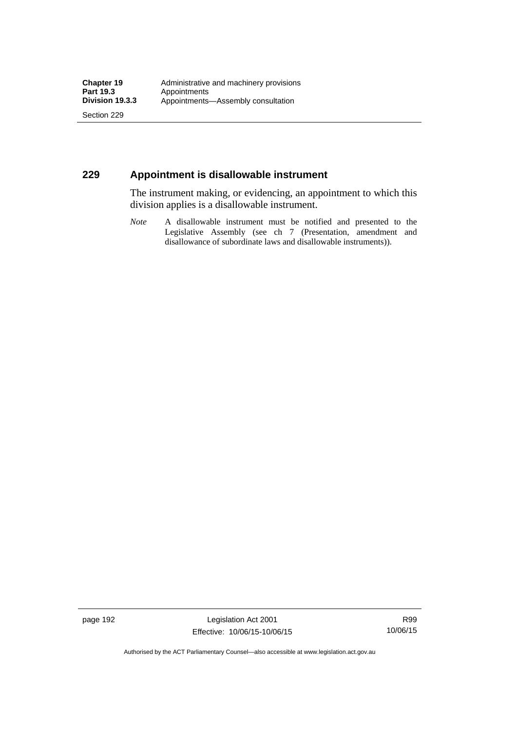## 229 Appointment is disallowable instrument

The instrument making, or evidencing, an appointment to which this division applies is a disallowable instrument.

*Note* A disallowable instrument must be notified and presented to the Legislative Assembly (see ch 7 (Presentation, amendment and disallowance of subordinate laws and disallowable instruments)).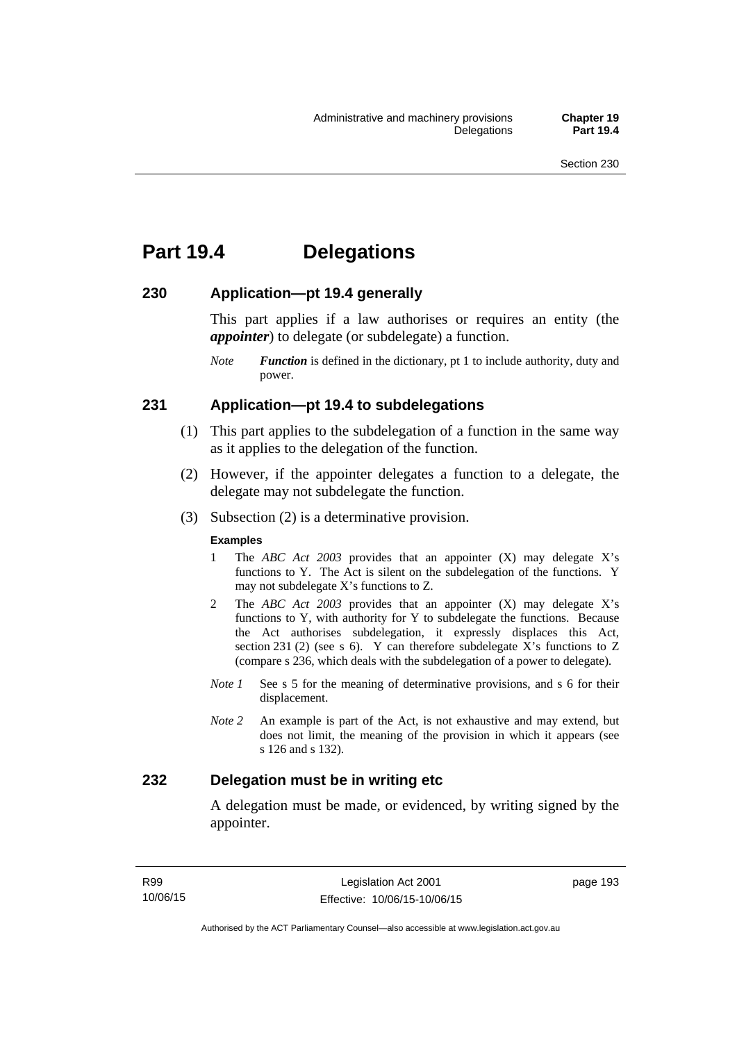# Part 19.4 Delegations

## 230 Application—pt 19.4 generally

This part applies if a law authorises or requires an entity (the ***appointer***) to delegate (or subdelegate) a function.

*Note* ***Function*** is defined in the dictionary, pt 1 to include authority, duty and power.

## 231 Application—pt 19.4 to subdelegations

(1) This part applies to the subdelegation of a function in the same way as it applies to the delegation of the function.

(2) However, if the appointer delegates a function to a delegate, the delegate may not subdelegate the function.

(3) Subsection (2) is a determinative provision.

**Examples**

1 The *ABC Act 2003* provides that an appointer (X) may delegate X's functions to Y. The Act is silent on the subdelegation of the functions. Y may not subdelegate X's functions to Z.

2 The *ABC Act 2003* provides that an appointer (X) may delegate X's functions to Y, with authority for Y to subdelegate the functions. Because the Act authorises subdelegation, it expressly displaces this Act, section 231 (2) (see s 6). Y can therefore subdelegate X's functions to Z (compare s 236, which deals with the subdelegation of a power to delegate).

*Note 1* See s 5 for the meaning of determinative provisions, and s 6 for their displacement.

*Note 2* An example is part of the Act, is not exhaustive and may extend, but does not limit, the meaning of the provision in which it appears (see s 126 and s 132).

## 232 Delegation must be in writing etc

A delegation must be made, or evidenced, by writing signed by the appointer.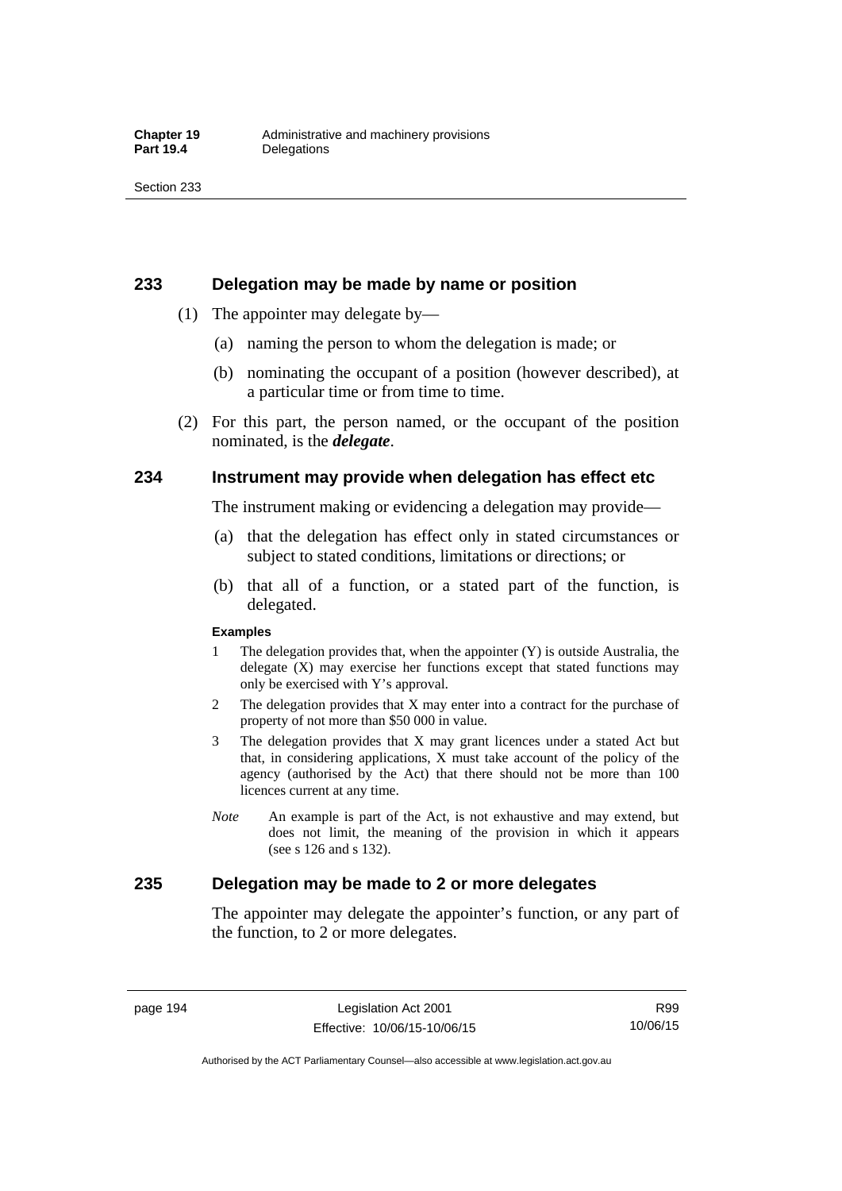## 233 Delegation may be made by name or position

(1) The appointer may delegate by—

(a) naming the person to whom the delegation is made; or

(b) nominating the occupant of a position (however described), at a particular time or from time to time.

(2) For this part, the person named, or the occupant of the position nominated, is the ***delegate***.

## 234 Instrument may provide when delegation has effect etc

The instrument making or evidencing a delegation may provide—

(a) that the delegation has effect only in stated circumstances or subject to stated conditions, limitations or directions; or

(b) that all of a function, or a stated part of the function, is delegated.

**Examples**

1 The delegation provides that, when the appointer (Y) is outside Australia, the delegate (X) may exercise her functions except that stated functions may only be exercised with Y's approval.

2 The delegation provides that X may enter into a contract for the purchase of property of not more than $50 000 in value.

3 The delegation provides that X may grant licences under a stated Act but that, in considering applications, X must take account of the policy of the agency (authorised by the Act) that there should not be more than 100 licences current at any time.

*Note* An example is part of the Act, is not exhaustive and may extend, but does not limit, the meaning of the provision in which it appears (see s 126 and s 132).

## 235 Delegation may be made to 2 or more delegates

The appointer may delegate the appointer's function, or any part of the function, to 2 or more delegates.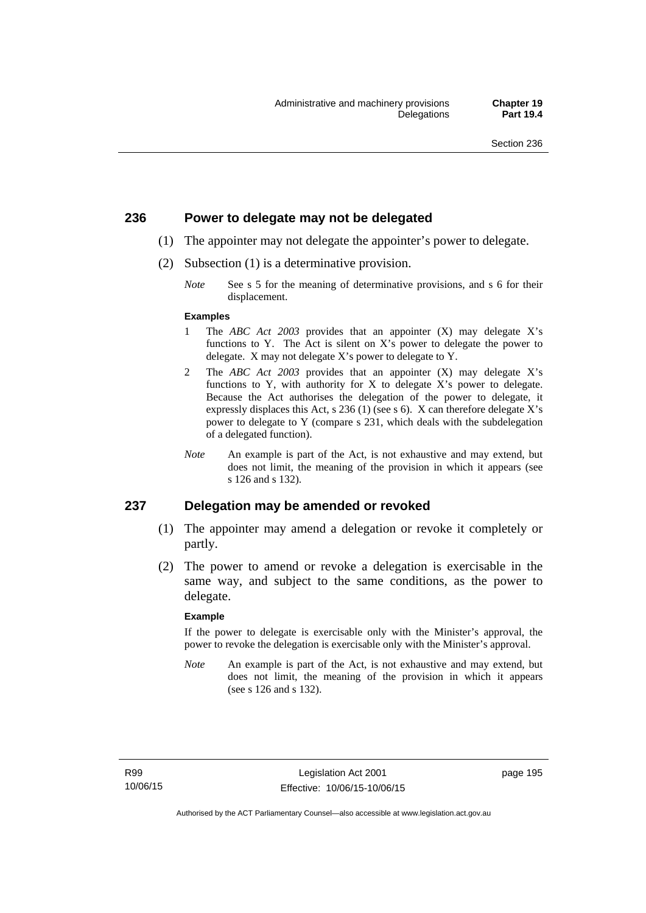## 236 Power to delegate may not be delegated

(1) The appointer may not delegate the appointer's power to delegate.

(2) Subsection (1) is a determinative provision.

*Note* See s 5 for the meaning of determinative provisions, and s 6 for their displacement.

**Examples**

1 The *ABC Act 2003* provides that an appointer (X) may delegate X's functions to Y. The Act is silent on X's power to delegate the power to delegate. X may not delegate X's power to delegate to Y.

2 The *ABC Act 2003* provides that an appointer (X) may delegate X's functions to Y, with authority for X to delegate X's power to delegate. Because the Act authorises the delegation of the power to delegate, it expressly displaces this Act, s 236 (1) (see s 6). X can therefore delegate X's power to delegate to Y (compare s 231, which deals with the subdelegation of a delegated function).

*Note* An example is part of the Act, is not exhaustive and may extend, but does not limit, the meaning of the provision in which it appears (see s 126 and s 132).

## 237 Delegation may be amended or revoked

(1) The appointer may amend a delegation or revoke it completely or partly.

(2) The power to amend or revoke a delegation is exercisable in the same way, and subject to the same conditions, as the power to delegate.

**Example**

If the power to delegate is exercisable only with the Minister's approval, the power to revoke the delegation is exercisable only with the Minister's approval.

*Note* An example is part of the Act, is not exhaustive and may extend, but does not limit, the meaning of the provision in which it appears (see s 126 and s 132).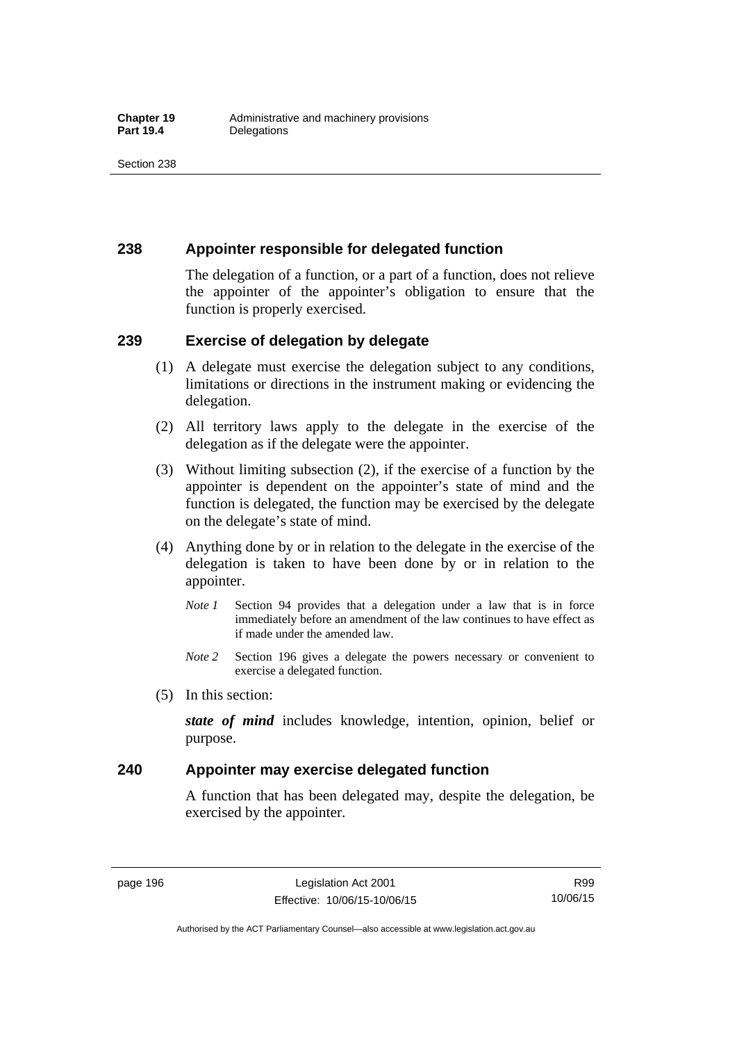## 238 Appointer responsible for delegated function

The delegation of a function, or a part of a function, does not relieve the appointer of the appointer's obligation to ensure that the function is properly exercised.

## 239 Exercise of delegation by delegate

(1) A delegate must exercise the delegation subject to any conditions, limitations or directions in the instrument making or evidencing the delegation.

(2) All territory laws apply to the delegate in the exercise of the delegation as if the delegate were the appointer.

(3) Without limiting subsection (2), if the exercise of a function by the appointer is dependent on the appointer's state of mind and the function is delegated, the function may be exercised by the delegate on the delegate's state of mind.

(4) Anything done by or in relation to the delegate in the exercise of the delegation is taken to have been done by or in relation to the appointer.

*Note 1* Section 94 provides that a delegation under a law that is in force immediately before an amendment of the law continues to have effect as if made under the amended law.

*Note 2* Section 196 gives a delegate the powers necessary or convenient to exercise a delegated function.

(5) In this section:

***state of mind*** includes knowledge, intention, opinion, belief or purpose.

## 240 Appointer may exercise delegated function

A function that has been delegated may, despite the delegation, be exercised by the appointer.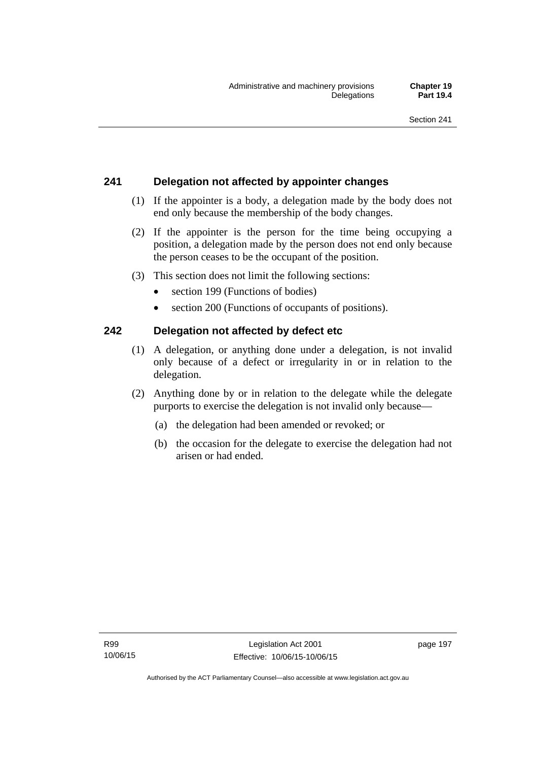## 241 Delegation not affected by appointer changes

(1) If the appointer is a body, a delegation made by the body does not end only because the membership of the body changes.

(2) If the appointer is the person for the time being occupying a position, a delegation made by the person does not end only because the person ceases to be the occupant of the position.

(3) This section does not limit the following sections:

- section 199 (Functions of bodies)
- section 200 (Functions of occupants of positions).

## 242 Delegation not affected by defect etc

(1) A delegation, or anything done under a delegation, is not invalid only because of a defect or irregularity in or in relation to the delegation.

(2) Anything done by or in relation to the delegate while the delegate purports to exercise the delegation is not invalid only because—

(a) the delegation had been amended or revoked; or

(b) the occasion for the delegate to exercise the delegation had not arisen or had ended.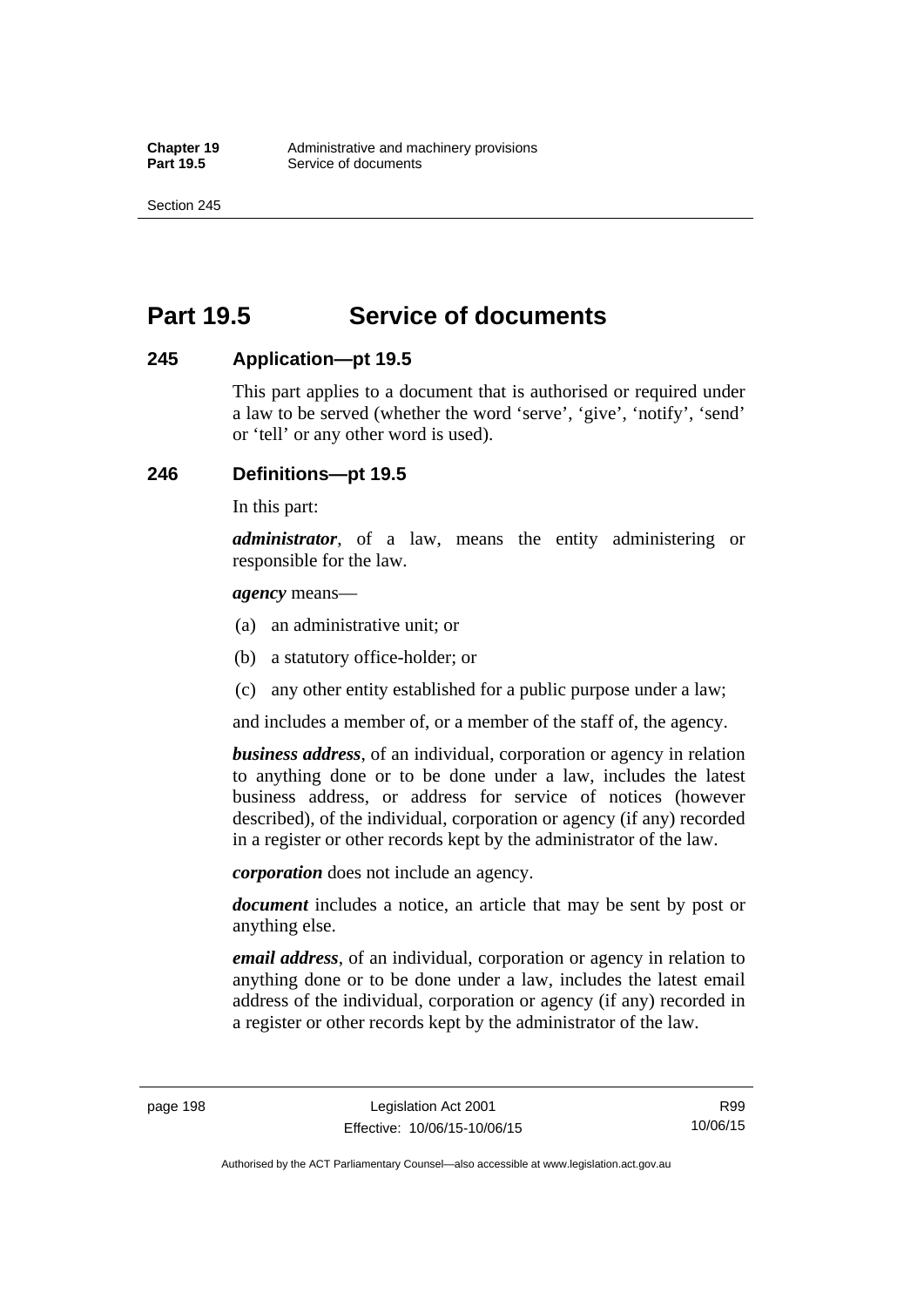# Part 19.5 Service of documents

## 245 Application—pt 19.5

This part applies to a document that is authorised or required under a law to be served (whether the word 'serve', 'give', 'notify', 'send' or 'tell' or any other word is used).

## 246 Definitions—pt 19.5

In this part:

***administrator***, of a law, means the entity administering or responsible for the law.

***agency*** means—

(a) an administrative unit; or

(b) a statutory office-holder; or

(c) any other entity established for a public purpose under a law;

and includes a member of, or a member of the staff of, the agency.

***business address***, of an individual, corporation or agency in relation to anything done or to be done under a law, includes the latest business address, or address for service of notices (however described), of the individual, corporation or agency (if any) recorded in a register or other records kept by the administrator of the law.

***corporation*** does not include an agency.

***document*** includes a notice, an article that may be sent by post or anything else.

***email address***, of an individual, corporation or agency in relation to anything done or to be done under a law, includes the latest email address of the individual, corporation or agency (if any) recorded in a register or other records kept by the administrator of the law.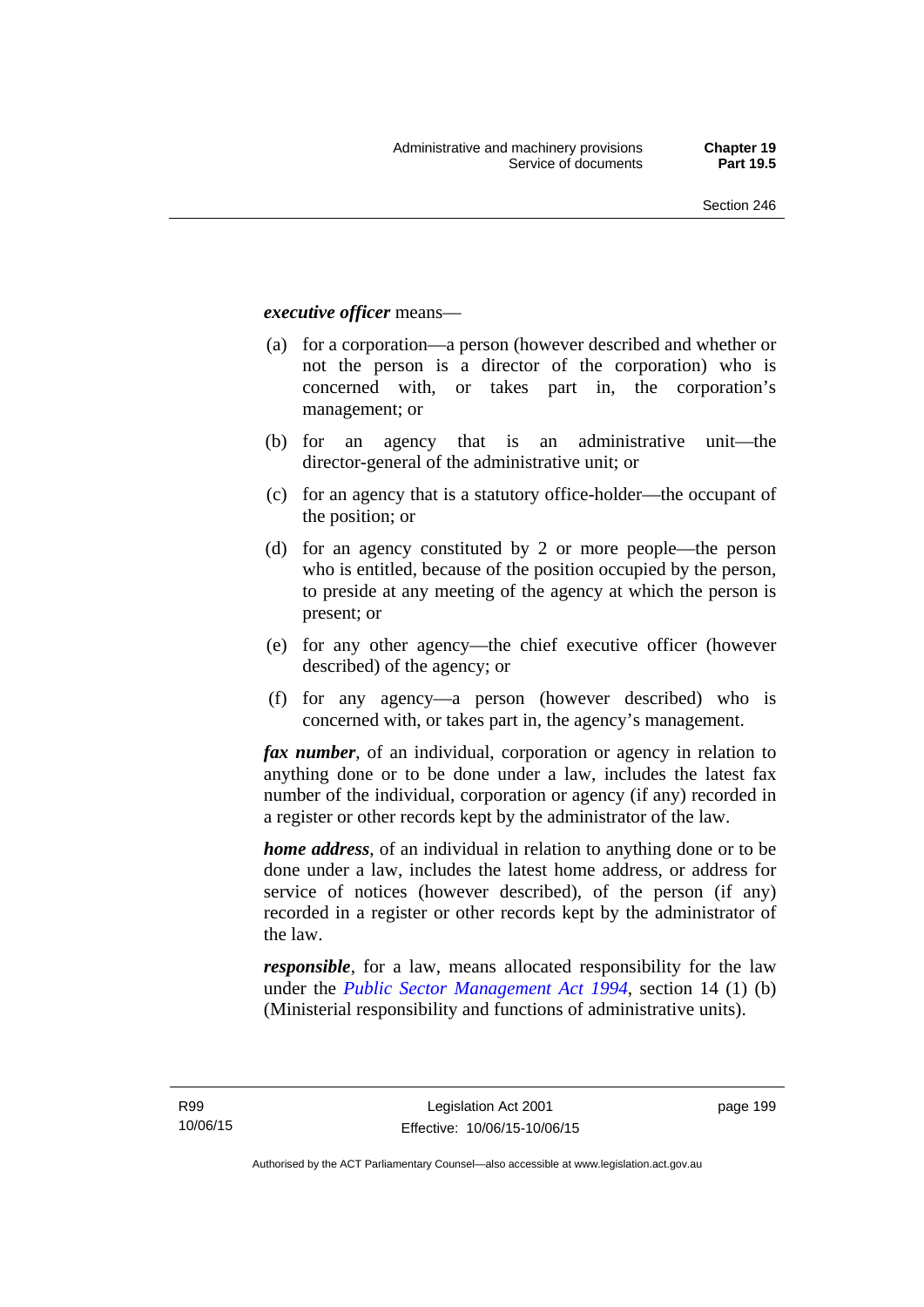***executive officer*** means—

(a) for a corporation—a person (however described and whether or not the person is a director of the corporation) who is concerned with, or takes part in, the corporation's management; or

(b) for an agency that is an administrative unit—the director-general of the administrative unit; or

(c) for an agency that is a statutory office-holder—the occupant of the position; or

(d) for an agency constituted by 2 or more people—the person who is entitled, because of the position occupied by the person, to preside at any meeting of the agency at which the person is present; or

(e) for any other agency—the chief executive officer (however described) of the agency; or

(f) for any agency—a person (however described) who is concerned with, or takes part in, the agency's management.

***fax number***, of an individual, corporation or agency in relation to anything done or to be done under a law, includes the latest fax number of the individual, corporation or agency (if any) recorded in a register or other records kept by the administrator of the law.

***home address***, of an individual in relation to anything done or to be done under a law, includes the latest home address, or address for service of notices (however described), of the person (if any) recorded in a register or other records kept by the administrator of the law.

***responsible***, for a law, means allocated responsibility for the law under the *Public Sector Management Act 1994*, section 14 (1) (b) (Ministerial responsibility and functions of administrative units).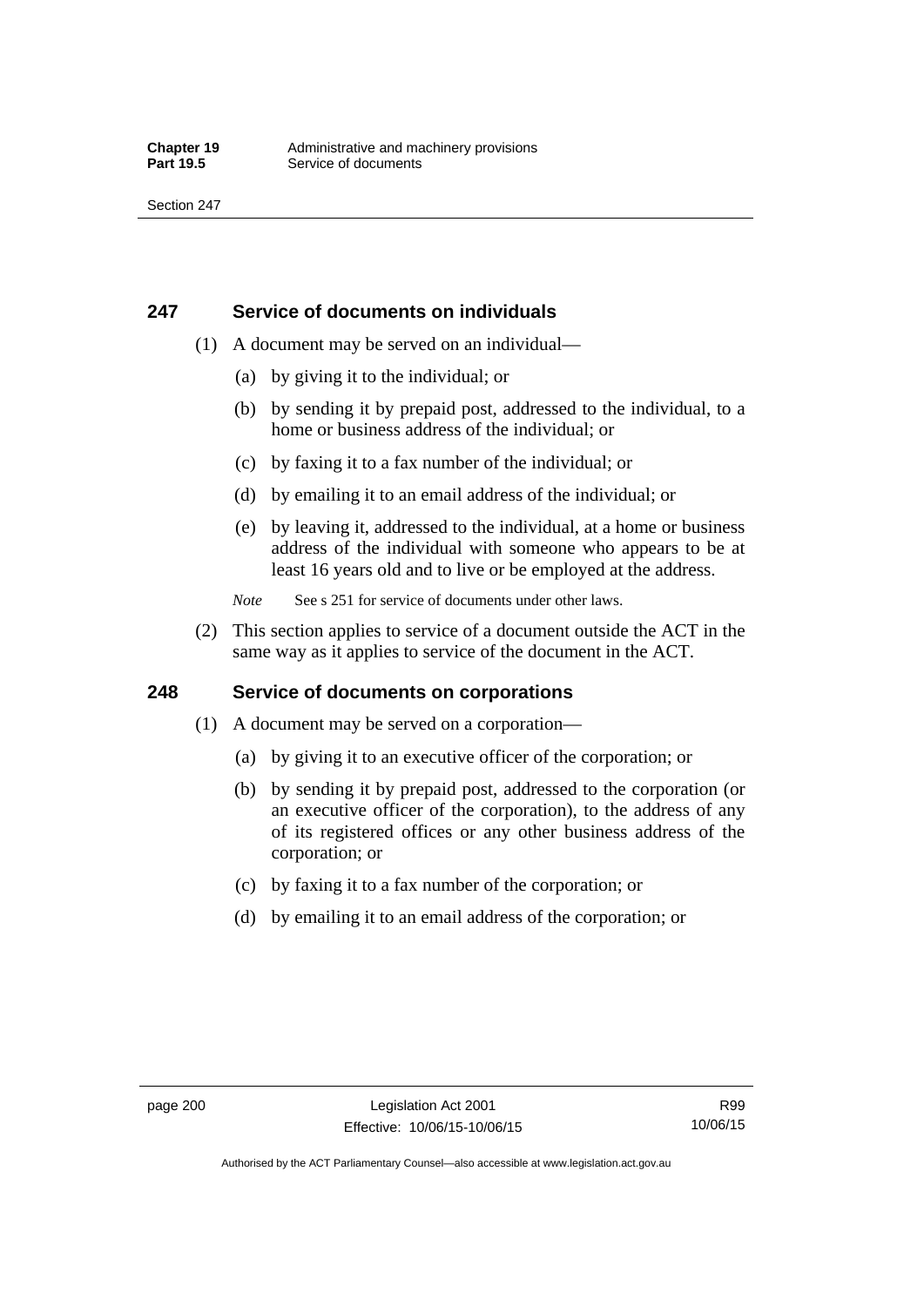## 247 Service of documents on individuals

(1) A document may be served on an individual—

(a) by giving it to the individual; or

(b) by sending it by prepaid post, addressed to the individual, to a home or business address of the individual; or

(c) by faxing it to a fax number of the individual; or

(d) by emailing it to an email address of the individual; or

(e) by leaving it, addressed to the individual, at a home or business address of the individual with someone who appears to be at least 16 years old and to live or be employed at the address.

*Note* See s 251 for service of documents under other laws.

(2) This section applies to service of a document outside the ACT in the same way as it applies to service of the document in the ACT.

## 248 Service of documents on corporations

(1) A document may be served on a corporation—

(a) by giving it to an executive officer of the corporation; or

(b) by sending it by prepaid post, addressed to the corporation (or an executive officer of the corporation), to the address of any of its registered offices or any other business address of the corporation; or

(c) by faxing it to a fax number of the corporation; or

(d) by emailing it to an email address of the corporation; or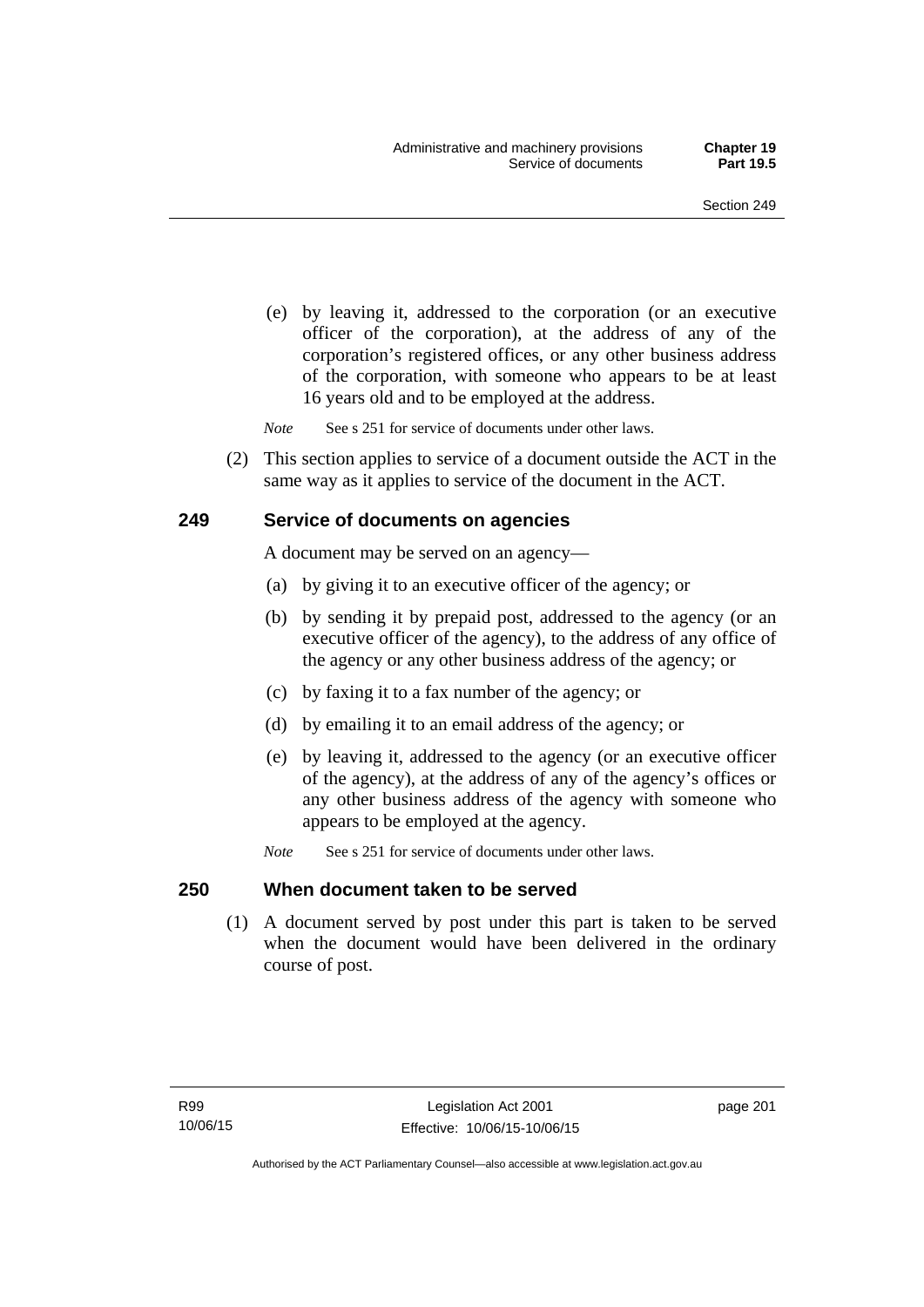(e) by leaving it, addressed to the corporation (or an executive officer of the corporation), at the address of any of the corporation's registered offices, or any other business address of the corporation, with someone who appears to be at least 16 years old and to be employed at the address.

*Note* See s 251 for service of documents under other laws.

(2) This section applies to service of a document outside the ACT in the same way as it applies to service of the document in the ACT.

## 249 Service of documents on agencies

A document may be served on an agency—

(a) by giving it to an executive officer of the agency; or

(b) by sending it by prepaid post, addressed to the agency (or an executive officer of the agency), to the address of any office of the agency or any other business address of the agency; or

(c) by faxing it to a fax number of the agency; or

(d) by emailing it to an email address of the agency; or

(e) by leaving it, addressed to the agency (or an executive officer of the agency), at the address of any of the agency's offices or any other business address of the agency with someone who appears to be employed at the agency.

*Note* See s 251 for service of documents under other laws.

## 250 When document taken to be served

(1) A document served by post under this part is taken to be served when the document would have been delivered in the ordinary course of post.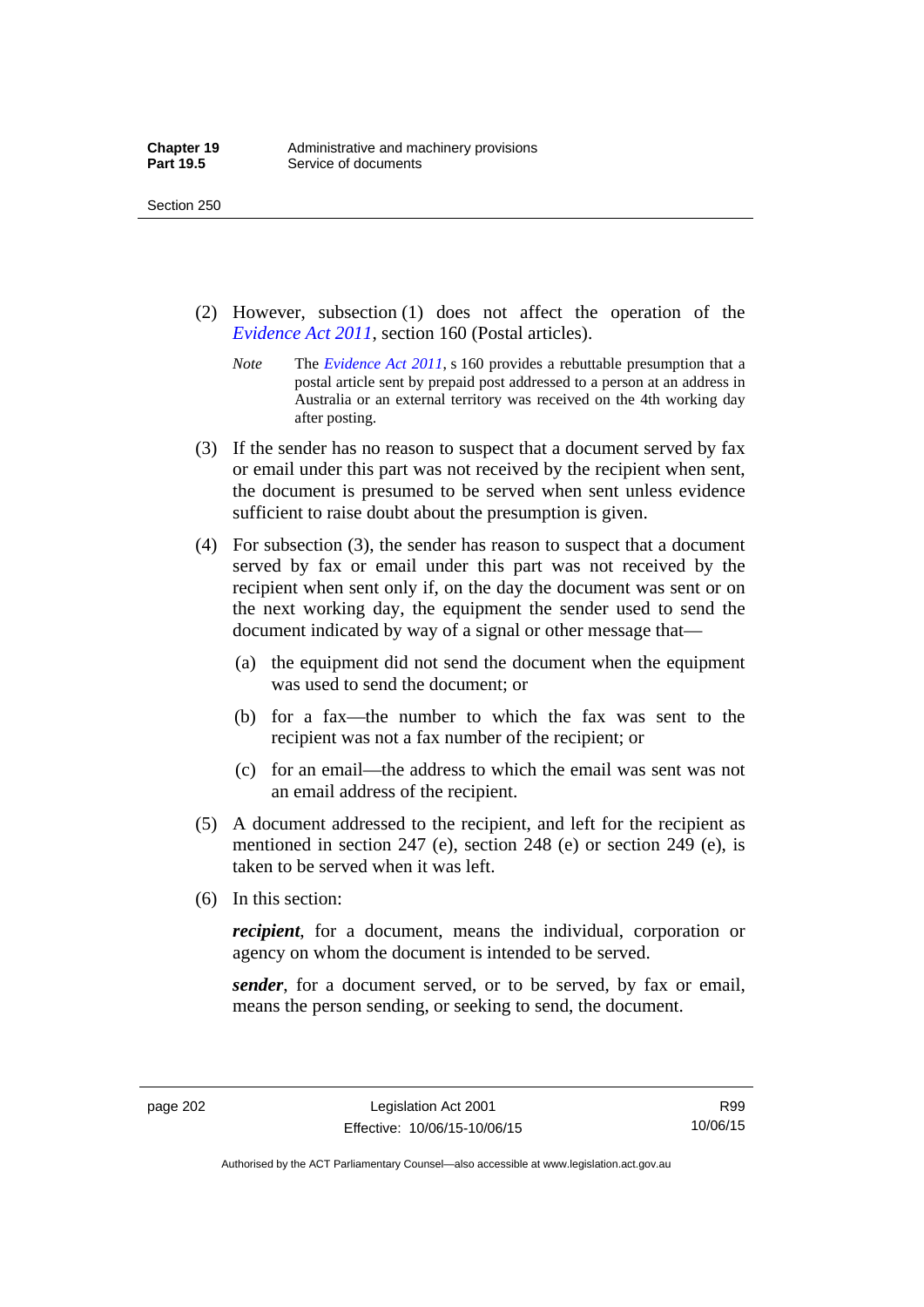(2) However, subsection (1) does not affect the operation of the *Evidence Act 2011*, section 160 (Postal articles).

*Note* The *Evidence Act 2011*, s 160 provides a rebuttable presumption that a postal article sent by prepaid post addressed to a person at an address in Australia or an external territory was received on the 4th working day after posting.

(3) If the sender has no reason to suspect that a document served by fax or email under this part was not received by the recipient when sent, the document is presumed to be served when sent unless evidence sufficient to raise doubt about the presumption is given.

(4) For subsection (3), the sender has reason to suspect that a document served by fax or email under this part was not received by the recipient when sent only if, on the day the document was sent or on the next working day, the equipment the sender used to send the document indicated by way of a signal or other message that—

(a) the equipment did not send the document when the equipment was used to send the document; or

(b) for a fax—the number to which the fax was sent to the recipient was not a fax number of the recipient; or

(c) for an email—the address to which the email was sent was not an email address of the recipient.

(5) A document addressed to the recipient, and left for the recipient as mentioned in section 247 (e), section 248 (e) or section 249 (e), is taken to be served when it was left.

(6) In this section:

***recipient***, for a document, means the individual, corporation or agency on whom the document is intended to be served.

***sender***, for a document served, or to be served, by fax or email, means the person sending, or seeking to send, the document.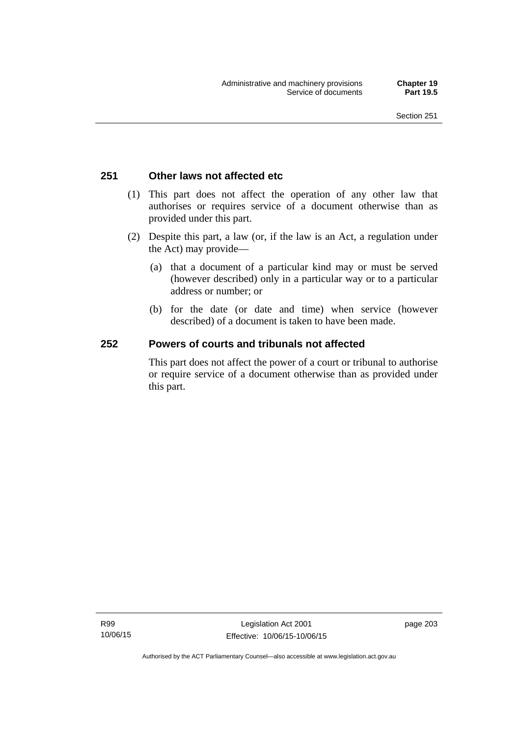### 251 Other laws not affected etc

(1) This part does not affect the operation of any other law that authorises or requires service of a document otherwise than as provided under this part.

(2) Despite this part, a law (or, if the law is an Act, a regulation under the Act) may provide—

(a) that a document of a particular kind may or must be served (however described) only in a particular way or to a particular address or number; or

(b) for the date (or date and time) when service (however described) of a document is taken to have been made.

### 252 Powers of courts and tribunals not affected

This part does not affect the power of a court or tribunal to authorise or require service of a document otherwise than as provided under this part.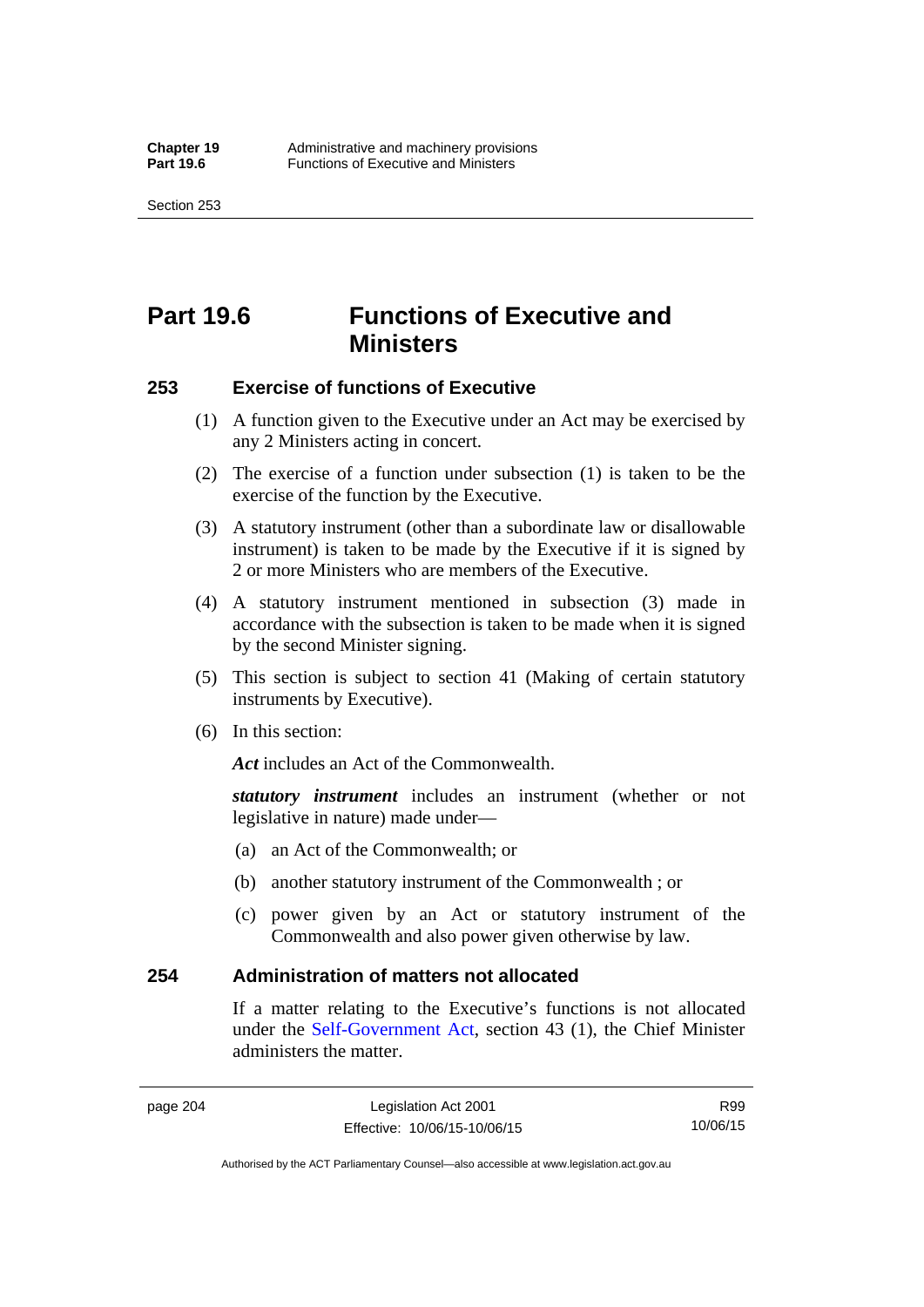# Part 19.6 Functions of Executive and Ministers

## 253 Exercise of functions of Executive

(1) A function given to the Executive under an Act may be exercised by any 2 Ministers acting in concert.

(2) The exercise of a function under subsection (1) is taken to be the exercise of the function by the Executive.

(3) A statutory instrument (other than a subordinate law or disallowable instrument) is taken to be made by the Executive if it is signed by 2 or more Ministers who are members of the Executive.

(4) A statutory instrument mentioned in subsection (3) made in accordance with the subsection is taken to be made when it is signed by the second Minister signing.

(5) This section is subject to section 41 (Making of certain statutory instruments by Executive).

(6) In this section:

***Act*** includes an Act of the Commonwealth.

***statutory instrument*** includes an instrument (whether or not legislative in nature) made under—

(a) an Act of the Commonwealth; or

(b) another statutory instrument of the Commonwealth ; or

(c) power given by an Act or statutory instrument of the Commonwealth and also power given otherwise by law.

## 254 Administration of matters not allocated

If a matter relating to the Executive's functions is not allocated under the Self-Government Act, section 43 (1), the Chief Minister administers the matter.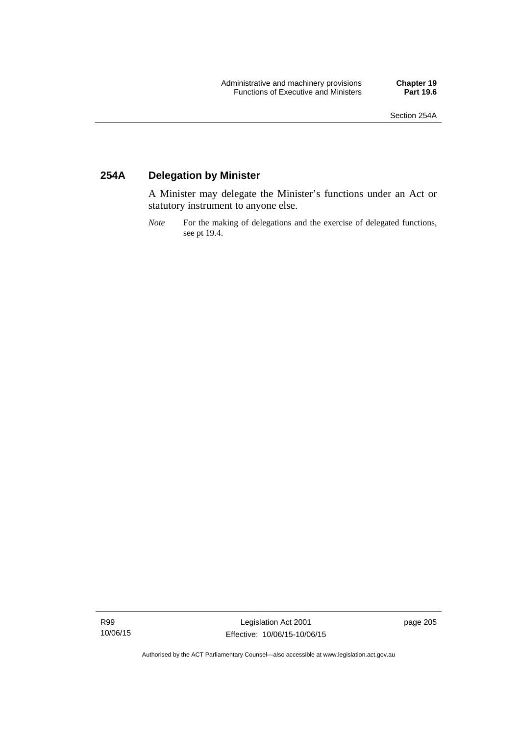## 254A Delegation by Minister

A Minister may delegate the Minister's functions under an Act or statutory instrument to anyone else.

*Note* For the making of delegations and the exercise of delegated functions, see pt 19.4.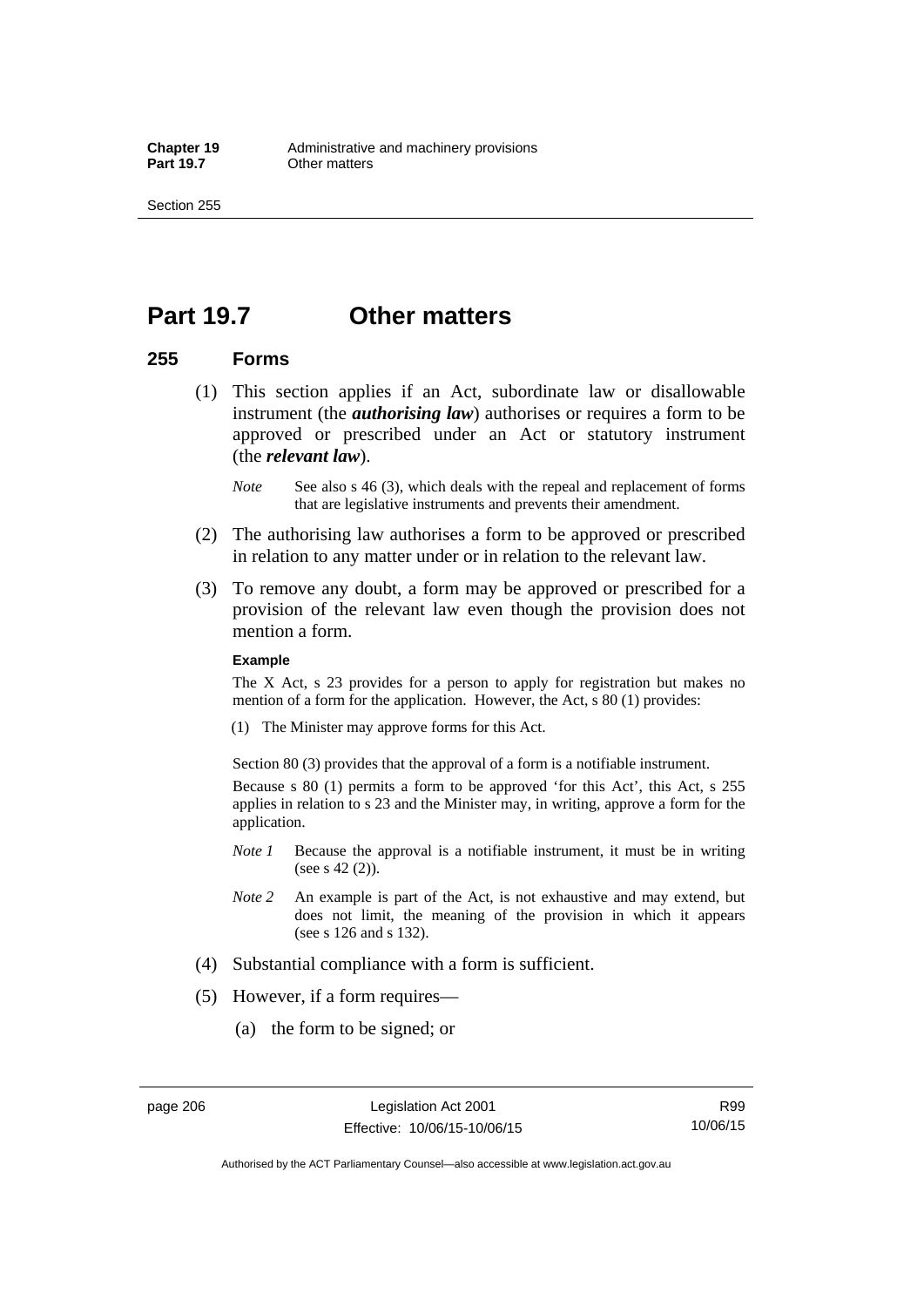# Part 19.7 Other matters

## 255 Forms

(1) This section applies if an Act, subordinate law or disallowable instrument (the ***authorising law***) authorises or requires a form to be approved or prescribed under an Act or statutory instrument (the ***relevant law***).

*Note* See also s 46 (3), which deals with the repeal and replacement of forms that are legislative instruments and prevents their amendment.

(2) The authorising law authorises a form to be approved or prescribed in relation to any matter under or in relation to the relevant law.

(3) To remove any doubt, a form may be approved or prescribed for a provision of the relevant law even though the provision does not mention a form.

**Example**

The X Act, s 23 provides for a person to apply for registration but makes no mention of a form for the application. However, the Act, s 80 (1) provides:

(1) The Minister may approve forms for this Act.

Section 80 (3) provides that the approval of a form is a notifiable instrument.

Because s 80 (1) permits a form to be approved 'for this Act', this Act, s 255 applies in relation to s 23 and the Minister may, in writing, approve a form for the application.

*Note 1* Because the approval is a notifiable instrument, it must be in writing (see s 42 (2)).

*Note 2* An example is part of the Act, is not exhaustive and may extend, but does not limit, the meaning of the provision in which it appears (see s 126 and s 132).

(4) Substantial compliance with a form is sufficient.

(5) However, if a form requires—

(a) the form to be signed; or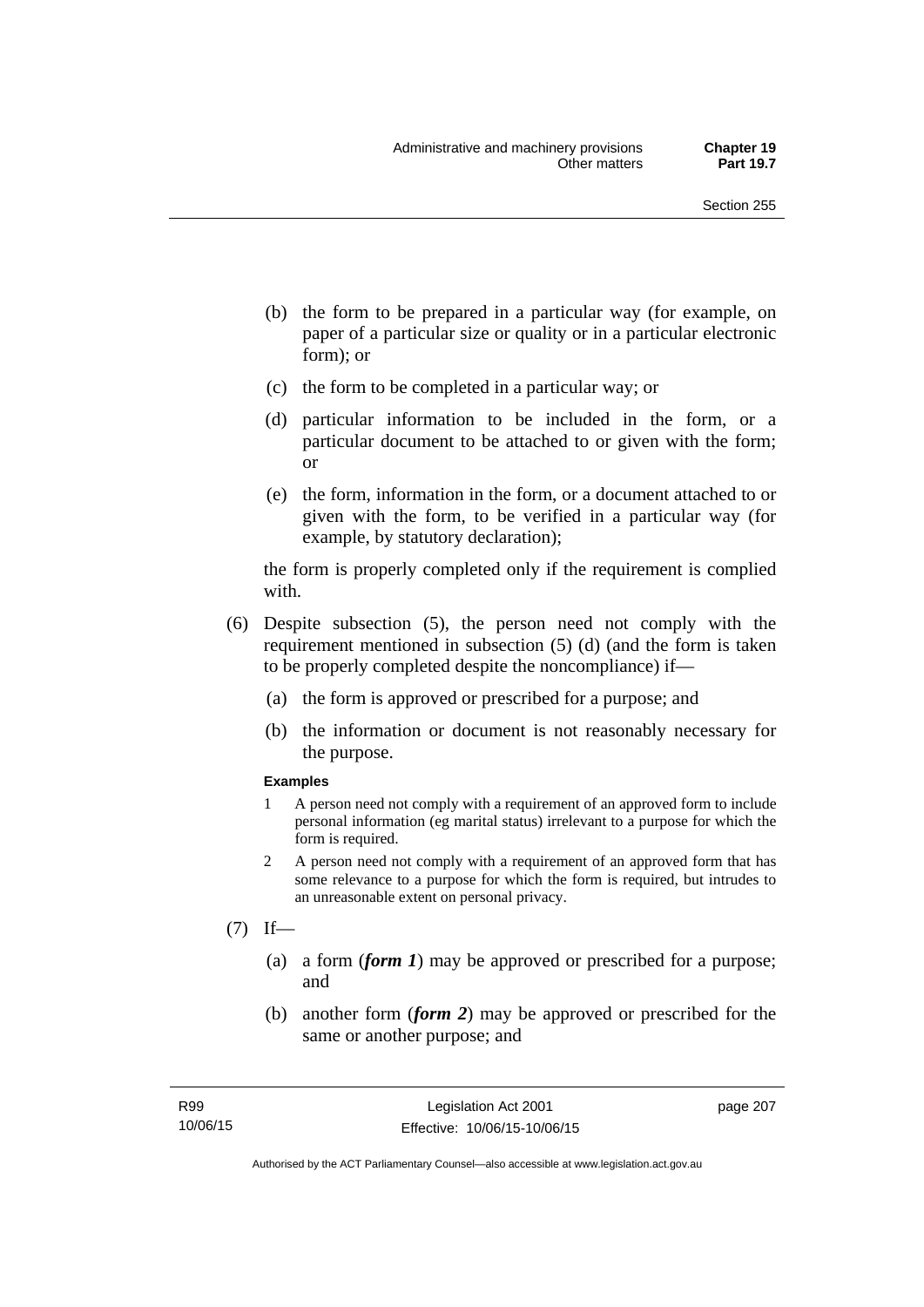(b) the form to be prepared in a particular way (for example, on paper of a particular size or quality or in a particular electronic form); or

(c) the form to be completed in a particular way; or

(d) particular information to be included in the form, or a particular document to be attached to or given with the form; or

(e) the form, information in the form, or a document attached to or given with the form, to be verified in a particular way (for example, by statutory declaration);

the form is properly completed only if the requirement is complied with.

(6) Despite subsection (5), the person need not comply with the requirement mentioned in subsection (5) (d) (and the form is taken to be properly completed despite the noncompliance) if—

(a) the form is approved or prescribed for a purpose; and

(b) the information or document is not reasonably necessary for the purpose.

**Examples**

1 A person need not comply with a requirement of an approved form to include personal information (eg marital status) irrelevant to a purpose for which the form is required.

2 A person need not comply with a requirement of an approved form that has some relevance to a purpose for which the form is required, but intrudes to an unreasonable extent on personal privacy.

(7) If—

(a) a form (***form 1***) may be approved or prescribed for a purpose; and

(b) another form (***form 2***) may be approved or prescribed for the same or another purpose; and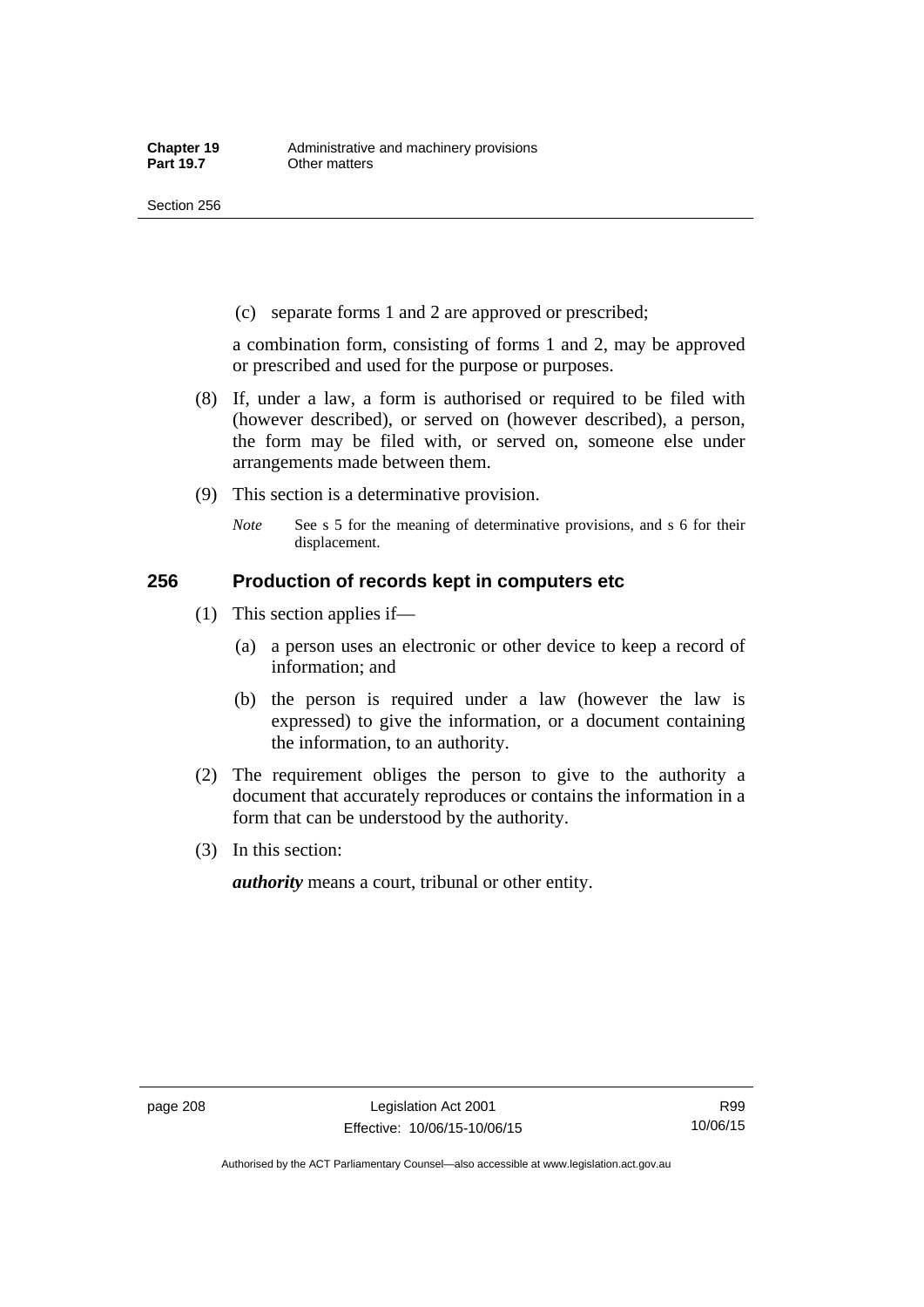(c) separate forms 1 and 2 are approved or prescribed;

a combination form, consisting of forms 1 and 2, may be approved or prescribed and used for the purpose or purposes.

(8) If, under a law, a form is authorised or required to be filed with (however described), or served on (however described), a person, the form may be filed with, or served on, someone else under arrangements made between them.

(9) This section is a determinative provision.

*Note* See s 5 for the meaning of determinative provisions, and s 6 for their displacement.

## 256 Production of records kept in computers etc

(1) This section applies if—

(a) a person uses an electronic or other device to keep a record of information; and

(b) the person is required under a law (however the law is expressed) to give the information, or a document containing the information, to an authority.

(2) The requirement obliges the person to give to the authority a document that accurately reproduces or contains the information in a form that can be understood by the authority.

(3) In this section:

***authority*** means a court, tribunal or other entity.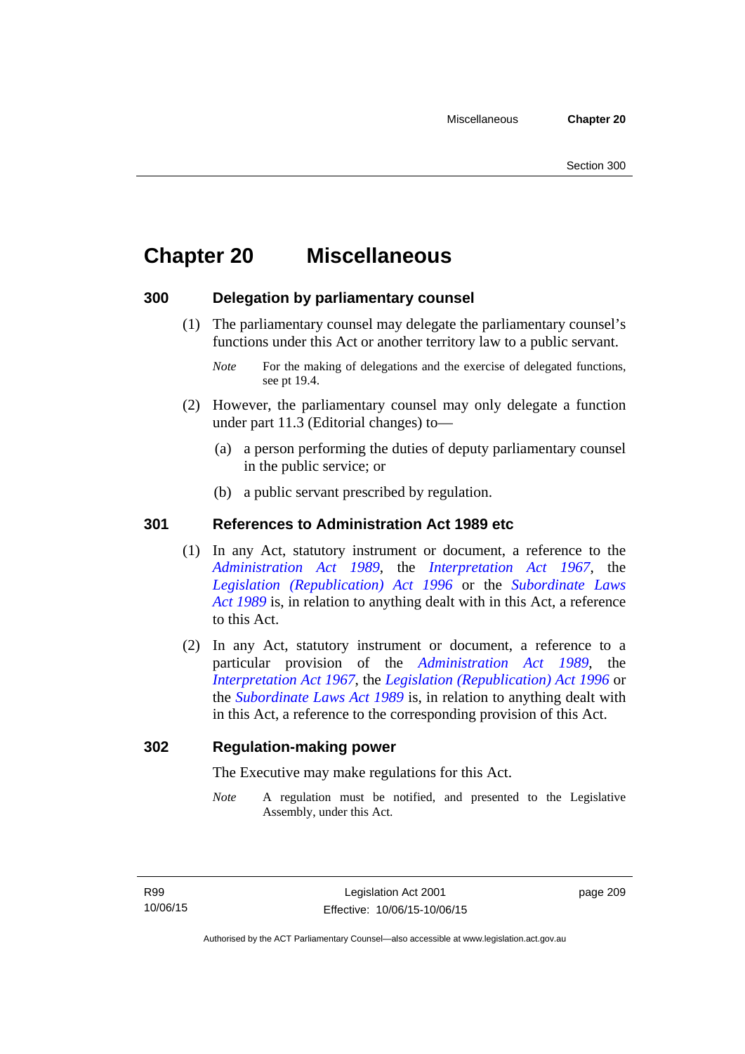# Chapter 20 Miscellaneous

## 300 Delegation by parliamentary counsel

(1) The parliamentary counsel may delegate the parliamentary counsel's functions under this Act or another territory law to a public servant.

*Note* For the making of delegations and the exercise of delegated functions, see pt 19.4.

(2) However, the parliamentary counsel may only delegate a function under part 11.3 (Editorial changes) to—

(a) a person performing the duties of deputy parliamentary counsel in the public service; or

(b) a public servant prescribed by regulation.

## 301 References to Administration Act 1989 etc

(1) In any Act, statutory instrument or document, a reference to the *Administration Act 1989*, the *Interpretation Act 1967*, the *Legislation (Republication) Act 1996* or the *Subordinate Laws Act 1989* is, in relation to anything dealt with in this Act, a reference to this Act.

(2) In any Act, statutory instrument or document, a reference to a particular provision of the *Administration Act 1989*, the *Interpretation Act 1967*, the *Legislation (Republication) Act 1996* or the *Subordinate Laws Act 1989* is, in relation to anything dealt with in this Act, a reference to the corresponding provision of this Act.

## 302 Regulation-making power

The Executive may make regulations for this Act.

*Note* A regulation must be notified, and presented to the Legislative Assembly, under this Act.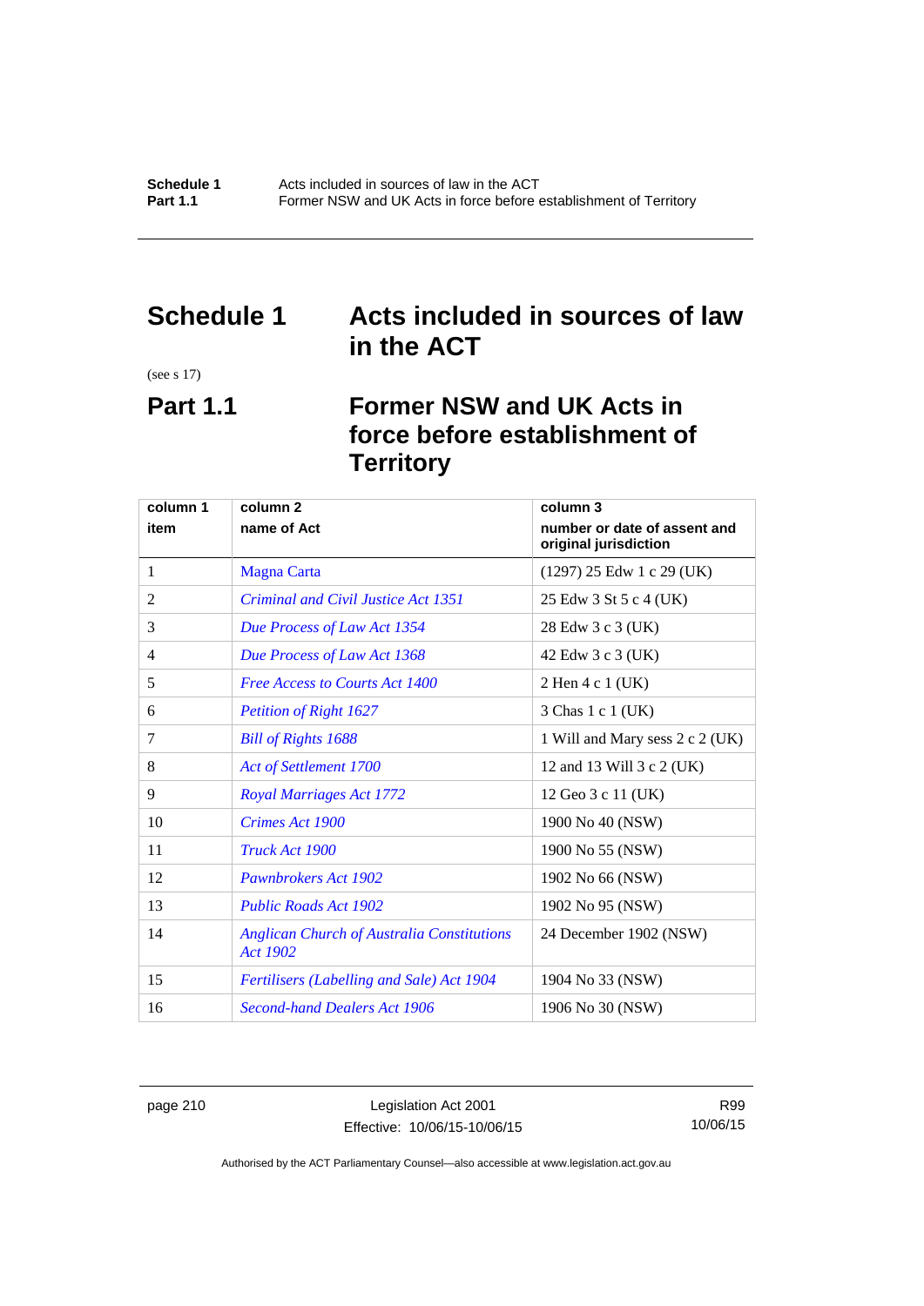# Schedule 1 Acts included in sources of law in the ACT

(see s 17)

## Part 1.1 Former NSW and UK Acts in force before establishment of Territory

| column 1<br>item | column 2<br>name of Act | column 3<br>number or date of assent and original jurisdiction |
|---|---|---|
| 1 | *Magna Carta* | (1297) 25 Edw 1 c 29 (UK) |
| 2 | *Criminal and Civil Justice Act 1351* | 25 Edw 3 St 5 c 4 (UK) |
| 3 | *Due Process of Law Act 1354* | 28 Edw 3 c 3 (UK) |
| 4 | *Due Process of Law Act 1368* | 42 Edw 3 c 3 (UK) |
| 5 | *Free Access to Courts Act 1400* | 2 Hen 4 c 1 (UK) |
| 6 | *Petition of Right 1627* | 3 Chas 1 c 1 (UK) |
| 7 | *Bill of Rights 1688* | 1 Will and Mary sess 2 c 2 (UK) |
| 8 | *Act of Settlement 1700* | 12 and 13 Will 3 c 2 (UK) |
| 9 | *Royal Marriages Act 1772* | 12 Geo 3 c 11 (UK) |
| 10 | *Crimes Act 1900* | 1900 No 40 (NSW) |
| 11 | *Truck Act 1900* | 1900 No 55 (NSW) |
| 12 | *Pawnbrokers Act 1902* | 1902 No 66 (NSW) |
| 13 | *Public Roads Act 1902* | 1902 No 95 (NSW) |
| 14 | *Anglican Church of Australia Constitutions Act 1902* | 24 December 1902 (NSW) |
| 15 | *Fertilisers (Labelling and Sale) Act 1904* | 1904 No 33 (NSW) |
| 16 | *Second-hand Dealers Act 1906* | 1906 No 30 (NSW) |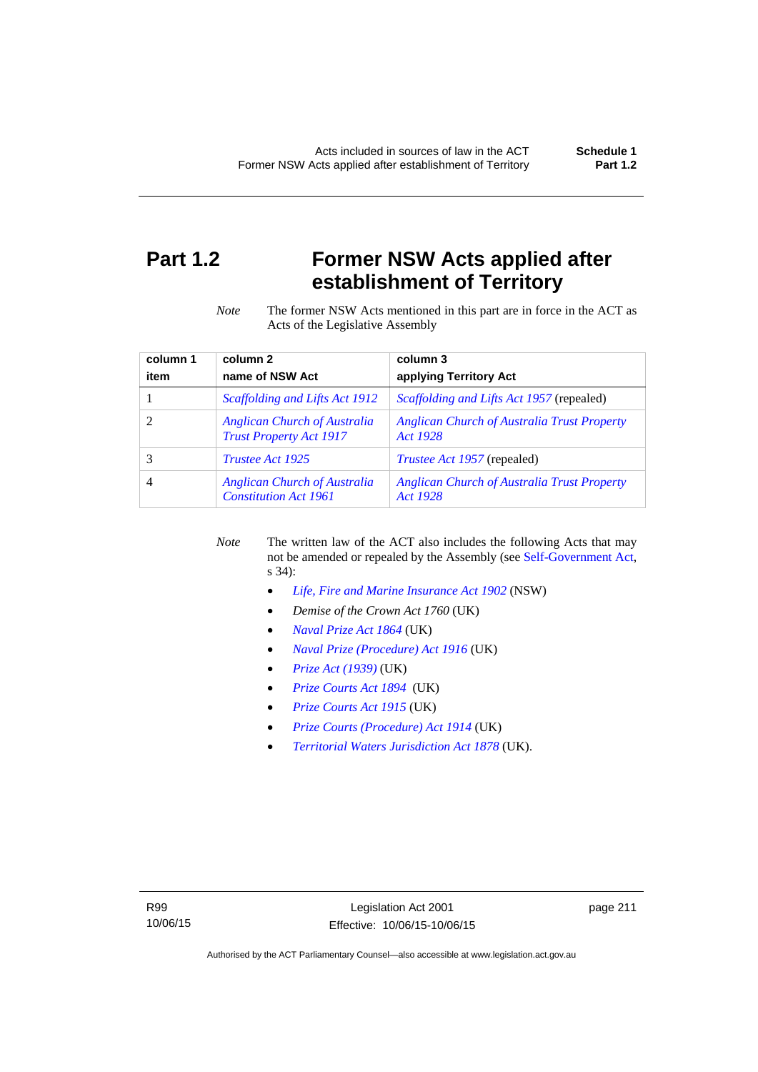# Part 1.2 Former NSW Acts applied after establishment of Territory

*Note* The former NSW Acts mentioned in this part are in force in the ACT as Acts of the Legislative Assembly

| column 1<br>item | column 2<br>name of NSW Act | column 3<br>applying Territory Act |
|---|---|---|
| 1 | *Scaffolding and Lifts Act 1912* | *Scaffolding and Lifts Act 1957* (repealed) |
| 2 | *Anglican Church of Australia Trust Property Act 1917* | *Anglican Church of Australia Trust Property Act 1928* |
| 3 | *Trustee Act 1925* | *Trustee Act 1957* (repealed) |
| 4 | *Anglican Church of Australia Constitution Act 1961* | *Anglican Church of Australia Trust Property Act 1928* |

*Note* The written law of the ACT also includes the following Acts that may not be amended or repealed by the Assembly (see Self-Government Act, s 34):

- *Life, Fire and Marine Insurance Act 1902* (NSW)
- *Demise of the Crown Act 1760* (UK)
- *Naval Prize Act 1864* (UK)
- *Naval Prize (Procedure) Act 1916* (UK)
- *Prize Act (1939)* (UK)
- *Prize Courts Act 1894* (UK)
- *Prize Courts Act 1915* (UK)
- *Prize Courts (Procedure) Act 1914* (UK)
- *Territorial Waters Jurisdiction Act 1878* (UK).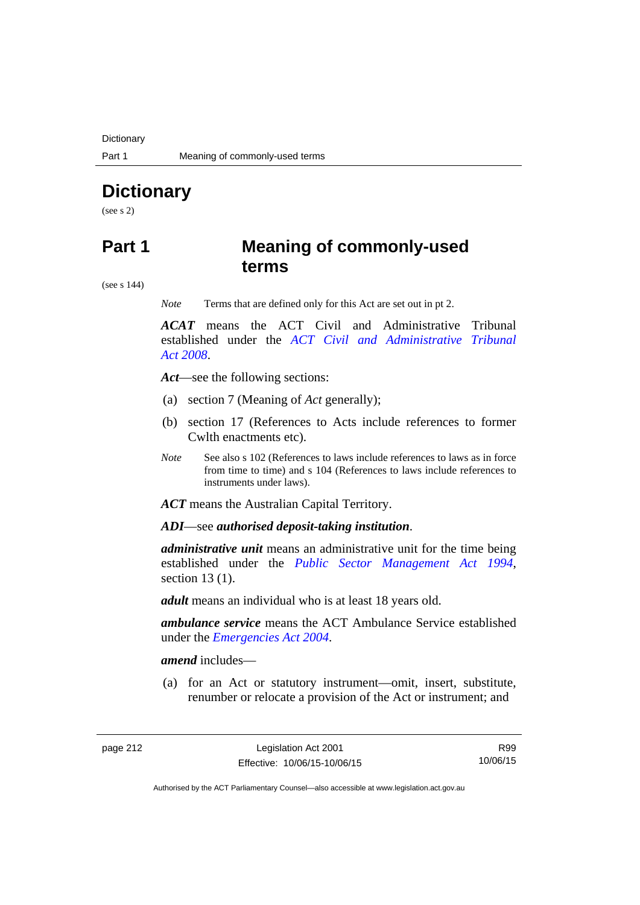# Dictionary

(see s 2)

## Part 1 Meaning of commonly-used terms

(see s 144)

*Note* Terms that are defined only for this Act are set out in pt 2.

***ACAT*** means the ACT Civil and Administrative Tribunal established under the *ACT Civil and Administrative Tribunal Act 2008*.

***Act***—see the following sections:

(a) section 7 (Meaning of *Act* generally);

(b) section 17 (References to Acts include references to former Cwlth enactments etc).

*Note* See also s 102 (References to laws include references to laws as in force from time to time) and s 104 (References to laws include references to instruments under laws).

***ACT*** means the Australian Capital Territory.

***ADI***—see ***authorised deposit-taking institution***.

***administrative unit*** means an administrative unit for the time being established under the *Public Sector Management Act 1994*, section 13 (1).

***adult*** means an individual who is at least 18 years old.

***ambulance service*** means the ACT Ambulance Service established under the *Emergencies Act 2004*.

***amend*** includes—

(a) for an Act or statutory instrument—omit, insert, substitute, renumber or relocate a provision of the Act or instrument; and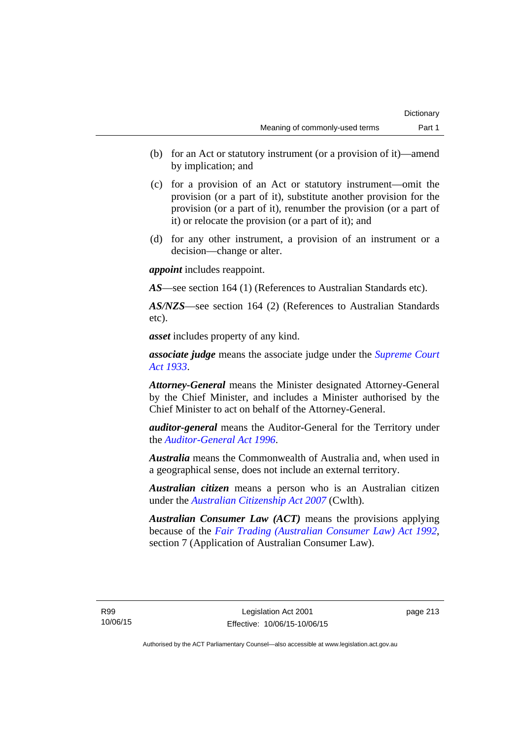(b) for an Act or statutory instrument (or a provision of it)—amend by implication; and

(c) for a provision of an Act or statutory instrument—omit the provision (or a part of it), substitute another provision for the provision (or a part of it), renumber the provision (or a part of it) or relocate the provision (or a part of it); and

(d) for any other instrument, a provision of an instrument or a decision—change or alter.

***appoint*** includes reappoint.

***AS***—see section 164 (1) (References to Australian Standards etc).

***AS/NZS***—see section 164 (2) (References to Australian Standards etc).

***asset*** includes property of any kind.

***associate judge*** means the associate judge under the *Supreme Court Act 1933*.

***Attorney-General*** means the Minister designated Attorney-General by the Chief Minister, and includes a Minister authorised by the Chief Minister to act on behalf of the Attorney-General.

***auditor-general*** means the Auditor-General for the Territory under the *Auditor-General Act 1996*.

***Australia*** means the Commonwealth of Australia and, when used in a geographical sense, does not include an external territory.

***Australian citizen*** means a person who is an Australian citizen under the *Australian Citizenship Act 2007* (Cwlth).

***Australian Consumer Law (ACT)*** means the provisions applying because of the *Fair Trading (Australian Consumer Law) Act 1992*, section 7 (Application of Australian Consumer Law).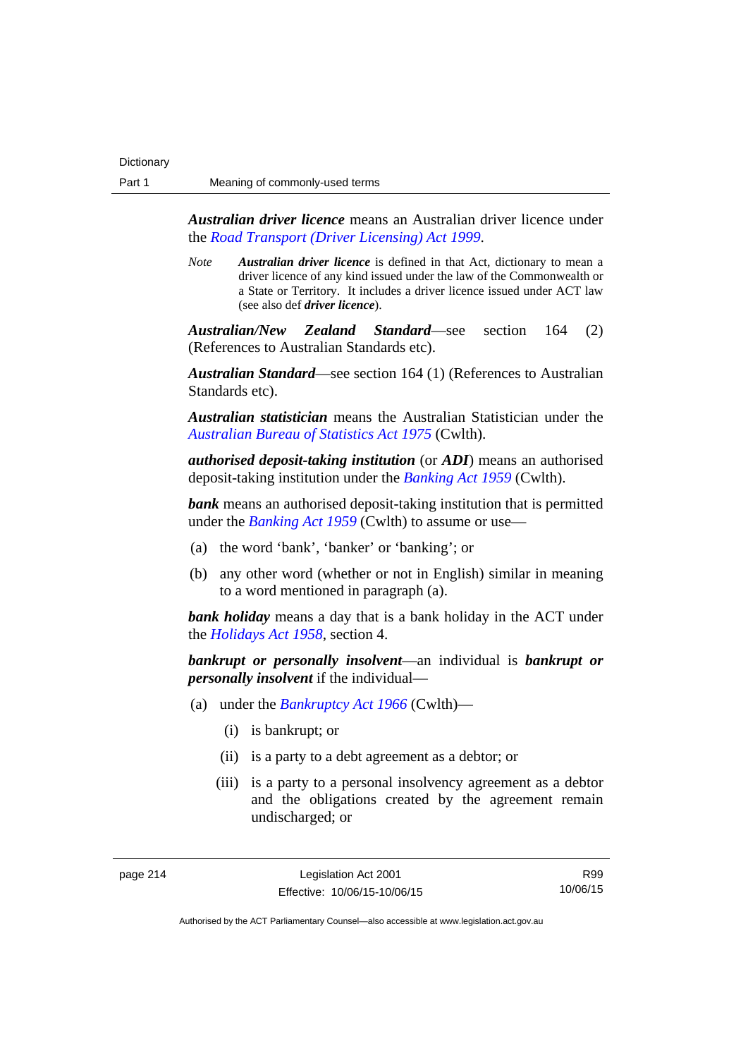***Australian driver licence*** means an Australian driver licence under the *Road Transport (Driver Licensing) Act 1999*.

*Note* ***Australian driver licence*** is defined in that Act, dictionary to mean a driver licence of any kind issued under the law of the Commonwealth or a State or Territory. It includes a driver licence issued under ACT law (see also def ***driver licence***).

***Australian/New Zealand Standard***—see section 164 (2) (References to Australian Standards etc).

***Australian Standard***—see section 164 (1) (References to Australian Standards etc).

***Australian statistician*** means the Australian Statistician under the *Australian Bureau of Statistics Act 1975* (Cwlth).

***authorised deposit-taking institution*** (or ***ADI***) means an authorised deposit-taking institution under the *Banking Act 1959* (Cwlth).

***bank*** means an authorised deposit-taking institution that is permitted under the *Banking Act 1959* (Cwlth) to assume or use—

(a) the word 'bank', 'banker' or 'banking'; or

(b) any other word (whether or not in English) similar in meaning to a word mentioned in paragraph (a).

***bank holiday*** means a day that is a bank holiday in the ACT under the *Holidays Act 1958*, section 4.

***bankrupt or personally insolvent***—an individual is ***bankrupt or personally insolvent*** if the individual—

(a) under the *Bankruptcy Act 1966* (Cwlth)—

(i) is bankrupt; or

(ii) is a party to a debt agreement as a debtor; or

(iii) is a party to a personal insolvency agreement as a debtor and the obligations created by the agreement remain undischarged; or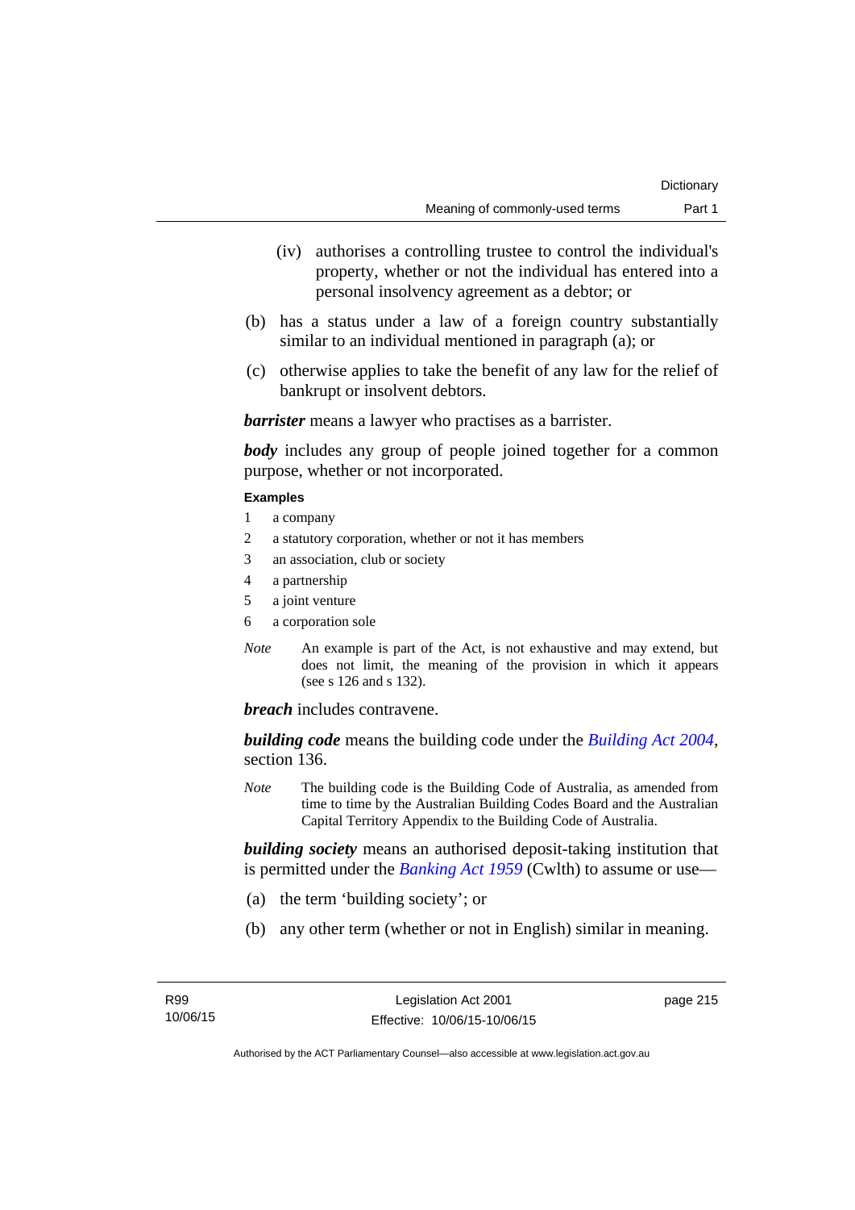(iv) authorises a controlling trustee to control the individual's property, whether or not the individual has entered into a personal insolvency agreement as a debtor; or

(b) has a status under a law of a foreign country substantially similar to an individual mentioned in paragraph (a); or

(c) otherwise applies to take the benefit of any law for the relief of bankrupt or insolvent debtors.

***barrister*** means a lawyer who practises as a barrister.

***body*** includes any group of people joined together for a common purpose, whether or not incorporated.

**Examples**

1 a company
2 a statutory corporation, whether or not it has members
3 an association, club or society
4 a partnership
5 a joint venture
6 a corporation sole

*Note* An example is part of the Act, is not exhaustive and may extend, but does not limit, the meaning of the provision in which it appears (see s 126 and s 132).

***breach*** includes contravene.

***building code*** means the building code under the *Building Act 2004*, section 136.

*Note* The building code is the Building Code of Australia, as amended from time to time by the Australian Building Codes Board and the Australian Capital Territory Appendix to the Building Code of Australia.

***building society*** means an authorised deposit-taking institution that is permitted under the *Banking Act 1959* (Cwlth) to assume or use—

(a) the term 'building society'; or

(b) any other term (whether or not in English) similar in meaning.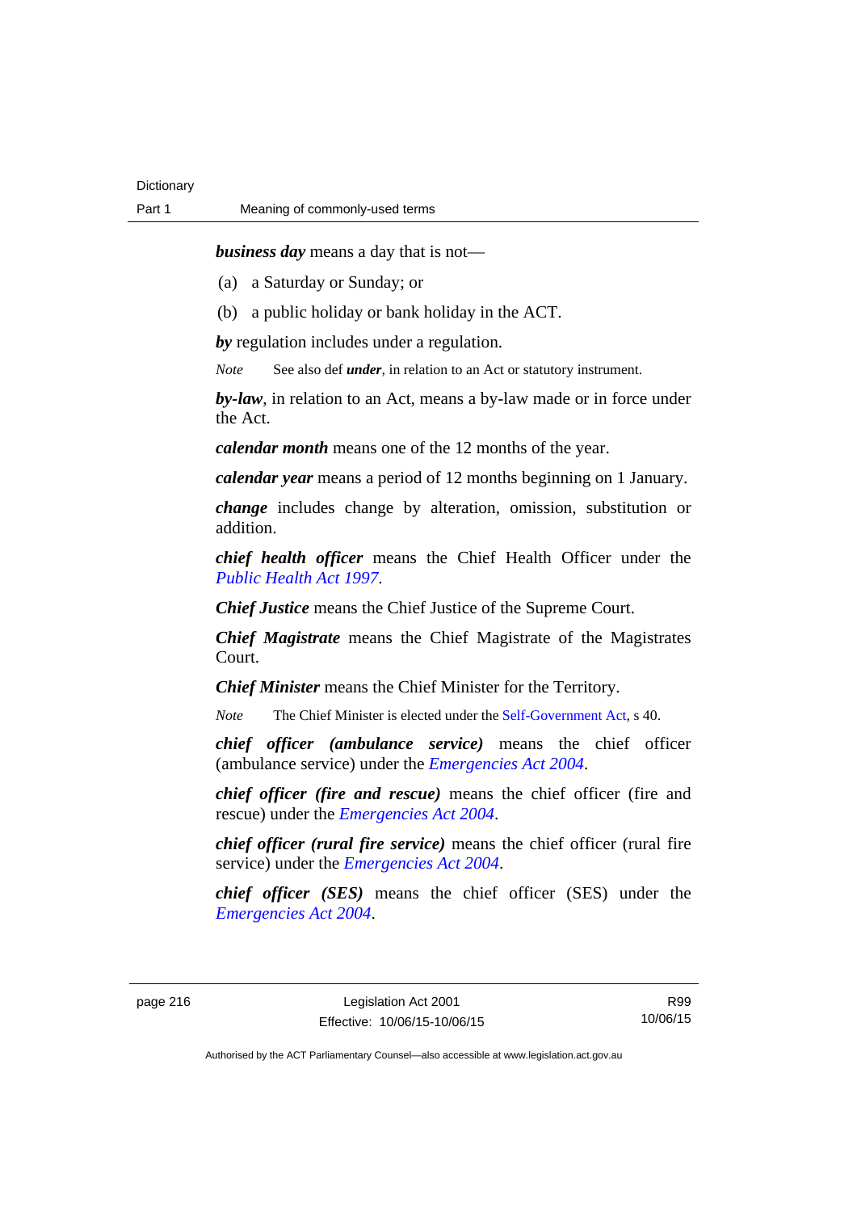***business day*** means a day that is not—

(a) a Saturday or Sunday; or

(b) a public holiday or bank holiday in the ACT.

***by*** regulation includes under a regulation.

*Note* See also def ***under***, in relation to an Act or statutory instrument.

***by-law***, in relation to an Act, means a by-law made or in force under the Act.

***calendar month*** means one of the 12 months of the year.

***calendar year*** means a period of 12 months beginning on 1 January.

***change*** includes change by alteration, omission, substitution or addition.

***chief health officer*** means the Chief Health Officer under the *Public Health Act 1997*.

***Chief Justice*** means the Chief Justice of the Supreme Court.

***Chief Magistrate*** means the Chief Magistrate of the Magistrates Court.

***Chief Minister*** means the Chief Minister for the Territory.

*Note* The Chief Minister is elected under the Self-Government Act, s 40.

***chief officer (ambulance service)*** means the chief officer (ambulance service) under the *Emergencies Act 2004*.

***chief officer (fire and rescue)*** means the chief officer (fire and rescue) under the *Emergencies Act 2004*.

***chief officer (rural fire service)*** means the chief officer (rural fire service) under the *Emergencies Act 2004*.

***chief officer (SES)*** means the chief officer (SES) under the *Emergencies Act 2004*.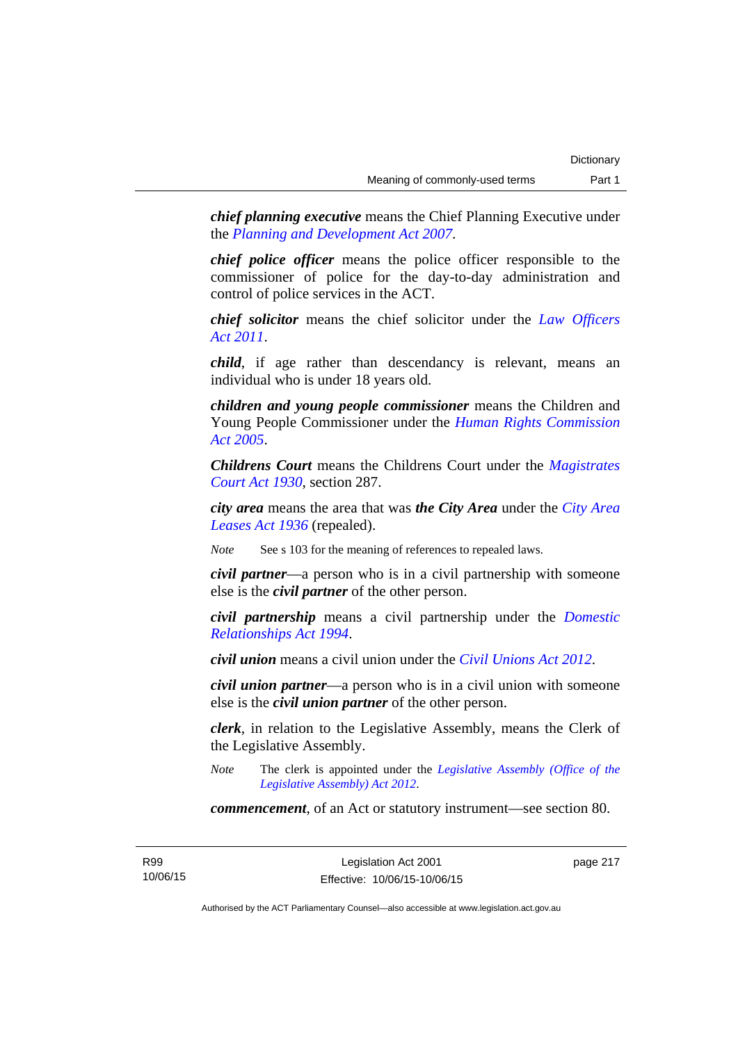***chief planning executive*** means the Chief Planning Executive under the *Planning and Development Act 2007*.

***chief police officer*** means the police officer responsible to the commissioner of police for the day-to-day administration and control of police services in the ACT.

***chief solicitor*** means the chief solicitor under the *Law Officers Act 2011*.

***child***, if age rather than descendancy is relevant, means an individual who is under 18 years old.

***children and young people commissioner*** means the Children and Young People Commissioner under the *Human Rights Commission Act 2005*.

***Childrens Court*** means the Childrens Court under the *Magistrates Court Act 1930*, section 287.

***city area*** means the area that was ***the City Area*** under the *City Area Leases Act 1936* (repealed).

*Note* See s 103 for the meaning of references to repealed laws.

***civil partner***—a person who is in a civil partnership with someone else is the ***civil partner*** of the other person.

***civil partnership*** means a civil partnership under the *Domestic Relationships Act 1994*.

***civil union*** means a civil union under the *Civil Unions Act 2012*.

***civil union partner***—a person who is in a civil union with someone else is the ***civil union partner*** of the other person.

***clerk***, in relation to the Legislative Assembly, means the Clerk of the Legislative Assembly.

*Note* The clerk is appointed under the *Legislative Assembly (Office of the Legislative Assembly) Act 2012*.

***commencement***, of an Act or statutory instrument—see section 80.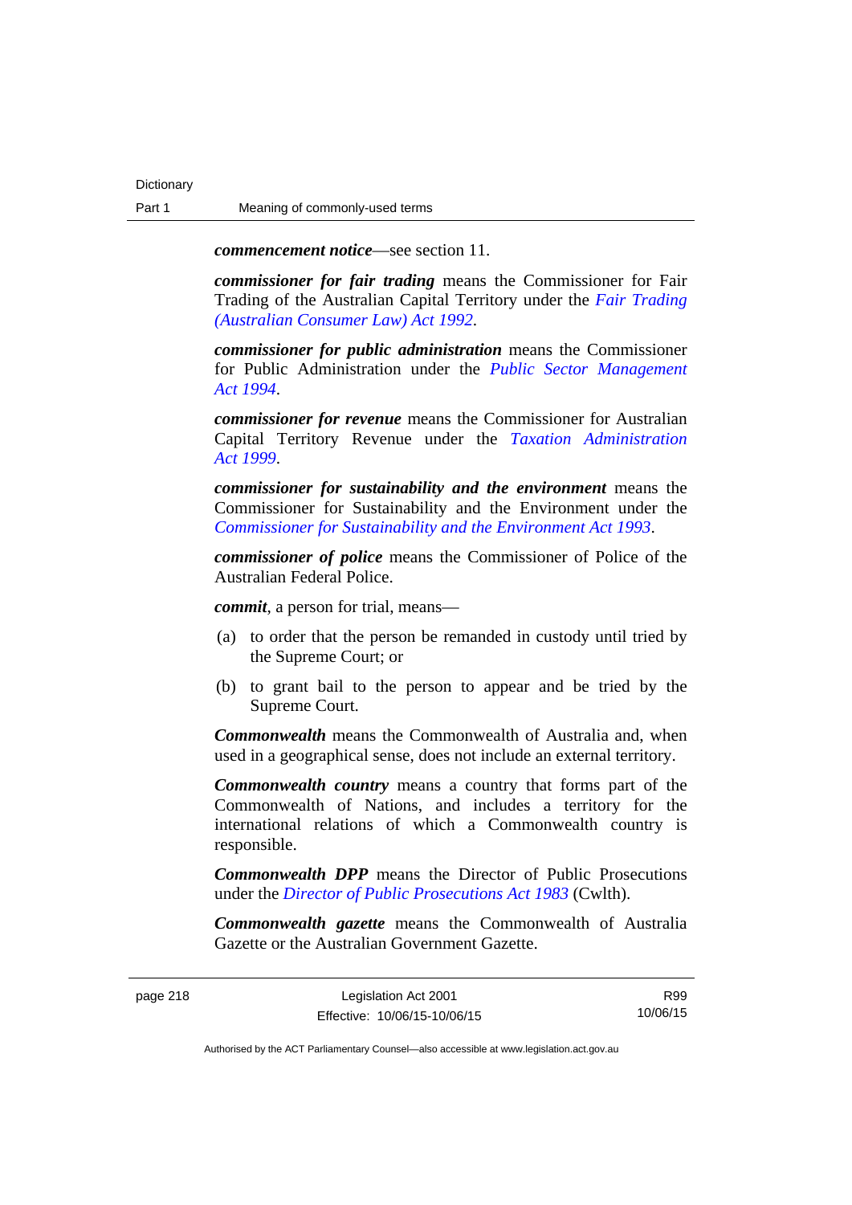***commencement notice***—see section 11.

***commissioner for fair trading*** means the Commissioner for Fair Trading of the Australian Capital Territory under the *Fair Trading (Australian Consumer Law) Act 1992*.

***commissioner for public administration*** means the Commissioner for Public Administration under the *Public Sector Management Act 1994*.

***commissioner for revenue*** means the Commissioner for Australian Capital Territory Revenue under the *Taxation Administration Act 1999*.

***commissioner for sustainability and the environment*** means the Commissioner for Sustainability and the Environment under the *Commissioner for Sustainability and the Environment Act 1993*.

***commissioner of police*** means the Commissioner of Police of the Australian Federal Police.

***commit***, a person for trial, means—

(a) to order that the person be remanded in custody until tried by the Supreme Court; or

(b) to grant bail to the person to appear and be tried by the Supreme Court.

***Commonwealth*** means the Commonwealth of Australia and, when used in a geographical sense, does not include an external territory.

***Commonwealth country*** means a country that forms part of the Commonwealth of Nations, and includes a territory for the international relations of which a Commonwealth country is responsible.

***Commonwealth DPP*** means the Director of Public Prosecutions under the *Director of Public Prosecutions Act 1983* (Cwlth).

***Commonwealth gazette*** means the Commonwealth of Australia Gazette or the Australian Government Gazette.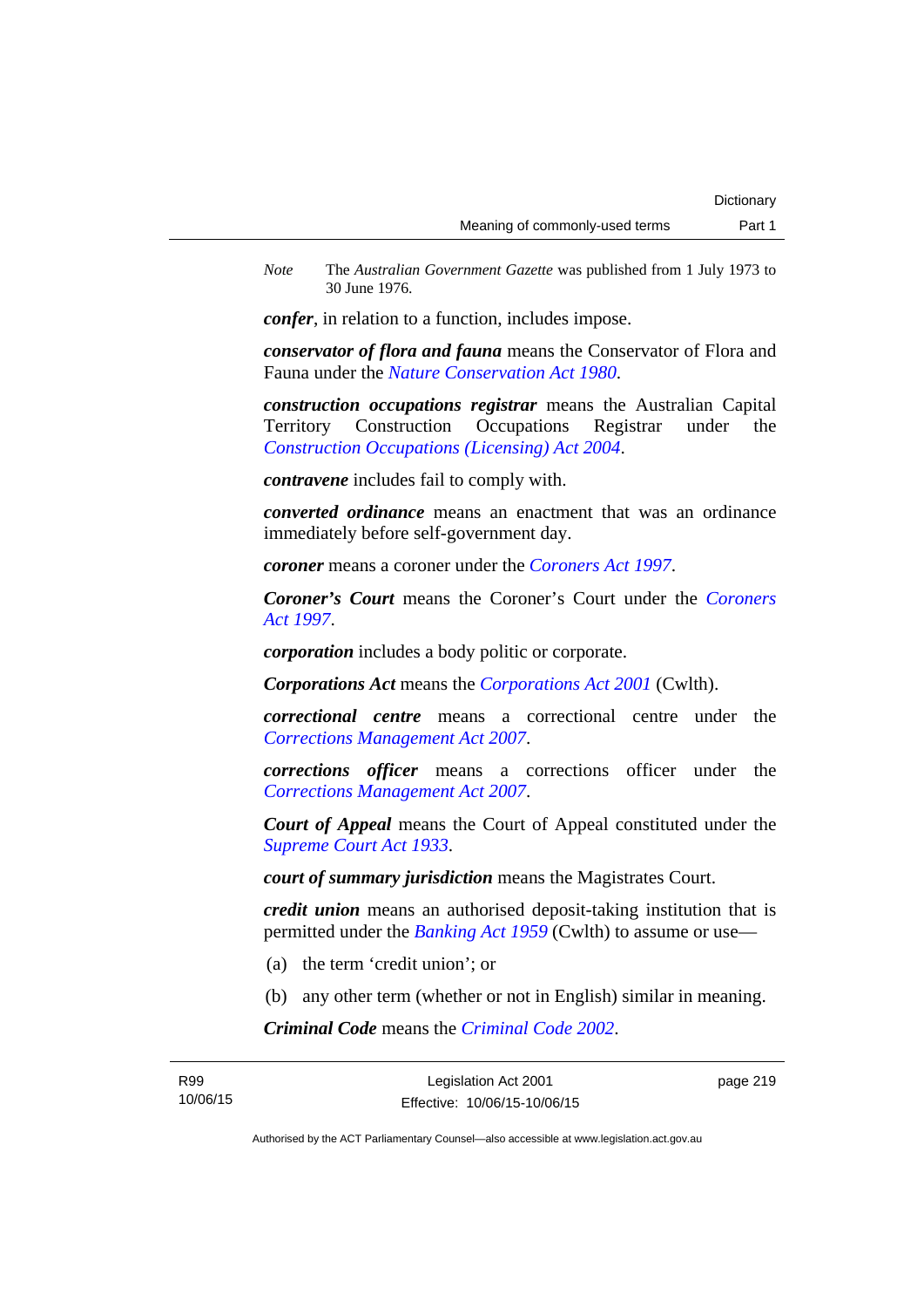*Note* The *Australian Government Gazette* was published from 1 July 1973 to 30 June 1976.

***confer***, in relation to a function, includes impose.

***conservator of flora and fauna*** means the Conservator of Flora and Fauna under the *Nature Conservation Act 1980*.

***construction occupations registrar*** means the Australian Capital Territory Construction Occupations Registrar under the *Construction Occupations (Licensing) Act 2004*.

***contravene*** includes fail to comply with.

***converted ordinance*** means an enactment that was an ordinance immediately before self-government day.

***coroner*** means a coroner under the *Coroners Act 1997*.

***Coroner's Court*** means the Coroner's Court under the *Coroners Act 1997*.

***corporation*** includes a body politic or corporate.

***Corporations Act*** means the *Corporations Act 2001* (Cwlth).

***correctional centre*** means a correctional centre under the *Corrections Management Act 2007*.

***corrections officer*** means a corrections officer under the *Corrections Management Act 2007*.

***Court of Appeal*** means the Court of Appeal constituted under the *Supreme Court Act 1933*.

***court of summary jurisdiction*** means the Magistrates Court.

***credit union*** means an authorised deposit-taking institution that is permitted under the *Banking Act 1959* (Cwlth) to assume or use—

(a) the term 'credit union'; or

(b) any other term (whether or not in English) similar in meaning.

***Criminal Code*** means the *Criminal Code 2002*.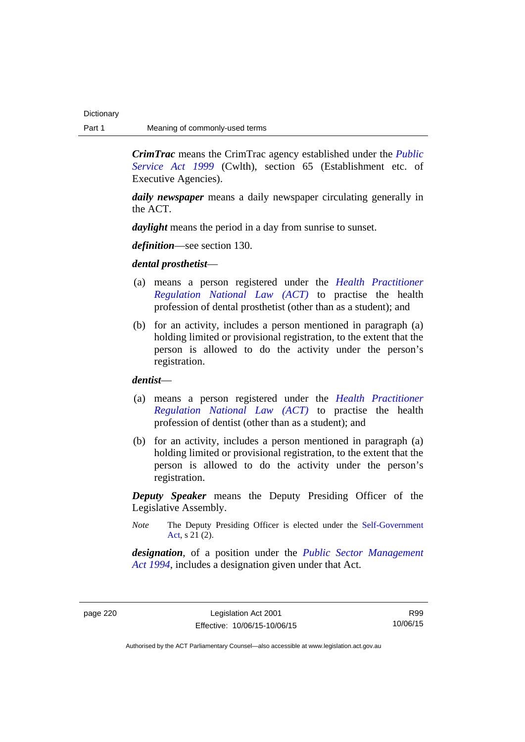***CrimTrac*** means the CrimTrac agency established under the *Public Service Act 1999* (Cwlth), section 65 (Establishment etc. of Executive Agencies).

***daily newspaper*** means a daily newspaper circulating generally in the ACT.

***daylight*** means the period in a day from sunrise to sunset.

***definition***—see section 130.

***dental prosthetist***—

(a) means a person registered under the *Health Practitioner Regulation National Law (ACT)* to practise the health profession of dental prosthetist (other than as a student); and

(b) for an activity, includes a person mentioned in paragraph (a) holding limited or provisional registration, to the extent that the person is allowed to do the activity under the person's registration.

***dentist***—

(a) means a person registered under the *Health Practitioner Regulation National Law (ACT)* to practise the health profession of dentist (other than as a student); and

(b) for an activity, includes a person mentioned in paragraph (a) holding limited or provisional registration, to the extent that the person is allowed to do the activity under the person's registration.

***Deputy Speaker*** means the Deputy Presiding Officer of the Legislative Assembly.

*Note* The Deputy Presiding Officer is elected under the Self-Government Act, s 21 (2).

***designation***, of a position under the *Public Sector Management Act 1994*, includes a designation given under that Act.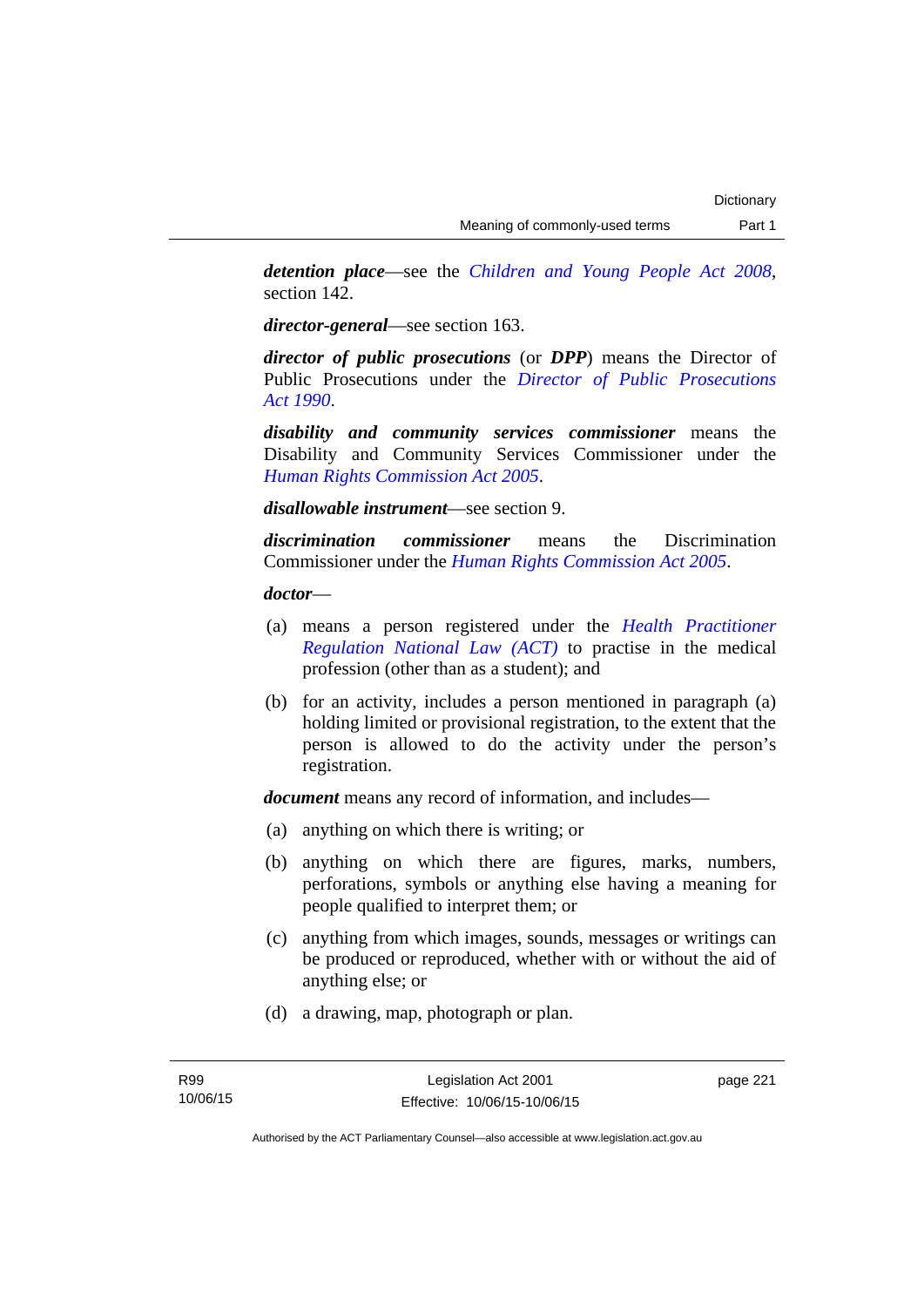***detention place***—see the *Children and Young People Act 2008*, section 142.

***director-general***—see section 163.

***director of public prosecutions*** (or ***DPP***) means the Director of Public Prosecutions under the *Director of Public Prosecutions Act 1990*.

***disability and community services commissioner*** means the Disability and Community Services Commissioner under the *Human Rights Commission Act 2005*.

***disallowable instrument***—see section 9.

***discrimination commissioner*** means the Discrimination Commissioner under the *Human Rights Commission Act 2005*.

***doctor***—

(a) means a person registered under the *Health Practitioner Regulation National Law (ACT)* to practise in the medical profession (other than as a student); and

(b) for an activity, includes a person mentioned in paragraph (a) holding limited or provisional registration, to the extent that the person is allowed to do the activity under the person's registration.

***document*** means any record of information, and includes—

(a) anything on which there is writing; or

(b) anything on which there are figures, marks, numbers, perforations, symbols or anything else having a meaning for people qualified to interpret them; or

(c) anything from which images, sounds, messages or writings can be produced or reproduced, whether with or without the aid of anything else; or

(d) a drawing, map, photograph or plan.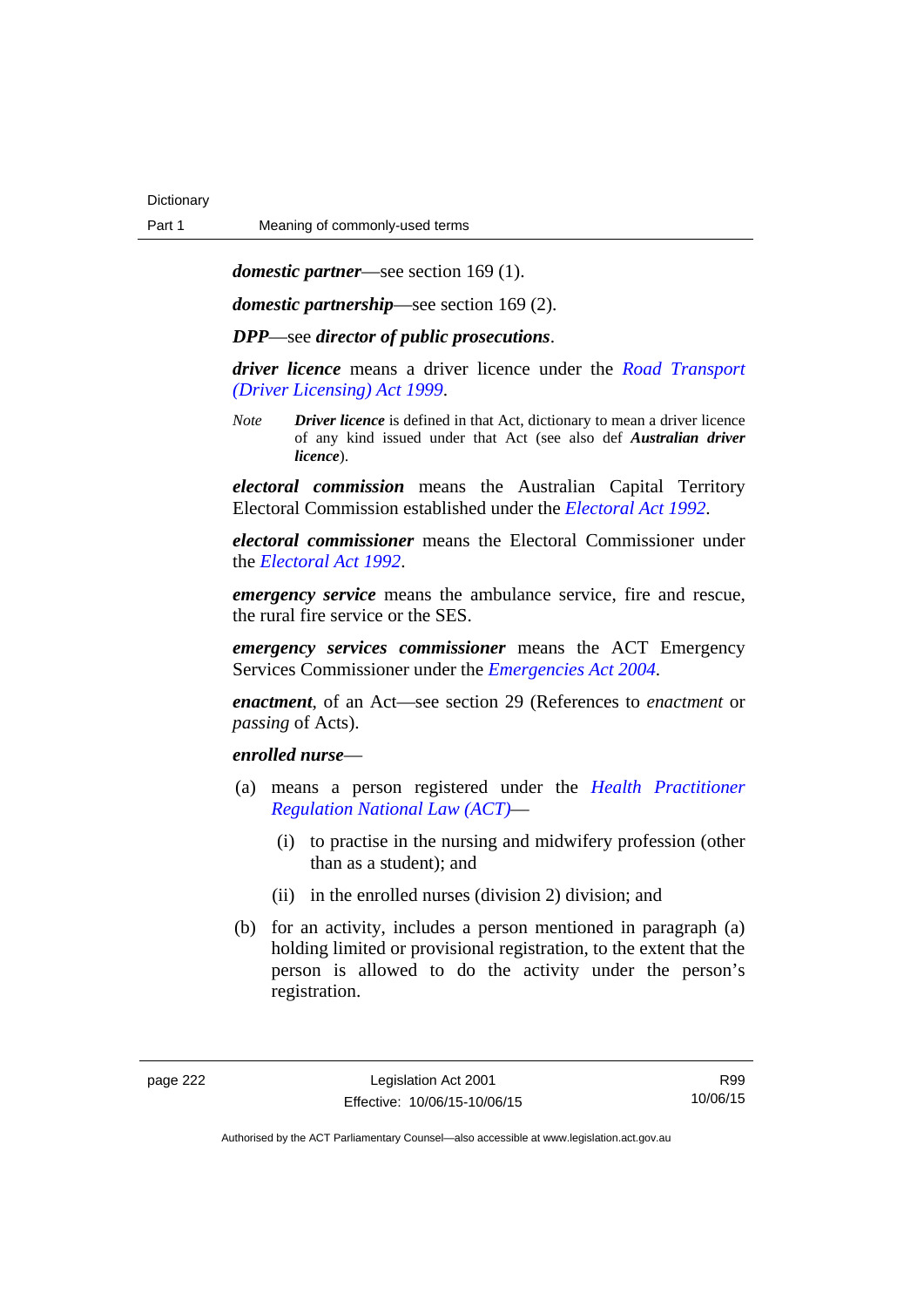***domestic partner***—see section 169 (1).

***domestic partnership***—see section 169 (2).

***DPP***—see ***director of public prosecutions***.

***driver licence*** means a driver licence under the *Road Transport (Driver Licensing) Act 1999*.

*Note* ***Driver licence*** is defined in that Act, dictionary to mean a driver licence of any kind issued under that Act (see also def ***Australian driver licence***).

***electoral commission*** means the Australian Capital Territory Electoral Commission established under the *Electoral Act 1992*.

***electoral commissioner*** means the Electoral Commissioner under the *Electoral Act 1992*.

***emergency service*** means the ambulance service, fire and rescue, the rural fire service or the SES.

***emergency services commissioner*** means the ACT Emergency Services Commissioner under the *Emergencies Act 2004*.

***enactment***, of an Act—see section 29 (References to *enactment* or *passing* of Acts).

***enrolled nurse***—

(a) means a person registered under the *Health Practitioner Regulation National Law (ACT)*—

  (i) to practise in the nursing and midwifery profession (other than as a student); and

  (ii) in the enrolled nurses (division 2) division; and

(b) for an activity, includes a person mentioned in paragraph (a) holding limited or provisional registration, to the extent that the person is allowed to do the activity under the person's registration.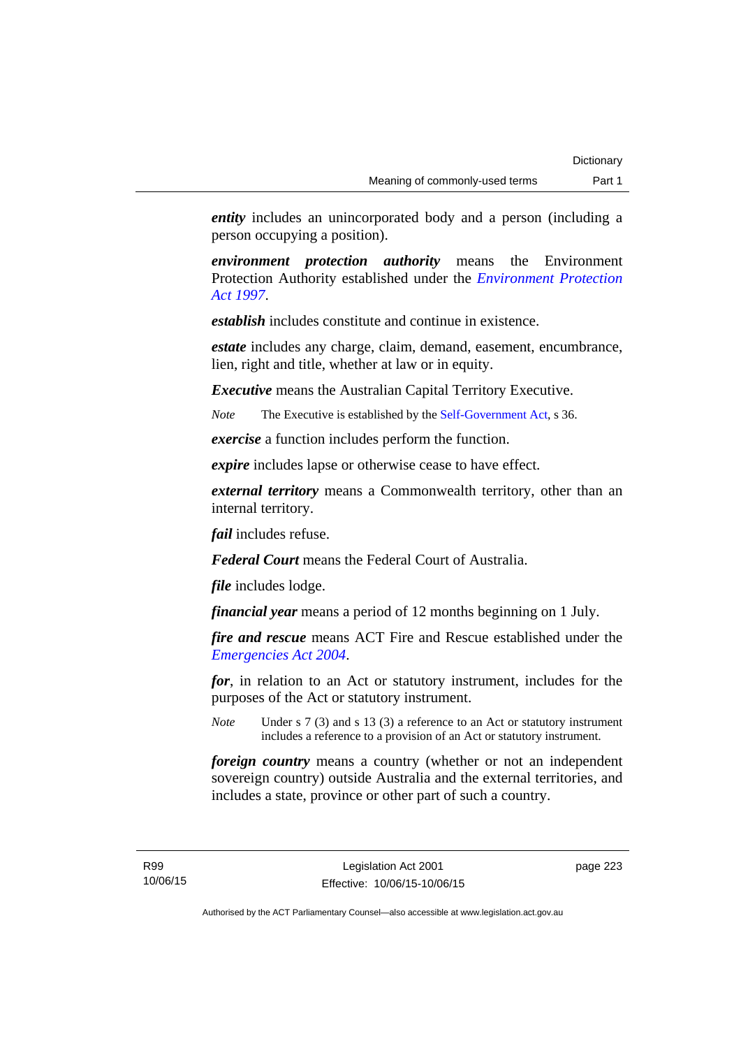***entity*** includes an unincorporated body and a person (including a person occupying a position).

***environment protection authority*** means the Environment Protection Authority established under the *Environment Protection Act 1997*.

***establish*** includes constitute and continue in existence.

***estate*** includes any charge, claim, demand, easement, encumbrance, lien, right and title, whether at law or in equity.

***Executive*** means the Australian Capital Territory Executive.

*Note* The Executive is established by the Self-Government Act, s 36.

***exercise*** a function includes perform the function.

***expire*** includes lapse or otherwise cease to have effect.

***external territory*** means a Commonwealth territory, other than an internal territory.

***fail*** includes refuse.

***Federal Court*** means the Federal Court of Australia.

***file*** includes lodge.

***financial year*** means a period of 12 months beginning on 1 July.

***fire and rescue*** means ACT Fire and Rescue established under the *Emergencies Act 2004*.

***for***, in relation to an Act or statutory instrument, includes for the purposes of the Act or statutory instrument.

*Note* Under s 7 (3) and s 13 (3) a reference to an Act or statutory instrument includes a reference to a provision of an Act or statutory instrument.

***foreign country*** means a country (whether or not an independent sovereign country) outside Australia and the external territories, and includes a state, province or other part of such a country.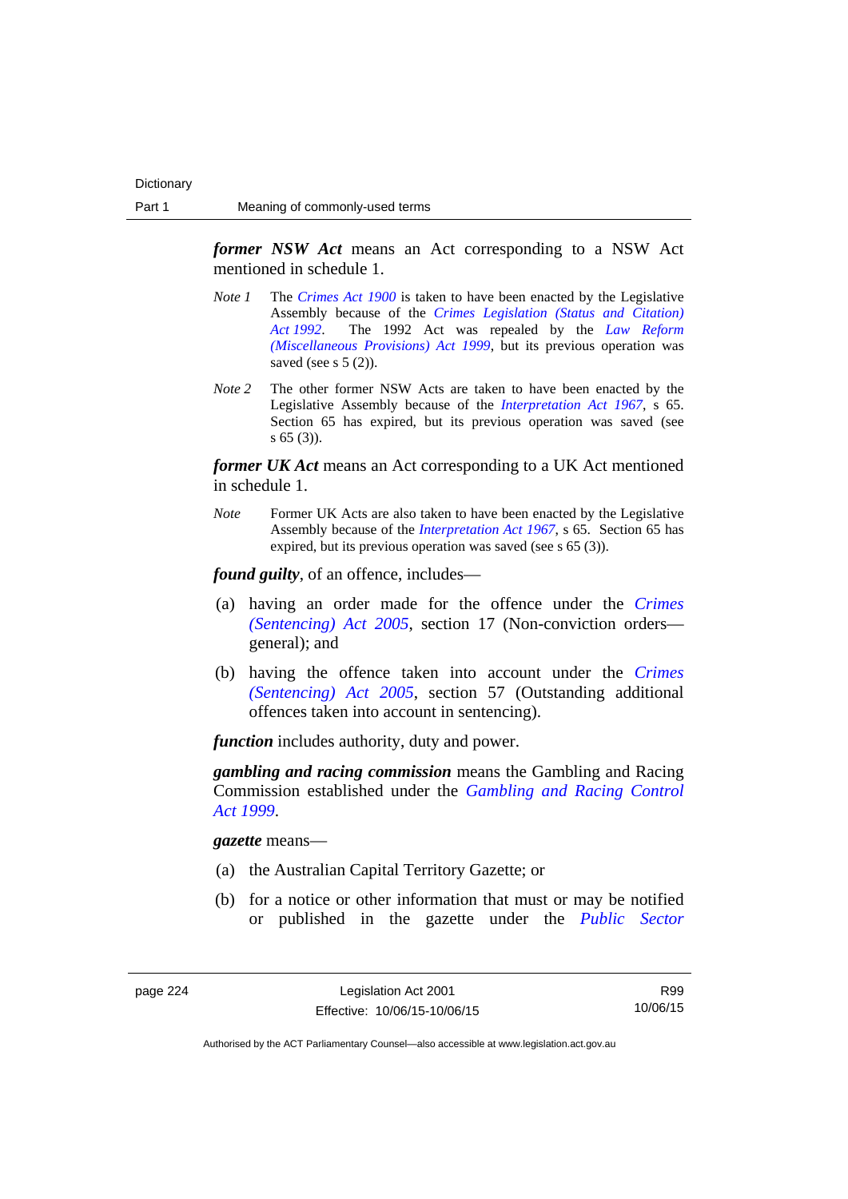***former NSW Act*** means an Act corresponding to a NSW Act mentioned in schedule 1.

*Note 1* The *Crimes Act 1900* is taken to have been enacted by the Legislative Assembly because of the *Crimes Legislation (Status and Citation) Act 1992*. The 1992 Act was repealed by the *Law Reform (Miscellaneous Provisions) Act 1999*, but its previous operation was saved (see s 5 (2)).

*Note 2* The other former NSW Acts are taken to have been enacted by the Legislative Assembly because of the *Interpretation Act 1967*, s 65. Section 65 has expired, but its previous operation was saved (see s 65 (3)).

***former UK Act*** means an Act corresponding to a UK Act mentioned in schedule 1.

*Note* Former UK Acts are also taken to have been enacted by the Legislative Assembly because of the *Interpretation Act 1967*, s 65. Section 65 has expired, but its previous operation was saved (see s 65 (3)).

***found guilty***, of an offence, includes—

(a) having an order made for the offence under the *Crimes (Sentencing) Act 2005*, section 17 (Non-conviction orders—general); and

(b) having the offence taken into account under the *Crimes (Sentencing) Act 2005*, section 57 (Outstanding additional offences taken into account in sentencing).

***function*** includes authority, duty and power.

***gambling and racing commission*** means the Gambling and Racing Commission established under the *Gambling and Racing Control Act 1999*.

***gazette*** means—

(a) the Australian Capital Territory Gazette; or

(b) for a notice or other information that must or may be notified or published in the gazette under the *Public Sector*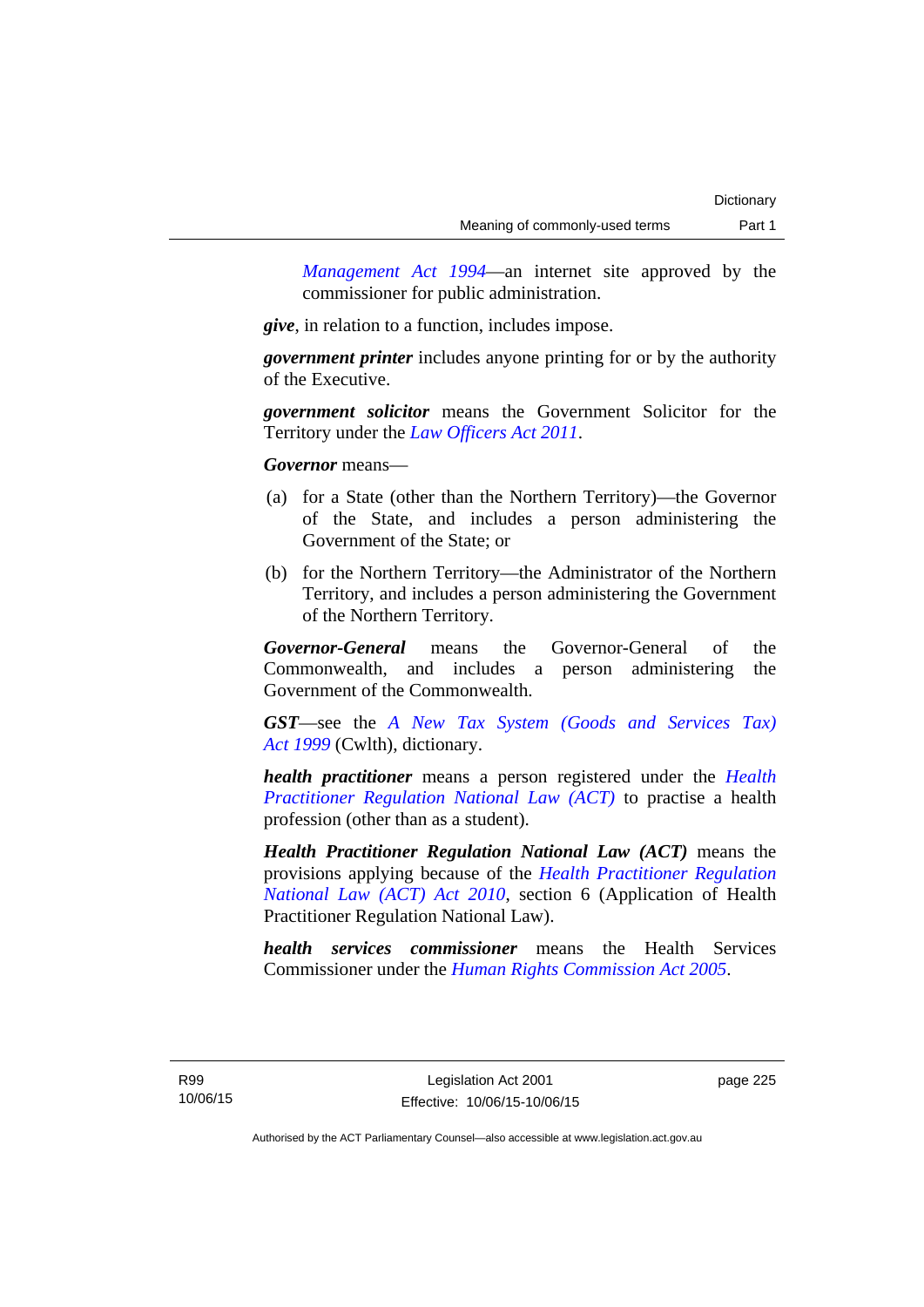*Management Act 1994*—an internet site approved by the commissioner for public administration.

***give***, in relation to a function, includes impose.

***government printer*** includes anyone printing for or by the authority of the Executive.

***government solicitor*** means the Government Solicitor for the Territory under the *Law Officers Act 2011*.

***Governor*** means—

(a) for a State (other than the Northern Territory)—the Governor of the State, and includes a person administering the Government of the State; or

(b) for the Northern Territory—the Administrator of the Northern Territory, and includes a person administering the Government of the Northern Territory.

***Governor-General*** means the Governor-General of the Commonwealth, and includes a person administering the Government of the Commonwealth.

***GST***—see the *A New Tax System (Goods and Services Tax) Act 1999* (Cwlth), dictionary.

***health practitioner*** means a person registered under the *Health Practitioner Regulation National Law (ACT)* to practise a health profession (other than as a student).

***Health Practitioner Regulation National Law (ACT)*** means the provisions applying because of the *Health Practitioner Regulation National Law (ACT) Act 2010*, section 6 (Application of Health Practitioner Regulation National Law).

***health services commissioner*** means the Health Services Commissioner under the *Human Rights Commission Act 2005*.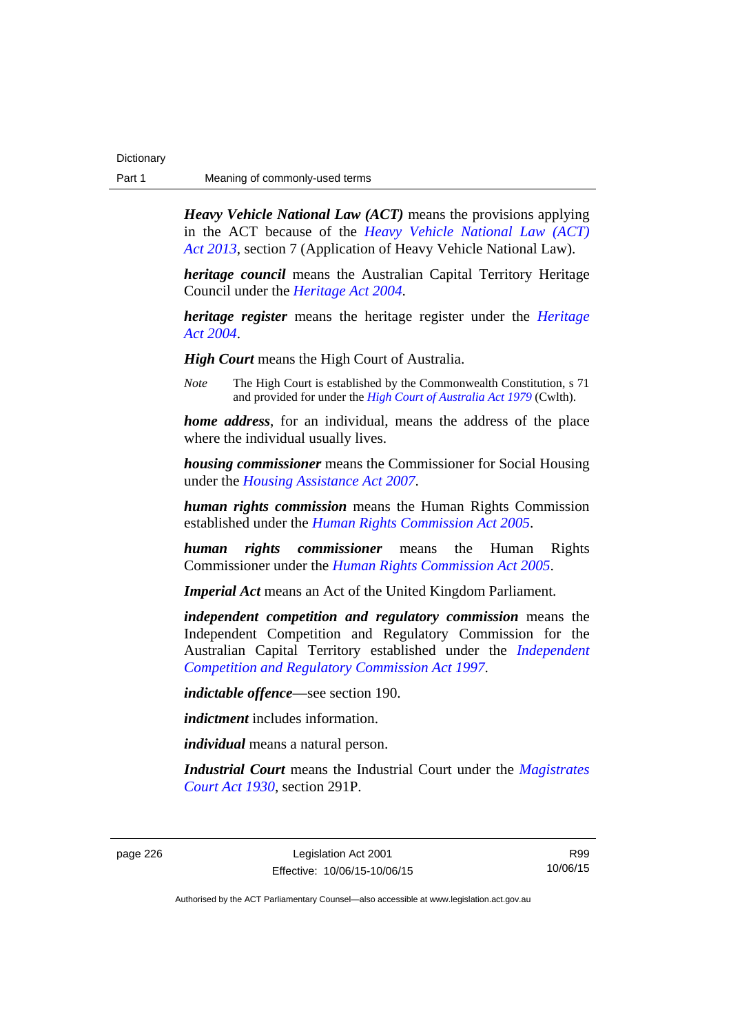***Heavy Vehicle National Law (ACT)*** means the provisions applying in the ACT because of the *Heavy Vehicle National Law (ACT) Act 2013*, section 7 (Application of Heavy Vehicle National Law).

***heritage council*** means the Australian Capital Territory Heritage Council under the *Heritage Act 2004*.

***heritage register*** means the heritage register under the *Heritage Act 2004*.

***High Court*** means the High Court of Australia.

*Note* The High Court is established by the Commonwealth Constitution, s 71 and provided for under the *High Court of Australia Act 1979* (Cwlth).

***home address***, for an individual, means the address of the place where the individual usually lives.

***housing commissioner*** means the Commissioner for Social Housing under the *Housing Assistance Act 2007*.

***human rights commission*** means the Human Rights Commission established under the *Human Rights Commission Act 2005*.

***human rights commissioner*** means the Human Rights Commissioner under the *Human Rights Commission Act 2005*.

***Imperial Act*** means an Act of the United Kingdom Parliament.

***independent competition and regulatory commission*** means the Independent Competition and Regulatory Commission for the Australian Capital Territory established under the *Independent Competition and Regulatory Commission Act 1997*.

***indictable offence***—see section 190.

***indictment*** includes information.

***individual*** means a natural person.

***Industrial Court*** means the Industrial Court under the *Magistrates Court Act 1930*, section 291P.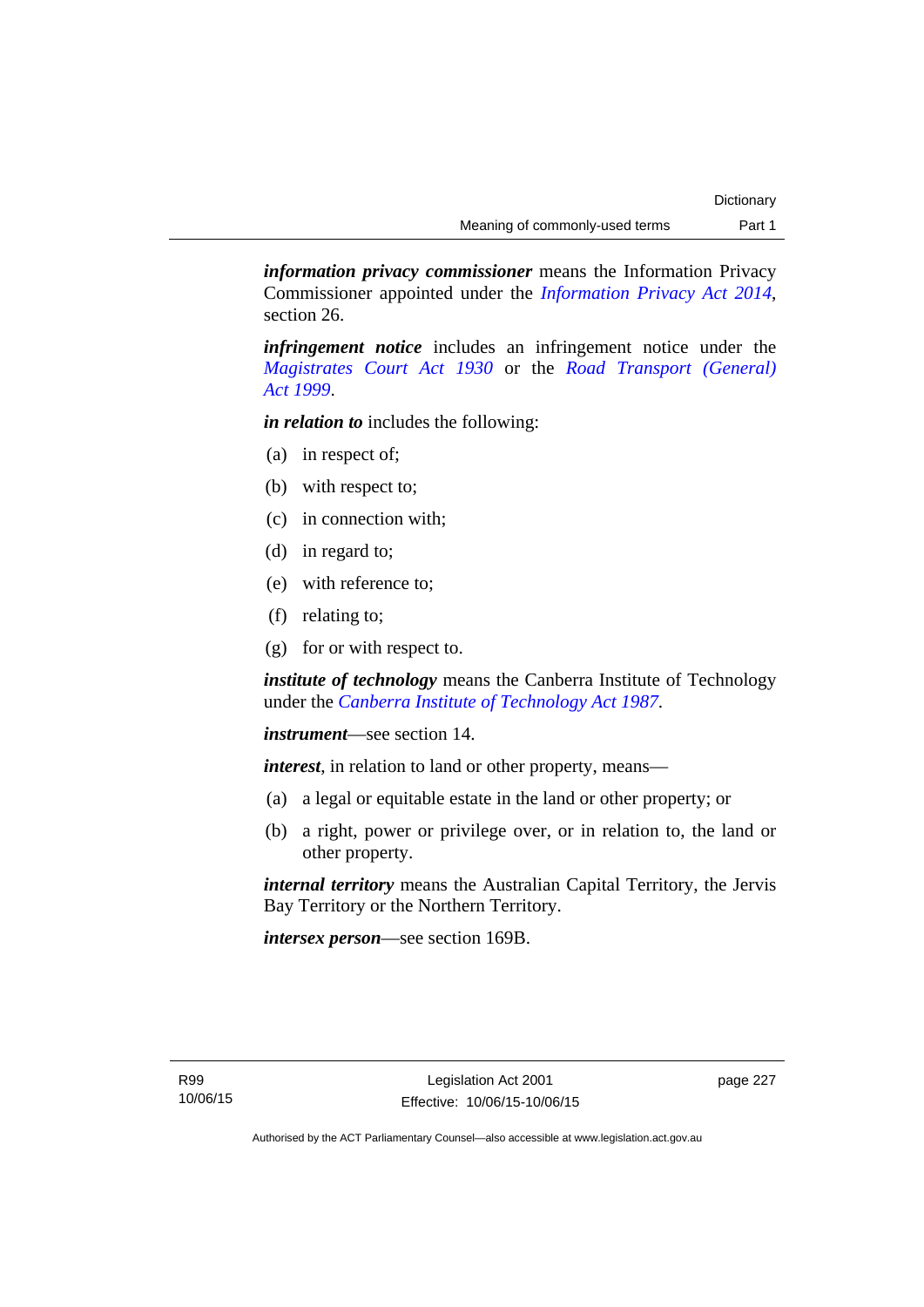***information privacy commissioner*** means the Information Privacy Commissioner appointed under the *Information Privacy Act 2014*, section 26.

***infringement notice*** includes an infringement notice under the *Magistrates Court Act 1930* or the *Road Transport (General) Act 1999*.

***in relation to*** includes the following:

(a) in respect of;

(b) with respect to;

(c) in connection with;

(d) in regard to;

(e) with reference to;

(f) relating to;

(g) for or with respect to.

***institute of technology*** means the Canberra Institute of Technology under the *Canberra Institute of Technology Act 1987*.

***instrument***—see section 14.

***interest***, in relation to land or other property, means—

(a) a legal or equitable estate in the land or other property; or

(b) a right, power or privilege over, or in relation to, the land or other property.

***internal territory*** means the Australian Capital Territory, the Jervis Bay Territory or the Northern Territory.

***intersex person***—see section 169B.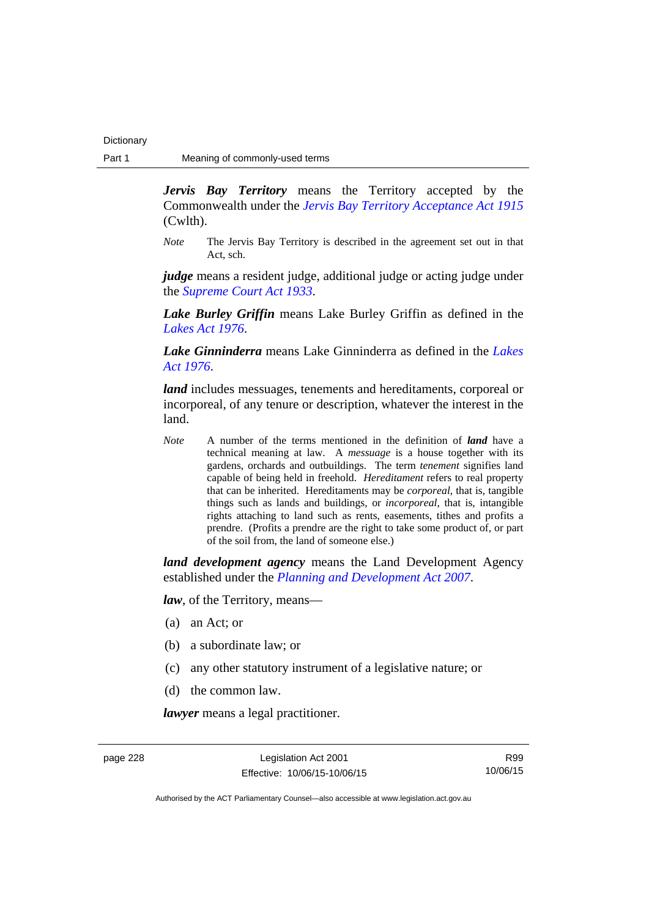***Jervis Bay Territory*** means the Territory accepted by the Commonwealth under the *Jervis Bay Territory Acceptance Act 1915* (Cwlth).

*Note* The Jervis Bay Territory is described in the agreement set out in that Act, sch.

***judge*** means a resident judge, additional judge or acting judge under the *Supreme Court Act 1933*.

***Lake Burley Griffin*** means Lake Burley Griffin as defined in the *Lakes Act 1976*.

***Lake Ginninderra*** means Lake Ginninderra as defined in the *Lakes Act 1976*.

***land*** includes messuages, tenements and hereditaments, corporeal or incorporeal, of any tenure or description, whatever the interest in the land.

*Note* A number of the terms mentioned in the definition of ***land*** have a technical meaning at law. A *messuage* is a house together with its gardens, orchards and outbuildings. The term *tenement* signifies land capable of being held in freehold. *Hereditament* refers to real property that can be inherited. Hereditaments may be *corporeal*, that is, tangible things such as lands and buildings, or *incorporeal*, that is, intangible rights attaching to land such as rents, easements, tithes and profits a prendre. (Profits a prendre are the right to take some product of, or part of the soil from, the land of someone else.)

***land development agency*** means the Land Development Agency established under the *Planning and Development Act 2007*.

***law***, of the Territory, means—

(a) an Act; or

(b) a subordinate law; or

(c) any other statutory instrument of a legislative nature; or

(d) the common law.

***lawyer*** means a legal practitioner.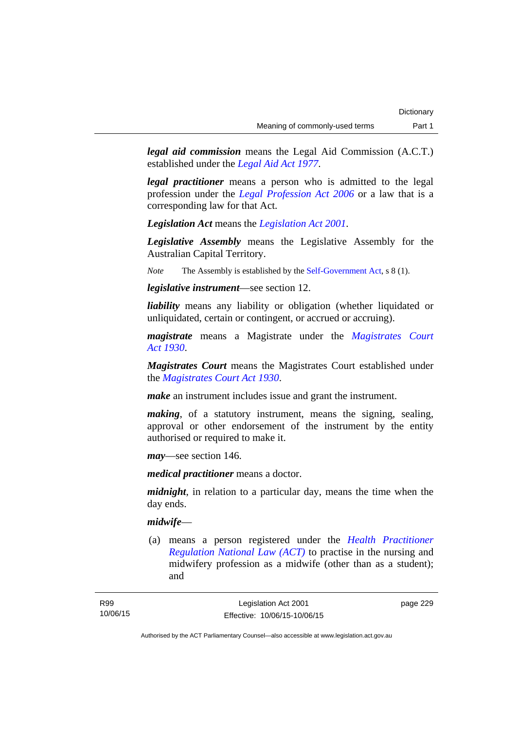***legal aid commission*** means the Legal Aid Commission (A.C.T.) established under the *Legal Aid Act 1977*.

***legal practitioner*** means a person who is admitted to the legal profession under the *Legal Profession Act 2006* or a law that is a corresponding law for that Act.

***Legislation Act*** means the *Legislation Act 2001*.

***Legislative Assembly*** means the Legislative Assembly for the Australian Capital Territory.

*Note* The Assembly is established by the Self-Government Act, s 8 (1).

***legislative instrument***—see section 12.

***liability*** means any liability or obligation (whether liquidated or unliquidated, certain or contingent, or accrued or accruing).

***magistrate*** means a Magistrate under the *Magistrates Court Act 1930*.

***Magistrates Court*** means the Magistrates Court established under the *Magistrates Court Act 1930*.

***make*** an instrument includes issue and grant the instrument.

***making***, of a statutory instrument, means the signing, sealing, approval or other endorsement of the instrument by the entity authorised or required to make it.

***may***—see section 146.

***medical practitioner*** means a doctor.

***midnight***, in relation to a particular day, means the time when the day ends.

***midwife***—

(a) means a person registered under the *Health Practitioner Regulation National Law (ACT)* to practise in the nursing and midwifery profession as a midwife (other than as a student); and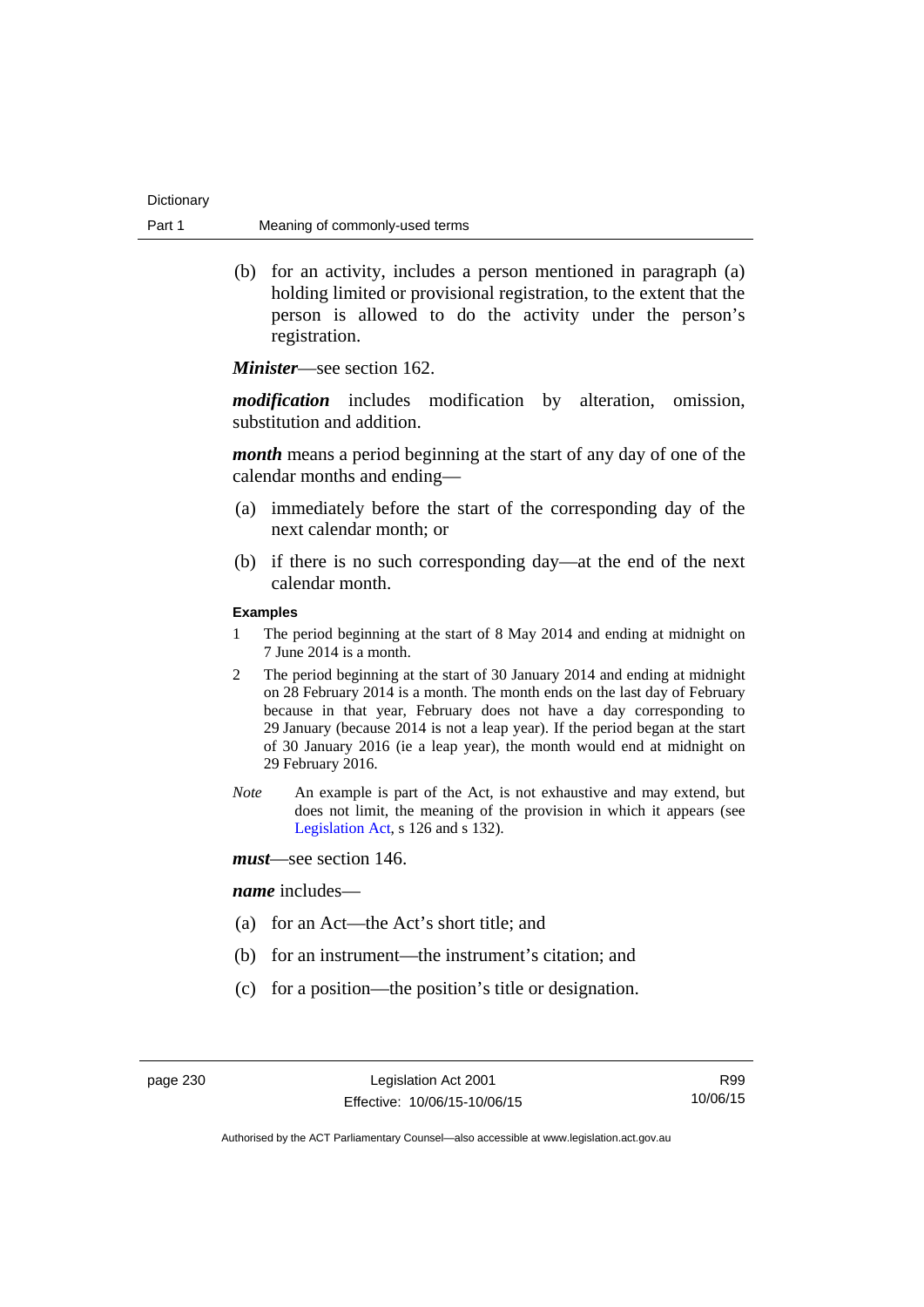(b) for an activity, includes a person mentioned in paragraph (a) holding limited or provisional registration, to the extent that the person is allowed to do the activity under the person's registration.

***Minister***—see section 162.

***modification*** includes modification by alteration, omission, substitution and addition.

***month*** means a period beginning at the start of any day of one of the calendar months and ending—

(a) immediately before the start of the corresponding day of the next calendar month; or

(b) if there is no such corresponding day—at the end of the next calendar month.

**Examples**

1 The period beginning at the start of 8 May 2014 and ending at midnight on 7 June 2014 is a month.

2 The period beginning at the start of 30 January 2014 and ending at midnight on 28 February 2014 is a month. The month ends on the last day of February because in that year, February does not have a day corresponding to 29 January (because 2014 is not a leap year). If the period began at the start of 30 January 2016 (ie a leap year), the month would end at midnight on 29 February 2016.

*Note* An example is part of the Act, is not exhaustive and may extend, but does not limit, the meaning of the provision in which it appears (see Legislation Act, s 126 and s 132).

***must***—see section 146.

***name*** includes—

(a) for an Act—the Act's short title; and

(b) for an instrument—the instrument's citation; and

(c) for a position—the position's title or designation.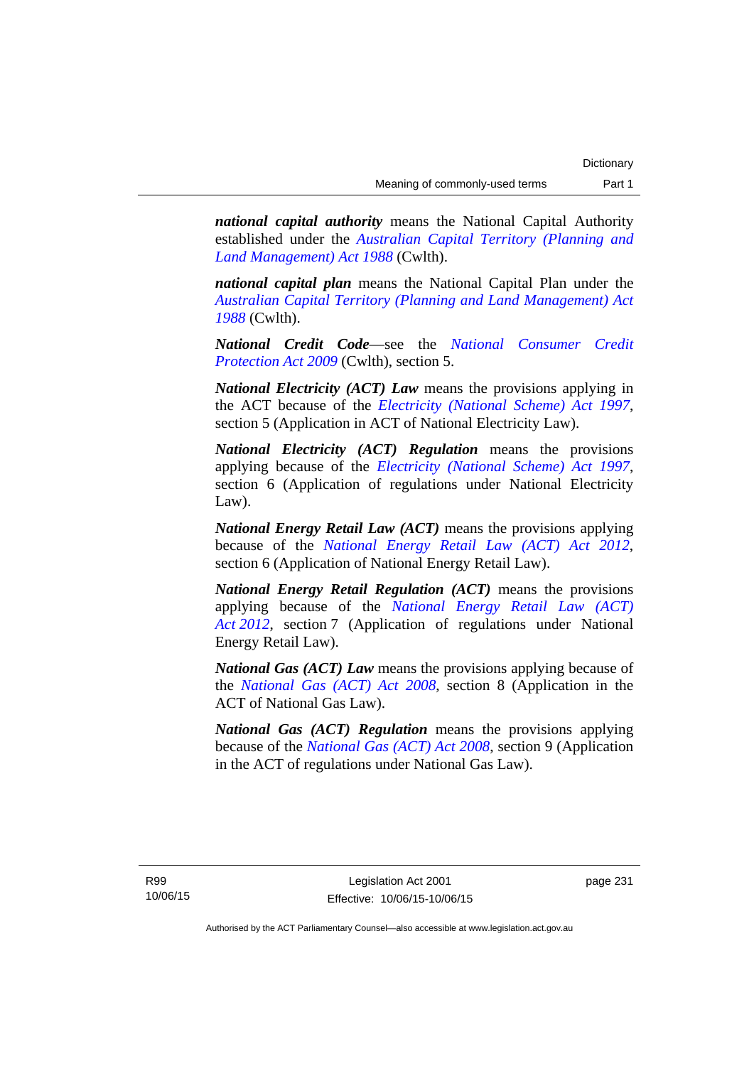***national capital authority*** means the National Capital Authority established under the *Australian Capital Territory (Planning and Land Management) Act 1988* (Cwlth).

***national capital plan*** means the National Capital Plan under the *Australian Capital Territory (Planning and Land Management) Act 1988* (Cwlth).

***National Credit Code***—see the *National Consumer Credit Protection Act 2009* (Cwlth), section 5.

***National Electricity (ACT) Law*** means the provisions applying in the ACT because of the *Electricity (National Scheme) Act 1997*, section 5 (Application in ACT of National Electricity Law).

***National Electricity (ACT) Regulation*** means the provisions applying because of the *Electricity (National Scheme) Act 1997*, section 6 (Application of regulations under National Electricity Law).

***National Energy Retail Law (ACT)*** means the provisions applying because of the *National Energy Retail Law (ACT) Act 2012*, section 6 (Application of National Energy Retail Law).

***National Energy Retail Regulation (ACT)*** means the provisions applying because of the *National Energy Retail Law (ACT) Act 2012*, section 7 (Application of regulations under National Energy Retail Law).

***National Gas (ACT) Law*** means the provisions applying because of the *National Gas (ACT) Act 2008*, section 8 (Application in the ACT of National Gas Law).

***National Gas (ACT) Regulation*** means the provisions applying because of the *National Gas (ACT) Act 2008*, section 9 (Application in the ACT of regulations under National Gas Law).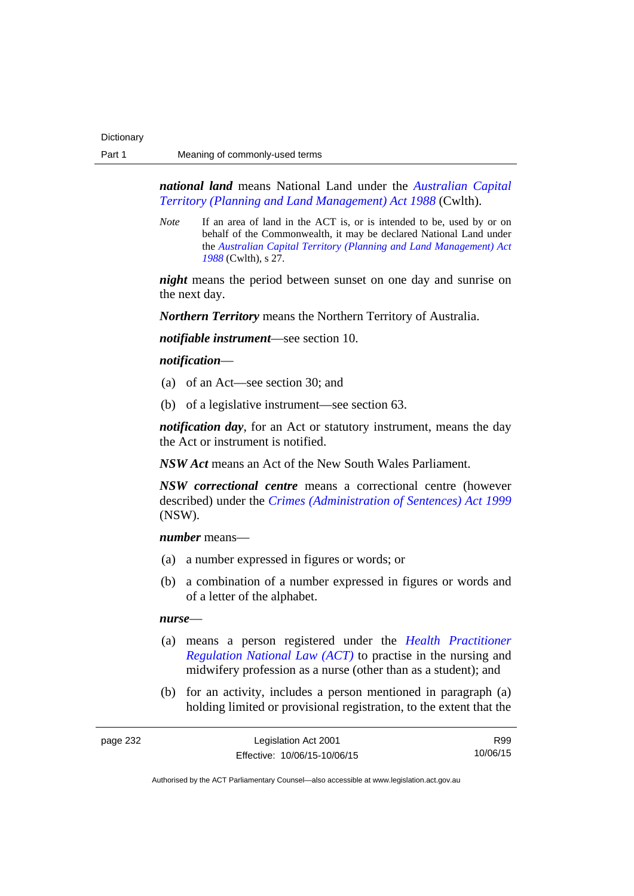***national land*** means National Land under the *Australian Capital Territory (Planning and Land Management) Act 1988* (Cwlth).

*Note* If an area of land in the ACT is, or is intended to be, used by or on behalf of the Commonwealth, it may be declared National Land under the *Australian Capital Territory (Planning and Land Management) Act 1988* (Cwlth), s 27.

***night*** means the period between sunset on one day and sunrise on the next day.

***Northern Territory*** means the Northern Territory of Australia.

***notifiable instrument***—see section 10.

***notification***—

(a) of an Act—see section 30; and

(b) of a legislative instrument—see section 63.

***notification day***, for an Act or statutory instrument, means the day the Act or instrument is notified.

***NSW Act*** means an Act of the New South Wales Parliament.

***NSW correctional centre*** means a correctional centre (however described) under the *Crimes (Administration of Sentences) Act 1999* (NSW).

***number*** means—

(a) a number expressed in figures or words; or

(b) a combination of a number expressed in figures or words and of a letter of the alphabet.

***nurse***—

(a) means a person registered under the *Health Practitioner Regulation National Law (ACT)* to practise in the nursing and midwifery profession as a nurse (other than as a student); and

(b) for an activity, includes a person mentioned in paragraph (a) holding limited or provisional registration, to the extent that the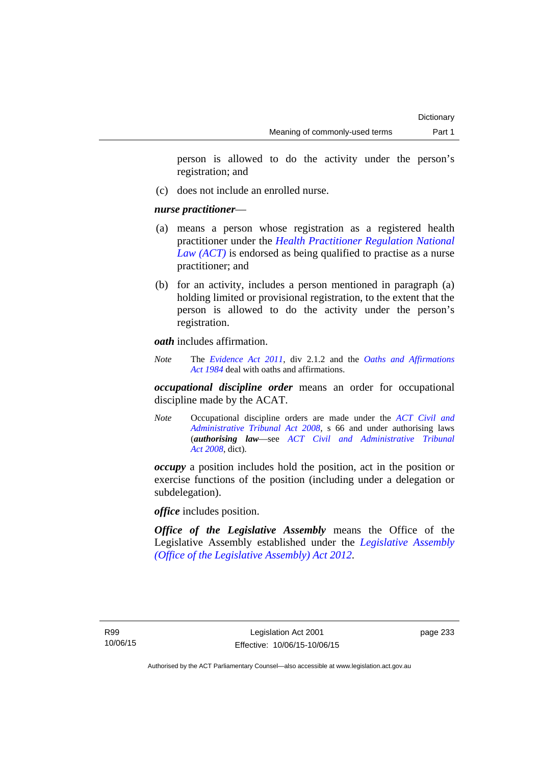person is allowed to do the activity under the person's registration; and

(c) does not include an enrolled nurse.

***nurse practitioner***—

(a) means a person whose registration as a registered health practitioner under the *Health Practitioner Regulation National Law (ACT)* is endorsed as being qualified to practise as a nurse practitioner; and

(b) for an activity, includes a person mentioned in paragraph (a) holding limited or provisional registration, to the extent that the person is allowed to do the activity under the person's registration.

***oath*** includes affirmation.

*Note* The *Evidence Act 2011*, div 2.1.2 and the *Oaths and Affirmations Act 1984* deal with oaths and affirmations.

***occupational discipline order*** means an order for occupational discipline made by the ACAT.

*Note* Occupational discipline orders are made under the *ACT Civil and Administrative Tribunal Act 2008*, s 66 and under authorising laws (***authorising law***—see *ACT Civil and Administrative Tribunal Act 2008*, dict).

***occupy*** a position includes hold the position, act in the position or exercise functions of the position (including under a delegation or subdelegation).

***office*** includes position.

***Office of the Legislative Assembly*** means the Office of the Legislative Assembly established under the *Legislative Assembly (Office of the Legislative Assembly) Act 2012*.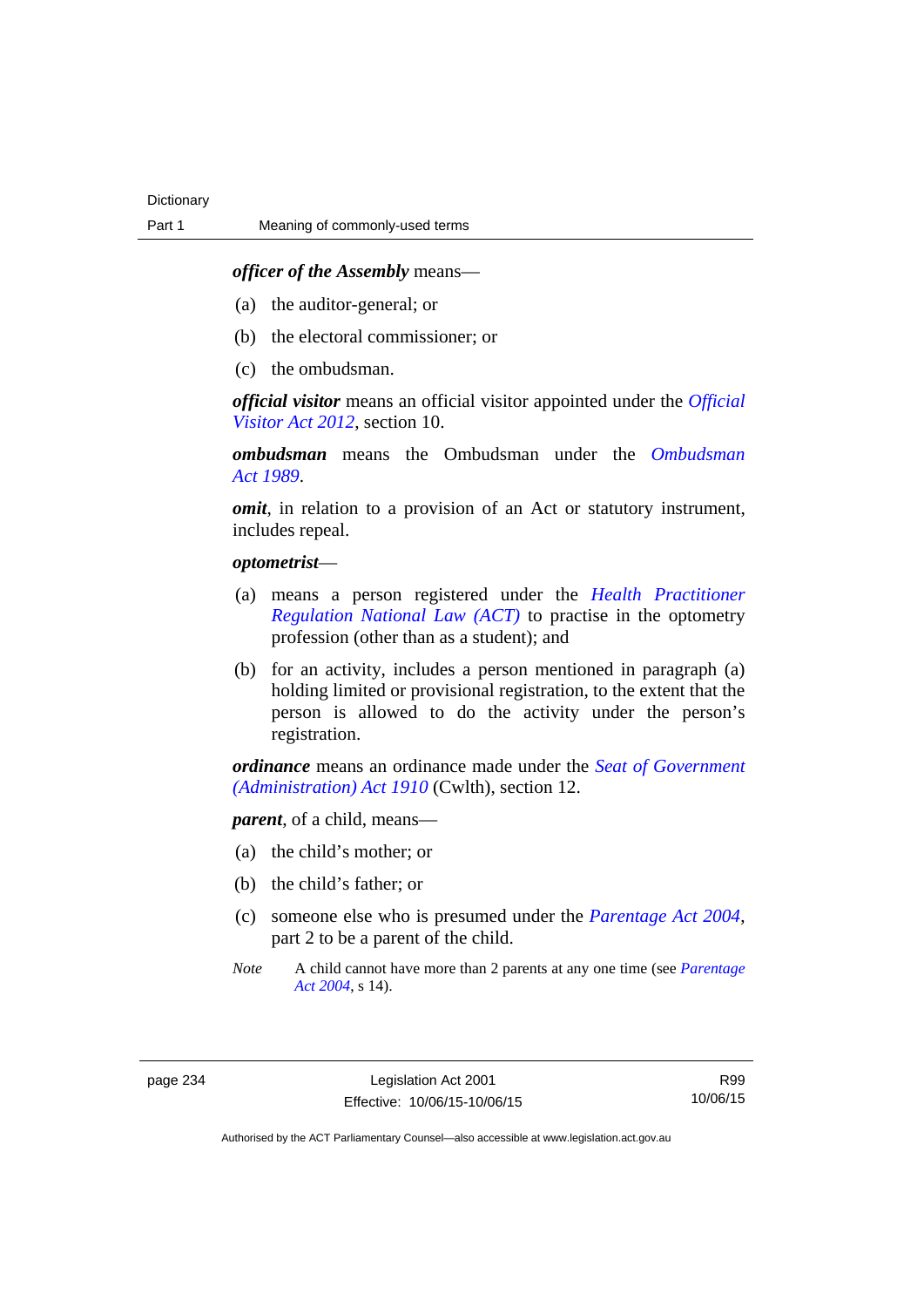***officer of the Assembly*** means—

(a) the auditor-general; or

(b) the electoral commissioner; or

(c) the ombudsman.

***official visitor*** means an official visitor appointed under the *Official Visitor Act 2012*, section 10.

***ombudsman*** means the Ombudsman under the *Ombudsman Act 1989*.

***omit***, in relation to a provision of an Act or statutory instrument, includes repeal.

***optometrist***—

(a) means a person registered under the *Health Practitioner Regulation National Law (ACT)* to practise in the optometry profession (other than as a student); and

(b) for an activity, includes a person mentioned in paragraph (a) holding limited or provisional registration, to the extent that the person is allowed to do the activity under the person's registration.

***ordinance*** means an ordinance made under the *Seat of Government (Administration) Act 1910* (Cwlth), section 12.

***parent***, of a child, means—

(a) the child's mother; or

(b) the child's father; or

(c) someone else who is presumed under the *Parentage Act 2004*, part 2 to be a parent of the child.

*Note* A child cannot have more than 2 parents at any one time (see *Parentage Act 2004*, s 14).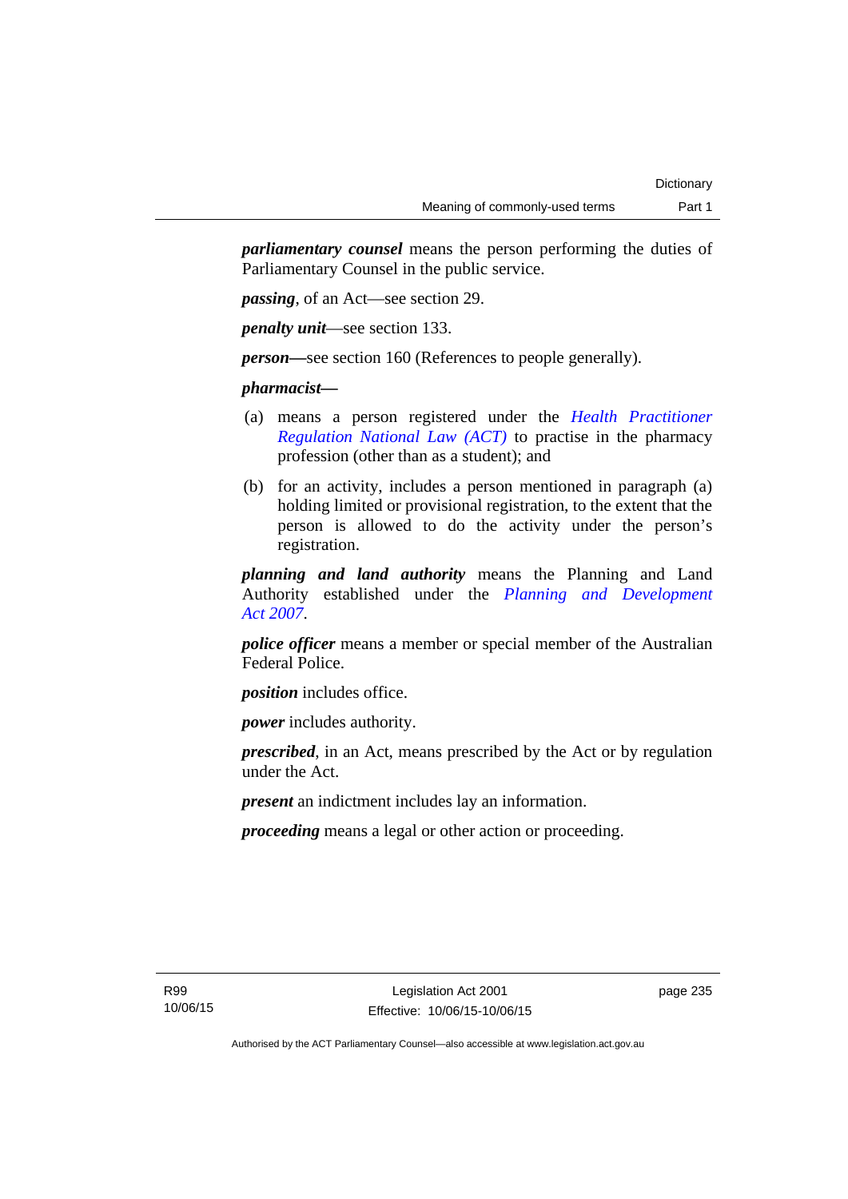***parliamentary counsel*** means the person performing the duties of Parliamentary Counsel in the public service.

***passing***, of an Act—see section 29.

***penalty unit***—see section 133.

***person***—see section 160 (References to people generally).

***pharmacist***—

(a) means a person registered under the *Health Practitioner Regulation National Law (ACT)* to practise in the pharmacy profession (other than as a student); and

(b) for an activity, includes a person mentioned in paragraph (a) holding limited or provisional registration, to the extent that the person is allowed to do the activity under the person's registration.

***planning and land authority*** means the Planning and Land Authority established under the *Planning and Development Act 2007*.

***police officer*** means a member or special member of the Australian Federal Police.

***position*** includes office.

***power*** includes authority.

***prescribed***, in an Act, means prescribed by the Act or by regulation under the Act.

***present*** an indictment includes lay an information.

***proceeding*** means a legal or other action or proceeding.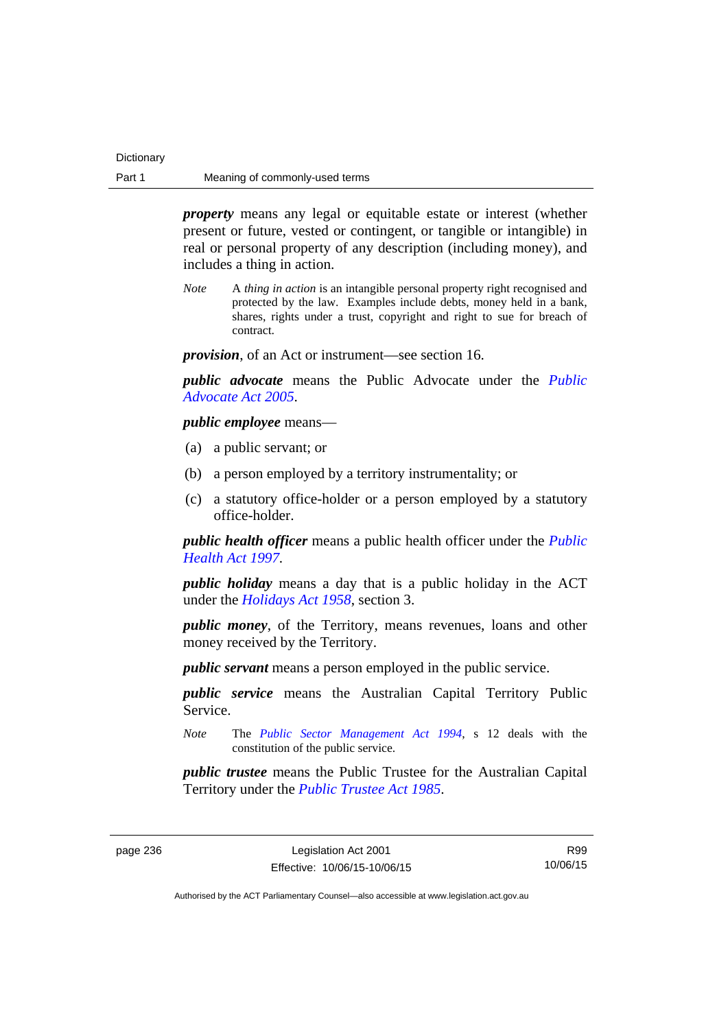***property*** means any legal or equitable estate or interest (whether present or future, vested or contingent, or tangible or intangible) in real or personal property of any description (including money), and includes a thing in action.

*Note* A *thing in action* is an intangible personal property right recognised and protected by the law. Examples include debts, money held in a bank, shares, rights under a trust, copyright and right to sue for breach of contract.

***provision***, of an Act or instrument—see section 16.

***public advocate*** means the Public Advocate under the *Public Advocate Act 2005*.

***public employee*** means—

(a) a public servant; or

(b) a person employed by a territory instrumentality; or

(c) a statutory office-holder or a person employed by a statutory office-holder.

***public health officer*** means a public health officer under the *Public Health Act 1997*.

***public holiday*** means a day that is a public holiday in the ACT under the *Holidays Act 1958*, section 3.

***public money***, of the Territory, means revenues, loans and other money received by the Territory.

***public servant*** means a person employed in the public service.

***public service*** means the Australian Capital Territory Public Service.

*Note* The *Public Sector Management Act 1994*, s 12 deals with the constitution of the public service.

***public trustee*** means the Public Trustee for the Australian Capital Territory under the *Public Trustee Act 1985*.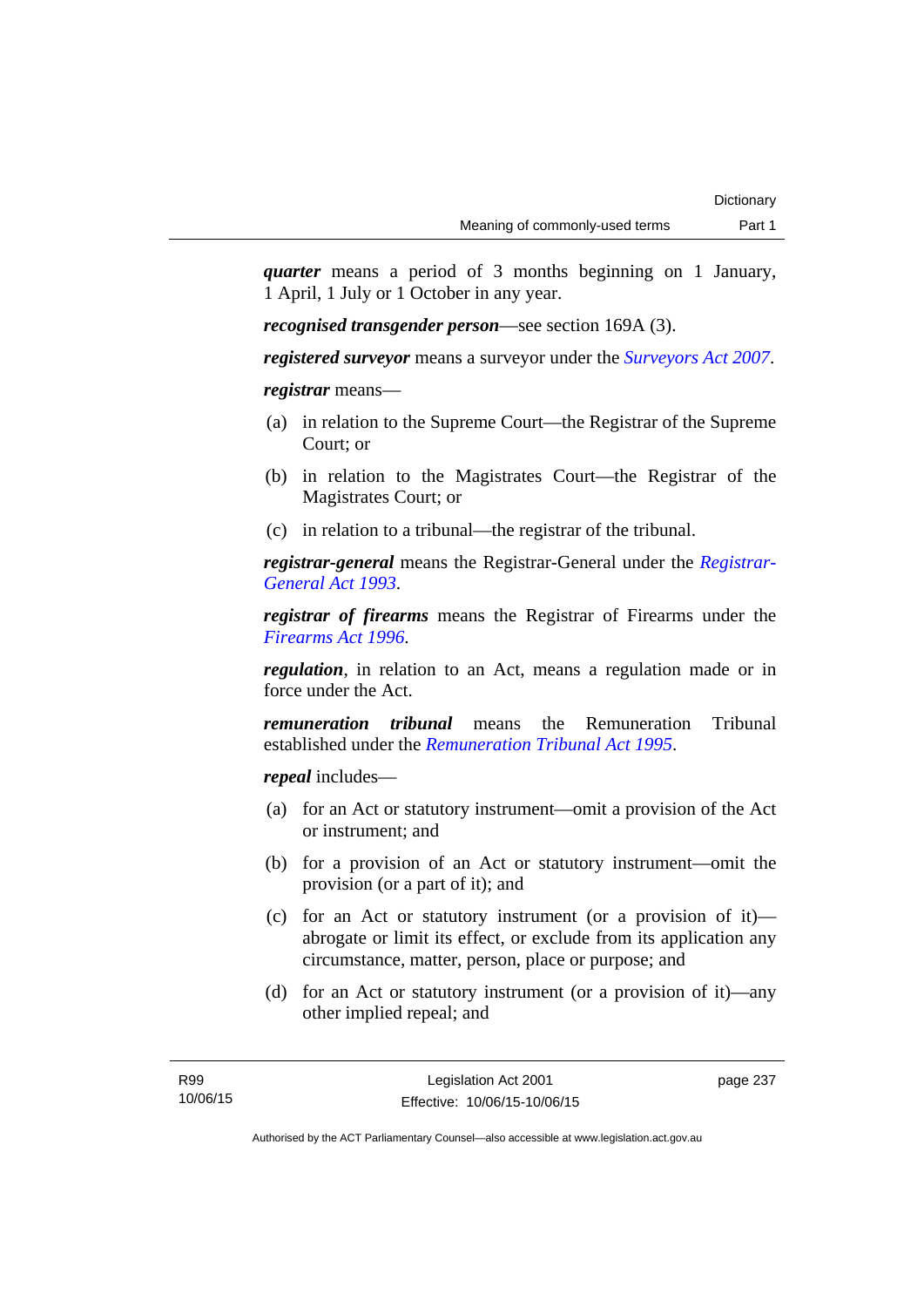***quarter*** means a period of 3 months beginning on 1 January, 1 April, 1 July or 1 October in any year.

***recognised transgender person***—see section 169A (3).

***registered surveyor*** means a surveyor under the *Surveyors Act 2007*.

***registrar*** means—

(a) in relation to the Supreme Court—the Registrar of the Supreme Court; or

(b) in relation to the Magistrates Court—the Registrar of the Magistrates Court; or

(c) in relation to a tribunal—the registrar of the tribunal.

***registrar-general*** means the Registrar-General under the *Registrar-General Act 1993*.

***registrar of firearms*** means the Registrar of Firearms under the *Firearms Act 1996*.

***regulation***, in relation to an Act, means a regulation made or in force under the Act.

***remuneration tribunal*** means the Remuneration Tribunal established under the *Remuneration Tribunal Act 1995*.

***repeal*** includes—

(a) for an Act or statutory instrument—omit a provision of the Act or instrument; and

(b) for a provision of an Act or statutory instrument—omit the provision (or a part of it); and

(c) for an Act or statutory instrument (or a provision of it)—abrogate or limit its effect, or exclude from its application any circumstance, matter, person, place or purpose; and

(d) for an Act or statutory instrument (or a provision of it)—any other implied repeal; and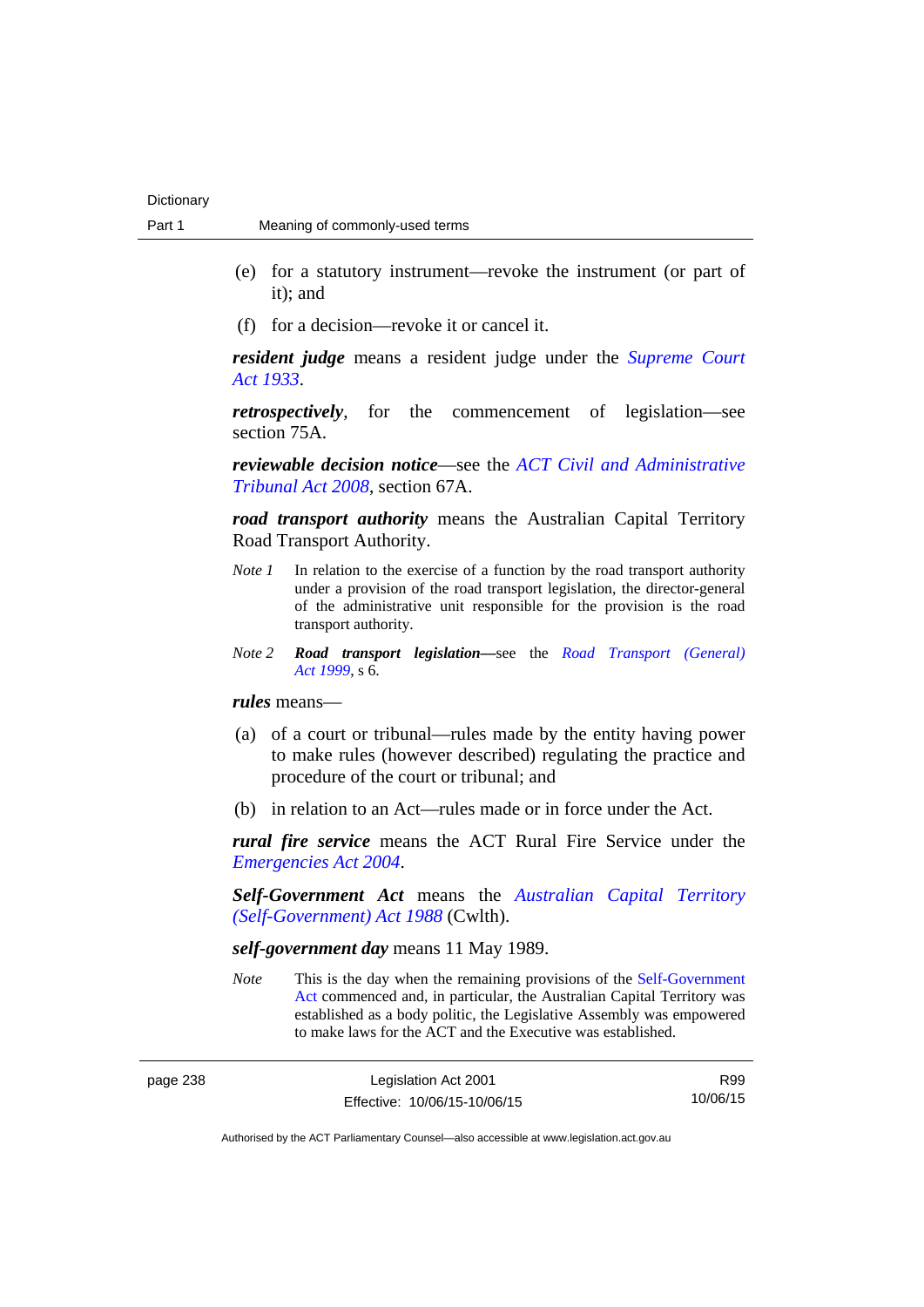(e) for a statutory instrument—revoke the instrument (or part of it); and

(f) for a decision—revoke it or cancel it.

***resident judge*** means a resident judge under the *Supreme Court Act 1933*.

***retrospectively***, for the commencement of legislation—see section 75A.

***reviewable decision notice***—see the *ACT Civil and Administrative Tribunal Act 2008*, section 67A.

***road transport authority*** means the Australian Capital Territory Road Transport Authority.

*Note 1* In relation to the exercise of a function by the road transport authority under a provision of the road transport legislation, the director-general of the administrative unit responsible for the provision is the road transport authority.

*Note 2* ***Road transport legislation***—see the *Road Transport (General) Act 1999*, s 6.

***rules*** means—

(a) of a court or tribunal—rules made by the entity having power to make rules (however described) regulating the practice and procedure of the court or tribunal; and

(b) in relation to an Act—rules made or in force under the Act.

***rural fire service*** means the ACT Rural Fire Service under the *Emergencies Act 2004*.

***Self-Government Act*** means the *Australian Capital Territory (Self-Government) Act 1988* (Cwlth).

***self-government day*** means 11 May 1989.

*Note* This is the day when the remaining provisions of the Self-Government Act commenced and, in particular, the Australian Capital Territory was established as a body politic, the Legislative Assembly was empowered to make laws for the ACT and the Executive was established.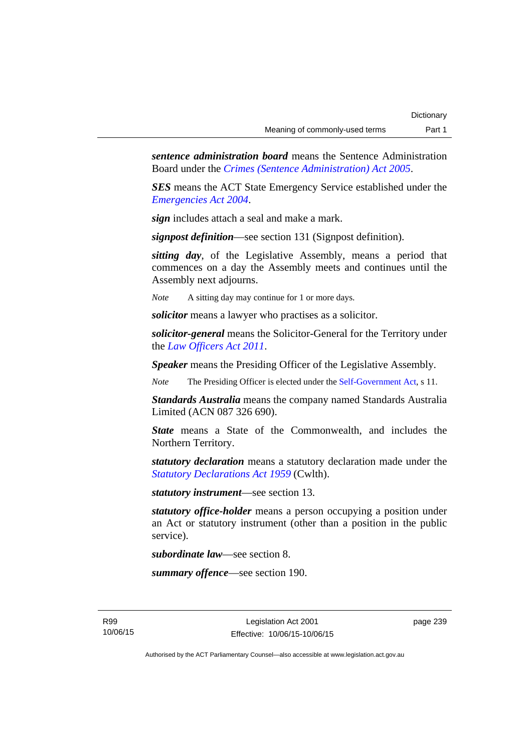***sentence administration board*** means the Sentence Administration Board under the *Crimes (Sentence Administration) Act 2005*.

***SES*** means the ACT State Emergency Service established under the *Emergencies Act 2004*.

***sign*** includes attach a seal and make a mark.

***signpost definition***—see section 131 (Signpost definition).

***sitting day***, of the Legislative Assembly, means a period that commences on a day the Assembly meets and continues until the Assembly next adjourns.

*Note* A sitting day may continue for 1 or more days.

***solicitor*** means a lawyer who practises as a solicitor.

***solicitor-general*** means the Solicitor-General for the Territory under the *Law Officers Act 2011*.

***Speaker*** means the Presiding Officer of the Legislative Assembly.

*Note* The Presiding Officer is elected under the Self-Government Act, s 11.

***Standards Australia*** means the company named Standards Australia Limited (ACN 087 326 690).

***State*** means a State of the Commonwealth, and includes the Northern Territory.

***statutory declaration*** means a statutory declaration made under the *Statutory Declarations Act 1959* (Cwlth).

***statutory instrument***—see section 13.

***statutory office-holder*** means a person occupying a position under an Act or statutory instrument (other than a position in the public service).

***subordinate law***—see section 8.

***summary offence***—see section 190.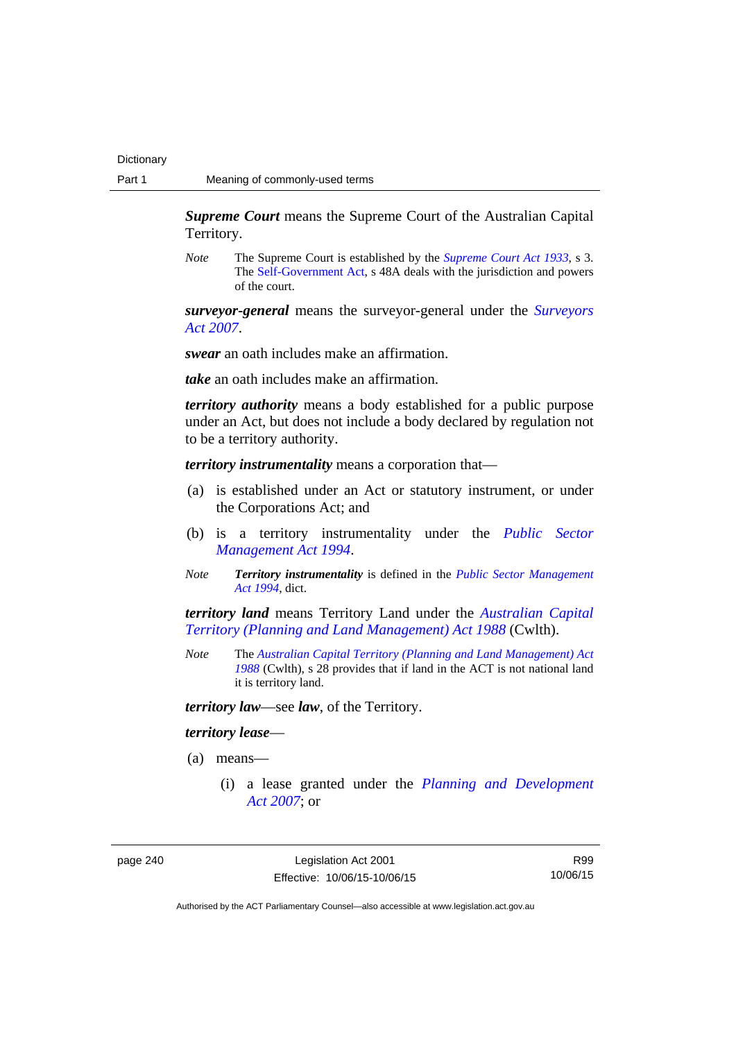***Supreme Court*** means the Supreme Court of the Australian Capital Territory.

*Note* The Supreme Court is established by the *Supreme Court Act 1933*, s 3. The Self-Government Act, s 48A deals with the jurisdiction and powers of the court.

***surveyor-general*** means the surveyor-general under the *Surveyors Act 2007*.

***swear*** an oath includes make an affirmation.

***take*** an oath includes make an affirmation.

***territory authority*** means a body established for a public purpose under an Act, but does not include a body declared by regulation not to be a territory authority.

***territory instrumentality*** means a corporation that—

(a) is established under an Act or statutory instrument, or under the Corporations Act; and

(b) is a territory instrumentality under the *Public Sector Management Act 1994*.

*Note* ***Territory instrumentality*** is defined in the *Public Sector Management Act 1994*, dict.

***territory land*** means Territory Land under the *Australian Capital Territory (Planning and Land Management) Act 1988* (Cwlth).

*Note* The *Australian Capital Territory (Planning and Land Management) Act 1988* (Cwlth), s 28 provides that if land in the ACT is not national land it is territory land.

***territory law***—see ***law***, of the Territory.

***territory lease***—

(a) means—

(i) a lease granted under the *Planning and Development Act 2007*; or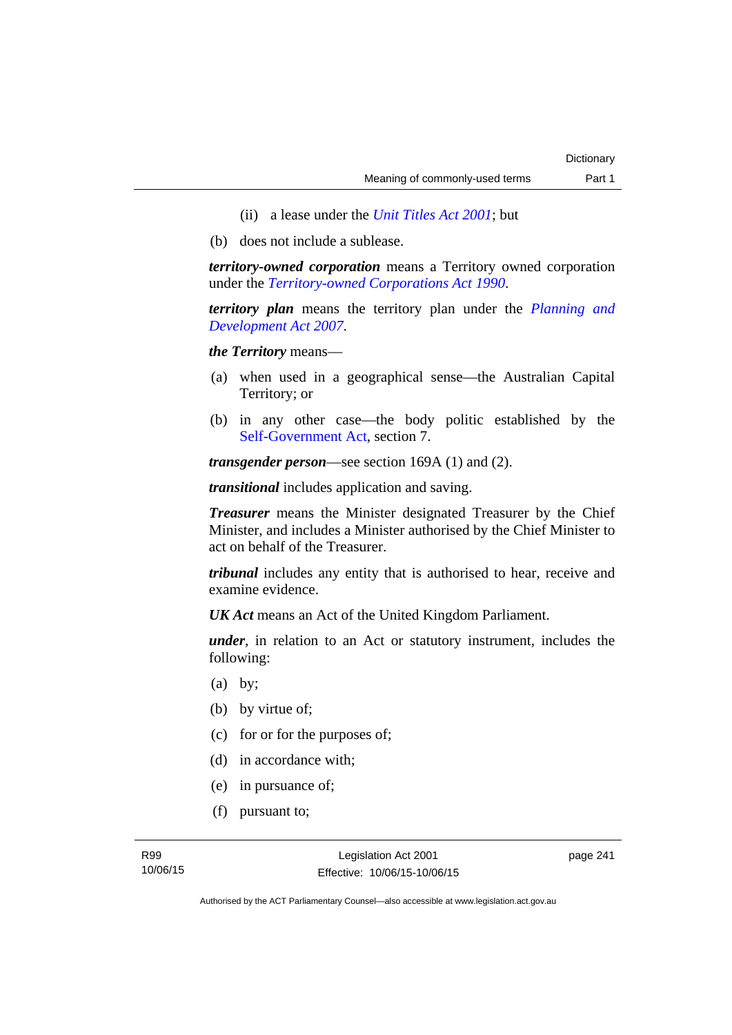(ii) a lease under the *Unit Titles Act 2001*; but

(b) does not include a sublease.

***territory-owned corporation*** means a Territory owned corporation under the *Territory-owned Corporations Act 1990*.

***territory plan*** means the territory plan under the *Planning and Development Act 2007*.

***the Territory*** means—

(a) when used in a geographical sense—the Australian Capital Territory; or

(b) in any other case—the body politic established by the Self-Government Act, section 7.

***transgender person***—see section 169A (1) and (2).

***transitional*** includes application and saving.

***Treasurer*** means the Minister designated Treasurer by the Chief Minister, and includes a Minister authorised by the Chief Minister to act on behalf of the Treasurer.

***tribunal*** includes any entity that is authorised to hear, receive and examine evidence.

***UK Act*** means an Act of the United Kingdom Parliament.

***under***, in relation to an Act or statutory instrument, includes the following:

(a) by;

(b) by virtue of;

(c) for or for the purposes of;

(d) in accordance with;

(e) in pursuance of;

(f) pursuant to;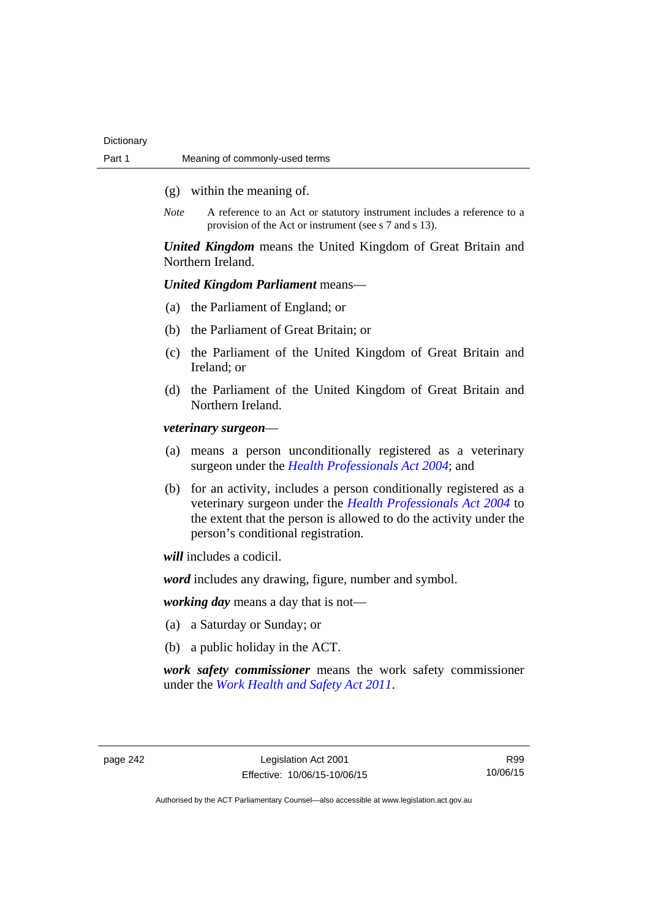(g) within the meaning of.

*Note* A reference to an Act or statutory instrument includes a reference to a provision of the Act or instrument (see s 7 and s 13).

***United Kingdom*** means the United Kingdom of Great Britain and Northern Ireland.

***United Kingdom Parliament*** means—

(a) the Parliament of England; or

(b) the Parliament of Great Britain; or

(c) the Parliament of the United Kingdom of Great Britain and Ireland; or

(d) the Parliament of the United Kingdom of Great Britain and Northern Ireland.

***veterinary surgeon***—

(a) means a person unconditionally registered as a veterinary surgeon under the *Health Professionals Act 2004*; and

(b) for an activity, includes a person conditionally registered as a veterinary surgeon under the *Health Professionals Act 2004* to the extent that the person is allowed to do the activity under the person's conditional registration.

***will*** includes a codicil.

***word*** includes any drawing, figure, number and symbol.

***working day*** means a day that is not—

(a) a Saturday or Sunday; or

(b) a public holiday in the ACT.

***work safety commissioner*** means the work safety commissioner under the *Work Health and Safety Act 2011*.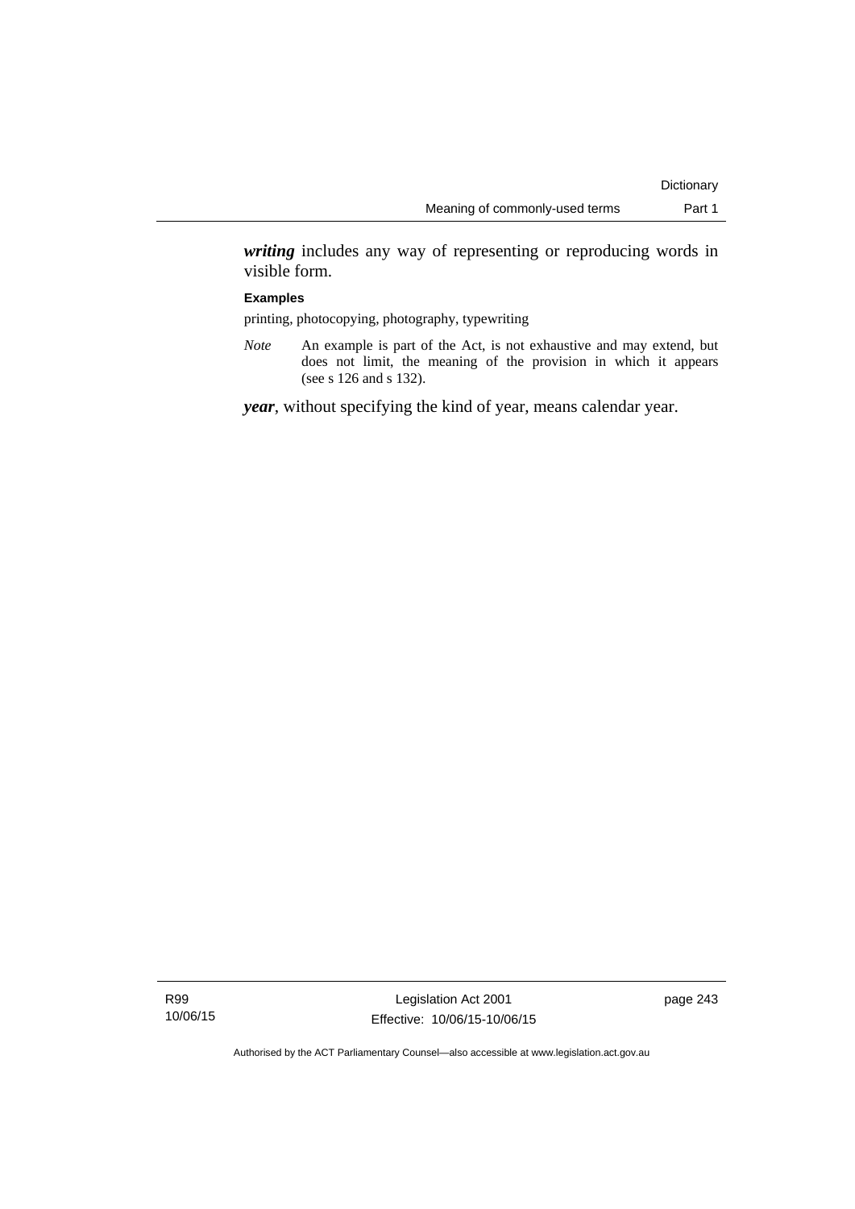***writing*** includes any way of representing or reproducing words in visible form.

**Examples**

printing, photocopying, photography, typewriting

*Note* An example is part of the Act, is not exhaustive and may extend, but does not limit, the meaning of the provision in which it appears (see s 126 and s 132).

***year***, without specifying the kind of year, means calendar year.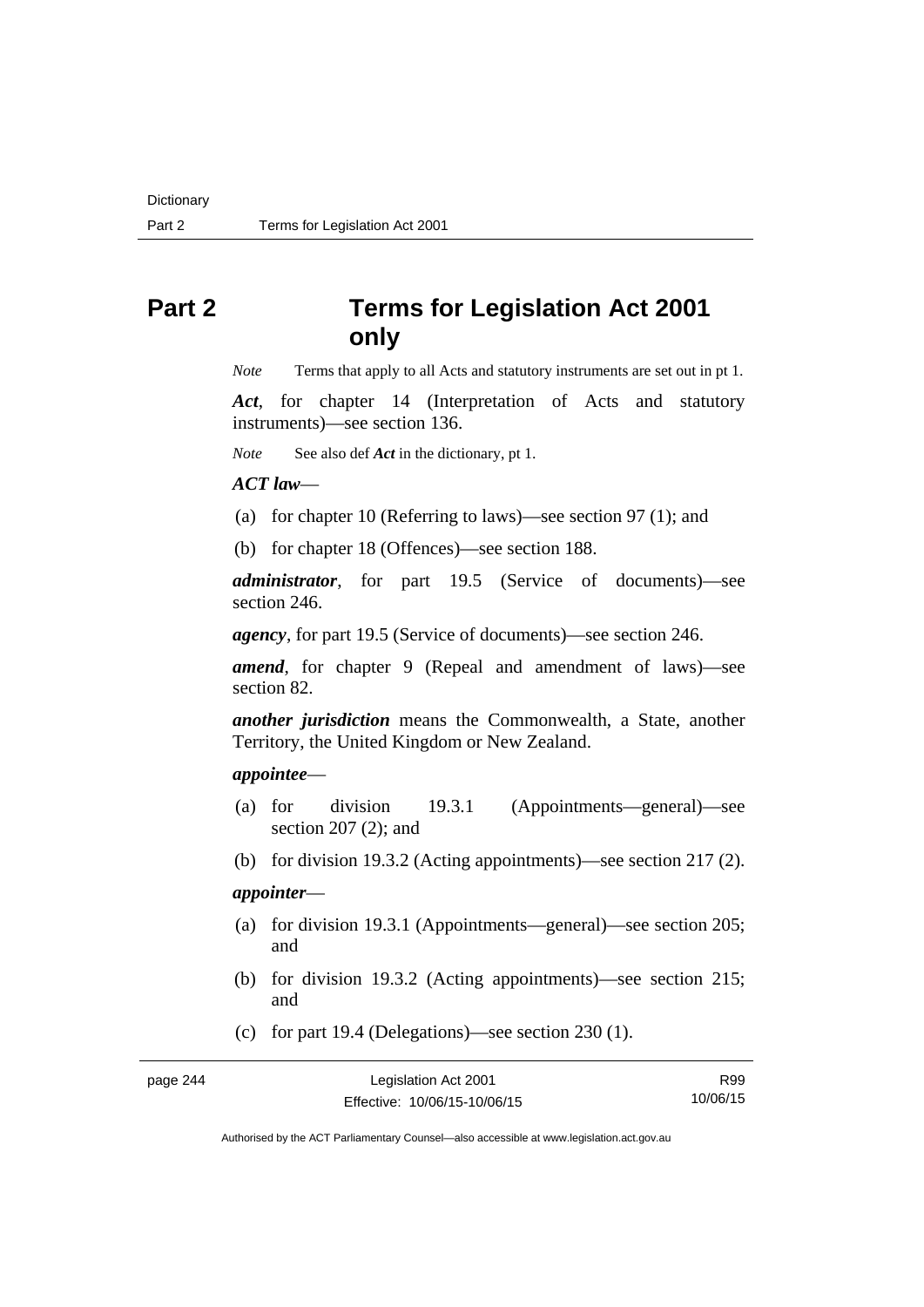# Part 2 Terms for Legislation Act 2001 only

*Note* Terms that apply to all Acts and statutory instruments are set out in pt 1.

***Act***, for chapter 14 (Interpretation of Acts and statutory instruments)—see section 136.

*Note* See also def ***Act*** in the dictionary, pt 1.

***ACT law***—

(a) for chapter 10 (Referring to laws)—see section 97 (1); and

(b) for chapter 18 (Offences)—see section 188.

***administrator***, for part 19.5 (Service of documents)—see section 246.

***agency***, for part 19.5 (Service of documents)—see section 246.

***amend***, for chapter 9 (Repeal and amendment of laws)—see section 82.

***another jurisdiction*** means the Commonwealth, a State, another Territory, the United Kingdom or New Zealand.

***appointee***—

(a) for division 19.3.1 (Appointments—general)—see section 207 (2); and

(b) for division 19.3.2 (Acting appointments)—see section 217 (2).

***appointer***—

(a) for division 19.3.1 (Appointments—general)—see section 205; and

(b) for division 19.3.2 (Acting appointments)—see section 215; and

(c) for part 19.4 (Delegations)—see section 230 (1).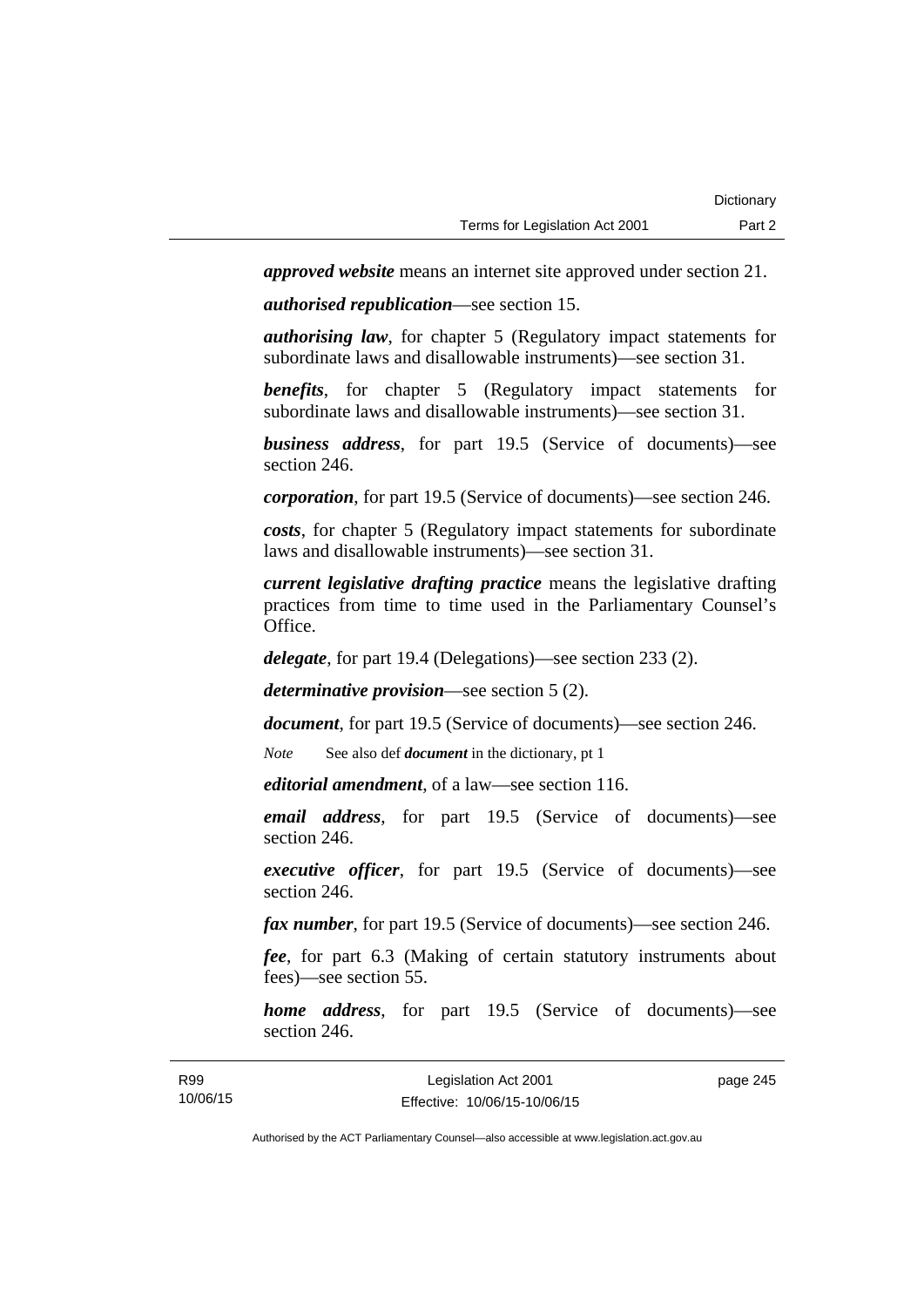***approved website*** means an internet site approved under section 21.

***authorised republication***—see section 15.

***authorising law***, for chapter 5 (Regulatory impact statements for subordinate laws and disallowable instruments)—see section 31.

***benefits***, for chapter 5 (Regulatory impact statements for subordinate laws and disallowable instruments)—see section 31.

***business address***, for part 19.5 (Service of documents)—see section 246.

***corporation***, for part 19.5 (Service of documents)—see section 246.

***costs***, for chapter 5 (Regulatory impact statements for subordinate laws and disallowable instruments)—see section 31.

***current legislative drafting practice*** means the legislative drafting practices from time to time used in the Parliamentary Counsel's Office.

***delegate***, for part 19.4 (Delegations)—see section 233 (2).

***determinative provision***—see section 5 (2).

***document***, for part 19.5 (Service of documents)—see section 246.

*Note* See also def ***document*** in the dictionary, pt 1

***editorial amendment***, of a law—see section 116.

***email address***, for part 19.5 (Service of documents)—see section 246.

***executive officer***, for part 19.5 (Service of documents)—see section 246.

***fax number***, for part 19.5 (Service of documents)—see section 246.

***fee***, for part 6.3 (Making of certain statutory instruments about fees)—see section 55.

***home address***, for part 19.5 (Service of documents)—see section 246.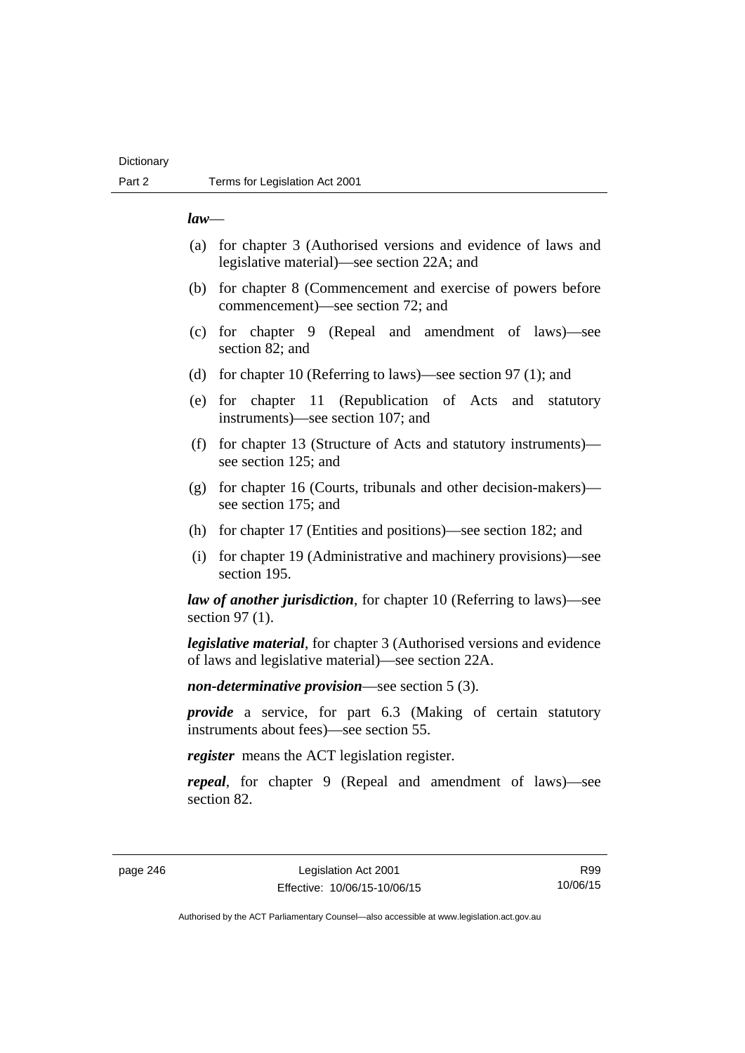***law***—

(a) for chapter 3 (Authorised versions and evidence of laws and legislative material)—see section 22A; and

(b) for chapter 8 (Commencement and exercise of powers before commencement)—see section 72; and

(c) for chapter 9 (Repeal and amendment of laws)—see section 82; and

(d) for chapter 10 (Referring to laws)—see section 97 (1); and

(e) for chapter 11 (Republication of Acts and statutory instruments)—see section 107; and

(f) for chapter 13 (Structure of Acts and statutory instruments)—see section 125; and

(g) for chapter 16 (Courts, tribunals and other decision-makers)—see section 175; and

(h) for chapter 17 (Entities and positions)—see section 182; and

(i) for chapter 19 (Administrative and machinery provisions)—see section 195.

***law of another jurisdiction***, for chapter 10 (Referring to laws)—see section 97 (1).

***legislative material***, for chapter 3 (Authorised versions and evidence of laws and legislative material)—see section 22A.

***non-determinative provision***—see section 5 (3).

***provide*** a service, for part 6.3 (Making of certain statutory instruments about fees)—see section 55.

***register*** means the ACT legislation register.

***repeal***, for chapter 9 (Repeal and amendment of laws)—see section 82.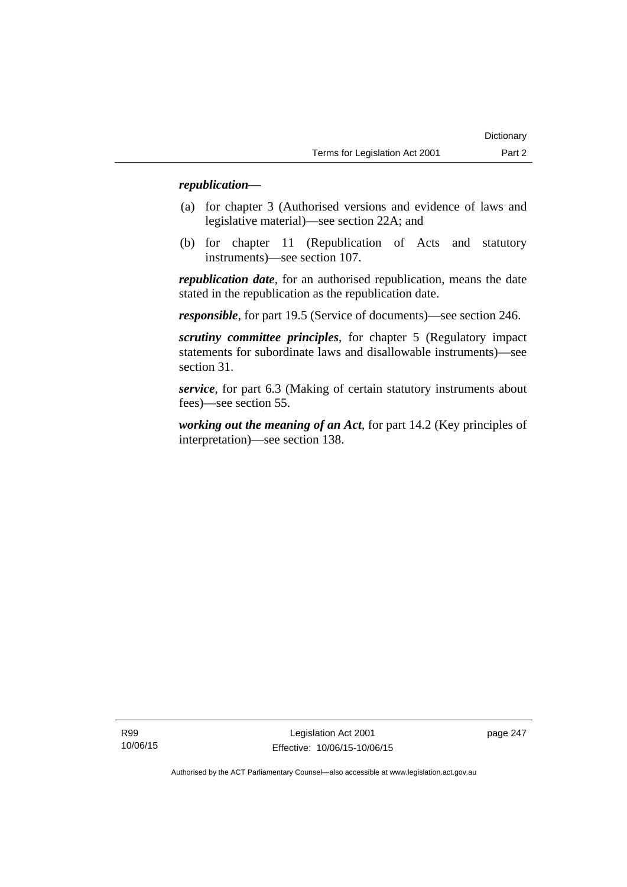***republication—***

(a) for chapter 3 (Authorised versions and evidence of laws and legislative material)—see section 22A; and

(b) for chapter 11 (Republication of Acts and statutory instruments)—see section 107.

***republication date***, for an authorised republication, means the date stated in the republication as the republication date.

***responsible***, for part 19.5 (Service of documents)—see section 246.

***scrutiny committee principles***, for chapter 5 (Regulatory impact statements for subordinate laws and disallowable instruments)—see section 31.

***service***, for part 6.3 (Making of certain statutory instruments about fees)—see section 55.

***working out the meaning of an Act***, for part 14.2 (Key principles of interpretation)—see section 138.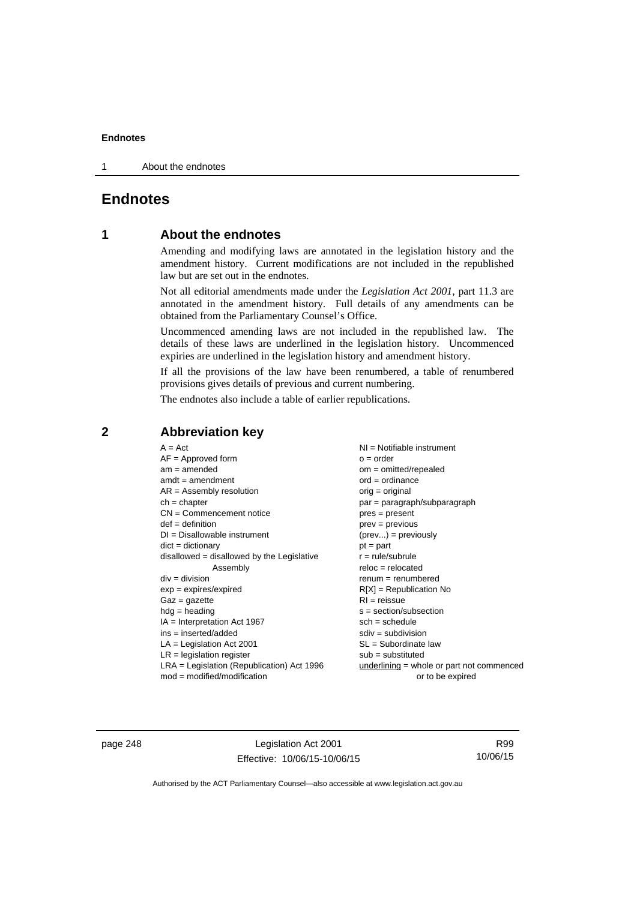# Endnotes

## 1 About the endnotes

Amending and modifying laws are annotated in the legislation history and the amendment history. Current modifications are not included in the republished law but are set out in the endnotes.

Not all editorial amendments made under the *Legislation Act 2001*, part 11.3 are annotated in the amendment history. Full details of any amendments can be obtained from the Parliamentary Counsel's Office.

Uncommenced amending laws are not included in the republished law. The details of these laws are underlined in the legislation history. Uncommenced expiries are underlined in the legislation history and amendment history.

If all the provisions of the law have been renumbered, a table of renumbered provisions gives details of previous and current numbering.

The endnotes also include a table of earlier republications.

## 2 Abbreviation key

A = Act
AF = Approved form
am = amended
amdt = amendment
AR = Assembly resolution
ch = chapter
CN = Commencement notice
def = definition
DI = Disallowable instrument
dict = dictionary
disallowed = disallowed by the Legislative Assembly
div = division
exp = expires/expired
Gaz = gazette
hdg = heading
IA = Interpretation Act 1967
ins = inserted/added
LA = Legislation Act 2001
LR = legislation register
LRA = Legislation (Republication) Act 1996
mod = modified/modification
NI = Notifiable instrument
o = order
om = omitted/repealed
ord = ordinance
orig = original
par = paragraph/subparagraph
pres = present
prev = previous
(prev...) = previously
pt = part
r = rule/subrule
reloc = relocated
renum = renumbered
R[X] = Republication No
RI = reissue
s = section/subsection
sch = schedule
sdiv = subdivision
SL = Subordinate law
sub = substituted
underlining = whole or part not commenced or to be expired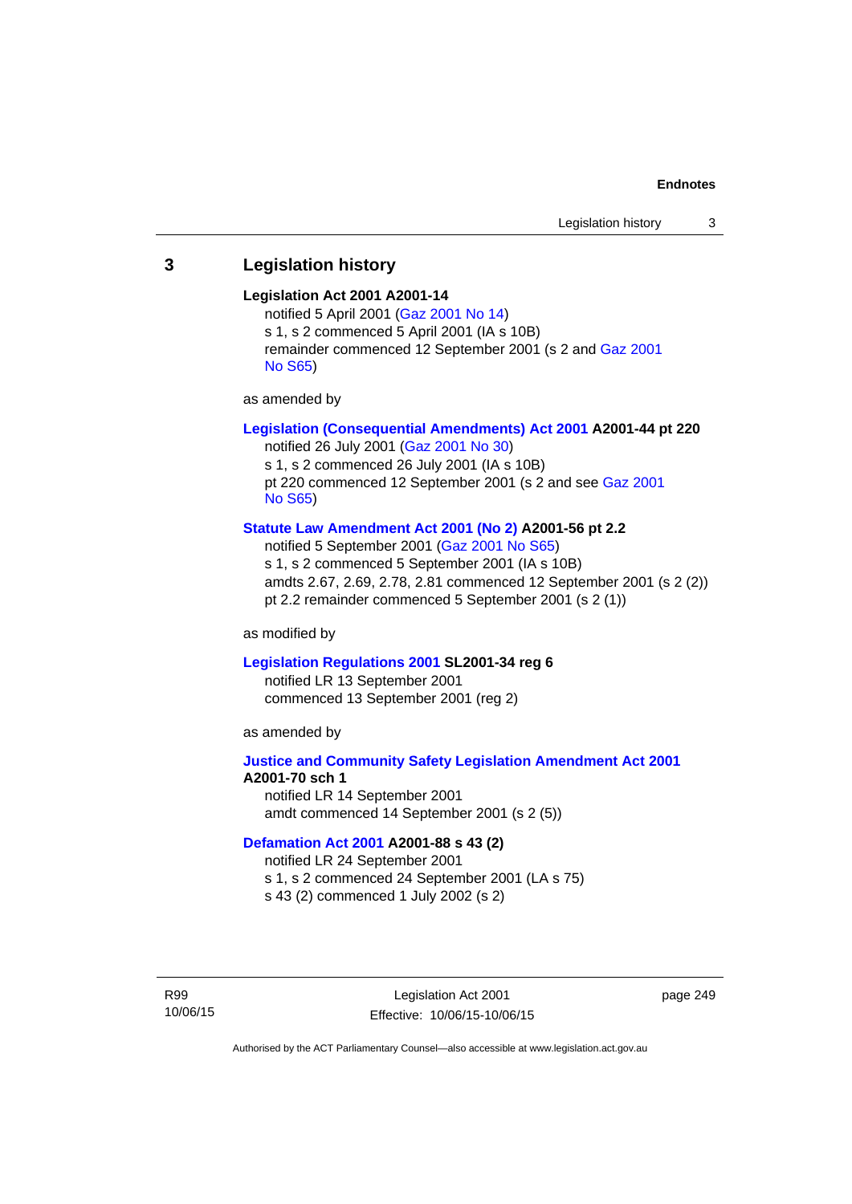## 3 Legislation history

**Legislation Act 2001 A2001-14**

notified 5 April 2001 (Gaz 2001 No 14)
s 1, s 2 commenced 5 April 2001 (IA s 10B)
remainder commenced 12 September 2001 (s 2 and Gaz 2001 No S65)

as amended by

**Legislation (Consequential Amendments) Act 2001 A2001-44 pt 220**

notified 26 July 2001 (Gaz 2001 No 30)
s 1, s 2 commenced 26 July 2001 (IA s 10B)
pt 220 commenced 12 September 2001 (s 2 and see Gaz 2001 No S65)

**Statute Law Amendment Act 2001 (No 2) A2001-56 pt 2.2**

notified 5 September 2001 (Gaz 2001 No S65)
s 1, s 2 commenced 5 September 2001 (IA s 10B)
amdts 2.67, 2.69, 2.78, 2.81 commenced 12 September 2001 (s 2 (2))
pt 2.2 remainder commenced 5 September 2001 (s 2 (1))

as modified by

**Legislation Regulations 2001 SL2001-34 reg 6**

notified LR 13 September 2001
commenced 13 September 2001 (reg 2)

as amended by

**Justice and Community Safety Legislation Amendment Act 2001 A2001-70 sch 1**

notified LR 14 September 2001
amdt commenced 14 September 2001 (s 2 (5))

**Defamation Act 2001 A2001-88 s 43 (2)**

notified LR 24 September 2001
s 1, s 2 commenced 24 September 2001 (LA s 75)
s 43 (2) commenced 1 July 2002 (s 2)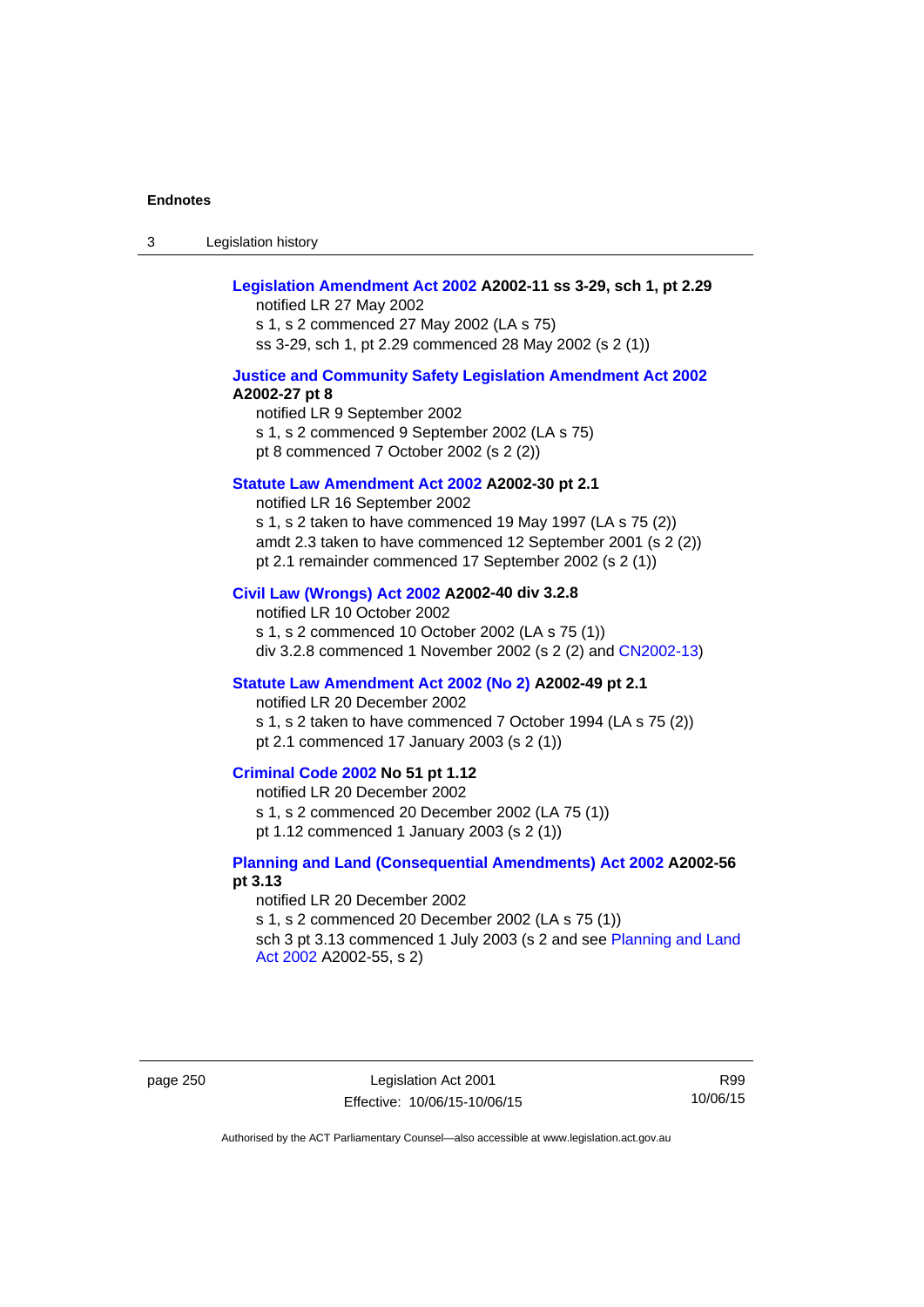**Legislation Amendment Act 2002 A2002-11 ss 3-29, sch 1, pt 2.29**
notified LR 27 May 2002
s 1, s 2 commenced 27 May 2002 (LA s 75)
ss 3-29, sch 1, pt 2.29 commenced 28 May 2002 (s 2 (1))

**Justice and Community Safety Legislation Amendment Act 2002 A2002-27 pt 8**
notified LR 9 September 2002
s 1, s 2 commenced 9 September 2002 (LA s 75)
pt 8 commenced 7 October 2002 (s 2 (2))

**Statute Law Amendment Act 2002 A2002-30 pt 2.1**
notified LR 16 September 2002
s 1, s 2 taken to have commenced 19 May 1997 (LA s 75 (2))
amdt 2.3 taken to have commenced 12 September 2001 (s 2 (2))
pt 2.1 remainder commenced 17 September 2002 (s 2 (1))

**Civil Law (Wrongs) Act 2002 A2002-40 div 3.2.8**
notified LR 10 October 2002
s 1, s 2 commenced 10 October 2002 (LA s 75 (1))
div 3.2.8 commenced 1 November 2002 (s 2 (2) and CN2002-13)

**Statute Law Amendment Act 2002 (No 2) A2002-49 pt 2.1**
notified LR 20 December 2002
s 1, s 2 taken to have commenced 7 October 1994 (LA s 75 (2))
pt 2.1 commenced 17 January 2003 (s 2 (1))

**Criminal Code 2002 No 51 pt 1.12**
notified LR 20 December 2002
s 1, s 2 commenced 20 December 2002 (LA 75 (1))
pt 1.12 commenced 1 January 2003 (s 2 (1))

**Planning and Land (Consequential Amendments) Act 2002 A2002-56 pt 3.13**
notified LR 20 December 2002
s 1, s 2 commenced 20 December 2002 (LA s 75 (1))
sch 3 pt 3.13 commenced 1 July 2003 (s 2 and see Planning and Land Act 2002 A2002-55, s 2)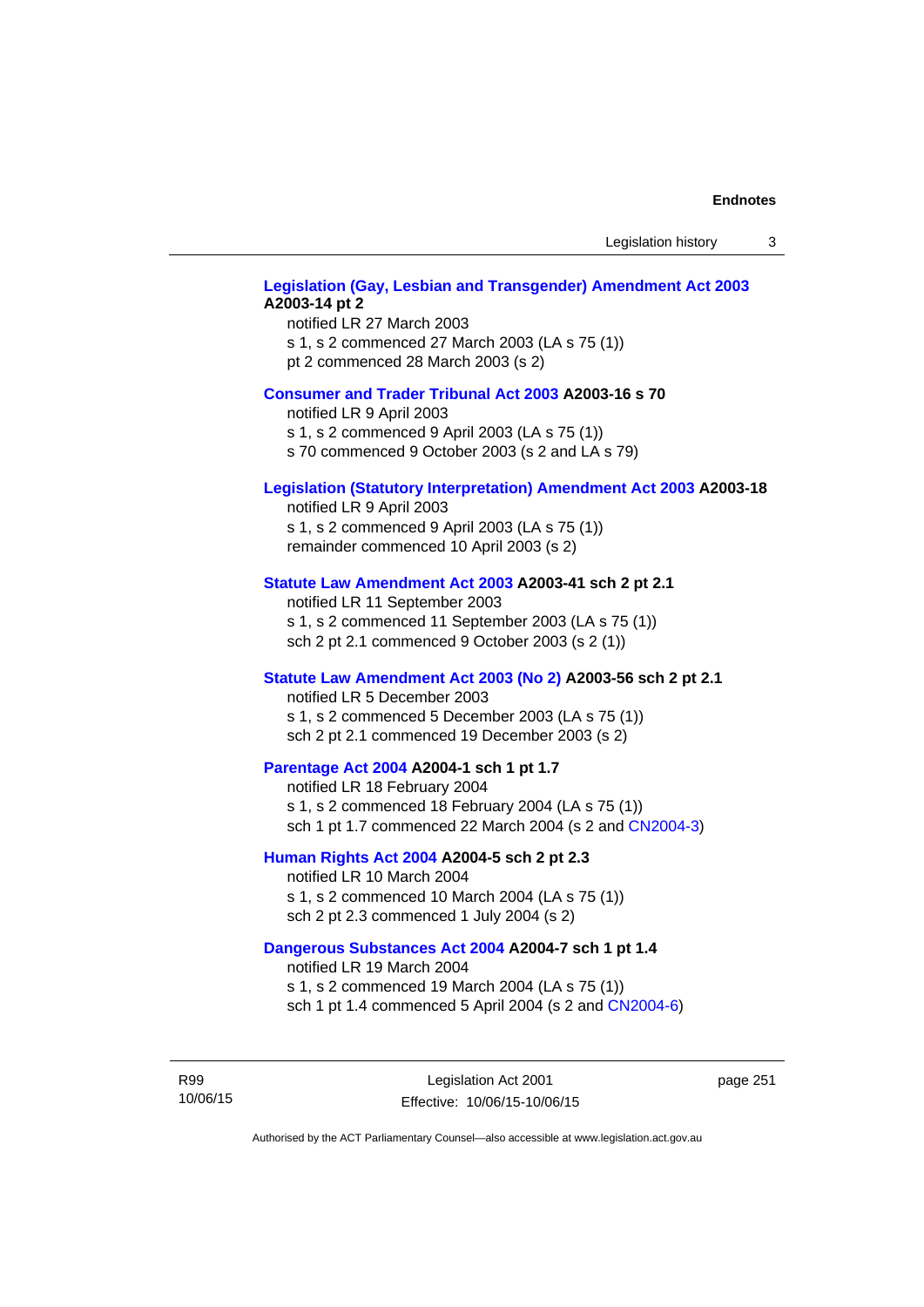**Legislation (Gay, Lesbian and Transgender) Amendment Act 2003 A2003-14 pt 2**

notified LR 27 March 2003

s 1, s 2 commenced 27 March 2003 (LA s 75 (1))

pt 2 commenced 28 March 2003 (s 2)

**Consumer and Trader Tribunal Act 2003 A2003-16 s 70**

notified LR 9 April 2003

s 1, s 2 commenced 9 April 2003 (LA s 75 (1))

s 70 commenced 9 October 2003 (s 2 and LA s 79)

**Legislation (Statutory Interpretation) Amendment Act 2003 A2003-18**

notified LR 9 April 2003

s 1, s 2 commenced 9 April 2003 (LA s 75 (1))

remainder commenced 10 April 2003 (s 2)

**Statute Law Amendment Act 2003 A2003-41 sch 2 pt 2.1**

notified LR 11 September 2003

s 1, s 2 commenced 11 September 2003 (LA s 75 (1))

sch 2 pt 2.1 commenced 9 October 2003 (s 2 (1))

**Statute Law Amendment Act 2003 (No 2) A2003-56 sch 2 pt 2.1**

notified LR 5 December 2003

s 1, s 2 commenced 5 December 2003 (LA s 75 (1))

sch 2 pt 2.1 commenced 19 December 2003 (s 2)

**Parentage Act 2004 A2004-1 sch 1 pt 1.7**

notified LR 18 February 2004

s 1, s 2 commenced 18 February 2004 (LA s 75 (1))

sch 1 pt 1.7 commenced 22 March 2004 (s 2 and CN2004-3)

**Human Rights Act 2004 A2004-5 sch 2 pt 2.3**

notified LR 10 March 2004

s 1, s 2 commenced 10 March 2004 (LA s 75 (1))

sch 2 pt 2.3 commenced 1 July 2004 (s 2)

**Dangerous Substances Act 2004 A2004-7 sch 1 pt 1.4**

notified LR 19 March 2004

s 1, s 2 commenced 19 March 2004 (LA s 75 (1))

sch 1 pt 1.4 commenced 5 April 2004 (s 2 and CN2004-6)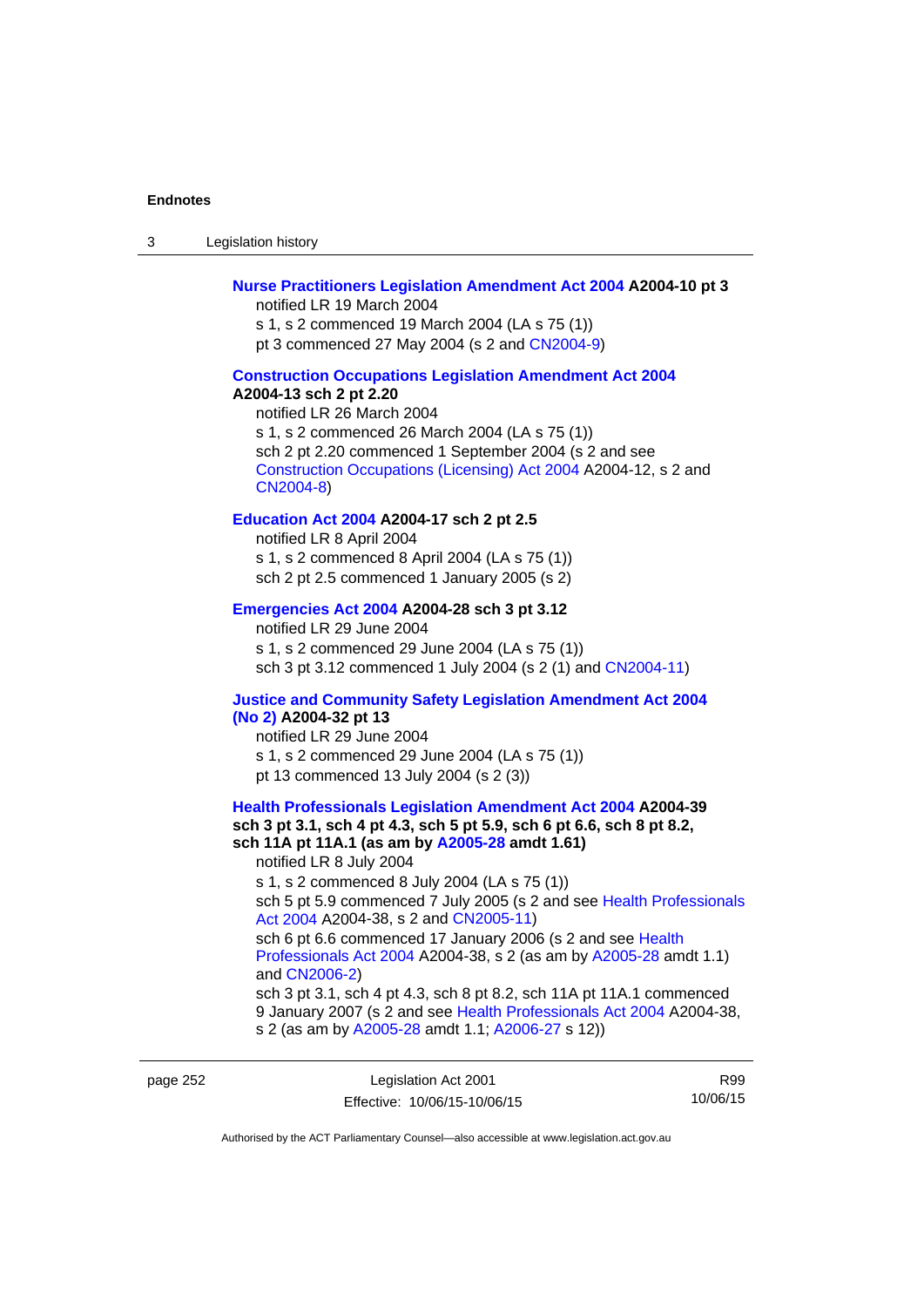**Nurse Practitioners Legislation Amendment Act 2004 A2004-10 pt 3**

notified LR 19 March 2004

s 1, s 2 commenced 19 March 2004 (LA s 75 (1))

pt 3 commenced 27 May 2004 (s 2 and CN2004-9)

**Construction Occupations Legislation Amendment Act 2004 A2004-13 sch 2 pt 2.20**

notified LR 26 March 2004

s 1, s 2 commenced 26 March 2004 (LA s 75 (1))

sch 2 pt 2.20 commenced 1 September 2004 (s 2 and see Construction Occupations (Licensing) Act 2004 A2004-12, s 2 and CN2004-8)

**Education Act 2004 A2004-17 sch 2 pt 2.5**

notified LR 8 April 2004

s 1, s 2 commenced 8 April 2004 (LA s 75 (1))

sch 2 pt 2.5 commenced 1 January 2005 (s 2)

**Emergencies Act 2004 A2004-28 sch 3 pt 3.12**

notified LR 29 June 2004

s 1, s 2 commenced 29 June 2004 (LA s 75 (1))

sch 3 pt 3.12 commenced 1 July 2004 (s 2 (1) and CN2004-11)

**Justice and Community Safety Legislation Amendment Act 2004 (No 2) A2004-32 pt 13**

notified LR 29 June 2004

s 1, s 2 commenced 29 June 2004 (LA s 75 (1))

pt 13 commenced 13 July 2004 (s 2 (3))

**Health Professionals Legislation Amendment Act 2004 A2004-39 sch 3 pt 3.1, sch 4 pt 4.3, sch 5 pt 5.9, sch 6 pt 6.6, sch 8 pt 8.2, sch 11A pt 11A.1 (as am by A2005-28 amdt 1.61)**

notified LR 8 July 2004

s 1, s 2 commenced 8 July 2004 (LA s 75 (1))

sch 5 pt 5.9 commenced 7 July 2005 (s 2 and see Health Professionals Act 2004 A2004-38, s 2 and CN2005-11)

sch 6 pt 6.6 commenced 17 January 2006 (s 2 and see Health Professionals Act 2004 A2004-38, s 2 (as am by A2005-28 amdt 1.1) and CN2006-2)

sch 3 pt 3.1, sch 4 pt 4.3, sch 8 pt 8.2, sch 11A pt 11A.1 commenced 9 January 2007 (s 2 and see Health Professionals Act 2004 A2004-38, s 2 (as am by A2005-28 amdt 1.1; A2006-27 s 12))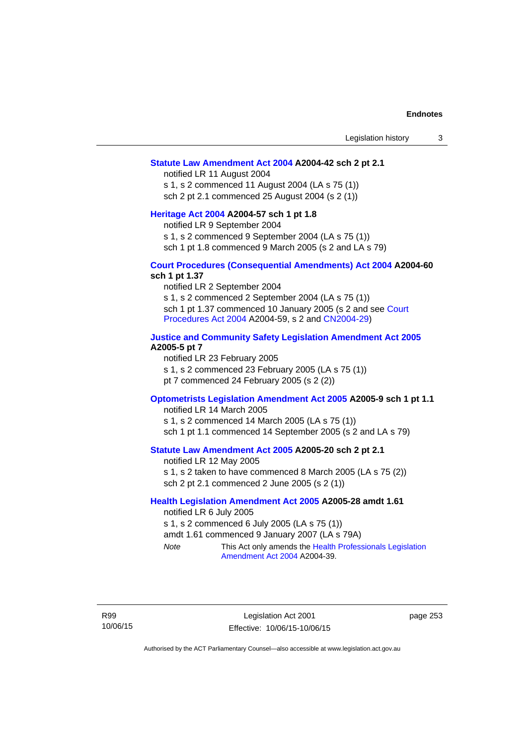**Statute Law Amendment Act 2004 A2004-42 sch 2 pt 2.1**

notified LR 11 August 2004

s 1, s 2 commenced 11 August 2004 (LA s 75 (1))

sch 2 pt 2.1 commenced 25 August 2004 (s 2 (1))

**Heritage Act 2004 A2004-57 sch 1 pt 1.8**

notified LR 9 September 2004

s 1, s 2 commenced 9 September 2004 (LA s 75 (1))

sch 1 pt 1.8 commenced 9 March 2005 (s 2 and LA s 79)

**Court Procedures (Consequential Amendments) Act 2004 A2004-60 sch 1 pt 1.37**

notified LR 2 September 2004

s 1, s 2 commenced 2 September 2004 (LA s 75 (1))

sch 1 pt 1.37 commenced 10 January 2005 (s 2 and see Court Procedures Act 2004 A2004-59, s 2 and CN2004-29)

**Justice and Community Safety Legislation Amendment Act 2005 A2005-5 pt 7**

notified LR 23 February 2005

s 1, s 2 commenced 23 February 2005 (LA s 75 (1))

pt 7 commenced 24 February 2005 (s 2 (2))

**Optometrists Legislation Amendment Act 2005 A2005-9 sch 1 pt 1.1**

notified LR 14 March 2005

s 1, s 2 commenced 14 March 2005 (LA s 75 (1))

sch 1 pt 1.1 commenced 14 September 2005 (s 2 and LA s 79)

**Statute Law Amendment Act 2005 A2005-20 sch 2 pt 2.1**

notified LR 12 May 2005

s 1, s 2 taken to have commenced 8 March 2005 (LA s 75 (2))

sch 2 pt 2.1 commenced 2 June 2005 (s 2 (1))

**Health Legislation Amendment Act 2005 A2005-28 amdt 1.61**

notified LR 6 July 2005

s 1, s 2 commenced 6 July 2005 (LA s 75 (1))

amdt 1.61 commenced 9 January 2007 (LA s 79A)

*Note* This Act only amends the Health Professionals Legislation Amendment Act 2004 A2004-39.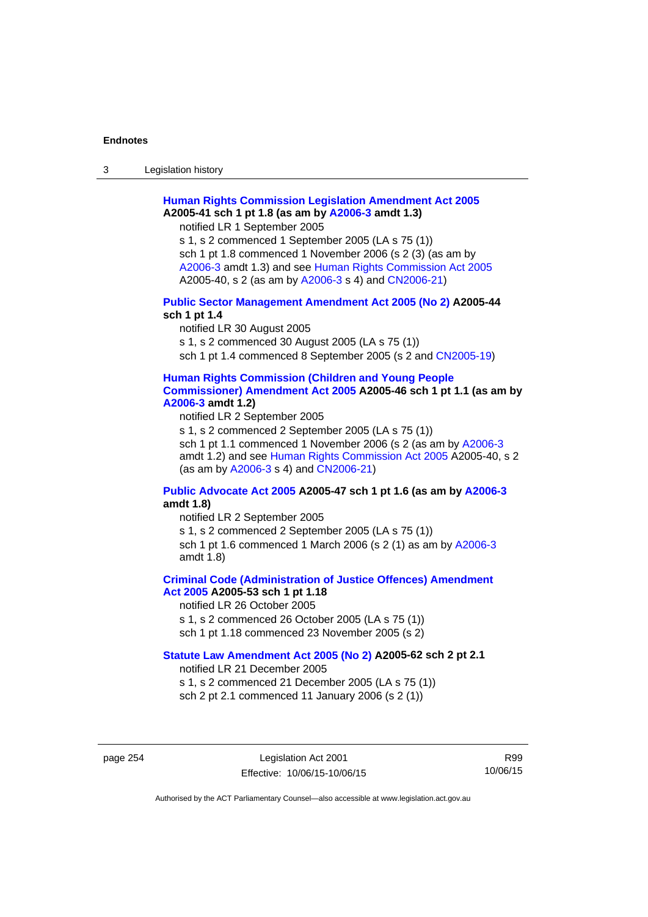**Human Rights Commission Legislation Amendment Act 2005 A2005-41 sch 1 pt 1.8 (as am by A2006-3 amdt 1.3)**

notified LR 1 September 2005

s 1, s 2 commenced 1 September 2005 (LA s 75 (1))

sch 1 pt 1.8 commenced 1 November 2006 (s 2 (3) (as am by A2006-3 amdt 1.3) and see Human Rights Commission Act 2005 A2005-40, s 2 (as am by A2006-3 s 4) and CN2006-21)

**Public Sector Management Amendment Act 2005 (No 2) A2005-44 sch 1 pt 1.4**

notified LR 30 August 2005

s 1, s 2 commenced 30 August 2005 (LA s 75 (1))

sch 1 pt 1.4 commenced 8 September 2005 (s 2 and CN2005-19)

**Human Rights Commission (Children and Young People Commissioner) Amendment Act 2005 A2005-46 sch 1 pt 1.1 (as am by A2006-3 amdt 1.2)**

notified LR 2 September 2005

s 1, s 2 commenced 2 September 2005 (LA s 75 (1))

sch 1 pt 1.1 commenced 1 November 2006 (s 2 (as am by A2006-3 amdt 1.2) and see Human Rights Commission Act 2005 A2005-40, s 2 (as am by A2006-3 s 4) and CN2006-21)

**Public Advocate Act 2005 A2005-47 sch 1 pt 1.6 (as am by A2006-3 amdt 1.8)**

notified LR 2 September 2005

s 1, s 2 commenced 2 September 2005 (LA s 75 (1))

sch 1 pt 1.6 commenced 1 March 2006 (s 2 (1) as am by A2006-3 amdt 1.8)

**Criminal Code (Administration of Justice Offences) Amendment Act 2005 A2005-53 sch 1 pt 1.18**

notified LR 26 October 2005

s 1, s 2 commenced 26 October 2005 (LA s 75 (1))

sch 1 pt 1.18 commenced 23 November 2005 (s 2)

**Statute Law Amendment Act 2005 (No 2) A2005-62 sch 2 pt 2.1**

notified LR 21 December 2005

s 1, s 2 commenced 21 December 2005 (LA s 75 (1))

sch 2 pt 2.1 commenced 11 January 2006 (s 2 (1))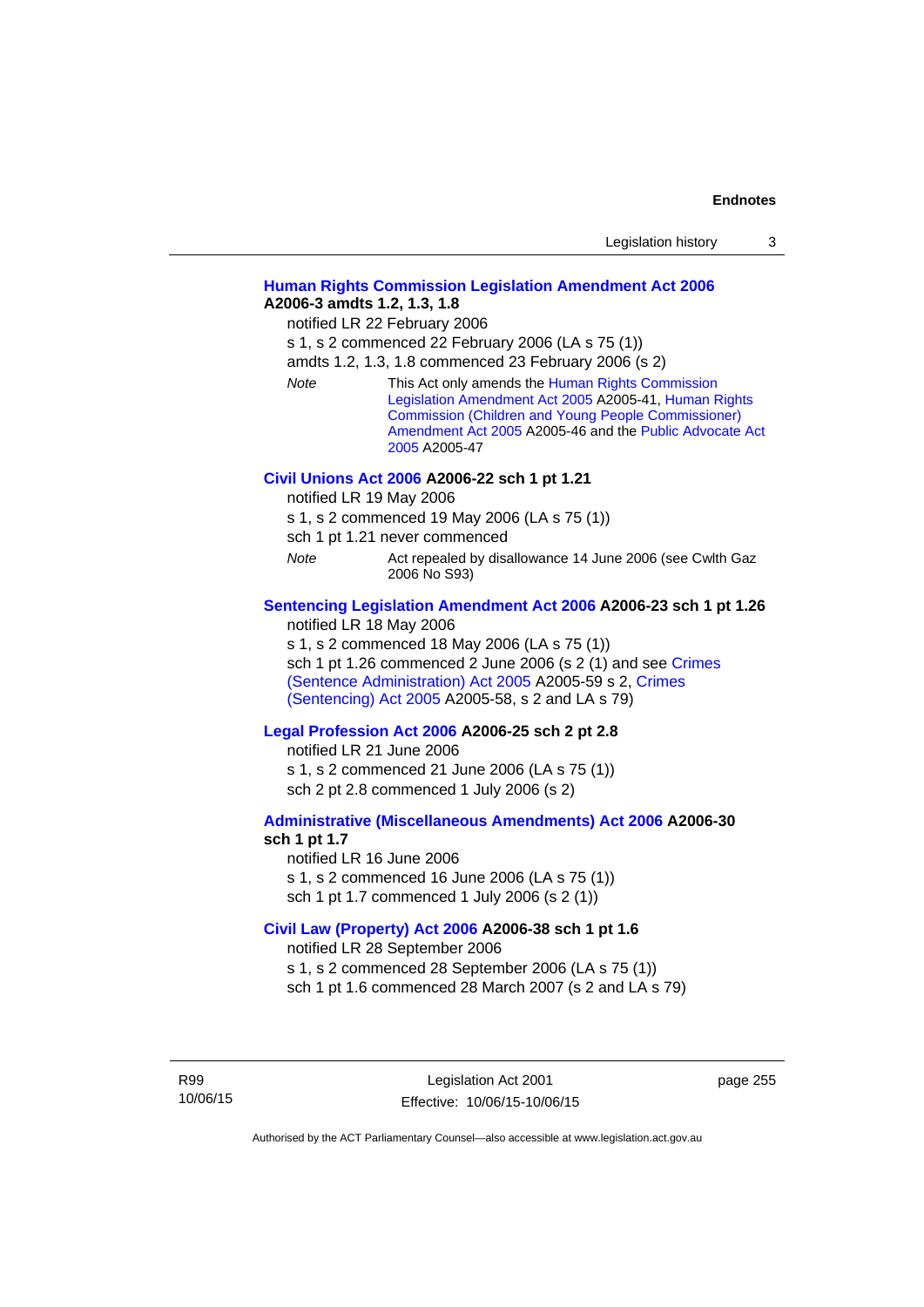**Human Rights Commission Legislation Amendment Act 2006 A2006-3 amdts 1.2, 1.3, 1.8**

notified LR 22 February 2006

s 1, s 2 commenced 22 February 2006 (LA s 75 (1))

amdts 1.2, 1.3, 1.8 commenced 23 February 2006 (s 2)

*Note* This Act only amends the Human Rights Commission Legislation Amendment Act 2005 A2005-41, Human Rights Commission (Children and Young People Commissioner) Amendment Act 2005 A2005-46 and the Public Advocate Act 2005 A2005-47

**Civil Unions Act 2006 A2006-22 sch 1 pt 1.21**

notified LR 19 May 2006

s 1, s 2 commenced 19 May 2006 (LA s 75 (1))

sch 1 pt 1.21 never commenced

*Note* Act repealed by disallowance 14 June 2006 (see Cwlth Gaz 2006 No S93)

**Sentencing Legislation Amendment Act 2006 A2006-23 sch 1 pt 1.26**

notified LR 18 May 2006

s 1, s 2 commenced 18 May 2006 (LA s 75 (1))

sch 1 pt 1.26 commenced 2 June 2006 (s 2 (1) and see Crimes (Sentence Administration) Act 2005 A2005-59 s 2, Crimes (Sentencing) Act 2005 A2005-58, s 2 and LA s 79)

**Legal Profession Act 2006 A2006-25 sch 2 pt 2.8**

notified LR 21 June 2006

s 1, s 2 commenced 21 June 2006 (LA s 75 (1))

sch 2 pt 2.8 commenced 1 July 2006 (s 2)

**Administrative (Miscellaneous Amendments) Act 2006 A2006-30 sch 1 pt 1.7**

notified LR 16 June 2006

s 1, s 2 commenced 16 June 2006 (LA s 75 (1))

sch 1 pt 1.7 commenced 1 July 2006 (s 2 (1))

**Civil Law (Property) Act 2006 A2006-38 sch 1 pt 1.6**

notified LR 28 September 2006

s 1, s 2 commenced 28 September 2006 (LA s 75 (1))

sch 1 pt 1.6 commenced 28 March 2007 (s 2 and LA s 79)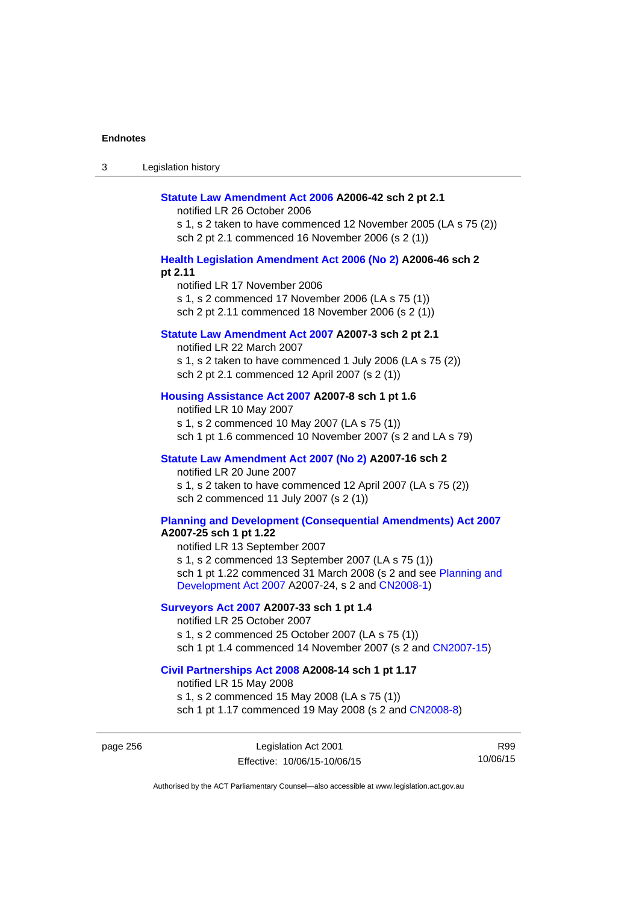**Statute Law Amendment Act 2006 A2006-42 sch 2 pt 2.1**

notified LR 26 October 2006

s 1, s 2 taken to have commenced 12 November 2005 (LA s 75 (2))

sch 2 pt 2.1 commenced 16 November 2006 (s 2 (1))

**Health Legislation Amendment Act 2006 (No 2) A2006-46 sch 2 pt 2.11**

notified LR 17 November 2006

s 1, s 2 commenced 17 November 2006 (LA s 75 (1))

sch 2 pt 2.11 commenced 18 November 2006 (s 2 (1))

**Statute Law Amendment Act 2007 A2007-3 sch 2 pt 2.1**

notified LR 22 March 2007

s 1, s 2 taken to have commenced 1 July 2006 (LA s 75 (2))

sch 2 pt 2.1 commenced 12 April 2007 (s 2 (1))

**Housing Assistance Act 2007 A2007-8 sch 1 pt 1.6**

notified LR 10 May 2007

s 1, s 2 commenced 10 May 2007 (LA s 75 (1))

sch 1 pt 1.6 commenced 10 November 2007 (s 2 and LA s 79)

**Statute Law Amendment Act 2007 (No 2) A2007-16 sch 2**

notified LR 20 June 2007

s 1, s 2 taken to have commenced 12 April 2007 (LA s 75 (2))

sch 2 commenced 11 July 2007 (s 2 (1))

**Planning and Development (Consequential Amendments) Act 2007 A2007-25 sch 1 pt 1.22**

notified LR 13 September 2007

s 1, s 2 commenced 13 September 2007 (LA s 75 (1))

sch 1 pt 1.22 commenced 31 March 2008 (s 2 and see Planning and Development Act 2007 A2007-24, s 2 and CN2008-1)

**Surveyors Act 2007 A2007-33 sch 1 pt 1.4**

notified LR 25 October 2007

s 1, s 2 commenced 25 October 2007 (LA s 75 (1))

sch 1 pt 1.4 commenced 14 November 2007 (s 2 and CN2007-15)

**Civil Partnerships Act 2008 A2008-14 sch 1 pt 1.17**

notified LR 15 May 2008

s 1, s 2 commenced 15 May 2008 (LA s 75 (1))

sch 1 pt 1.17 commenced 19 May 2008 (s 2 and CN2008-8)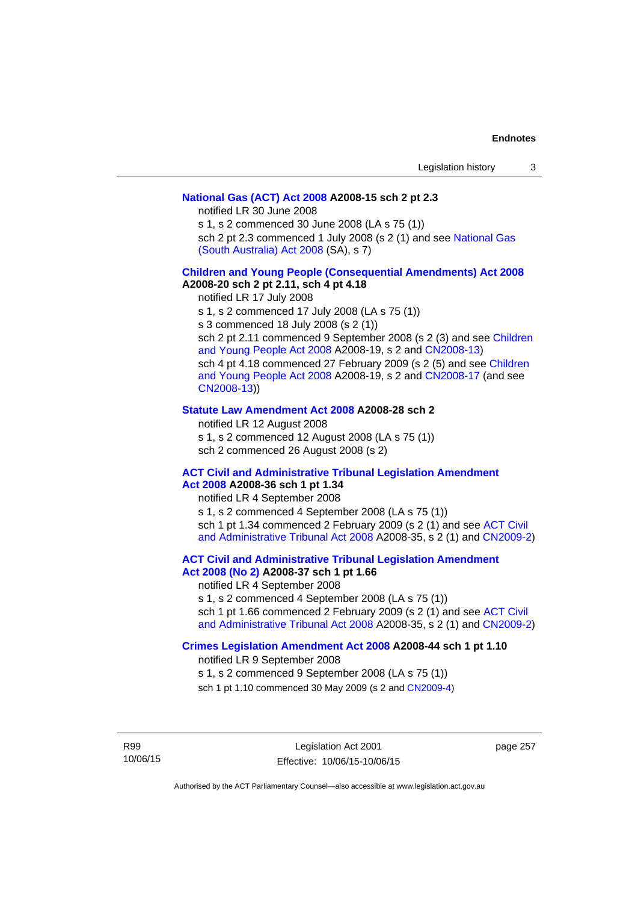**National Gas (ACT) Act 2008 A2008-15 sch 2 pt 2.3**

notified LR 30 June 2008

s 1, s 2 commenced 30 June 2008 (LA s 75 (1))

sch 2 pt 2.3 commenced 1 July 2008 (s 2 (1) and see National Gas (South Australia) Act 2008 (SA), s 7)

**Children and Young People (Consequential Amendments) Act 2008 A2008-20 sch 2 pt 2.11, sch 4 pt 4.18**

notified LR 17 July 2008

s 1, s 2 commenced 17 July 2008 (LA s 75 (1))

s 3 commenced 18 July 2008 (s 2 (1))

sch 2 pt 2.11 commenced 9 September 2008 (s 2 (3) and see Children and Young People Act 2008 A2008-19, s 2 and CN2008-13)

sch 4 pt 4.18 commenced 27 February 2009 (s 2 (5) and see Children and Young People Act 2008 A2008-19, s 2 and CN2008-17 (and see CN2008-13))

**Statute Law Amendment Act 2008 A2008-28 sch 2**

notified LR 12 August 2008

s 1, s 2 commenced 12 August 2008 (LA s 75 (1))

sch 2 commenced 26 August 2008 (s 2)

**ACT Civil and Administrative Tribunal Legislation Amendment Act 2008 A2008-36 sch 1 pt 1.34**

notified LR 4 September 2008

s 1, s 2 commenced 4 September 2008 (LA s 75 (1))

sch 1 pt 1.34 commenced 2 February 2009 (s 2 (1) and see ACT Civil and Administrative Tribunal Act 2008 A2008-35, s 2 (1) and CN2009-2)

**ACT Civil and Administrative Tribunal Legislation Amendment Act 2008 (No 2) A2008-37 sch 1 pt 1.66**

notified LR 4 September 2008

s 1, s 2 commenced 4 September 2008 (LA s 75 (1))

sch 1 pt 1.66 commenced 2 February 2009 (s 2 (1) and see ACT Civil and Administrative Tribunal Act 2008 A2008-35, s 2 (1) and CN2009-2)

**Crimes Legislation Amendment Act 2008 A2008-44 sch 1 pt 1.10**

notified LR 9 September 2008

s 1, s 2 commenced 9 September 2008 (LA s 75 (1))

sch 1 pt 1.10 commenced 30 May 2009 (s 2 and CN2009-4)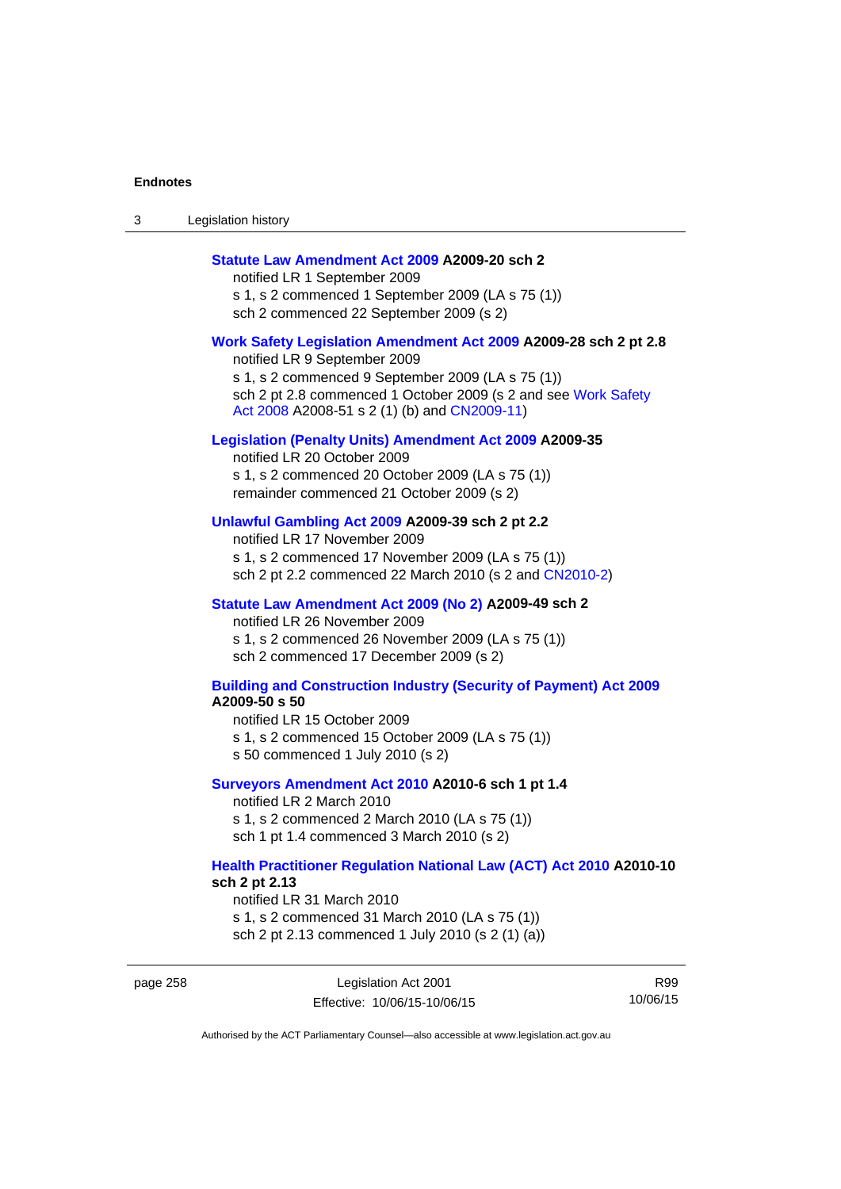**Statute Law Amendment Act 2009 A2009-20 sch 2**

notified LR 1 September 2009

s 1, s 2 commenced 1 September 2009 (LA s 75 (1))

sch 2 commenced 22 September 2009 (s 2)

**Work Safety Legislation Amendment Act 2009 A2009-28 sch 2 pt 2.8**

notified LR 9 September 2009

s 1, s 2 commenced 9 September 2009 (LA s 75 (1))

sch 2 pt 2.8 commenced 1 October 2009 (s 2 and see Work Safety Act 2008 A2008-51 s 2 (1) (b) and CN2009-11)

**Legislation (Penalty Units) Amendment Act 2009 A2009-35**

notified LR 20 October 2009

s 1, s 2 commenced 20 October 2009 (LA s 75 (1))

remainder commenced 21 October 2009 (s 2)

**Unlawful Gambling Act 2009 A2009-39 sch 2 pt 2.2**

notified LR 17 November 2009

s 1, s 2 commenced 17 November 2009 (LA s 75 (1))

sch 2 pt 2.2 commenced 22 March 2010 (s 2 and CN2010-2)

**Statute Law Amendment Act 2009 (No 2) A2009-49 sch 2**

notified LR 26 November 2009

s 1, s 2 commenced 26 November 2009 (LA s 75 (1))

sch 2 commenced 17 December 2009 (s 2)

**Building and Construction Industry (Security of Payment) Act 2009 A2009-50 s 50**

notified LR 15 October 2009

s 1, s 2 commenced 15 October 2009 (LA s 75 (1))

s 50 commenced 1 July 2010 (s 2)

**Surveyors Amendment Act 2010 A2010-6 sch 1 pt 1.4**

notified LR 2 March 2010

s 1, s 2 commenced 2 March 2010 (LA s 75 (1))

sch 1 pt 1.4 commenced 3 March 2010 (s 2)

**Health Practitioner Regulation National Law (ACT) Act 2010 A2010-10 sch 2 pt 2.13**

notified LR 31 March 2010

s 1, s 2 commenced 31 March 2010 (LA s 75 (1))

sch 2 pt 2.13 commenced 1 July 2010 (s 2 (1) (a))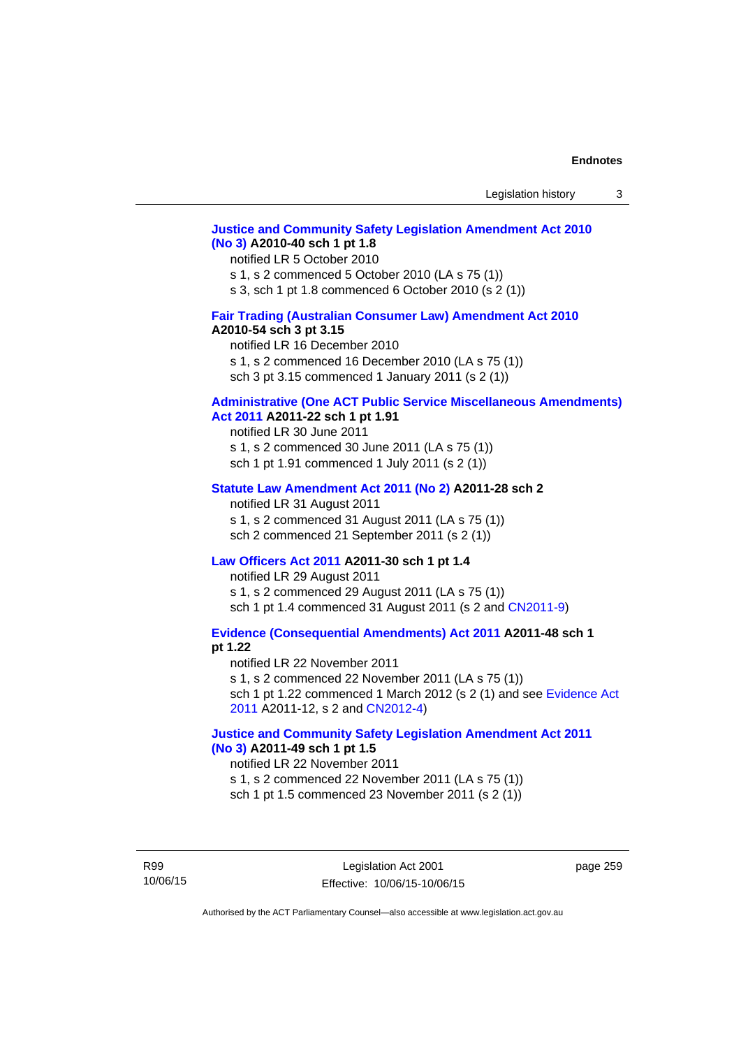**Justice and Community Safety Legislation Amendment Act 2010 (No 3) A2010-40 sch 1 pt 1.8**

notified LR 5 October 2010

s 1, s 2 commenced 5 October 2010 (LA s 75 (1))

s 3, sch 1 pt 1.8 commenced 6 October 2010 (s 2 (1))

**Fair Trading (Australian Consumer Law) Amendment Act 2010 A2010-54 sch 3 pt 3.15**

notified LR 16 December 2010

s 1, s 2 commenced 16 December 2010 (LA s 75 (1))

sch 3 pt 3.15 commenced 1 January 2011 (s 2 (1))

**Administrative (One ACT Public Service Miscellaneous Amendments) Act 2011 A2011-22 sch 1 pt 1.91**

notified LR 30 June 2011

s 1, s 2 commenced 30 June 2011 (LA s 75 (1))

sch 1 pt 1.91 commenced 1 July 2011 (s 2 (1))

**Statute Law Amendment Act 2011 (No 2) A2011-28 sch 2**

notified LR 31 August 2011

s 1, s 2 commenced 31 August 2011 (LA s 75 (1))

sch 2 commenced 21 September 2011 (s 2 (1))

**Law Officers Act 2011 A2011-30 sch 1 pt 1.4**

notified LR 29 August 2011

s 1, s 2 commenced 29 August 2011 (LA s 75 (1))

sch 1 pt 1.4 commenced 31 August 2011 (s 2 and CN2011-9)

**Evidence (Consequential Amendments) Act 2011 A2011-48 sch 1 pt 1.22**

notified LR 22 November 2011

s 1, s 2 commenced 22 November 2011 (LA s 75 (1))

sch 1 pt 1.22 commenced 1 March 2012 (s 2 (1) and see Evidence Act 2011 A2011-12, s 2 and CN2012-4)

**Justice and Community Safety Legislation Amendment Act 2011 (No 3) A2011-49 sch 1 pt 1.5**

notified LR 22 November 2011

s 1, s 2 commenced 22 November 2011 (LA s 75 (1))

sch 1 pt 1.5 commenced 23 November 2011 (s 2 (1))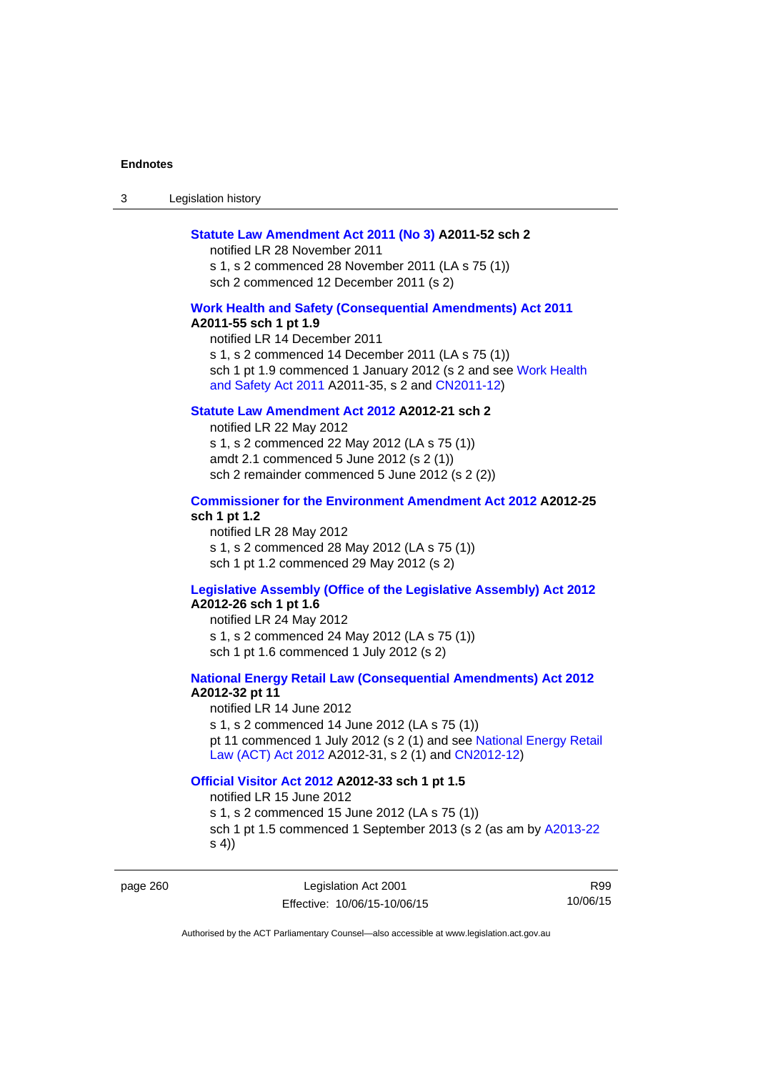**Statute Law Amendment Act 2011 (No 3) A2011-52 sch 2**

notified LR 28 November 2011
s 1, s 2 commenced 28 November 2011 (LA s 75 (1))
sch 2 commenced 12 December 2011 (s 2)

**Work Health and Safety (Consequential Amendments) Act 2011 A2011-55 sch 1 pt 1.9**

notified LR 14 December 2011
s 1, s 2 commenced 14 December 2011 (LA s 75 (1))
sch 1 pt 1.9 commenced 1 January 2012 (s 2 and see Work Health and Safety Act 2011 A2011-35, s 2 and CN2011-12)

**Statute Law Amendment Act 2012 A2012-21 sch 2**

notified LR 22 May 2012
s 1, s 2 commenced 22 May 2012 (LA s 75 (1))
amdt 2.1 commenced 5 June 2012 (s 2 (1))
sch 2 remainder commenced 5 June 2012 (s 2 (2))

**Commissioner for the Environment Amendment Act 2012 A2012-25 sch 1 pt 1.2**

notified LR 28 May 2012
s 1, s 2 commenced 28 May 2012 (LA s 75 (1))
sch 1 pt 1.2 commenced 29 May 2012 (s 2)

**Legislative Assembly (Office of the Legislative Assembly) Act 2012 A2012-26 sch 1 pt 1.6**

notified LR 24 May 2012
s 1, s 2 commenced 24 May 2012 (LA s 75 (1))
sch 1 pt 1.6 commenced 1 July 2012 (s 2)

**National Energy Retail Law (Consequential Amendments) Act 2012 A2012-32 pt 11**

notified LR 14 June 2012
s 1, s 2 commenced 14 June 2012 (LA s 75 (1))
pt 11 commenced 1 July 2012 (s 2 (1) and see National Energy Retail Law (ACT) Act 2012 A2012-31, s 2 (1) and CN2012-12)

**Official Visitor Act 2012 A2012-33 sch 1 pt 1.5**

notified LR 15 June 2012
s 1, s 2 commenced 15 June 2012 (LA s 75 (1))
sch 1 pt 1.5 commenced 1 September 2013 (s 2 (as am by A2013-22 s 4))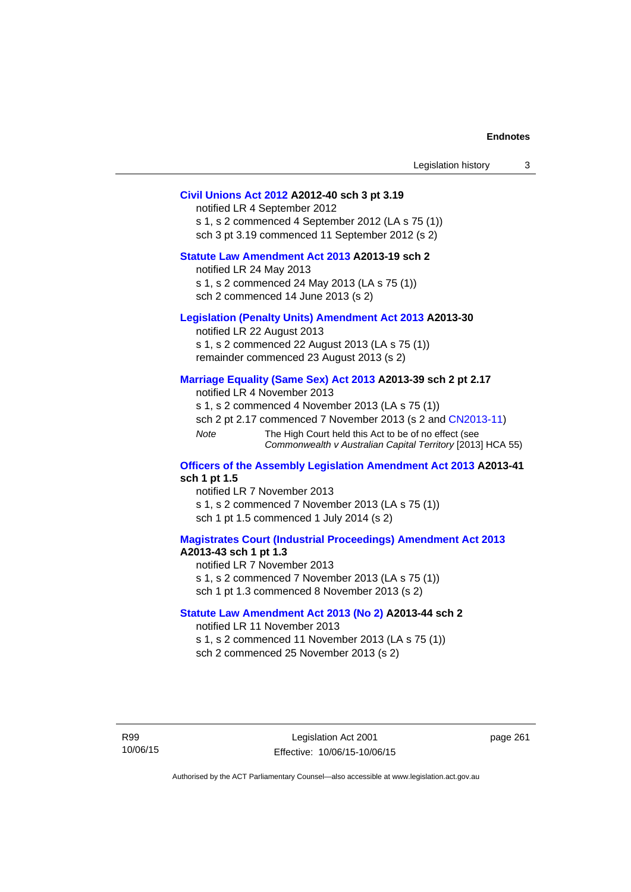**Civil Unions Act 2012 A2012-40 sch 3 pt 3.19**

notified LR 4 September 2012

s 1, s 2 commenced 4 September 2012 (LA s 75 (1))

sch 3 pt 3.19 commenced 11 September 2012 (s 2)

**Statute Law Amendment Act 2013 A2013-19 sch 2**

notified LR 24 May 2013

s 1, s 2 commenced 24 May 2013 (LA s 75 (1))

sch 2 commenced 14 June 2013 (s 2)

**Legislation (Penalty Units) Amendment Act 2013 A2013-30**

notified LR 22 August 2013

s 1, s 2 commenced 22 August 2013 (LA s 75 (1))

remainder commenced 23 August 2013 (s 2)

**Marriage Equality (Same Sex) Act 2013 A2013-39 sch 2 pt 2.17**

notified LR 4 November 2013

s 1, s 2 commenced 4 November 2013 (LA s 75 (1))

sch 2 pt 2.17 commenced 7 November 2013 (s 2 and CN2013-11)

*Note* The High Court held this Act to be of no effect (see *Commonwealth v Australian Capital Territory* [2013] HCA 55)

**Officers of the Assembly Legislation Amendment Act 2013 A2013-41 sch 1 pt 1.5**

notified LR 7 November 2013

s 1, s 2 commenced 7 November 2013 (LA s 75 (1))

sch 1 pt 1.5 commenced 1 July 2014 (s 2)

**Magistrates Court (Industrial Proceedings) Amendment Act 2013 A2013-43 sch 1 pt 1.3**

notified LR 7 November 2013

s 1, s 2 commenced 7 November 2013 (LA s 75 (1))

sch 1 pt 1.3 commenced 8 November 2013 (s 2)

**Statute Law Amendment Act 2013 (No 2) A2013-44 sch 2**

notified LR 11 November 2013

s 1, s 2 commenced 11 November 2013 (LA s 75 (1))

sch 2 commenced 25 November 2013 (s 2)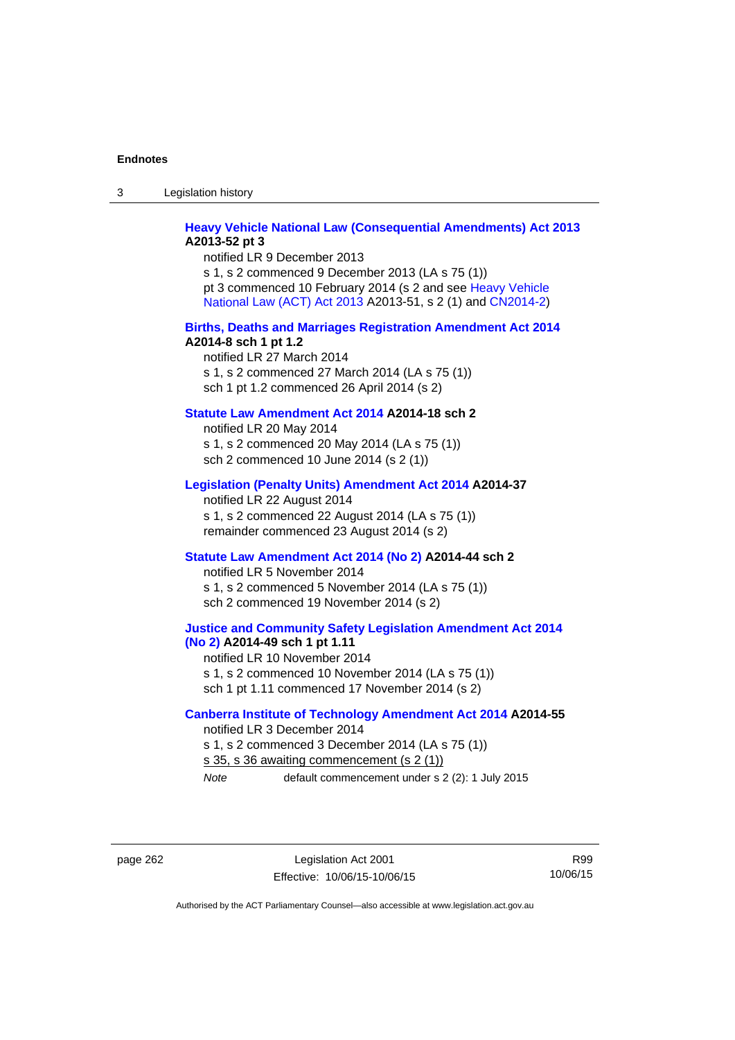**Heavy Vehicle National Law (Consequential Amendments) Act 2013 A2013-52 pt 3**

notified LR 9 December 2013

s 1, s 2 commenced 9 December 2013 (LA s 75 (1))

pt 3 commenced 10 February 2014 (s 2 and see Heavy Vehicle National Law (ACT) Act 2013 A2013-51, s 2 (1) and CN2014-2)

**Births, Deaths and Marriages Registration Amendment Act 2014 A2014-8 sch 1 pt 1.2**

notified LR 27 March 2014

s 1, s 2 commenced 27 March 2014 (LA s 75 (1))

sch 1 pt 1.2 commenced 26 April 2014 (s 2)

**Statute Law Amendment Act 2014 A2014-18 sch 2**

notified LR 20 May 2014

s 1, s 2 commenced 20 May 2014 (LA s 75 (1))

sch 2 commenced 10 June 2014 (s 2 (1))

**Legislation (Penalty Units) Amendment Act 2014 A2014-37**

notified LR 22 August 2014

s 1, s 2 commenced 22 August 2014 (LA s 75 (1))

remainder commenced 23 August 2014 (s 2)

**Statute Law Amendment Act 2014 (No 2) A2014-44 sch 2**

notified LR 5 November 2014

s 1, s 2 commenced 5 November 2014 (LA s 75 (1))

sch 2 commenced 19 November 2014 (s 2)

**Justice and Community Safety Legislation Amendment Act 2014 (No 2) A2014-49 sch 1 pt 1.11**

notified LR 10 November 2014

s 1, s 2 commenced 10 November 2014 (LA s 75 (1))

sch 1 pt 1.11 commenced 17 November 2014 (s 2)

**Canberra Institute of Technology Amendment Act 2014 A2014-55**

notified LR 3 December 2014

s 1, s 2 commenced 3 December 2014 (LA s 75 (1))

s 35, s 36 awaiting commencement (s 2 (1))

*Note* default commencement under s 2 (2): 1 July 2015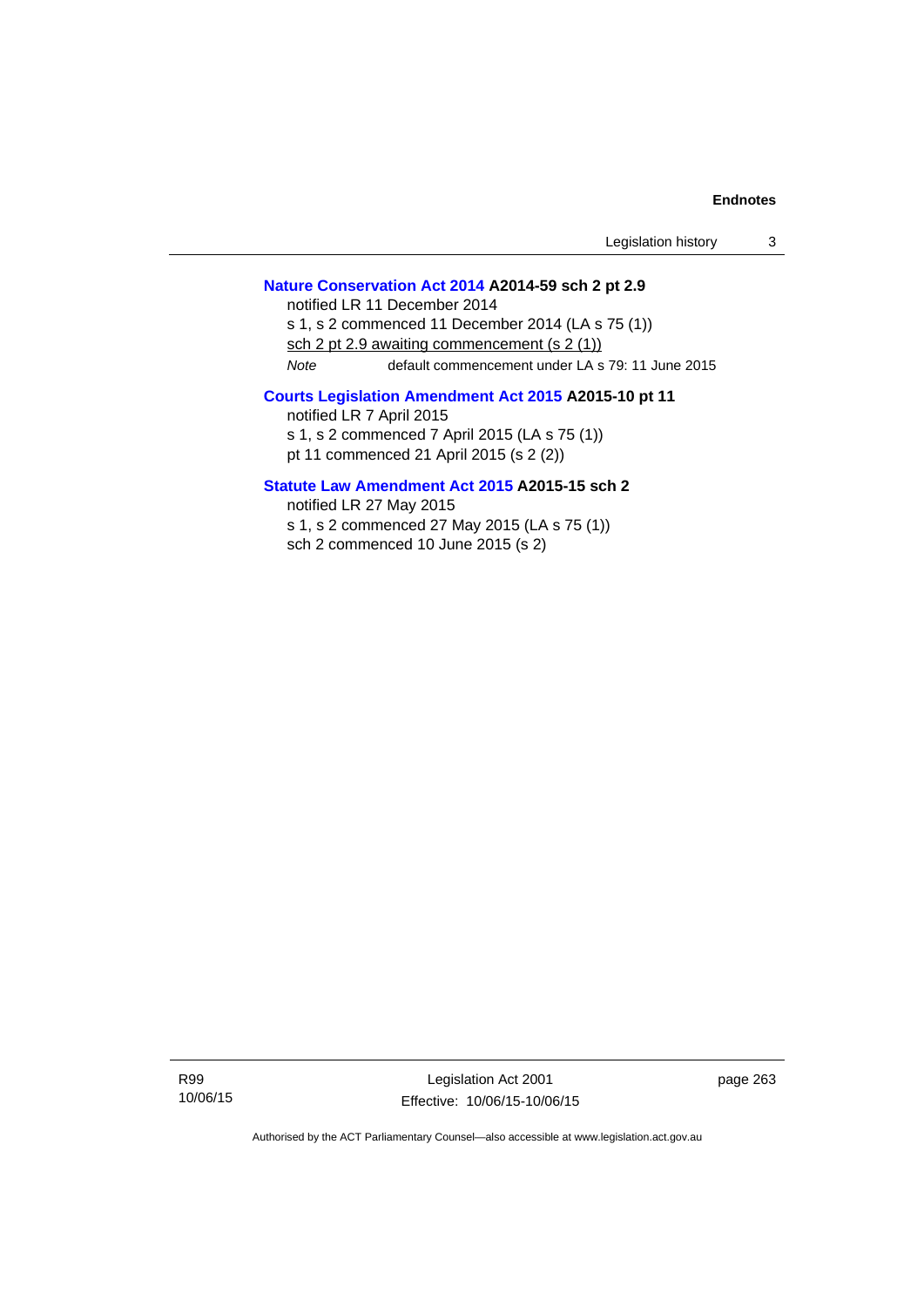**Nature Conservation Act 2014 A2014-59 sch 2 pt 2.9**

notified LR 11 December 2014

s 1, s 2 commenced 11 December 2014 (LA s 75 (1))

sch 2 pt 2.9 awaiting commencement (s 2 (1))

*Note* default commencement under LA s 79: 11 June 2015

**Courts Legislation Amendment Act 2015 A2015-10 pt 11**

notified LR 7 April 2015

s 1, s 2 commenced 7 April 2015 (LA s 75 (1))

pt 11 commenced 21 April 2015 (s 2 (2))

**Statute Law Amendment Act 2015 A2015-15 sch 2**

notified LR 27 May 2015

s 1, s 2 commenced 27 May 2015 (LA s 75 (1))

sch 2 commenced 10 June 2015 (s 2)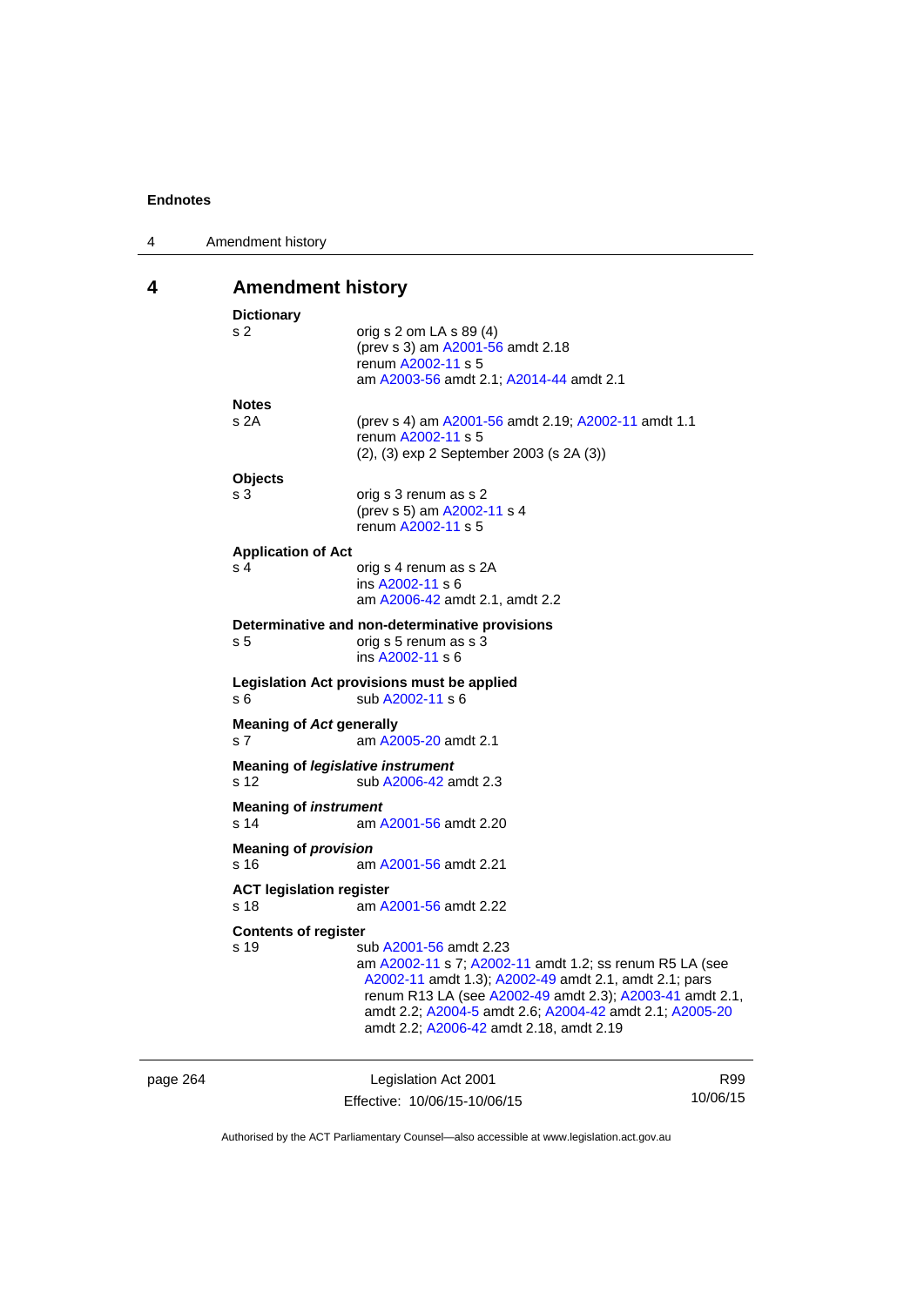## 4 Amendment history

**Dictionary**

| | |
|---|---|
| s 2 | orig s 2 om LA s 89 (4)<br>(prev s 3) am A2001-56 amdt 2.18<br>renum A2002-11 s 5<br>am A2003-56 amdt 2.1; A2014-44 amdt 2.1 |

**Notes**

| | |
|---|---|
| s 2A | (prev s 4) am A2001-56 amdt 2.19; A2002-11 amdt 1.1<br>renum A2002-11 s 5<br>(2), (3) exp 2 September 2003 (s 2A (3)) |

**Objects**

| | |
|---|---|
| s 3 | orig s 3 renum as s 2<br>(prev s 5) am A2002-11 s 4<br>renum A2002-11 s 5 |

**Application of Act**

| | |
|---|---|
| s 4 | orig s 4 renum as s 2A<br>ins A2002-11 s 6<br>am A2006-42 amdt 2.1, amdt 2.2 |

**Determinative and non-determinative provisions**

| | |
|---|---|
| s 5 | orig s 5 renum as s 3<br>ins A2002-11 s 6 |

**Legislation Act provisions must be applied**

| | |
|---|---|
| s 6 | sub A2002-11 s 6 |

**Meaning of *Act* generally**

| | |
|---|---|
| s 7 | am A2005-20 amdt 2.1 |

**Meaning of *legislative instrument***

| | |
|---|---|
| s 12 | sub A2006-42 amdt 2.3 |

**Meaning of *instrument***

| | |
|---|---|
| s 14 | am A2001-56 amdt 2.20 |

**Meaning of *provision***

| | |
|---|---|
| s 16 | am A2001-56 amdt 2.21 |

**ACT legislation register**

| | |
|---|---|
| s 18 | am A2001-56 amdt 2.22 |

**Contents of register**

| | |
|---|---|
| s 19 | sub A2001-56 amdt 2.23<br>am A2002-11 s 7; A2002-11 amdt 1.2; ss renum R5 LA (see A2002-11 amdt 1.3); A2002-49 amdt 2.1, amdt 2.1; pars renum R13 LA (see A2002-49 amdt 2.3); A2003-41 amdt 2.1, amdt 2.2; A2004-5 amdt 2.6; A2004-42 amdt 2.1; A2005-20 amdt 2.2; A2006-42 amdt 2.18, amdt 2.19 |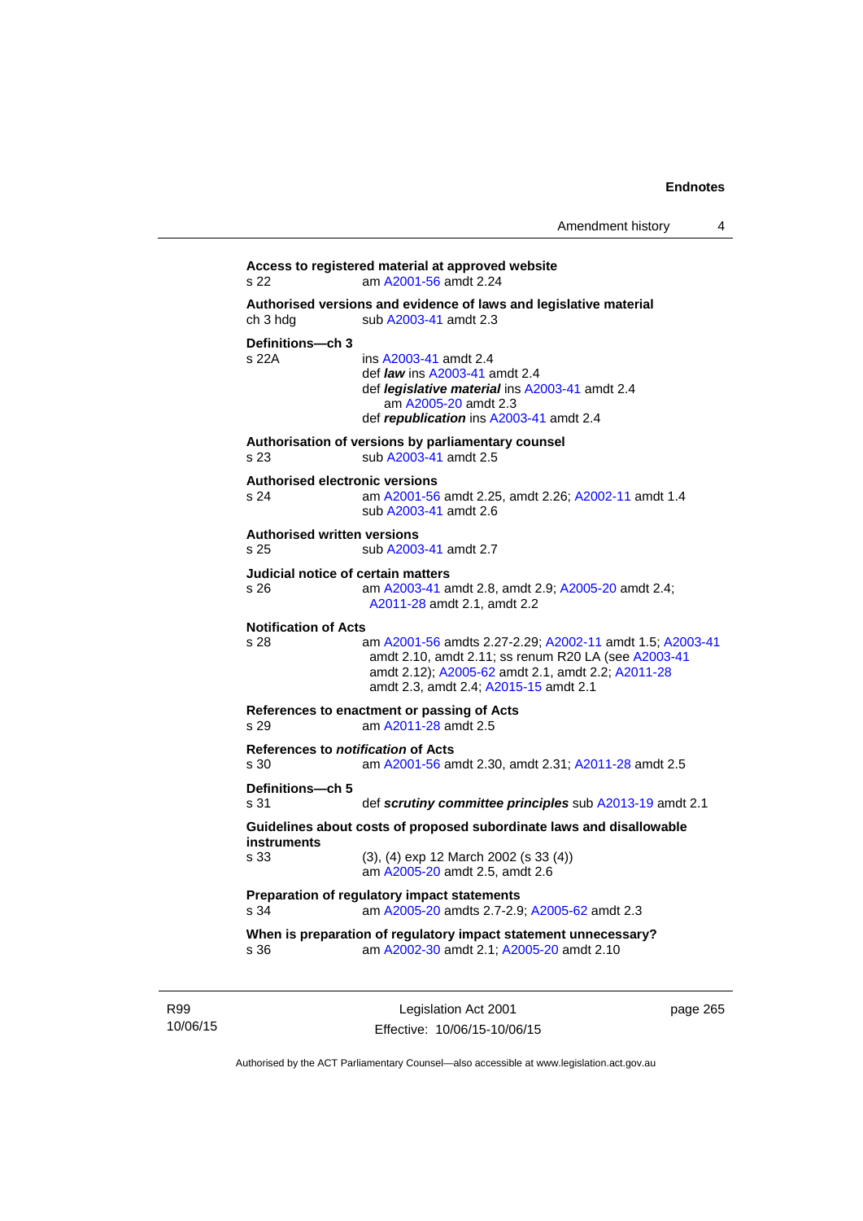**Access to registered material at approved website**
s 22 am A2001-56 amdt 2.24

**Authorised versions and evidence of laws and legislative material**
ch 3 hdg sub A2003-41 amdt 2.3

**Definitions—ch 3**
s 22A ins A2003-41 amdt 2.4
def ***law*** ins A2003-41 amdt 2.4
def ***legislative material*** ins A2003-41 amdt 2.4
am A2005-20 amdt 2.3
def ***republication*** ins A2003-41 amdt 2.4

**Authorisation of versions by parliamentary counsel**
s 23 sub A2003-41 amdt 2.5

**Authorised electronic versions**
s 24 am A2001-56 amdt 2.25, amdt 2.26; A2002-11 amdt 1.4
sub A2003-41 amdt 2.6

**Authorised written versions**
s 25 sub A2003-41 amdt 2.7

**Judicial notice of certain matters**
s 26 am A2003-41 amdt 2.8, amdt 2.9; A2005-20 amdt 2.4; A2011-28 amdt 2.1, amdt 2.2

**Notification of Acts**
s 28 am A2001-56 amdts 2.27-2.29; A2002-11 amdt 1.5; A2003-41 amdt 2.10, amdt 2.11; ss renum R20 LA (see A2003-41 amdt 2.12); A2005-62 amdt 2.1, amdt 2.2; A2011-28 amdt 2.3, amdt 2.4; A2015-15 amdt 2.1

**References to enactment or passing of Acts**
s 29 am A2011-28 amdt 2.5

**References to *notification* of Acts**
s 30 am A2001-56 amdt 2.30, amdt 2.31; A2011-28 amdt 2.5

**Definitions—ch 5**
s 31 def ***scrutiny committee principles*** sub A2013-19 amdt 2.1

**Guidelines about costs of proposed subordinate laws and disallowable instruments**
s 33 (3), (4) exp 12 March 2002 (s 33 (4))
am A2005-20 amdt 2.5, amdt 2.6

**Preparation of regulatory impact statements**
s 34 am A2005-20 amdts 2.7-2.9; A2005-62 amdt 2.3

**When is preparation of regulatory impact statement unnecessary?**
s 36 am A2002-30 amdt 2.1; A2005-20 amdt 2.10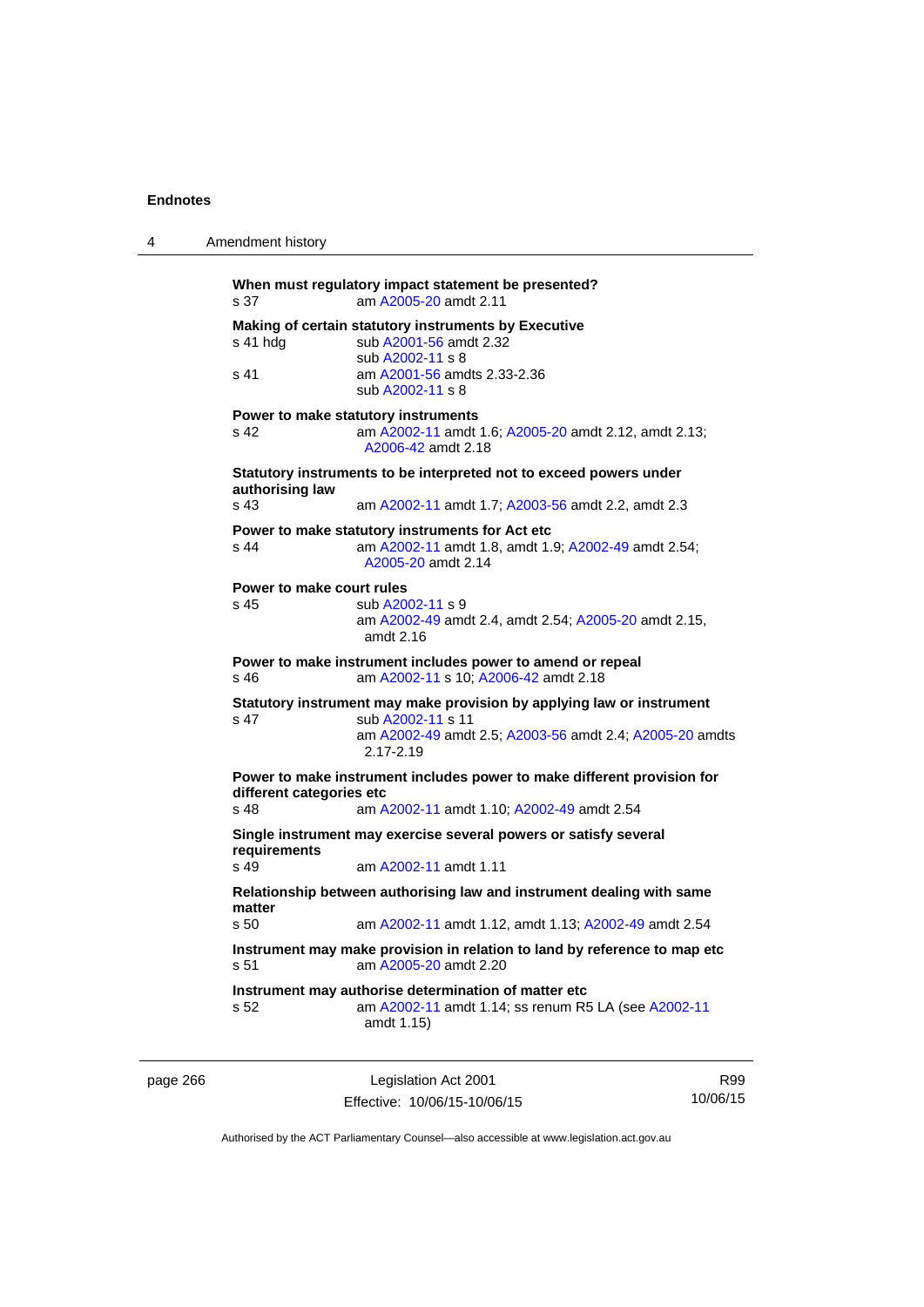**When must regulatory impact statement be presented?**

s 37 am A2005-20 amdt 2.11

**Making of certain statutory instruments by Executive**

s 41 hdg sub A2001-56 amdt 2.32
sub A2002-11 s 8

s 41 am A2001-56 amdts 2.33-2.36
sub A2002-11 s 8

**Power to make statutory instruments**

s 42 am A2002-11 amdt 1.6; A2005-20 amdt 2.12, amdt 2.13; A2006-42 amdt 2.18

**Statutory instruments to be interpreted not to exceed powers under authorising law**

s 43 am A2002-11 amdt 1.7; A2003-56 amdt 2.2, amdt 2.3

**Power to make statutory instruments for Act etc**

s 44 am A2002-11 amdt 1.8, amdt 1.9; A2002-49 amdt 2.54; A2005-20 amdt 2.14

**Power to make court rules**

s 45 sub A2002-11 s 9
am A2002-49 amdt 2.4, amdt 2.54; A2005-20 amdt 2.15, amdt 2.16

**Power to make instrument includes power to amend or repeal**

s 46 am A2002-11 s 10; A2006-42 amdt 2.18

**Statutory instrument may make provision by applying law or instrument**

s 47 sub A2002-11 s 11
am A2002-49 amdt 2.5; A2003-56 amdt 2.4; A2005-20 amdts 2.17-2.19

**Power to make instrument includes power to make different provision for different categories etc**

s 48 am A2002-11 amdt 1.10; A2002-49 amdt 2.54

**Single instrument may exercise several powers or satisfy several requirements**

s 49 am A2002-11 amdt 1.11

**Relationship between authorising law and instrument dealing with same matter**

s 50 am A2002-11 amdt 1.12, amdt 1.13; A2002-49 amdt 2.54

**Instrument may make provision in relation to land by reference to map etc**

s 51 am A2005-20 amdt 2.20

**Instrument may authorise determination of matter etc**

s 52 am A2002-11 amdt 1.14; ss renum R5 LA (see A2002-11 amdt 1.15)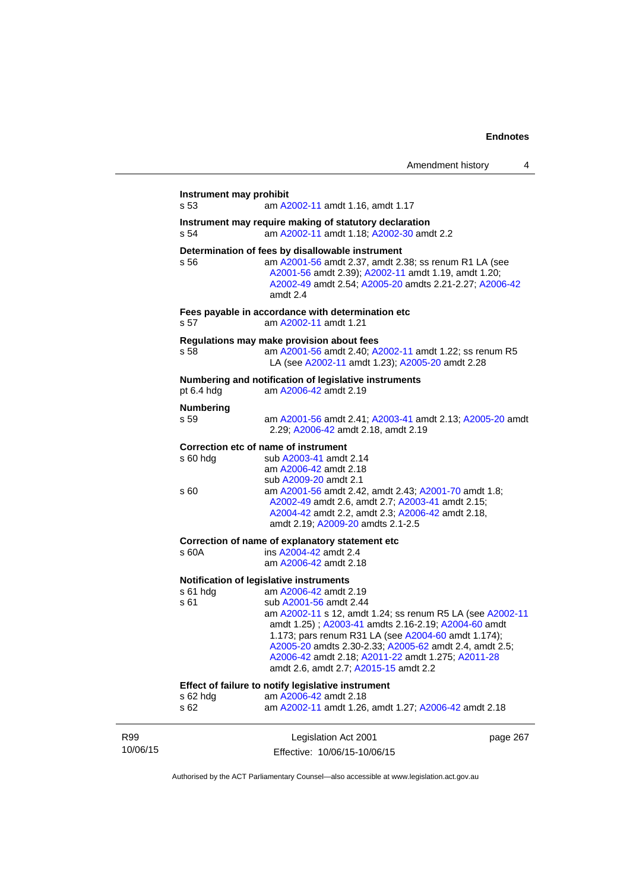**Instrument may prohibit**

s 53 am A2002-11 amdt 1.16, amdt 1.17

**Instrument may require making of statutory declaration**

s 54 am A2002-11 amdt 1.18; A2002-30 amdt 2.2

**Determination of fees by disallowable instrument**

s 56 am A2001-56 amdt 2.37, amdt 2.38; ss renum R1 LA (see A2001-56 amdt 2.39); A2002-11 amdt 1.19, amdt 1.20; A2002-49 amdt 2.54; A2005-20 amdts 2.21-2.27; A2006-42 amdt 2.4

**Fees payable in accordance with determination etc**

s 57 am A2002-11 amdt 1.21

**Regulations may make provision about fees**

s 58 am A2001-56 amdt 2.40; A2002-11 amdt 1.22; ss renum R5 LA (see A2002-11 amdt 1.23); A2005-20 amdt 2.28

**Numbering and notification of legislative instruments**

pt 6.4 hdg am A2006-42 amdt 2.19

**Numbering**

s 59 am A2001-56 amdt 2.41; A2003-41 amdt 2.13; A2005-20 amdt 2.29; A2006-42 amdt 2.18, amdt 2.19

**Correction etc of name of instrument**

s 60 hdg sub A2003-41 amdt 2.14
am A2006-42 amdt 2.18
sub A2009-20 amdt 2.1

s 60 am A2001-56 amdt 2.42, amdt 2.43; A2001-70 amdt 1.8; A2002-49 amdt 2.6, amdt 2.7; A2003-41 amdt 2.15; A2004-42 amdt 2.2, amdt 2.3; A2006-42 amdt 2.18, amdt 2.19; A2009-20 amdts 2.1-2.5

**Correction of name of explanatory statement etc**

s 60A ins A2004-42 amdt 2.4
am A2006-42 amdt 2.18

**Notification of legislative instruments**

s 61 hdg am A2006-42 amdt 2.19

s 61 sub A2001-56 amdt 2.44
am A2002-11 s 12, amdt 1.24; ss renum R5 LA (see A2002-11 amdt 1.25) ; A2003-41 amdts 2.16-2.19; A2004-60 amdt 1.173; pars renum R31 LA (see A2004-60 amdt 1.174); A2005-20 amdts 2.30-2.33; A2005-62 amdt 2.4, amdt 2.5; A2006-42 amdt 2.18; A2011-22 amdt 1.275; A2011-28 amdt 2.6, amdt 2.7; A2015-15 amdt 2.2

**Effect of failure to notify legislative instrument**

s 62 hdg am A2006-42 amdt 2.18

s 62 am A2002-11 amdt 1.26, amdt 1.27; A2006-42 amdt 2.18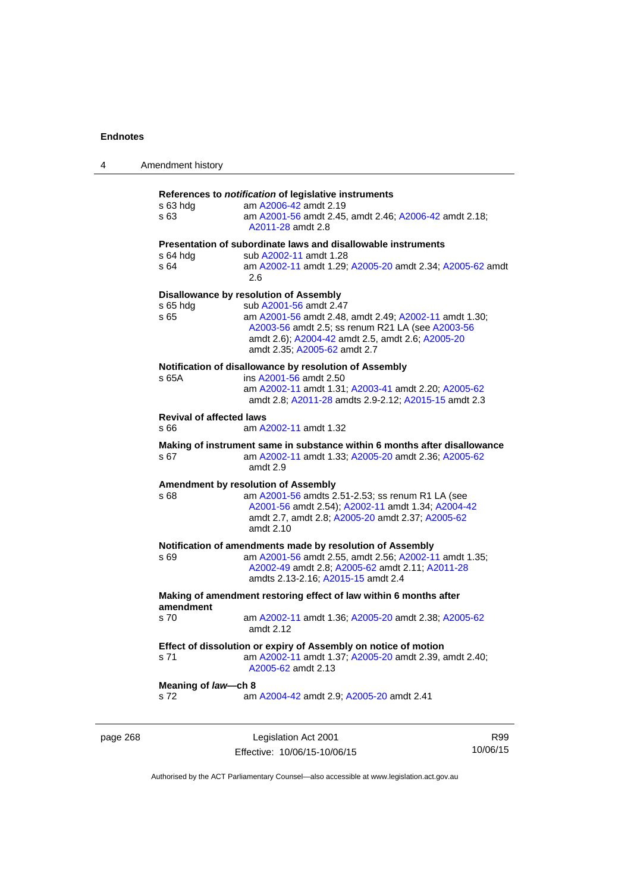**References to *notification* of legislative instruments**

s 63 hdg — am A2006-42 amdt 2.19

s 63 — am A2001-56 amdt 2.45, amdt 2.46; A2006-42 amdt 2.18; A2011-28 amdt 2.8

**Presentation of subordinate laws and disallowable instruments**

s 64 hdg — sub A2002-11 amdt 1.28

s 64 — am A2002-11 amdt 1.29; A2005-20 amdt 2.34; A2005-62 amdt 2.6

**Disallowance by resolution of Assembly**

s 65 hdg — sub A2001-56 amdt 2.47

s 65 — am A2001-56 amdt 2.48, amdt 2.49; A2002-11 amdt 1.30; A2003-56 amdt 2.5; ss renum R21 LA (see A2003-56 amdt 2.6); A2004-42 amdt 2.5, amdt 2.6; A2005-20 amdt 2.35; A2005-62 amdt 2.7

**Notification of disallowance by resolution of Assembly**

s 65A — ins A2001-56 amdt 2.50
am A2002-11 amdt 1.31; A2003-41 amdt 2.20; A2005-62 amdt 2.8; A2011-28 amdts 2.9-2.12; A2015-15 amdt 2.3

**Revival of affected laws**

s 66 — am A2002-11 amdt 1.32

**Making of instrument same in substance within 6 months after disallowance**

s 67 — am A2002-11 amdt 1.33; A2005-20 amdt 2.36; A2005-62 amdt 2.9

**Amendment by resolution of Assembly**

s 68 — am A2001-56 amdts 2.51-2.53; ss renum R1 LA (see A2001-56 amdt 2.54); A2002-11 amdt 1.34; A2004-42 amdt 2.7, amdt 2.8; A2005-20 amdt 2.37; A2005-62 amdt 2.10

**Notification of amendments made by resolution of Assembly**

s 69 — am A2001-56 amdt 2.55, amdt 2.56; A2002-11 amdt 1.35; A2002-49 amdt 2.8; A2005-62 amdt 2.11; A2011-28 amdts 2.13-2.16; A2015-15 amdt 2.4

**Making of amendment restoring effect of law within 6 months after amendment**

s 70 — am A2002-11 amdt 1.36; A2005-20 amdt 2.38; A2005-62 amdt 2.12

**Effect of dissolution or expiry of Assembly on notice of motion**

s 71 — am A2002-11 amdt 1.37; A2005-20 amdt 2.39, amdt 2.40; A2005-62 amdt 2.13

**Meaning of *law*—ch 8**

s 72 — am A2004-42 amdt 2.9; A2005-20 amdt 2.41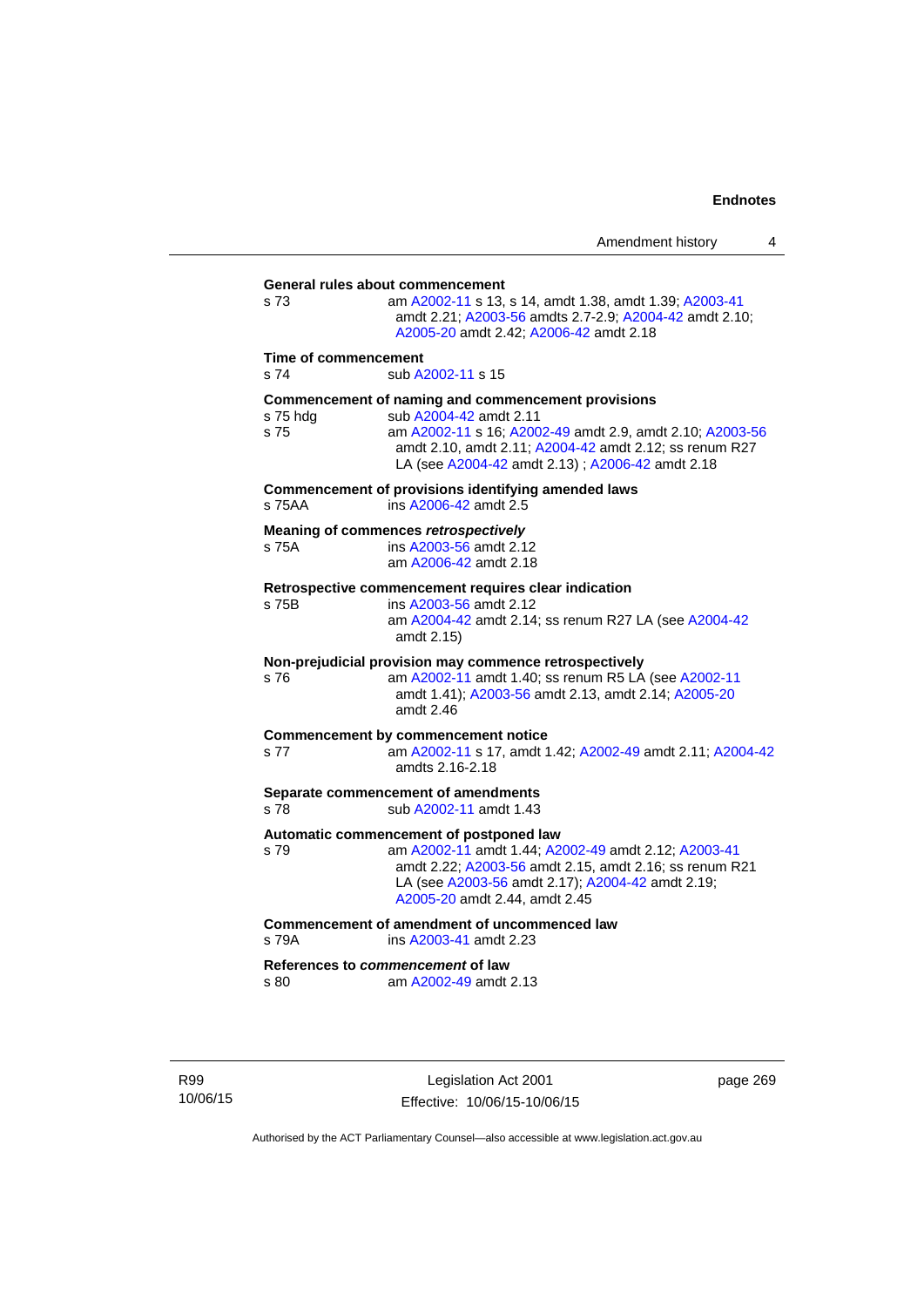**General rules about commencement**

s 73 am A2002-11 s 13, s 14, amdt 1.38, amdt 1.39; A2003-41 amdt 2.21; A2003-56 amdts 2.7-2.9; A2004-42 amdt 2.10; A2005-20 amdt 2.42; A2006-42 amdt 2.18

**Time of commencement**

s 74 sub A2002-11 s 15

**Commencement of naming and commencement provisions**

s 75 hdg sub A2004-42 amdt 2.11

s 75 am A2002-11 s 16; A2002-49 amdt 2.9, amdt 2.10; A2003-56 amdt 2.10, amdt 2.11; A2004-42 amdt 2.12; ss renum R27 LA (see A2004-42 amdt 2.13) ; A2006-42 amdt 2.18

**Commencement of provisions identifying amended laws**

s 75AA ins A2006-42 amdt 2.5

**Meaning of commences *retrospectively***

s 75A ins A2003-56 amdt 2.12
am A2006-42 amdt 2.18

**Retrospective commencement requires clear indication**

s 75B ins A2003-56 amdt 2.12
am A2004-42 amdt 2.14; ss renum R27 LA (see A2004-42 amdt 2.15)

**Non-prejudicial provision may commence retrospectively**

s 76 am A2002-11 amdt 1.40; ss renum R5 LA (see A2002-11 amdt 1.41); A2003-56 amdt 2.13, amdt 2.14; A2005-20 amdt 2.46

**Commencement by commencement notice**

s 77 am A2002-11 s 17, amdt 1.42; A2002-49 amdt 2.11; A2004-42 amdts 2.16-2.18

**Separate commencement of amendments**

s 78 sub A2002-11 amdt 1.43

**Automatic commencement of postponed law**

s 79 am A2002-11 amdt 1.44; A2002-49 amdt 2.12; A2003-41 amdt 2.22; A2003-56 amdt 2.15, amdt 2.16; ss renum R21 LA (see A2003-56 amdt 2.17); A2004-42 amdt 2.19; A2005-20 amdt 2.44, amdt 2.45

**Commencement of amendment of uncommenced law**

s 79A ins A2003-41 amdt 2.23

**References to *commencement* of law**

s 80 am A2002-49 amdt 2.13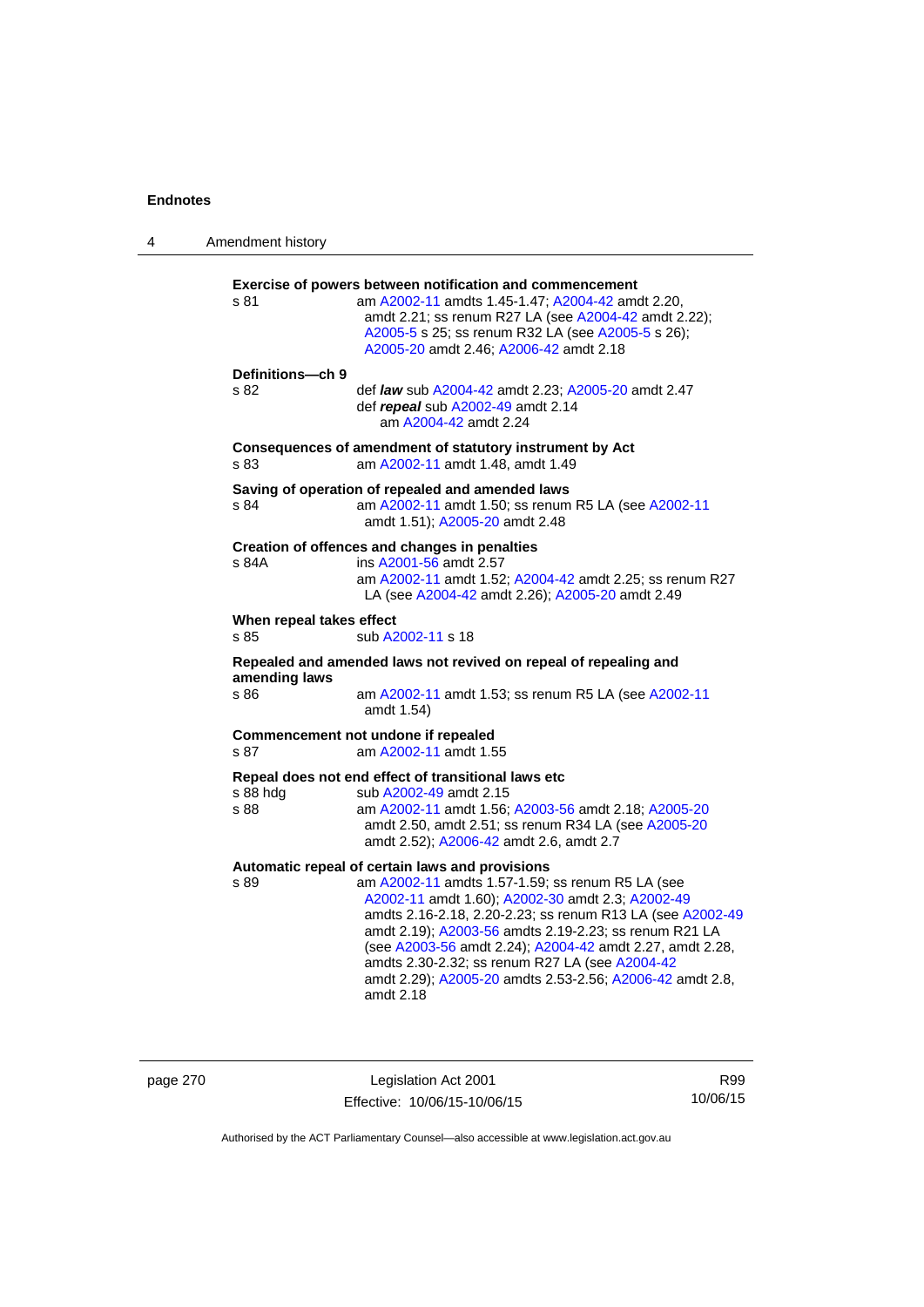**Exercise of powers between notification and commencement**

s 81 — am A2002-11 amdts 1.45-1.47; A2004-42 amdt 2.20, amdt 2.21; ss renum R27 LA (see A2004-42 amdt 2.22); A2005-5 s 25; ss renum R32 LA (see A2005-5 s 26); A2005-20 amdt 2.46; A2006-42 amdt 2.18

**Definitions—ch 9**

s 82 — def ***law*** sub A2004-42 amdt 2.23; A2005-20 amdt 2.47
def ***repeal*** sub A2002-49 amdt 2.14
am A2004-42 amdt 2.24

**Consequences of amendment of statutory instrument by Act**

s 83 — am A2002-11 amdt 1.48, amdt 1.49

**Saving of operation of repealed and amended laws**

s 84 — am A2002-11 amdt 1.50; ss renum R5 LA (see A2002-11 amdt 1.51); A2005-20 amdt 2.48

**Creation of offences and changes in penalties**

s 84A — ins A2001-56 amdt 2.57
am A2002-11 amdt 1.52; A2004-42 amdt 2.25; ss renum R27 LA (see A2004-42 amdt 2.26); A2005-20 amdt 2.49

**When repeal takes effect**

s 85 — sub A2002-11 s 18

**Repealed and amended laws not revived on repeal of repealing and amending laws**

s 86 — am A2002-11 amdt 1.53; ss renum R5 LA (see A2002-11 amdt 1.54)

**Commencement not undone if repealed**

s 87 — am A2002-11 amdt 1.55

**Repeal does not end effect of transitional laws etc**

s 88 hdg — sub A2002-49 amdt 2.15

s 88 — am A2002-11 amdt 1.56; A2003-56 amdt 2.18; A2005-20 amdt 2.50, amdt 2.51; ss renum R34 LA (see A2005-20 amdt 2.52); A2006-42 amdt 2.6, amdt 2.7

**Automatic repeal of certain laws and provisions**

s 89 — am A2002-11 amdts 1.57-1.59; ss renum R5 LA (see A2002-11 amdt 1.60); A2002-30 amdt 2.3; A2002-49 amdts 2.16-2.18, 2.20-2.23; ss renum R13 LA (see A2002-49 amdt 2.19); A2003-56 amdts 2.19-2.23; ss renum R21 LA (see A2003-56 amdt 2.24); A2004-42 amdt 2.27, amdt 2.28, amdts 2.30-2.32; ss renum R27 LA (see A2004-42 amdt 2.29); A2005-20 amdts 2.53-2.56; A2006-42 amdt 2.8, amdt 2.18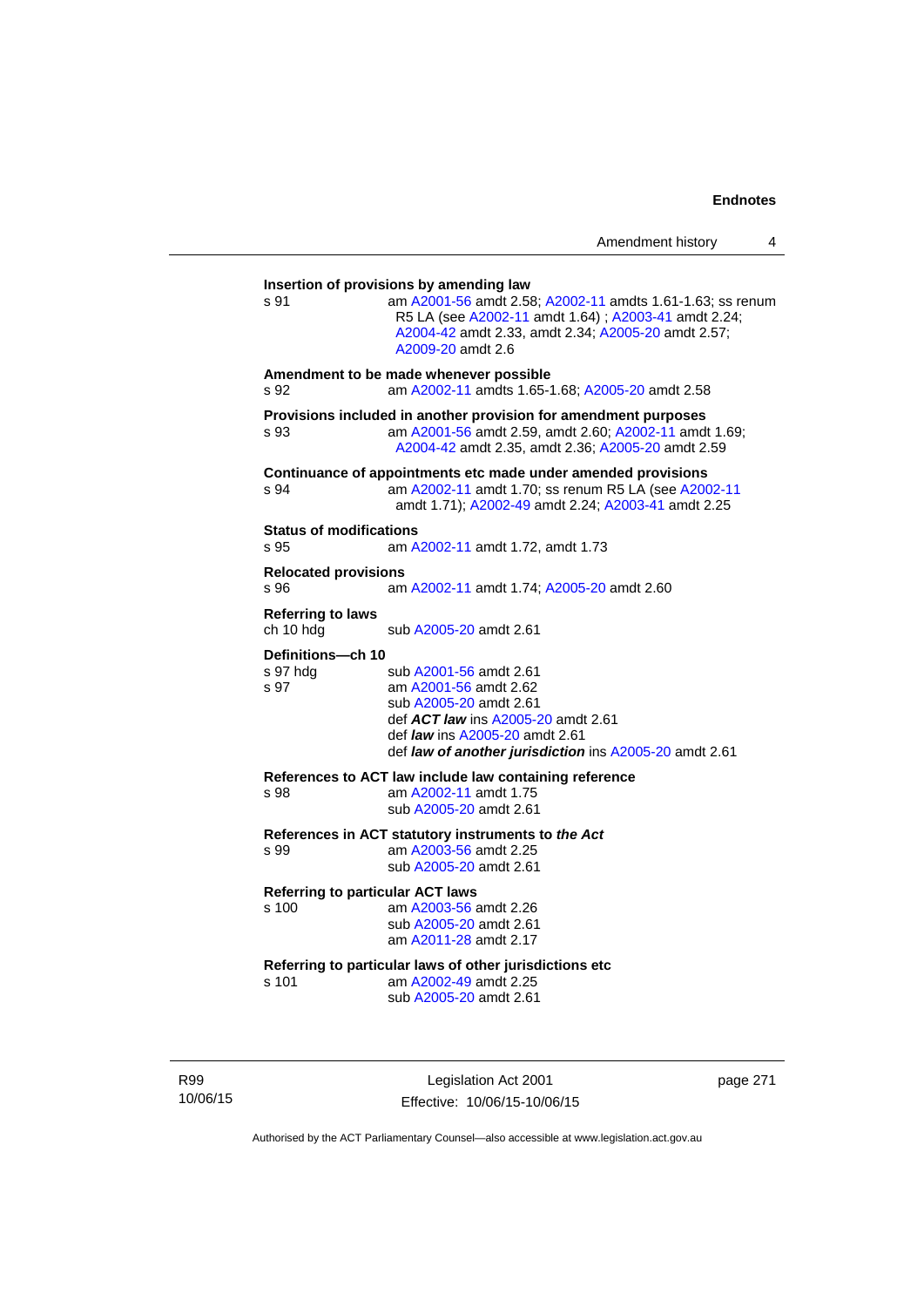**Insertion of provisions by amending law**

s 91 — am A2001-56 amdt 2.58; A2002-11 amdts 1.61-1.63; ss renum R5 LA (see A2002-11 amdt 1.64) ; A2003-41 amdt 2.24; A2004-42 amdt 2.33, amdt 2.34; A2005-20 amdt 2.57; A2009-20 amdt 2.6

**Amendment to be made whenever possible**

s 92 — am A2002-11 amdts 1.65-1.68; A2005-20 amdt 2.58

**Provisions included in another provision for amendment purposes**

s 93 — am A2001-56 amdt 2.59, amdt 2.60; A2002-11 amdt 1.69; A2004-42 amdt 2.35, amdt 2.36; A2005-20 amdt 2.59

**Continuance of appointments etc made under amended provisions**

s 94 — am A2002-11 amdt 1.70; ss renum R5 LA (see A2002-11 amdt 1.71); A2002-49 amdt 2.24; A2003-41 amdt 2.25

**Status of modifications**

s 95 — am A2002-11 amdt 1.72, amdt 1.73

**Relocated provisions**

s 96 — am A2002-11 amdt 1.74; A2005-20 amdt 2.60

**Referring to laws**

ch 10 hdg — sub A2005-20 amdt 2.61

**Definitions—ch 10**

s 97 hdg — sub A2001-56 amdt 2.61

s 97 — am A2001-56 amdt 2.62
sub A2005-20 amdt 2.61
def ***ACT law*** ins A2005-20 amdt 2.61
def ***law*** ins A2005-20 amdt 2.61
def ***law of another jurisdiction*** ins A2005-20 amdt 2.61

**References to ACT law include law containing reference**

s 98 — am A2002-11 amdt 1.75
sub A2005-20 amdt 2.61

**References in ACT statutory instruments to *the Act***

s 99 — am A2003-56 amdt 2.25
sub A2005-20 amdt 2.61

**Referring to particular ACT laws**

s 100 — am A2003-56 amdt 2.26
sub A2005-20 amdt 2.61
am A2011-28 amdt 2.17

**Referring to particular laws of other jurisdictions etc**

s 101 — am A2002-49 amdt 2.25
sub A2005-20 amdt 2.61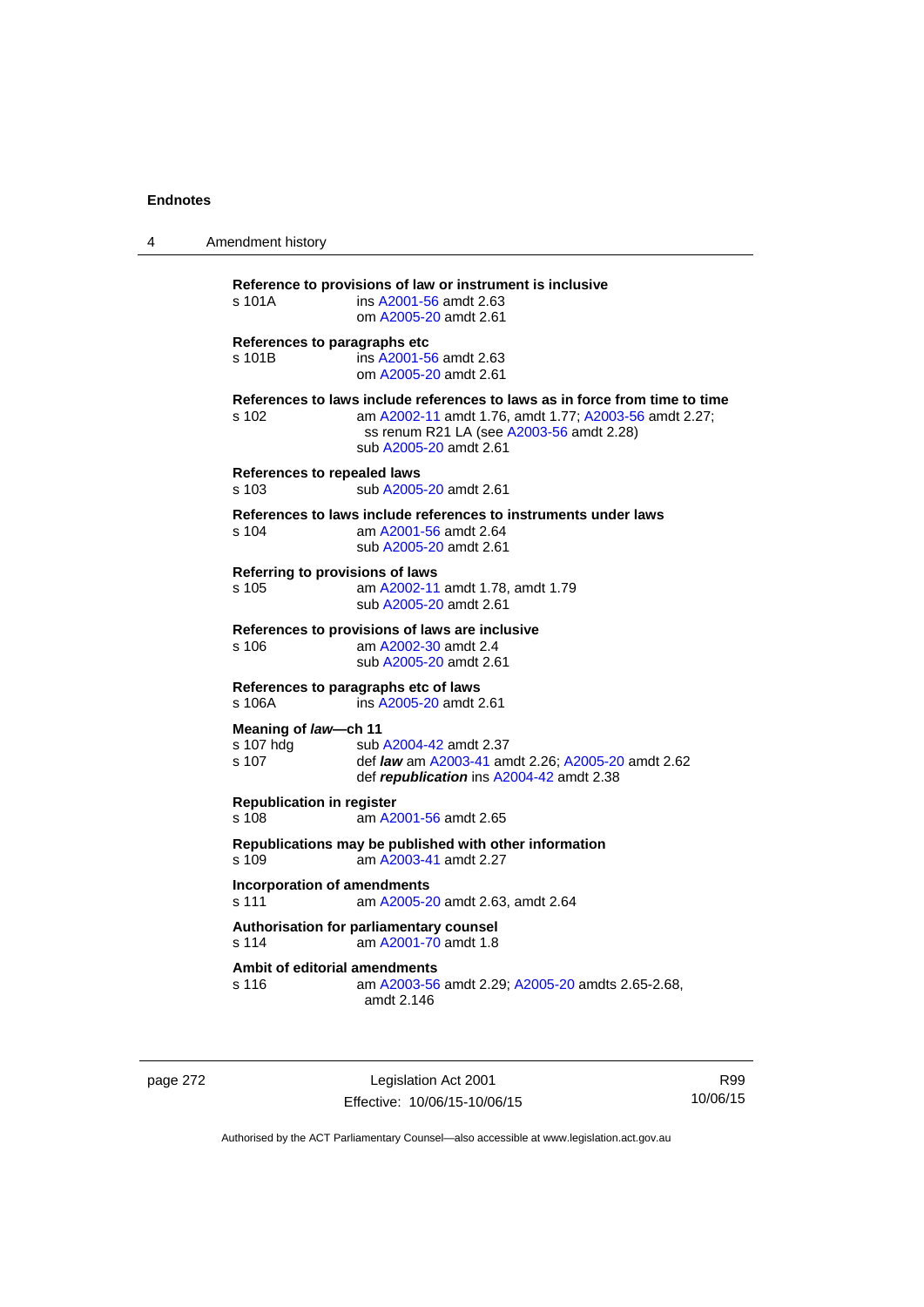**Reference to provisions of law or instrument is inclusive**

s 101A ins A2001-56 amdt 2.63
om A2005-20 amdt 2.61

**References to paragraphs etc**

s 101B ins A2001-56 amdt 2.63
om A2005-20 amdt 2.61

**References to laws include references to laws as in force from time to time**

s 102 am A2002-11 amdt 1.76, amdt 1.77; A2003-56 amdt 2.27; ss renum R21 LA (see A2003-56 amdt 2.28)
sub A2005-20 amdt 2.61

**References to repealed laws**

s 103 sub A2005-20 amdt 2.61

**References to laws include references to instruments under laws**

s 104 am A2001-56 amdt 2.64
sub A2005-20 amdt 2.61

**Referring to provisions of laws**

s 105 am A2002-11 amdt 1.78, amdt 1.79
sub A2005-20 amdt 2.61

**References to provisions of laws are inclusive**

s 106 am A2002-30 amdt 2.4
sub A2005-20 amdt 2.61

**References to paragraphs etc of laws**

s 106A ins A2005-20 amdt 2.61

**Meaning of *law*—ch 11**

s 107 hdg sub A2004-42 amdt 2.37
s 107 def ***law*** am A2003-41 amdt 2.26; A2005-20 amdt 2.62
def ***republication*** ins A2004-42 amdt 2.38

**Republication in register**

s 108 am A2001-56 amdt 2.65

**Republications may be published with other information**

s 109 am A2003-41 amdt 2.27

**Incorporation of amendments**

s 111 am A2005-20 amdt 2.63, amdt 2.64

**Authorisation for parliamentary counsel**

s 114 am A2001-70 amdt 1.8

**Ambit of editorial amendments**

s 116 am A2003-56 amdt 2.29; A2005-20 amdts 2.65-2.68, amdt 2.146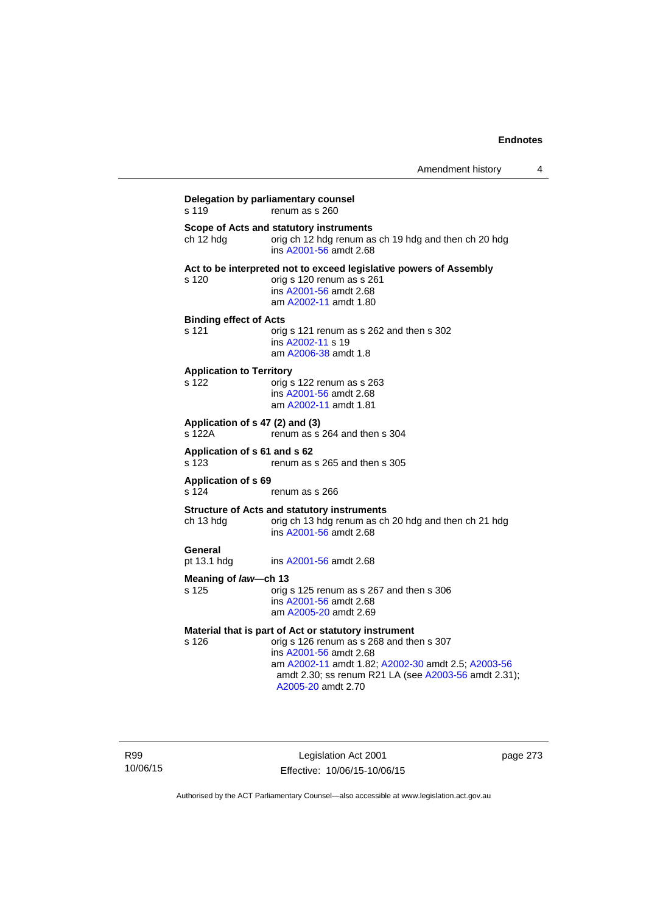**Delegation by parliamentary counsel**
s 119 renum as s 260

**Scope of Acts and statutory instruments**
ch 12 hdg orig ch 12 hdg renum as ch 19 hdg and then ch 20 hdg
ins A2001-56 amdt 2.68

**Act to be interpreted not to exceed legislative powers of Assembly**
s 120 orig s 120 renum as s 261
ins A2001-56 amdt 2.68
am A2002-11 amdt 1.80

**Binding effect of Acts**
s 121 orig s 121 renum as s 262 and then s 302
ins A2002-11 s 19
am A2006-38 amdt 1.8

**Application to Territory**
s 122 orig s 122 renum as s 263
ins A2001-56 amdt 2.68
am A2002-11 amdt 1.81

**Application of s 47 (2) and (3)**
s 122A renum as s 264 and then s 304

**Application of s 61 and s 62**
s 123 renum as s 265 and then s 305

**Application of s 69**
s 124 renum as s 266

**Structure of Acts and statutory instruments**
ch 13 hdg orig ch 13 hdg renum as ch 20 hdg and then ch 21 hdg
ins A2001-56 amdt 2.68

**General**
pt 13.1 hdg ins A2001-56 amdt 2.68

**Meaning of *law*—ch 13**
s 125 orig s 125 renum as s 267 and then s 306
ins A2001-56 amdt 2.68
am A2005-20 amdt 2.69

**Material that is part of Act or statutory instrument**
s 126 orig s 126 renum as s 268 and then s 307
ins A2001-56 amdt 2.68
am A2002-11 amdt 1.82; A2002-30 amdt 2.5; A2003-56 amdt 2.30; ss renum R21 LA (see A2003-56 amdt 2.31); A2005-20 amdt 2.70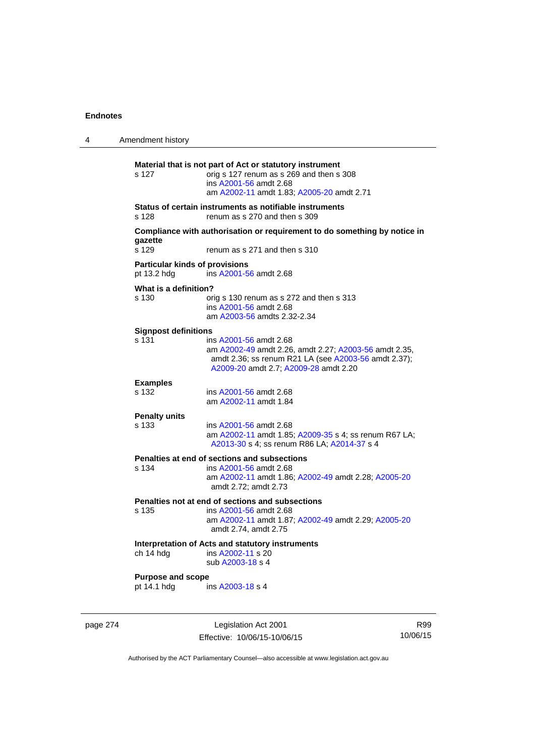**Material that is not part of Act or statutory instrument**

s 127 — orig s 127 renum as s 269 and then s 308
ins A2001-56 amdt 2.68
am A2002-11 amdt 1.83; A2005-20 amdt 2.71

**Status of certain instruments as notifiable instruments**

s 128 — renum as s 270 and then s 309

**Compliance with authorisation or requirement to do something by notice in gazette**

s 129 — renum as s 271 and then s 310

**Particular kinds of provisions**

pt 13.2 hdg — ins A2001-56 amdt 2.68

**What is a definition?**

s 130 — orig s 130 renum as s 272 and then s 313
ins A2001-56 amdt 2.68
am A2003-56 amdts 2.32-2.34

**Signpost definitions**

s 131 — ins A2001-56 amdt 2.68
am A2002-49 amdt 2.26, amdt 2.27; A2003-56 amdt 2.35, amdt 2.36; ss renum R21 LA (see A2003-56 amdt 2.37); A2009-20 amdt 2.7; A2009-28 amdt 2.20

**Examples**

s 132 — ins A2001-56 amdt 2.68
am A2002-11 amdt 1.84

**Penalty units**

s 133 — ins A2001-56 amdt 2.68
am A2002-11 amdt 1.85; A2009-35 s 4; ss renum R67 LA; A2013-30 s 4; ss renum R86 LA; A2014-37 s 4

**Penalties at end of sections and subsections**

s 134 — ins A2001-56 amdt 2.68
am A2002-11 amdt 1.86; A2002-49 amdt 2.28; A2005-20 amdt 2.72; amdt 2.73

**Penalties not at end of sections and subsections**

s 135 — ins A2001-56 amdt 2.68
am A2002-11 amdt 1.87; A2002-49 amdt 2.29; A2005-20 amdt 2.74, amdt 2.75

**Interpretation of Acts and statutory instruments**

ch 14 hdg — ins A2002-11 s 20
sub A2003-18 s 4

**Purpose and scope**

pt 14.1 hdg — ins A2003-18 s 4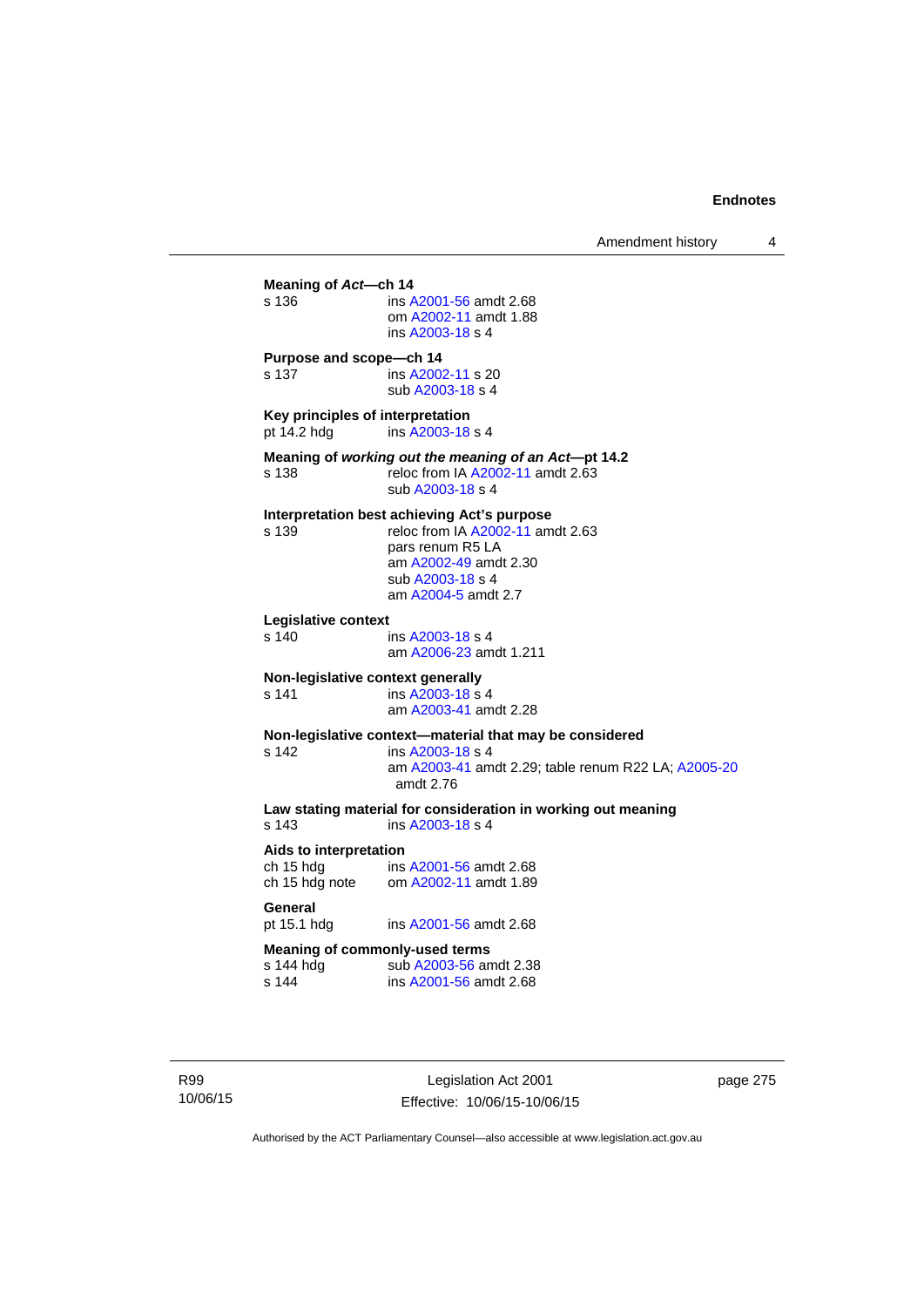**Meaning of *Act*—ch 14**

s 136 ins A2001-56 amdt 2.68
om A2002-11 amdt 1.88
ins A2003-18 s 4

**Purpose and scope—ch 14**

s 137 ins A2002-11 s 20
sub A2003-18 s 4

**Key principles of interpretation**

pt 14.2 hdg ins A2003-18 s 4

**Meaning of *working out the meaning of an Act*—pt 14.2**

s 138 reloc from IA A2002-11 amdt 2.63
sub A2003-18 s 4

**Interpretation best achieving Act's purpose**

s 139 reloc from IA A2002-11 amdt 2.63
pars renum R5 LA
am A2002-49 amdt 2.30
sub A2003-18 s 4
am A2004-5 amdt 2.7

**Legislative context**

s 140 ins A2003-18 s 4
am A2006-23 amdt 1.211

**Non-legislative context generally**

s 141 ins A2003-18 s 4
am A2003-41 amdt 2.28

**Non-legislative context—material that may be considered**

s 142 ins A2003-18 s 4
am A2003-41 amdt 2.29; table renum R22 LA; A2005-20 amdt 2.76

**Law stating material for consideration in working out meaning**

s 143 ins A2003-18 s 4

**Aids to interpretation**

ch 15 hdg ins A2001-56 amdt 2.68
ch 15 hdg note om A2002-11 amdt 1.89

**General**

pt 15.1 hdg ins A2001-56 amdt 2.68

**Meaning of commonly-used terms**

s 144 hdg sub A2003-56 amdt 2.38
s 144 ins A2001-56 amdt 2.68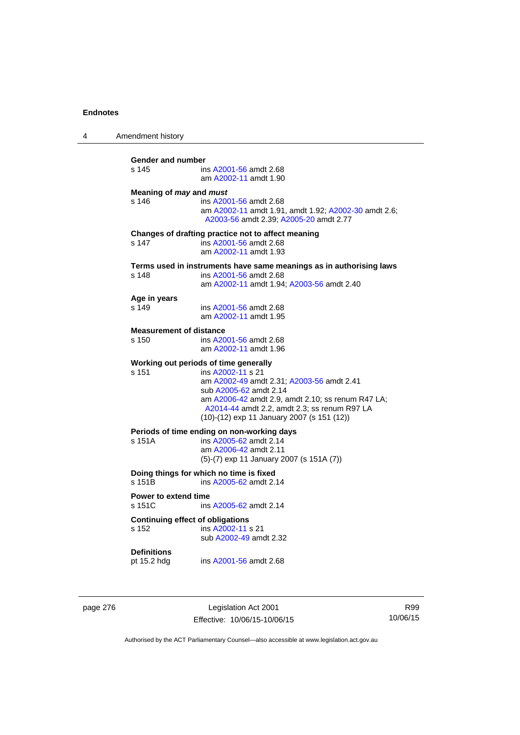**Gender and number**

s 145 ins A2001-56 amdt 2.68
am A2002-11 amdt 1.90

**Meaning of *may* and *must***

s 146 ins A2001-56 amdt 2.68
am A2002-11 amdt 1.91, amdt 1.92; A2002-30 amdt 2.6; A2003-56 amdt 2.39; A2005-20 amdt 2.77

**Changes of drafting practice not to affect meaning**

s 147 ins A2001-56 amdt 2.68
am A2002-11 amdt 1.93

**Terms used in instruments have same meanings as in authorising laws**

s 148 ins A2001-56 amdt 2.68
am A2002-11 amdt 1.94; A2003-56 amdt 2.40

**Age in years**

s 149 ins A2001-56 amdt 2.68
am A2002-11 amdt 1.95

**Measurement of distance**

s 150 ins A2001-56 amdt 2.68
am A2002-11 amdt 1.96

**Working out periods of time generally**

s 151 ins A2002-11 s 21
am A2002-49 amdt 2.31; A2003-56 amdt 2.41
sub A2005-62 amdt 2.14
am A2006-42 amdt 2.9, amdt 2.10; ss renum R47 LA; A2014-44 amdt 2.2, amdt 2.3; ss renum R97 LA
(10)-(12) exp 11 January 2007 (s 151 (12))

**Periods of time ending on non-working days**

s 151A ins A2005-62 amdt 2.14
am A2006-42 amdt 2.11
(5)-(7) exp 11 January 2007 (s 151A (7))

**Doing things for which no time is fixed**

s 151B ins A2005-62 amdt 2.14

**Power to extend time**

s 151C ins A2005-62 amdt 2.14

**Continuing effect of obligations**

s 152 ins A2002-11 s 21
sub A2002-49 amdt 2.32

**Definitions**

pt 15.2 hdg ins A2001-56 amdt 2.68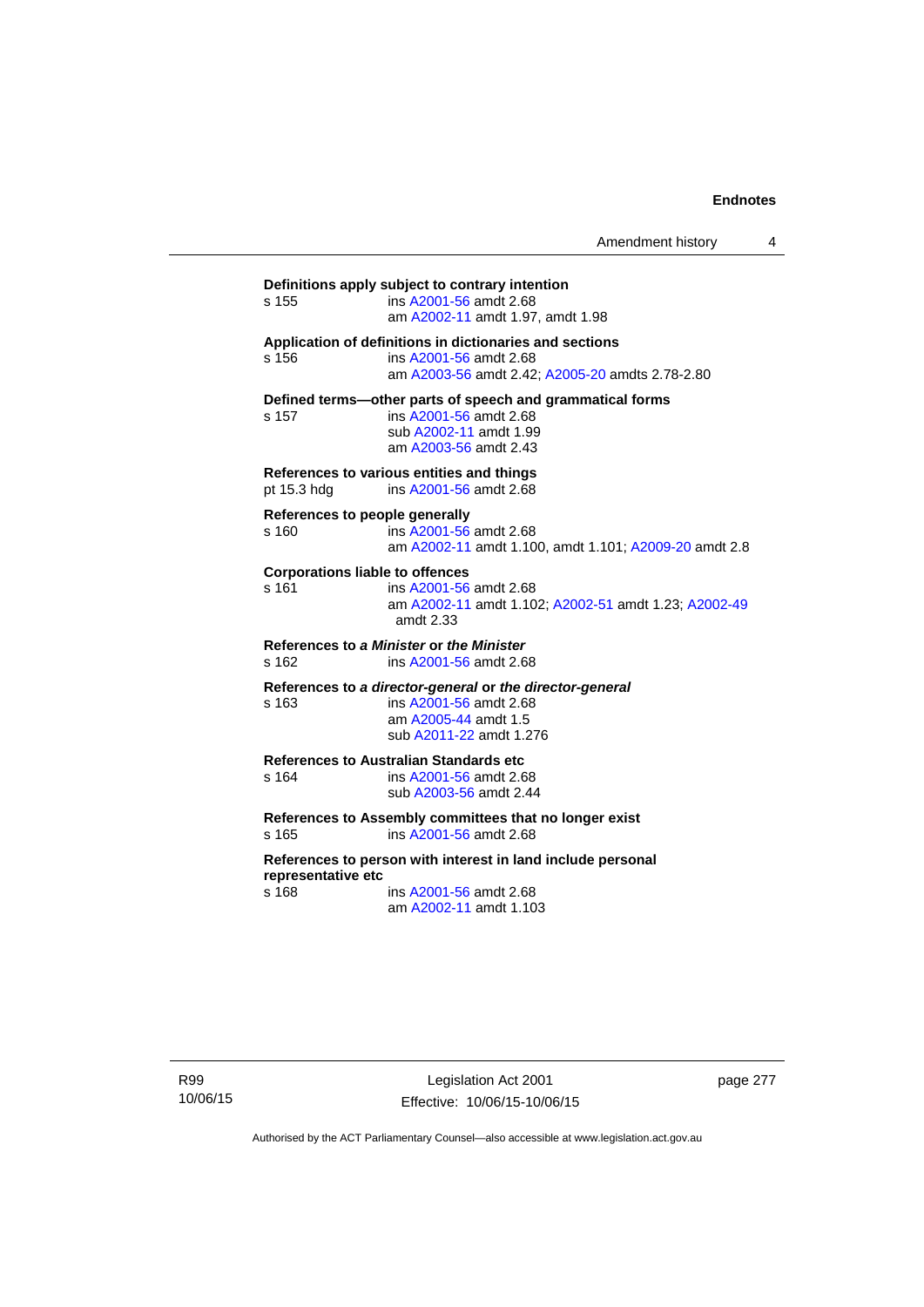**Definitions apply subject to contrary intention**

s 155 — ins A2001-56 amdt 2.68
am A2002-11 amdt 1.97, amdt 1.98

**Application of definitions in dictionaries and sections**

s 156 — ins A2001-56 amdt 2.68
am A2003-56 amdt 2.42; A2005-20 amdts 2.78-2.80

**Defined terms—other parts of speech and grammatical forms**

s 157 — ins A2001-56 amdt 2.68
sub A2002-11 amdt 1.99
am A2003-56 amdt 2.43

**References to various entities and things**

pt 15.3 hdg — ins A2001-56 amdt 2.68

**References to people generally**

s 160 — ins A2001-56 amdt 2.68
am A2002-11 amdt 1.100, amdt 1.101; A2009-20 amdt 2.8

**Corporations liable to offences**

s 161 — ins A2001-56 amdt 2.68
am A2002-11 amdt 1.102; A2002-51 amdt 1.23; A2002-49 amdt 2.33

**References to *a Minister* or *the Minister***

s 162 — ins A2001-56 amdt 2.68

**References to *a director-general* or *the director-general***

s 163 — ins A2001-56 amdt 2.68
am A2005-44 amdt 1.5
sub A2011-22 amdt 1.276

**References to Australian Standards etc**

s 164 — ins A2001-56 amdt 2.68
sub A2003-56 amdt 2.44

**References to Assembly committees that no longer exist**

s 165 — ins A2001-56 amdt 2.68

**References to person with interest in land include personal representative etc**

s 168 — ins A2001-56 amdt 2.68
am A2002-11 amdt 1.103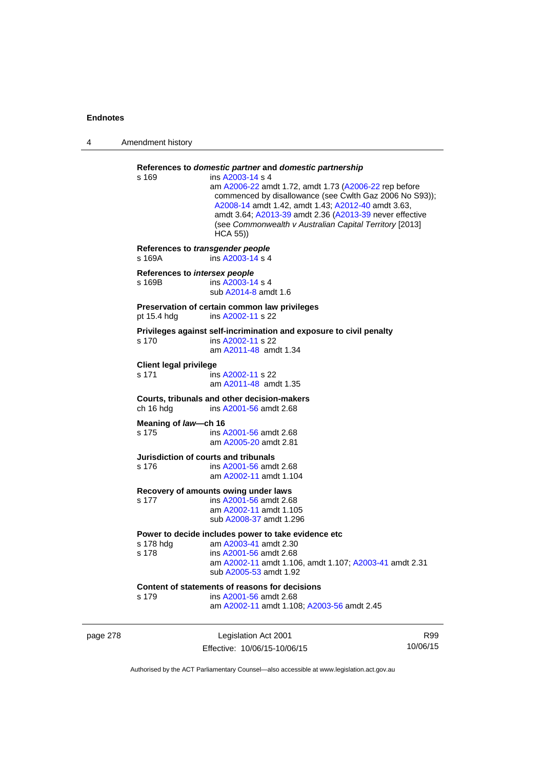**References to *domestic partner* and *domestic partnership***

s 169 — ins A2003-14 s 4
am A2006-22 amdt 1.72, amdt 1.73 (A2006-22 rep before commenced by disallowance (see Cwlth Gaz 2006 No S93)); A2008-14 amdt 1.42, amdt 1.43; A2012-40 amdt 3.63, amdt 3.64; A2013-39 amdt 2.36 (A2013-39 never effective (see *Commonwealth v Australian Capital Territory* [2013] HCA 55))

**References to *transgender people***

s 169A — ins A2003-14 s 4

**References to *intersex people***

s 169B — ins A2003-14 s 4
sub A2014-8 amdt 1.6

**Preservation of certain common law privileges**

pt 15.4 hdg — ins A2002-11 s 22

**Privileges against self-incrimination and exposure to civil penalty**

s 170 — ins A2002-11 s 22
am A2011-48 amdt 1.34

**Client legal privilege**

s 171 — ins A2002-11 s 22
am A2011-48 amdt 1.35

**Courts, tribunals and other decision-makers**

ch 16 hdg — ins A2001-56 amdt 2.68

**Meaning of *law*—ch 16**

s 175 — ins A2001-56 amdt 2.68
am A2005-20 amdt 2.81

**Jurisdiction of courts and tribunals**

s 176 — ins A2001-56 amdt 2.68
am A2002-11 amdt 1.104

**Recovery of amounts owing under laws**

s 177 — ins A2001-56 amdt 2.68
am A2002-11 amdt 1.105
sub A2008-37 amdt 1.296

**Power to decide includes power to take evidence etc**

s 178 hdg — am A2003-41 amdt 2.30

s 178 — ins A2001-56 amdt 2.68
am A2002-11 amdt 1.106, amdt 1.107; A2003-41 amdt 2.31
sub A2005-53 amdt 1.92

**Content of statements of reasons for decisions**

s 179 — ins A2001-56 amdt 2.68
am A2002-11 amdt 1.108; A2003-56 amdt 2.45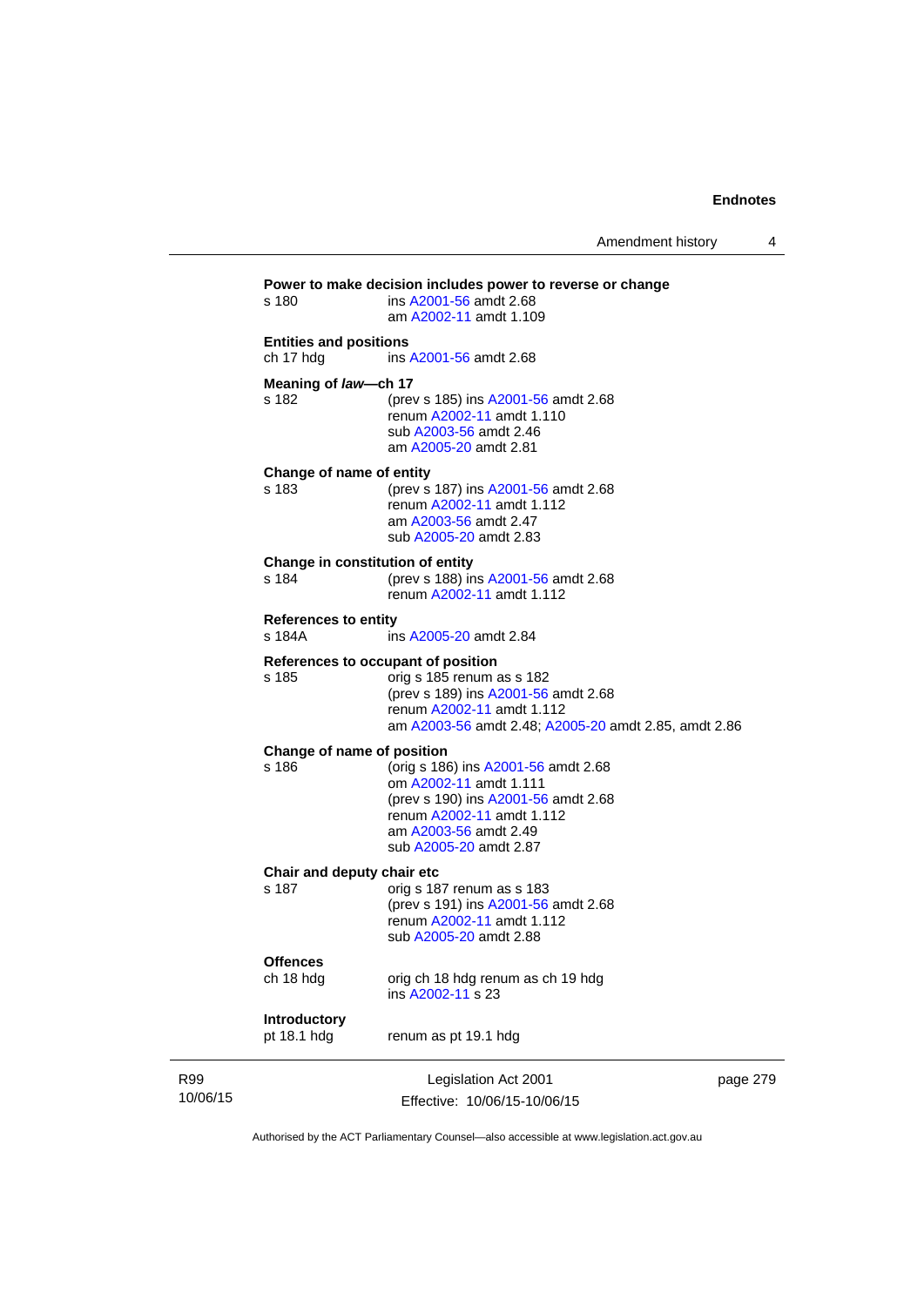**Power to make decision includes power to reverse or change**

s 180 — ins A2001-56 amdt 2.68
am A2002-11 amdt 1.109

**Entities and positions**

ch 17 hdg — ins A2001-56 amdt 2.68

**Meaning of *law*—ch 17**

s 182 — (prev s 185) ins A2001-56 amdt 2.68
renum A2002-11 amdt 1.110
sub A2003-56 amdt 2.46
am A2005-20 amdt 2.81

**Change of name of entity**

s 183 — (prev s 187) ins A2001-56 amdt 2.68
renum A2002-11 amdt 1.112
am A2003-56 amdt 2.47
sub A2005-20 amdt 2.83

**Change in constitution of entity**

s 184 — (prev s 188) ins A2001-56 amdt 2.68
renum A2002-11 amdt 1.112

**References to entity**

s 184A — ins A2005-20 amdt 2.84

**References to occupant of position**

s 185 — orig s 185 renum as s 182
(prev s 189) ins A2001-56 amdt 2.68
renum A2002-11 amdt 1.112
am A2003-56 amdt 2.48; A2005-20 amdt 2.85, amdt 2.86

**Change of name of position**

s 186 — (orig s 186) ins A2001-56 amdt 2.68
om A2002-11 amdt 1.111
(prev s 190) ins A2001-56 amdt 2.68
renum A2002-11 amdt 1.112
am A2003-56 amdt 2.49
sub A2005-20 amdt 2.87

**Chair and deputy chair etc**

s 187 — orig s 187 renum as s 183
(prev s 191) ins A2001-56 amdt 2.68
renum A2002-11 amdt 1.112
sub A2005-20 amdt 2.88

**Offences**

ch 18 hdg — orig ch 18 hdg renum as ch 19 hdg
ins A2002-11 s 23

**Introductory**

pt 18.1 hdg — renum as pt 19.1 hdg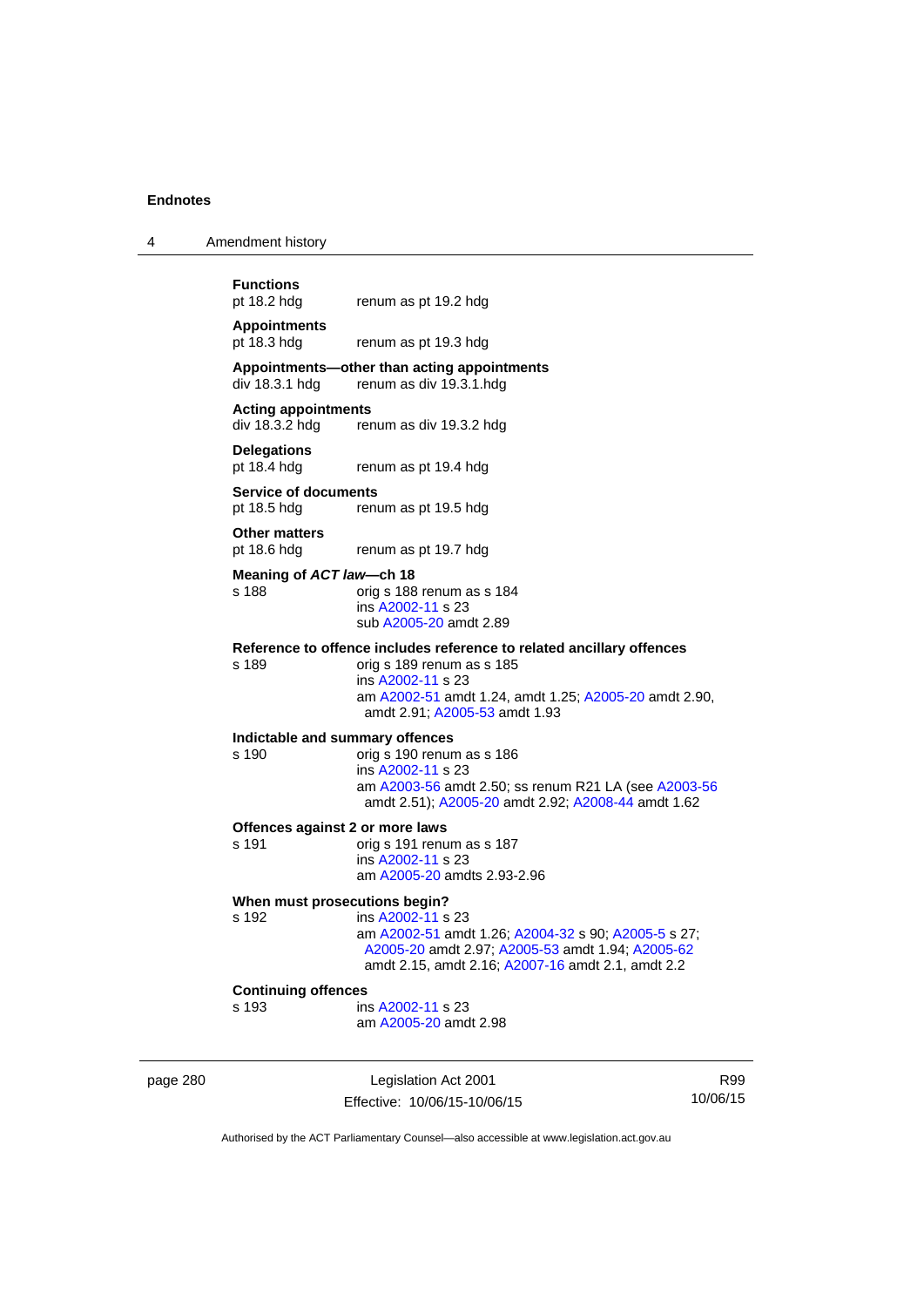**Functions**

pt 18.2 hdg renum as pt 19.2 hdg

**Appointments**

pt 18.3 hdg renum as pt 19.3 hdg

**Appointments—other than acting appointments**

div 18.3.1 hdg renum as div 19.3.1.hdg

**Acting appointments**

div 18.3.2 hdg renum as div 19.3.2 hdg

**Delegations**

pt 18.4 hdg renum as pt 19.4 hdg

**Service of documents**

pt 18.5 hdg renum as pt 19.5 hdg

**Other matters**

pt 18.6 hdg renum as pt 19.7 hdg

**Meaning of *ACT law*—ch 18**

s 188 orig s 188 renum as s 184
ins A2002-11 s 23
sub A2005-20 amdt 2.89

**Reference to offence includes reference to related ancillary offences**

s 189 orig s 189 renum as s 185
ins A2002-11 s 23
am A2002-51 amdt 1.24, amdt 1.25; A2005-20 amdt 2.90, amdt 2.91; A2005-53 amdt 1.93

**Indictable and summary offences**

s 190 orig s 190 renum as s 186
ins A2002-11 s 23
am A2003-56 amdt 2.50; ss renum R21 LA (see A2003-56 amdt 2.51); A2005-20 amdt 2.92; A2008-44 amdt 1.62

**Offences against 2 or more laws**

s 191 orig s 191 renum as s 187
ins A2002-11 s 23
am A2005-20 amdts 2.93-2.96

**When must prosecutions begin?**

s 192 ins A2002-11 s 23
am A2002-51 amdt 1.26; A2004-32 s 90; A2005-5 s 27; A2005-20 amdt 2.97; A2005-53 amdt 1.94; A2005-62 amdt 2.15, amdt 2.16; A2007-16 amdt 2.1, amdt 2.2

**Continuing offences**

s 193 ins A2002-11 s 23
am A2005-20 amdt 2.98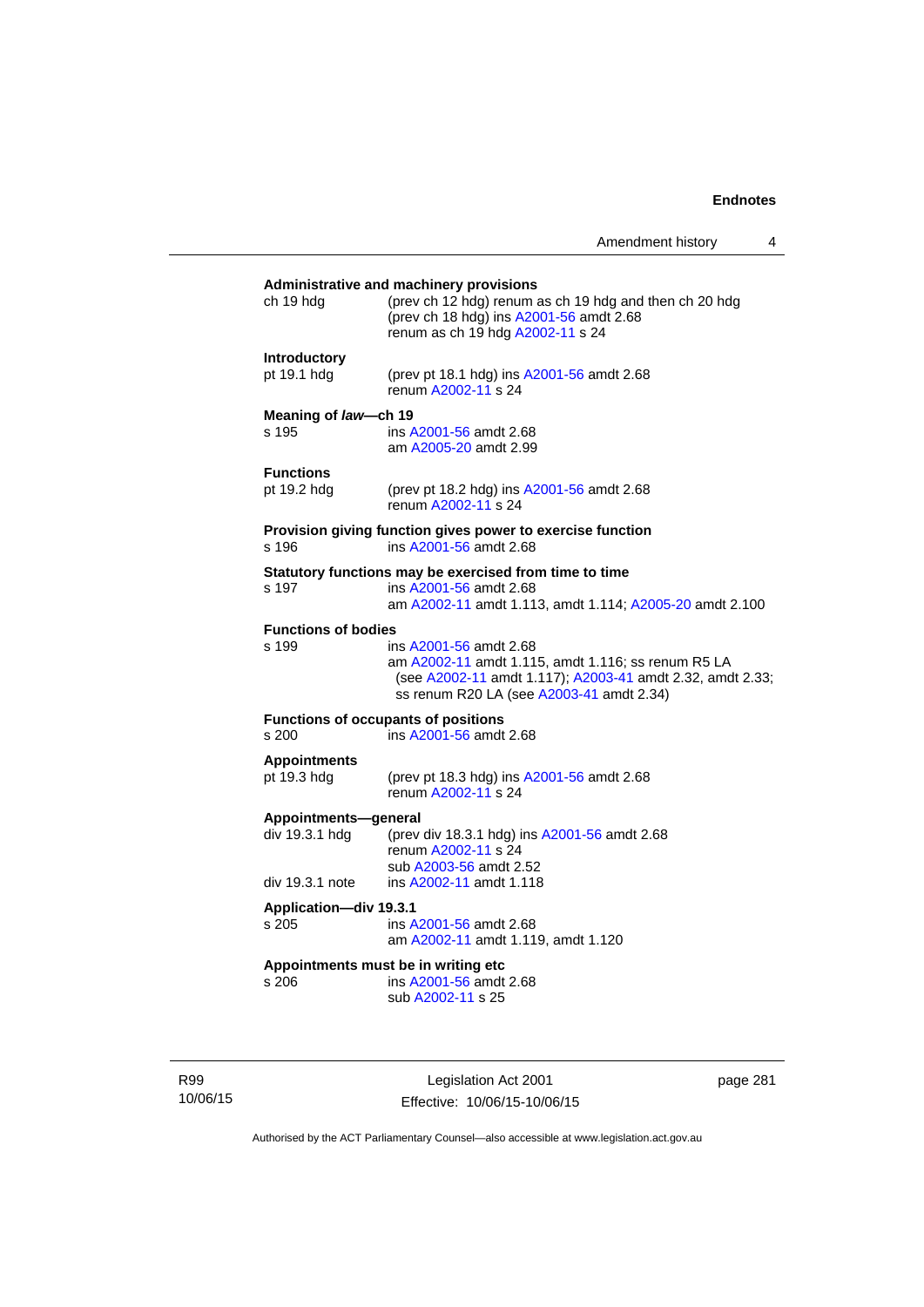**Administrative and machinery provisions**

ch 19 hdg (prev ch 12 hdg) renum as ch 19 hdg and then ch 20 hdg
(prev ch 18 hdg) ins A2001-56 amdt 2.68
renum as ch 19 hdg A2002-11 s 24

**Introductory**

pt 19.1 hdg (prev pt 18.1 hdg) ins A2001-56 amdt 2.68
renum A2002-11 s 24

**Meaning of *law*—ch 19**

s 195 ins A2001-56 amdt 2.68
am A2005-20 amdt 2.99

**Functions**

pt 19.2 hdg (prev pt 18.2 hdg) ins A2001-56 amdt 2.68
renum A2002-11 s 24

**Provision giving function gives power to exercise function**

s 196 ins A2001-56 amdt 2.68

**Statutory functions may be exercised from time to time**

s 197 ins A2001-56 amdt 2.68
am A2002-11 amdt 1.113, amdt 1.114; A2005-20 amdt 2.100

**Functions of bodies**

s 199 ins A2001-56 amdt 2.68
am A2002-11 amdt 1.115, amdt 1.116; ss renum R5 LA (see A2002-11 amdt 1.117); A2003-41 amdt 2.32, amdt 2.33; ss renum R20 LA (see A2003-41 amdt 2.34)

**Functions of occupants of positions**

s 200 ins A2001-56 amdt 2.68

**Appointments**

pt 19.3 hdg (prev pt 18.3 hdg) ins A2001-56 amdt 2.68
renum A2002-11 s 24

**Appointments—general**

div 19.3.1 hdg (prev div 18.3.1 hdg) ins A2001-56 amdt 2.68
renum A2002-11 s 24
sub A2003-56 amdt 2.52

div 19.3.1 note ins A2002-11 amdt 1.118

**Application—div 19.3.1**

s 205 ins A2001-56 amdt 2.68
am A2002-11 amdt 1.119, amdt 1.120

**Appointments must be in writing etc**

s 206 ins A2001-56 amdt 2.68
sub A2002-11 s 25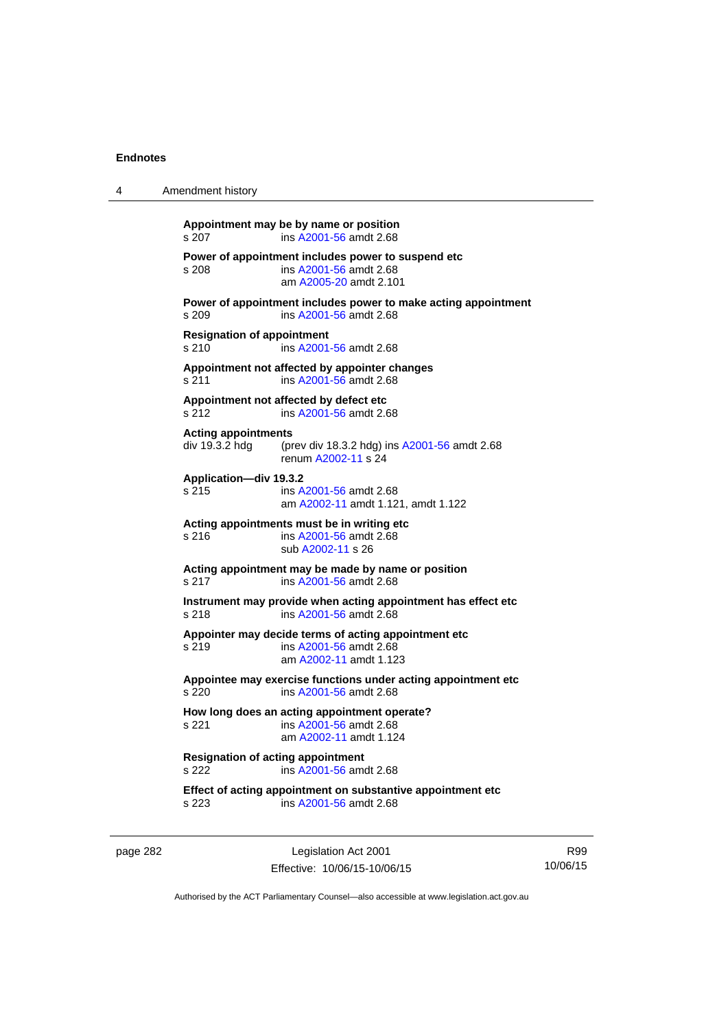**Appointment may be by name or position**
s 207 ins A2001-56 amdt 2.68

**Power of appointment includes power to suspend etc**
s 208 ins A2001-56 amdt 2.68
am A2005-20 amdt 2.101

**Power of appointment includes power to make acting appointment**
s 209 ins A2001-56 amdt 2.68

**Resignation of appointment**
s 210 ins A2001-56 amdt 2.68

**Appointment not affected by appointer changes**
s 211 ins A2001-56 amdt 2.68

**Appointment not affected by defect etc**
s 212 ins A2001-56 amdt 2.68

**Acting appointments**
div 19.3.2 hdg (prev div 18.3.2 hdg) ins A2001-56 amdt 2.68
renum A2002-11 s 24

**Application—div 19.3.2**
s 215 ins A2001-56 amdt 2.68
am A2002-11 amdt 1.121, amdt 1.122

**Acting appointments must be in writing etc**
s 216 ins A2001-56 amdt 2.68
sub A2002-11 s 26

**Acting appointment may be made by name or position**
s 217 ins A2001-56 amdt 2.68

**Instrument may provide when acting appointment has effect etc**
s 218 ins A2001-56 amdt 2.68

**Appointer may decide terms of acting appointment etc**
s 219 ins A2001-56 amdt 2.68
am A2002-11 amdt 1.123

**Appointee may exercise functions under acting appointment etc**
s 220 ins A2001-56 amdt 2.68

**How long does an acting appointment operate?**
s 221 ins A2001-56 amdt 2.68
am A2002-11 amdt 1.124

**Resignation of acting appointment**
s 222 ins A2001-56 amdt 2.68

**Effect of acting appointment on substantive appointment etc**
s 223 ins A2001-56 amdt 2.68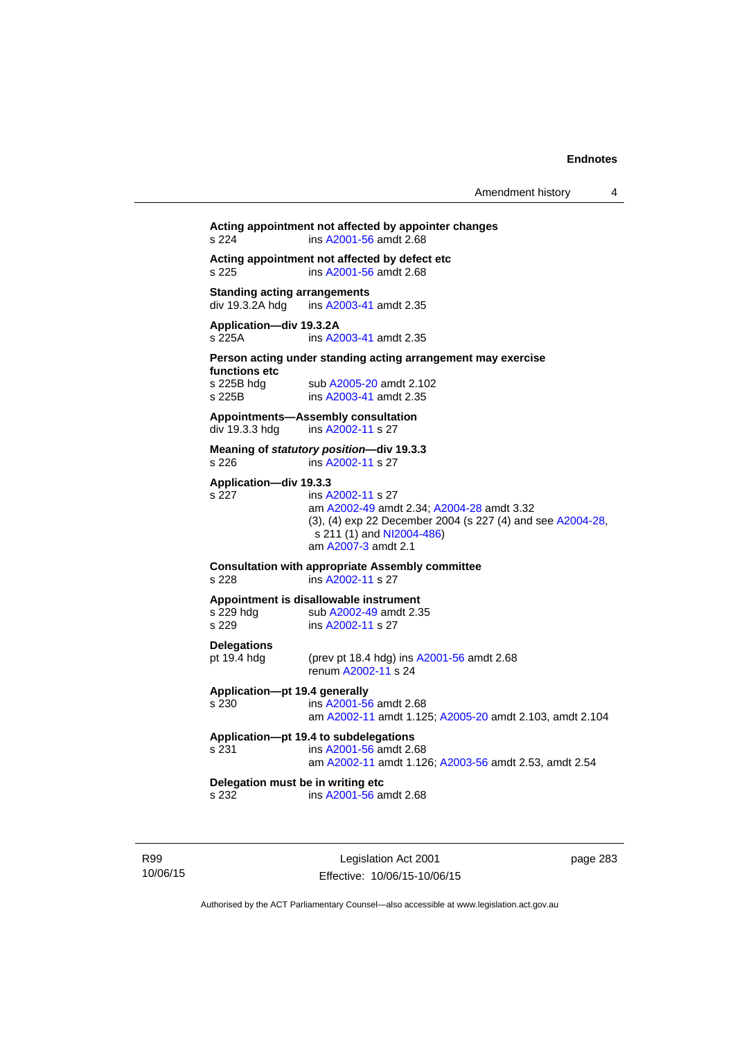**Acting appointment not affected by appointer changes**
s 224 ins A2001-56 amdt 2.68

**Acting appointment not affected by defect etc**
s 225 ins A2001-56 amdt 2.68

**Standing acting arrangements**
div 19.3.2A hdg ins A2003-41 amdt 2.35

**Application—div 19.3.2A**
s 225A ins A2003-41 amdt 2.35

**Person acting under standing acting arrangement may exercise functions etc**
s 225B hdg sub A2005-20 amdt 2.102
s 225B ins A2003-41 amdt 2.35

**Appointments—Assembly consultation**
div 19.3.3 hdg ins A2002-11 s 27

**Meaning of *statutory position*—div 19.3.3**
s 226 ins A2002-11 s 27

**Application—div 19.3.3**
s 227 ins A2002-11 s 27
am A2002-49 amdt 2.34; A2004-28 amdt 3.32
(3), (4) exp 22 December 2004 (s 227 (4) and see A2004-28, s 211 (1) and NI2004-486)
am A2007-3 amdt 2.1

**Consultation with appropriate Assembly committee**
s 228 ins A2002-11 s 27

**Appointment is disallowable instrument**
s 229 hdg sub A2002-49 amdt 2.35
s 229 ins A2002-11 s 27

**Delegations**
pt 19.4 hdg (prev pt 18.4 hdg) ins A2001-56 amdt 2.68
renum A2002-11 s 24

**Application—pt 19.4 generally**
s 230 ins A2001-56 amdt 2.68
am A2002-11 amdt 1.125; A2005-20 amdt 2.103, amdt 2.104

**Application—pt 19.4 to subdelegations**
s 231 ins A2001-56 amdt 2.68
am A2002-11 amdt 1.126; A2003-56 amdt 2.53, amdt 2.54

**Delegation must be in writing etc**
s 232 ins A2001-56 amdt 2.68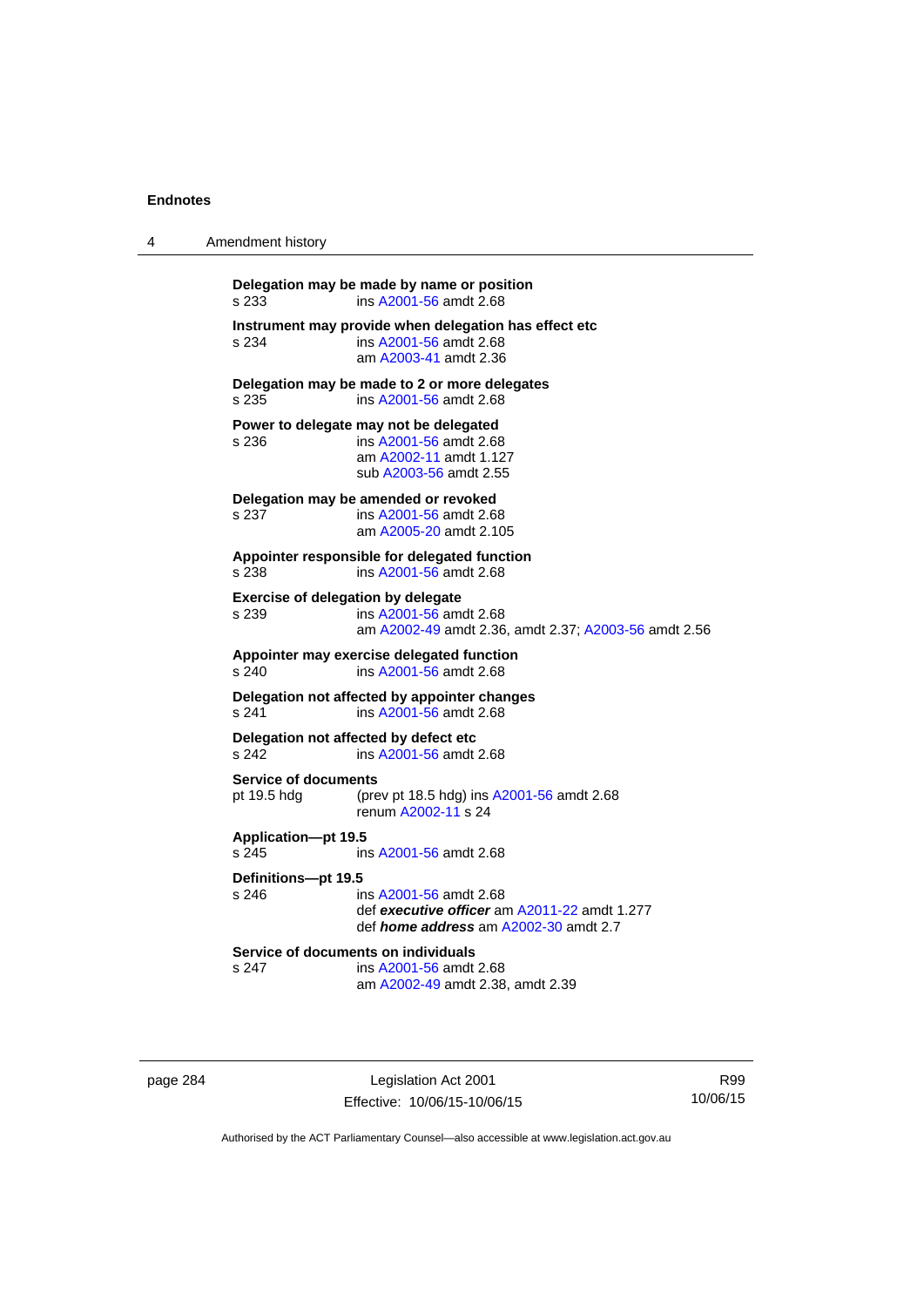**Delegation may be made by name or position**
s 233 ins A2001-56 amdt 2.68

**Instrument may provide when delegation has effect etc**
s 234 ins A2001-56 amdt 2.68
am A2003-41 amdt 2.36

**Delegation may be made to 2 or more delegates**
s 235 ins A2001-56 amdt 2.68

**Power to delegate may not be delegated**
s 236 ins A2001-56 amdt 2.68
am A2002-11 amdt 1.127
sub A2003-56 amdt 2.55

**Delegation may be amended or revoked**
s 237 ins A2001-56 amdt 2.68
am A2005-20 amdt 2.105

**Appointer responsible for delegated function**
s 238 ins A2001-56 amdt 2.68

**Exercise of delegation by delegate**
s 239 ins A2001-56 amdt 2.68
am A2002-49 amdt 2.36, amdt 2.37; A2003-56 amdt 2.56

**Appointer may exercise delegated function**
s 240 ins A2001-56 amdt 2.68

**Delegation not affected by appointer changes**
s 241 ins A2001-56 amdt 2.68

**Delegation not affected by defect etc**
s 242 ins A2001-56 amdt 2.68

**Service of documents**
pt 19.5 hdg (prev pt 18.5 hdg) ins A2001-56 amdt 2.68
renum A2002-11 s 24

**Application—pt 19.5**
s 245 ins A2001-56 amdt 2.68

**Definitions—pt 19.5**
s 246 ins A2001-56 amdt 2.68
def ***executive officer*** am A2011-22 amdt 1.277
def ***home address*** am A2002-30 amdt 2.7

**Service of documents on individuals**
s 247 ins A2001-56 amdt 2.68
am A2002-49 amdt 2.38, amdt 2.39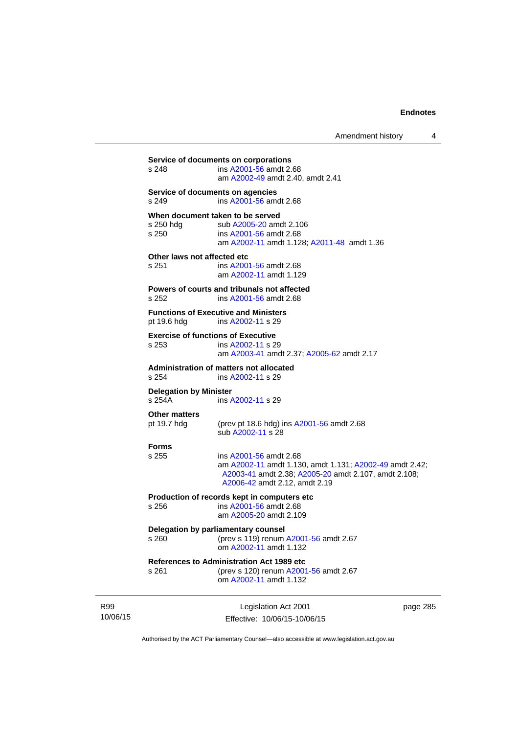**Service of documents on corporations**
s 248 ins A2001-56 amdt 2.68
am A2002-49 amdt 2.40, amdt 2.41

**Service of documents on agencies**
s 249 ins A2001-56 amdt 2.68

**When document taken to be served**
s 250 hdg sub A2005-20 amdt 2.106
s 250 ins A2001-56 amdt 2.68
am A2002-11 amdt 1.128; A2011-48 amdt 1.36

**Other laws not affected etc**
s 251 ins A2001-56 amdt 2.68
am A2002-11 amdt 1.129

**Powers of courts and tribunals not affected**
s 252 ins A2001-56 amdt 2.68

**Functions of Executive and Ministers**
pt 19.6 hdg ins A2002-11 s 29

**Exercise of functions of Executive**
s 253 ins A2002-11 s 29
am A2003-41 amdt 2.37; A2005-62 amdt 2.17

**Administration of matters not allocated**
s 254 ins A2002-11 s 29

**Delegation by Minister**
s 254A ins A2002-11 s 29

**Other matters**
pt 19.7 hdg (prev pt 18.6 hdg) ins A2001-56 amdt 2.68
sub A2002-11 s 28

**Forms**
s 255 ins A2001-56 amdt 2.68
am A2002-11 amdt 1.130, amdt 1.131; A2002-49 amdt 2.42; A2003-41 amdt 2.38; A2005-20 amdt 2.107, amdt 2.108; A2006-42 amdt 2.12, amdt 2.19

**Production of records kept in computers etc**
s 256 ins A2001-56 amdt 2.68
am A2005-20 amdt 2.109

**Delegation by parliamentary counsel**
s 260 (prev s 119) renum A2001-56 amdt 2.67
om A2002-11 amdt 1.132

**References to Administration Act 1989 etc**
s 261 (prev s 120) renum A2001-56 amdt 2.67
om A2002-11 amdt 1.132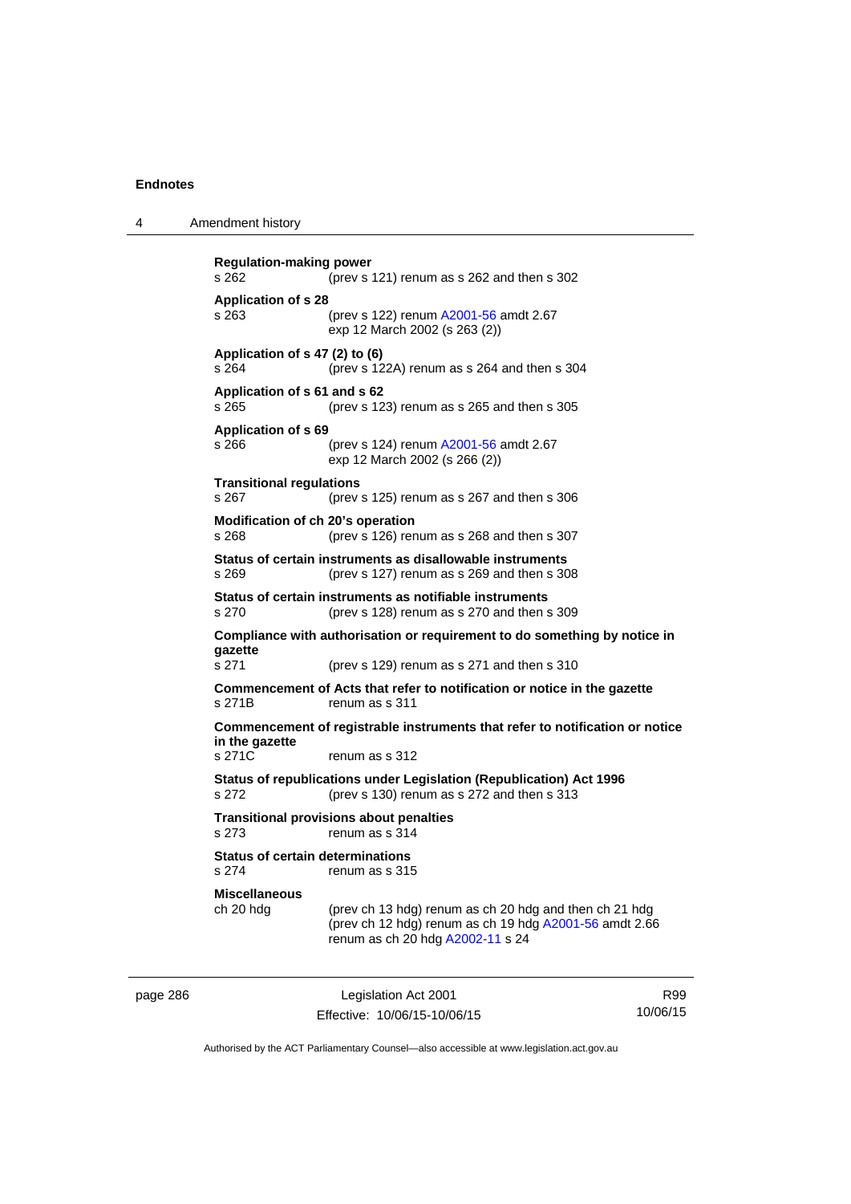**Regulation-making power**
s 262 (prev s 121) renum as s 262 and then s 302

**Application of s 28**
s 263 (prev s 122) renum A2001-56 amdt 2.67
exp 12 March 2002 (s 263 (2))

**Application of s 47 (2) to (6)**
s 264 (prev s 122A) renum as s 264 and then s 304

**Application of s 61 and s 62**
s 265 (prev s 123) renum as s 265 and then s 305

**Application of s 69**
s 266 (prev s 124) renum A2001-56 amdt 2.67
exp 12 March 2002 (s 266 (2))

**Transitional regulations**
s 267 (prev s 125) renum as s 267 and then s 306

**Modification of ch 20's operation**
s 268 (prev s 126) renum as s 268 and then s 307

**Status of certain instruments as disallowable instruments**
s 269 (prev s 127) renum as s 269 and then s 308

**Status of certain instruments as notifiable instruments**
s 270 (prev s 128) renum as s 270 and then s 309

**Compliance with authorisation or requirement to do something by notice in gazette**
s 271 (prev s 129) renum as s 271 and then s 310

**Commencement of Acts that refer to notification or notice in the gazette**
s 271B renum as s 311

**Commencement of registrable instruments that refer to notification or notice in the gazette**
s 271C renum as s 312

**Status of republications under Legislation (Republication) Act 1996**
s 272 (prev s 130) renum as s 272 and then s 313

**Transitional provisions about penalties**
s 273 renum as s 314

**Status of certain determinations**
s 274 renum as s 315

**Miscellaneous**
ch 20 hdg (prev ch 13 hdg) renum as ch 20 hdg and then ch 21 hdg
(prev ch 12 hdg) renum as ch 19 hdg A2001-56 amdt 2.66
renum as ch 20 hdg A2002-11 s 24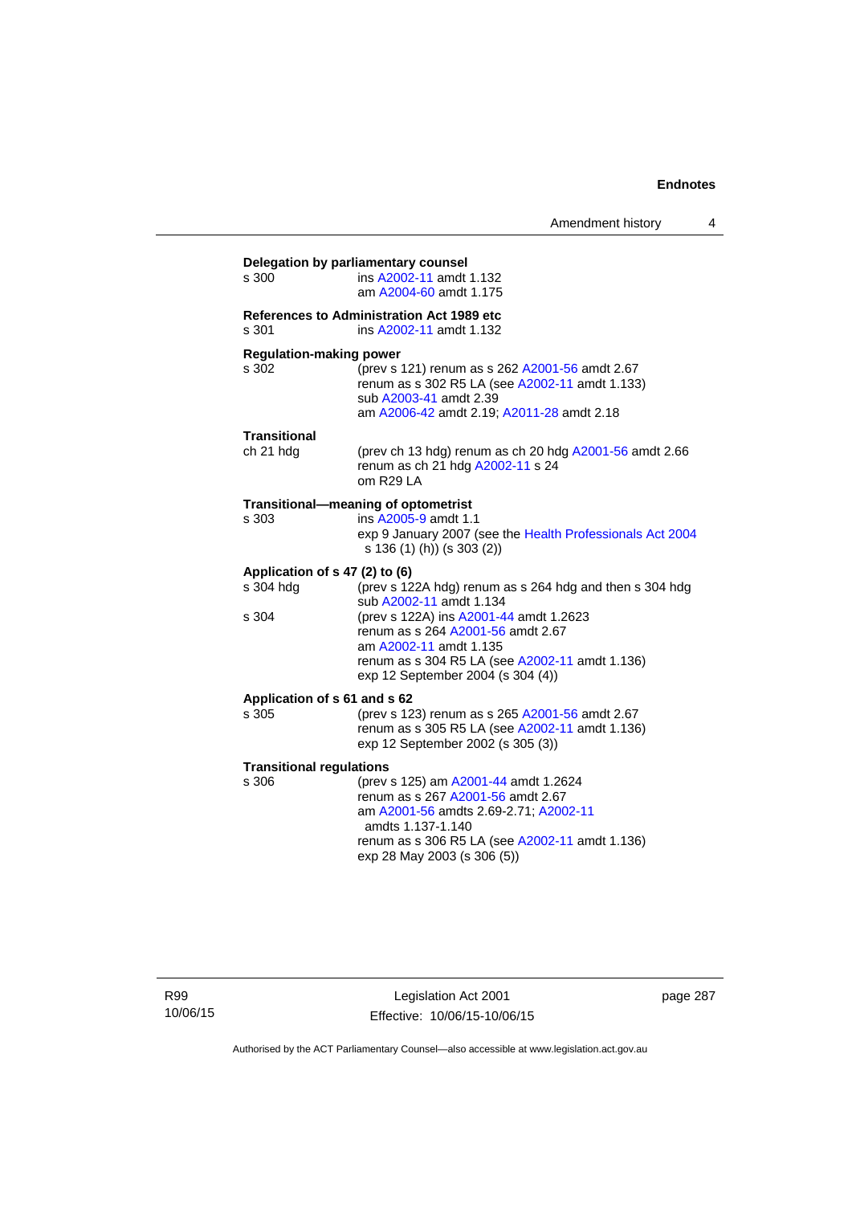**Delegation by parliamentary counsel**

s 300 ins A2002-11 amdt 1.132
am A2004-60 amdt 1.175

**References to Administration Act 1989 etc**

s 301 ins A2002-11 amdt 1.132

**Regulation-making power**

s 302 (prev s 121) renum as s 262 A2001-56 amdt 2.67
renum as s 302 R5 LA (see A2002-11 amdt 1.133)
sub A2003-41 amdt 2.39
am A2006-42 amdt 2.19; A2011-28 amdt 2.18

**Transitional**

ch 21 hdg (prev ch 13 hdg) renum as ch 20 hdg A2001-56 amdt 2.66
renum as ch 21 hdg A2002-11 s 24
om R29 LA

**Transitional—meaning of optometrist**

s 303 ins A2005-9 amdt 1.1
exp 9 January 2007 (see the Health Professionals Act 2004 s 136 (1) (h)) (s 303 (2))

**Application of s 47 (2) to (6)**

s 304 hdg (prev s 122A hdg) renum as s 264 hdg and then s 304 hdg
sub A2002-11 amdt 1.134

s 304 (prev s 122A) ins A2001-44 amdt 1.2623
renum as s 264 A2001-56 amdt 2.67
am A2002-11 amdt 1.135
renum as s 304 R5 LA (see A2002-11 amdt 1.136)
exp 12 September 2004 (s 304 (4))

**Application of s 61 and s 62**

s 305 (prev s 123) renum as s 265 A2001-56 amdt 2.67
renum as s 305 R5 LA (see A2002-11 amdt 1.136)
exp 12 September 2002 (s 305 (3))

**Transitional regulations**

s 306 (prev s 125) am A2001-44 amdt 1.2624
renum as s 267 A2001-56 amdt 2.67
am A2001-56 amdts 2.69-2.71; A2002-11 amdts 1.137-1.140
renum as s 306 R5 LA (see A2002-11 amdt 1.136)
exp 28 May 2003 (s 306 (5))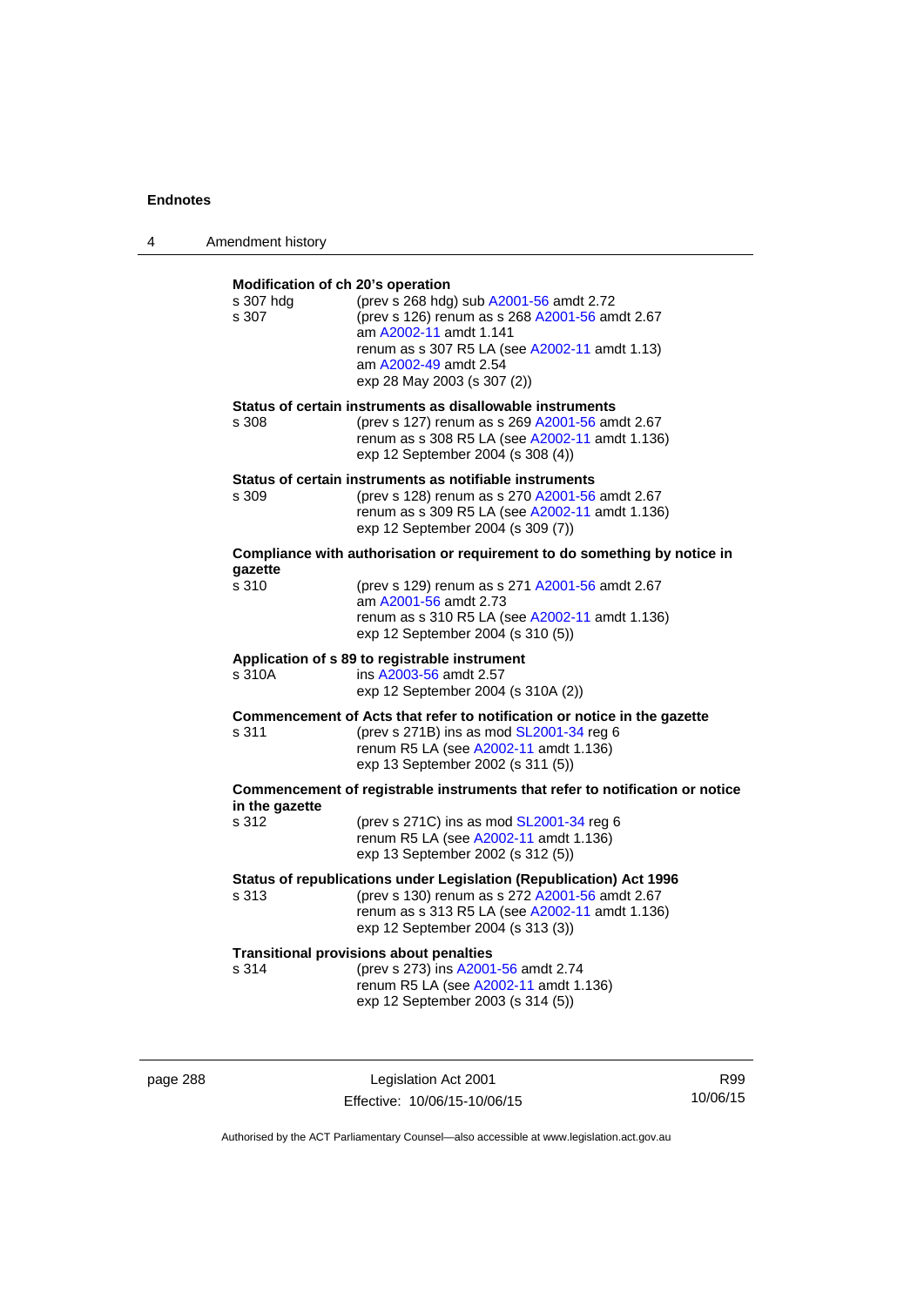**Modification of ch 20's operation**

s 307 hdg (prev s 268 hdg) sub A2001-56 amdt 2.72

s 307 (prev s 126) renum as s 268 A2001-56 amdt 2.67
am A2002-11 amdt 1.141
renum as s 307 R5 LA (see A2002-11 amdt 1.13)
am A2002-49 amdt 2.54
exp 28 May 2003 (s 307 (2))

**Status of certain instruments as disallowable instruments**

s 308 (prev s 127) renum as s 269 A2001-56 amdt 2.67
renum as s 308 R5 LA (see A2002-11 amdt 1.136)
exp 12 September 2004 (s 308 (4))

**Status of certain instruments as notifiable instruments**

s 309 (prev s 128) renum as s 270 A2001-56 amdt 2.67
renum as s 309 R5 LA (see A2002-11 amdt 1.136)
exp 12 September 2004 (s 309 (7))

**Compliance with authorisation or requirement to do something by notice in gazette**

s 310 (prev s 129) renum as s 271 A2001-56 amdt 2.67
am A2001-56 amdt 2.73
renum as s 310 R5 LA (see A2002-11 amdt 1.136)
exp 12 September 2004 (s 310 (5))

**Application of s 89 to registrable instrument**

s 310A ins A2003-56 amdt 2.57
exp 12 September 2004 (s 310A (2))

**Commencement of Acts that refer to notification or notice in the gazette**

s 311 (prev s 271B) ins as mod SL2001-34 reg 6
renum R5 LA (see A2002-11 amdt 1.136)
exp 13 September 2002 (s 311 (5))

**Commencement of registrable instruments that refer to notification or notice in the gazette**

s 312 (prev s 271C) ins as mod SL2001-34 reg 6
renum R5 LA (see A2002-11 amdt 1.136)
exp 13 September 2002 (s 312 (5))

**Status of republications under Legislation (Republication) Act 1996**

s 313 (prev s 130) renum as s 272 A2001-56 amdt 2.67
renum as s 313 R5 LA (see A2002-11 amdt 1.136)
exp 12 September 2004 (s 313 (3))

**Transitional provisions about penalties**

s 314 (prev s 273) ins A2001-56 amdt 2.74
renum R5 LA (see A2002-11 amdt 1.136)
exp 12 September 2003 (s 314 (5))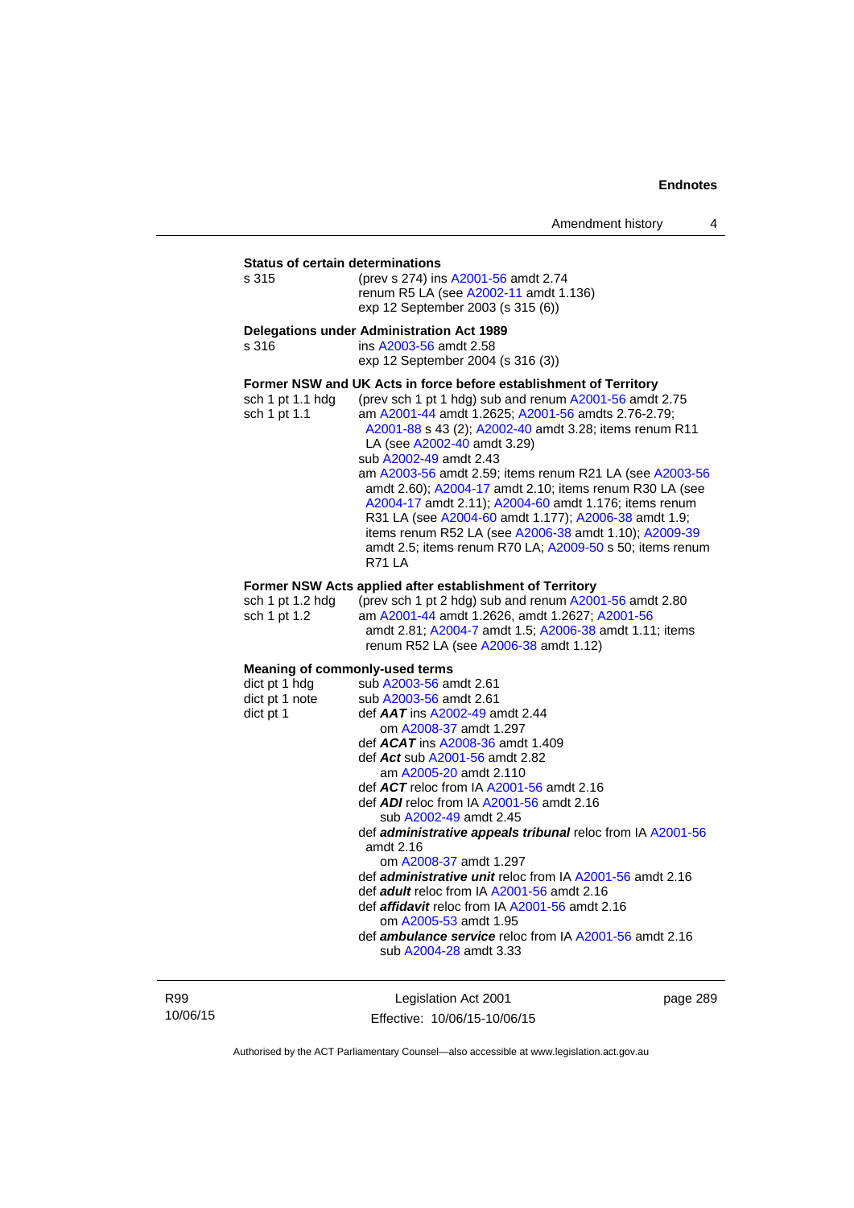**Status of certain determinations**

s 315 (prev s 274) ins A2001-56 amdt 2.74
renum R5 LA (see A2002-11 amdt 1.136)
exp 12 September 2003 (s 315 (6))

**Delegations under Administration Act 1989**

s 316 ins A2003-56 amdt 2.58
exp 12 September 2004 (s 316 (3))

**Former NSW and UK Acts in force before establishment of Territory**

sch 1 pt 1.1 hdg (prev sch 1 pt 1 hdg) sub and renum A2001-56 amdt 2.75

sch 1 pt 1.1 am A2001-44 amdt 1.2625; A2001-56 amdts 2.76-2.79; A2001-88 s 43 (2); A2002-40 amdt 3.28; items renum R11 LA (see A2002-40 amdt 3.29)
sub A2002-49 amdt 2.43
am A2003-56 amdt 2.59; items renum R21 LA (see A2003-56 amdt 2.60); A2004-17 amdt 2.10; items renum R30 LA (see A2004-17 amdt 2.11); A2004-60 amdt 1.176; items renum R31 LA (see A2004-60 amdt 1.177); A2006-38 amdt 1.9; items renum R52 LA (see A2006-38 amdt 1.10); A2009-39 amdt 2.5; items renum R70 LA; A2009-50 s 50; items renum R71 LA

**Former NSW Acts applied after establishment of Territory**

sch 1 pt 1.2 hdg (prev sch 1 pt 2 hdg) sub and renum A2001-56 amdt 2.80

sch 1 pt 1.2 am A2001-44 amdt 1.2626, amdt 1.2627; A2001-56 amdt 2.81; A2004-7 amdt 1.5; A2006-38 amdt 1.11; items renum R52 LA (see A2006-38 amdt 1.12)

**Meaning of commonly-used terms**

dict pt 1 hdg sub A2003-56 amdt 2.61

dict pt 1 note sub A2003-56 amdt 2.61

dict pt 1 def ***AAT*** ins A2002-49 amdt 2.44
om A2008-37 amdt 1.297
def ***ACAT*** ins A2008-36 amdt 1.409
def ***Act*** sub A2001-56 amdt 2.82
am A2005-20 amdt 2.110
def ***ACT*** reloc from IA A2001-56 amdt 2.16
def ***ADI*** reloc from IA A2001-56 amdt 2.16
sub A2002-49 amdt 2.45
def ***administrative appeals tribunal*** reloc from IA A2001-56 amdt 2.16
om A2008-37 amdt 1.297
def ***administrative unit*** reloc from IA A2001-56 amdt 2.16
def ***adult*** reloc from IA A2001-56 amdt 2.16
def ***affidavit*** reloc from IA A2001-56 amdt 2.16
om A2005-53 amdt 1.95
def ***ambulance service*** reloc from IA A2001-56 amdt 2.16
sub A2004-28 amdt 3.33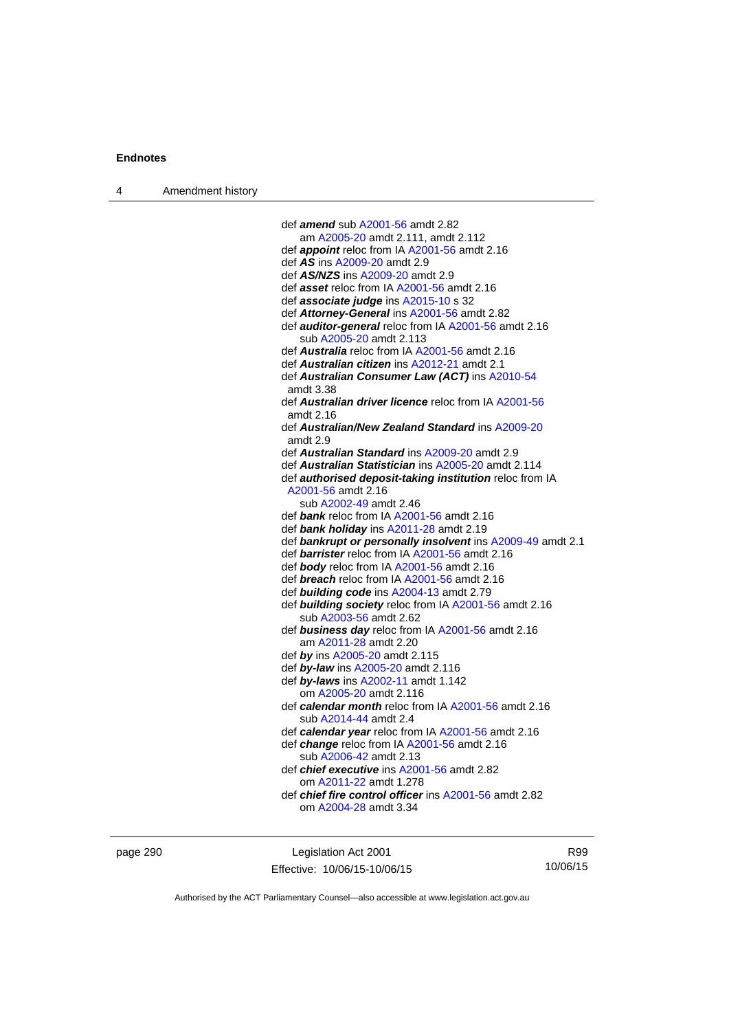def ***amend*** sub A2001-56 amdt 2.82
am A2005-20 amdt 2.111, amdt 2.112
def ***appoint*** reloc from IA A2001-56 amdt 2.16
def ***AS*** ins A2009-20 amdt 2.9
def ***AS/NZS*** ins A2009-20 amdt 2.9
def ***asset*** reloc from IA A2001-56 amdt 2.16
def ***associate judge*** ins A2015-10 s 32
def ***Attorney-General*** ins A2001-56 amdt 2.82
def ***auditor-general*** reloc from IA A2001-56 amdt 2.16
sub A2005-20 amdt 2.113
def ***Australia*** reloc from IA A2001-56 amdt 2.16
def ***Australian citizen*** ins A2012-21 amdt 2.1
def ***Australian Consumer Law (ACT)*** ins A2010-54 amdt 3.38
def ***Australian driver licence*** reloc from IA A2001-56 amdt 2.16
def ***Australian/New Zealand Standard*** ins A2009-20 amdt 2.9
def ***Australian Standard*** ins A2009-20 amdt 2.9
def ***Australian Statistician*** ins A2005-20 amdt 2.114
def ***authorised deposit-taking institution*** reloc from IA A2001-56 amdt 2.16
sub A2002-49 amdt 2.46
def ***bank*** reloc from IA A2001-56 amdt 2.16
def ***bank holiday*** ins A2011-28 amdt 2.19
def ***bankrupt or personally insolvent*** ins A2009-49 amdt 2.1
def ***barrister*** reloc from IA A2001-56 amdt 2.16
def ***body*** reloc from IA A2001-56 amdt 2.16
def ***breach*** reloc from IA A2001-56 amdt 2.16
def ***building code*** ins A2004-13 amdt 2.79
def ***building society*** reloc from IA A2001-56 amdt 2.16
sub A2003-56 amdt 2.62
def ***business day*** reloc from IA A2001-56 amdt 2.16
am A2011-28 amdt 2.20
def ***by*** ins A2005-20 amdt 2.115
def ***by-law*** ins A2005-20 amdt 2.116
def ***by-laws*** ins A2002-11 amdt 1.142
om A2005-20 amdt 2.116
def ***calendar month*** reloc from IA A2001-56 amdt 2.16
sub A2014-44 amdt 2.4
def ***calendar year*** reloc from IA A2001-56 amdt 2.16
def ***change*** reloc from IA A2001-56 amdt 2.16
sub A2006-42 amdt 2.13
def ***chief executive*** ins A2001-56 amdt 2.82
om A2011-22 amdt 1.278
def ***chief fire control officer*** ins A2001-56 amdt 2.82
om A2004-28 amdt 3.34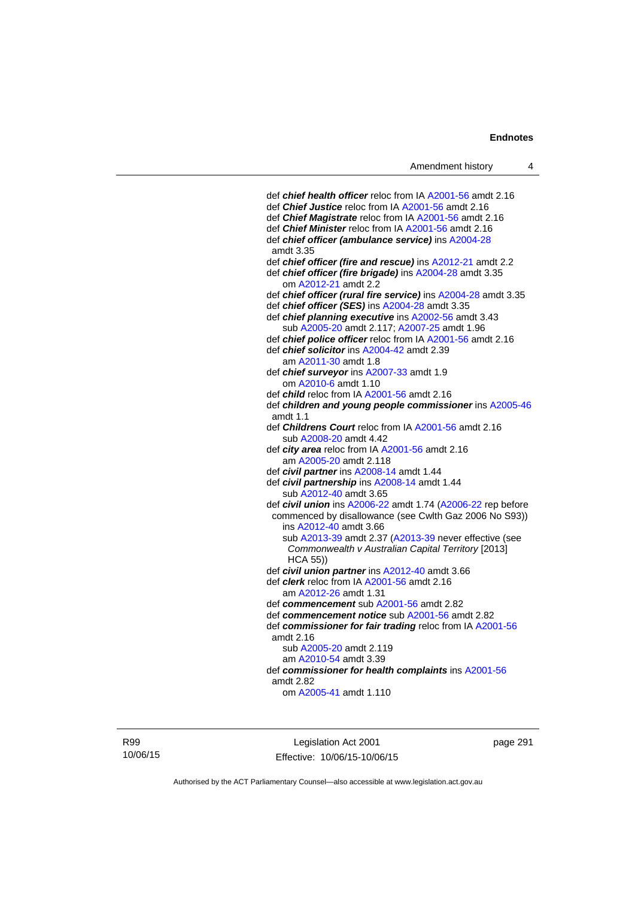def ***chief health officer*** reloc from IA A2001-56 amdt 2.16
def ***Chief Justice*** reloc from IA A2001-56 amdt 2.16
def ***Chief Magistrate*** reloc from IA A2001-56 amdt 2.16
def ***Chief Minister*** reloc from IA A2001-56 amdt 2.16
def ***chief officer (ambulance service)*** ins A2004-28 amdt 3.35
def ***chief officer (fire and rescue)*** ins A2012-21 amdt 2.2
def ***chief officer (fire brigade)*** ins A2004-28 amdt 3.35
om A2012-21 amdt 2.2
def ***chief officer (rural fire service)*** ins A2004-28 amdt 3.35
def ***chief officer (SES)*** ins A2004-28 amdt 3.35
def ***chief planning executive*** ins A2002-56 amdt 3.43
sub A2005-20 amdt 2.117; A2007-25 amdt 1.96
def ***chief police officer*** reloc from IA A2001-56 amdt 2.16
def ***chief solicitor*** ins A2004-42 amdt 2.39
am A2011-30 amdt 1.8
def ***chief surveyor*** ins A2007-33 amdt 1.9
om A2010-6 amdt 1.10
def ***child*** reloc from IA A2001-56 amdt 2.16
def ***children and young people commissioner*** ins A2005-46 amdt 1.1
def ***Childrens Court*** reloc from IA A2001-56 amdt 2.16
sub A2008-20 amdt 4.42
def ***city area*** reloc from IA A2001-56 amdt 2.16
am A2005-20 amdt 2.118
def ***civil partner*** ins A2008-14 amdt 1.44
def ***civil partnership*** ins A2008-14 amdt 1.44
sub A2012-40 amdt 3.65
def ***civil union*** ins A2006-22 amdt 1.74 (A2006-22 rep before commenced by disallowance (see Cwlth Gaz 2006 No S93))
ins A2012-40 amdt 3.66
sub A2013-39 amdt 2.37 (A2013-39 never effective (see *Commonwealth v Australian Capital Territory* [2013] HCA 55))
def ***civil union partner*** ins A2012-40 amdt 3.66
def ***clerk*** reloc from IA A2001-56 amdt 2.16
am A2012-26 amdt 1.31
def ***commencement*** sub A2001-56 amdt 2.82
def ***commencement notice*** sub A2001-56 amdt 2.82
def ***commissioner for fair trading*** reloc from IA A2001-56 amdt 2.16
sub A2005-20 amdt 2.119
am A2010-54 amdt 3.39
def ***commissioner for health complaints*** ins A2001-56 amdt 2.82
om A2005-41 amdt 1.110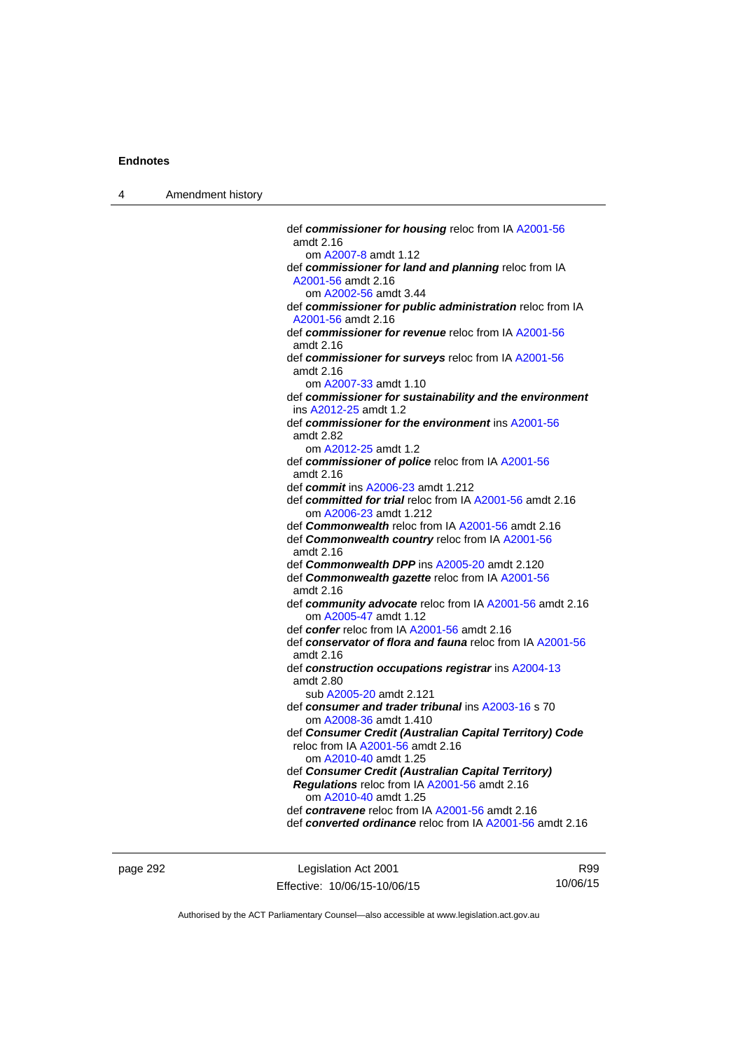def ***commissioner for housing*** reloc from IA A2001-56 amdt 2.16
om A2007-8 amdt 1.12

def ***commissioner for land and planning*** reloc from IA A2001-56 amdt 2.16
om A2002-56 amdt 3.44

def ***commissioner for public administration*** reloc from IA A2001-56 amdt 2.16

def ***commissioner for revenue*** reloc from IA A2001-56 amdt 2.16

def ***commissioner for surveys*** reloc from IA A2001-56 amdt 2.16
om A2007-33 amdt 1.10

def ***commissioner for sustainability and the environment*** ins A2012-25 amdt 1.2

def ***commissioner for the environment*** ins A2001-56 amdt 2.82
om A2012-25 amdt 1.2

def ***commissioner of police*** reloc from IA A2001-56 amdt 2.16

def ***commit*** ins A2006-23 amdt 1.212

def ***committed for trial*** reloc from IA A2001-56 amdt 2.16
om A2006-23 amdt 1.212

def ***Commonwealth*** reloc from IA A2001-56 amdt 2.16

def ***Commonwealth country*** reloc from IA A2001-56 amdt 2.16

def ***Commonwealth DPP*** ins A2005-20 amdt 2.120

def ***Commonwealth gazette*** reloc from IA A2001-56 amdt 2.16

def ***community advocate*** reloc from IA A2001-56 amdt 2.16
om A2005-47 amdt 1.12

def ***confer*** reloc from IA A2001-56 amdt 2.16

def ***conservator of flora and fauna*** reloc from IA A2001-56 amdt 2.16

def ***construction occupations registrar*** ins A2004-13 amdt 2.80
sub A2005-20 amdt 2.121

def ***consumer and trader tribunal*** ins A2003-16 s 70
om A2008-36 amdt 1.410

def ***Consumer Credit (Australian Capital Territory) Code*** reloc from IA A2001-56 amdt 2.16
om A2010-40 amdt 1.25

def ***Consumer Credit (Australian Capital Territory) Regulations*** reloc from IA A2001-56 amdt 2.16
om A2010-40 amdt 1.25

def ***contravene*** reloc from IA A2001-56 amdt 2.16

def ***converted ordinance*** reloc from IA A2001-56 amdt 2.16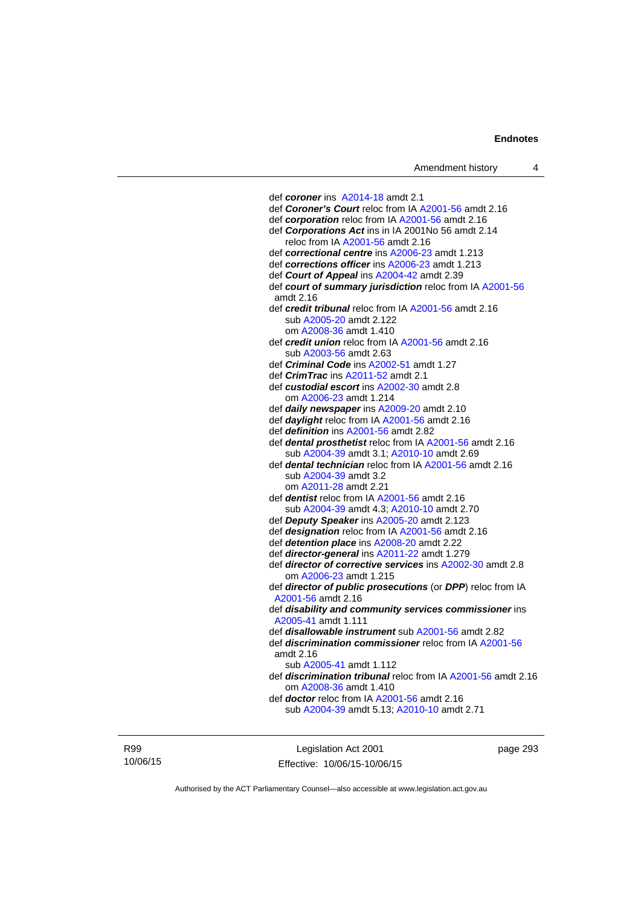def ***coroner*** ins A2014-18 amdt 2.1
def ***Coroner's Court*** reloc from IA A2001-56 amdt 2.16
def ***corporation*** reloc from IA A2001-56 amdt 2.16
def ***Corporations Act*** ins in IA 2001No 56 amdt 2.14
    reloc from IA A2001-56 amdt 2.16
def ***correctional centre*** ins A2006-23 amdt 1.213
def ***corrections officer*** ins A2006-23 amdt 1.213
def ***Court of Appeal*** ins A2004-42 amdt 2.39
def ***court of summary jurisdiction*** reloc from IA A2001-56 amdt 2.16
def ***credit tribunal*** reloc from IA A2001-56 amdt 2.16
    sub A2005-20 amdt 2.122
    om A2008-36 amdt 1.410
def ***credit union*** reloc from IA A2001-56 amdt 2.16
    sub A2003-56 amdt 2.63
def ***Criminal Code*** ins A2002-51 amdt 1.27
def ***CrimTrac*** ins A2011-52 amdt 2.1
def ***custodial escort*** ins A2002-30 amdt 2.8
    om A2006-23 amdt 1.214
def ***daily newspaper*** ins A2009-20 amdt 2.10
def ***daylight*** reloc from IA A2001-56 amdt 2.16
def ***definition*** ins A2001-56 amdt 2.82
def ***dental prosthetist*** reloc from IA A2001-56 amdt 2.16
    sub A2004-39 amdt 3.1; A2010-10 amdt 2.69
def ***dental technician*** reloc from IA A2001-56 amdt 2.16
    sub A2004-39 amdt 3.2
    om A2011-28 amdt 2.21
def ***dentist*** reloc from IA A2001-56 amdt 2.16
    sub A2004-39 amdt 4.3; A2010-10 amdt 2.70
def ***Deputy Speaker*** ins A2005-20 amdt 2.123
def ***designation*** reloc from IA A2001-56 amdt 2.16
def ***detention place*** ins A2008-20 amdt 2.22
def ***director-general*** ins A2011-22 amdt 1.279
def ***director of corrective services*** ins A2002-30 amdt 2.8
    om A2006-23 amdt 1.215
def ***director of public prosecutions*** (or ***DPP***) reloc from IA A2001-56 amdt 2.16
def ***disability and community services commissioner*** ins A2005-41 amdt 1.111
def ***disallowable instrument*** sub A2001-56 amdt 2.82
def ***discrimination commissioner*** reloc from IA A2001-56 amdt 2.16
    sub A2005-41 amdt 1.112
def ***discrimination tribunal*** reloc from IA A2001-56 amdt 2.16
    om A2008-36 amdt 1.410
def ***doctor*** reloc from IA A2001-56 amdt 2.16
    sub A2004-39 amdt 5.13; A2010-10 amdt 2.71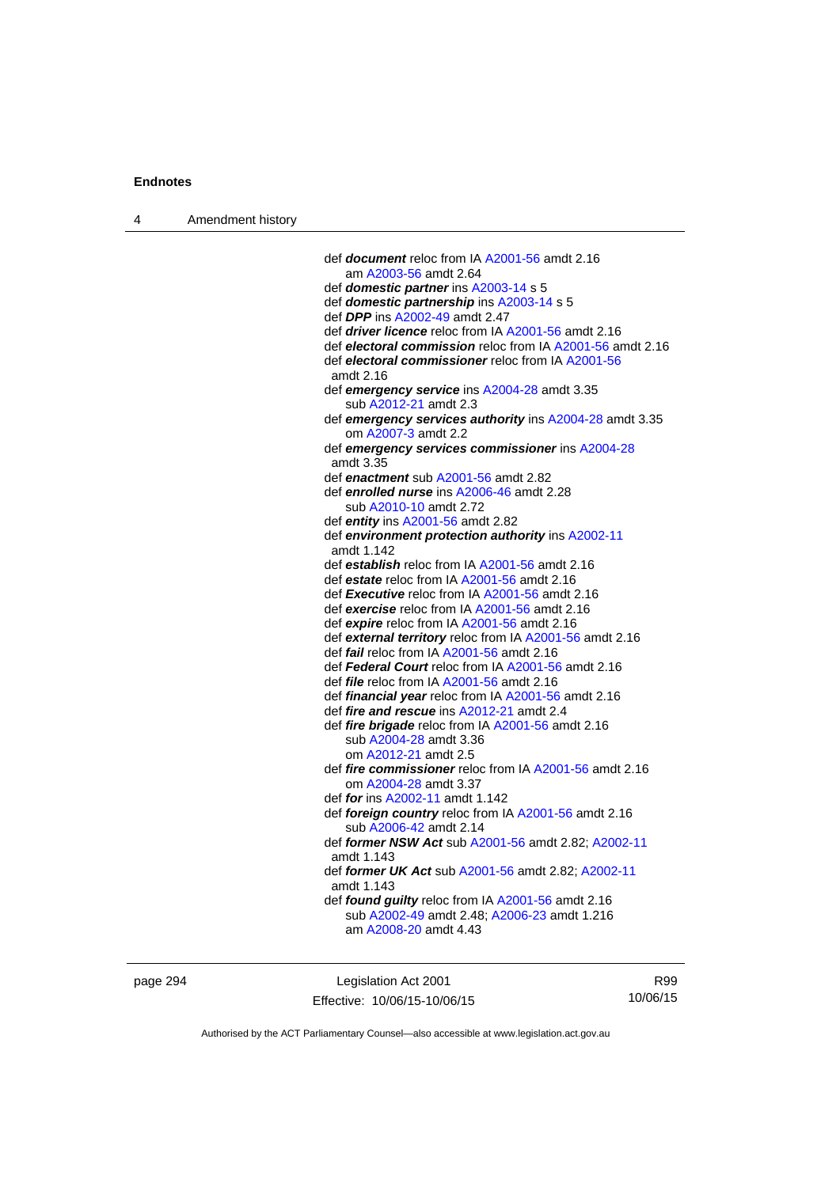def ***document*** reloc from IA A2001-56 amdt 2.16
    am A2003-56 amdt 2.64
def ***domestic partner*** ins A2003-14 s 5
def ***domestic partnership*** ins A2003-14 s 5
def ***DPP*** ins A2002-49 amdt 2.47
def ***driver licence*** reloc from IA A2001-56 amdt 2.16
def ***electoral commission*** reloc from IA A2001-56 amdt 2.16
def ***electoral commissioner*** reloc from IA A2001-56 amdt 2.16
def ***emergency service*** ins A2004-28 amdt 3.35
    sub A2012-21 amdt 2.3
def ***emergency services authority*** ins A2004-28 amdt 3.35
    om A2007-3 amdt 2.2
def ***emergency services commissioner*** ins A2004-28 amdt 3.35
def ***enactment*** sub A2001-56 amdt 2.82
def ***enrolled nurse*** ins A2006-46 amdt 2.28
    sub A2010-10 amdt 2.72
def ***entity*** ins A2001-56 amdt 2.82
def ***environment protection authority*** ins A2002-11 amdt 1.142
def ***establish*** reloc from IA A2001-56 amdt 2.16
def ***estate*** reloc from IA A2001-56 amdt 2.16
def ***Executive*** reloc from IA A2001-56 amdt 2.16
def ***exercise*** reloc from IA A2001-56 amdt 2.16
def ***expire*** reloc from IA A2001-56 amdt 2.16
def ***external territory*** reloc from IA A2001-56 amdt 2.16
def ***fail*** reloc from IA A2001-56 amdt 2.16
def ***Federal Court*** reloc from IA A2001-56 amdt 2.16
def ***file*** reloc from IA A2001-56 amdt 2.16
def ***financial year*** reloc from IA A2001-56 amdt 2.16
def ***fire and rescue*** ins A2012-21 amdt 2.4
def ***fire brigade*** reloc from IA A2001-56 amdt 2.16
    sub A2004-28 amdt 3.36
    om A2012-21 amdt 2.5
def ***fire commissioner*** reloc from IA A2001-56 amdt 2.16
    om A2004-28 amdt 3.37
def ***for*** ins A2002-11 amdt 1.142
def ***foreign country*** reloc from IA A2001-56 amdt 2.16
    sub A2006-42 amdt 2.14
def ***former NSW Act*** sub A2001-56 amdt 2.82; A2002-11 amdt 1.143
def ***former UK Act*** sub A2001-56 amdt 2.82; A2002-11 amdt 1.143
def ***found guilty*** reloc from IA A2001-56 amdt 2.16
    sub A2002-49 amdt 2.48; A2006-23 amdt 1.216
    am A2008-20 amdt 4.43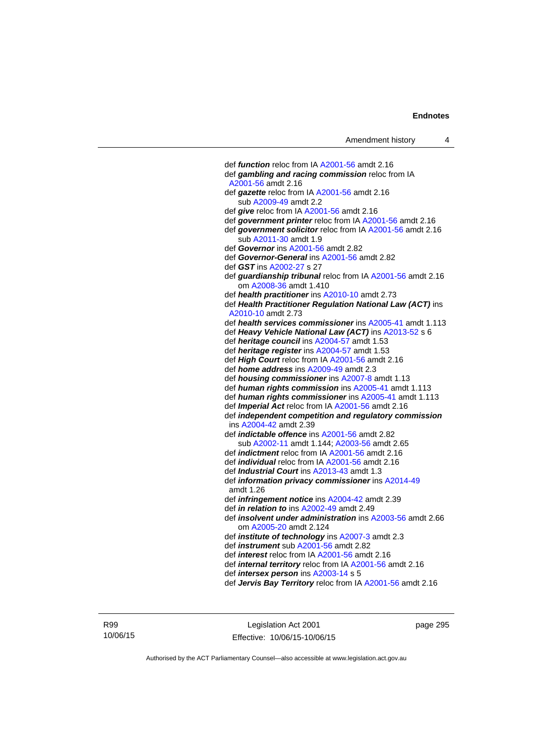def ***function*** reloc from IA A2001-56 amdt 2.16
def ***gambling and racing commission*** reloc from IA A2001-56 amdt 2.16
def ***gazette*** reloc from IA A2001-56 amdt 2.16
sub A2009-49 amdt 2.2
def ***give*** reloc from IA A2001-56 amdt 2.16
def ***government printer*** reloc from IA A2001-56 amdt 2.16
def ***government solicitor*** reloc from IA A2001-56 amdt 2.16
sub A2011-30 amdt 1.9
def ***Governor*** ins A2001-56 amdt 2.82
def ***Governor-General*** ins A2001-56 amdt 2.82
def ***GST*** ins A2002-27 s 27
def ***guardianship tribunal*** reloc from IA A2001-56 amdt 2.16
om A2008-36 amdt 1.410
def ***health practitioner*** ins A2010-10 amdt 2.73
def ***Health Practitioner Regulation National Law (ACT)*** ins A2010-10 amdt 2.73
def ***health services commissioner*** ins A2005-41 amdt 1.113
def ***Heavy Vehicle National Law (ACT)*** ins A2013-52 s 6
def ***heritage council*** ins A2004-57 amdt 1.53
def ***heritage register*** ins A2004-57 amdt 1.53
def ***High Court*** reloc from IA A2001-56 amdt 2.16
def ***home address*** ins A2009-49 amdt 2.3
def ***housing commissioner*** ins A2007-8 amdt 1.13
def ***human rights commission*** ins A2005-41 amdt 1.113
def ***human rights commissioner*** ins A2005-41 amdt 1.113
def ***Imperial Act*** reloc from IA A2001-56 amdt 2.16
def ***independent competition and regulatory commission*** ins A2004-42 amdt 2.39
def ***indictable offence*** ins A2001-56 amdt 2.82
sub A2002-11 amdt 1.144; A2003-56 amdt 2.65
def ***indictment*** reloc from IA A2001-56 amdt 2.16
def ***individual*** reloc from IA A2001-56 amdt 2.16
def ***Industrial Court*** ins A2013-43 amdt 1.3
def ***information privacy commissioner*** ins A2014-49 amdt 1.26
def ***infringement notice*** ins A2004-42 amdt 2.39
def ***in relation to*** ins A2002-49 amdt 2.49
def ***insolvent under administration*** ins A2003-56 amdt 2.66
om A2005-20 amdt 2.124
def ***institute of technology*** ins A2007-3 amdt 2.3
def ***instrument*** sub A2001-56 amdt 2.82
def ***interest*** reloc from IA A2001-56 amdt 2.16
def ***internal territory*** reloc from IA A2001-56 amdt 2.16
def ***intersex person*** ins A2003-14 s 5
def ***Jervis Bay Territory*** reloc from IA A2001-56 amdt 2.16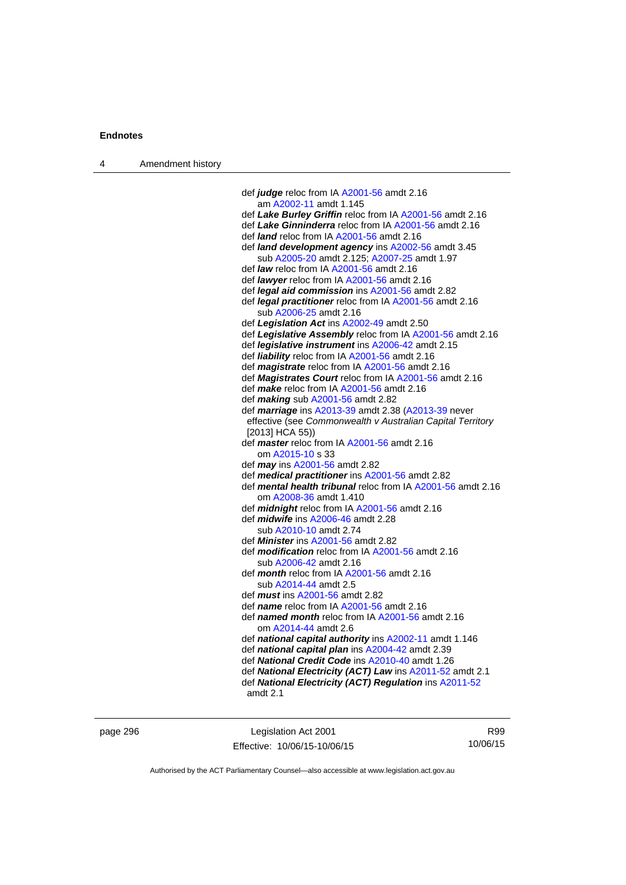def ***judge*** reloc from IA A2001-56 amdt 2.16
am A2002-11 amdt 1.145
def ***Lake Burley Griffin*** reloc from IA A2001-56 amdt 2.16
def ***Lake Ginninderra*** reloc from IA A2001-56 amdt 2.16
def ***land*** reloc from IA A2001-56 amdt 2.16
def ***land development agency*** ins A2002-56 amdt 3.45
sub A2005-20 amdt 2.125; A2007-25 amdt 1.97
def ***law*** reloc from IA A2001-56 amdt 2.16
def ***lawyer*** reloc from IA A2001-56 amdt 2.16
def ***legal aid commission*** ins A2001-56 amdt 2.82
def ***legal practitioner*** reloc from IA A2001-56 amdt 2.16
sub A2006-25 amdt 2.16
def ***Legislation Act*** ins A2002-49 amdt 2.50
def ***Legislative Assembly*** reloc from IA A2001-56 amdt 2.16
def ***legislative instrument*** ins A2006-42 amdt 2.15
def ***liability*** reloc from IA A2001-56 amdt 2.16
def ***magistrate*** reloc from IA A2001-56 amdt 2.16
def ***Magistrates Court*** reloc from IA A2001-56 amdt 2.16
def ***make*** reloc from IA A2001-56 amdt 2.16
def ***making*** sub A2001-56 amdt 2.82
def ***marriage*** ins A2013-39 amdt 2.38 (A2013-39 never effective (see *Commonwealth v Australian Capital Territory* [2013] HCA 55))
def ***master*** reloc from IA A2001-56 amdt 2.16
om A2015-10 s 33
def ***may*** ins A2001-56 amdt 2.82
def ***medical practitioner*** ins A2001-56 amdt 2.82
def ***mental health tribunal*** reloc from IA A2001-56 amdt 2.16
om A2008-36 amdt 1.410
def ***midnight*** reloc from IA A2001-56 amdt 2.16
def ***midwife*** ins A2006-46 amdt 2.28
sub A2010-10 amdt 2.74
def ***Minister*** ins A2001-56 amdt 2.82
def ***modification*** reloc from IA A2001-56 amdt 2.16
sub A2006-42 amdt 2.16
def ***month*** reloc from IA A2001-56 amdt 2.16
sub A2014-44 amdt 2.5
def ***must*** ins A2001-56 amdt 2.82
def ***name*** reloc from IA A2001-56 amdt 2.16
def ***named month*** reloc from IA A2001-56 amdt 2.16
om A2014-44 amdt 2.6
def ***national capital authority*** ins A2002-11 amdt 1.146
def ***national capital plan*** ins A2004-42 amdt 2.39
def ***National Credit Code*** ins A2010-40 amdt 1.26
def ***National Electricity (ACT) Law*** ins A2011-52 amdt 2.1
def ***National Electricity (ACT) Regulation*** ins A2011-52 amdt 2.1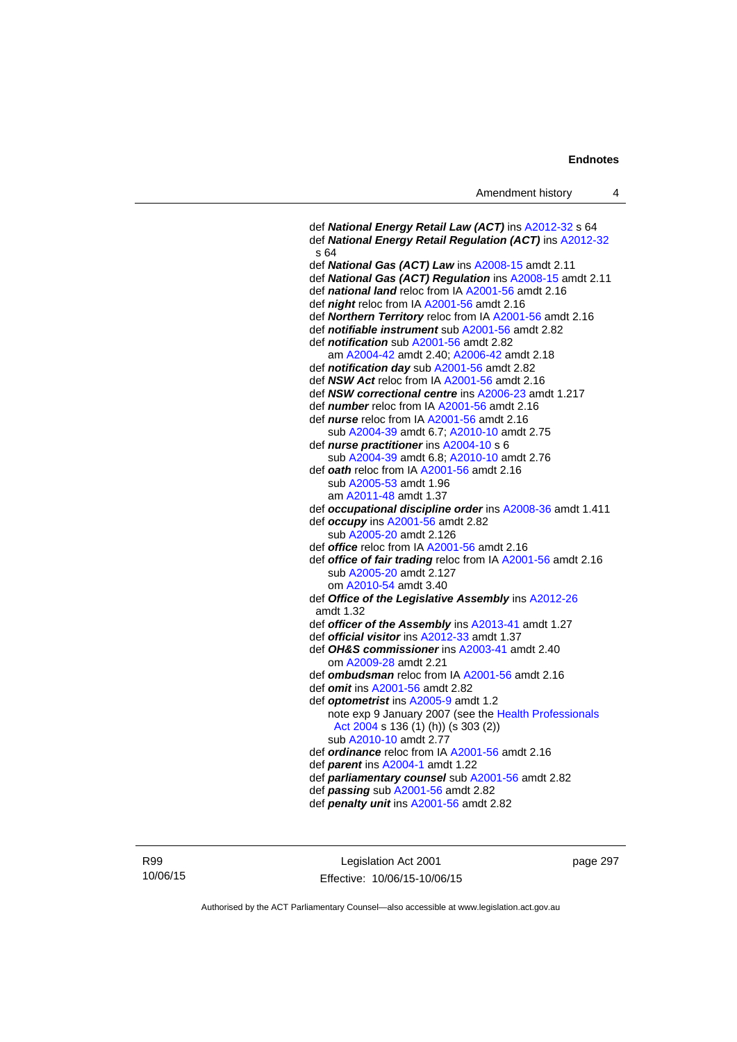def ***National Energy Retail Law (ACT)*** ins A2012-32 s 64
def ***National Energy Retail Regulation (ACT)*** ins A2012-32 s 64
def ***National Gas (ACT) Law*** ins A2008-15 amdt 2.11
def ***National Gas (ACT) Regulation*** ins A2008-15 amdt 2.11
def ***national land*** reloc from IA A2001-56 amdt 2.16
def ***night*** reloc from IA A2001-56 amdt 2.16
def ***Northern Territory*** reloc from IA A2001-56 amdt 2.16
def ***notifiable instrument*** sub A2001-56 amdt 2.82
def ***notification*** sub A2001-56 amdt 2.82
    am A2004-42 amdt 2.40; A2006-42 amdt 2.18
def ***notification day*** sub A2001-56 amdt 2.82
def ***NSW Act*** reloc from IA A2001-56 amdt 2.16
def ***NSW correctional centre*** ins A2006-23 amdt 1.217
def ***number*** reloc from IA A2001-56 amdt 2.16
def ***nurse*** reloc from IA A2001-56 amdt 2.16
    sub A2004-39 amdt 6.7; A2010-10 amdt 2.75
def ***nurse practitioner*** ins A2004-10 s 6
    sub A2004-39 amdt 6.8; A2010-10 amdt 2.76
def ***oath*** reloc from IA A2001-56 amdt 2.16
    sub A2005-53 amdt 1.96
    am A2011-48 amdt 1.37
def ***occupational discipline order*** ins A2008-36 amdt 1.411
def ***occupy*** ins A2001-56 amdt 2.82
    sub A2005-20 amdt 2.126
def ***office*** reloc from IA A2001-56 amdt 2.16
def ***office of fair trading*** reloc from IA A2001-56 amdt 2.16
    sub A2005-20 amdt 2.127
    om A2010-54 amdt 3.40
def ***Office of the Legislative Assembly*** ins A2012-26 amdt 1.32
def ***officer of the Assembly*** ins A2013-41 amdt 1.27
def ***official visitor*** ins A2012-33 amdt 1.37
def ***OH&S commissioner*** ins A2003-41 amdt 2.40
    om A2009-28 amdt 2.21
def ***ombudsman*** reloc from IA A2001-56 amdt 2.16
def ***omit*** ins A2001-56 amdt 2.82
def ***optometrist*** ins A2005-9 amdt 1.2
    note exp 9 January 2007 (see the Health Professionals Act 2004 s 136 (1) (h)) (s 303 (2))
    sub A2010-10 amdt 2.77
def ***ordinance*** reloc from IA A2001-56 amdt 2.16
def ***parent*** ins A2004-1 amdt 1.22
def ***parliamentary counsel*** sub A2001-56 amdt 2.82
def ***passing*** sub A2001-56 amdt 2.82
def ***penalty unit*** ins A2001-56 amdt 2.82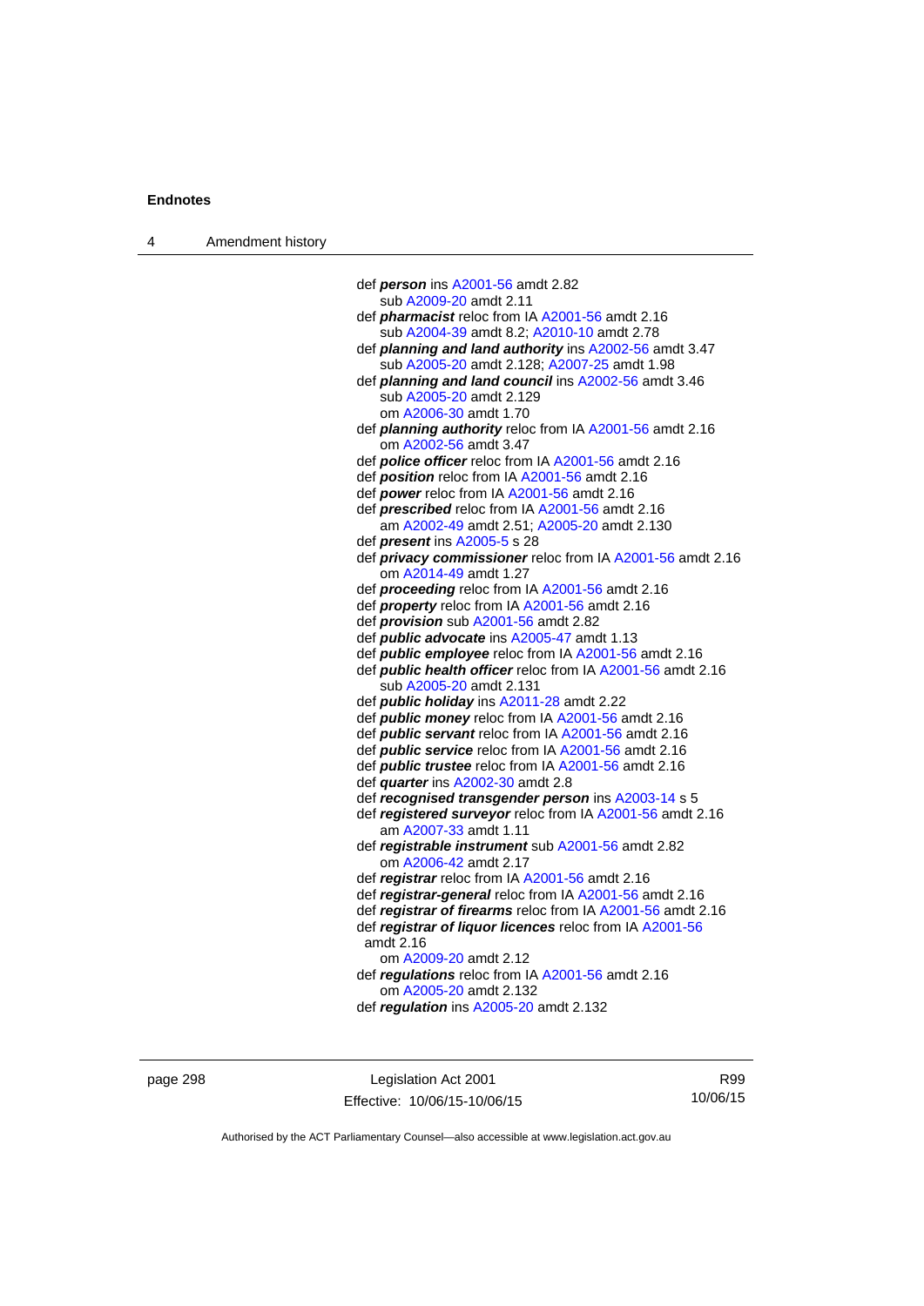def ***person*** ins A2001-56 amdt 2.82
sub A2009-20 amdt 2.11
def ***pharmacist*** reloc from IA A2001-56 amdt 2.16
sub A2004-39 amdt 8.2; A2010-10 amdt 2.78
def ***planning and land authority*** ins A2002-56 amdt 3.47
sub A2005-20 amdt 2.128; A2007-25 amdt 1.98
def ***planning and land council*** ins A2002-56 amdt 3.46
sub A2005-20 amdt 2.129
om A2006-30 amdt 1.70
def ***planning authority*** reloc from IA A2001-56 amdt 2.16
om A2002-56 amdt 3.47
def ***police officer*** reloc from IA A2001-56 amdt 2.16
def ***position*** reloc from IA A2001-56 amdt 2.16
def ***power*** reloc from IA A2001-56 amdt 2.16
def ***prescribed*** reloc from IA A2001-56 amdt 2.16
am A2002-49 amdt 2.51; A2005-20 amdt 2.130
def ***present*** ins A2005-5 s 28
def ***privacy commissioner*** reloc from IA A2001-56 amdt 2.16
om A2014-49 amdt 1.27
def ***proceeding*** reloc from IA A2001-56 amdt 2.16
def ***property*** reloc from IA A2001-56 amdt 2.16
def ***provision*** sub A2001-56 amdt 2.82
def ***public advocate*** ins A2005-47 amdt 1.13
def ***public employee*** reloc from IA A2001-56 amdt 2.16
def ***public health officer*** reloc from IA A2001-56 amdt 2.16
sub A2005-20 amdt 2.131
def ***public holiday*** ins A2011-28 amdt 2.22
def ***public money*** reloc from IA A2001-56 amdt 2.16
def ***public servant*** reloc from IA A2001-56 amdt 2.16
def ***public service*** reloc from IA A2001-56 amdt 2.16
def ***public trustee*** reloc from IA A2001-56 amdt 2.16
def ***quarter*** ins A2002-30 amdt 2.8
def ***recognised transgender person*** ins A2003-14 s 5
def ***registered surveyor*** reloc from IA A2001-56 amdt 2.16
am A2007-33 amdt 1.11
def ***registrable instrument*** sub A2001-56 amdt 2.82
om A2006-42 amdt 2.17
def ***registrar*** reloc from IA A2001-56 amdt 2.16
def ***registrar-general*** reloc from IA A2001-56 amdt 2.16
def ***registrar of firearms*** reloc from IA A2001-56 amdt 2.16
def ***registrar of liquor licences*** reloc from IA A2001-56 amdt 2.16
om A2009-20 amdt 2.12
def ***regulations*** reloc from IA A2001-56 amdt 2.16
om A2005-20 amdt 2.132
def ***regulation*** ins A2005-20 amdt 2.132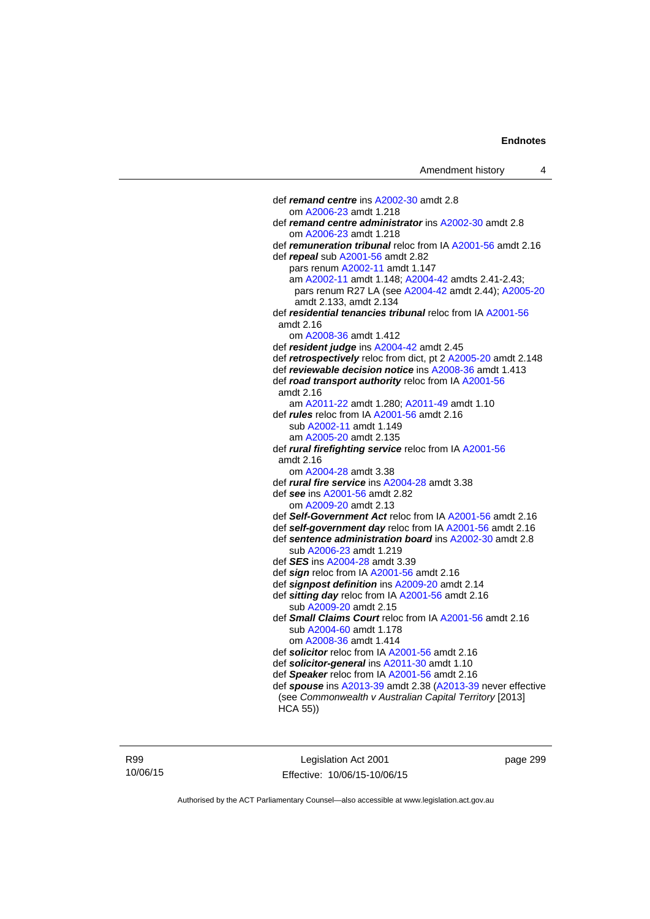def ***remand centre*** ins A2002-30 amdt 2.8
om A2006-23 amdt 1.218

def ***remand centre administrator*** ins A2002-30 amdt 2.8
om A2006-23 amdt 1.218

def ***remuneration tribunal*** reloc from IA A2001-56 amdt 2.16

def ***repeal*** sub A2001-56 amdt 2.82
pars renum A2002-11 amdt 1.147
am A2002-11 amdt 1.148; A2004-42 amdts 2.41-2.43;
pars renum R27 LA (see A2004-42 amdt 2.44); A2005-20 amdt 2.133, amdt 2.134

def ***residential tenancies tribunal*** reloc from IA A2001-56 amdt 2.16
om A2008-36 amdt 1.412

def ***resident judge*** ins A2004-42 amdt 2.45

def ***retrospectively*** reloc from dict, pt 2 A2005-20 amdt 2.148

def ***reviewable decision notice*** ins A2008-36 amdt 1.413

def ***road transport authority*** reloc from IA A2001-56 amdt 2.16
am A2011-22 amdt 1.280; A2011-49 amdt 1.10

def ***rules*** reloc from IA A2001-56 amdt 2.16
sub A2002-11 amdt 1.149
am A2005-20 amdt 2.135

def ***rural firefighting service*** reloc from IA A2001-56 amdt 2.16
om A2004-28 amdt 3.38

def ***rural fire service*** ins A2004-28 amdt 3.38

def ***see*** ins A2001-56 amdt 2.82
om A2009-20 amdt 2.13

def ***Self-Government Act*** reloc from IA A2001-56 amdt 2.16

def ***self-government day*** reloc from IA A2001-56 amdt 2.16

def ***sentence administration board*** ins A2002-30 amdt 2.8
sub A2006-23 amdt 1.219

def ***SES*** ins A2004-28 amdt 3.39

def ***sign*** reloc from IA A2001-56 amdt 2.16

def ***signpost definition*** ins A2009-20 amdt 2.14

def ***sitting day*** reloc from IA A2001-56 amdt 2.16
sub A2009-20 amdt 2.15

def ***Small Claims Court*** reloc from IA A2001-56 amdt 2.16
sub A2004-60 amdt 1.178
om A2008-36 amdt 1.414

def ***solicitor*** reloc from IA A2001-56 amdt 2.16

def ***solicitor-general*** ins A2011-30 amdt 1.10

def ***Speaker*** reloc from IA A2001-56 amdt 2.16

def ***spouse*** ins A2013-39 amdt 2.38 (A2013-39 never effective (see *Commonwealth v Australian Capital Territory* [2013] HCA 55))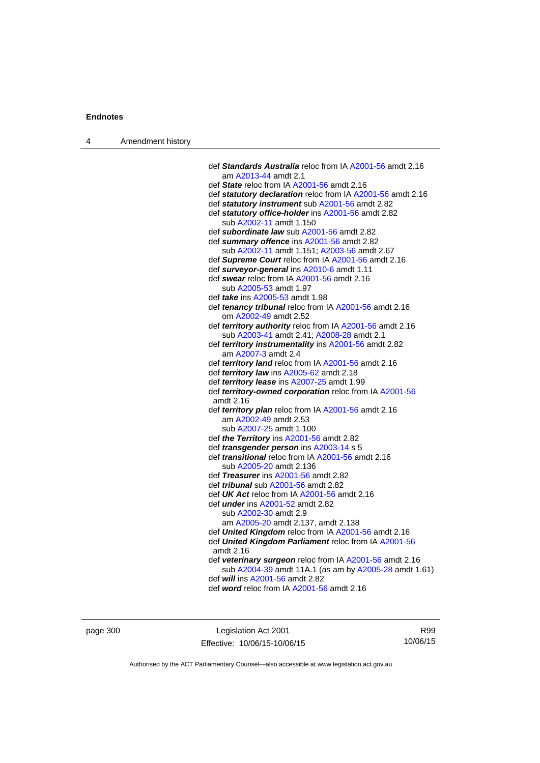def ***Standards Australia*** reloc from IA A2001-56 amdt 2.16
    am A2013-44 amdt 2.1
def ***State*** reloc from IA A2001-56 amdt 2.16
def ***statutory declaration*** reloc from IA A2001-56 amdt 2.16
def ***statutory instrument*** sub A2001-56 amdt 2.82
def ***statutory office-holder*** ins A2001-56 amdt 2.82
    sub A2002-11 amdt 1.150
def ***subordinate law*** sub A2001-56 amdt 2.82
def ***summary offence*** ins A2001-56 amdt 2.82
    sub A2002-11 amdt 1.151; A2003-56 amdt 2.67
def ***Supreme Court*** reloc from IA A2001-56 amdt 2.16
def ***surveyor-general*** ins A2010-6 amdt 1.11
def ***swear*** reloc from IA A2001-56 amdt 2.16
    sub A2005-53 amdt 1.97
def ***take*** ins A2005-53 amdt 1.98
def ***tenancy tribunal*** reloc from IA A2001-56 amdt 2.16
    om A2002-49 amdt 2.52
def ***territory authority*** reloc from IA A2001-56 amdt 2.16
    sub A2003-41 amdt 2.41; A2008-28 amdt 2.1
def ***territory instrumentality*** ins A2001-56 amdt 2.82
    am A2007-3 amdt 2.4
def ***territory land*** reloc from IA A2001-56 amdt 2.16
def ***territory law*** ins A2005-62 amdt 2.18
def ***territory lease*** ins A2007-25 amdt 1.99
def ***territory-owned corporation*** reloc from IA A2001-56 amdt 2.16
def ***territory plan*** reloc from IA A2001-56 amdt 2.16
    am A2002-49 amdt 2.53
    sub A2007-25 amdt 1.100
def ***the Territory*** ins A2001-56 amdt 2.82
def ***transgender person*** ins A2003-14 s 5
def ***transitional*** reloc from IA A2001-56 amdt 2.16
    sub A2005-20 amdt 2.136
def ***Treasurer*** ins A2001-56 amdt 2.82
def ***tribunal*** sub A2001-56 amdt 2.82
def ***UK Act*** reloc from IA A2001-56 amdt 2.16
def ***under*** ins A2001-52 amdt 2.82
    sub A2002-30 amdt 2.9
    am A2005-20 amdt 2.137, amdt 2.138
def ***United Kingdom*** reloc from IA A2001-56 amdt 2.16
def ***United Kingdom Parliament*** reloc from IA A2001-56 amdt 2.16
def ***veterinary surgeon*** reloc from IA A2001-56 amdt 2.16
    sub A2004-39 amdt 11A.1 (as am by A2005-28 amdt 1.61)
def ***will*** ins A2001-56 amdt 2.82
def ***word*** reloc from IA A2001-56 amdt 2.16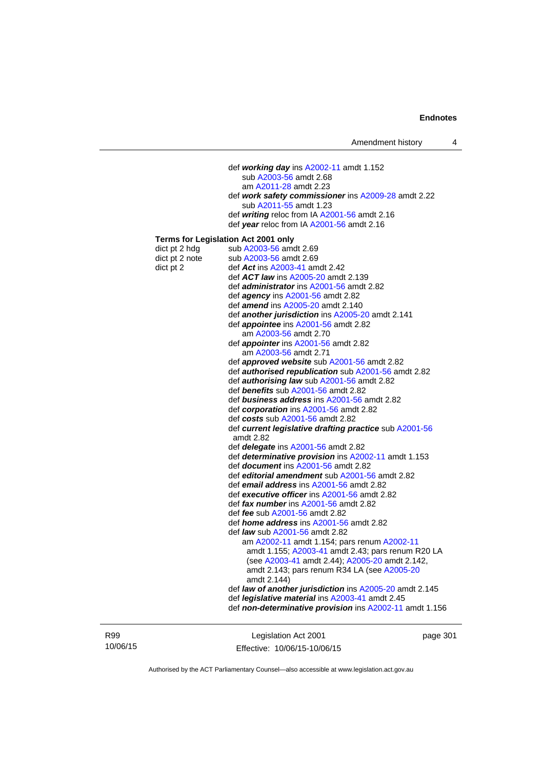def ***working day*** ins A2002-11 amdt 1.152
    sub A2003-56 amdt 2.68
    am A2011-28 amdt 2.23
def ***work safety commissioner*** ins A2009-28 amdt 2.22
    sub A2011-55 amdt 1.23
def ***writing*** reloc from IA A2001-56 amdt 2.16
def ***year*** reloc from IA A2001-56 amdt 2.16

**Terms for Legislation Act 2001 only**

dict pt 2 hdg sub A2003-56 amdt 2.69
dict pt 2 note sub A2003-56 amdt 2.69
dict pt 2 def ***Act*** ins A2003-41 amdt 2.42
def ***ACT law*** ins A2005-20 amdt 2.139
def ***administrator*** ins A2001-56 amdt 2.82
def ***agency*** ins A2001-56 amdt 2.82
def ***amend*** ins A2005-20 amdt 2.140
def ***another jurisdiction*** ins A2005-20 amdt 2.141
def ***appointee*** ins A2001-56 amdt 2.82
    am A2003-56 amdt 2.70
def ***appointer*** ins A2001-56 amdt 2.82
    am A2003-56 amdt 2.71
def ***approved website*** sub A2001-56 amdt 2.82
def ***authorised republication*** sub A2001-56 amdt 2.82
def ***authorising law*** sub A2001-56 amdt 2.82
def ***benefits*** sub A2001-56 amdt 2.82
def ***business address*** ins A2001-56 amdt 2.82
def ***corporation*** ins A2001-56 amdt 2.82
def ***costs*** sub A2001-56 amdt 2.82
def ***current legislative drafting practice*** sub A2001-56 amdt 2.82
def ***delegate*** ins A2001-56 amdt 2.82
def ***determinative provision*** ins A2002-11 amdt 1.153
def ***document*** ins A2001-56 amdt 2.82
def ***editorial amendment*** sub A2001-56 amdt 2.82
def ***email address*** ins A2001-56 amdt 2.82
def ***executive officer*** ins A2001-56 amdt 2.82
def ***fax number*** ins A2001-56 amdt 2.82
def ***fee*** sub A2001-56 amdt 2.82
def ***home address*** ins A2001-56 amdt 2.82
def ***law*** sub A2001-56 amdt 2.82
    am A2002-11 amdt 1.154; pars renum A2002-11 amdt 1.155; A2003-41 amdt 2.43; pars renum R20 LA (see A2003-41 amdt 2.44); A2005-20 amdt 2.142, amdt 2.143; pars renum R34 LA (see A2005-20 amdt 2.144)
def ***law of another jurisdiction*** ins A2005-20 amdt 2.145
def ***legislative material*** ins A2003-41 amdt 2.45
def ***non-determinative provision*** ins A2002-11 amdt 1.156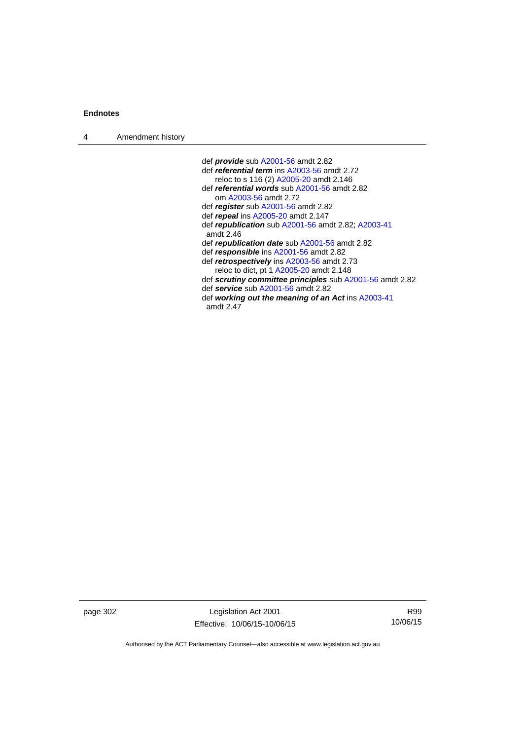def ***provide*** sub A2001-56 amdt 2.82
def ***referential term*** ins A2003-56 amdt 2.72
    reloc to s 116 (2) A2005-20 amdt 2.146
def ***referential words*** sub A2001-56 amdt 2.82
    om A2003-56 amdt 2.72
def ***register*** sub A2001-56 amdt 2.82
def ***repeal*** ins A2005-20 amdt 2.147
def ***republication*** sub A2001-56 amdt 2.82; A2003-41 amdt 2.46
def ***republication date*** sub A2001-56 amdt 2.82
def ***responsible*** ins A2001-56 amdt 2.82
def ***retrospectively*** ins A2003-56 amdt 2.73
    reloc to dict, pt 1 A2005-20 amdt 2.148
def ***scrutiny committee principles*** sub A2001-56 amdt 2.82
def ***service*** sub A2001-56 amdt 2.82
def ***working out the meaning of an Act*** ins A2003-41 amdt 2.47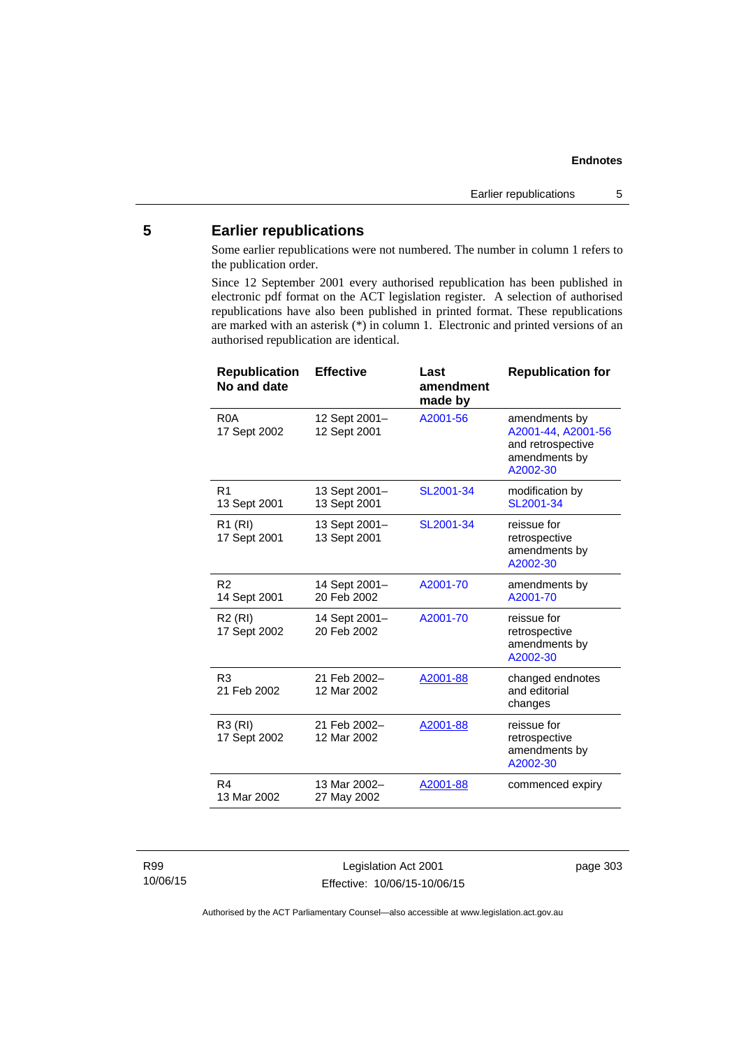## 5 Earlier republications

Some earlier republications were not numbered. The number in column 1 refers to the publication order.

Since 12 September 2001 every authorised republication has been published in electronic pdf format on the ACT legislation register. A selection of authorised republications have also been published in printed format. These republications are marked with an asterisk (*) in column 1. Electronic and printed versions of an authorised republication are identical.

| Republication No and date | Effective | Last amendment made by | Republication for |
|---|---|---|---|
| R0A<br>17 Sept 2002 | 12 Sept 2001–<br>12 Sept 2001 | A2001-56 | amendments by A2001-44, A2001-56 and retrospective amendments by A2002-30 |
| R1<br>13 Sept 2001 | 13 Sept 2001–<br>13 Sept 2001 | SL2001-34 | modification by SL2001-34 |
| R1 (RI)<br>17 Sept 2001 | 13 Sept 2001–<br>13 Sept 2001 | SL2001-34 | reissue for retrospective amendments by A2002-30 |
| R2<br>14 Sept 2001 | 14 Sept 2001–<br>20 Feb 2002 | A2001-70 | amendments by A2001-70 |
| R2 (RI)<br>17 Sept 2002 | 14 Sept 2001–<br>20 Feb 2002 | A2001-70 | reissue for retrospective amendments by A2002-30 |
| R3<br>21 Feb 2002 | 21 Feb 2002–<br>12 Mar 2002 | A2001-88 | changed endnotes and editorial changes |
| R3 (RI)<br>17 Sept 2002 | 21 Feb 2002–<br>12 Mar 2002 | A2001-88 | reissue for retrospective amendments by A2002-30 |
| R4<br>13 Mar 2002 | 13 Mar 2002–<br>27 May 2002 | A2001-88 | commenced expiry |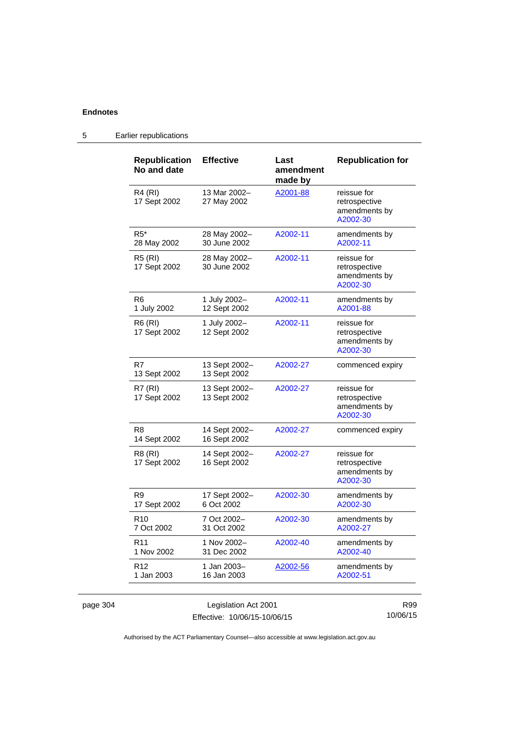## 5 Earlier republications

| Republication No and date | Effective | Last amendment made by | Republication for |
|---|---|---|---|
| R4 (RI) 17 Sept 2002 | 13 Mar 2002– 27 May 2002 | A2001-88 | reissue for retrospective amendments by A2002-30 |
| R5* 28 May 2002 | 28 May 2002– 30 June 2002 | A2002-11 | amendments by A2002-11 |
| R5 (RI) 17 Sept 2002 | 28 May 2002– 30 June 2002 | A2002-11 | reissue for retrospective amendments by A2002-30 |
| R6 1 July 2002 | 1 July 2002– 12 Sept 2002 | A2002-11 | amendments by A2001-88 |
| R6 (RI) 17 Sept 2002 | 1 July 2002– 12 Sept 2002 | A2002-11 | reissue for retrospective amendments by A2002-30 |
| R7 13 Sept 2002 | 13 Sept 2002– 13 Sept 2002 | A2002-27 | commenced expiry |
| R7 (RI) 17 Sept 2002 | 13 Sept 2002– 13 Sept 2002 | A2002-27 | reissue for retrospective amendments by A2002-30 |
| R8 14 Sept 2002 | 14 Sept 2002– 16 Sept 2002 | A2002-27 | commenced expiry |
| R8 (RI) 17 Sept 2002 | 14 Sept 2002– 16 Sept 2002 | A2002-27 | reissue for retrospective amendments by A2002-30 |
| R9 17 Sept 2002 | 17 Sept 2002– 6 Oct 2002 | A2002-30 | amendments by A2002-30 |
| R10 7 Oct 2002 | 7 Oct 2002– 31 Oct 2002 | A2002-30 | amendments by A2002-27 |
| R11 1 Nov 2002 | 1 Nov 2002– 31 Dec 2002 | A2002-40 | amendments by A2002-40 |
| R12 1 Jan 2003 | 1 Jan 2003– 16 Jan 2003 | A2002-56 | amendments by A2002-51 |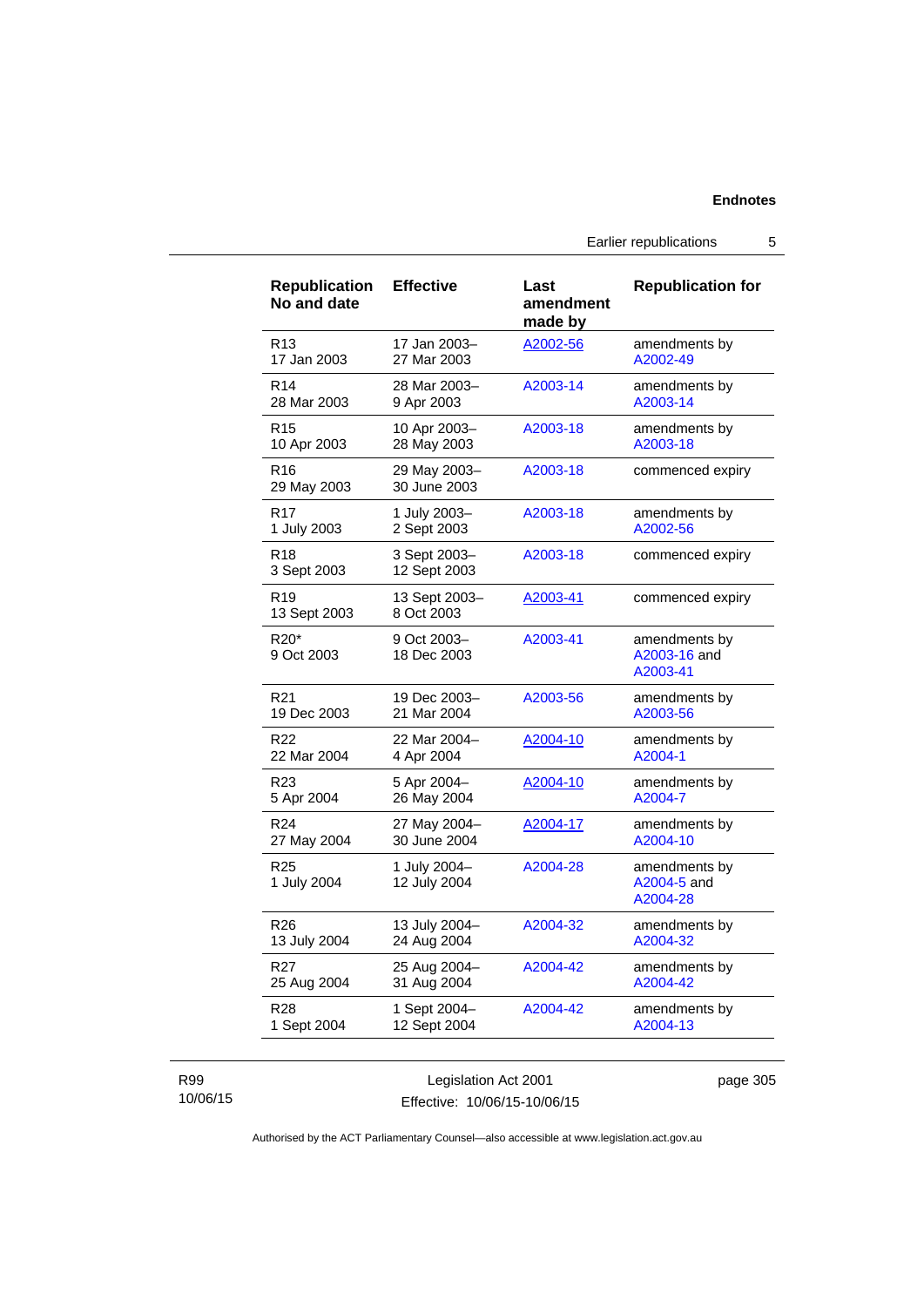| Republication No and date | Effective | Last amendment made by | Republication for |
|---|---|---|---|
| R13 17 Jan 2003 | 17 Jan 2003–27 Mar 2003 | A2002-56 | amendments by A2002-49 |
| R14 28 Mar 2003 | 28 Mar 2003–9 Apr 2003 | A2003-14 | amendments by A2003-14 |
| R15 10 Apr 2003 | 10 Apr 2003–28 May 2003 | A2003-18 | amendments by A2003-18 |
| R16 29 May 2003 | 29 May 2003–30 June 2003 | A2003-18 | commenced expiry |
| R17 1 July 2003 | 1 July 2003–2 Sept 2003 | A2003-18 | amendments by A2002-56 |
| R18 3 Sept 2003 | 3 Sept 2003–12 Sept 2003 | A2003-18 | commenced expiry |
| R19 13 Sept 2003 | 13 Sept 2003–8 Oct 2003 | A2003-41 | commenced expiry |
| R20* 9 Oct 2003 | 9 Oct 2003–18 Dec 2003 | A2003-41 | amendments by A2003-16 and A2003-41 |
| R21 19 Dec 2003 | 19 Dec 2003–21 Mar 2004 | A2003-56 | amendments by A2003-56 |
| R22 22 Mar 2004 | 22 Mar 2004–4 Apr 2004 | A2004-10 | amendments by A2004-1 |
| R23 5 Apr 2004 | 5 Apr 2004–26 May 2004 | A2004-10 | amendments by A2004-7 |
| R24 27 May 2004 | 27 May 2004–30 June 2004 | A2004-17 | amendments by A2004-10 |
| R25 1 July 2004 | 1 July 2004–12 July 2004 | A2004-28 | amendments by A2004-5 and A2004-28 |
| R26 13 July 2004 | 13 July 2004–24 Aug 2004 | A2004-32 | amendments by A2004-32 |
| R27 25 Aug 2004 | 25 Aug 2004–31 Aug 2004 | A2004-42 | amendments by A2004-42 |
| R28 1 Sept 2004 | 1 Sept 2004–12 Sept 2004 | A2004-42 | amendments by A2004-13 |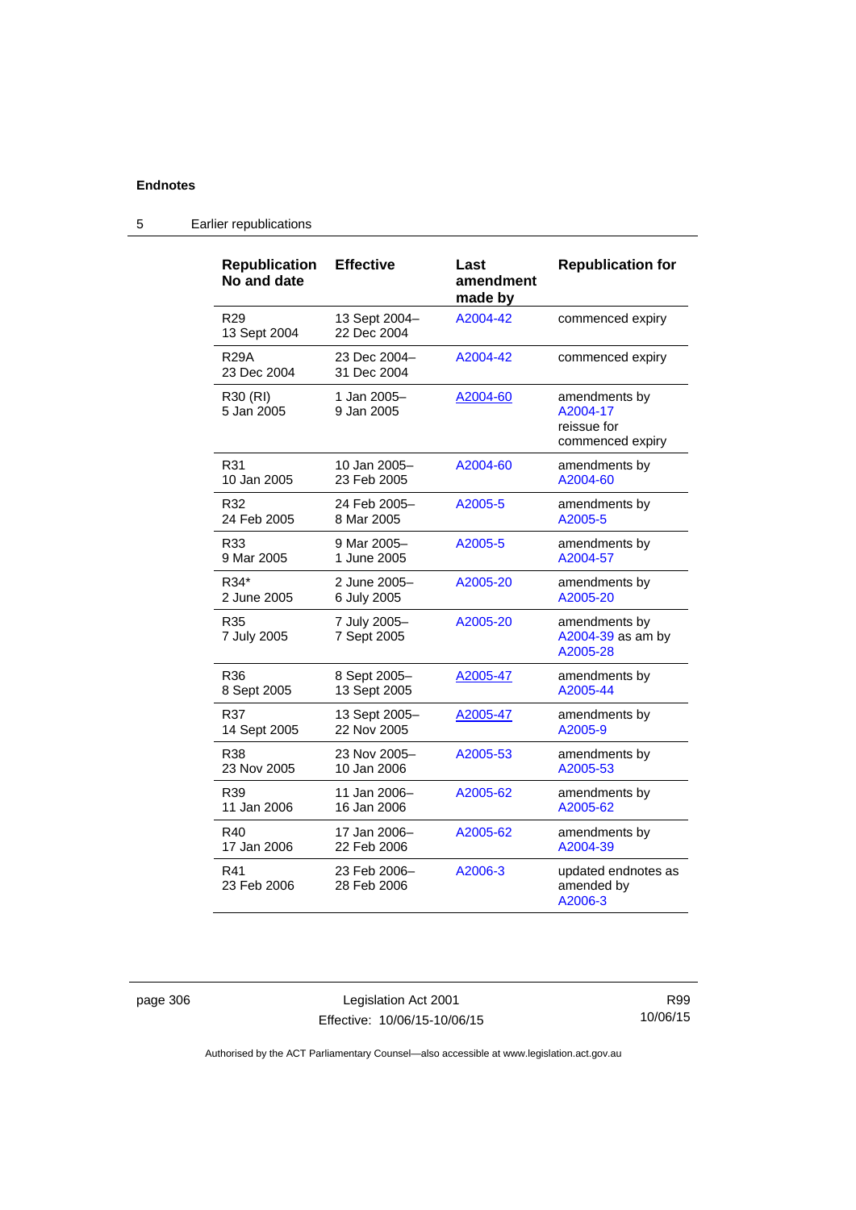**Endnotes**

## 5 Earlier republications

| Republication No and date | Effective | Last amendment made by | Republication for |
|---|---|---|---|
| R29<br>13 Sept 2004 | 13 Sept 2004–<br>22 Dec 2004 | A2004-42 | commenced expiry |
| R29A<br>23 Dec 2004 | 23 Dec 2004–<br>31 Dec 2004 | A2004-42 | commenced expiry |
| R30 (RI)<br>5 Jan 2005 | 1 Jan 2005–<br>9 Jan 2005 | A2004-60 | amendments by A2004-17<br>reissue for commenced expiry |
| R31<br>10 Jan 2005 | 10 Jan 2005–<br>23 Feb 2005 | A2004-60 | amendments by A2004-60 |
| R32<br>24 Feb 2005 | 24 Feb 2005–<br>8 Mar 2005 | A2005-5 | amendments by A2005-5 |
| R33<br>9 Mar 2005 | 9 Mar 2005–<br>1 June 2005 | A2005-5 | amendments by A2004-57 |
| R34*<br>2 June 2005 | 2 June 2005–<br>6 July 2005 | A2005-20 | amendments by A2005-20 |
| R35<br>7 July 2005 | 7 July 2005–<br>7 Sept 2005 | A2005-20 | amendments by A2004-39 as am by A2005-28 |
| R36<br>8 Sept 2005 | 8 Sept 2005–<br>13 Sept 2005 | A2005-47 | amendments by A2005-44 |
| R37<br>14 Sept 2005 | 13 Sept 2005–<br>22 Nov 2005 | A2005-47 | amendments by A2005-9 |
| R38<br>23 Nov 2005 | 23 Nov 2005–<br>10 Jan 2006 | A2005-53 | amendments by A2005-53 |
| R39<br>11 Jan 2006 | 11 Jan 2006–<br>16 Jan 2006 | A2005-62 | amendments by A2005-62 |
| R40<br>17 Jan 2006 | 17 Jan 2006–<br>22 Feb 2006 | A2005-62 | amendments by A2004-39 |
| R41<br>23 Feb 2006 | 23 Feb 2006–<br>28 Feb 2006 | A2006-3 | updated endnotes as amended by A2006-3 |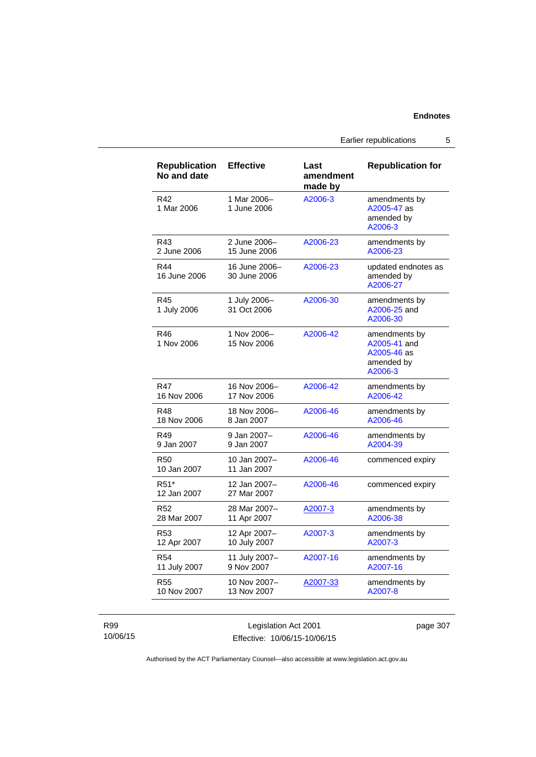| Republication No and date | Effective | Last amendment made by | Republication for |
| --- | --- | --- | --- |
| R42 1 Mar 2006 | 1 Mar 2006– 1 June 2006 | A2006-3 | amendments by A2005-47 as amended by A2006-3 |
| R43 2 June 2006 | 2 June 2006– 15 June 2006 | A2006-23 | amendments by A2006-23 |
| R44 16 June 2006 | 16 June 2006– 30 June 2006 | A2006-23 | updated endnotes as amended by A2006-27 |
| R45 1 July 2006 | 1 July 2006– 31 Oct 2006 | A2006-30 | amendments by A2006-25 and A2006-30 |
| R46 1 Nov 2006 | 1 Nov 2006– 15 Nov 2006 | A2006-42 | amendments by A2005-41 and A2005-46 as amended by A2006-3 |
| R47 16 Nov 2006 | 16 Nov 2006– 17 Nov 2006 | A2006-42 | amendments by A2006-42 |
| R48 18 Nov 2006 | 18 Nov 2006– 8 Jan 2007 | A2006-46 | amendments by A2006-46 |
| R49 9 Jan 2007 | 9 Jan 2007– 9 Jan 2007 | A2006-46 | amendments by A2004-39 |
| R50 10 Jan 2007 | 10 Jan 2007– 11 Jan 2007 | A2006-46 | commenced expiry |
| R51* 12 Jan 2007 | 12 Jan 2007– 27 Mar 2007 | A2006-46 | commenced expiry |
| R52 28 Mar 2007 | 28 Mar 2007– 11 Apr 2007 | A2007-3 | amendments by A2006-38 |
| R53 12 Apr 2007 | 12 Apr 2007– 10 July 2007 | A2007-3 | amendments by A2007-3 |
| R54 11 July 2007 | 11 July 2007– 9 Nov 2007 | A2007-16 | amendments by A2007-16 |
| R55 10 Nov 2007 | 10 Nov 2007– 13 Nov 2007 | A2007-33 | amendments by A2007-8 |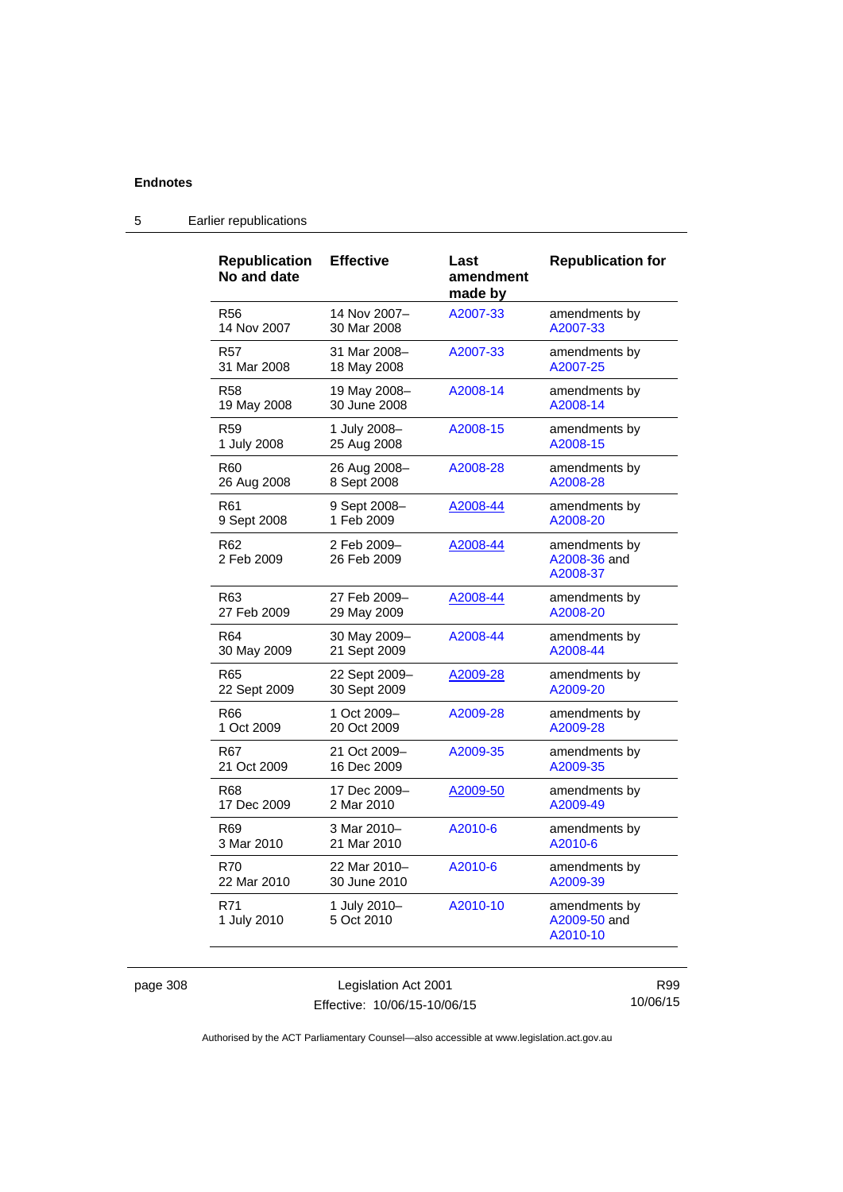## Endnotes

### 5 Earlier republications

| Republication No and date | Effective | Last amendment made by | Republication for |
|---|---|---|---|
| R56 14 Nov 2007 | 14 Nov 2007– 30 Mar 2008 | A2007-33 | amendments by A2007-33 |
| R57 31 Mar 2008 | 31 Mar 2008– 18 May 2008 | A2007-33 | amendments by A2007-25 |
| R58 19 May 2008 | 19 May 2008– 30 June 2008 | A2008-14 | amendments by A2008-14 |
| R59 1 July 2008 | 1 July 2008– 25 Aug 2008 | A2008-15 | amendments by A2008-15 |
| R60 26 Aug 2008 | 26 Aug 2008– 8 Sept 2008 | A2008-28 | amendments by A2008-28 |
| R61 9 Sept 2008 | 9 Sept 2008– 1 Feb 2009 | A2008-44 | amendments by A2008-20 |
| R62 2 Feb 2009 | 2 Feb 2009– 26 Feb 2009 | A2008-44 | amendments by A2008-36 and A2008-37 |
| R63 27 Feb 2009 | 27 Feb 2009– 29 May 2009 | A2008-44 | amendments by A2008-20 |
| R64 30 May 2009 | 30 May 2009– 21 Sept 2009 | A2008-44 | amendments by A2008-44 |
| R65 22 Sept 2009 | 22 Sept 2009– 30 Sept 2009 | A2009-28 | amendments by A2009-20 |
| R66 1 Oct 2009 | 1 Oct 2009– 20 Oct 2009 | A2009-28 | amendments by A2009-28 |
| R67 21 Oct 2009 | 21 Oct 2009– 16 Dec 2009 | A2009-35 | amendments by A2009-35 |
| R68 17 Dec 2009 | 17 Dec 2009– 2 Mar 2010 | A2009-50 | amendments by A2009-49 |
| R69 3 Mar 2010 | 3 Mar 2010– 21 Mar 2010 | A2010-6 | amendments by A2010-6 |
| R70 22 Mar 2010 | 22 Mar 2010– 30 June 2010 | A2010-6 | amendments by A2009-39 |
| R71 1 July 2010 | 1 July 2010– 5 Oct 2010 | A2010-10 | amendments by A2009-50 and A2010-10 |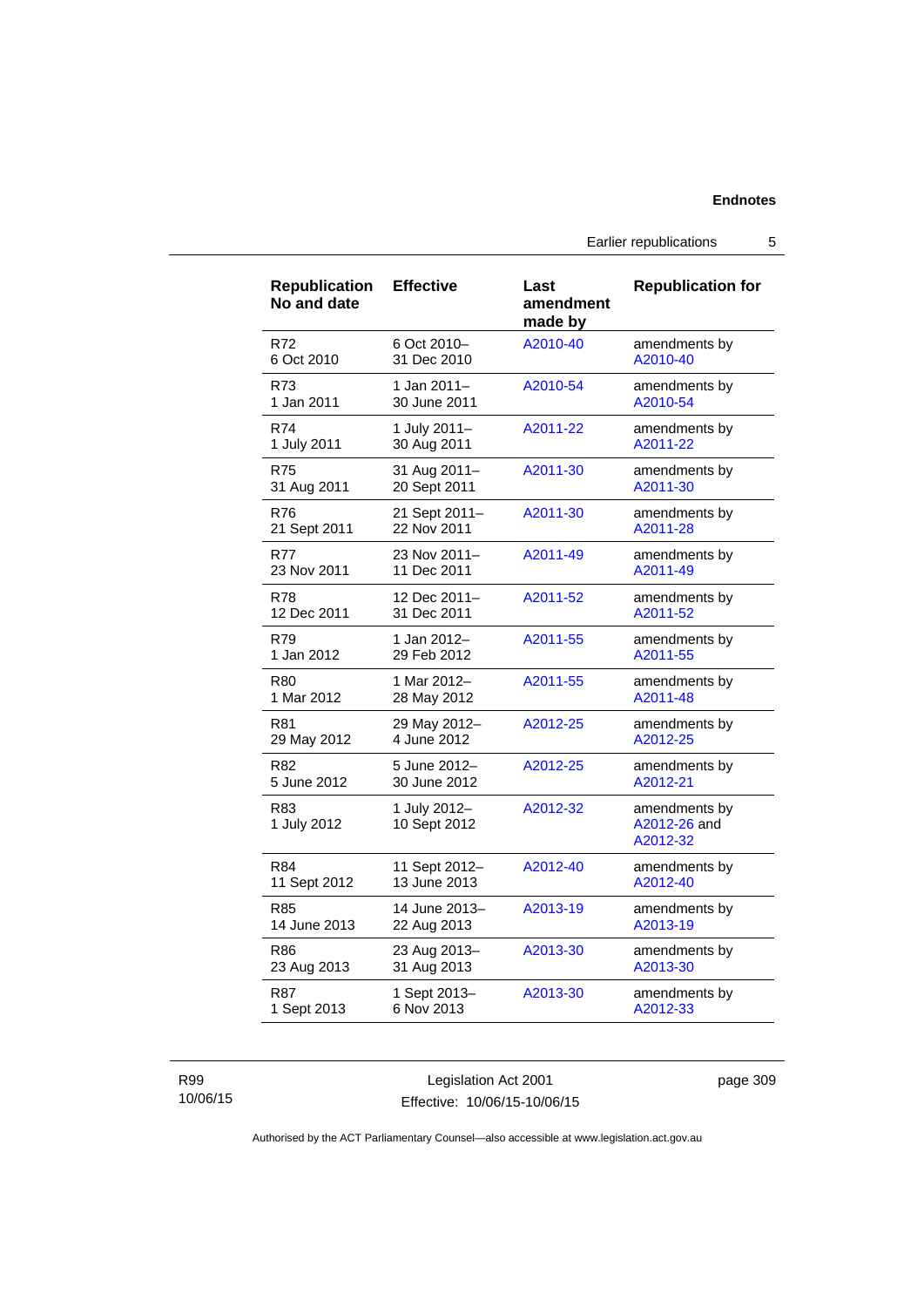| Republication No and date | Effective | Last amendment made by | Republication for |
|---|---|---|---|
| R72<br>6 Oct 2010 | 6 Oct 2010–<br>31 Dec 2010 | A2010-40 | amendments by A2010-40 |
| R73<br>1 Jan 2011 | 1 Jan 2011–<br>30 June 2011 | A2010-54 | amendments by A2010-54 |
| R74<br>1 July 2011 | 1 July 2011–<br>30 Aug 2011 | A2011-22 | amendments by A2011-22 |
| R75<br>31 Aug 2011 | 31 Aug 2011–<br>20 Sept 2011 | A2011-30 | amendments by A2011-30 |
| R76<br>21 Sept 2011 | 21 Sept 2011–<br>22 Nov 2011 | A2011-30 | amendments by A2011-28 |
| R77<br>23 Nov 2011 | 23 Nov 2011–<br>11 Dec 2011 | A2011-49 | amendments by A2011-49 |
| R78<br>12 Dec 2011 | 12 Dec 2011–<br>31 Dec 2011 | A2011-52 | amendments by A2011-52 |
| R79<br>1 Jan 2012 | 1 Jan 2012–<br>29 Feb 2012 | A2011-55 | amendments by A2011-55 |
| R80<br>1 Mar 2012 | 1 Mar 2012–<br>28 May 2012 | A2011-55 | amendments by A2011-48 |
| R81<br>29 May 2012 | 29 May 2012–<br>4 June 2012 | A2012-25 | amendments by A2012-25 |
| R82<br>5 June 2012 | 5 June 2012–<br>30 June 2012 | A2012-25 | amendments by A2012-21 |
| R83<br>1 July 2012 | 1 July 2012–<br>10 Sept 2012 | A2012-32 | amendments by A2012-26 and A2012-32 |
| R84<br>11 Sept 2012 | 11 Sept 2012–<br>13 June 2013 | A2012-40 | amendments by A2012-40 |
| R85<br>14 June 2013 | 14 June 2013–<br>22 Aug 2013 | A2013-19 | amendments by A2013-19 |
| R86<br>23 Aug 2013 | 23 Aug 2013–<br>31 Aug 2013 | A2013-30 | amendments by A2013-30 |
| R87<br>1 Sept 2013 | 1 Sept 2013–<br>6 Nov 2013 | A2013-30 | amendments by A2012-33 |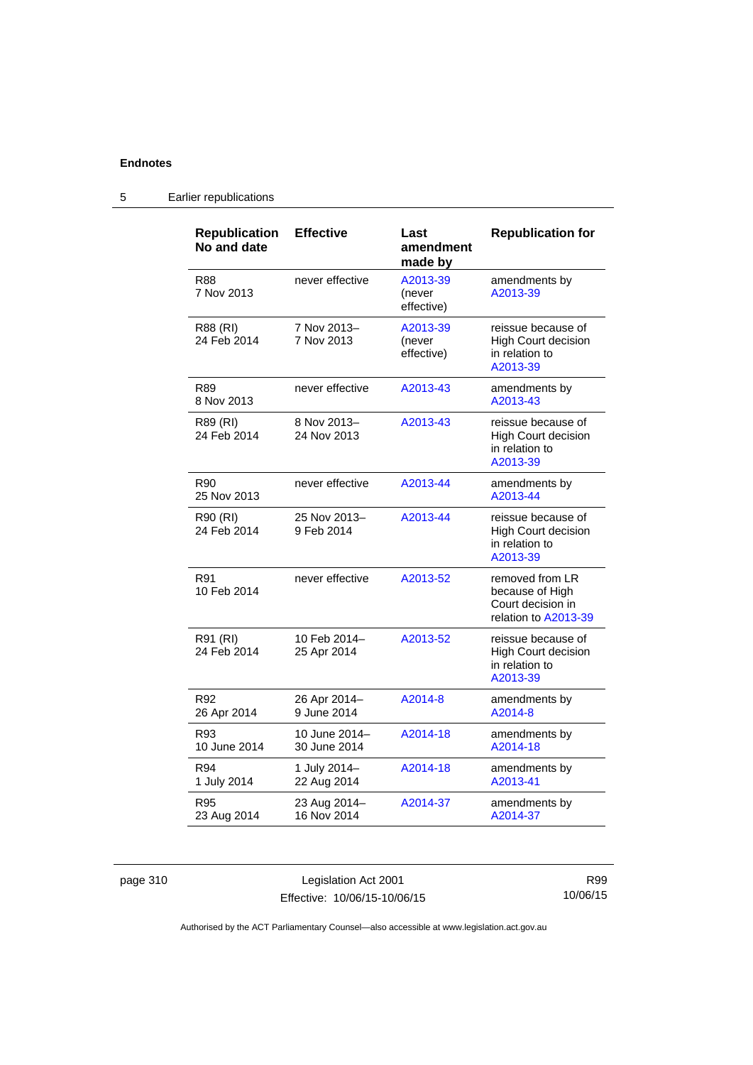## 5 Earlier republications

| Republication No and date | Effective | Last amendment made by | Republication for |
|---|---|---|---|
| R88<br>7 Nov 2013 | never effective | A2013-39<br>(never effective) | amendments by A2013-39 |
| R88 (RI)<br>24 Feb 2014 | 7 Nov 2013–<br>7 Nov 2013 | A2013-39<br>(never effective) | reissue because of High Court decision in relation to A2013-39 |
| R89<br>8 Nov 2013 | never effective | A2013-43 | amendments by A2013-43 |
| R89 (RI)<br>24 Feb 2014 | 8 Nov 2013–<br>24 Nov 2013 | A2013-43 | reissue because of High Court decision in relation to A2013-39 |
| R90<br>25 Nov 2013 | never effective | A2013-44 | amendments by A2013-44 |
| R90 (RI)<br>24 Feb 2014 | 25 Nov 2013–<br>9 Feb 2014 | A2013-44 | reissue because of High Court decision in relation to A2013-39 |
| R91<br>10 Feb 2014 | never effective | A2013-52 | removed from LR because of High Court decision in relation to A2013-39 |
| R91 (RI)<br>24 Feb 2014 | 10 Feb 2014–<br>25 Apr 2014 | A2013-52 | reissue because of High Court decision in relation to A2013-39 |
| R92<br>26 Apr 2014 | 26 Apr 2014–<br>9 June 2014 | A2014-8 | amendments by A2014-8 |
| R93<br>10 June 2014 | 10 June 2014–<br>30 June 2014 | A2014-18 | amendments by A2014-18 |
| R94<br>1 July 2014 | 1 July 2014–<br>22 Aug 2014 | A2014-18 | amendments by A2013-41 |
| R95<br>23 Aug 2014 | 23 Aug 2014–<br>16 Nov 2014 | A2014-37 | amendments by A2014-37 |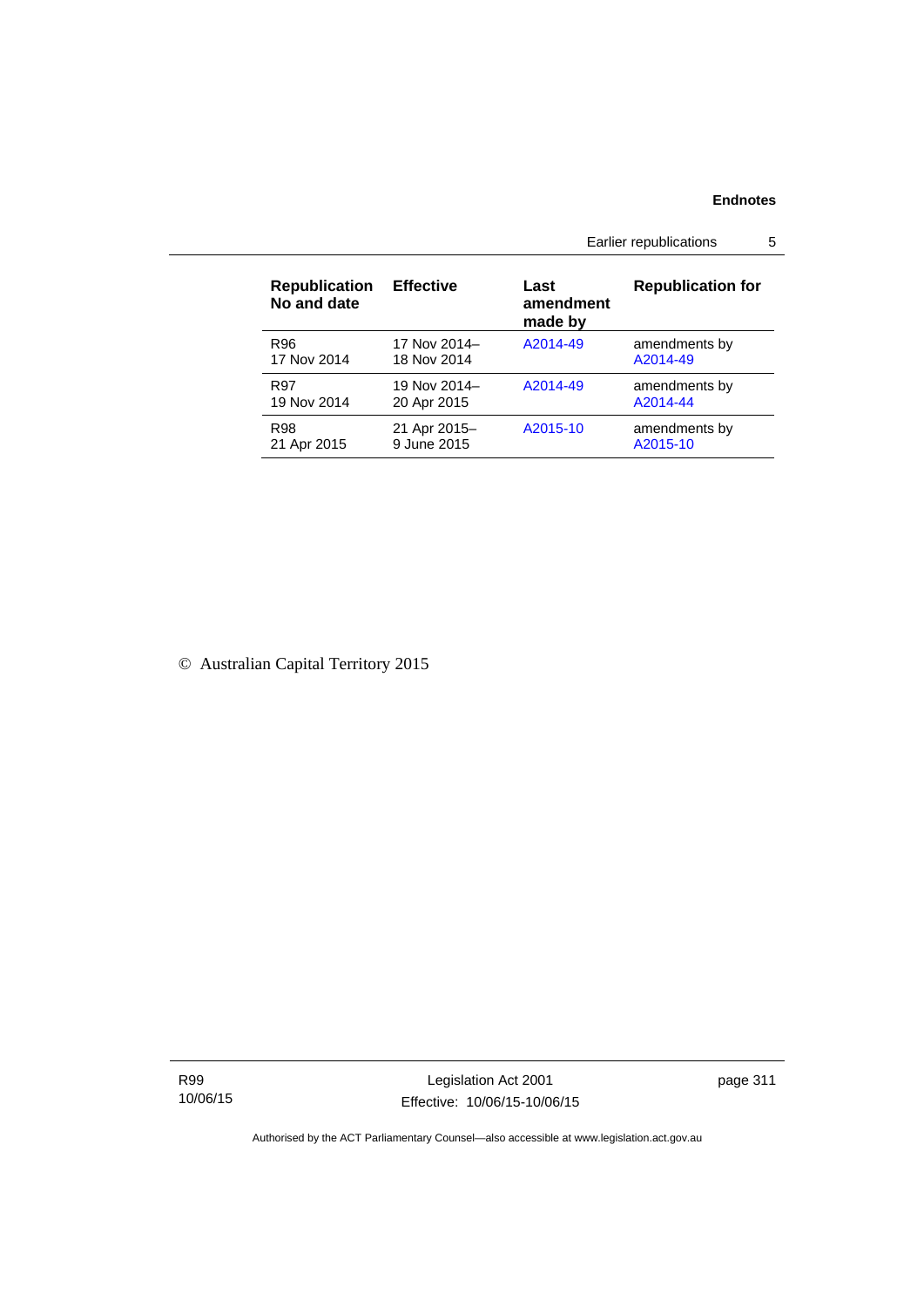| Republication No and date | Effective | Last amendment made by | Republication for |
|---|---|---|---|
| R96<br>17 Nov 2014 | 17 Nov 2014–<br>18 Nov 2014 | A2014-49 | amendments by<br>A2014-49 |
| R97<br>19 Nov 2014 | 19 Nov 2014–<br>20 Apr 2015 | A2014-49 | amendments by<br>A2014-44 |
| R98<br>21 Apr 2015 | 21 Apr 2015–<br>9 June 2015 | A2015-10 | amendments by<br>A2015-10 |

© Australian Capital Territory 2015